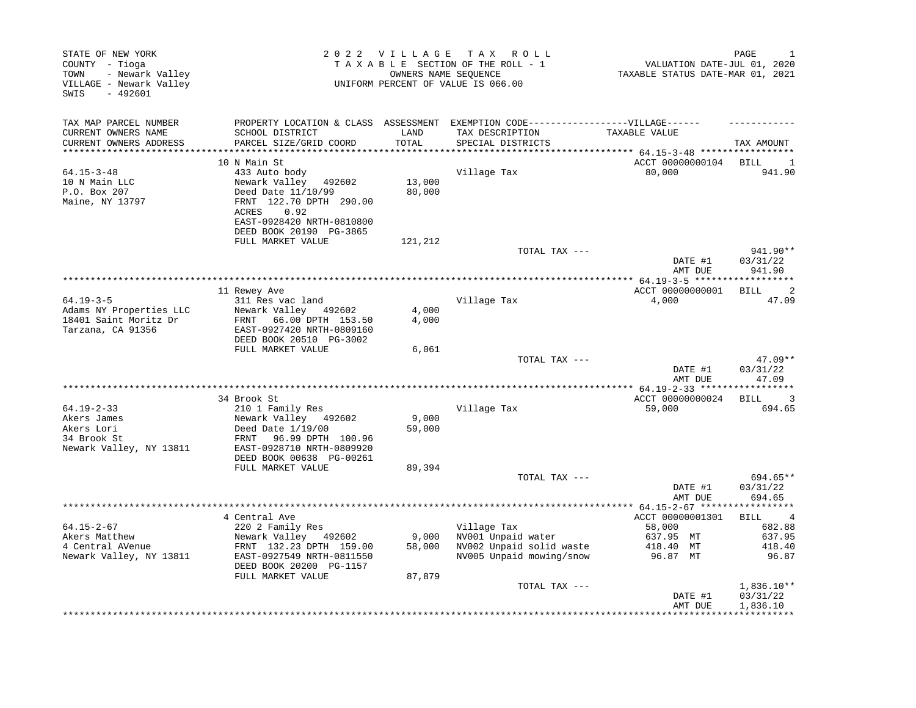STATE OF NEW YORK
COUNTY - Tioga
TOWN - Newark Valley
VILLAGE - Newark Valley
SWIS - 492601

2022 VILLAGE TAX ROLL
TAXABLE SECTION OF THE ROLL - 1
OWNERS NAME SEQUENCE
UNIFORM PERCENT OF VALUE IS 066.00

VALUATION DATE-JUL 01, 2020
TAXABLE STATUS DATE-MAR 01, 2021

| TAX MAP PARCEL NUMBER / CURRENT OWNERS NAME / CURRENT OWNERS ADDRESS | PROPERTY LOCATION & CLASS / SCHOOL DISTRICT / PARCEL SIZE/GRID COORD | ASSESSMENT LAND / TOTAL | EXEMPTION CODE / TAX DESCRIPTION / SPECIAL DISTRICTS | VILLAGE TAXABLE VALUE | TAX AMOUNT |
|---|---|---|---|---|---|
| **64.15-3-48** | 10 N Main St | | | ACCT 00000000104 | BILL 1 |
| 10 N Main LLC | 433 Auto body | | Village Tax | 80,000 | 941.90 |
| P.O. Box 207 | Newark Valley 492602 | 13,000 | | | |
| Maine, NY 13797 | Deed Date 11/10/99 | 80,000 | | | |
| | FRNT 122.70 DPTH 290.00 | | | | |
| | ACRES 0.92 | | | | |
| | EAST-0928420 NRTH-0810800 | | | | |
| | DEED BOOK 20190 PG-3865 | | | | |
| | FULL MARKET VALUE | 121,212 | | | |
| | | | TOTAL TAX --- | | 941.90** |
| | | | | DATE #1 | 03/31/22 |
| | | | | AMT DUE | 941.90 |
| **64.19-3-5** | 11 Rewey Ave | | | ACCT 00000000001 | BILL 2 |
| Adams NY Properties LLC | 311 Res vac land | | Village Tax | 4,000 | 47.09 |
| 18401 Saint Moritz Dr | Newark Valley 492602 | 4,000 | | | |
| Tarzana, CA 91356 | FRNT 66.00 DPTH 153.50 | 4,000 | | | |
| | EAST-0927420 NRTH-0809160 | | | | |
| | DEED BOOK 20510 PG-3002 | | | | |
| | FULL MARKET VALUE | 6,061 | | | |
| | | | TOTAL TAX --- | | 47.09** |
| | | | | DATE #1 | 03/31/22 |
| | | | | AMT DUE | 47.09 |
| **64.19-2-33** | 34 Brook St | | | ACCT 00000000024 | BILL 3 |
| Akers James | 210 1 Family Res | | Village Tax | 59,000 | 694.65 |
| Akers Lori | Newark Valley 492602 | 9,000 | | | |
| 34 Brook St | Deed Date 1/19/00 | 59,000 | | | |
| Newark Valley, NY 13811 | FRNT 96.99 DPTH 100.96 | | | | |
| | EAST-0928710 NRTH-0809920 | | | | |
| | DEED BOOK 00638 PG-00261 | | | | |
| | FULL MARKET VALUE | 89,394 | | | |
| | | | TOTAL TAX --- | | 694.65** |
| | | | | DATE #1 | 03/31/22 |
| | | | | AMT DUE | 694.65 |
| **64.15-2-67** | 4 Central Ave | | | ACCT 00000001301 | BILL 4 |
| Akers Matthew | 220 2 Family Res | | Village Tax | 58,000 | 682.88 |
| 4 Central AVenue | Newark Valley 492602 | 9,000 | NV001 Unpaid water | 637.95 MT | 637.95 |
| Newark Valley, NY 13811 | FRNT 132.23 DPTH 159.00 | 58,000 | NV002 Unpaid solid waste | 418.40 MT | 418.40 |
| | EAST-0927549 NRTH-0811550 | | NV005 Unpaid mowing/snow | 96.87 MT | 96.87 |
| | DEED BOOK 20200 PG-1157 | | | | |
| | FULL MARKET VALUE | 87,879 | | | |
| | | | TOTAL TAX --- | | 1,836.10** |
| | | | | DATE #1 | 03/31/22 |
| | | | | AMT DUE | 1,836.10 |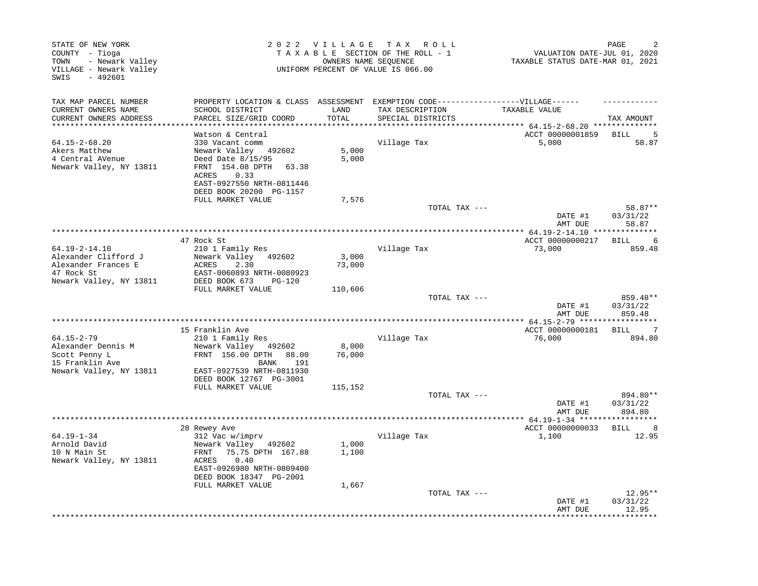STATE OF NEW YORK
COUNTY - Tioga
TOWN - Newark Valley
VILLAGE - Newark Valley
SWIS - 492601

2022 VILLAGE TAX ROLL
TAXABLE SECTION OF THE ROLL - 1
OWNERS NAME SEQUENCE
UNIFORM PERCENT OF VALUE IS 066.00

VALUATION DATE-JUL 01, 2020
TAXABLE STATUS DATE-MAR 01, 2021

| TAX MAP PARCEL NUMBER / CURRENT OWNERS NAME / CURRENT OWNERS ADDRESS | PROPERTY LOCATION & CLASS / SCHOOL DISTRICT / PARCEL SIZE/GRID COORD | ASSESSMENT LAND / TOTAL | EXEMPTION CODE / TAX DESCRIPTION / SPECIAL DISTRICTS | VILLAGE TAXABLE VALUE | TAX AMOUNT |
|---|---|---|---|---|---|
| **64.15-2-68.20** | Watson & Central | | | ACCT 00000001859 | BILL 5 |
| Akers Matthew | 330 Vacant comm | | Village Tax | 5,000 | 58.87 |
| 4 Central AVenue | Newark Valley 492602 | 5,000 | | | |
| Newark Valley, NY 13811 | Deed Date 8/15/95 | 5,000 | | | |
| | FRNT 154.08 DPTH 63.38 | | | | |
| | ACRES 0.33 | | | | |
| | EAST-0927550 NRTH-0811446 | | | | |
| | DEED BOOK 20200 PG-1157 | | | | |
| | FULL MARKET VALUE | 7,576 | | | |
| | | | TOTAL TAX --- | | 58.87** |
| | | | | DATE #1 | 03/31/22 |
| | | | | AMT DUE | 58.87 |
| **64.19-2-14.10** | 47 Rock St | | | ACCT 00000000217 | BILL 6 |
| Alexander Clifford J | 210 1 Family Res | | Village Tax | 73,000 | 859.48 |
| Alexander Frances E | Newark Valley 492602 | 3,000 | | | |
| 47 Rock St | ACRES 2.30 | 73,000 | | | |
| Newark Valley, NY 13811 | EAST-0060893 NRTH-0080923 | | | | |
| | DEED BOOK 673 PG-120 | | | | |
| | FULL MARKET VALUE | 110,606 | | | |
| | | | TOTAL TAX --- | | 859.48** |
| | | | | DATE #1 | 03/31/22 |
| | | | | AMT DUE | 859.48 |
| **64.15-2-79** | 15 Franklin Ave | | | ACCT 00000000181 | BILL 7 |
| Alexander Dennis M | 210 1 Family Res | | Village Tax | 76,000 | 894.80 |
| Scott Penny L | Newark Valley 492602 | 8,000 | | | |
| 15 Franklin Ave | FRNT 156.00 DPTH 88.00 | 76,000 | | | |
| Newark Valley, NY 13811 | BANK 191 | | | | |
| | EAST-0927539 NRTH-0811930 | | | | |
| | DEED BOOK 12767 PG-3001 | | | | |
| | FULL MARKET VALUE | 115,152 | | | |
| | | | TOTAL TAX --- | | 894.80** |
| | | | | DATE #1 | 03/31/22 |
| | | | | AMT DUE | 894.80 |
| **64.19-1-34** | 28 Rewey Ave | | | ACCT 00000000033 | BILL 8 |
| Arnold David | 312 Vac w/imprv | | Village Tax | 1,100 | 12.95 |
| 10 N Main St | Newark Valley 492602 | 1,000 | | | |
| Newark Valley, NY 13811 | FRNT 75.75 DPTH 167.88 | 1,100 | | | |
| | ACRES 0.40 | | | | |
| | EAST-0926980 NRTH-0809400 | | | | |
| | DEED BOOK 18347 PG-2001 | | | | |
| | FULL MARKET VALUE | 1,667 | | | |
| | | | TOTAL TAX --- | | 12.95** |
| | | | | DATE #1 | 03/31/22 |
| | | | | AMT DUE | 12.95 |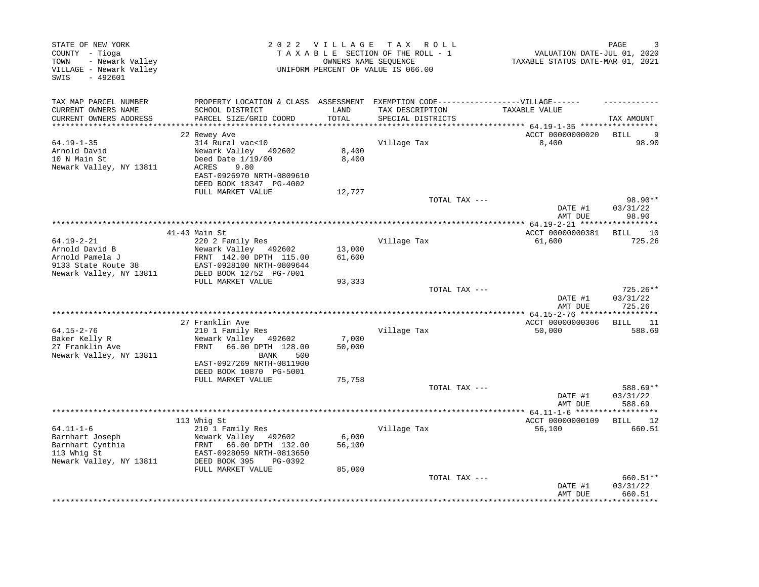STATE OF NEW YORK
COUNTY - Tioga
TOWN - Newark Valley
VILLAGE - Newark Valley
SWIS - 492601

2 0 2 2 V I L L A G E T A X R O L L
T A X A B L E SECTION OF THE ROLL - 1
OWNERS NAME SEQUENCE
UNIFORM PERCENT OF VALUE IS 066.00

VALUATION DATE-JUL 01, 2020
TAXABLE STATUS DATE-MAR 01, 2021

| TAX MAP PARCEL NUMBER / CURRENT OWNERS NAME / CURRENT OWNERS ADDRESS | PROPERTY LOCATION & CLASS / SCHOOL DISTRICT / PARCEL SIZE/GRID COORD | ASSESSMENT LAND / TOTAL | EXEMPTION CODE / TAX DESCRIPTION / SPECIAL DISTRICTS | TAXABLE VALUE | TAX AMOUNT |
|---|---|---|---|---|---|
| **64.19-1-35** | 22 Rewey Ave | | | ACCT 00000000020 | BILL 9 |
| 64.19-1-35 | 314 Rural vac<10 | | Village Tax | 8,400 | 98.90 |
| Arnold David | Newark Valley 492602 | 8,400 | | | |
| 10 N Main St | Deed Date 1/19/00 | 8,400 | | | |
| Newark Valley, NY 13811 | ACRES 9.80 | | | | |
| | EAST-0926970 NRTH-0809610 | | | | |
| | DEED BOOK 18347 PG-4002 | | | | |
| | FULL MARKET VALUE | 12,727 | | | |
| | | | TOTAL TAX --- | | 98.90** |
| | | | | DATE #1 | 03/31/22 |
| | | | | AMT DUE | 98.90 |
| **64.19-2-21** | 41-43 Main St | | | ACCT 00000000381 | BILL 10 |
| 64.19-2-21 | 220 2 Family Res | | Village Tax | 61,600 | 725.26 |
| Arnold David B | Newark Valley 492602 | 13,000 | | | |
| Arnold Pamela J | FRNT 142.00 DPTH 115.00 | 61,600 | | | |
| 9133 State Route 38 | EAST-0928100 NRTH-0809644 | | | | |
| Newark Valley, NY 13811 | DEED BOOK 12752 PG-7001 | | | | |
| | FULL MARKET VALUE | 93,333 | | | |
| | | | TOTAL TAX --- | | 725.26** |
| | | | | DATE #1 | 03/31/22 |
| | | | | AMT DUE | 725.26 |
| **64.15-2-76** | 27 Franklin Ave | | | ACCT 00000000306 | BILL 11 |
| 64.15-2-76 | 210 1 Family Res | | Village Tax | 50,000 | 588.69 |
| Baker Kelly R | Newark Valley 492602 | 7,000 | | | |
| 27 Franklin Ave | FRNT 66.00 DPTH 128.00 | 50,000 | | | |
| Newark Valley, NY 13811 | BANK 500 | | | | |
| | EAST-0927269 NRTH-0811900 | | | | |
| | DEED BOOK 10870 PG-5001 | | | | |
| | FULL MARKET VALUE | 75,758 | | | |
| | | | TOTAL TAX --- | | 588.69** |
| | | | | DATE #1 | 03/31/22 |
| | | | | AMT DUE | 588.69 |
| **64.11-1-6** | 113 Whig St | | | ACCT 00000000109 | BILL 12 |
| 64.11-1-6 | 210 1 Family Res | | Village Tax | 56,100 | 660.51 |
| Barnhart Joseph | Newark Valley 492602 | 6,000 | | | |
| Barnhart Cynthia | FRNT 66.00 DPTH 132.00 | 56,100 | | | |
| 113 Whig St | EAST-0928059 NRTH-0813650 | | | | |
| Newark Valley, NY 13811 | DEED BOOK 395 PG-0392 | | | | |
| | FULL MARKET VALUE | 85,000 | | | |
| | | | TOTAL TAX --- | | 660.51** |
| | | | | DATE #1 | 03/31/22 |
| | | | | AMT DUE | 660.51 |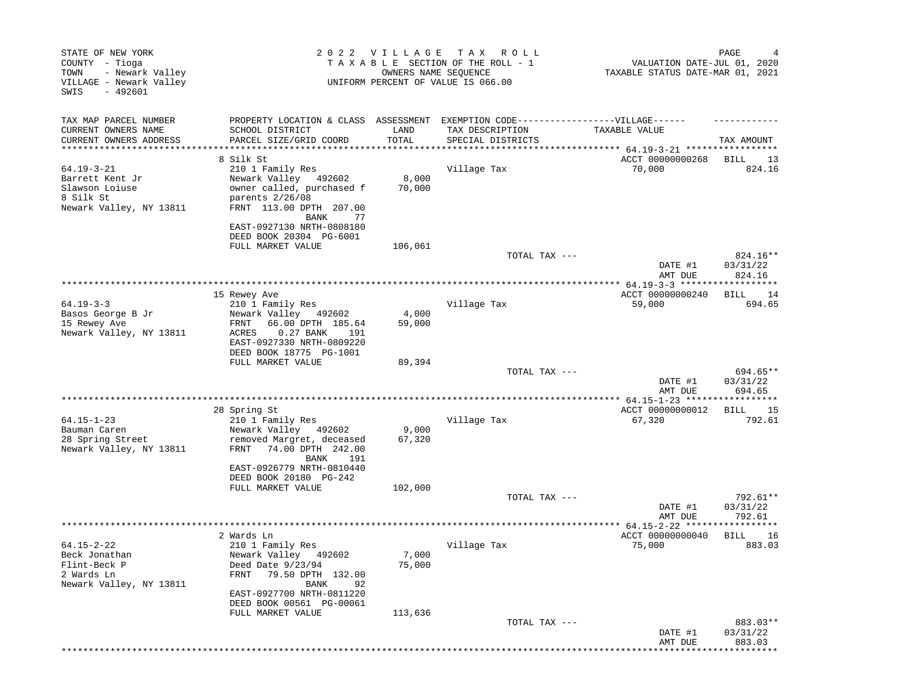STATE OF NEW YORK
COUNTY - Tioga
TOWN - Newark Valley
VILLAGE - Newark Valley
SWIS - 492601

2022 VILLAGE TAX ROLL
TAXABLE SECTION OF THE ROLL - 1
OWNERS NAME SEQUENCE
UNIFORM PERCENT OF VALUE IS 066.00

VALUATION DATE-JUL 01, 2020
TAXABLE STATUS DATE-MAR 01, 2021

| TAX MAP PARCEL NUMBER / CURRENT OWNERS NAME / CURRENT OWNERS ADDRESS | PROPERTY LOCATION & CLASS / SCHOOL DISTRICT / PARCEL SIZE/GRID COORD | ASSESSMENT LAND / TOTAL | EXEMPTION CODE / TAX DESCRIPTION / SPECIAL DISTRICTS | VILLAGE TAXABLE VALUE | TAX AMOUNT |
|---|---|---|---|---|---|
| | 8 Silk St | | | ACCT 00000000268 | BILL 13 |
| 64.19-3-21 | 210 1 Family Res | | Village Tax | 70,000 | 824.16 |
| Barrett Kent Jr | Newark Valley 492602 | 8,000 | | | |
| Slawson Loiuse | owner called, purchased f | 70,000 | | | |
| 8 Silk St | parents 2/26/08 | | | | |
| Newark Valley, NY 13811 | FRNT 113.00 DPTH 207.00 | | | | |
| | BANK 77 | | | | |
| | EAST-0927130 NRTH-0808180 | | | | |
| | DEED BOOK 20304 PG-6001 | | | | |
| | FULL MARKET VALUE | 106,061 | | | |
| | | | TOTAL TAX --- | | 824.16** |
| | | | | DATE #1 | 03/31/22 |
| | | | | AMT DUE | 824.16 |
| | 15 Rewey Ave | | | ACCT 00000000240 | BILL 14 |
| 64.19-3-3 | 210 1 Family Res | | Village Tax | 59,000 | 694.65 |
| Basos George B Jr | Newark Valley 492602 | 4,000 | | | |
| 15 Rewey Ave | FRNT 66.00 DPTH 185.64 | 59,000 | | | |
| Newark Valley, NY 13811 | ACRES 0.27 BANK 191 | | | | |
| | EAST-0927330 NRTH-0809220 | | | | |
| | DEED BOOK 18775 PG-1001 | | | | |
| | FULL MARKET VALUE | 89,394 | | | |
| | | | TOTAL TAX --- | | 694.65** |
| | | | | DATE #1 | 03/31/22 |
| | | | | AMT DUE | 694.65 |
| | 28 Spring St | | | ACCT 00000000012 | BILL 15 |
| 64.15-1-23 | 210 1 Family Res | | Village Tax | 67,320 | 792.61 |
| Bauman Caren | Newark Valley 492602 | 9,000 | | | |
| 28 Spring Street | removed Margret, deceased | 67,320 | | | |
| Newark Valley, NY 13811 | FRNT 74.00 DPTH 242.00 | | | | |
| | BANK 191 | | | | |
| | EAST-0926779 NRTH-0810440 | | | | |
| | DEED BOOK 20180 PG-242 | | | | |
| | FULL MARKET VALUE | 102,000 | | | |
| | | | TOTAL TAX --- | | 792.61** |
| | | | | DATE #1 | 03/31/22 |
| | | | | AMT DUE | 792.61 |
| | 2 Wards Ln | | | ACCT 00000000040 | BILL 16 |
| 64.15-2-22 | 210 1 Family Res | | Village Tax | 75,000 | 883.03 |
| Beck Jonathan | Newark Valley 492602 | 7,000 | | | |
| Flint-Beck P | Deed Date 9/23/94 | 75,000 | | | |
| 2 Wards Ln | FRNT 79.50 DPTH 132.00 | | | | |
| Newark Valley, NY 13811 | BANK 92 | | | | |
| | EAST-0927700 NRTH-0811220 | | | | |
| | DEED BOOK 00561 PG-00061 | | | | |
| | FULL MARKET VALUE | 113,636 | | | |
| | | | TOTAL TAX --- | | 883.03** |
| | | | | DATE #1 | 03/31/22 |
| | | | | AMT DUE | 883.03 |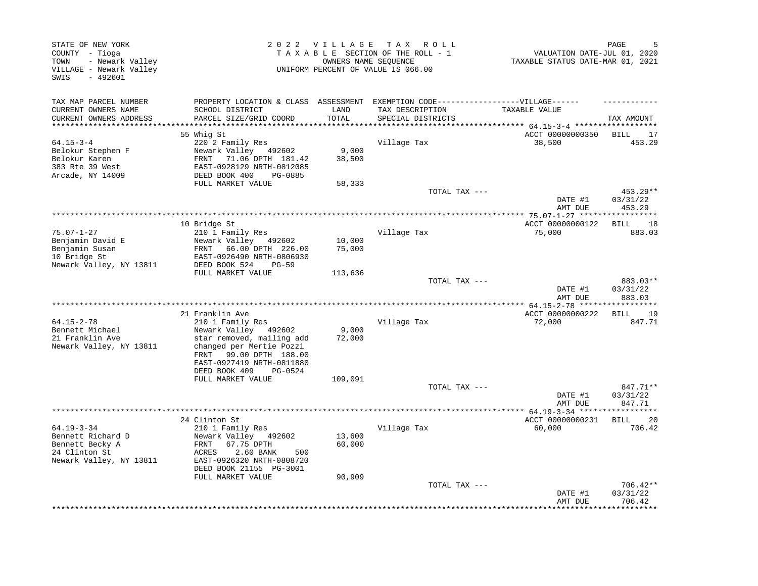STATE OF NEW YORK
COUNTY - Tioga
TOWN - Newark Valley
VILLAGE - Newark Valley
SWIS - 492601

2022 VILLAGE TAX ROLL
TAXABLE SECTION OF THE ROLL - 1
OWNERS NAME SEQUENCE
UNIFORM PERCENT OF VALUE IS 066.00

VALUATION DATE-JUL 01, 2020
TAXABLE STATUS DATE-MAR 01, 2021

| TAX MAP PARCEL NUMBER / CURRENT OWNERS NAME / CURRENT OWNERS ADDRESS | PROPERTY LOCATION & CLASS / SCHOOL DISTRICT / PARCEL SIZE/GRID COORD | ASSESSMENT LAND / TOTAL | EXEMPTION CODE / TAX DESCRIPTION / SPECIAL DISTRICTS | VILLAGE TAXABLE VALUE | TAX AMOUNT |
|---|---|---|---|---|---|
| **64.15-3-4** | 55 Whig St | | | ACCT 00000000350 | BILL 17 |
| Belokur Stephen F | 220 2 Family Res | | Village Tax | 38,500 | 453.29 |
| Belokur Karen | Newark Valley 492602 | 9,000 | | | |
| 383 Rte 39 West | FRNT 71.06 DPTH 181.42 | 38,500 | | | |
| Arcade, NY 14009 | EAST-0928129 NRTH-0812085 | | | | |
| | DEED BOOK 400 PG-0885 | | | | |
| | FULL MARKET VALUE | 58,333 | | | |
| | | | TOTAL TAX --- | | 453.29** |
| | | | | DATE #1 | 03/31/22 |
| | | | | AMT DUE | 453.29 |
| **75.07-1-27** | 10 Bridge St | | | ACCT 00000000122 | BILL 18 |
| Benjamin David E | 210 1 Family Res | | Village Tax | 75,000 | 883.03 |
| Benjamin Susan | Newark Valley 492602 | 10,000 | | | |
| 10 Bridge St | FRNT 66.00 DPTH 226.00 | 75,000 | | | |
| Newark Valley, NY 13811 | EAST-0926490 NRTH-0806930 | | | | |
| | DEED BOOK 524 PG-59 | | | | |
| | FULL MARKET VALUE | 113,636 | | | |
| | | | TOTAL TAX --- | | 883.03** |
| | | | | DATE #1 | 03/31/22 |
| | | | | AMT DUE | 883.03 |
| **64.15-2-78** | 21 Franklin Ave | | | ACCT 00000000222 | BILL 19 |
| Bennett Michael | 210 1 Family Res | | Village Tax | 72,000 | 847.71 |
| 21 Franklin Ave | Newark Valley 492602 | 9,000 | | | |
| Newark Valley, NY 13811 | star removed, mailing add | 72,000 | | | |
| | changed per Mertie Pozzi | | | | |
| | FRNT 99.00 DPTH 188.00 | | | | |
| | EAST-0927419 NRTH-0811880 | | | | |
| | DEED BOOK 409 PG-0524 | | | | |
| | FULL MARKET VALUE | 109,091 | | | |
| | | | TOTAL TAX --- | | 847.71** |
| | | | | DATE #1 | 03/31/22 |
| | | | | AMT DUE | 847.71 |
| **64.19-3-34** | 24 Clinton St | | | ACCT 00000000231 | BILL 20 |
| Bennett Richard D | 210 1 Family Res | | Village Tax | 60,000 | 706.42 |
| Bennett Becky A | Newark Valley 492602 | 13,600 | | | |
| 24 Clinton St | FRNT 67.75 DPTH | 60,000 | | | |
| Newark Valley, NY 13811 | ACRES 2.60 BANK 500 | | | | |
| | EAST-0926320 NRTH-0808720 | | | | |
| | DEED BOOK 21155 PG-3001 | | | | |
| | FULL MARKET VALUE | 90,909 | | | |
| | | | TOTAL TAX --- | | 706.42** |
| | | | | DATE #1 | 03/31/22 |
| | | | | AMT DUE | 706.42 |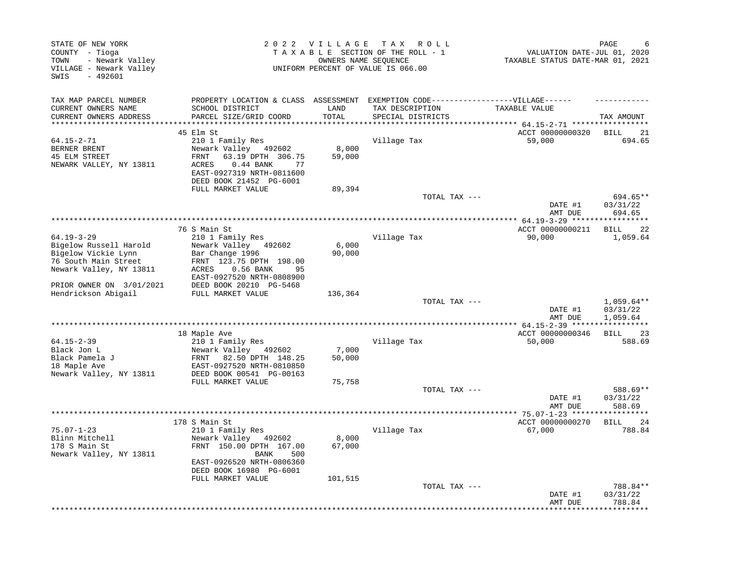STATE OF NEW YORK
COUNTY - Tioga
TOWN - Newark Valley
VILLAGE - Newark Valley
SWIS - 492601

2022 VILLAGE TAX ROLL
TAXABLE SECTION OF THE ROLL - 1
OWNERS NAME SEQUENCE
UNIFORM PERCENT OF VALUE IS 066.00

VALUATION DATE-JUL 01, 2020
TAXABLE STATUS DATE-MAR 01, 2021

| TAX MAP PARCEL NUMBER / CURRENT OWNERS NAME / CURRENT OWNERS ADDRESS | PROPERTY LOCATION & CLASS / SCHOOL DISTRICT / PARCEL SIZE/GRID COORD | ASSESSMENT LAND / TOTAL | EXEMPTION CODE / TAX DESCRIPTION / SPECIAL DISTRICTS | VILLAGE TAXABLE VALUE | TAX AMOUNT |
|---|---|---|---|---|---|
| | 45 Elm St | | | ACCT 00000000320 | BILL 21 |
| 64.15-2-71 | 210 1 Family Res | | Village Tax | 59,000 | 694.65 |
| BERNER BRENT | Newark Valley 492602 | 8,000 | | | |
| 45 ELM STREET | FRNT 63.19 DPTH 306.75 | 59,000 | | | |
| NEWARK VALLEY, NY 13811 | ACRES 0.44 BANK 77 | | | | |
| | EAST-0927319 NRTH-0811600 | | | | |
| | DEED BOOK 21452 PG-6001 | | | | |
| | FULL MARKET VALUE | 89,394 | | | |
| | | | TOTAL TAX --- | | 694.65** |
| | | | | DATE #1 | 03/31/22 |
| | | | | AMT DUE | 694.65 |
| | 76 S Main St | | | ACCT 00000000211 | BILL 22 |
| 64.19-3-29 | 210 1 Family Res | | Village Tax | 90,000 | 1,059.64 |
| Bigelow Russell Harold | Newark Valley 492602 | 6,000 | | | |
| Bigelow Vickie Lynn | Bar Change 1996 | 90,000 | | | |
| 76 South Main Street | FRNT 123.75 DPTH 198.00 | | | | |
| Newark Valley, NY 13811 | ACRES 0.56 BANK 95 | | | | |
| | EAST-0927520 NRTH-0808900 | | | | |
| PRIOR OWNER ON 3/01/2021 | DEED BOOK 20210 PG-5468 | | | | |
| Hendrickson Abigail | FULL MARKET VALUE | 136,364 | | | |
| | | | TOTAL TAX --- | | 1,059.64** |
| | | | | DATE #1 | 03/31/22 |
| | | | | AMT DUE | 1,059.64 |
| | 18 Maple Ave | | | ACCT 00000000346 | BILL 23 |
| 64.15-2-39 | 210 1 Family Res | | Village Tax | 50,000 | 588.69 |
| Black Jon L | Newark Valley 492602 | 7,000 | | | |
| Black Pamela J | FRNT 82.50 DPTH 148.25 | 50,000 | | | |
| 18 Maple Ave | EAST-0927520 NRTH-0810850 | | | | |
| Newark Valley, NY 13811 | DEED BOOK 00541 PG-00163 | | | | |
| | FULL MARKET VALUE | 75,758 | | | |
| | | | TOTAL TAX --- | | 588.69** |
| | | | | DATE #1 | 03/31/22 |
| | | | | AMT DUE | 588.69 |
| | 178 S Main St | | | ACCT 00000000270 | BILL 24 |
| 75.07-1-23 | 210 1 Family Res | | Village Tax | 67,000 | 788.84 |
| Blinn Mitchell | Newark Valley 492602 | 8,000 | | | |
| 178 S Main St | FRNT 150.00 DPTH 167.00 | 67,000 | | | |
| Newark Valley, NY 13811 | BANK 500 | | | | |
| | EAST-0926520 NRTH-0806360 | | | | |
| | DEED BOOK 16980 PG-6001 | | | | |
| | FULL MARKET VALUE | 101,515 | | | |
| | | | TOTAL TAX --- | | 788.84** |
| | | | | DATE #1 | 03/31/22 |
| | | | | AMT DUE | 788.84 |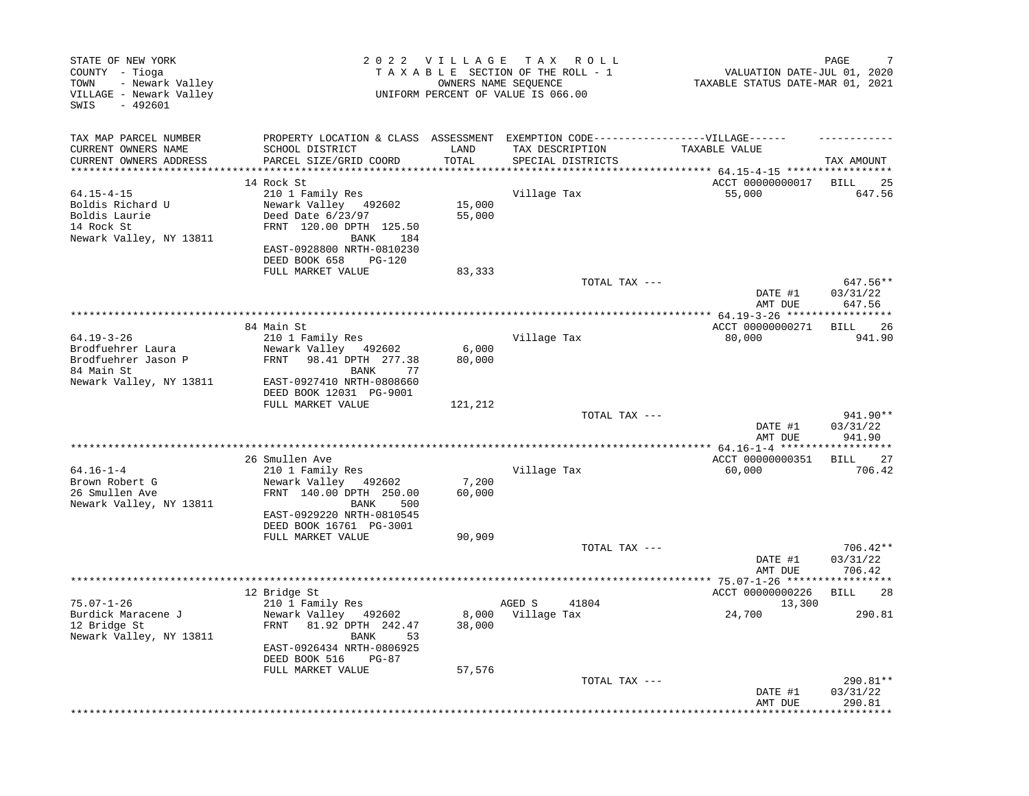STATE OF NEW YORK
COUNTY - Tioga
TOWN - Newark Valley
VILLAGE - Newark Valley
SWIS - 492601

2 0 2 2 V I L L A G E T A X R O L L
T A X A B L E SECTION OF THE ROLL - 1
OWNERS NAME SEQUENCE
UNIFORM PERCENT OF VALUE IS 066.00

VALUATION DATE-JUL 01, 2020
TAXABLE STATUS DATE-MAR 01, 2021

| TAX MAP PARCEL NUMBER / CURRENT OWNERS NAME / CURRENT OWNERS ADDRESS | PROPERTY LOCATION & CLASS / SCHOOL DISTRICT / PARCEL SIZE/GRID COORD | ASSESSMENT LAND / TOTAL | EXEMPTION CODE / TAX DESCRIPTION / SPECIAL DISTRICTS | TAXABLE VALUE | TAX AMOUNT |
|---|---|---|---|---|---|
| | 14 Rock St | | | ACCT 00000000017 | BILL 25 |
| 64.15-4-15 | 210 1 Family Res | | Village Tax | 55,000 | 647.56 |
| Boldis Richard U | Newark Valley 492602 | 15,000 | | | |
| Boldis Laurie | Deed Date 6/23/97 | 55,000 | | | |
| 14 Rock St | FRNT 120.00 DPTH 125.50 | | | | |
| Newark Valley, NY 13811 | BANK 184 | | | | |
| | EAST-0928800 NRTH-0810230 | | | | |
| | DEED BOOK 658 PG-120 | | | | |
| | FULL MARKET VALUE | 83,333 | | | |
| | | | TOTAL TAX --- | | 647.56** |
| | | | | DATE #1 | 03/31/22 |
| | | | | AMT DUE | 647.56 |
| | 84 Main St | | | ACCT 00000000271 | BILL 26 |
| 64.19-3-26 | 210 1 Family Res | | Village Tax | 80,000 | 941.90 |
| Brodfuehrer Laura | Newark Valley 492602 | 6,000 | | | |
| Brodfuehrer Jason P | FRNT 98.41 DPTH 277.38 | 80,000 | | | |
| 84 Main St | BANK 77 | | | | |
| Newark Valley, NY 13811 | EAST-0927410 NRTH-0808660 | | | | |
| | DEED BOOK 12031 PG-9001 | | | | |
| | FULL MARKET VALUE | 121,212 | | | |
| | | | TOTAL TAX --- | | 941.90** |
| | | | | DATE #1 | 03/31/22 |
| | | | | AMT DUE | 941.90 |
| | 26 Smullen Ave | | | ACCT 00000000351 | BILL 27 |
| 64.16-1-4 | 210 1 Family Res | | Village Tax | 60,000 | 706.42 |
| Brown Robert G | Newark Valley 492602 | 7,200 | | | |
| 26 Smullen Ave | FRNT 140.00 DPTH 250.00 | 60,000 | | | |
| Newark Valley, NY 13811 | BANK 500 | | | | |
| | EAST-0929220 NRTH-0810545 | | | | |
| | DEED BOOK 16761 PG-3001 | | | | |
| | FULL MARKET VALUE | 90,909 | | | |
| | | | TOTAL TAX --- | | 706.42** |
| | | | | DATE #1 | 03/31/22 |
| | | | | AMT DUE | 706.42 |
| | 12 Bridge St | | | ACCT 00000000226 | BILL 28 |
| 75.07-1-26 | 210 1 Family Res | | AGED S 41804 | 13,300 | |
| Burdick Maracene J | Newark Valley 492602 | 8,000 | Village Tax | 24,700 | 290.81 |
| 12 Bridge St | FRNT 81.92 DPTH 242.47 | 38,000 | | | |
| Newark Valley, NY 13811 | BANK 53 | | | | |
| | EAST-0926434 NRTH-0806925 | | | | |
| | DEED BOOK 516 PG-87 | | | | |
| | FULL MARKET VALUE | 57,576 | | | |
| | | | TOTAL TAX --- | | 290.81** |
| | | | | DATE #1 | 03/31/22 |
| | | | | AMT DUE | 290.81 |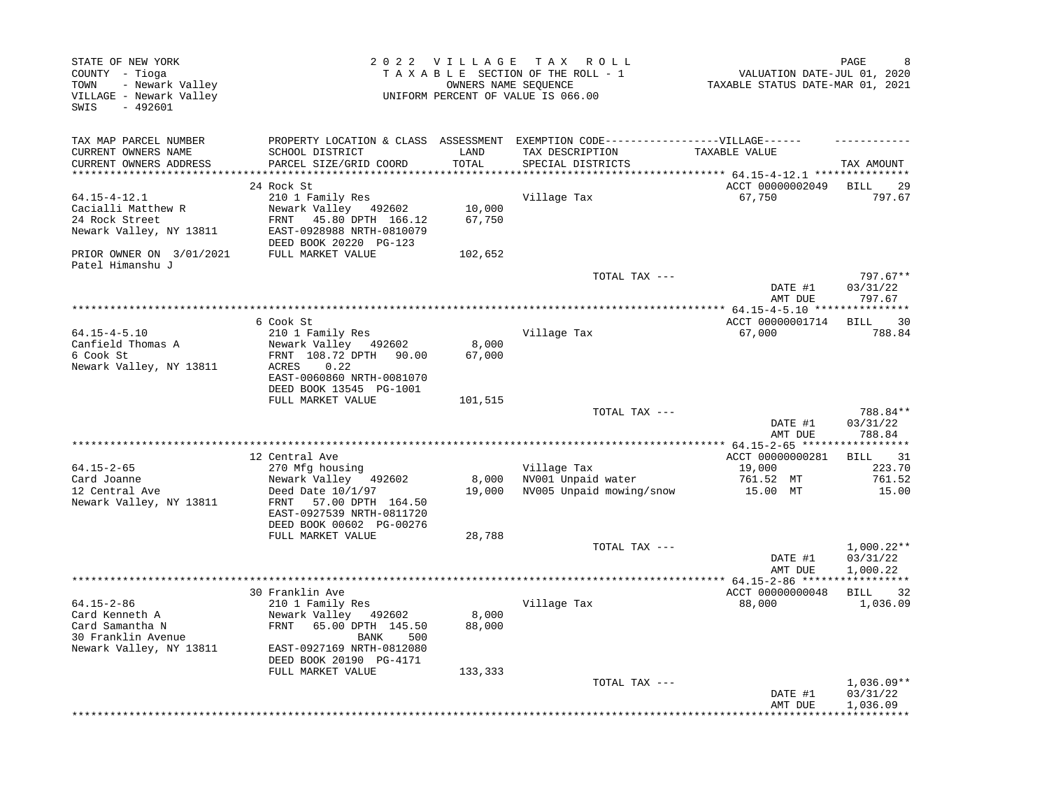STATE OF NEW YORK
COUNTY - Tioga
TOWN - Newark Valley
VILLAGE - Newark Valley
SWIS - 492601

2022 VILLAGE TAX ROLL
TAXABLE SECTION OF THE ROLL - 1
OWNERS NAME SEQUENCE
UNIFORM PERCENT OF VALUE IS 066.00

VALUATION DATE-JUL 01, 2020
TAXABLE STATUS DATE-MAR 01, 2021

| TAX MAP PARCEL NUMBER / CURRENT OWNERS NAME / CURRENT OWNERS ADDRESS | PROPERTY LOCATION & CLASS / SCHOOL DISTRICT / PARCEL SIZE/GRID COORD | ASSESSMENT LAND / TOTAL | EXEMPTION CODE-----VILLAGE----- TAX DESCRIPTION / SPECIAL DISTRICTS | TAXABLE VALUE | TAX AMOUNT |
|---|---|---|---|---|---|
| 64.15-4-12.1 | 24 Rock St | | | ACCT 00000002049 | BILL 29 |
| 64.15-4-12.1 | 210 1 Family Res | | Village Tax | 67,750 | 797.67 |
| Cacialli Matthew R | Newark Valley 492602 | 10,000 | | | |
| 24 Rock Street | FRNT 45.80 DPTH 166.12 | 67,750 | | | |
| Newark Valley, NY 13811 | EAST-0928988 NRTH-0810079 | | | | |
| | DEED BOOK 20220 PG-123 | | | | |
| PRIOR OWNER ON 3/01/2021 | FULL MARKET VALUE | 102,652 | | | |
| Patel Himanshu J | | | | | |
| | | | TOTAL TAX --- | | 797.67** |
| | | | | DATE #1 | 03/31/22 |
| | | | | AMT DUE | 797.67 |
| 64.15-4-5.10 | 6 Cook St | | | ACCT 00000001714 | BILL 30 |
| 64.15-4-5.10 | 210 1 Family Res | | Village Tax | 67,000 | 788.84 |
| Canfield Thomas A | Newark Valley 492602 | 8,000 | | | |
| 6 Cook St | FRNT 108.72 DPTH 90.00 | 67,000 | | | |
| Newark Valley, NY 13811 | ACRES 0.22 | | | | |
| | EAST-0060860 NRTH-0081070 | | | | |
| | DEED BOOK 13545 PG-1001 | | | | |
| | FULL MARKET VALUE | 101,515 | | | |
| | | | TOTAL TAX --- | | 788.84** |
| | | | | DATE #1 | 03/31/22 |
| | | | | AMT DUE | 788.84 |
| 64.15-2-65 | 12 Central Ave | | | ACCT 00000000281 | BILL 31 |
| 64.15-2-65 | 270 Mfg housing | | Village Tax | 19,000 | 223.70 |
| Card Joanne | Newark Valley 492602 | 8,000 | NV001 Unpaid water | 761.52 MT | 761.52 |
| 12 Central Ave | Deed Date 10/1/97 | 19,000 | NV005 Unpaid mowing/snow | 15.00 MT | 15.00 |
| Newark Valley, NY 13811 | FRNT 57.00 DPTH 164.50 | | | | |
| | EAST-0927539 NRTH-0811720 | | | | |
| | DEED BOOK 00602 PG-00276 | | | | |
| | FULL MARKET VALUE | 28,788 | | | |
| | | | TOTAL TAX --- | | 1,000.22** |
| | | | | DATE #1 | 03/31/22 |
| | | | | AMT DUE | 1,000.22 |
| 64.15-2-86 | 30 Franklin Ave | | | ACCT 00000000048 | BILL 32 |
| 64.15-2-86 | 210 1 Family Res | | Village Tax | 88,000 | 1,036.09 |
| Card Kenneth A | Newark Valley 492602 | 8,000 | | | |
| Card Samantha N | FRNT 65.00 DPTH 145.50 | 88,000 | | | |
| 30 Franklin Avenue | BANK 500 | | | | |
| Newark Valley, NY 13811 | EAST-0927169 NRTH-0812080 | | | | |
| | DEED BOOK 20190 PG-4171 | | | | |
| | FULL MARKET VALUE | 133,333 | | | |
| | | | TOTAL TAX --- | | 1,036.09** |
| | | | | DATE #1 | 03/31/22 |
| | | | | AMT DUE | 1,036.09 |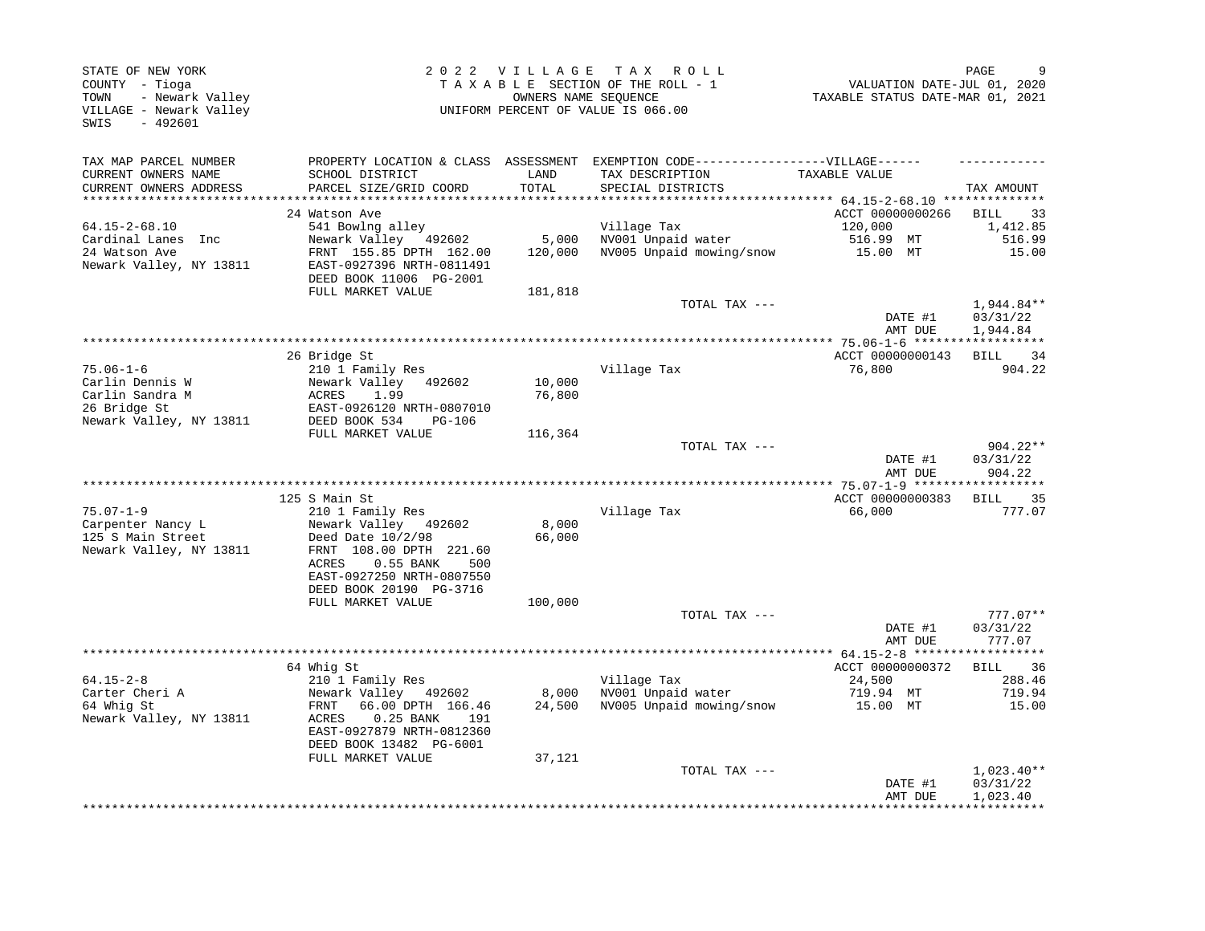STATE OF NEW YORK
COUNTY - Tioga
TOWN - Newark Valley
VILLAGE - Newark Valley
SWIS - 492601

2 0 2 2 V I L L A G E T A X R O L L
T A X A B L E SECTION OF THE ROLL - 1
OWNERS NAME SEQUENCE
UNIFORM PERCENT OF VALUE IS 066.00

VALUATION DATE-JUL 01, 2020
TAXABLE STATUS DATE-MAR 01, 2021

| TAX MAP PARCEL NUMBER / CURRENT OWNERS NAME / CURRENT OWNERS ADDRESS | PROPERTY LOCATION & CLASS / SCHOOL DISTRICT / PARCEL SIZE/GRID COORD | ASSESSMENT LAND / TOTAL | EXEMPTION CODE / TAX DESCRIPTION / SPECIAL DISTRICTS | TAXABLE VALUE | TAX AMOUNT |
|---|---|---|---|---|---|
| | 24 Watson Ave | | | ACCT 00000000266 | BILL 33 |
| 64.15-2-68.10 | 541 Bowlng alley | | Village Tax | 120,000 | 1,412.85 |
| Cardinal Lanes Inc | Newark Valley 492602 | 5,000 | NV001 Unpaid water | 516.99 MT | 516.99 |
| 24 Watson Ave | FRNT 155.85 DPTH 162.00 | 120,000 | NV005 Unpaid mowing/snow | 15.00 MT | 15.00 |
| Newark Valley, NY 13811 | EAST-0927396 NRTH-0811491 | | | | |
| | DEED BOOK 11006 PG-2001 | | | | |
| | FULL MARKET VALUE | 181,818 | | | |
| | | | TOTAL TAX --- | | 1,944.84** |
| | | | | DATE #1 | 03/31/22 |
| | | | | AMT DUE | 1,944.84 |
| | 26 Bridge St | | | ACCT 00000000143 | BILL 34 |
| 75.06-1-6 | 210 1 Family Res | | Village Tax | 76,800 | 904.22 |
| Carlin Dennis W | Newark Valley 492602 | 10,000 | | | |
| Carlin Sandra M | ACRES 1.99 | 76,800 | | | |
| 26 Bridge St | EAST-0926120 NRTH-0807010 | | | | |
| Newark Valley, NY 13811 | DEED BOOK 534 PG-106 | | | | |
| | FULL MARKET VALUE | 116,364 | | | |
| | | | TOTAL TAX --- | | 904.22** |
| | | | | DATE #1 | 03/31/22 |
| | | | | AMT DUE | 904.22 |
| | 125 S Main St | | | ACCT 00000000383 | BILL 35 |
| 75.07-1-9 | 210 1 Family Res | | Village Tax | 66,000 | 777.07 |
| Carpenter Nancy L | Newark Valley 492602 | 8,000 | | | |
| 125 S Main Street | Deed Date 10/2/98 | 66,000 | | | |
| Newark Valley, NY 13811 | FRNT 108.00 DPTH 221.60 | | | | |
| | ACRES 0.55 BANK 500 | | | | |
| | EAST-0927250 NRTH-0807550 | | | | |
| | DEED BOOK 20190 PG-3716 | | | | |
| | FULL MARKET VALUE | 100,000 | | | |
| | | | TOTAL TAX --- | | 777.07** |
| | | | | DATE #1 | 03/31/22 |
| | | | | AMT DUE | 777.07 |
| | 64 Whig St | | | ACCT 00000000372 | BILL 36 |
| 64.15-2-8 | 210 1 Family Res | | Village Tax | 24,500 | 288.46 |
| Carter Cheri A | Newark Valley 492602 | 8,000 | NV001 Unpaid water | 719.94 MT | 719.94 |
| 64 Whig St | FRNT 66.00 DPTH 166.46 | 24,500 | NV005 Unpaid mowing/snow | 15.00 MT | 15.00 |
| Newark Valley, NY 13811 | ACRES 0.25 BANK 191 | | | | |
| | EAST-0927879 NRTH-0812360 | | | | |
| | DEED BOOK 13482 PG-6001 | | | | |
| | FULL MARKET VALUE | 37,121 | | | |
| | | | TOTAL TAX --- | | 1,023.40** |
| | | | | DATE #1 | 03/31/22 |
| | | | | AMT DUE | 1,023.40 |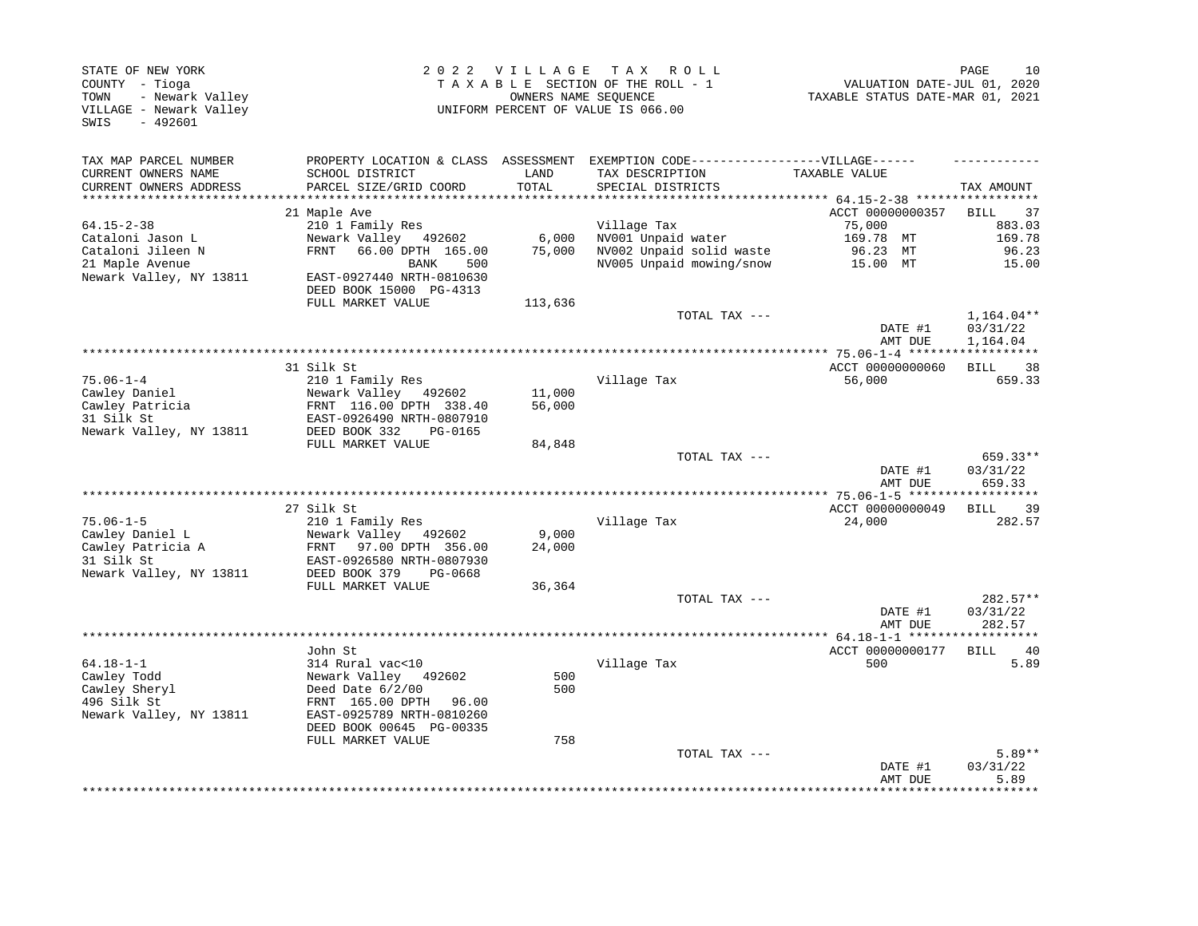STATE OF NEW YORK
COUNTY - Tioga
TOWN - Newark Valley
VILLAGE - Newark Valley
SWIS - 492601

2022 VILLAGE TAX ROLL
TAXABLE SECTION OF THE ROLL - 1
OWNERS NAME SEQUENCE
UNIFORM PERCENT OF VALUE IS 066.00

VALUATION DATE-JUL 01, 2020
TAXABLE STATUS DATE-MAR 01, 2021

| TAX MAP PARCEL NUMBER / CURRENT OWNERS NAME / CURRENT OWNERS ADDRESS | PROPERTY LOCATION & CLASS / SCHOOL DISTRICT / PARCEL SIZE/GRID COORD | ASSESSMENT LAND / TOTAL | EXEMPTION CODE-----VILLAGE----- / TAX DESCRIPTION / SPECIAL DISTRICTS | TAXABLE VALUE | TAX AMOUNT |
|---|---|---|---|---|---|
| | 21 Maple Ave | | | ACCT 00000000357 | BILL 37 |
| 64.15-2-38 | 210 1 Family Res | | Village Tax | 75,000 | 883.03 |
| Cataloni Jason L | Newark Valley 492602 | 6,000 | NV001 Unpaid water | 169.78 MT | 169.78 |
| Cataloni Jileen N | FRNT 66.00 DPTH 165.00 | 75,000 | NV002 Unpaid solid waste | 96.23 MT | 96.23 |
| 21 Maple Avenue | BANK 500 | | NV005 Unpaid mowing/snow | 15.00 MT | 15.00 |
| Newark Valley, NY 13811 | EAST-0927440 NRTH-0810630 | | | | |
| | DEED BOOK 15000 PG-4313 | | | | |
| | FULL MARKET VALUE | 113,636 | | | |
| | | | TOTAL TAX --- | | 1,164.04** |
| | | | | DATE #1 | 03/31/22 |
| | | | | AMT DUE | 1,164.04 |
| | 31 Silk St | | | ACCT 00000000060 | BILL 38 |
| 75.06-1-4 | 210 1 Family Res | | Village Tax | 56,000 | 659.33 |
| Cawley Daniel | Newark Valley 492602 | 11,000 | | | |
| Cawley Patricia | FRNT 116.00 DPTH 338.40 | 56,000 | | | |
| 31 Silk St | EAST-0926490 NRTH-0807910 | | | | |
| Newark Valley, NY 13811 | DEED BOOK 332 PG-0165 | | | | |
| | FULL MARKET VALUE | 84,848 | | | |
| | | | TOTAL TAX --- | | 659.33** |
| | | | | DATE #1 | 03/31/22 |
| | | | | AMT DUE | 659.33 |
| | 27 Silk St | | | ACCT 00000000049 | BILL 39 |
| 75.06-1-5 | 210 1 Family Res | | Village Tax | 24,000 | 282.57 |
| Cawley Daniel L | Newark Valley 492602 | 9,000 | | | |
| Cawley Patricia A | FRNT 97.00 DPTH 356.00 | 24,000 | | | |
| 31 Silk St | EAST-0926580 NRTH-0807930 | | | | |
| Newark Valley, NY 13811 | DEED BOOK 379 PG-0668 | | | | |
| | FULL MARKET VALUE | 36,364 | | | |
| | | | TOTAL TAX --- | | 282.57** |
| | | | | DATE #1 | 03/31/22 |
| | | | | AMT DUE | 282.57 |
| | John St | | | ACCT 00000000177 | BILL 40 |
| 64.18-1-1 | 314 Rural vac<10 | | Village Tax | 500 | 5.89 |
| Cawley Todd | Newark Valley 492602 | 500 | | | |
| Cawley Sheryl | Deed Date 6/2/00 | 500 | | | |
| 496 Silk St | FRNT 165.00 DPTH 96.00 | | | | |
| Newark Valley, NY 13811 | EAST-0925789 NRTH-0810260 | | | | |
| | DEED BOOK 00645 PG-00335 | | | | |
| | FULL MARKET VALUE | 758 | | | |
| | | | TOTAL TAX --- | | 5.89** |
| | | | | DATE #1 | 03/31/22 |
| | | | | AMT DUE | 5.89 |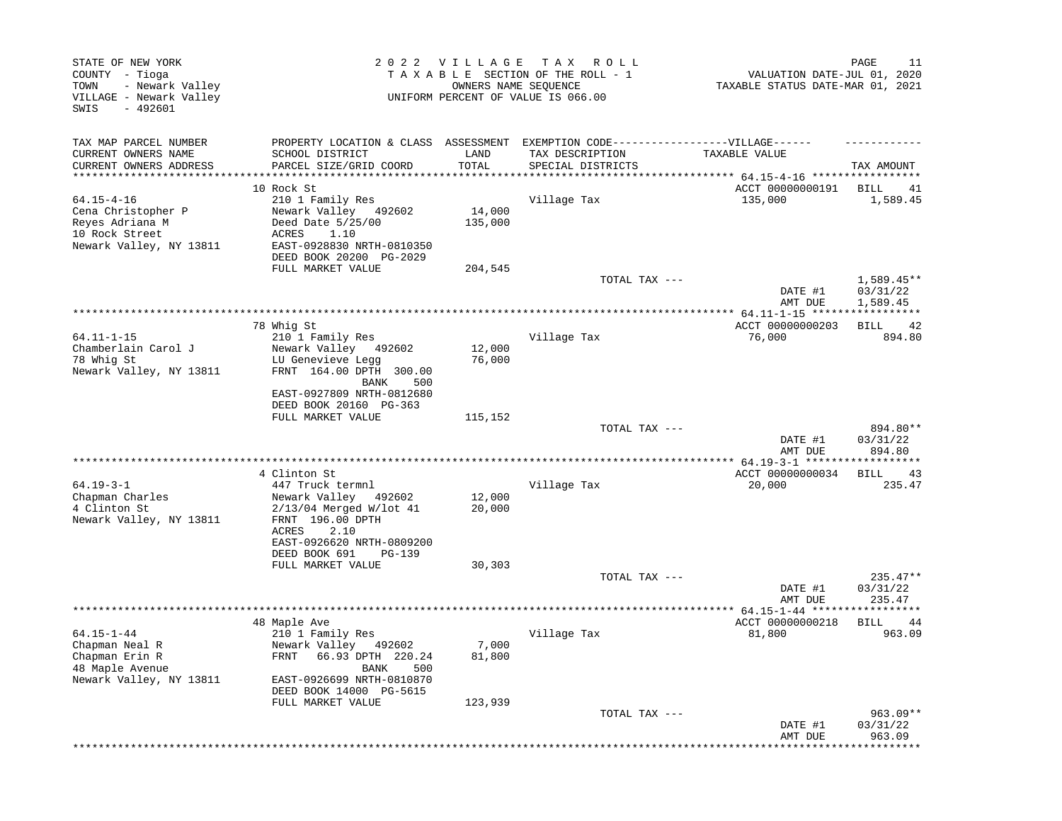STATE OF NEW YORK
COUNTY - Tioga
TOWN - Newark Valley
VILLAGE - Newark Valley
SWIS - 492601

2 0 2 2 V I L L A G E T A X R O L L
T A X A B L E SECTION OF THE ROLL - 1
OWNERS NAME SEQUENCE
UNIFORM PERCENT OF VALUE IS 066.00

VALUATION DATE-JUL 01, 2020
TAXABLE STATUS DATE-MAR 01, 2021

| TAX MAP PARCEL NUMBER / CURRENT OWNERS NAME / CURRENT OWNERS ADDRESS | PROPERTY LOCATION & CLASS / SCHOOL DISTRICT / PARCEL SIZE/GRID COORD | ASSESSMENT LAND / TOTAL | EXEMPTION CODE-----VILLAGE----- TAX DESCRIPTION / SPECIAL DISTRICTS | TAXABLE VALUE | TAX AMOUNT |
|---|---|---|---|---|---|
| | 10 Rock St | | | ACCT 00000000191 | BILL 41 |
| 64.15-4-16 | 210 1 Family Res | | Village Tax | 135,000 | 1,589.45 |
| Cena Christopher P | Newark Valley 492602 | 14,000 | | | |
| Reyes Adriana M | Deed Date 5/25/00 | 135,000 | | | |
| 10 Rock Street | ACRES 1.10 | | | | |
| Newark Valley, NY 13811 | EAST-0928830 NRTH-0810350 | | | | |
| | DEED BOOK 20200 PG-2029 | | | | |
| | FULL MARKET VALUE | 204,545 | | | |
| | | | TOTAL TAX --- | | 1,589.45** |
| | | | | DATE #1 | 03/31/22 |
| | | | | AMT DUE | 1,589.45 |
| | 78 Whig St | | | ACCT 00000000203 | BILL 42 |
| 64.11-1-15 | 210 1 Family Res | | Village Tax | 76,000 | 894.80 |
| Chamberlain Carol J | Newark Valley 492602 | 12,000 | | | |
| 78 Whig St | LU Genevieve Legg | 76,000 | | | |
| Newark Valley, NY 13811 | FRNT 164.00 DPTH 300.00 | | | | |
| | BANK 500 | | | | |
| | EAST-0927809 NRTH-0812680 | | | | |
| | DEED BOOK 20160 PG-363 | | | | |
| | FULL MARKET VALUE | 115,152 | | | |
| | | | TOTAL TAX --- | | 894.80** |
| | | | | DATE #1 | 03/31/22 |
| | | | | AMT DUE | 894.80 |
| | 4 Clinton St | | | ACCT 00000000034 | BILL 43 |
| 64.19-3-1 | 447 Truck termnl | | Village Tax | 20,000 | 235.47 |
| Chapman Charles | Newark Valley 492602 | 12,000 | | | |
| 4 Clinton St | 2/13/04 Merged W/lot 41 | 20,000 | | | |
| Newark Valley, NY 13811 | FRNT 196.00 DPTH | | | | |
| | ACRES 2.10 | | | | |
| | EAST-0926620 NRTH-0809200 | | | | |
| | DEED BOOK 691 PG-139 | | | | |
| | FULL MARKET VALUE | 30,303 | | | |
| | | | TOTAL TAX --- | | 235.47** |
| | | | | DATE #1 | 03/31/22 |
| | | | | AMT DUE | 235.47 |
| | 48 Maple Ave | | | ACCT 00000000218 | BILL 44 |
| 64.15-1-44 | 210 1 Family Res | | Village Tax | 81,800 | 963.09 |
| Chapman Neal R | Newark Valley 492602 | 7,000 | | | |
| Chapman Erin R | FRNT 66.93 DPTH 220.24 | 81,800 | | | |
| 48 Maple Avenue | BANK 500 | | | | |
| Newark Valley, NY 13811 | EAST-0926699 NRTH-0810870 | | | | |
| | DEED BOOK 14000 PG-5615 | | | | |
| | FULL MARKET VALUE | 123,939 | | | |
| | | | TOTAL TAX --- | | 963.09** |
| | | | | DATE #1 | 03/31/22 |
| | | | | AMT DUE | 963.09 |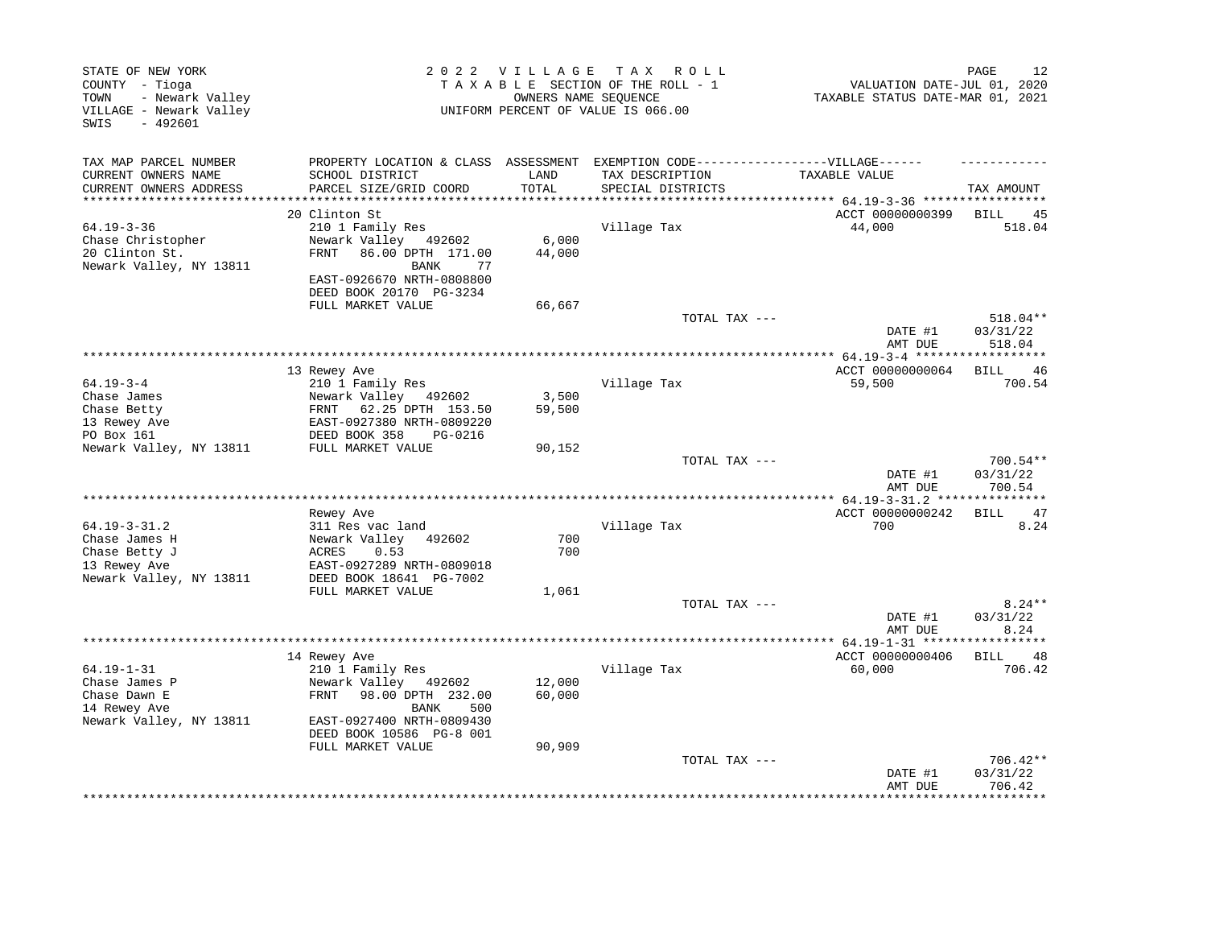STATE OF NEW YORK
COUNTY - Tioga
TOWN - Newark Valley
VILLAGE - Newark Valley
SWIS - 492601

2 0 2 2 V I L L A G E T A X R O L L
T A X A B L E SECTION OF THE ROLL - 1
OWNERS NAME SEQUENCE
UNIFORM PERCENT OF VALUE IS 066.00

VALUATION DATE-JUL 01, 2020
TAXABLE STATUS DATE-MAR 01, 2021

| TAX MAP PARCEL NUMBER / CURRENT OWNERS NAME / CURRENT OWNERS ADDRESS | PROPERTY LOCATION & CLASS / SCHOOL DISTRICT / PARCEL SIZE/GRID COORD | ASSESSMENT LAND / TOTAL | EXEMPTION CODE / TAX DESCRIPTION / SPECIAL DISTRICTS | TAXABLE VALUE | TAX AMOUNT |
|---|---|---|---|---|---|
| **64.19-3-36** | 20 Clinton St | | | ACCT 00000000399 | BILL 45 |
| 64.19-3-36 | 210 1 Family Res | | Village Tax | 44,000 | 518.04 |
| Chase Christopher | Newark Valley 492602 | 6,000 | | | |
| 20 Clinton St. | FRNT 86.00 DPTH 171.00 | 44,000 | | | |
| Newark Valley, NY 13811 | BANK 77 | | | | |
| | EAST-0926670 NRTH-0808800 | | | | |
| | DEED BOOK 20170 PG-3234 | | | | |
| | FULL MARKET VALUE | 66,667 | | | |
| | | | TOTAL TAX --- | | 518.04** |
| | | | | DATE #1 | 03/31/22 |
| | | | | AMT DUE | 518.04 |
| **64.19-3-4** | 13 Rewey Ave | | | ACCT 00000000064 | BILL 46 |
| 64.19-3-4 | 210 1 Family Res | | Village Tax | 59,500 | 700.54 |
| Chase James | Newark Valley 492602 | 3,500 | | | |
| Chase Betty | FRNT 62.25 DPTH 153.50 | 59,500 | | | |
| 13 Rewey Ave | EAST-0927380 NRTH-0809220 | | | | |
| PO Box 161 | DEED BOOK 358 PG-0216 | | | | |
| Newark Valley, NY 13811 | FULL MARKET VALUE | 90,152 | | | |
| | | | TOTAL TAX --- | | 700.54** |
| | | | | DATE #1 | 03/31/22 |
| | | | | AMT DUE | 700.54 |
| **64.19-3-31.2** | Rewey Ave | | | ACCT 00000000242 | BILL 47 |
| 64.19-3-31.2 | 311 Res vac land | | Village Tax | 700 | 8.24 |
| Chase James H | Newark Valley 492602 | 700 | | | |
| Chase Betty J | ACRES 0.53 | 700 | | | |
| 13 Rewey Ave | EAST-0927289 NRTH-0809018 | | | | |
| Newark Valley, NY 13811 | DEED BOOK 18641 PG-7002 | | | | |
| | FULL MARKET VALUE | 1,061 | | | |
| | | | TOTAL TAX --- | | 8.24** |
| | | | | DATE #1 | 03/31/22 |
| | | | | AMT DUE | 8.24 |
| **64.19-1-31** | 14 Rewey Ave | | | ACCT 00000000406 | BILL 48 |
| 64.19-1-31 | 210 1 Family Res | | Village Tax | 60,000 | 706.42 |
| Chase James P | Newark Valley 492602 | 12,000 | | | |
| Chase Dawn E | FRNT 98.00 DPTH 232.00 | 60,000 | | | |
| 14 Rewey Ave | BANK 500 | | | | |
| Newark Valley, NY 13811 | EAST-0927400 NRTH-0809430 | | | | |
| | DEED BOOK 10586 PG-8 001 | | | | |
| | FULL MARKET VALUE | 90,909 | | | |
| | | | TOTAL TAX --- | | 706.42** |
| | | | | DATE #1 | 03/31/22 |
| | | | | AMT DUE | 706.42 |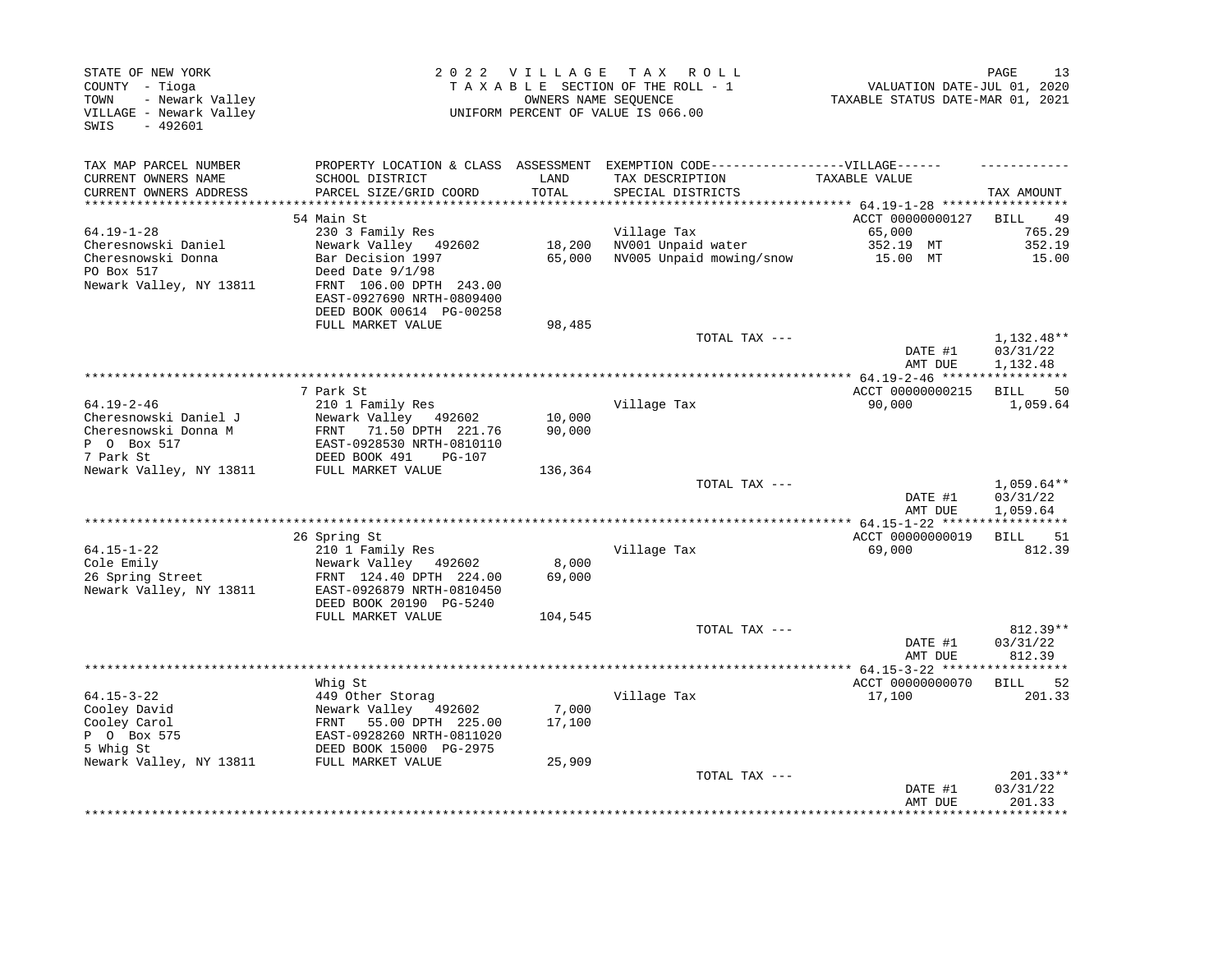STATE OF NEW YORK
COUNTY - Tioga
TOWN - Newark Valley
VILLAGE - Newark Valley
SWIS - 492601

2022 VILLAGE TAX ROLL
TAXABLE SECTION OF THE ROLL - 1
OWNERS NAME SEQUENCE
UNIFORM PERCENT OF VALUE IS 066.00

VALUATION DATE-JUL 01, 2020
TAXABLE STATUS DATE-MAR 01, 2021

| TAX MAP PARCEL NUMBER / CURRENT OWNERS NAME / CURRENT OWNERS ADDRESS | PROPERTY LOCATION & CLASS / SCHOOL DISTRICT / PARCEL SIZE/GRID COORD | ASSESSMENT LAND / TOTAL | EXEMPTION CODE / TAX DESCRIPTION / SPECIAL DISTRICTS | TAXABLE VALUE | TAX AMOUNT |
|---|---|---|---|---|---|
| **64.19-1-28** | 54 Main St | | | ACCT 00000000127 | BILL 49 |
| 64.19-1-28 | 230 3 Family Res | | Village Tax | 65,000 | 765.29 |
| Cheresnowski Daniel | Newark Valley 492602 | 18,200 | NV001 Unpaid water | 352.19 MT | 352.19 |
| Cheresnowski Donna | Bar Decision 1997 | 65,000 | NV005 Unpaid mowing/snow | 15.00 MT | 15.00 |
| PO Box 517 | Deed Date 9/1/98 | | | | |
| Newark Valley, NY 13811 | FRNT 106.00 DPTH 243.00 | | | | |
| | EAST-0927690 NRTH-0809400 | | | | |
| | DEED BOOK 00614 PG-00258 | | | | |
| | FULL MARKET VALUE | 98,485 | | | |
| | | | TOTAL TAX --- | | 1,132.48** |
| | | | | DATE #1 | 03/31/22 |
| | | | | AMT DUE | 1,132.48 |
| **64.19-2-46** | 7 Park St | | | ACCT 00000000215 | BILL 50 |
| 64.19-2-46 | 210 1 Family Res | | Village Tax | 90,000 | 1,059.64 |
| Cheresnowski Daniel J | Newark Valley 492602 | 10,000 | | | |
| Cheresnowski Donna M | FRNT 71.50 DPTH 221.76 | 90,000 | | | |
| P O Box 517 | EAST-0928530 NRTH-0810110 | | | | |
| 7 Park St | DEED BOOK 491 PG-107 | | | | |
| Newark Valley, NY 13811 | FULL MARKET VALUE | 136,364 | | | |
| | | | TOTAL TAX --- | | 1,059.64** |
| | | | | DATE #1 | 03/31/22 |
| | | | | AMT DUE | 1,059.64 |
| **64.15-1-22** | 26 Spring St | | | ACCT 00000000019 | BILL 51 |
| 64.15-1-22 | 210 1 Family Res | | Village Tax | 69,000 | 812.39 |
| Cole Emily | Newark Valley 492602 | 8,000 | | | |
| 26 Spring Street | FRNT 124.40 DPTH 224.00 | 69,000 | | | |
| Newark Valley, NY 13811 | EAST-0926879 NRTH-0810450 | | | | |
| | DEED BOOK 20190 PG-5240 | | | | |
| | FULL MARKET VALUE | 104,545 | | | |
| | | | TOTAL TAX --- | | 812.39** |
| | | | | DATE #1 | 03/31/22 |
| | | | | AMT DUE | 812.39 |
| **64.15-3-22** | Whig St | | | ACCT 00000000070 | BILL 52 |
| 64.15-3-22 | 449 Other Storag | | Village Tax | 17,100 | 201.33 |
| Cooley David | Newark Valley 492602 | 7,000 | | | |
| Cooley Carol | FRNT 55.00 DPTH 225.00 | 17,100 | | | |
| P O Box 575 | EAST-0928260 NRTH-0811020 | | | | |
| 5 Whig St | DEED BOOK 15000 PG-2975 | | | | |
| Newark Valley, NY 13811 | FULL MARKET VALUE | 25,909 | | | |
| | | | TOTAL TAX --- | | 201.33** |
| | | | | DATE #1 | 03/31/22 |
| | | | | AMT DUE | 201.33 |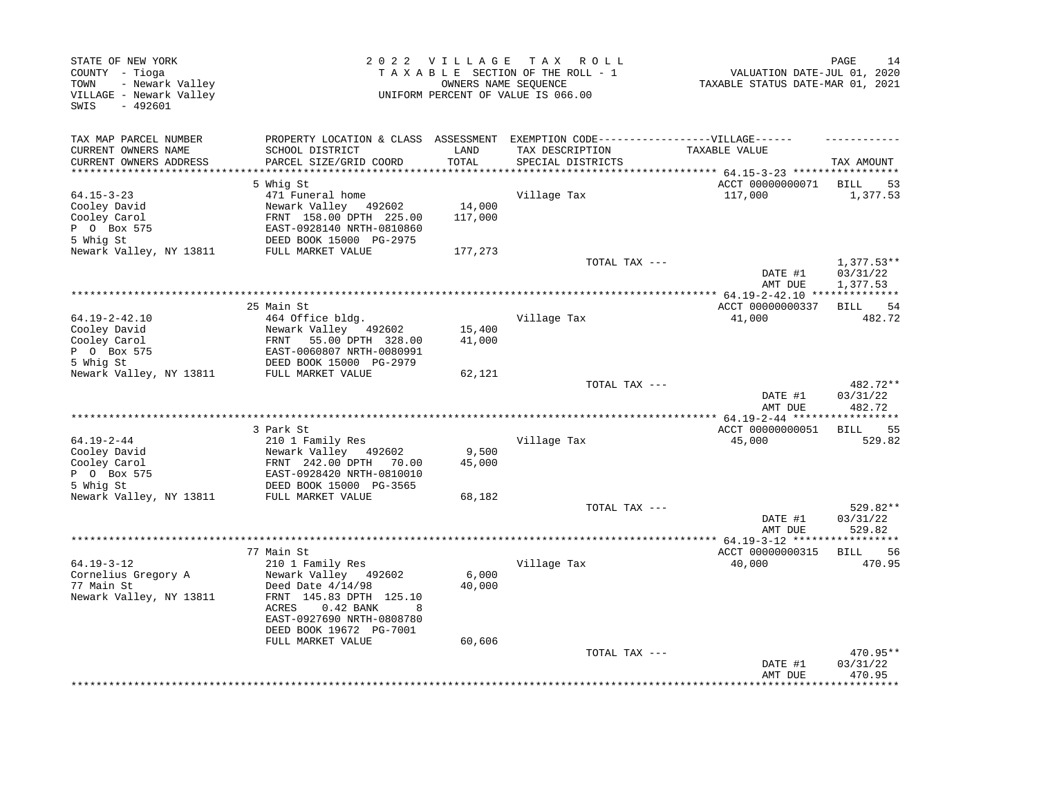STATE OF NEW YORK
COUNTY - Tioga
TOWN - Newark Valley
VILLAGE - Newark Valley
SWIS - 492601

2 0 2 2 V I L L A G E T A X R O L L
T A X A B L E SECTION OF THE ROLL - 1
OWNERS NAME SEQUENCE
UNIFORM PERCENT OF VALUE IS 066.00

VALUATION DATE-JUL 01, 2020
TAXABLE STATUS DATE-MAR 01, 2021

| TAX MAP PARCEL NUMBER / CURRENT OWNERS NAME / CURRENT OWNERS ADDRESS | PROPERTY LOCATION & CLASS / SCHOOL DISTRICT / PARCEL SIZE/GRID COORD | ASSESSMENT LAND / TOTAL | EXEMPTION CODE / TAX DESCRIPTION / SPECIAL DISTRICTS | VILLAGE TAXABLE VALUE | TAX AMOUNT |
|---|---|---|---|---|---|
| **64.15-3-23** | 5 Whig St | | | ACCT 00000000071 | BILL 53 |
| 64.15-3-23 | 471 Funeral home | | Village Tax | 117,000 | 1,377.53 |
| Cooley David | Newark Valley 492602 | 14,000 | | | |
| Cooley Carol | FRNT 158.00 DPTH 225.00 | 117,000 | | | |
| P O Box 575 | EAST-0928140 NRTH-0810860 | | | | |
| 5 Whig St | DEED BOOK 15000 PG-2975 | | | | |
| Newark Valley, NY 13811 | FULL MARKET VALUE | 177,273 | | | |
| | | | TOTAL TAX --- | | 1,377.53** |
| | | | | DATE #1 | 03/31/22 |
| | | | | AMT DUE | 1,377.53 |
| **64.19-2-42.10** | 25 Main St | | | ACCT 00000000337 | BILL 54 |
| 64.19-2-42.10 | 464 Office bldg. | | Village Tax | 41,000 | 482.72 |
| Cooley David | Newark Valley 492602 | 15,400 | | | |
| Cooley Carol | FRNT 55.00 DPTH 328.00 | 41,000 | | | |
| P O Box 575 | EAST-0060807 NRTH-0080991 | | | | |
| 5 Whig St | DEED BOOK 15000 PG-2979 | | | | |
| Newark Valley, NY 13811 | FULL MARKET VALUE | 62,121 | | | |
| | | | TOTAL TAX --- | | 482.72** |
| | | | | DATE #1 | 03/31/22 |
| | | | | AMT DUE | 482.72 |
| **64.19-2-44** | 3 Park St | | | ACCT 00000000051 | BILL 55 |
| 64.19-2-44 | 210 1 Family Res | | Village Tax | 45,000 | 529.82 |
| Cooley David | Newark Valley 492602 | 9,500 | | | |
| Cooley Carol | FRNT 242.00 DPTH 70.00 | 45,000 | | | |
| P O Box 575 | EAST-0928420 NRTH-0810010 | | | | |
| 5 Whig St | DEED BOOK 15000 PG-3565 | | | | |
| Newark Valley, NY 13811 | FULL MARKET VALUE | 68,182 | | | |
| | | | TOTAL TAX --- | | 529.82** |
| | | | | DATE #1 | 03/31/22 |
| | | | | AMT DUE | 529.82 |
| **64.19-3-12** | 77 Main St | | | ACCT 00000000315 | BILL 56 |
| 64.19-3-12 | 210 1 Family Res | | Village Tax | 40,000 | 470.95 |
| Cornelius Gregory A | Newark Valley 492602 | 6,000 | | | |
| 77 Main St | Deed Date 4/14/98 | 40,000 | | | |
| Newark Valley, NY 13811 | FRNT 145.83 DPTH 125.10 | | | | |
| | ACRES 0.42 BANK 8 | | | | |
| | EAST-0927690 NRTH-0808780 | | | | |
| | DEED BOOK 19672 PG-7001 | | | | |
| | FULL MARKET VALUE | 60,606 | | | |
| | | | TOTAL TAX --- | | 470.95** |
| | | | | DATE #1 | 03/31/22 |
| | | | | AMT DUE | 470.95 |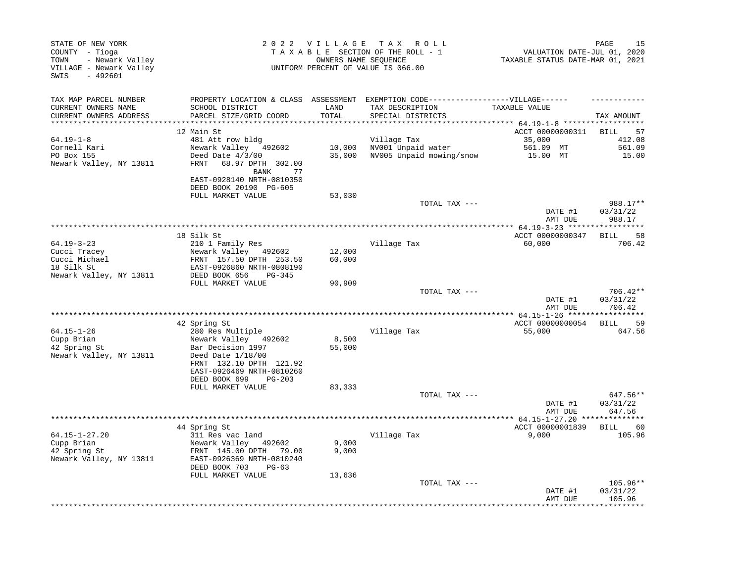STATE OF NEW YORK
COUNTY - Tioga
TOWN - Newark Valley
VILLAGE - Newark Valley
SWIS - 492601

2 0 2 2 V I L L A G E T A X R O L L
T A X A B L E SECTION OF THE ROLL - 1
OWNERS NAME SEQUENCE
UNIFORM PERCENT OF VALUE IS 066.00

VALUATION DATE-JUL 01, 2020
TAXABLE STATUS DATE-MAR 01, 2021

| TAX MAP PARCEL NUMBER<br>CURRENT OWNERS NAME<br>CURRENT OWNERS ADDRESS | PROPERTY LOCATION & CLASS<br>SCHOOL DISTRICT<br>PARCEL SIZE/GRID COORD | ASSESSMENT<br>LAND<br>TOTAL | EXEMPTION CODE------VILLAGE------<br>TAX DESCRIPTION<br>SPECIAL DISTRICTS | TAXABLE VALUE | TAX AMOUNT |
|---|---|---|---|---|---|
| **64.19-1-8** | 12 Main St | | | ACCT 00000000311 | BILL 57 |
| 64.19-1-8 | 481 Att row bldg | | Village Tax | 35,000 | 412.08 |
| Cornell Kari | Newark Valley 492602 | 10,000 | NV001 Unpaid water | 561.09 MT | 561.09 |
| PO Box 155 | Deed Date 4/3/00 | 35,000 | NV005 Unpaid mowing/snow | 15.00 MT | 15.00 |
| Newark Valley, NY 13811 | FRNT 68.97 DPTH 302.00 | | | | |
| | BANK 77 | | | | |
| | EAST-0928140 NRTH-0810350 | | | | |
| | DEED BOOK 20190 PG-605 | | | | |
| | FULL MARKET VALUE | 53,030 | | | |
| | | | TOTAL TAX --- | | 988.17** |
| | | | | DATE #1 | 03/31/22 |
| | | | | AMT DUE | 988.17 |
| **64.19-3-23** | 18 Silk St | | | ACCT 00000000347 | BILL 58 |
| 64.19-3-23 | 210 1 Family Res | | Village Tax | 60,000 | 706.42 |
| Cucci Tracey | Newark Valley 492602 | 12,000 | | | |
| Cucci Michael | FRNT 157.50 DPTH 253.50 | 60,000 | | | |
| 18 Silk St | EAST-0926860 NRTH-0808190 | | | | |
| Newark Valley, NY 13811 | DEED BOOK 656 PG-345 | | | | |
| | FULL MARKET VALUE | 90,909 | | | |
| | | | TOTAL TAX --- | | 706.42** |
| | | | | DATE #1 | 03/31/22 |
| | | | | AMT DUE | 706.42 |
| **64.15-1-26** | 42 Spring St | | | ACCT 00000000054 | BILL 59 |
| 64.15-1-26 | 280 Res Multiple | | Village Tax | 55,000 | 647.56 |
| Cupp Brian | Newark Valley 492602 | 8,500 | | | |
| 42 Spring St | Bar Decision 1997 | 55,000 | | | |
| Newark Valley, NY 13811 | Deed Date 1/18/00 | | | | |
| | FRNT 132.10 DPTH 121.92 | | | | |
| | EAST-0926469 NRTH-0810260 | | | | |
| | DEED BOOK 699 PG-203 | | | | |
| | FULL MARKET VALUE | 83,333 | | | |
| | | | TOTAL TAX --- | | 647.56** |
| | | | | DATE #1 | 03/31/22 |
| | | | | AMT DUE | 647.56 |
| **64.15-1-27.20** | 44 Spring St | | | ACCT 00000001839 | BILL 60 |
| 64.15-1-27.20 | 311 Res vac land | | Village Tax | 9,000 | 105.96 |
| Cupp Brian | Newark Valley 492602 | 9,000 | | | |
| 42 Spring St | FRNT 145.00 DPTH 79.00 | 9,000 | | | |
| Newark Valley, NY 13811 | EAST-0926369 NRTH-0810240 | | | | |
| | DEED BOOK 703 PG-63 | | | | |
| | FULL MARKET VALUE | 13,636 | | | |
| | | | TOTAL TAX --- | | 105.96** |
| | | | | DATE #1 | 03/31/22 |
| | | | | AMT DUE | 105.96 |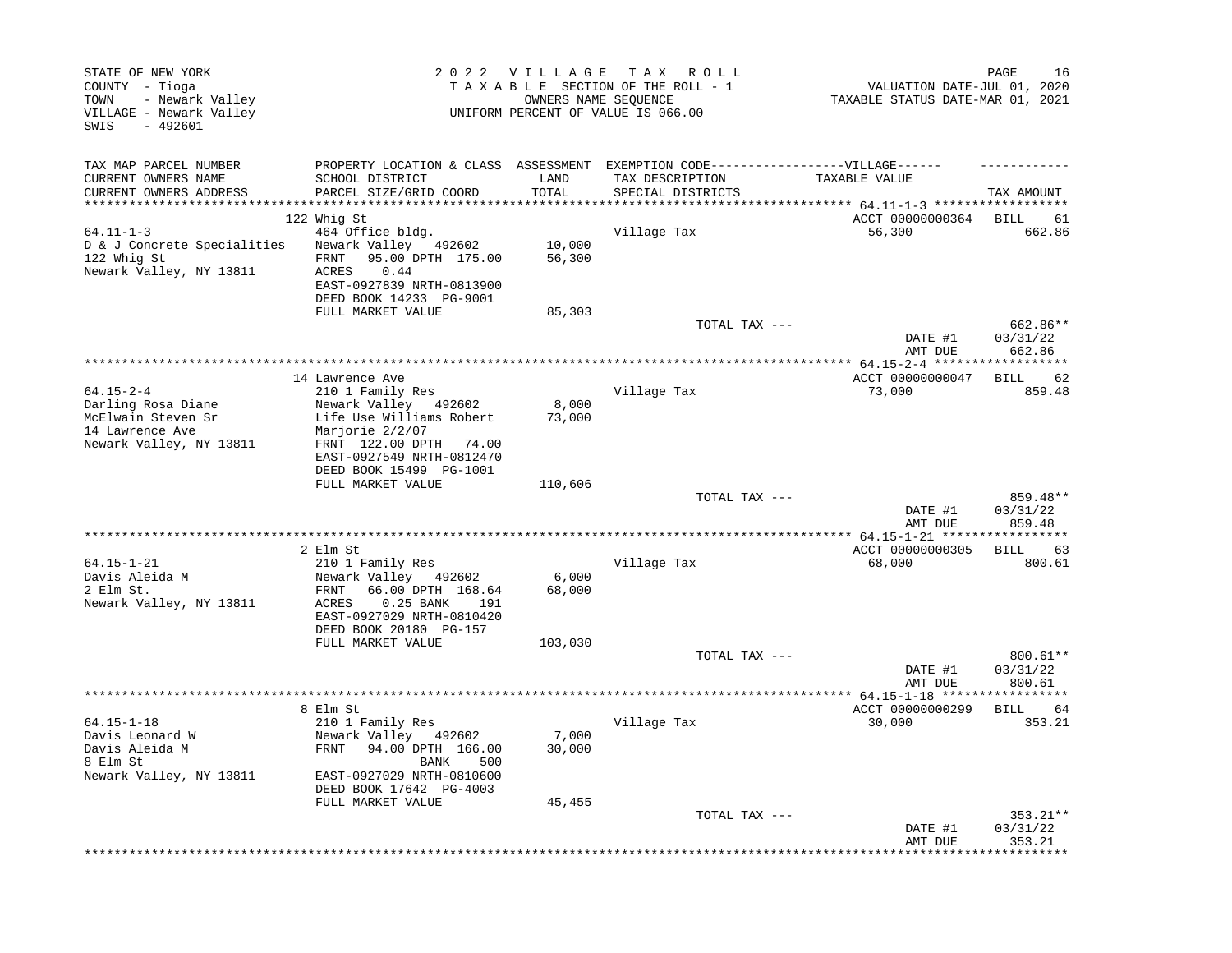STATE OF NEW YORK
COUNTY - Tioga
TOWN - Newark Valley
VILLAGE - Newark Valley
SWIS - 492601

2 0 2 2 V I L L A G E T A X R O L L
T A X A B L E SECTION OF THE ROLL - 1
OWNERS NAME SEQUENCE
UNIFORM PERCENT OF VALUE IS 066.00

VALUATION DATE-JUL 01, 2020
TAXABLE STATUS DATE-MAR 01, 2021

| TAX MAP PARCEL NUMBER / CURRENT OWNERS NAME / CURRENT OWNERS ADDRESS | PROPERTY LOCATION & CLASS / SCHOOL DISTRICT / PARCEL SIZE/GRID COORD | ASSESSMENT LAND / TOTAL | EXEMPTION CODE / TAX DESCRIPTION / SPECIAL DISTRICTS | VILLAGE TAXABLE VALUE | TAX AMOUNT |
|---|---|---|---|---|---|
| **64.11-1-3** | 122 Whig St | | | ACCT 00000000364 | BILL 61 |
| D & J Concrete Specialities | 464 Office bldg. | | Village Tax | 56,300 | 662.86 |
| 122 Whig St | Newark Valley 492602 | 10,000 | | | |
| Newark Valley, NY 13811 | FRNT 95.00 DPTH 175.00 | 56,300 | | | |
| | ACRES 0.44 | | | | |
| | EAST-0927839 NRTH-0813900 | | | | |
| | DEED BOOK 14233 PG-9001 | | | | |
| | FULL MARKET VALUE | 85,303 | | | |
| | | | TOTAL TAX --- | | 662.86** |
| | | | | DATE #1 | 03/31/22 |
| | | | | AMT DUE | 662.86 |
| **64.15-2-4** | 14 Lawrence Ave | | | ACCT 00000000047 | BILL 62 |
| Darling Rosa Diane | 210 1 Family Res | | Village Tax | 73,000 | 859.48 |
| McElwain Steven Sr | Newark Valley 492602 | 8,000 | | | |
| 14 Lawrence Ave | Life Use Williams Robert | 73,000 | | | |
| Newark Valley, NY 13811 | Marjorie 2/2/07 | | | | |
| | FRNT 122.00 DPTH 74.00 | | | | |
| | EAST-0927549 NRTH-0812470 | | | | |
| | DEED BOOK 15499 PG-1001 | | | | |
| | FULL MARKET VALUE | 110,606 | | | |
| | | | TOTAL TAX --- | | 859.48** |
| | | | | DATE #1 | 03/31/22 |
| | | | | AMT DUE | 859.48 |
| **64.15-1-21** | 2 Elm St | | | ACCT 00000000305 | BILL 63 |
| Davis Aleida M | 210 1 Family Res | | Village Tax | 68,000 | 800.61 |
| 2 Elm St. | Newark Valley 492602 | 6,000 | | | |
| Newark Valley, NY 13811 | FRNT 66.00 DPTH 168.64 | 68,000 | | | |
| | ACRES 0.25 BANK 191 | | | | |
| | EAST-0927029 NRTH-0810420 | | | | |
| | DEED BOOK 20180 PG-157 | | | | |
| | FULL MARKET VALUE | 103,030 | | | |
| | | | TOTAL TAX --- | | 800.61** |
| | | | | DATE #1 | 03/31/22 |
| | | | | AMT DUE | 800.61 |
| **64.15-1-18** | 8 Elm St | | | ACCT 00000000299 | BILL 64 |
| Davis Leonard W | 210 1 Family Res | | Village Tax | 30,000 | 353.21 |
| Davis Aleida M | Newark Valley 492602 | 7,000 | | | |
| 8 Elm St | FRNT 94.00 DPTH 166.00 | 30,000 | | | |
| Newark Valley, NY 13811 | BANK 500 | | | | |
| | EAST-0927029 NRTH-0810600 | | | | |
| | DEED BOOK 17642 PG-4003 | | | | |
| | FULL MARKET VALUE | 45,455 | | | |
| | | | TOTAL TAX --- | | 353.21** |
| | | | | DATE #1 | 03/31/22 |
| | | | | AMT DUE | 353.21 |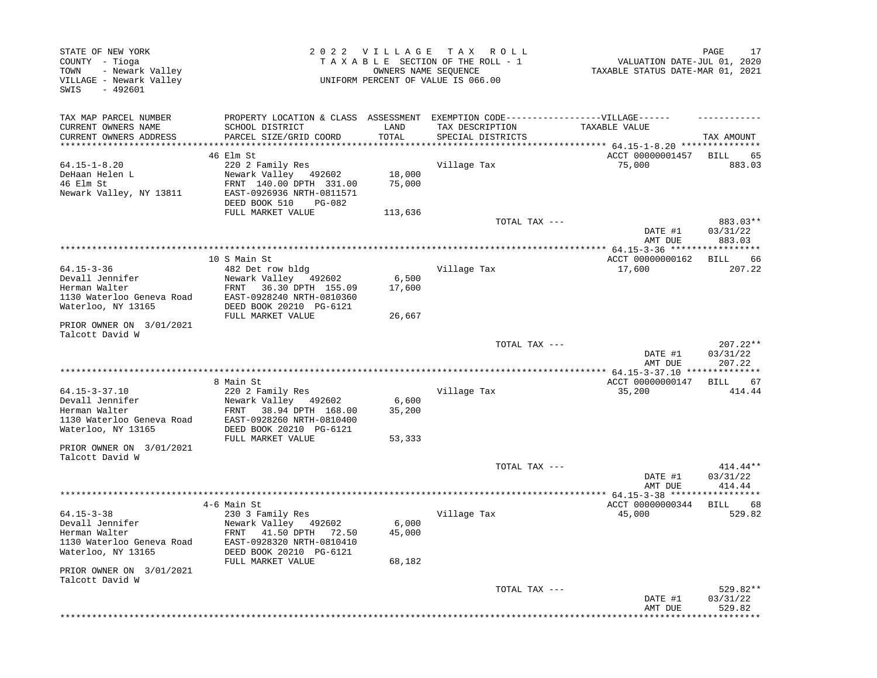STATE OF NEW YORK
COUNTY - Tioga
TOWN - Newark Valley
VILLAGE - Newark Valley
SWIS - 492601

2 0 2 2 V I L L A G E T A X R O L L
T A X A B L E SECTION OF THE ROLL - 1
OWNERS NAME SEQUENCE
UNIFORM PERCENT OF VALUE IS 066.00

VALUATION DATE-JUL 01, 2020
TAXABLE STATUS DATE-MAR 01, 2021

| TAX MAP PARCEL NUMBER / CURRENT OWNERS NAME / CURRENT OWNERS ADDRESS | PROPERTY LOCATION & CLASS / SCHOOL DISTRICT / PARCEL SIZE/GRID COORD | ASSESSMENT LAND / TOTAL | EXEMPTION CODE---VILLAGE--- TAX DESCRIPTION / SPECIAL DISTRICTS | TAXABLE VALUE | TAX AMOUNT |
|---|---|---|---|---|---|
| | 46 Elm St | | | ACCT 00000001457 | BILL 65 |
| 64.15-1-8.20 | 220 2 Family Res | | Village Tax | 75,000 | 883.03 |
| DeHaan Helen L | Newark Valley 492602 | 18,000 | | | |
| 46 Elm St | FRNT 140.00 DPTH 331.00 | 75,000 | | | |
| Newark Valley, NY 13811 | EAST-0926936 NRTH-0811571 | | | | |
| | DEED BOOK 510 PG-082 | | | | |
| | FULL MARKET VALUE | 113,636 | | | |
| | | | TOTAL TAX --- | | 883.03** |
| | | | | DATE #1 | 03/31/22 |
| | | | | AMT DUE | 883.03 |
| | 10 S Main St | | | ACCT 00000000162 | BILL 66 |
| 64.15-3-36 | 482 Det row bldg | | Village Tax | 17,600 | 207.22 |
| Devall Jennifer | Newark Valley 492602 | 6,500 | | | |
| Herman Walter | FRNT 36.30 DPTH 155.09 | 17,600 | | | |
| 1130 Waterloo Geneva Road | EAST-0928240 NRTH-0810360 | | | | |
| Waterloo, NY 13165 | DEED BOOK 20210 PG-6121 | | | | |
| | FULL MARKET VALUE | 26,667 | | | |
| PRIOR OWNER ON 3/01/2021 | | | | | |
| Talcott David W | | | | | |
| | | | TOTAL TAX --- | | 207.22** |
| | | | | DATE #1 | 03/31/22 |
| | | | | AMT DUE | 207.22 |
| | 8 Main St | | | ACCT 00000000147 | BILL 67 |
| 64.15-3-37.10 | 220 2 Family Res | | Village Tax | 35,200 | 414.44 |
| Devall Jennifer | Newark Valley 492602 | 6,600 | | | |
| Herman Walter | FRNT 38.94 DPTH 168.00 | 35,200 | | | |
| 1130 Waterloo Geneva Road | EAST-0928260 NRTH-0810400 | | | | |
| Waterloo, NY 13165 | DEED BOOK 20210 PG-6121 | | | | |
| | FULL MARKET VALUE | 53,333 | | | |
| PRIOR OWNER ON 3/01/2021 | | | | | |
| Talcott David W | | | | | |
| | | | TOTAL TAX --- | | 414.44** |
| | | | | DATE #1 | 03/31/22 |
| | | | | AMT DUE | 414.44 |
| | 4-6 Main St | | | ACCT 00000000344 | BILL 68 |
| 64.15-3-38 | 230 3 Family Res | | Village Tax | 45,000 | 529.82 |
| Devall Jennifer | Newark Valley 492602 | 6,000 | | | |
| Herman Walter | FRNT 41.50 DPTH 72.50 | 45,000 | | | |
| 1130 Waterloo Geneva Road | EAST-0928320 NRTH-0810410 | | | | |
| Waterloo, NY 13165 | DEED BOOK 20210 PG-6121 | | | | |
| | FULL MARKET VALUE | 68,182 | | | |
| PRIOR OWNER ON 3/01/2021 | | | | | |
| Talcott David W | | | | | |
| | | | TOTAL TAX --- | | 529.82** |
| | | | | DATE #1 | 03/31/22 |
| | | | | AMT DUE | 529.82 |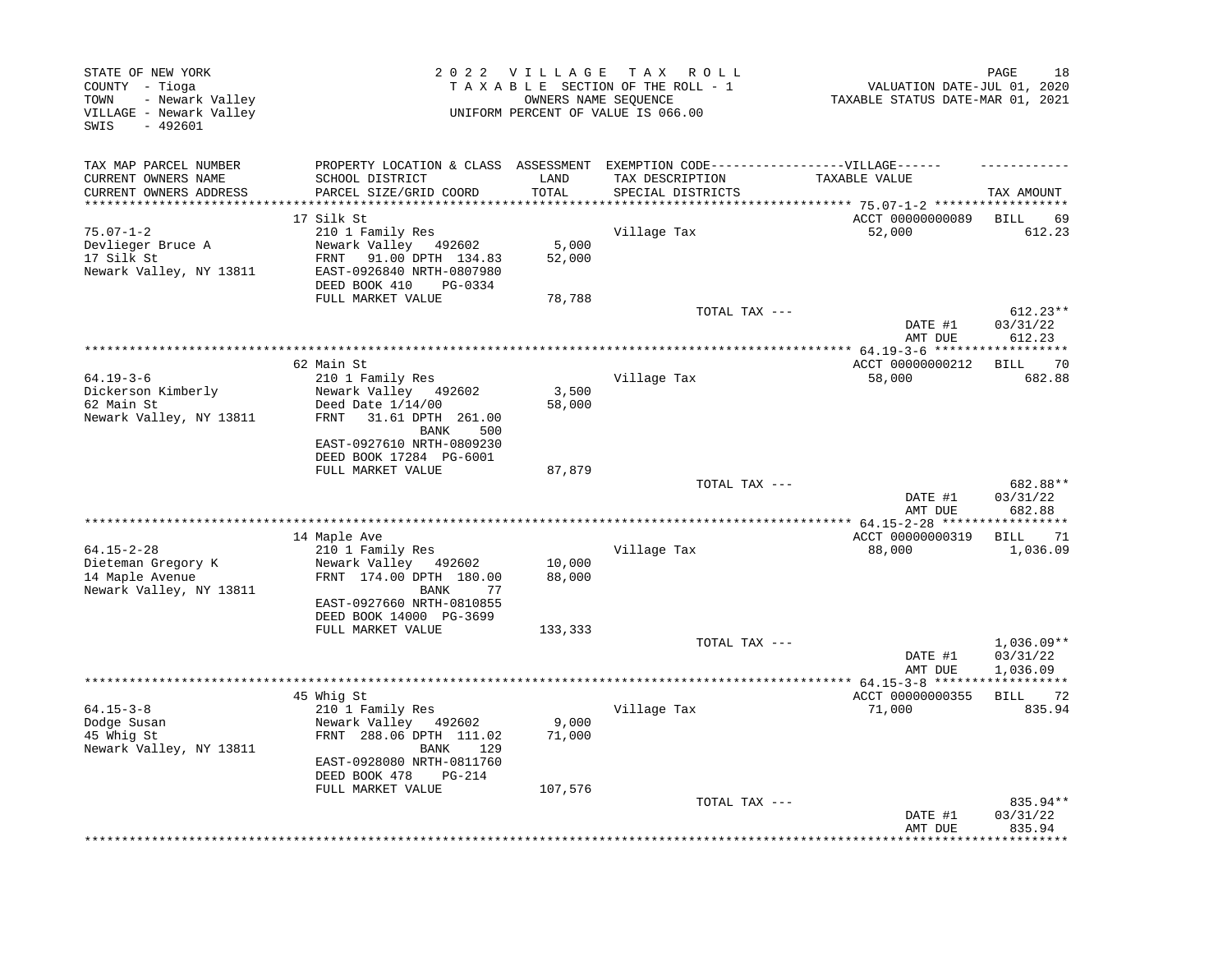STATE OF NEW YORK
COUNTY - Tioga
TOWN - Newark Valley
VILLAGE - Newark Valley
SWIS - 492601

2022 VILLAGE TAX ROLL
TAXABLE SECTION OF THE ROLL - 1
OWNERS NAME SEQUENCE
UNIFORM PERCENT OF VALUE IS 066.00

VALUATION DATE-JUL 01, 2020
TAXABLE STATUS DATE-MAR 01, 2021

| TAX MAP PARCEL NUMBER / CURRENT OWNERS NAME / CURRENT OWNERS ADDRESS | PROPERTY LOCATION & CLASS / SCHOOL DISTRICT / PARCEL SIZE/GRID COORD | ASSESSMENT LAND / TOTAL | EXEMPTION CODE / TAX DESCRIPTION / SPECIAL DISTRICTS | VILLAGE TAXABLE VALUE | TAX AMOUNT |
|---|---|---|---|---|---|
| | 17 Silk St | | | ACCT 00000000089 | BILL 69 |
| 75.07-1-2 | 210 1 Family Res | | Village Tax | 52,000 | 612.23 |
| Devlieger Bruce A | Newark Valley 492602 | 5,000 | | | |
| 17 Silk St | FRNT 91.00 DPTH 134.83 | 52,000 | | | |
| Newark Valley, NY 13811 | EAST-0926840 NRTH-0807980 | | | | |
| | DEED BOOK 410 PG-0334 | | | | |
| | FULL MARKET VALUE | 78,788 | | | |
| | | | TOTAL TAX --- | | 612.23** |
| | | | | DATE #1 | 03/31/22 |
| | | | | AMT DUE | 612.23 |
| | 62 Main St | | | ACCT 00000000212 | BILL 70 |
| 64.19-3-6 | 210 1 Family Res | | Village Tax | 58,000 | 682.88 |
| Dickerson Kimberly | Newark Valley 492602 | 3,500 | | | |
| 62 Main St | Deed Date 1/14/00 | 58,000 | | | |
| Newark Valley, NY 13811 | FRNT 31.61 DPTH 261.00 | | | | |
| | BANK 500 | | | | |
| | EAST-0927610 NRTH-0809230 | | | | |
| | DEED BOOK 17284 PG-6001 | | | | |
| | FULL MARKET VALUE | 87,879 | | | |
| | | | TOTAL TAX --- | | 682.88** |
| | | | | DATE #1 | 03/31/22 |
| | | | | AMT DUE | 682.88 |
| | 14 Maple Ave | | | ACCT 00000000319 | BILL 71 |
| 64.15-2-28 | 210 1 Family Res | | Village Tax | 88,000 | 1,036.09 |
| Dieteman Gregory K | Newark Valley 492602 | 10,000 | | | |
| 14 Maple Avenue | FRNT 174.00 DPTH 180.00 | 88,000 | | | |
| Newark Valley, NY 13811 | BANK 77 | | | | |
| | EAST-0927660 NRTH-0810855 | | | | |
| | DEED BOOK 14000 PG-3699 | | | | |
| | FULL MARKET VALUE | 133,333 | | | |
| | | | TOTAL TAX --- | | 1,036.09** |
| | | | | DATE #1 | 03/31/22 |
| | | | | AMT DUE | 1,036.09 |
| | 45 Whig St | | | ACCT 00000000355 | BILL 72 |
| 64.15-3-8 | 210 1 Family Res | | Village Tax | 71,000 | 835.94 |
| Dodge Susan | Newark Valley 492602 | 9,000 | | | |
| 45 Whig St | FRNT 288.06 DPTH 111.02 | 71,000 | | | |
| Newark Valley, NY 13811 | BANK 129 | | | | |
| | EAST-0928080 NRTH-0811760 | | | | |
| | DEED BOOK 478 PG-214 | | | | |
| | FULL MARKET VALUE | 107,576 | | | |
| | | | TOTAL TAX --- | | 835.94** |
| | | | | DATE #1 | 03/31/22 |
| | | | | AMT DUE | 835.94 |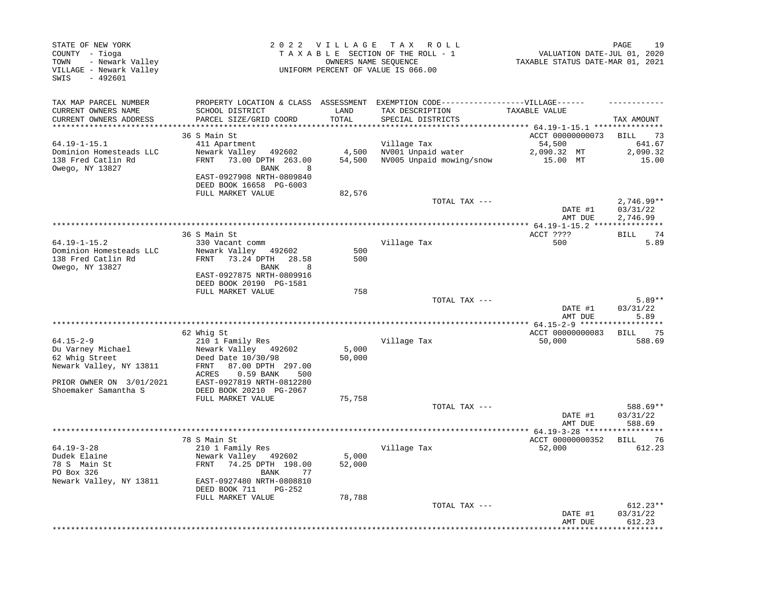STATE OF NEW YORK
COUNTY - Tioga
TOWN - Newark Valley
VILLAGE - Newark Valley
SWIS - 492601

2 0 2 2 V I L L A G E T A X R O L L
T A X A B L E SECTION OF THE ROLL - 1
OWNERS NAME SEQUENCE
UNIFORM PERCENT OF VALUE IS 066.00

VALUATION DATE-JUL 01, 2020
TAXABLE STATUS DATE-MAR 01, 2021

| TAX MAP PARCEL NUMBER / CURRENT OWNERS NAME / CURRENT OWNERS ADDRESS | PROPERTY LOCATION & CLASS / SCHOOL DISTRICT / PARCEL SIZE/GRID COORD | ASSESSMENT LAND / TOTAL | EXEMPTION CODE-----VILLAGE----- TAX DESCRIPTION / SPECIAL DISTRICTS | TAXABLE VALUE | TAX AMOUNT |
|---|---|---|---|---|---|
| **64.19-1-15.1** | 36 S Main St | | | ACCT 00000000073 | BILL 73 |
| 64.19-1-15.1 | 411 Apartment | | Village Tax | 54,500 | 641.67 |
| Dominion Homesteads LLC | Newark Valley 492602 | 4,500 | NV001 Unpaid water | 2,090.32 MT | 2,090.32 |
| 138 Fred Catlin Rd | FRNT 73.00 DPTH 263.00 | 54,500 | NV005 Unpaid mowing/snow | 15.00 MT | 15.00 |
| Owego, NY 13827 | BANK 8 | | | | |
| | EAST-0927908 NRTH-0809840 | | | | |
| | DEED BOOK 16658 PG-6003 | | | | |
| | FULL MARKET VALUE | 82,576 | | | |
| | | | TOTAL TAX --- | | 2,746.99** |
| | | | | DATE #1 | 03/31/22 |
| | | | | AMT DUE | 2,746.99 |
| **64.19-1-15.2** | 36 S Main St | | | ACCT ???? | BILL 74 |
| 64.19-1-15.2 | 330 Vacant comm | | Village Tax | 500 | 5.89 |
| Dominion Homesteads LLC | Newark Valley 492602 | 500 | | | |
| 138 Fred Catlin Rd | FRNT 73.24 DPTH 28.58 | 500 | | | |
| Owego, NY 13827 | BANK 8 | | | | |
| | EAST-0927875 NRTH-0809916 | | | | |
| | DEED BOOK 20190 PG-1581 | | | | |
| | FULL MARKET VALUE | 758 | | | |
| | | | TOTAL TAX --- | | 5.89** |
| | | | | DATE #1 | 03/31/22 |
| | | | | AMT DUE | 5.89 |
| **64.15-2-9** | 62 Whig St | | | ACCT 00000000083 | BILL 75 |
| 64.15-2-9 | 210 1 Family Res | | Village Tax | 50,000 | 588.69 |
| Du Varney Michael | Newark Valley 492602 | 5,000 | | | |
| 62 Whig Street | Deed Date 10/30/98 | 50,000 | | | |
| Newark Valley, NY 13811 | FRNT 87.00 DPTH 297.00 | | | | |
| | ACRES 0.59 BANK 500 | | | | |
| PRIOR OWNER ON 3/01/2021 | EAST-0927819 NRTH-0812280 | | | | |
| Shoemaker Samantha S | DEED BOOK 20210 PG-2067 | | | | |
| | FULL MARKET VALUE | 75,758 | | | |
| | | | TOTAL TAX --- | | 588.69** |
| | | | | DATE #1 | 03/31/22 |
| | | | | AMT DUE | 588.69 |
| **64.19-3-28** | 78 S Main St | | | ACCT 00000000352 | BILL 76 |
| 64.19-3-28 | 210 1 Family Res | | Village Tax | 52,000 | 612.23 |
| Dudek Elaine | Newark Valley 492602 | 5,000 | | | |
| 78 S Main St | FRNT 74.25 DPTH 198.00 | 52,000 | | | |
| PO Box 326 | BANK 77 | | | | |
| Newark Valley, NY 13811 | EAST-0927480 NRTH-0808810 | | | | |
| | DEED BOOK 711 PG-252 | | | | |
| | FULL MARKET VALUE | 78,788 | | | |
| | | | TOTAL TAX --- | | 612.23** |
| | | | | DATE #1 | 03/31/22 |
| | | | | AMT DUE | 612.23 |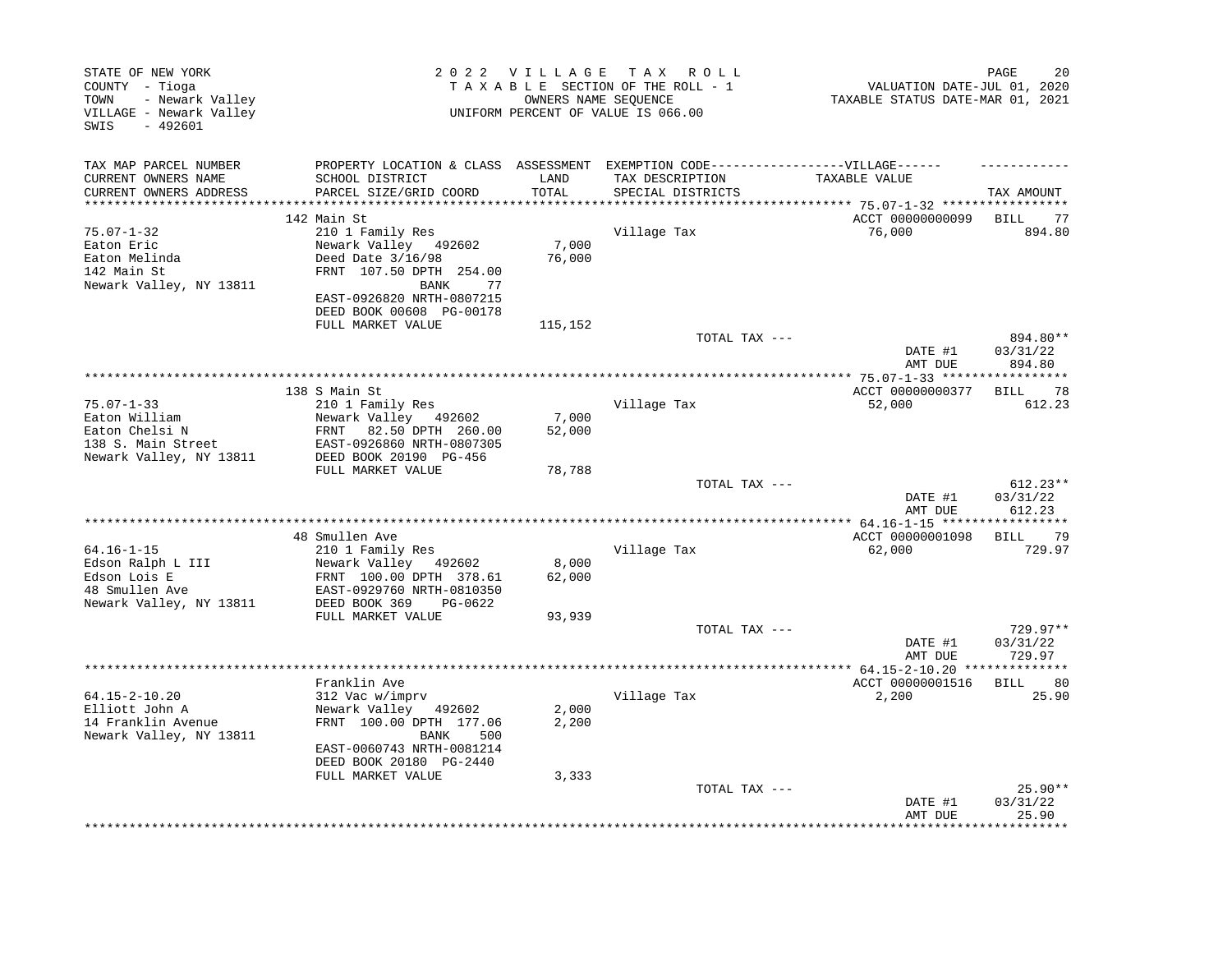STATE OF NEW YORK
COUNTY - Tioga
TOWN - Newark Valley
VILLAGE - Newark Valley
SWIS - 492601

2 0 2 2 V I L L A G E T A X R O L L
T A X A B L E SECTION OF THE ROLL - 1
OWNERS NAME SEQUENCE
UNIFORM PERCENT OF VALUE IS 066.00

VALUATION DATE-JUL 01, 2020
TAXABLE STATUS DATE-MAR 01, 2021

| TAX MAP PARCEL NUMBER / CURRENT OWNERS NAME / CURRENT OWNERS ADDRESS | PROPERTY LOCATION & CLASS / SCHOOL DISTRICT / PARCEL SIZE/GRID COORD | ASSESSMENT LAND / TOTAL | EXEMPTION CODE / TAX DESCRIPTION / SPECIAL DISTRICTS | TAXABLE VALUE | TAX AMOUNT |
|---|---|---|---|---|---|
| 75.07-1-32 | 142 Main St | | | ACCT 00000000099 | BILL 77 |
| Eaton Eric | 210 1 Family Res | | Village Tax | 76,000 | 894.80 |
| Eaton Melinda | Newark Valley 492602 | 7,000 | | | |
| 142 Main St | Deed Date 3/16/98 | 76,000 | | | |
| Newark Valley, NY 13811 | FRNT 107.50 DPTH 254.00 | | | | |
| | BANK 77 | | | | |
| | EAST-0926820 NRTH-0807215 | | | | |
| | DEED BOOK 00608 PG-00178 | | | | |
| | FULL MARKET VALUE | 115,152 | | | |
| | | | TOTAL TAX --- | | 894.80** |
| | | | | DATE #1 | 03/31/22 |
| | | | | AMT DUE | 894.80 |
| 75.07-1-33 | 138 S Main St | | | ACCT 00000000377 | BILL 78 |
| Eaton William | 210 1 Family Res | | Village Tax | 52,000 | 612.23 |
| Eaton Chelsi N | Newark Valley 492602 | 7,000 | | | |
| 138 S. Main Street | FRNT 82.50 DPTH 260.00 | 52,000 | | | |
| Newark Valley, NY 13811 | EAST-0926860 NRTH-0807305 | | | | |
| | DEED BOOK 20190 PG-456 | | | | |
| | FULL MARKET VALUE | 78,788 | | | |
| | | | TOTAL TAX --- | | 612.23** |
| | | | | DATE #1 | 03/31/22 |
| | | | | AMT DUE | 612.23 |
| 64.16-1-15 | 48 Smullen Ave | | | ACCT 00000001098 | BILL 79 |
| Edson Ralph L III | 210 1 Family Res | | Village Tax | 62,000 | 729.97 |
| Edson Lois E | Newark Valley 492602 | 8,000 | | | |
| 48 Smullen Ave | FRNT 100.00 DPTH 378.61 | 62,000 | | | |
| Newark Valley, NY 13811 | EAST-0929760 NRTH-0810350 | | | | |
| | DEED BOOK 369 PG-0622 | | | | |
| | FULL MARKET VALUE | 93,939 | | | |
| | | | TOTAL TAX --- | | 729.97** |
| | | | | DATE #1 | 03/31/22 |
| | | | | AMT DUE | 729.97 |
| 64.15-2-10.20 | Franklin Ave | | | ACCT 00000001516 | BILL 80 |
| Elliott John A | 312 Vac w/imprv | | Village Tax | 2,200 | 25.90 |
| 14 Franklin Avenue | Newark Valley 492602 | 2,000 | | | |
| Newark Valley, NY 13811 | FRNT 100.00 DPTH 177.06 | 2,200 | | | |
| | BANK 500 | | | | |
| | EAST-0060743 NRTH-0081214 | | | | |
| | DEED BOOK 20180 PG-2440 | | | | |
| | FULL MARKET VALUE | 3,333 | | | |
| | | | TOTAL TAX --- | | 25.90** |
| | | | | DATE #1 | 03/31/22 |
| | | | | AMT DUE | 25.90 |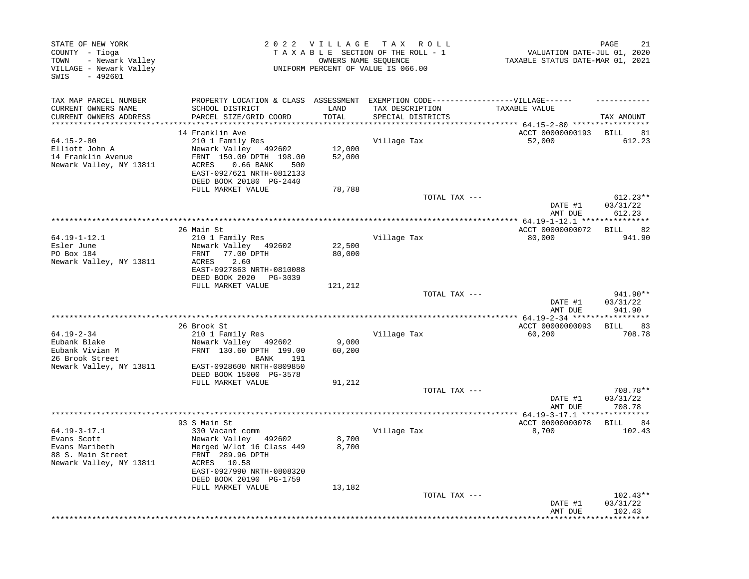STATE OF NEW YORK
COUNTY - Tioga
TOWN - Newark Valley
VILLAGE - Newark Valley
SWIS - 492601

2022 VILLAGE TAX ROLL
TAXABLE SECTION OF THE ROLL - 1
OWNERS NAME SEQUENCE
UNIFORM PERCENT OF VALUE IS 066.00

VALUATION DATE-JUL 01, 2020
TAXABLE STATUS DATE-MAR 01, 2021

| TAX MAP PARCEL NUMBER<br>CURRENT OWNERS NAME<br>CURRENT OWNERS ADDRESS | PROPERTY LOCATION & CLASS<br>SCHOOL DISTRICT<br>PARCEL SIZE/GRID COORD | ASSESSMENT<br>LAND<br>TOTAL | EXEMPTION CODE-------VILLAGE------<br>TAX DESCRIPTION<br>SPECIAL DISTRICTS | TAXABLE VALUE | TAX AMOUNT |
|---|---|---|---|---|---|
| **64.15-2-80** | 14 Franklin Ave | | | ACCT 00000000193 | BILL 81 |
| 64.15-2-80 | 210 1 Family Res | | Village Tax | 52,000 | 612.23 |
| Elliott John A | Newark Valley 492602 | 12,000 | | | |
| 14 Franklin Avenue | FRNT 150.00 DPTH 198.00 | 52,000 | | | |
| Newark Valley, NY 13811 | ACRES 0.66 BANK 500 | | | | |
| | EAST-0927621 NRTH-0812133 | | | | |
| | DEED BOOK 20180 PG-2440 | | | | |
| | FULL MARKET VALUE | 78,788 | | | |
| | | | TOTAL TAX --- | | 612.23** |
| | | | | DATE #1 | 03/31/22 |
| | | | | AMT DUE | 612.23 |
| **64.19-1-12.1** | 26 Main St | | | ACCT 00000000072 | BILL 82 |
| 64.19-1-12.1 | 210 1 Family Res | | Village Tax | 80,000 | 941.90 |
| Esler June | Newark Valley 492602 | 22,500 | | | |
| PO Box 184 | FRNT 77.00 DPTH | 80,000 | | | |
| Newark Valley, NY 13811 | ACRES 2.60 | | | | |
| | EAST-0927863 NRTH-0810088 | | | | |
| | DEED BOOK 2020 PG-3039 | | | | |
| | FULL MARKET VALUE | 121,212 | | | |
| | | | TOTAL TAX --- | | 941.90** |
| | | | | DATE #1 | 03/31/22 |
| | | | | AMT DUE | 941.90 |
| **64.19-2-34** | 26 Brook St | | | ACCT 00000000093 | BILL 83 |
| 64.19-2-34 | 210 1 Family Res | | Village Tax | 60,200 | 708.78 |
| Eubank Blake | Newark Valley 492602 | 9,000 | | | |
| Eubank Vivian M | FRNT 130.60 DPTH 199.00 | 60,200 | | | |
| 26 Brook Street | BANK 191 | | | | |
| Newark Valley, NY 13811 | EAST-0928600 NRTH-0809850 | | | | |
| | DEED BOOK 15000 PG-3578 | | | | |
| | FULL MARKET VALUE | 91,212 | | | |
| | | | TOTAL TAX --- | | 708.78** |
| | | | | DATE #1 | 03/31/22 |
| | | | | AMT DUE | 708.78 |
| **64.19-3-17.1** | 93 S Main St | | | ACCT 00000000078 | BILL 84 |
| 64.19-3-17.1 | 330 Vacant comm | | Village Tax | 8,700 | 102.43 |
| Evans Scott | Newark Valley 492602 | 8,700 | | | |
| Evans Maribeth | Merged W/lot 16 Class 449 | 8,700 | | | |
| 88 S. Main Street | FRNT 289.96 DPTH | | | | |
| Newark Valley, NY 13811 | ACRES 10.58 | | | | |
| | EAST-0927990 NRTH-0808320 | | | | |
| | DEED BOOK 20190 PG-1759 | | | | |
| | FULL MARKET VALUE | 13,182 | | | |
| | | | TOTAL TAX --- | | 102.43** |
| | | | | DATE #1 | 03/31/22 |
| | | | | AMT DUE | 102.43 |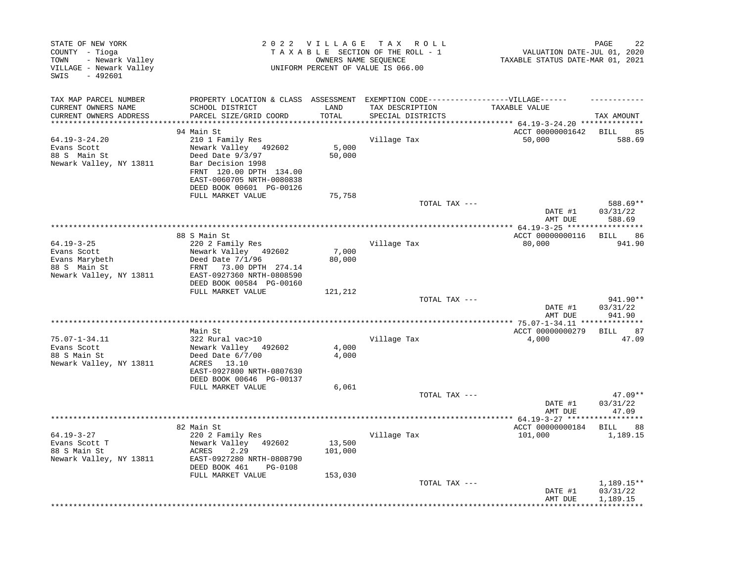STATE OF NEW YORK
COUNTY - Tioga
TOWN - Newark Valley
VILLAGE - Newark Valley
SWIS - 492601

2022 VILLAGE TAX ROLL
TAXABLE SECTION OF THE ROLL - 1
OWNERS NAME SEQUENCE
UNIFORM PERCENT OF VALUE IS 066.00

VALUATION DATE-JUL 01, 2020
TAXABLE STATUS DATE-MAR 01, 2021

| TAX MAP PARCEL NUMBER / CURRENT OWNERS NAME / CURRENT OWNERS ADDRESS | PROPERTY LOCATION & CLASS / SCHOOL DISTRICT / PARCEL SIZE/GRID COORD | ASSESSMENT LAND / TOTAL | EXEMPTION CODE-----VILLAGE----- TAX DESCRIPTION / SPECIAL DISTRICTS | TAXABLE VALUE | TAX AMOUNT |
|---|---|---|---|---|---|
| **64.19-3-24.20** | 94 Main St | | | ACCT 00000001642 | BILL 85 |
| 64.19-3-24.20 | 210 1 Family Res | | Village Tax | 50,000 | 588.69 |
| Evans Scott | Newark Valley 492602 | 5,000 | | | |
| 88 S Main St | Deed Date 9/3/97 | 50,000 | | | |
| Newark Valley, NY 13811 | Bar Decision 1998 | | | | |
| | FRNT 120.00 DPTH 134.00 | | | | |
| | EAST-0060705 NRTH-0080838 | | | | |
| | DEED BOOK 00601 PG-00126 | | | | |
| | FULL MARKET VALUE | 75,758 | | | |
| | | | TOTAL TAX --- | | 588.69** |
| | | | | DATE #1 | 03/31/22 |
| | | | | AMT DUE | 588.69 |
| **64.19-3-25** | 88 S Main St | | | ACCT 00000000116 | BILL 86 |
| 64.19-3-25 | 220 2 Family Res | | Village Tax | 80,000 | 941.90 |
| Evans Scott | Newark Valley 492602 | 7,000 | | | |
| Evans Marybeth | Deed Date 7/1/96 | 80,000 | | | |
| 88 S Main St | FRNT 73.00 DPTH 274.14 | | | | |
| Newark Valley, NY 13811 | EAST-0927360 NRTH-0808590 | | | | |
| | DEED BOOK 00584 PG-00160 | | | | |
| | FULL MARKET VALUE | 121,212 | | | |
| | | | TOTAL TAX --- | | 941.90** |
| | | | | DATE #1 | 03/31/22 |
| | | | | AMT DUE | 941.90 |
| **75.07-1-34.11** | Main St | | | ACCT 00000000279 | BILL 87 |
| 75.07-1-34.11 | 322 Rural vac>10 | | Village Tax | 4,000 | 47.09 |
| Evans Scott | Newark Valley 492602 | 4,000 | | | |
| 88 S Main St | Deed Date 6/7/00 | 4,000 | | | |
| Newark Valley, NY 13811 | ACRES 13.10 | | | | |
| | EAST-0927800 NRTH-0807630 | | | | |
| | DEED BOOK 00646 PG-00137 | | | | |
| | FULL MARKET VALUE | 6,061 | | | |
| | | | TOTAL TAX --- | | 47.09** |
| | | | | DATE #1 | 03/31/22 |
| | | | | AMT DUE | 47.09 |
| **64.19-3-27** | 82 Main St | | | ACCT 00000000184 | BILL 88 |
| 64.19-3-27 | 220 2 Family Res | | Village Tax | 101,000 | 1,189.15 |
| Evans Scott T | Newark Valley 492602 | 13,500 | | | |
| 88 S Main St | ACRES 2.29 | 101,000 | | | |
| Newark Valley, NY 13811 | EAST-0927280 NRTH-0808790 | | | | |
| | DEED BOOK 461 PG-0108 | | | | |
| | FULL MARKET VALUE | 153,030 | | | |
| | | | TOTAL TAX --- | | 1,189.15** |
| | | | | DATE #1 | 03/31/22 |
| | | | | AMT DUE | 1,189.15 |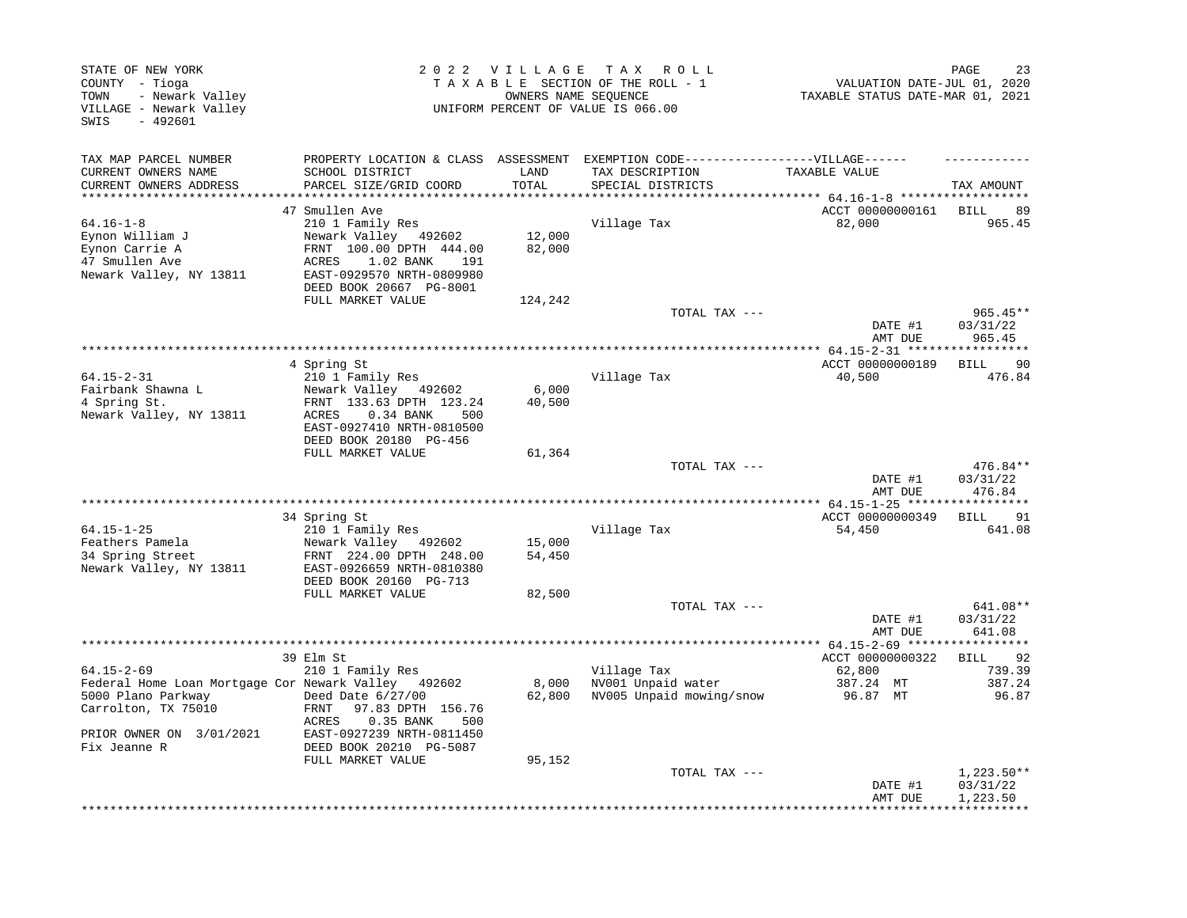STATE OF NEW YORK
COUNTY - Tioga
TOWN - Newark Valley
VILLAGE - Newark Valley
SWIS - 492601

2 0 2 2 V I L L A G E T A X R O L L
T A X A B L E SECTION OF THE ROLL - 1
OWNERS NAME SEQUENCE
UNIFORM PERCENT OF VALUE IS 066.00

VALUATION DATE-JUL 01, 2020
TAXABLE STATUS DATE-MAR 01, 2021

| TAX MAP PARCEL NUMBER / CURRENT OWNERS NAME / CURRENT OWNERS ADDRESS | PROPERTY LOCATION & CLASS / SCHOOL DISTRICT / PARCEL SIZE/GRID COORD | ASSESSMENT LAND / TOTAL | EXEMPTION CODE-----VILLAGE----- TAX DESCRIPTION / SPECIAL DISTRICTS | TAXABLE VALUE | TAX AMOUNT |
|---|---|---|---|---|---|
| | 47 Smullen Ave | | | ACCT 00000000161 | BILL 89 |
| 64.16-1-8 | 210 1 Family Res | | Village Tax | 82,000 | 965.45 |
| Eynon William J | Newark Valley 492602 | 12,000 | | | |
| Eynon Carrie A | FRNT 100.00 DPTH 444.00 | 82,000 | | | |
| 47 Smullen Ave | ACRES 1.02 BANK 191 | | | | |
| Newark Valley, NY 13811 | EAST-0929570 NRTH-0809980 | | | | |
| | DEED BOOK 20667 PG-8001 | | | | |
| | FULL MARKET VALUE | 124,242 | | | |
| | | | TOTAL TAX --- | | 965.45** |
| | | | | DATE #1 | 03/31/22 |
| | | | | AMT DUE | 965.45 |
| | 4 Spring St | | | ACCT 00000000189 | BILL 90 |
| 64.15-2-31 | 210 1 Family Res | | Village Tax | 40,500 | 476.84 |
| Fairbank Shawna L | Newark Valley 492602 | 6,000 | | | |
| 4 Spring St. | FRNT 133.63 DPTH 123.24 | 40,500 | | | |
| Newark Valley, NY 13811 | ACRES 0.34 BANK 500 | | | | |
| | EAST-0927410 NRTH-0810500 | | | | |
| | DEED BOOK 20180 PG-456 | | | | |
| | FULL MARKET VALUE | 61,364 | | | |
| | | | TOTAL TAX --- | | 476.84** |
| | | | | DATE #1 | 03/31/22 |
| | | | | AMT DUE | 476.84 |
| | 34 Spring St | | | ACCT 00000000349 | BILL 91 |
| 64.15-1-25 | 210 1 Family Res | | Village Tax | 54,450 | 641.08 |
| Feathers Pamela | Newark Valley 492602 | 15,000 | | | |
| 34 Spring Street | FRNT 224.00 DPTH 248.00 | 54,450 | | | |
| Newark Valley, NY 13811 | EAST-0926659 NRTH-0810380 | | | | |
| | DEED BOOK 20160 PG-713 | | | | |
| | FULL MARKET VALUE | 82,500 | | | |
| | | | TOTAL TAX --- | | 641.08** |
| | | | | DATE #1 | 03/31/22 |
| | | | | AMT DUE | 641.08 |
| | 39 Elm St | | | ACCT 00000000322 | BILL 92 |
| 64.15-2-69 | 210 1 Family Res | | Village Tax | 62,800 | 739.39 |
| Federal Home Loan Mortgage Cor | Newark Valley 492602 | 8,000 | NV001 Unpaid water | 387.24 MT | 387.24 |
| 5000 Plano Parkway | Deed Date 6/27/00 | 62,800 | NV005 Unpaid mowing/snow | 96.87 MT | 96.87 |
| Carrolton, TX 75010 | FRNT 97.83 DPTH 156.76 | | | | |
| | ACRES 0.35 BANK 500 | | | | |
| PRIOR OWNER ON 3/01/2021 | EAST-0927239 NRTH-0811450 | | | | |
| Fix Jeanne R | DEED BOOK 20210 PG-5087 | | | | |
| | FULL MARKET VALUE | 95,152 | | | |
| | | | TOTAL TAX --- | | 1,223.50** |
| | | | | DATE #1 | 03/31/22 |
| | | | | AMT DUE | 1,223.50 |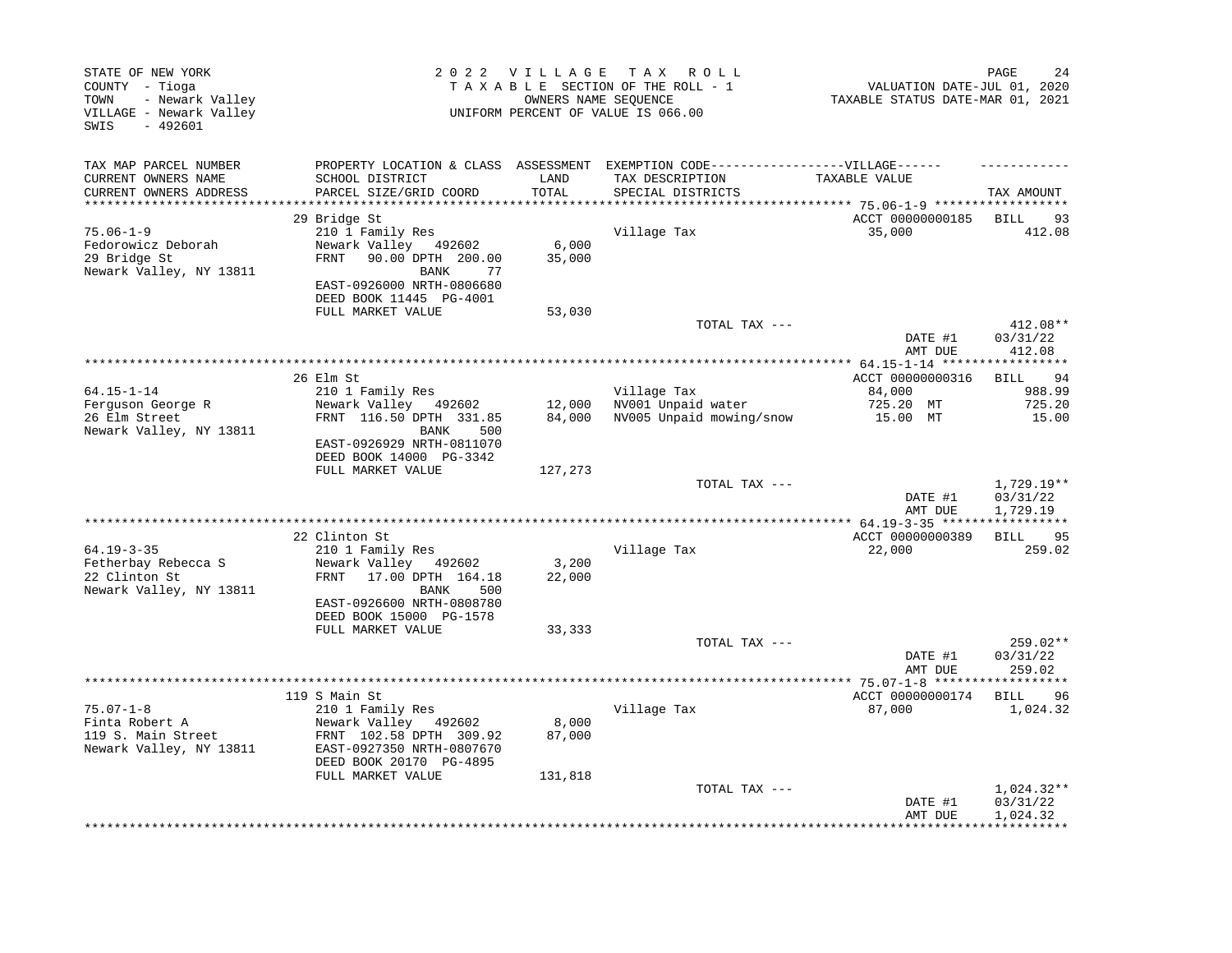STATE OF NEW YORK
COUNTY - Tioga
TOWN - Newark Valley
VILLAGE - Newark Valley
SWIS - 492601

2022 VILLAGE TAX ROLL
TAXABLE SECTION OF THE ROLL - 1
OWNERS NAME SEQUENCE
UNIFORM PERCENT OF VALUE IS 066.00

VALUATION DATE-JUL 01, 2020
TAXABLE STATUS DATE-MAR 01, 2021

| TAX MAP PARCEL NUMBER / CURRENT OWNERS NAME / CURRENT OWNERS ADDRESS | PROPERTY LOCATION & CLASS / SCHOOL DISTRICT / PARCEL SIZE/GRID COORD | ASSESSMENT LAND / TOTAL | EXEMPTION CODE---VILLAGE--- / TAX DESCRIPTION / SPECIAL DISTRICTS | TAXABLE VALUE | TAX AMOUNT |
|---|---|---|---|---|---|
| **75.06-1-9** | 29 Bridge St | | | ACCT 00000000185 | BILL 93 |
| Fedorowicz Deborah | 210 1 Family Res | | Village Tax | 35,000 | 412.08 |
| 29 Bridge St | Newark Valley 492602 | 6,000 | | | |
| Newark Valley, NY 13811 | FRNT 90.00 DPTH 200.00 | 35,000 | | | |
| | BANK 77 | | | | |
| | EAST-0926000 NRTH-0806680 | | | | |
| | DEED BOOK 11445 PG-4001 | | | | |
| | FULL MARKET VALUE | 53,030 | | | |
| | | | TOTAL TAX --- | | 412.08** |
| | | | | DATE #1 | 03/31/22 |
| | | | | AMT DUE | 412.08 |
| **64.15-1-14** | 26 Elm St | | | ACCT 00000000316 | BILL 94 |
| Ferguson George R | 210 1 Family Res | | Village Tax | 84,000 | 988.99 |
| 26 Elm Street | Newark Valley 492602 | 12,000 | NV001 Unpaid water | 725.20 MT | 725.20 |
| Newark Valley, NY 13811 | FRNT 116.50 DPTH 331.85 | 84,000 | NV005 Unpaid mowing/snow | 15.00 MT | 15.00 |
| | BANK 500 | | | | |
| | EAST-0926929 NRTH-0811070 | | | | |
| | DEED BOOK 14000 PG-3342 | | | | |
| | FULL MARKET VALUE | 127,273 | | | |
| | | | TOTAL TAX --- | | 1,729.19** |
| | | | | DATE #1 | 03/31/22 |
| | | | | AMT DUE | 1,729.19 |
| **64.19-3-35** | 22 Clinton St | | | ACCT 00000000389 | BILL 95 |
| Fetherbay Rebecca S | 210 1 Family Res | | Village Tax | 22,000 | 259.02 |
| 22 Clinton St | Newark Valley 492602 | 3,200 | | | |
| Newark Valley, NY 13811 | FRNT 17.00 DPTH 164.18 | 22,000 | | | |
| | BANK 500 | | | | |
| | EAST-0926600 NRTH-0808780 | | | | |
| | DEED BOOK 15000 PG-1578 | | | | |
| | FULL MARKET VALUE | 33,333 | | | |
| | | | TOTAL TAX --- | | 259.02** |
| | | | | DATE #1 | 03/31/22 |
| | | | | AMT DUE | 259.02 |
| **75.07-1-8** | 119 S Main St | | | ACCT 00000000174 | BILL 96 |
| Finta Robert A | 210 1 Family Res | | Village Tax | 87,000 | 1,024.32 |
| 119 S. Main Street | Newark Valley 492602 | 8,000 | | | |
| Newark Valley, NY 13811 | FRNT 102.58 DPTH 309.92 | 87,000 | | | |
| | EAST-0927350 NRTH-0807670 | | | | |
| | DEED BOOK 20170 PG-4895 | | | | |
| | FULL MARKET VALUE | 131,818 | | | |
| | | | TOTAL TAX --- | | 1,024.32** |
| | | | | DATE #1 | 03/31/22 |
| | | | | AMT DUE | 1,024.32 |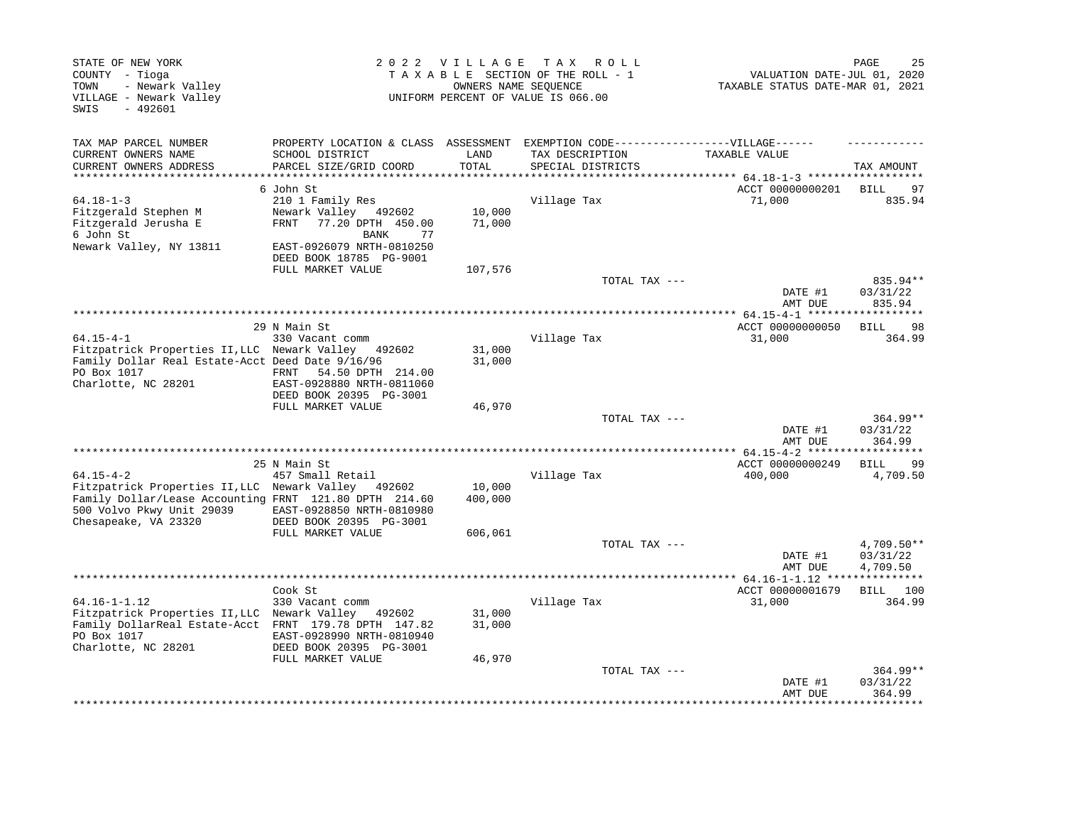STATE OF NEW YORK
COUNTY - Tioga
TOWN - Newark Valley
VILLAGE - Newark Valley
SWIS - 492601

2022 VILLAGE TAX ROLL
TAXABLE SECTION OF THE ROLL - 1
OWNERS NAME SEQUENCE
UNIFORM PERCENT OF VALUE IS 066.00

VALUATION DATE-JUL 01, 2020
TAXABLE STATUS DATE-MAR 01, 2021

| TAX MAP PARCEL NUMBER / CURRENT OWNERS NAME / CURRENT OWNERS ADDRESS | PROPERTY LOCATION & CLASS / SCHOOL DISTRICT / PARCEL SIZE/GRID COORD | ASSESSMENT LAND / TOTAL | EXEMPTION CODE / TAX DESCRIPTION / SPECIAL DISTRICTS | VILLAGE TAXABLE VALUE | TAX AMOUNT |
|---|---|---|---|---|---|
| **64.18-1-3** | 6 John St | | | ACCT 00000000201 | BILL 97 |
| 64.18-1-3 | 210 1 Family Res | | Village Tax | 71,000 | 835.94 |
| Fitzgerald Stephen M | Newark Valley 492602 | 10,000 | | | |
| Fitzgerald Jerusha E | FRNT 77.20 DPTH 450.00 | 71,000 | | | |
| 6 John St | BANK 77 | | | | |
| Newark Valley, NY 13811 | EAST-0926079 NRTH-0810250 | | | | |
| | DEED BOOK 18785 PG-9001 | | | | |
| | FULL MARKET VALUE | 107,576 | | | |
| | | | TOTAL TAX --- | | 835.94** |
| | | | | DATE #1 | 03/31/22 |
| | | | | AMT DUE | 835.94 |
| **64.15-4-1** | 29 N Main St | | | ACCT 00000000050 | BILL 98 |
| 64.15-4-1 | 330 Vacant comm | | Village Tax | 31,000 | 364.99 |
| Fitzpatrick Properties II,LLC | Newark Valley 492602 | 31,000 | | | |
| Family Dollar Real Estate-Acct | Deed Date 9/16/96 | 31,000 | | | |
| PO Box 1017 | FRNT 54.50 DPTH 214.00 | | | | |
| Charlotte, NC 28201 | EAST-0928880 NRTH-0811060 | | | | |
| | DEED BOOK 20395 PG-3001 | | | | |
| | FULL MARKET VALUE | 46,970 | | | |
| | | | TOTAL TAX --- | | 364.99** |
| | | | | DATE #1 | 03/31/22 |
| | | | | AMT DUE | 364.99 |
| **64.15-4-2** | 25 N Main St | | | ACCT 00000000249 | BILL 99 |
| 64.15-4-2 | 457 Small Retail | | Village Tax | 400,000 | 4,709.50 |
| Fitzpatrick Properties II,LLC | Newark Valley 492602 | 10,000 | | | |
| Family Dollar/Lease Accounting | FRNT 121.80 DPTH 214.60 | 400,000 | | | |
| 500 Volvo Pkwy Unit 29039 | EAST-0928850 NRTH-0810980 | | | | |
| Chesapeake, VA 23320 | DEED BOOK 20395 PG-3001 | | | | |
| | FULL MARKET VALUE | 606,061 | | | |
| | | | TOTAL TAX --- | | 4,709.50** |
| | | | | DATE #1 | 03/31/22 |
| | | | | AMT DUE | 4,709.50 |
| **64.16-1-1.12** | Cook St | | | ACCT 00000001679 | BILL 100 |
| 64.16-1-1.12 | 330 Vacant comm | | Village Tax | 31,000 | 364.99 |
| Fitzpatrick Properties II,LLC | Newark Valley 492602 | 31,000 | | | |
| Family DollarReal Estate-Acct | FRNT 179.78 DPTH 147.82 | 31,000 | | | |
| PO Box 1017 | EAST-0928990 NRTH-0810940 | | | | |
| Charlotte, NC 28201 | DEED BOOK 20395 PG-3001 | | | | |
| | FULL MARKET VALUE | 46,970 | | | |
| | | | TOTAL TAX --- | | 364.99** |
| | | | | DATE #1 | 03/31/22 |
| | | | | AMT DUE | 364.99 |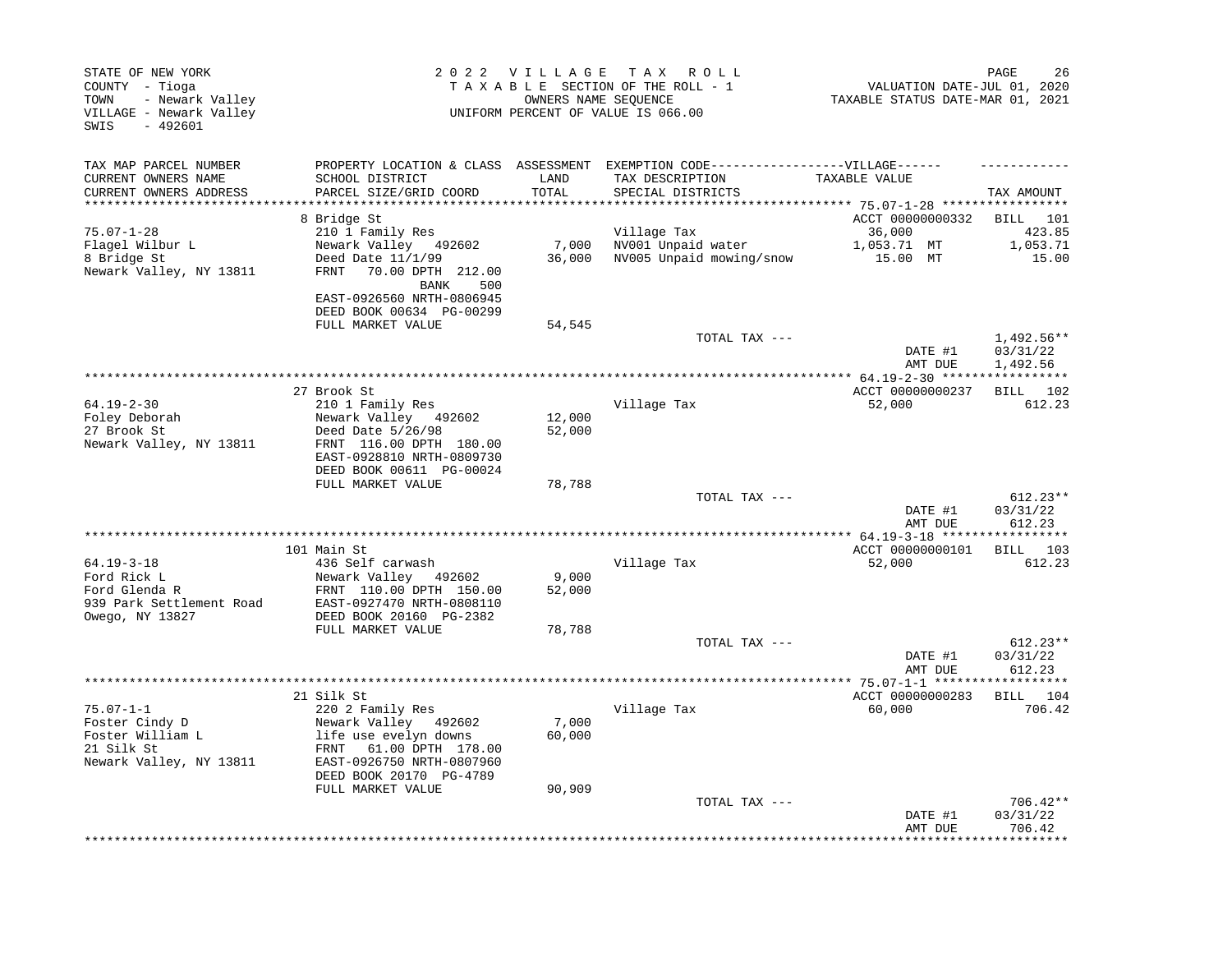STATE OF NEW YORK
COUNTY - Tioga
TOWN - Newark Valley
VILLAGE - Newark Valley
SWIS - 492601

2022 VILLAGE TAX ROLL
TAXABLE SECTION OF THE ROLL - 1
OWNERS NAME SEQUENCE
UNIFORM PERCENT OF VALUE IS 066.00

VALUATION DATE-JUL 01, 2020
TAXABLE STATUS DATE-MAR 01, 2021

| TAX MAP PARCEL NUMBER / CURRENT OWNERS NAME / CURRENT OWNERS ADDRESS | PROPERTY LOCATION & CLASS / SCHOOL DISTRICT / PARCEL SIZE/GRID COORD | ASSESSMENT LAND / TOTAL | EXEMPTION CODE / TAX DESCRIPTION / SPECIAL DISTRICTS | VILLAGE TAXABLE VALUE | TAX AMOUNT |
|---|---|---|---|---|---|
| **75.07-1-28** | 8 Bridge St | | | ACCT 00000000332 | BILL 101 |
| 75.07-1-28 | 210 1 Family Res | | Village Tax | 36,000 | 423.85 |
| Flagel Wilbur L | Newark Valley 492602 | 7,000 | NV001 Unpaid water | 1,053.71 MT | 1,053.71 |
| 8 Bridge St | Deed Date 11/1/99 | 36,000 | NV005 Unpaid mowing/snow | 15.00 MT | 15.00 |
| Newark Valley, NY 13811 | FRNT 70.00 DPTH 212.00 | | | | |
| | BANK 500 | | | | |
| | EAST-0926560 NRTH-0806945 | | | | |
| | DEED BOOK 00634 PG-00299 | | | | |
| | FULL MARKET VALUE | 54,545 | | | |
| | | | TOTAL TAX --- | | 1,492.56** |
| | | | | DATE #1 | 03/31/22 |
| | | | | AMT DUE | 1,492.56 |
| **64.19-2-30** | 27 Brook St | | | ACCT 00000000237 | BILL 102 |
| 64.19-2-30 | 210 1 Family Res | | Village Tax | 52,000 | 612.23 |
| Foley Deborah | Newark Valley 492602 | 12,000 | | | |
| 27 Brook St | Deed Date 5/26/98 | 52,000 | | | |
| Newark Valley, NY 13811 | FRNT 116.00 DPTH 180.00 | | | | |
| | EAST-0928810 NRTH-0809730 | | | | |
| | DEED BOOK 00611 PG-00024 | | | | |
| | FULL MARKET VALUE | 78,788 | | | |
| | | | TOTAL TAX --- | | 612.23** |
| | | | | DATE #1 | 03/31/22 |
| | | | | AMT DUE | 612.23 |
| **64.19-3-18** | 101 Main St | | | ACCT 00000000101 | BILL 103 |
| 64.19-3-18 | 436 Self carwash | | Village Tax | 52,000 | 612.23 |
| Ford Rick L | Newark Valley 492602 | 9,000 | | | |
| Ford Glenda R | FRNT 110.00 DPTH 150.00 | 52,000 | | | |
| 939 Park Settlement Road | EAST-0927470 NRTH-0808110 | | | | |
| Owego, NY 13827 | DEED BOOK 20160 PG-2382 | | | | |
| | FULL MARKET VALUE | 78,788 | | | |
| | | | TOTAL TAX --- | | 612.23** |
| | | | | DATE #1 | 03/31/22 |
| | | | | AMT DUE | 612.23 |
| **75.07-1-1** | 21 Silk St | | | ACCT 00000000283 | BILL 104 |
| 75.07-1-1 | 220 2 Family Res | | Village Tax | 60,000 | 706.42 |
| Foster Cindy D | Newark Valley 492602 | 7,000 | | | |
| Foster William L | life use evelyn downs | 60,000 | | | |
| 21 Silk St | FRNT 61.00 DPTH 178.00 | | | | |
| Newark Valley, NY 13811 | EAST-0926750 NRTH-0807960 | | | | |
| | DEED BOOK 20170 PG-4789 | | | | |
| | FULL MARKET VALUE | 90,909 | | | |
| | | | TOTAL TAX --- | | 706.42** |
| | | | | DATE #1 | 03/31/22 |
| | | | | AMT DUE | 706.42 |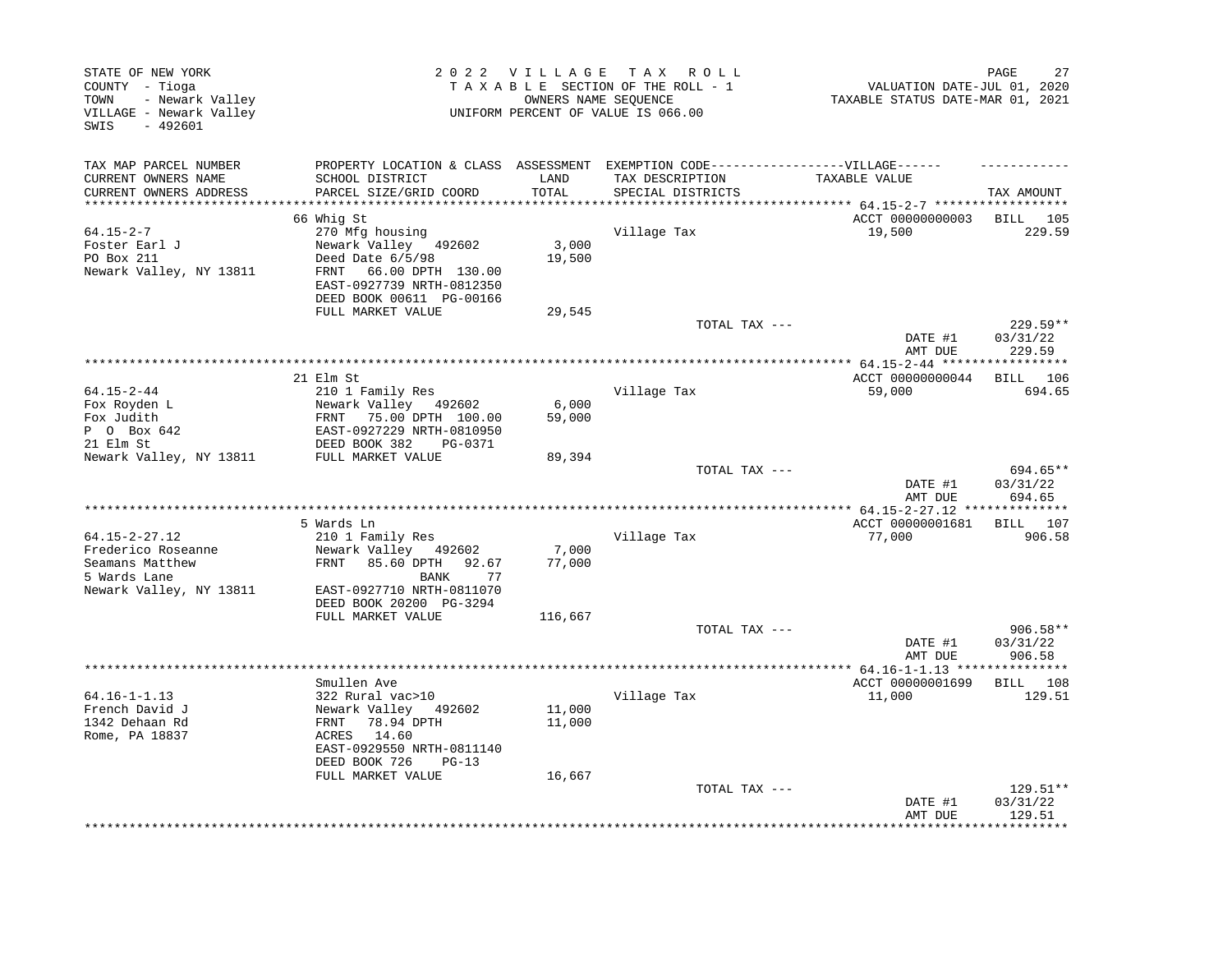STATE OF NEW YORK
COUNTY - Tioga
TOWN - Newark Valley
VILLAGE - Newark Valley
SWIS - 492601

2 0 2 2 V I L L A G E T A X R O L L
T A X A B L E SECTION OF THE ROLL - 1
OWNERS NAME SEQUENCE
UNIFORM PERCENT OF VALUE IS 066.00

VALUATION DATE-JUL 01, 2020
TAXABLE STATUS DATE-MAR 01, 2021

| TAX MAP PARCEL NUMBER / CURRENT OWNERS NAME / CURRENT OWNERS ADDRESS | PROPERTY LOCATION & CLASS / SCHOOL DISTRICT / PARCEL SIZE/GRID COORD | ASSESSMENT LAND / TOTAL | EXEMPTION CODE / TAX DESCRIPTION / SPECIAL DISTRICTS | TAXABLE VALUE | TAX AMOUNT |
|---|---|---|---|---|---|
| 64.15-2-7 | 66 Whig St | | | ACCT 00000000003 | BILL 105 |
| Foster Earl J | 270 Mfg housing | | Village Tax | 19,500 | 229.59 |
| PO Box 211 | Newark Valley 492602 | 3,000 | | | |
| Newark Valley, NY 13811 | Deed Date 6/5/98 | 19,500 | | | |
| | FRNT 66.00 DPTH 130.00 | | | | |
| | EAST-0927739 NRTH-0812350 | | | | |
| | DEED BOOK 00611 PG-00166 | | | | |
| | FULL MARKET VALUE | 29,545 | | | |
| | | | TOTAL TAX --- | | 229.59** |
| | | | | DATE #1 | 03/31/22 |
| | | | | AMT DUE | 229.59 |
| 64.15-2-44 | 21 Elm St | | | ACCT 00000000044 | BILL 106 |
| Fox Royden L | 210 1 Family Res | | Village Tax | 59,000 | 694.65 |
| Fox Judith | Newark Valley 492602 | 6,000 | | | |
| P O Box 642 | FRNT 75.00 DPTH 100.00 | 59,000 | | | |
| 21 Elm St | EAST-0927229 NRTH-0810950 | | | | |
| Newark Valley, NY 13811 | DEED BOOK 382 PG-0371 | | | | |
| | FULL MARKET VALUE | 89,394 | | | |
| | | | TOTAL TAX --- | | 694.65** |
| | | | | DATE #1 | 03/31/22 |
| | | | | AMT DUE | 694.65 |
| 64.15-2-27.12 | 5 Wards Ln | | | ACCT 00000001681 | BILL 107 |
| Frederico Roseanne | 210 1 Family Res | | Village Tax | 77,000 | 906.58 |
| Seamans Matthew | Newark Valley 492602 | 7,000 | | | |
| 5 Wards Lane | FRNT 85.60 DPTH 92.67 | 77,000 | | | |
| Newark Valley, NY 13811 | BANK 77 | | | | |
| | EAST-0927710 NRTH-0811070 | | | | |
| | DEED BOOK 20200 PG-3294 | | | | |
| | FULL MARKET VALUE | 116,667 | | | |
| | | | TOTAL TAX --- | | 906.58** |
| | | | | DATE #1 | 03/31/22 |
| | | | | AMT DUE | 906.58 |
| 64.16-1-1.13 | Smullen Ave | | | ACCT 00000001699 | BILL 108 |
| French David J | 322 Rural vac>10 | | Village Tax | 11,000 | 129.51 |
| 1342 Dehaan Rd | Newark Valley 492602 | 11,000 | | | |
| Rome, PA 18837 | FRNT 78.94 DPTH | 11,000 | | | |
| | ACRES 14.60 | | | | |
| | EAST-0929550 NRTH-0811140 | | | | |
| | DEED BOOK 726 PG-13 | | | | |
| | FULL MARKET VALUE | 16,667 | | | |
| | | | TOTAL TAX --- | | 129.51** |
| | | | | DATE #1 | 03/31/22 |
| | | | | AMT DUE | 129.51 |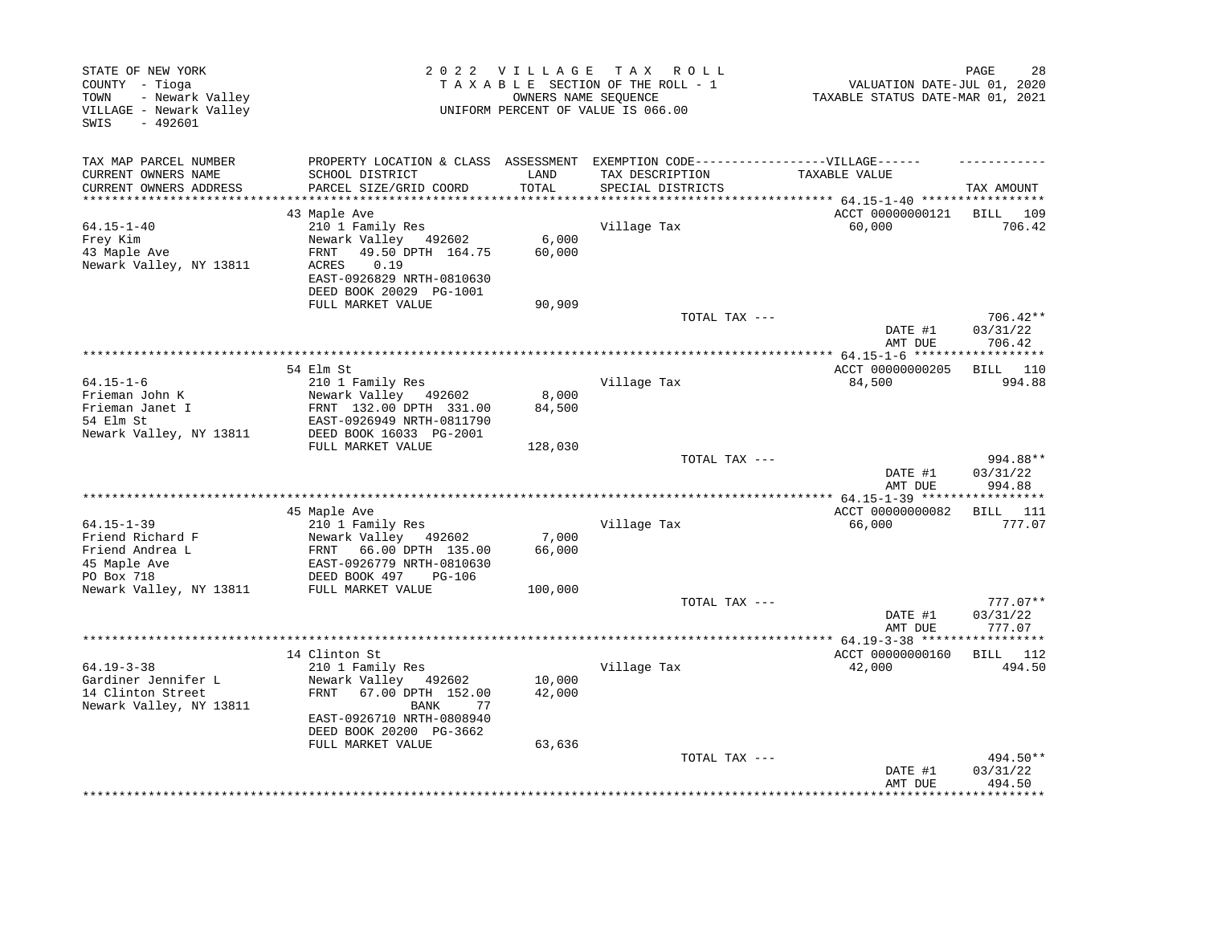STATE OF NEW YORK
COUNTY - Tioga
TOWN - Newark Valley
VILLAGE - Newark Valley
SWIS - 492601

2 0 2 2 V I L L A G E T A X R O L L
T A X A B L E SECTION OF THE ROLL - 1
OWNERS NAME SEQUENCE
UNIFORM PERCENT OF VALUE IS 066.00

VALUATION DATE-JUL 01, 2020
TAXABLE STATUS DATE-MAR 01, 2021

| TAX MAP PARCEL NUMBER / CURRENT OWNERS NAME / CURRENT OWNERS ADDRESS | PROPERTY LOCATION & CLASS / SCHOOL DISTRICT / PARCEL SIZE/GRID COORD | ASSESSMENT LAND / TOTAL | EXEMPTION CODE-----VILLAGE----- / TAX DESCRIPTION / SPECIAL DISTRICTS | TAXABLE VALUE | TAX AMOUNT |
|---|---|---|---|---|---|
| **64.15-1-40** | 43 Maple Ave | | | ACCT 00000000121 | BILL 109 |
| 64.15-1-40 | 210 1 Family Res | | Village Tax | 60,000 | 706.42 |
| Frey Kim | Newark Valley 492602 | 6,000 | | | |
| 43 Maple Ave | FRNT 49.50 DPTH 164.75 | 60,000 | | | |
| Newark Valley, NY 13811 | ACRES 0.19 | | | | |
| | EAST-0926829 NRTH-0810630 | | | | |
| | DEED BOOK 20029 PG-1001 | | | | |
| | FULL MARKET VALUE | 90,909 | | | |
| | | | TOTAL TAX --- | | 706.42** |
| | | | | DATE #1 | 03/31/22 |
| | | | | AMT DUE | 706.42 |
| **64.15-1-6** | 54 Elm St | | | ACCT 00000000205 | BILL 110 |
| 64.15-1-6 | 210 1 Family Res | | Village Tax | 84,500 | 994.88 |
| Frieman John K | Newark Valley 492602 | 8,000 | | | |
| Frieman Janet I | FRNT 132.00 DPTH 331.00 | 84,500 | | | |
| 54 Elm St | EAST-0926949 NRTH-0811790 | | | | |
| Newark Valley, NY 13811 | DEED BOOK 16033 PG-2001 | | | | |
| | FULL MARKET VALUE | 128,030 | | | |
| | | | TOTAL TAX --- | | 994.88** |
| | | | | DATE #1 | 03/31/22 |
| | | | | AMT DUE | 994.88 |
| **64.15-1-39** | 45 Maple Ave | | | ACCT 00000000082 | BILL 111 |
| 64.15-1-39 | 210 1 Family Res | | Village Tax | 66,000 | 777.07 |
| Friend Richard F | Newark Valley 492602 | 7,000 | | | |
| Friend Andrea L | FRNT 66.00 DPTH 135.00 | 66,000 | | | |
| 45 Maple Ave | EAST-0926779 NRTH-0810630 | | | | |
| PO Box 718 | DEED BOOK 497 PG-106 | | | | |
| Newark Valley, NY 13811 | FULL MARKET VALUE | 100,000 | | | |
| | | | TOTAL TAX --- | | 777.07** |
| | | | | DATE #1 | 03/31/22 |
| | | | | AMT DUE | 777.07 |
| **64.19-3-38** | 14 Clinton St | | | ACCT 00000000160 | BILL 112 |
| 64.19-3-38 | 210 1 Family Res | | Village Tax | 42,000 | 494.50 |
| Gardiner Jennifer L | Newark Valley 492602 | 10,000 | | | |
| 14 Clinton Street | FRNT 67.00 DPTH 152.00 | 42,000 | | | |
| Newark Valley, NY 13811 | BANK 77 | | | | |
| | EAST-0926710 NRTH-0808940 | | | | |
| | DEED BOOK 20200 PG-3662 | | | | |
| | FULL MARKET VALUE | 63,636 | | | |
| | | | TOTAL TAX --- | | 494.50** |
| | | | | DATE #1 | 03/31/22 |
| | | | | AMT DUE | 494.50 |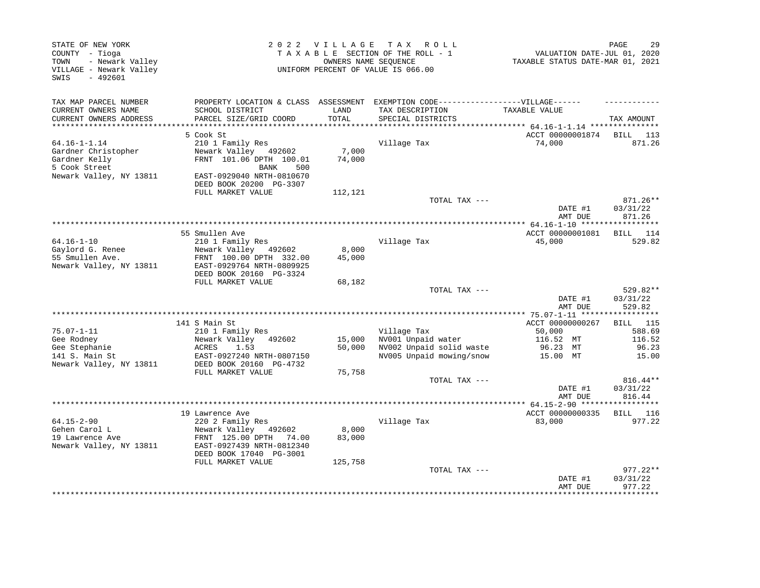STATE OF NEW YORK
COUNTY - Tioga
TOWN - Newark Valley
VILLAGE - Newark Valley
SWIS - 492601

2022 VILLAGE TAX ROLL
TAXABLE SECTION OF THE ROLL - 1
OWNERS NAME SEQUENCE
UNIFORM PERCENT OF VALUE IS 066.00

VALUATION DATE-JUL 01, 2020
TAXABLE STATUS DATE-MAR 01, 2021

| TAX MAP PARCEL NUMBER / CURRENT OWNERS NAME / CURRENT OWNERS ADDRESS | PROPERTY LOCATION & CLASS / SCHOOL DISTRICT / PARCEL SIZE/GRID COORD | ASSESSMENT LAND / TOTAL | EXEMPTION CODE-----VILLAGE----- TAX DESCRIPTION / SPECIAL DISTRICTS | TAXABLE VALUE | TAX AMOUNT |
|---|---|---|---|---|---|
| 64.16-1-1.14 | 5 Cook St | | | ACCT 00000001874 | BILL 113 |
| Gardner Christopher | 210 1 Family Res | | Village Tax | 74,000 | 871.26 |
| Gardner Kelly | Newark Valley 492602 | 7,000 | | | |
| 5 Cook Street | FRNT 101.06 DPTH 100.01 | 74,000 | | | |
| Newark Valley, NY 13811 | BANK 500 | | | | |
| | EAST-0929040 NRTH-0810670 | | | | |
| | DEED BOOK 20200 PG-3307 | | | | |
| | FULL MARKET VALUE | 112,121 | | | |
| | | | TOTAL TAX --- | | 871.26** |
| | | | | DATE #1 | 03/31/22 |
| | | | | AMT DUE | 871.26 |
| 64.16-1-10 | 55 Smullen Ave | | | ACCT 00000001081 | BILL 114 |
| Gaylord G. Renee | 210 1 Family Res | | Village Tax | 45,000 | 529.82 |
| 55 Smullen Ave. | Newark Valley 492602 | 8,000 | | | |
| Newark Valley, NY 13811 | FRNT 100.00 DPTH 332.00 | 45,000 | | | |
| | EAST-0929764 NRTH-0809925 | | | | |
| | DEED BOOK 20160 PG-3324 | | | | |
| | FULL MARKET VALUE | 68,182 | | | |
| | | | TOTAL TAX --- | | 529.82** |
| | | | | DATE #1 | 03/31/22 |
| | | | | AMT DUE | 529.82 |
| 75.07-1-11 | 141 S Main St | | | ACCT 00000000267 | BILL 115 |
| Gee Rodney | 210 1 Family Res | | Village Tax | 50,000 | 588.69 |
| Gee Stephanie | Newark Valley 492602 | 15,000 | NV001 Unpaid water | 116.52 MT | 116.52 |
| 141 S. Main St | ACRES 1.53 | 50,000 | NV002 Unpaid solid waste | 96.23 MT | 96.23 |
| Newark Valley, NY 13811 | EAST-0927240 NRTH-0807150 | | NV005 Unpaid mowing/snow | 15.00 MT | 15.00 |
| | DEED BOOK 20160 PG-4732 | | | | |
| | FULL MARKET VALUE | 75,758 | | | |
| | | | TOTAL TAX --- | | 816.44** |
| | | | | DATE #1 | 03/31/22 |
| | | | | AMT DUE | 816.44 |
| 64.15-2-90 | 19 Lawrence Ave | | | ACCT 00000000335 | BILL 116 |
| Gehen Carol L | 220 2 Family Res | | Village Tax | 83,000 | 977.22 |
| 19 Lawrence Ave | Newark Valley 492602 | 8,000 | | | |
| Newark Valley, NY 13811 | FRNT 125.00 DPTH 74.00 | 83,000 | | | |
| | EAST-0927439 NRTH-0812340 | | | | |
| | DEED BOOK 17040 PG-3001 | | | | |
| | FULL MARKET VALUE | 125,758 | | | |
| | | | TOTAL TAX --- | | 977.22** |
| | | | | DATE #1 | 03/31/22 |
| | | | | AMT DUE | 977.22 |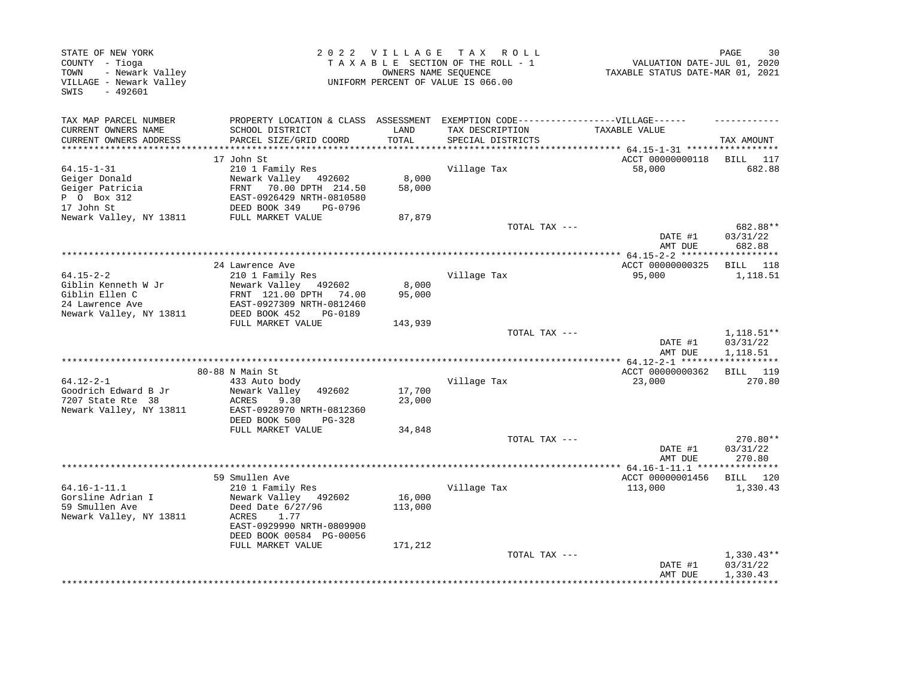STATE OF NEW YORK
COUNTY - Tioga
TOWN - Newark Valley
VILLAGE - Newark Valley
SWIS - 492601

2022 VILLAGE TAX ROLL
TAXABLE SECTION OF THE ROLL - 1
OWNERS NAME SEQUENCE
UNIFORM PERCENT OF VALUE IS 066.00

VALUATION DATE-JUL 01, 2020
TAXABLE STATUS DATE-MAR 01, 2021

| TAX MAP PARCEL NUMBER / CURRENT OWNERS NAME / CURRENT OWNERS ADDRESS | PROPERTY LOCATION & CLASS / SCHOOL DISTRICT / PARCEL SIZE/GRID COORD | ASSESSMENT LAND / TOTAL | EXEMPTION CODE-----VILLAGE----- TAX DESCRIPTION / SPECIAL DISTRICTS | TAXABLE VALUE | TAX AMOUNT |
|---|---|---|---|---|---|
| 64.15-1-31 | 17 John St | | | ACCT 00000000118 | BILL 117 |
| Geiger Donald | 210 1 Family Res | | Village Tax | 58,000 | 682.88 |
| Geiger Patricia | Newark Valley 492602 | 8,000 | | | |
| P O Box 312 | FRNT 70.00 DPTH 214.50 | 58,000 | | | |
| 17 John St | EAST-0926429 NRTH-0810580 | | | | |
| Newark Valley, NY 13811 | DEED BOOK 349 PG-0796 | | | | |
| | FULL MARKET VALUE | 87,879 | | | |
| | | | TOTAL TAX --- | | 682.88** |
| | | | | DATE #1 | 03/31/22 |
| | | | | AMT DUE | 682.88 |
| 64.15-2-2 | 24 Lawrence Ave | | | ACCT 00000000325 | BILL 118 |
| Giblin Kenneth W Jr | 210 1 Family Res | | Village Tax | 95,000 | 1,118.51 |
| Giblin Ellen C | Newark Valley 492602 | 8,000 | | | |
| 24 Lawrence Ave | FRNT 121.00 DPTH 74.00 | 95,000 | | | |
| Newark Valley, NY 13811 | EAST-0927309 NRTH-0812460 | | | | |
| | DEED BOOK 452 PG-0189 | | | | |
| | FULL MARKET VALUE | 143,939 | | | |
| | | | TOTAL TAX --- | | 1,118.51** |
| | | | | DATE #1 | 03/31/22 |
| | | | | AMT DUE | 1,118.51 |
| 64.12-2-1 | 80-88 N Main St | | | ACCT 00000000362 | BILL 119 |
| Goodrich Edward B Jr | 433 Auto body | | Village Tax | 23,000 | 270.80 |
| 7207 State Rte 38 | Newark Valley 492602 | 17,700 | | | |
| Newark Valley, NY 13811 | ACRES 9.30 | 23,000 | | | |
| | EAST-0928970 NRTH-0812360 | | | | |
| | DEED BOOK 500 PG-328 | | | | |
| | FULL MARKET VALUE | 34,848 | | | |
| | | | TOTAL TAX --- | | 270.80** |
| | | | | DATE #1 | 03/31/22 |
| | | | | AMT DUE | 270.80 |
| 64.16-1-11.1 | 59 Smullen Ave | | | ACCT 00000001456 | BILL 120 |
| Gorsline Adrian I | 210 1 Family Res | | Village Tax | 113,000 | 1,330.43 |
| 59 Smullen Ave | Newark Valley 492602 | 16,000 | | | |
| Newark Valley, NY 13811 | Deed Date 6/27/96 | 113,000 | | | |
| | ACRES 1.77 | | | | |
| | EAST-0929990 NRTH-0809900 | | | | |
| | DEED BOOK 00584 PG-00056 | | | | |
| | FULL MARKET VALUE | 171,212 | | | |
| | | | TOTAL TAX --- | | 1,330.43** |
| | | | | DATE #1 | 03/31/22 |
| | | | | AMT DUE | 1,330.43 |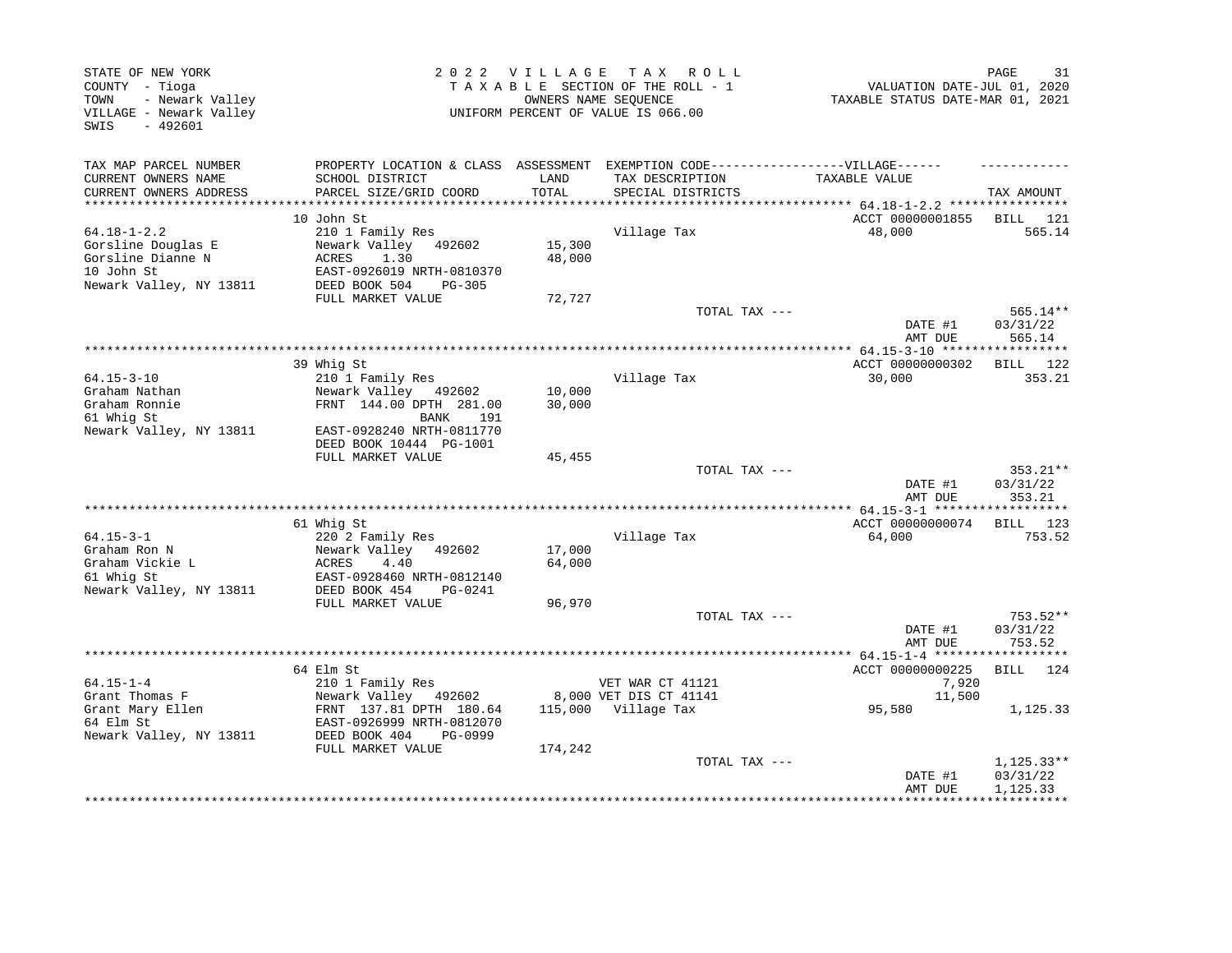STATE OF NEW YORK
COUNTY - Tioga
TOWN - Newark Valley
VILLAGE - Newark Valley
SWIS - 492601

2 0 2 2 V I L L A G E T A X R O L L
T A X A B L E SECTION OF THE ROLL - 1
OWNERS NAME SEQUENCE
UNIFORM PERCENT OF VALUE IS 066.00

VALUATION DATE-JUL 01, 2020
TAXABLE STATUS DATE-MAR 01, 2021

| TAX MAP PARCEL NUMBER / CURRENT OWNERS NAME / CURRENT OWNERS ADDRESS | PROPERTY LOCATION & CLASS / SCHOOL DISTRICT / PARCEL SIZE/GRID COORD | ASSESSMENT LAND / TOTAL | EXEMPTION CODE---VILLAGE--- / TAX DESCRIPTION / SPECIAL DISTRICTS | TAXABLE VALUE | TAX AMOUNT |
|---|---|---|---|---|---|
| | 10 John St | | | ACCT 00000001855 | BILL 121 |
| 64.18-1-2.2 | 210 1 Family Res | | Village Tax | 48,000 | 565.14 |
| Gorsline Douglas E | Newark Valley 492602 | 15,300 | | | |
| Gorsline Dianne N | ACRES 1.30 | 48,000 | | | |
| 10 John St | EAST-0926019 NRTH-0810370 | | | | |
| Newark Valley, NY 13811 | DEED BOOK 504 PG-305 | | | | |
| | FULL MARKET VALUE | 72,727 | | | |
| | | | TOTAL TAX --- | | 565.14** |
| | | | | DATE #1 | 03/31/22 |
| | | | | AMT DUE | 565.14 |
| | 39 Whig St | | | ACCT 00000000302 | BILL 122 |
| 64.15-3-10 | 210 1 Family Res | | Village Tax | 30,000 | 353.21 |
| Graham Nathan | Newark Valley 492602 | 10,000 | | | |
| Graham Ronnie | FRNT 144.00 DPTH 281.00 | 30,000 | | | |
| 61 Whig St | BANK 191 | | | | |
| Newark Valley, NY 13811 | EAST-0928240 NRTH-0811770 | | | | |
| | DEED BOOK 10444 PG-1001 | | | | |
| | FULL MARKET VALUE | 45,455 | | | |
| | | | TOTAL TAX --- | | 353.21** |
| | | | | DATE #1 | 03/31/22 |
| | | | | AMT DUE | 353.21 |
| | 61 Whig St | | | ACCT 00000000074 | BILL 123 |
| 64.15-3-1 | 220 2 Family Res | | Village Tax | 64,000 | 753.52 |
| Graham Ron N | Newark Valley 492602 | 17,000 | | | |
| Graham Vickie L | ACRES 4.40 | 64,000 | | | |
| 61 Whig St | EAST-0928460 NRTH-0812140 | | | | |
| Newark Valley, NY 13811 | DEED BOOK 454 PG-0241 | | | | |
| | FULL MARKET VALUE | 96,970 | | | |
| | | | TOTAL TAX --- | | 753.52** |
| | | | | DATE #1 | 03/31/22 |
| | | | | AMT DUE | 753.52 |
| | 64 Elm St | | | ACCT 00000000225 | BILL 124 |
| 64.15-1-4 | 210 1 Family Res | | VET WAR CT 41121 | 7,920 | |
| Grant Thomas F | Newark Valley 492602 | 8,000 | VET DIS CT 41141 | 11,500 | |
| Grant Mary Ellen | FRNT 137.81 DPTH 180.64 | 115,000 | Village Tax | 95,580 | 1,125.33 |
| 64 Elm St | EAST-0926999 NRTH-0812070 | | | | |
| Newark Valley, NY 13811 | DEED BOOK 404 PG-0999 | | | | |
| | FULL MARKET VALUE | 174,242 | | | |
| | | | TOTAL TAX --- | | 1,125.33** |
| | | | | DATE #1 | 03/31/22 |
| | | | | AMT DUE | 1,125.33 |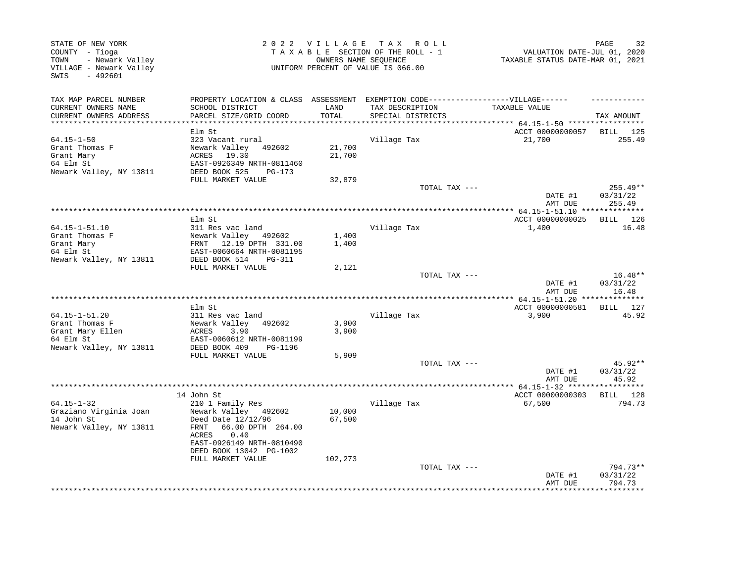STATE OF NEW YORK
COUNTY - Tioga
TOWN - Newark Valley
VILLAGE - Newark Valley
SWIS - 492601

2 0 2 2 V I L L A G E T A X R O L L
T A X A B L E SECTION OF THE ROLL - 1
OWNERS NAME SEQUENCE
UNIFORM PERCENT OF VALUE IS 066.00

VALUATION DATE-JUL 01, 2020
TAXABLE STATUS DATE-MAR 01, 2021

| TAX MAP PARCEL NUMBER / CURRENT OWNERS NAME / CURRENT OWNERS ADDRESS | PROPERTY LOCATION & CLASS / SCHOOL DISTRICT / PARCEL SIZE/GRID COORD | ASSESSMENT LAND / TOTAL | EXEMPTION CODE / TAX DESCRIPTION / SPECIAL DISTRICTS | VILLAGE TAXABLE VALUE | TAX AMOUNT |
|---|---|---|---|---|---|
| **64.15-1-50** | Elm St | | | ACCT 00000000057 | BILL 125 |
| 64.15-1-50 | 323 Vacant rural | | Village Tax | 21,700 | 255.49 |
| Grant Thomas F | Newark Valley 492602 | 21,700 | | | |
| Grant Mary | ACRES 19.30 | 21,700 | | | |
| 64 Elm St | EAST-0926349 NRTH-0811460 | | | | |
| Newark Valley, NY 13811 | DEED BOOK 525 PG-173 | | | | |
| | FULL MARKET VALUE | 32,879 | | | |
| | | | TOTAL TAX --- | | 255.49** |
| | | | | DATE #1 | 03/31/22 |
| | | | | AMT DUE | 255.49 |
| **64.15-1-51.10** | Elm St | | | ACCT 00000000025 | BILL 126 |
| 64.15-1-51.10 | 311 Res vac land | | Village Tax | 1,400 | 16.48 |
| Grant Thomas F | Newark Valley 492602 | 1,400 | | | |
| Grant Mary | FRNT 12.19 DPTH 331.00 | 1,400 | | | |
| 64 Elm St | EAST-0060664 NRTH-0081195 | | | | |
| Newark Valley, NY 13811 | DEED BOOK 514 PG-311 | | | | |
| | FULL MARKET VALUE | 2,121 | | | |
| | | | TOTAL TAX --- | | 16.48** |
| | | | | DATE #1 | 03/31/22 |
| | | | | AMT DUE | 16.48 |
| **64.15-1-51.20** | Elm St | | | ACCT 00000000581 | BILL 127 |
| 64.15-1-51.20 | 311 Res vac land | | Village Tax | 3,900 | 45.92 |
| Grant Thomas F | Newark Valley 492602 | 3,900 | | | |
| Grant Mary Ellen | ACRES 3.90 | 3,900 | | | |
| 64 Elm St | EAST-0060612 NRTH-0081199 | | | | |
| Newark Valley, NY 13811 | DEED BOOK 409 PG-1196 | | | | |
| | FULL MARKET VALUE | 5,909 | | | |
| | | | TOTAL TAX --- | | 45.92** |
| | | | | DATE #1 | 03/31/22 |
| | | | | AMT DUE | 45.92 |
| **64.15-1-32** | 14 John St | | | ACCT 00000000303 | BILL 128 |
| 64.15-1-32 | 210 1 Family Res | | Village Tax | 67,500 | 794.73 |
| Graziano Virginia Joan | Newark Valley 492602 | 10,000 | | | |
| 14 John St | Deed Date 12/12/96 | 67,500 | | | |
| Newark Valley, NY 13811 | FRNT 66.00 DPTH 264.00 | | | | |
| | ACRES 0.40 | | | | |
| | EAST-0926149 NRTH-0810490 | | | | |
| | DEED BOOK 13042 PG-1002 | | | | |
| | FULL MARKET VALUE | 102,273 | | | |
| | | | TOTAL TAX --- | | 794.73** |
| | | | | DATE #1 | 03/31/22 |
| | | | | AMT DUE | 794.73 |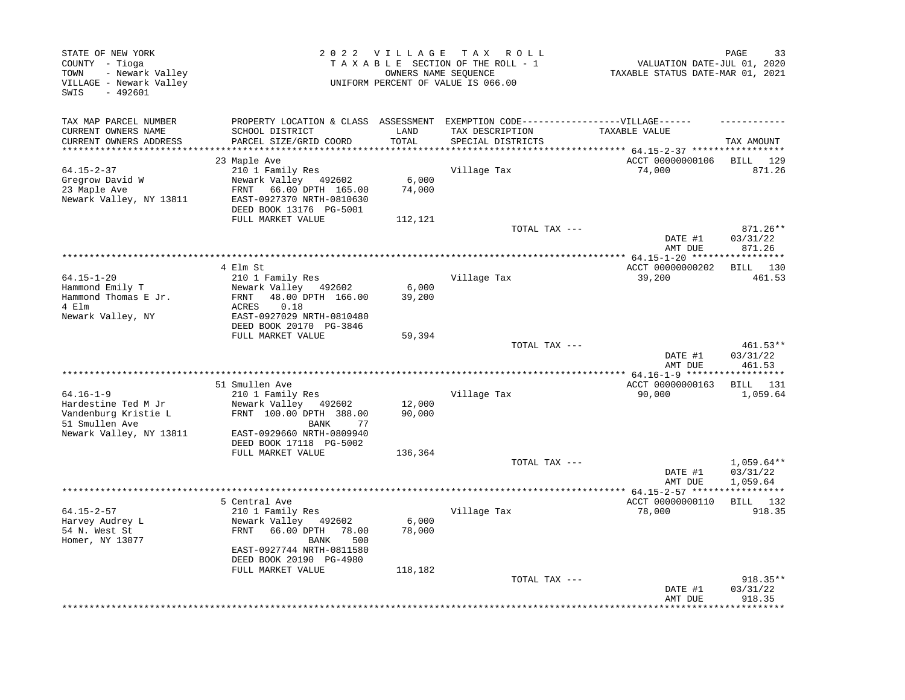STATE OF NEW YORK
COUNTY - Tioga
TOWN - Newark Valley
VILLAGE - Newark Valley
SWIS - 492601

2 0 2 2 V I L L A G E T A X R O L L
T A X A B L E SECTION OF THE ROLL - 1
OWNERS NAME SEQUENCE
UNIFORM PERCENT OF VALUE IS 066.00

VALUATION DATE-JUL 01, 2020
TAXABLE STATUS DATE-MAR 01, 2021

| TAX MAP PARCEL NUMBER / CURRENT OWNERS NAME / CURRENT OWNERS ADDRESS | PROPERTY LOCATION & CLASS / SCHOOL DISTRICT / PARCEL SIZE/GRID COORD | ASSESSMENT LAND / TOTAL | EXEMPTION CODE / TAX DESCRIPTION / SPECIAL DISTRICTS | TAXABLE VALUE | TAX AMOUNT |
|---|---|---|---|---|---|
| 64.15-2-37 | 23 Maple Ave | | | ACCT 00000000106 | BILL 129 |
| Gregrow David W | 210 1 Family Res | | Village Tax | 74,000 | 871.26 |
| 23 Maple Ave | Newark Valley 492602 | 6,000 | | | |
| Newark Valley, NY 13811 | FRNT 66.00 DPTH 165.00 | 74,000 | | | |
| | EAST-0927370 NRTH-0810630 | | | | |
| | DEED BOOK 13176 PG-5001 | | | | |
| | FULL MARKET VALUE | 112,121 | | | |
| | | | TOTAL TAX --- | | 871.26** |
| | | | | DATE #1 | 03/31/22 |
| | | | | AMT DUE | 871.26 |
| 64.15-1-20 | 4 Elm St | | | ACCT 00000000202 | BILL 130 |
| Hammond Emily T | 210 1 Family Res | | Village Tax | 39,200 | 461.53 |
| Hammond Thomas E Jr. | Newark Valley 492602 | 6,000 | | | |
| 4 Elm | FRNT 48.00 DPTH 166.00 | 39,200 | | | |
| Newark Valley, NY | ACRES 0.18 | | | | |
| | EAST-0927029 NRTH-0810480 | | | | |
| | DEED BOOK 20170 PG-3846 | | | | |
| | FULL MARKET VALUE | 59,394 | | | |
| | | | TOTAL TAX --- | | 461.53** |
| | | | | DATE #1 | 03/31/22 |
| | | | | AMT DUE | 461.53 |
| 64.16-1-9 | 51 Smullen Ave | | | ACCT 00000000163 | BILL 131 |
| Hardestine Ted M Jr | 210 1 Family Res | | Village Tax | 90,000 | 1,059.64 |
| Vandenburg Kristie L | Newark Valley 492602 | 12,000 | | | |
| 51 Smullen Ave | FRNT 100.00 DPTH 388.00 | 90,000 | | | |
| Newark Valley, NY 13811 | BANK 77 | | | | |
| | EAST-0929660 NRTH-0809940 | | | | |
| | DEED BOOK 17118 PG-5002 | | | | |
| | FULL MARKET VALUE | 136,364 | | | |
| | | | TOTAL TAX --- | | 1,059.64** |
| | | | | DATE #1 | 03/31/22 |
| | | | | AMT DUE | 1,059.64 |
| 64.15-2-57 | 5 Central Ave | | | ACCT 00000000110 | BILL 132 |
| Harvey Audrey L | 210 1 Family Res | | Village Tax | 78,000 | 918.35 |
| 54 N. West St | Newark Valley 492602 | 6,000 | | | |
| Homer, NY 13077 | FRNT 66.00 DPTH 78.00 | 78,000 | | | |
| | BANK 500 | | | | |
| | EAST-0927744 NRTH-0811580 | | | | |
| | DEED BOOK 20190 PG-4980 | | | | |
| | FULL MARKET VALUE | 118,182 | | | |
| | | | TOTAL TAX --- | | 918.35** |
| | | | | DATE #1 | 03/31/22 |
| | | | | AMT DUE | 918.35 |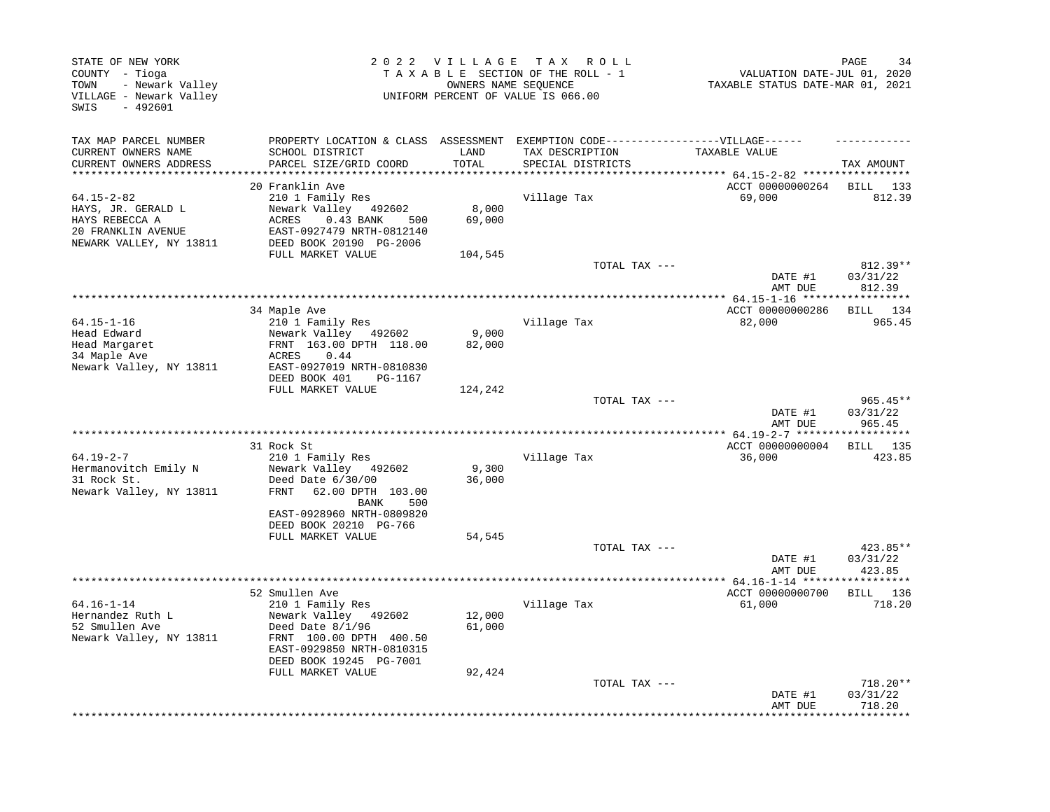STATE OF NEW YORK
COUNTY - Tioga
TOWN - Newark Valley
VILLAGE - Newark Valley
SWIS - 492601

2 0 2 2 V I L L A G E T A X R O L L
T A X A B L E SECTION OF THE ROLL - 1
OWNERS NAME SEQUENCE
UNIFORM PERCENT OF VALUE IS 066.00

VALUATION DATE-JUL 01, 2020
TAXABLE STATUS DATE-MAR 01, 2021

| TAX MAP PARCEL NUMBER / CURRENT OWNERS NAME / CURRENT OWNERS ADDRESS | PROPERTY LOCATION & CLASS / SCHOOL DISTRICT / PARCEL SIZE/GRID COORD | ASSESSMENT LAND / TOTAL | EXEMPTION CODE / TAX DESCRIPTION / SPECIAL DISTRICTS | VILLAGE TAXABLE VALUE | TAX AMOUNT |
|---|---|---|---|---|---|
| 64.15-2-82 | 20 Franklin Ave | | | ACCT 00000000264 | BILL 133 |
| HAYS, JR. GERALD L | 210 1 Family Res | | Village Tax | 69,000 | 812.39 |
| HAYS REBECCA A | Newark Valley 492602 | 8,000 | | | |
| 20 FRANKLIN AVENUE | ACRES 0.43 BANK 500 | 69,000 | | | |
| NEWARK VALLEY, NY 13811 | EAST-0927479 NRTH-0812140 | | | | |
| | DEED BOOK 20190 PG-2006 | | | | |
| | FULL MARKET VALUE | 104,545 | | | |
| | | | TOTAL TAX --- | | 812.39** |
| | | | | DATE #1 | 03/31/22 |
| | | | | AMT DUE | 812.39 |
| 64.15-1-16 | 34 Maple Ave | | | ACCT 00000000286 | BILL 134 |
| Head Edward | 210 1 Family Res | | Village Tax | 82,000 | 965.45 |
| Head Margaret | Newark Valley 492602 | 9,000 | | | |
| 34 Maple Ave | FRNT 163.00 DPTH 118.00 | 82,000 | | | |
| Newark Valley, NY 13811 | ACRES 0.44 | | | | |
| | EAST-0927019 NRTH-0810830 | | | | |
| | DEED BOOK 401 PG-1167 | | | | |
| | FULL MARKET VALUE | 124,242 | | | |
| | | | TOTAL TAX --- | | 965.45** |
| | | | | DATE #1 | 03/31/22 |
| | | | | AMT DUE | 965.45 |
| 64.19-2-7 | 31 Rock St | | | ACCT 00000000004 | BILL 135 |
| Hermanovitch Emily N | 210 1 Family Res | | Village Tax | 36,000 | 423.85 |
| 31 Rock St. | Newark Valley 492602 | 9,300 | | | |
| Newark Valley, NY 13811 | Deed Date 6/30/00 | 36,000 | | | |
| | FRNT 62.00 DPTH 103.00 | | | | |
| | BANK 500 | | | | |
| | EAST-0928960 NRTH-0809820 | | | | |
| | DEED BOOK 20210 PG-766 | | | | |
| | FULL MARKET VALUE | 54,545 | | | |
| | | | TOTAL TAX --- | | 423.85** |
| | | | | DATE #1 | 03/31/22 |
| | | | | AMT DUE | 423.85 |
| 64.16-1-14 | 52 Smullen Ave | | | ACCT 00000000700 | BILL 136 |
| Hernandez Ruth L | 210 1 Family Res | | Village Tax | 61,000 | 718.20 |
| 52 Smullen Ave | Newark Valley 492602 | 12,000 | | | |
| Newark Valley, NY 13811 | Deed Date 8/1/96 | 61,000 | | | |
| | FRNT 100.00 DPTH 400.50 | | | | |
| | EAST-0929850 NRTH-0810315 | | | | |
| | DEED BOOK 19245 PG-7001 | | | | |
| | FULL MARKET VALUE | 92,424 | | | |
| | | | TOTAL TAX --- | | 718.20** |
| | | | | DATE #1 | 03/31/22 |
| | | | | AMT DUE | 718.20 |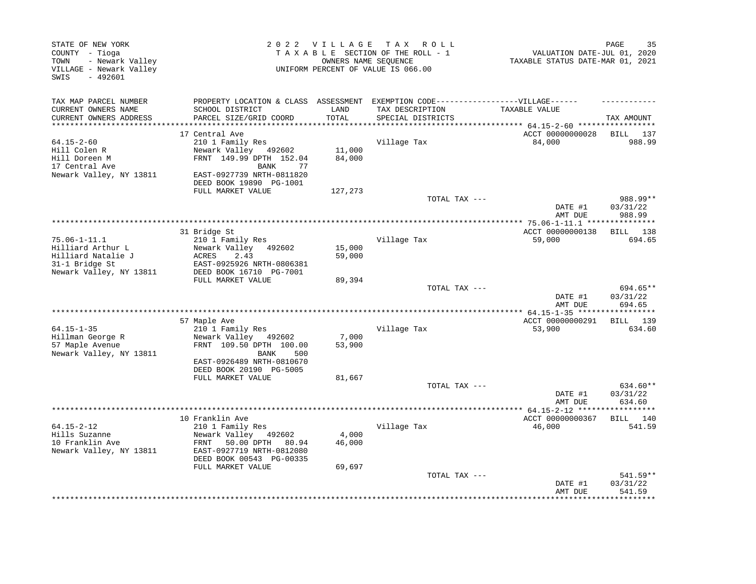STATE OF NEW YORK
COUNTY - Tioga
TOWN - Newark Valley
VILLAGE - Newark Valley
SWIS - 492601

2022 VILLAGE TAX ROLL
TAXABLE SECTION OF THE ROLL - 1
OWNERS NAME SEQUENCE
UNIFORM PERCENT OF VALUE IS 066.00

VALUATION DATE-JUL 01, 2020
TAXABLE STATUS DATE-MAR 01, 2021

| TAX MAP PARCEL NUMBER / CURRENT OWNERS NAME / CURRENT OWNERS ADDRESS | PROPERTY LOCATION & CLASS / SCHOOL DISTRICT / PARCEL SIZE/GRID COORD | ASSESSMENT LAND / TOTAL | EXEMPTION CODE / TAX DESCRIPTION / SPECIAL DISTRICTS | TAXABLE VALUE | TAX AMOUNT |
|---|---|---|---|---|---|
| 64.15-2-60 | 17 Central Ave | | | ACCT 00000000028 | BILL 137 |
| Hill Colen R | 210 1 Family Res | | Village Tax | 84,000 | 988.99 |
| Hill Doreen M | Newark Valley 492602 | 11,000 | | | |
| 17 Central Ave | FRNT 149.99 DPTH 152.04 BANK 77 | 84,000 | | | |
| Newark Valley, NY 13811 | EAST-0927739 NRTH-0811820 | | | | |
| | DEED BOOK 19890 PG-1001 | | | | |
| | FULL MARKET VALUE | 127,273 | | | |
| | | | TOTAL TAX --- | | 988.99** |
| | | | | DATE #1 | 03/31/22 |
| | | | | AMT DUE | 988.99 |
| 75.06-1-11.1 | 31 Bridge St | | | ACCT 00000000138 | BILL 138 |
| Hilliard Arthur L | 210 1 Family Res | | Village Tax | 59,000 | 694.65 |
| Hilliard Natalie J | Newark Valley 492602 | 15,000 | | | |
| 31-1 Bridge St | ACRES 2.43 | 59,000 | | | |
| Newark Valley, NY 13811 | EAST-0925926 NRTH-0806381 | | | | |
| | DEED BOOK 16710 PG-7001 | | | | |
| | FULL MARKET VALUE | 89,394 | | | |
| | | | TOTAL TAX --- | | 694.65** |
| | | | | DATE #1 | 03/31/22 |
| | | | | AMT DUE | 694.65 |
| 64.15-1-35 | 57 Maple Ave | | | ACCT 00000000291 | BILL 139 |
| Hillman George R | 210 1 Family Res | | Village Tax | 53,900 | 634.60 |
| 57 Maple Avenue | Newark Valley 492602 | 7,000 | | | |
| Newark Valley, NY 13811 | FRNT 109.50 DPTH 100.00 BANK 500 | 53,900 | | | |
| | EAST-0926489 NRTH-0810670 | | | | |
| | DEED BOOK 20190 PG-5005 | | | | |
| | FULL MARKET VALUE | 81,667 | | | |
| | | | TOTAL TAX --- | | 634.60** |
| | | | | DATE #1 | 03/31/22 |
| | | | | AMT DUE | 634.60 |
| 64.15-2-12 | 10 Franklin Ave | | | ACCT 00000000367 | BILL 140 |
| Hills Suzanne | 210 1 Family Res | | Village Tax | 46,000 | 541.59 |
| 10 Franklin Ave | Newark Valley 492602 | 4,000 | | | |
| Newark Valley, NY 13811 | FRNT 50.00 DPTH 80.94 | 46,000 | | | |
| | EAST-0927719 NRTH-0812080 | | | | |
| | DEED BOOK 00543 PG-00335 | | | | |
| | FULL MARKET VALUE | 69,697 | | | |
| | | | TOTAL TAX --- | | 541.59** |
| | | | | DATE #1 | 03/31/22 |
| | | | | AMT DUE | 541.59 |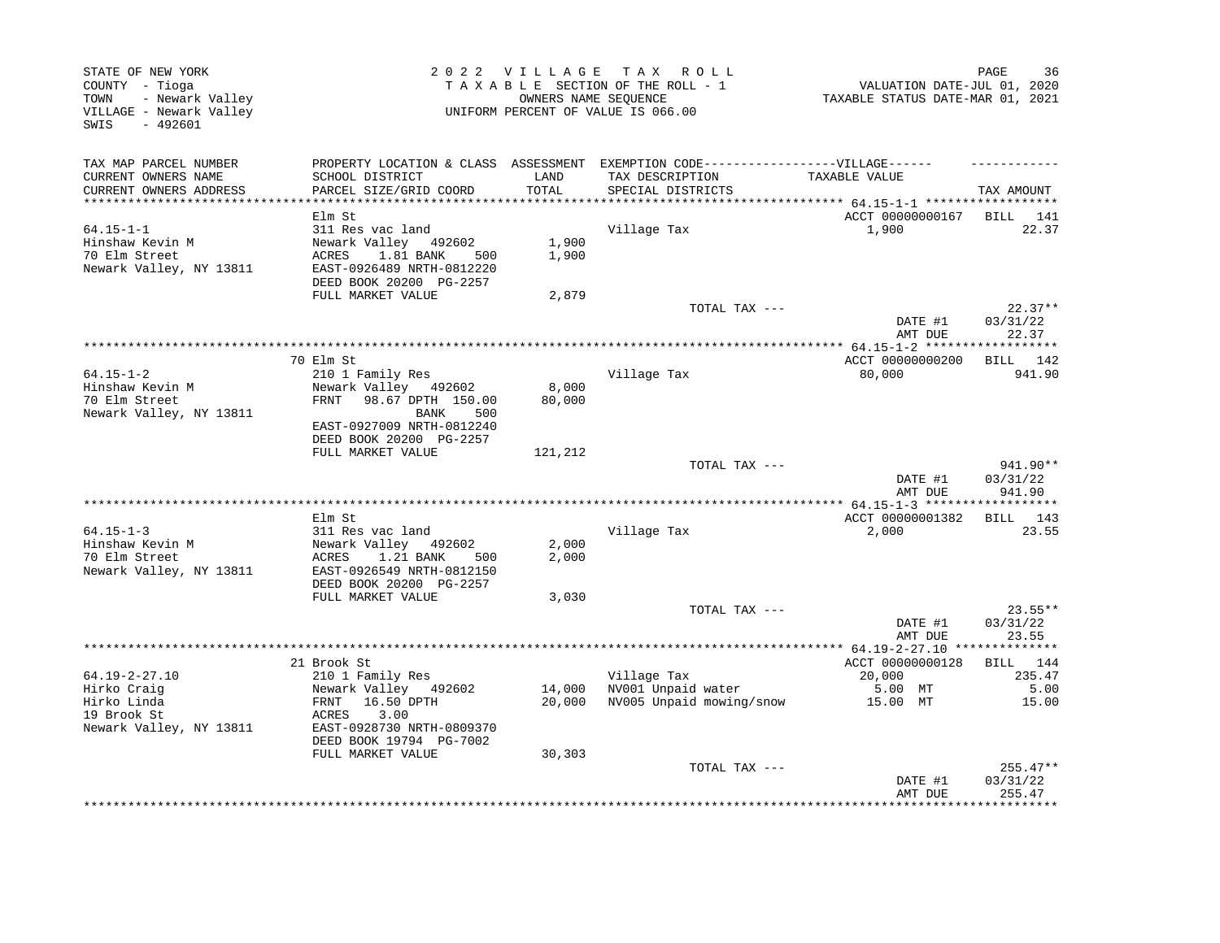STATE OF NEW YORK
COUNTY - Tioga
TOWN - Newark Valley
VILLAGE - Newark Valley
SWIS - 492601

2 0 2 2 V I L L A G E T A X R O L L
T A X A B L E SECTION OF THE ROLL - 1
OWNERS NAME SEQUENCE
UNIFORM PERCENT OF VALUE IS 066.00

VALUATION DATE-JUL 01, 2020
TAXABLE STATUS DATE-MAR 01, 2021

| TAX MAP PARCEL NUMBER / CURRENT OWNERS NAME / CURRENT OWNERS ADDRESS | PROPERTY LOCATION & CLASS / SCHOOL DISTRICT / PARCEL SIZE/GRID COORD | ASSESSMENT LAND / TOTAL | EXEMPTION CODE / TAX DESCRIPTION / SPECIAL DISTRICTS | VILLAGE TAXABLE VALUE | TAX AMOUNT |
|---|---|---|---|---|---|
| **64.15-1-1** | Elm St | | | ACCT 00000000167 | BILL 141 |
| Hinshaw Kevin M | 311 Res vac land | | Village Tax | 1,900 | 22.37 |
| 70 Elm Street | Newark Valley 492602 | 1,900 | | | |
| Newark Valley, NY 13811 | ACRES 1.81 BANK 500 | 1,900 | | | |
| | EAST-0926489 NRTH-0812220 | | | | |
| | DEED BOOK 20200 PG-2257 | | | | |
| | FULL MARKET VALUE | 2,879 | | | |
| | | | TOTAL TAX --- | | 22.37** |
| | | | | DATE #1 | 03/31/22 |
| | | | | AMT DUE | 22.37 |
| **64.15-1-2** | 70 Elm St | | | ACCT 00000000200 | BILL 142 |
| Hinshaw Kevin M | 210 1 Family Res | | Village Tax | 80,000 | 941.90 |
| 70 Elm Street | Newark Valley 492602 | 8,000 | | | |
| Newark Valley, NY 13811 | FRNT 98.67 DPTH 150.00 | 80,000 | | | |
| | BANK 500 | | | | |
| | EAST-0927009 NRTH-0812240 | | | | |
| | DEED BOOK 20200 PG-2257 | | | | |
| | FULL MARKET VALUE | 121,212 | | | |
| | | | TOTAL TAX --- | | 941.90** |
| | | | | DATE #1 | 03/31/22 |
| | | | | AMT DUE | 941.90 |
| **64.15-1-3** | Elm St | | | ACCT 00000001382 | BILL 143 |
| Hinshaw Kevin M | 311 Res vac land | | Village Tax | 2,000 | 23.55 |
| 70 Elm Street | Newark Valley 492602 | 2,000 | | | |
| Newark Valley, NY 13811 | ACRES 1.21 BANK 500 | 2,000 | | | |
| | EAST-0926549 NRTH-0812150 | | | | |
| | DEED BOOK 20200 PG-2257 | | | | |
| | FULL MARKET VALUE | 3,030 | | | |
| | | | TOTAL TAX --- | | 23.55** |
| | | | | DATE #1 | 03/31/22 |
| | | | | AMT DUE | 23.55 |
| **64.19-2-27.10** | 21 Brook St | | | ACCT 00000000128 | BILL 144 |
| Hirko Craig | 210 1 Family Res | | Village Tax | 20,000 | 235.47 |
| Hirko Linda | Newark Valley 492602 | 14,000 | NV001 Unpaid water | 5.00 MT | 5.00 |
| 19 Brook St | FRNT 16.50 DPTH | 20,000 | NV005 Unpaid mowing/snow | 15.00 MT | 15.00 |
| Newark Valley, NY 13811 | ACRES 3.00 | | | | |
| | EAST-0928730 NRTH-0809370 | | | | |
| | DEED BOOK 19794 PG-7002 | | | | |
| | FULL MARKET VALUE | 30,303 | | | |
| | | | TOTAL TAX --- | | 255.47** |
| | | | | DATE #1 | 03/31/22 |
| | | | | AMT DUE | 255.47 |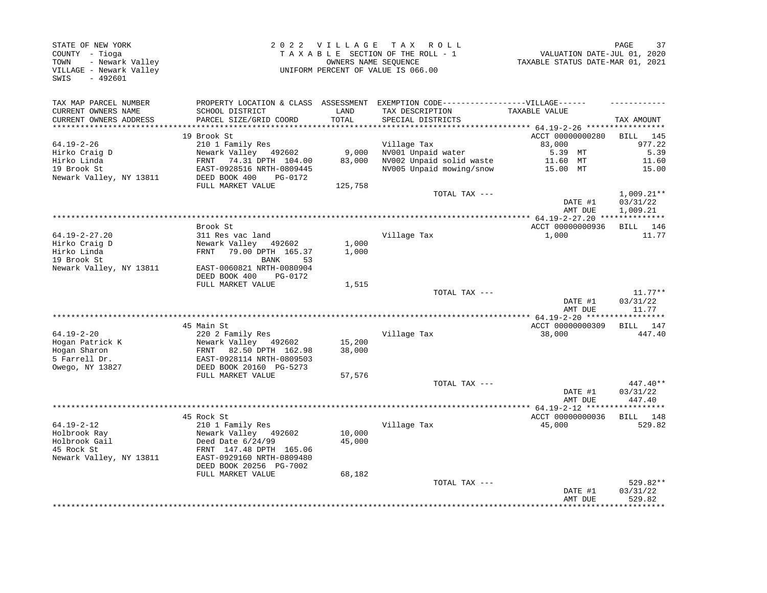STATE OF NEW YORK
COUNTY - Tioga
TOWN - Newark Valley
VILLAGE - Newark Valley
SWIS - 492601

2022 VILLAGE TAX ROLL
TAXABLE SECTION OF THE ROLL - 1
OWNERS NAME SEQUENCE
UNIFORM PERCENT OF VALUE IS 066.00

VALUATION DATE-JUL 01, 2020
TAXABLE STATUS DATE-MAR 01, 2021

| TAX MAP PARCEL NUMBER / CURRENT OWNERS NAME / CURRENT OWNERS ADDRESS | PROPERTY LOCATION & CLASS / SCHOOL DISTRICT / PARCEL SIZE/GRID COORD | ASSESSMENT LAND / TOTAL | EXEMPTION CODE-----VILLAGE----- / TAX DESCRIPTION / SPECIAL DISTRICTS | TAXABLE VALUE | TAX AMOUNT |
|---|---|---|---|---|---|
| **64.19-2-26** | 19 Brook St | | | ACCT 00000000280 | BILL 145 |
| 64.19-2-26 | 210 1 Family Res | | Village Tax | 83,000 | 977.22 |
| Hirko Craig D | Newark Valley 492602 | 9,000 | NV001 Unpaid water | 5.39 MT | 5.39 |
| Hirko Linda | FRNT 74.31 DPTH 104.00 | 83,000 | NV002 Unpaid solid waste | 11.60 MT | 11.60 |
| 19 Brook St | EAST-0928516 NRTH-0809445 | | NV005 Unpaid mowing/snow | 15.00 MT | 15.00 |
| Newark Valley, NY 13811 | DEED BOOK 400 PG-0172 | | | | |
| | FULL MARKET VALUE | 125,758 | | | |
| | | | TOTAL TAX --- | | 1,009.21** |
| | | | | DATE #1 | 03/31/22 |
| | | | | AMT DUE | 1,009.21 |
| **64.19-2-27.20** | Brook St | | | ACCT 00000000936 | BILL 146 |
| 64.19-2-27.20 | 311 Res vac land | | Village Tax | 1,000 | 11.77 |
| Hirko Craig D | Newark Valley 492602 | 1,000 | | | |
| Hirko Linda | FRNT 79.00 DPTH 165.37 | 1,000 | | | |
| 19 Brook St | BANK 53 | | | | |
| Newark Valley, NY 13811 | EAST-0060821 NRTH-0080904 | | | | |
| | DEED BOOK 400 PG-0172 | | | | |
| | FULL MARKET VALUE | 1,515 | | | |
| | | | TOTAL TAX --- | | 11.77** |
| | | | | DATE #1 | 03/31/22 |
| | | | | AMT DUE | 11.77 |
| **64.19-2-20** | 45 Main St | | | ACCT 00000000309 | BILL 147 |
| 64.19-2-20 | 220 2 Family Res | | Village Tax | 38,000 | 447.40 |
| Hogan Patrick K | Newark Valley 492602 | 15,200 | | | |
| Hogan Sharon | FRNT 82.50 DPTH 162.98 | 38,000 | | | |
| 5 Farrell Dr. | EAST-0928114 NRTH-0809503 | | | | |
| Owego, NY 13827 | DEED BOOK 20160 PG-5273 | | | | |
| | FULL MARKET VALUE | 57,576 | | | |
| | | | TOTAL TAX --- | | 447.40** |
| | | | | DATE #1 | 03/31/22 |
| | | | | AMT DUE | 447.40 |
| **64.19-2-12** | 45 Rock St | | | ACCT 00000000036 | BILL 148 |
| 64.19-2-12 | 210 1 Family Res | | Village Tax | 45,000 | 529.82 |
| Holbrook Ray | Newark Valley 492602 | 10,000 | | | |
| Holbrook Gail | Deed Date 6/24/99 | 45,000 | | | |
| 45 Rock St | FRNT 147.48 DPTH 165.06 | | | | |
| Newark Valley, NY 13811 | EAST-0929160 NRTH-0809480 | | | | |
| | DEED BOOK 20256 PG-7002 | | | | |
| | FULL MARKET VALUE | 68,182 | | | |
| | | | TOTAL TAX --- | | 529.82** |
| | | | | DATE #1 | 03/31/22 |
| | | | | AMT DUE | 529.82 |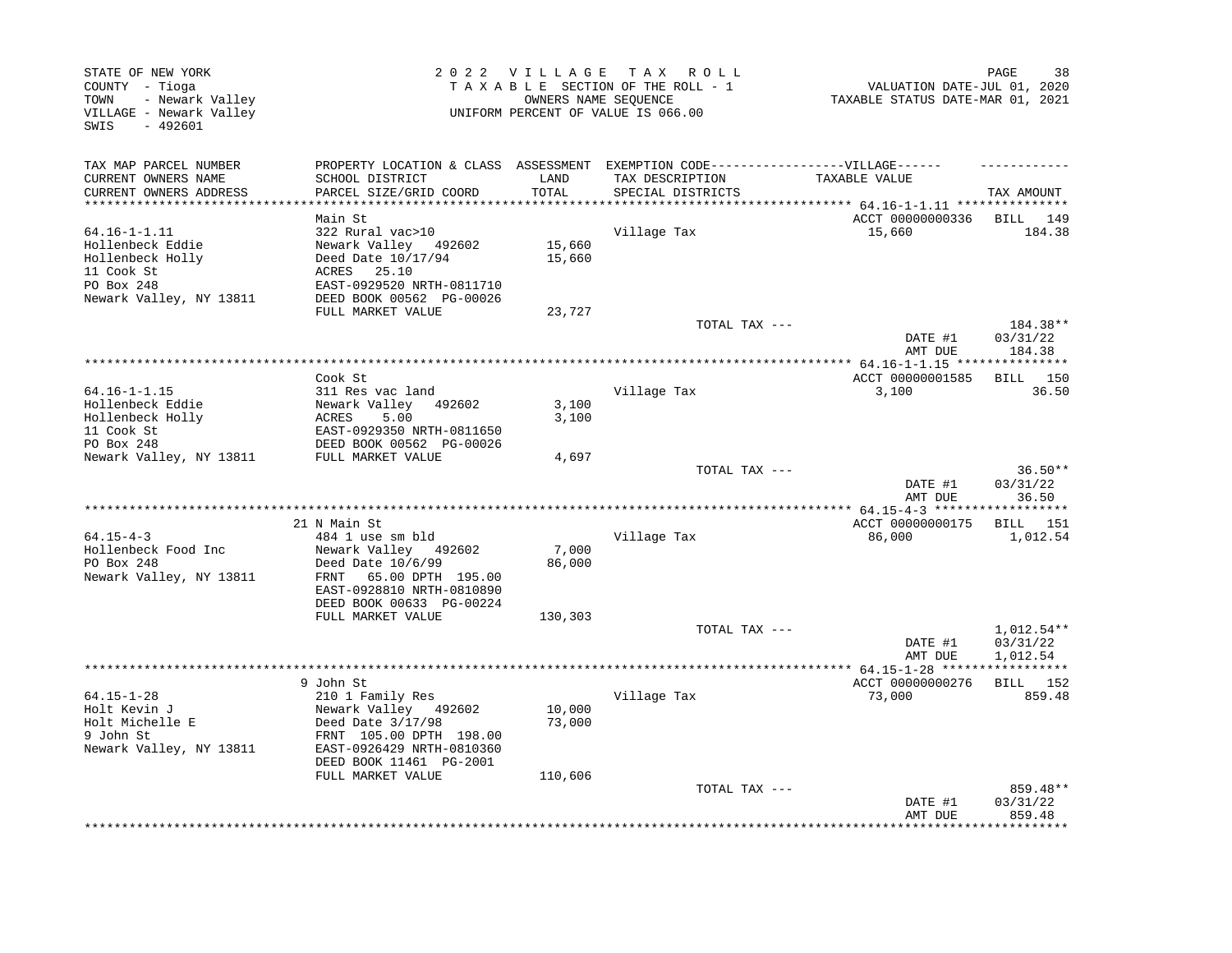STATE OF NEW YORK
COUNTY - Tioga
TOWN - Newark Valley
VILLAGE - Newark Valley
SWIS - 492601

2 0 2 2 V I L L A G E T A X R O L L
T A X A B L E SECTION OF THE ROLL - 1
OWNERS NAME SEQUENCE
UNIFORM PERCENT OF VALUE IS 066.00

VALUATION DATE-JUL 01, 2020
TAXABLE STATUS DATE-MAR 01, 2021

| TAX MAP PARCEL NUMBER / CURRENT OWNERS NAME / CURRENT OWNERS ADDRESS | PROPERTY LOCATION & CLASS / SCHOOL DISTRICT / PARCEL SIZE/GRID COORD | ASSESSMENT LAND / TOTAL | EXEMPTION CODE / TAX DESCRIPTION / SPECIAL DISTRICTS | VILLAGE TAXABLE VALUE | TAX AMOUNT |
|---|---|---|---|---|---|
| 64.16-1-1.11 | Main St | | | ACCT 00000000336 | BILL 149 |
| Hollenbeck Eddie | 322 Rural vac>10 | | Village Tax | 15,660 | 184.38 |
| Hollenbeck Holly | Newark Valley 492602 | 15,660 | | | |
| 11 Cook St | Deed Date 10/17/94 | 15,660 | | | |
| PO Box 248 | ACRES 25.10 | | | | |
| Newark Valley, NY 13811 | EAST-0929520 NRTH-0811710 | | | | |
| | DEED BOOK 00562 PG-00026 | | | | |
| | FULL MARKET VALUE | 23,727 | | | |
| | | | TOTAL TAX --- | | 184.38** |
| | | | | DATE #1 | 03/31/22 |
| | | | | AMT DUE | 184.38 |
| 64.16-1-1.15 | Cook St | | | ACCT 00000001585 | BILL 150 |
| Hollenbeck Eddie | 311 Res vac land | | Village Tax | 3,100 | 36.50 |
| Hollenbeck Holly | Newark Valley 492602 | 3,100 | | | |
| 11 Cook St | ACRES 5.00 | 3,100 | | | |
| PO Box 248 | EAST-0929350 NRTH-0811650 | | | | |
| Newark Valley, NY 13811 | DEED BOOK 00562 PG-00026 | | | | |
| | FULL MARKET VALUE | 4,697 | | | |
| | | | TOTAL TAX --- | | 36.50** |
| | | | | DATE #1 | 03/31/22 |
| | | | | AMT DUE | 36.50 |
| 64.15-4-3 | 21 N Main St | | | ACCT 00000000175 | BILL 151 |
| Hollenbeck Food Inc | 484 1 use sm bld | | Village Tax | 86,000 | 1,012.54 |
| PO Box 248 | Newark Valley 492602 | 7,000 | | | |
| Newark Valley, NY 13811 | Deed Date 10/6/99 | 86,000 | | | |
| | FRNT 65.00 DPTH 195.00 | | | | |
| | EAST-0928810 NRTH-0810890 | | | | |
| | DEED BOOK 00633 PG-00224 | | | | |
| | FULL MARKET VALUE | 130,303 | | | |
| | | | TOTAL TAX --- | | 1,012.54** |
| | | | | DATE #1 | 03/31/22 |
| | | | | AMT DUE | 1,012.54 |
| 64.15-1-28 | 9 John St | | | ACCT 00000000276 | BILL 152 |
| Holt Kevin J | 210 1 Family Res | | Village Tax | 73,000 | 859.48 |
| Holt Michelle E | Newark Valley 492602 | 10,000 | | | |
| 9 John St | Deed Date 3/17/98 | 73,000 | | | |
| Newark Valley, NY 13811 | FRNT 105.00 DPTH 198.00 | | | | |
| | EAST-0926429 NRTH-0810360 | | | | |
| | DEED BOOK 11461 PG-2001 | | | | |
| | FULL MARKET VALUE | 110,606 | | | |
| | | | TOTAL TAX --- | | 859.48** |
| | | | | DATE #1 | 03/31/22 |
| | | | | AMT DUE | 859.48 |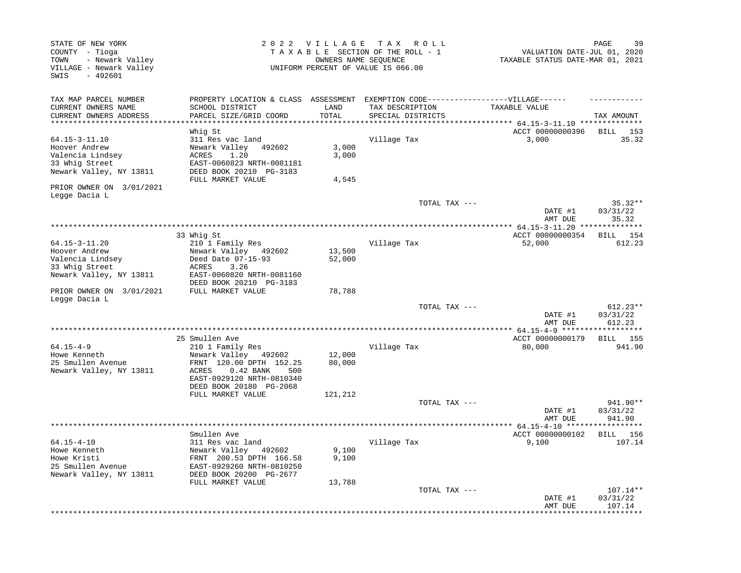STATE OF NEW YORK
COUNTY - Tioga
TOWN - Newark Valley
VILLAGE - Newark Valley
SWIS - 492601

2022 VILLAGE TAX ROLL
TAXABLE SECTION OF THE ROLL - 1
OWNERS NAME SEQUENCE
UNIFORM PERCENT OF VALUE IS 066.00

VALUATION DATE-JUL 01, 2020
TAXABLE STATUS DATE-MAR 01, 2021

| TAX MAP PARCEL NUMBER / CURRENT OWNERS NAME / CURRENT OWNERS ADDRESS | PROPERTY LOCATION & CLASS / SCHOOL DISTRICT / PARCEL SIZE/GRID COORD | ASSESSMENT LAND / TOTAL | EXEMPTION CODE / TAX DESCRIPTION / SPECIAL DISTRICTS | VILLAGE TAXABLE VALUE | TAX AMOUNT |
|---|---|---|---|---|---|
| **64.15-3-11.10** | Whig St | | | ACCT 00000000396 | BILL 153 |
| 64.15-3-11.10 | 311 Res vac land | | Village Tax | 3,000 | 35.32 |
| Hoover Andrew | Newark Valley 492602 | 3,000 | | | |
| Valencia Lindsey | ACRES 1.20 | 3,000 | | | |
| 33 Whig Street | EAST-0060823 NRTH-0081181 | | | | |
| Newark Valley, NY 13811 | DEED BOOK 20210 PG-3183 | | | | |
| | FULL MARKET VALUE | 4,545 | | | |
| PRIOR OWNER ON 3/01/2021 | | | | | |
| Legge Dacia L | | | | | |
| | | | TOTAL TAX --- | | 35.32** |
| | | | | DATE #1 | 03/31/22 |
| | | | | AMT DUE | 35.32 |
| **64.15-3-11.20** | 33 Whig St | | | ACCT 00000000354 | BILL 154 |
| 64.15-3-11.20 | 210 1 Family Res | | Village Tax | 52,000 | 612.23 |
| Hoover Andrew | Newark Valley 492602 | 13,500 | | | |
| Valencia Lindsey | Deed Date 07-15-93 | 52,000 | | | |
| 33 Whig Street | ACRES 3.26 | | | | |
| Newark Valley, NY 13811 | EAST-0060820 NRTH-0081160 | | | | |
| | DEED BOOK 20210 PG-3183 | | | | |
| PRIOR OWNER ON 3/01/2021 | FULL MARKET VALUE | 78,788 | | | |
| Legge Dacia L | | | | | |
| | | | TOTAL TAX --- | | 612.23** |
| | | | | DATE #1 | 03/31/22 |
| | | | | AMT DUE | 612.23 |
| **64.15-4-9** | 25 Smullen Ave | | | ACCT 00000000179 | BILL 155 |
| 64.15-4-9 | 210 1 Family Res | | Village Tax | 80,000 | 941.90 |
| Howe Kenneth | Newark Valley 492602 | 12,000 | | | |
| 25 Smullen Avenue | FRNT 120.00 DPTH 152.25 | 80,000 | | | |
| Newark Valley, NY 13811 | ACRES 0.42 BANK 500 | | | | |
| | EAST-0929120 NRTH-0810340 | | | | |
| | DEED BOOK 20180 PG-2068 | | | | |
| | FULL MARKET VALUE | 121,212 | | | |
| | | | TOTAL TAX --- | | 941.90** |
| | | | | DATE #1 | 03/31/22 |
| | | | | AMT DUE | 941.90 |
| **64.15-4-10** | Smullen Ave | | | ACCT 00000000102 | BILL 156 |
| 64.15-4-10 | 311 Res vac land | | Village Tax | 9,100 | 107.14 |
| Howe Kenneth | Newark Valley 492602 | 9,100 | | | |
| Howe Kristi | FRNT 200.53 DPTH 166.58 | 9,100 | | | |
| 25 Smullen Avenue | EAST-0929260 NRTH-0810250 | | | | |
| Newark Valley, NY 13811 | DEED BOOK 20200 PG-2677 | | | | |
| | FULL MARKET VALUE | 13,788 | | | |
| | | | TOTAL TAX --- | | 107.14** |
| | | | | DATE #1 | 03/31/22 |
| | | | | AMT DUE | 107.14 |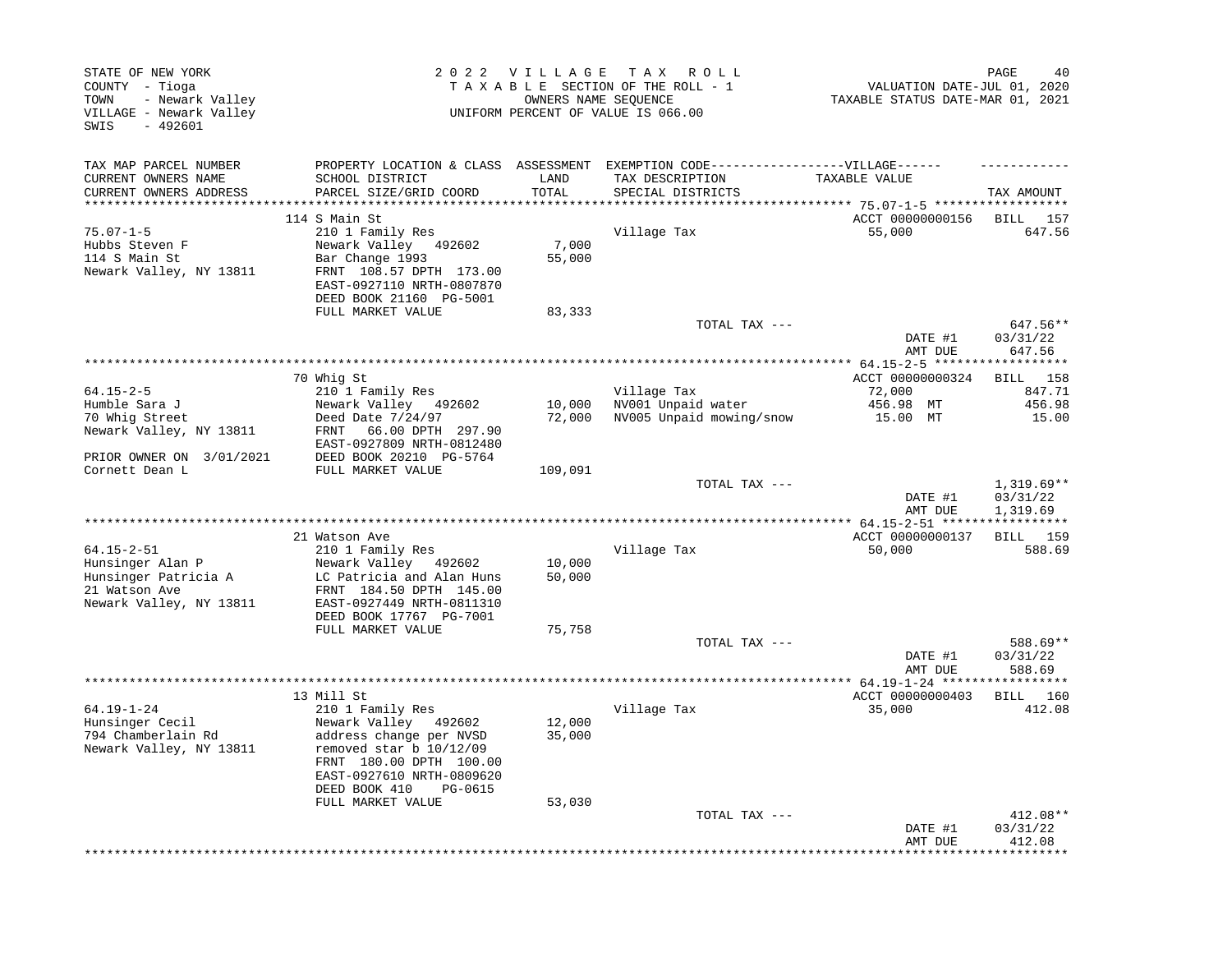STATE OF NEW YORK
COUNTY - Tioga
TOWN - Newark Valley
VILLAGE - Newark Valley
SWIS - 492601

2 0 2 2 V I L L A G E T A X R O L L
T A X A B L E SECTION OF THE ROLL - 1
OWNERS NAME SEQUENCE
UNIFORM PERCENT OF VALUE IS 066.00

VALUATION DATE-JUL 01, 2020
TAXABLE STATUS DATE-MAR 01, 2021

| TAX MAP PARCEL NUMBER / CURRENT OWNERS NAME / CURRENT OWNERS ADDRESS | PROPERTY LOCATION & CLASS / SCHOOL DISTRICT / PARCEL SIZE/GRID COORD | ASSESSMENT LAND / TOTAL | EXEMPTION CODE------VILLAGE------ TAX DESCRIPTION / SPECIAL DISTRICTS | TAXABLE VALUE | TAX AMOUNT |
|---|---|---|---|---|---|
| 75.07-1-5 | 114 S Main St | | | ACCT 00000000156 | BILL 157 |
| 75.07-1-5 | 210 1 Family Res | | Village Tax | 55,000 | 647.56 |
| Hubbs Steven F | Newark Valley 492602 | 7,000 | | | |
| 114 S Main St | Bar Change 1993 | 55,000 | | | |
| Newark Valley, NY 13811 | FRNT 108.57 DPTH 173.00 | | | | |
| | EAST-0927110 NRTH-0807870 | | | | |
| | DEED BOOK 21160 PG-5001 | | | | |
| | FULL MARKET VALUE | 83,333 | | | |
| | | | TOTAL TAX --- | | 647.56** |
| | | | | DATE #1 | 03/31/22 |
| | | | | AMT DUE | 647.56 |
| 64.15-2-5 | 70 Whig St | | | ACCT 00000000324 | BILL 158 |
| 64.15-2-5 | 210 1 Family Res | | Village Tax | 72,000 | 847.71 |
| Humble Sara J | Newark Valley 492602 | 10,000 | NV001 Unpaid water | 456.98 MT | 456.98 |
| 70 Whig Street | Deed Date 7/24/97 | 72,000 | NV005 Unpaid mowing/snow | 15.00 MT | 15.00 |
| Newark Valley, NY 13811 | FRNT 66.00 DPTH 297.90 | | | | |
| | EAST-0927809 NRTH-0812480 | | | | |
| PRIOR OWNER ON 3/01/2021 | DEED BOOK 20210 PG-5764 | | | | |
| Cornett Dean L | FULL MARKET VALUE | 109,091 | | | |
| | | | TOTAL TAX --- | | 1,319.69** |
| | | | | DATE #1 | 03/31/22 |
| | | | | AMT DUE | 1,319.69 |
| 64.15-2-51 | 21 Watson Ave | | | ACCT 00000000137 | BILL 159 |
| 64.15-2-51 | 210 1 Family Res | | Village Tax | 50,000 | 588.69 |
| Hunsinger Alan P | Newark Valley 492602 | 10,000 | | | |
| Hunsinger Patricia A | LC Patricia and Alan Huns | 50,000 | | | |
| 21 Watson Ave | FRNT 184.50 DPTH 145.00 | | | | |
| Newark Valley, NY 13811 | EAST-0927449 NRTH-0811310 | | | | |
| | DEED BOOK 17767 PG-7001 | | | | |
| | FULL MARKET VALUE | 75,758 | | | |
| | | | TOTAL TAX --- | | 588.69** |
| | | | | DATE #1 | 03/31/22 |
| | | | | AMT DUE | 588.69 |
| 64.19-1-24 | 13 Mill St | | | ACCT 00000000403 | BILL 160 |
| 64.19-1-24 | 210 1 Family Res | | Village Tax | 35,000 | 412.08 |
| Hunsinger Cecil | Newark Valley 492602 | 12,000 | | | |
| 794 Chamberlain Rd | address change per NVSD | 35,000 | | | |
| Newark Valley, NY 13811 | removed star b 10/12/09 | | | | |
| | FRNT 180.00 DPTH 100.00 | | | | |
| | EAST-0927610 NRTH-0809620 | | | | |
| | DEED BOOK 410 PG-0615 | | | | |
| | FULL MARKET VALUE | 53,030 | | | |
| | | | TOTAL TAX --- | | 412.08** |
| | | | | DATE #1 | 03/31/22 |
| | | | | AMT DUE | 412.08 |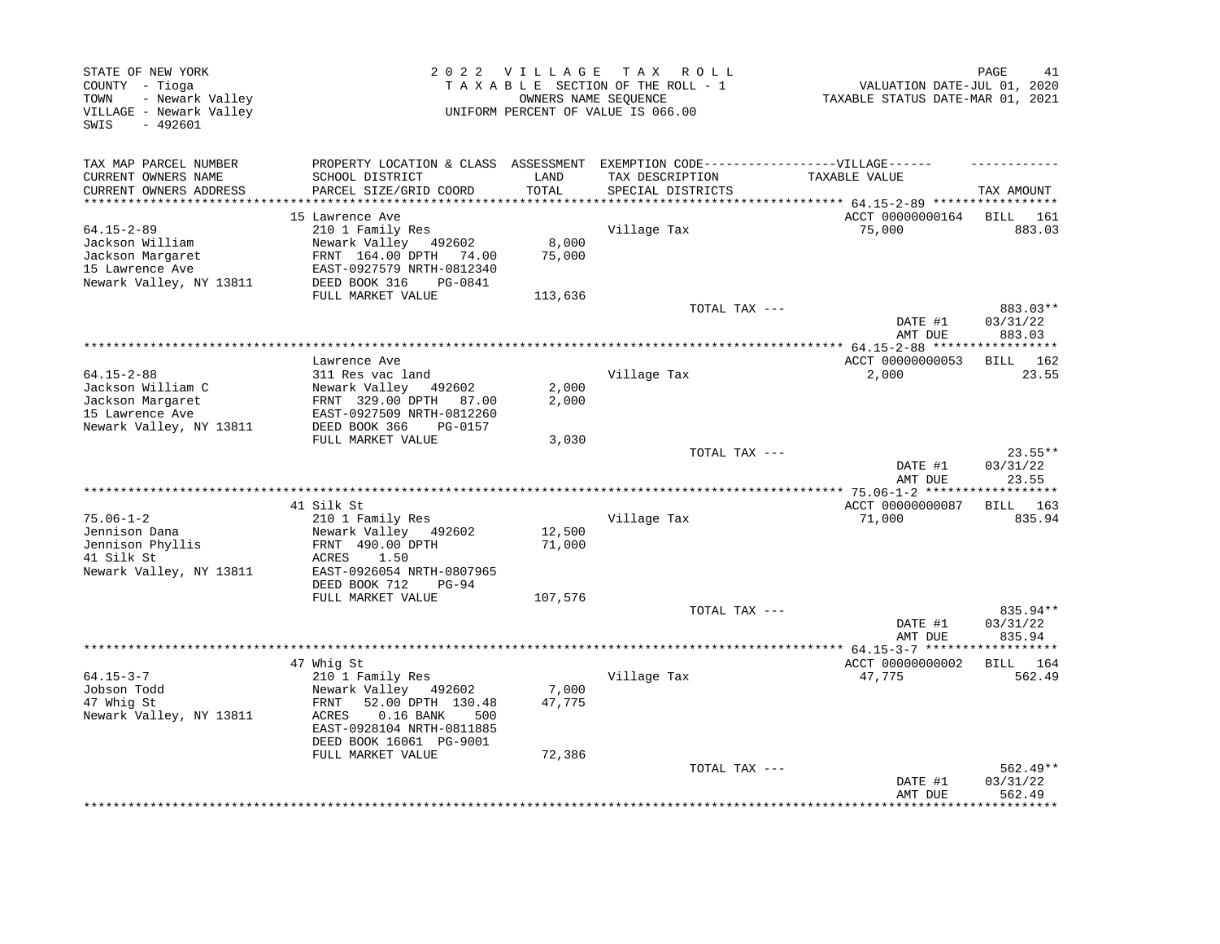STATE OF NEW YORK
COUNTY - Tioga
TOWN - Newark Valley
VILLAGE - Newark Valley
SWIS - 492601

2022 VILLAGE TAX ROLL
TAXABLE SECTION OF THE ROLL - 1
OWNERS NAME SEQUENCE
UNIFORM PERCENT OF VALUE IS 066.00

VALUATION DATE-JUL 01, 2020
TAXABLE STATUS DATE-MAR 01, 2021

| TAX MAP PARCEL NUMBER / CURRENT OWNERS NAME / CURRENT OWNERS ADDRESS | PROPERTY LOCATION & CLASS / SCHOOL DISTRICT / PARCEL SIZE/GRID COORD | ASSESSMENT LAND / TOTAL | EXEMPTION CODE / TAX DESCRIPTION / SPECIAL DISTRICTS | VILLAGE TAXABLE VALUE | TAX AMOUNT |
|---|---|---|---|---|---|
| | 15 Lawrence Ave | | | ACCT 00000000164 | BILL 161 |
| 64.15-2-89 | 210 1 Family Res | | Village Tax | 75,000 | 883.03 |
| Jackson William | Newark Valley 492602 | 8,000 | | | |
| Jackson Margaret | FRNT 164.00 DPTH 74.00 | 75,000 | | | |
| 15 Lawrence Ave | EAST-0927579 NRTH-0812340 | | | | |
| Newark Valley, NY 13811 | DEED BOOK 316 PG-0841 | | | | |
| | FULL MARKET VALUE | 113,636 | | | |
| | | | TOTAL TAX --- | | 883.03** |
| | | | | DATE #1 | 03/31/22 |
| | | | | AMT DUE | 883.03 |
| | Lawrence Ave | | | ACCT 00000000053 | BILL 162 |
| 64.15-2-88 | 311 Res vac land | | Village Tax | 2,000 | 23.55 |
| Jackson William C | Newark Valley 492602 | 2,000 | | | |
| Jackson Margaret | FRNT 329.00 DPTH 87.00 | 2,000 | | | |
| 15 Lawrence Ave | EAST-0927509 NRTH-0812260 | | | | |
| Newark Valley, NY 13811 | DEED BOOK 366 PG-0157 | | | | |
| | FULL MARKET VALUE | 3,030 | | | |
| | | | TOTAL TAX --- | | 23.55** |
| | | | | DATE #1 | 03/31/22 |
| | | | | AMT DUE | 23.55 |
| | 41 Silk St | | | ACCT 00000000087 | BILL 163 |
| 75.06-1-2 | 210 1 Family Res | | Village Tax | 71,000 | 835.94 |
| Jennison Dana | Newark Valley 492602 | 12,500 | | | |
| Jennison Phyllis | FRNT 490.00 DPTH | 71,000 | | | |
| 41 Silk St | ACRES 1.50 | | | | |
| Newark Valley, NY 13811 | EAST-0926054 NRTH-0807965 | | | | |
| | DEED BOOK 712 PG-94 | | | | |
| | FULL MARKET VALUE | 107,576 | | | |
| | | | TOTAL TAX --- | | 835.94** |
| | | | | DATE #1 | 03/31/22 |
| | | | | AMT DUE | 835.94 |
| | 47 Whig St | | | ACCT 00000000002 | BILL 164 |
| 64.15-3-7 | 210 1 Family Res | | Village Tax | 47,775 | 562.49 |
| Jobson Todd | Newark Valley 492602 | 7,000 | | | |
| 47 Whig St | FRNT 52.00 DPTH 130.48 | 47,775 | | | |
| Newark Valley, NY 13811 | ACRES 0.16 BANK 500 | | | | |
| | EAST-0928104 NRTH-0811885 | | | | |
| | DEED BOOK 16061 PG-9001 | | | | |
| | FULL MARKET VALUE | 72,386 | | | |
| | | | TOTAL TAX --- | | 562.49** |
| | | | | DATE #1 | 03/31/22 |
| | | | | AMT DUE | 562.49 |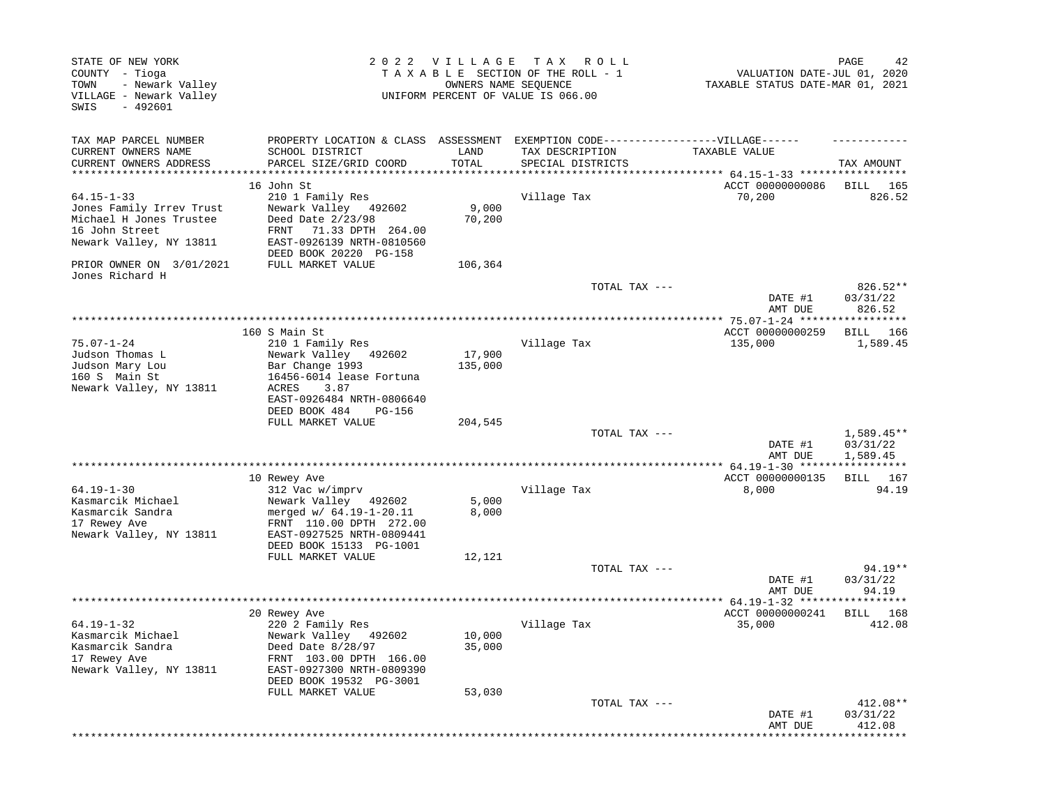STATE OF NEW YORK
COUNTY - Tioga
TOWN - Newark Valley
VILLAGE - Newark Valley
SWIS - 492601

2022 VILLAGE TAX ROLL
TAXABLE SECTION OF THE ROLL - 1
OWNERS NAME SEQUENCE
UNIFORM PERCENT OF VALUE IS 066.00

VALUATION DATE-JUL 01, 2020
TAXABLE STATUS DATE-MAR 01, 2021

| TAX MAP PARCEL NUMBER / CURRENT OWNERS NAME / CURRENT OWNERS ADDRESS | PROPERTY LOCATION & CLASS / SCHOOL DISTRICT / PARCEL SIZE/GRID COORD | ASSESSMENT LAND / TOTAL | EXEMPTION CODE / TAX DESCRIPTION / SPECIAL DISTRICTS | TAXABLE VALUE | TAX AMOUNT |
|---|---|---|---|---|---|
| 64.15-1-33 | 16 John St | | | ACCT 00000000086 | BILL 165 |
| Jones Family Irrev Trust | 210 1 Family Res | | Village Tax | 70,200 | 826.52 |
| Michael H Jones Trustee | Newark Valley 492602 | 9,000 | | | |
| 16 John Street | Deed Date 2/23/98 | 70,200 | | | |
| Newark Valley, NY 13811 | FRNT 71.33 DPTH 264.00 | | | | |
| | EAST-0926139 NRTH-0810560 | | | | |
| | DEED BOOK 20220 PG-158 | | | | |
| PRIOR OWNER ON 3/01/2021 | FULL MARKET VALUE | 106,364 | | | |
| Jones Richard H | | | TOTAL TAX --- | | 826.52** |
| | | | | DATE #1 | 03/31/22 |
| | | | | AMT DUE | 826.52 |
| 75.07-1-24 | 160 S Main St | | | ACCT 00000000259 | BILL 166 |
| Judson Thomas L | 210 1 Family Res | | Village Tax | 135,000 | 1,589.45 |
| Judson Mary Lou | Newark Valley 492602 | 17,900 | | | |
| 160 S Main St | Bar Change 1993 | 135,000 | | | |
| Newark Valley, NY 13811 | 16456-6014 lease Fortuna | | | | |
| | ACRES 3.87 | | | | |
| | EAST-0926484 NRTH-0806640 | | | | |
| | DEED BOOK 484 PG-156 | | | | |
| | FULL MARKET VALUE | 204,545 | | | |
| | | | TOTAL TAX --- | | 1,589.45** |
| | | | | DATE #1 | 03/31/22 |
| | | | | AMT DUE | 1,589.45 |
| 64.19-1-30 | 10 Rewey Ave | | | ACCT 00000000135 | BILL 167 |
| Kasmarcik Michael | 312 Vac w/imprv | | Village Tax | 8,000 | 94.19 |
| Kasmarcik Sandra | Newark Valley 492602 | 5,000 | | | |
| 17 Rewey Ave | merged w/ 64.19-1-20.11 | 8,000 | | | |
| Newark Valley, NY 13811 | FRNT 110.00 DPTH 272.00 | | | | |
| | EAST-0927525 NRTH-0809441 | | | | |
| | DEED BOOK 15133 PG-1001 | | | | |
| | FULL MARKET VALUE | 12,121 | | | |
| | | | TOTAL TAX --- | | 94.19** |
| | | | | DATE #1 | 03/31/22 |
| | | | | AMT DUE | 94.19 |
| 64.19-1-32 | 20 Rewey Ave | | | ACCT 00000000241 | BILL 168 |
| Kasmarcik Michael | 220 2 Family Res | | Village Tax | 35,000 | 412.08 |
| Kasmarcik Sandra | Newark Valley 492602 | 10,000 | | | |
| 17 Rewey Ave | Deed Date 8/28/97 | 35,000 | | | |
| Newark Valley, NY 13811 | FRNT 103.00 DPTH 166.00 | | | | |
| | EAST-0927300 NRTH-0809390 | | | | |
| | DEED BOOK 19532 PG-3001 | | | | |
| | FULL MARKET VALUE | 53,030 | | | |
| | | | TOTAL TAX --- | | 412.08** |
| | | | | DATE #1 | 03/31/22 |
| | | | | AMT DUE | 412.08 |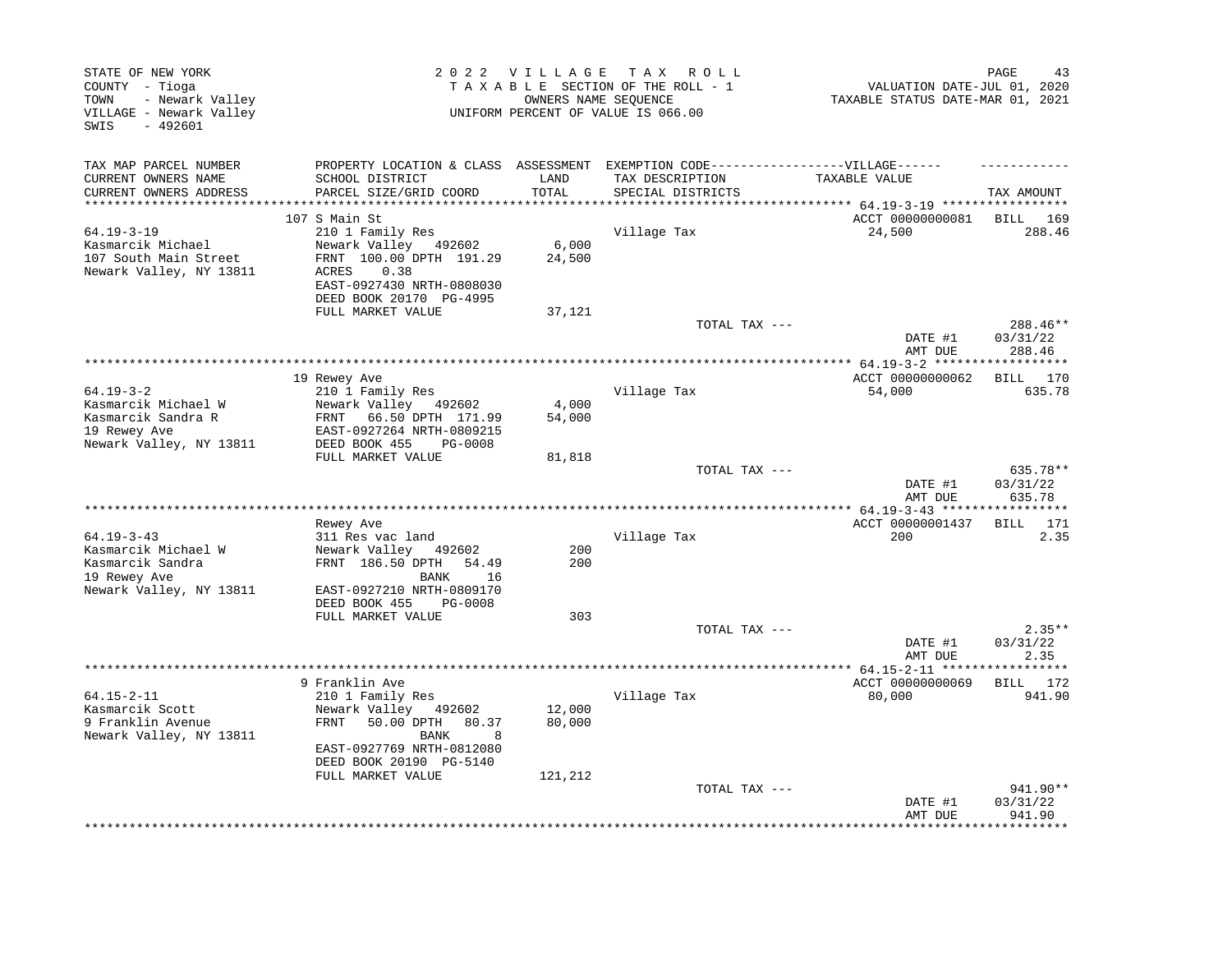STATE OF NEW YORK
COUNTY - Tioga
TOWN - Newark Valley
VILLAGE - Newark Valley
SWIS - 492601

2022 VILLAGE TAX ROLL
TAXABLE SECTION OF THE ROLL - 1
OWNERS NAME SEQUENCE
UNIFORM PERCENT OF VALUE IS 066.00

VALUATION DATE-JUL 01, 2020
TAXABLE STATUS DATE-MAR 01, 2021

| TAX MAP PARCEL NUMBER / CURRENT OWNERS NAME / CURRENT OWNERS ADDRESS | PROPERTY LOCATION & CLASS / SCHOOL DISTRICT / PARCEL SIZE/GRID COORD | ASSESSMENT LAND / TOTAL | EXEMPTION CODE / TAX DESCRIPTION / SPECIAL DISTRICTS | TAXABLE VALUE | TAX AMOUNT |
|---|---|---|---|---|---|
| **64.19-3-19** | 107 S Main St | | | ACCT 00000000081 | BILL 169 |
| Kasmarcik Michael | 210 1 Family Res | | Village Tax | 24,500 | 288.46 |
| 107 South Main Street | Newark Valley 492602 | 6,000 | | | |
| Newark Valley, NY 13811 | FRNT 100.00 DPTH 191.29 | 24,500 | | | |
| | ACRES 0.38 | | | | |
| | EAST-0927430 NRTH-0808030 | | | | |
| | DEED BOOK 20170 PG-4995 | | | | |
| | FULL MARKET VALUE | 37,121 | | | |
| | | | TOTAL TAX --- | | 288.46** |
| | | | | DATE #1 | 03/31/22 |
| | | | | AMT DUE | 288.46 |
| **64.19-3-2** | 19 Rewey Ave | | | ACCT 00000000062 | BILL 170 |
| Kasmarcik Michael W | 210 1 Family Res | | Village Tax | 54,000 | 635.78 |
| Kasmarcik Sandra R | Newark Valley 492602 | 4,000 | | | |
| 19 Rewey Ave | FRNT 66.50 DPTH 171.99 | 54,000 | | | |
| Newark Valley, NY 13811 | EAST-0927264 NRTH-0809215 | | | | |
| | DEED BOOK 455 PG-0008 | | | | |
| | FULL MARKET VALUE | 81,818 | | | |
| | | | TOTAL TAX --- | | 635.78** |
| | | | | DATE #1 | 03/31/22 |
| | | | | AMT DUE | 635.78 |
| **64.19-3-43** | Rewey Ave | | | ACCT 00000001437 | BILL 171 |
| Kasmarcik Michael W | 311 Res vac land | | Village Tax | 200 | 2.35 |
| Kasmarcik Sandra | Newark Valley 492602 | 200 | | | |
| 19 Rewey Ave | FRNT 186.50 DPTH 54.49 | 200 | | | |
| Newark Valley, NY 13811 | BANK 16 | | | | |
| | EAST-0927210 NRTH-0809170 | | | | |
| | DEED BOOK 455 PG-0008 | | | | |
| | FULL MARKET VALUE | 303 | | | |
| | | | TOTAL TAX --- | | 2.35** |
| | | | | DATE #1 | 03/31/22 |
| | | | | AMT DUE | 2.35 |
| **64.15-2-11** | 9 Franklin Ave | | | ACCT 00000000069 | BILL 172 |
| Kasmarcik Scott | 210 1 Family Res | | Village Tax | 80,000 | 941.90 |
| 9 Franklin Avenue | Newark Valley 492602 | 12,000 | | | |
| Newark Valley, NY 13811 | FRNT 50.00 DPTH 80.37 | 80,000 | | | |
| | BANK 8 | | | | |
| | EAST-0927769 NRTH-0812080 | | | | |
| | DEED BOOK 20190 PG-5140 | | | | |
| | FULL MARKET VALUE | 121,212 | | | |
| | | | TOTAL TAX --- | | 941.90** |
| | | | | DATE #1 | 03/31/22 |
| | | | | AMT DUE | 941.90 |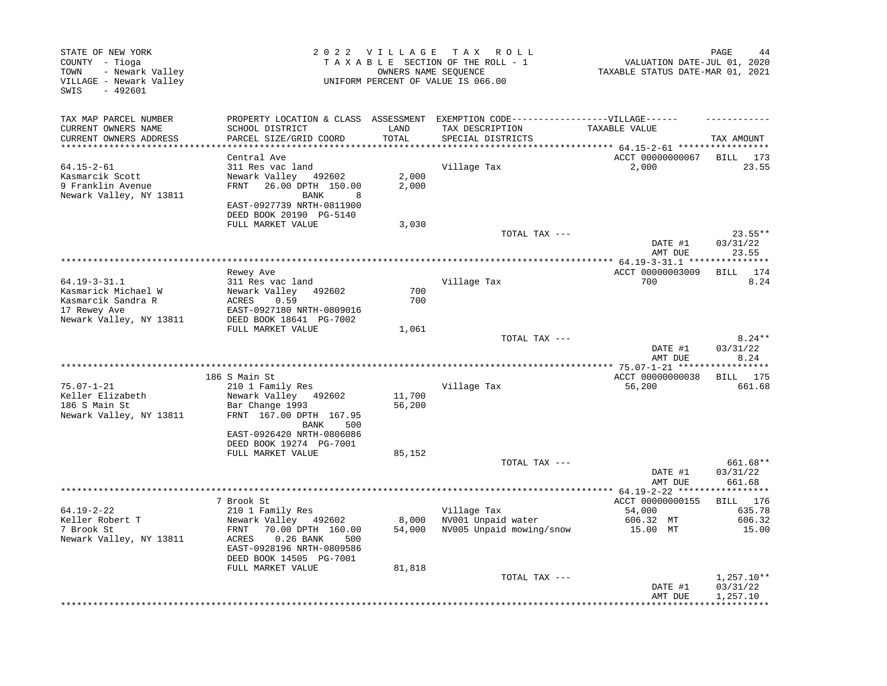STATE OF NEW YORK
COUNTY - Tioga
TOWN - Newark Valley
VILLAGE - Newark Valley
SWIS - 492601

2022 VILLAGE TAX ROLL
TAXABLE SECTION OF THE ROLL - 1
OWNERS NAME SEQUENCE
UNIFORM PERCENT OF VALUE IS 066.00

VALUATION DATE-JUL 01, 2020
TAXABLE STATUS DATE-MAR 01, 2021

| TAX MAP PARCEL NUMBER / CURRENT OWNERS NAME / CURRENT OWNERS ADDRESS | PROPERTY LOCATION & CLASS / SCHOOL DISTRICT / PARCEL SIZE/GRID COORD | ASSESSMENT LAND / TOTAL | EXEMPTION CODE-----VILLAGE----- TAX DESCRIPTION / SPECIAL DISTRICTS | TAXABLE VALUE | TAX AMOUNT |
|---|---|---|---|---|---|
| **64.15-2-61** | Central Ave | | | ACCT 00000000067 | BILL 173 |
| 64.15-2-61 | 311 Res vac land | | Village Tax | 2,000 | 23.55 |
| Kasmarcik Scott | Newark Valley 492602 | 2,000 | | | |
| 9 Franklin Avenue | FRNT 26.00 DPTH 150.00 | 2,000 | | | |
| Newark Valley, NY 13811 | BANK 8 | | | | |
| | EAST-0927739 NRTH-0811900 | | | | |
| | DEED BOOK 20190 PG-5140 | | | | |
| | FULL MARKET VALUE | 3,030 | | | |
| | | | TOTAL TAX --- | | 23.55** |
| | | | | DATE #1 | 03/31/22 |
| | | | | AMT DUE | 23.55 |
| **64.19-3-31.1** | Rewey Ave | | | ACCT 00000003009 | BILL 174 |
| 64.19-3-31.1 | 311 Res vac land | | Village Tax | 700 | 8.24 |
| Kasmarick Michael W | Newark Valley 492602 | 700 | | | |
| Kasmarcik Sandra R | ACRES 0.59 | 700 | | | |
| 17 Rewey Ave | EAST-0927180 NRTH-0809016 | | | | |
| Newark Valley, NY 13811 | DEED BOOK 18641 PG-7002 | | | | |
| | FULL MARKET VALUE | 1,061 | | | |
| | | | TOTAL TAX --- | | 8.24** |
| | | | | DATE #1 | 03/31/22 |
| | | | | AMT DUE | 8.24 |
| **75.07-1-21** | 186 S Main St | | | ACCT 00000000038 | BILL 175 |
| 75.07-1-21 | 210 1 Family Res | | Village Tax | 56,200 | 661.68 |
| Keller Elizabeth | Newark Valley 492602 | 11,700 | | | |
| 186 S Main St | Bar Change 1993 | 56,200 | | | |
| Newark Valley, NY 13811 | FRNT 167.00 DPTH 167.95 | | | | |
| | BANK 500 | | | | |
| | EAST-0926420 NRTH-0806086 | | | | |
| | DEED BOOK 19274 PG-7001 | | | | |
| | FULL MARKET VALUE | 85,152 | | | |
| | | | TOTAL TAX --- | | 661.68** |
| | | | | DATE #1 | 03/31/22 |
| | | | | AMT DUE | 661.68 |
| **64.19-2-22** | 7 Brook St | | | ACCT 00000000155 | BILL 176 |
| 64.19-2-22 | 210 1 Family Res | | Village Tax | 54,000 | 635.78 |
| Keller Robert T | Newark Valley 492602 | 8,000 | NV001 Unpaid water | 606.32 MT | 606.32 |
| 7 Brook St | FRNT 70.00 DPTH 160.00 | 54,000 | NV005 Unpaid mowing/snow | 15.00 MT | 15.00 |
| Newark Valley, NY 13811 | ACRES 0.26 BANK 500 | | | | |
| | EAST-0928196 NRTH-0809586 | | | | |
| | DEED BOOK 14505 PG-7001 | | | | |
| | FULL MARKET VALUE | 81,818 | | | |
| | | | TOTAL TAX --- | | 1,257.10** |
| | | | | DATE #1 | 03/31/22 |
| | | | | AMT DUE | 1,257.10 |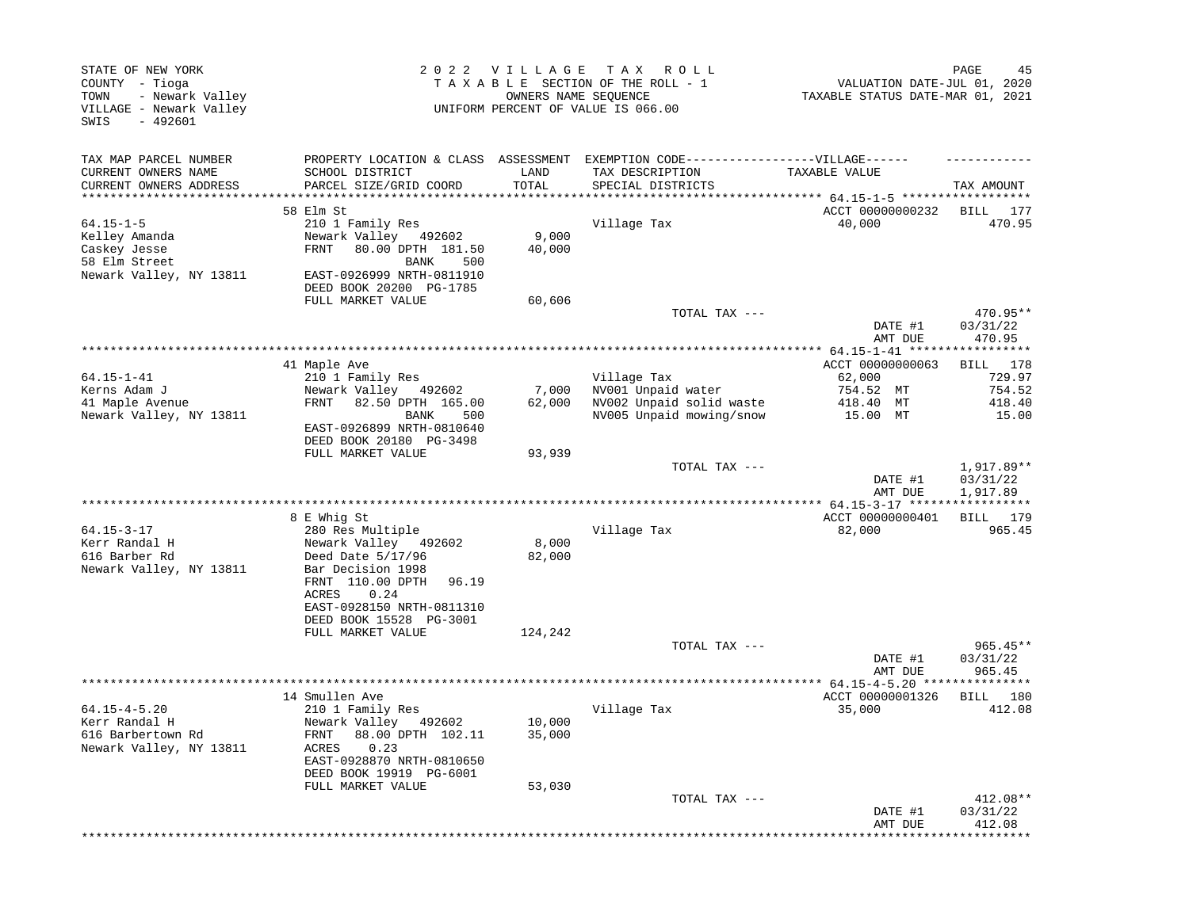STATE OF NEW YORK
COUNTY - Tioga
TOWN - Newark Valley
VILLAGE - Newark Valley
SWIS - 492601

2 0 2 2 VILLAGE TAX ROLL
TAXABLE SECTION OF THE ROLL - 1
OWNERS NAME SEQUENCE
UNIFORM PERCENT OF VALUE IS 066.00

VALUATION DATE-JUL 01, 2020
TAXABLE STATUS DATE-MAR 01, 2021

| TAX MAP PARCEL NUMBER / CURRENT OWNERS NAME / CURRENT OWNERS ADDRESS | PROPERTY LOCATION & CLASS / SCHOOL DISTRICT / PARCEL SIZE/GRID COORD | ASSESSMENT LAND / TOTAL | EXEMPTION CODE / TAX DESCRIPTION / SPECIAL DISTRICTS | VILLAGE TAXABLE VALUE | TAX AMOUNT |
|---|---|---|---|---|---|
| **64.15-1-5** | 58 Elm St | | | ACCT 00000000232 | BILL 177 |
| 64.15-1-5 | 210 1 Family Res | | Village Tax | 40,000 | 470.95 |
| Kelley Amanda | Newark Valley 492602 | 9,000 | | | |
| Caskey Jesse | FRNT 80.00 DPTH 181.50 | 40,000 | | | |
| 58 Elm Street | BANK 500 | | | | |
| Newark Valley, NY 13811 | EAST-0926999 NRTH-0811910 | | | | |
| | DEED BOOK 20200 PG-1785 | | | | |
| | FULL MARKET VALUE | 60,606 | | | |
| | | | TOTAL TAX --- | | 470.95** |
| | | | | DATE #1 | 03/31/22 |
| | | | | AMT DUE | 470.95 |
| **64.15-1-41** | 41 Maple Ave | | | ACCT 00000000063 | BILL 178 |
| 64.15-1-41 | 210 1 Family Res | | Village Tax | 62,000 | 729.97 |
| Kerns Adam J | Newark Valley 492602 | 7,000 | NV001 Unpaid water | 754.52 MT | 754.52 |
| 41 Maple Avenue | FRNT 82.50 DPTH 165.00 | 62,000 | NV002 Unpaid solid waste | 418.40 MT | 418.40 |
| Newark Valley, NY 13811 | BANK 500 | | NV005 Unpaid mowing/snow | 15.00 MT | 15.00 |
| | EAST-0926899 NRTH-0810640 | | | | |
| | DEED BOOK 20180 PG-3498 | | | | |
| | FULL MARKET VALUE | 93,939 | | | |
| | | | TOTAL TAX --- | | 1,917.89** |
| | | | | DATE #1 | 03/31/22 |
| | | | | AMT DUE | 1,917.89 |
| **64.15-3-17** | 8 E Whig St | | | ACCT 00000000401 | BILL 179 |
| 64.15-3-17 | 280 Res Multiple | | Village Tax | 82,000 | 965.45 |
| Kerr Randal H | Newark Valley 492602 | 8,000 | | | |
| 616 Barber Rd | Deed Date 5/17/96 | 82,000 | | | |
| Newark Valley, NY 13811 | Bar Decision 1998 | | | | |
| | FRNT 110.00 DPTH 96.19 | | | | |
| | ACRES 0.24 | | | | |
| | EAST-0928150 NRTH-0811310 | | | | |
| | DEED BOOK 15528 PG-3001 | | | | |
| | FULL MARKET VALUE | 124,242 | | | |
| | | | TOTAL TAX --- | | 965.45** |
| | | | | DATE #1 | 03/31/22 |
| | | | | AMT DUE | 965.45 |
| **64.15-4-5.20** | 14 Smullen Ave | | | ACCT 00000001326 | BILL 180 |
| 64.15-4-5.20 | 210 1 Family Res | | Village Tax | 35,000 | 412.08 |
| Kerr Randal H | Newark Valley 492602 | 10,000 | | | |
| 616 Barbertown Rd | FRNT 88.00 DPTH 102.11 | 35,000 | | | |
| Newark Valley, NY 13811 | ACRES 0.23 | | | | |
| | EAST-0928870 NRTH-0810650 | | | | |
| | DEED BOOK 19919 PG-6001 | | | | |
| | FULL MARKET VALUE | 53,030 | | | |
| | | | TOTAL TAX --- | | 412.08** |
| | | | | DATE #1 | 03/31/22 |
| | | | | AMT DUE | 412.08 |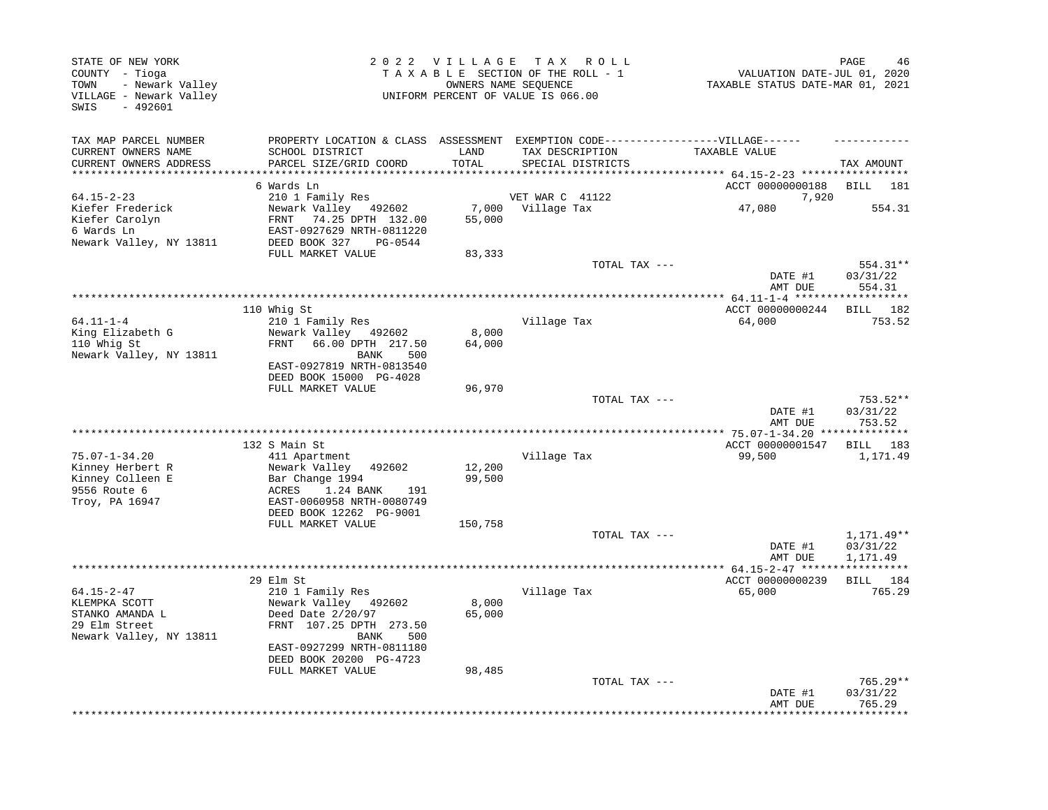STATE OF NEW YORK
COUNTY - Tioga
TOWN - Newark Valley
VILLAGE - Newark Valley
SWIS - 492601

2 0 2 2 V I L L A G E T A X R O L L
T A X A B L E SECTION OF THE ROLL - 1
OWNERS NAME SEQUENCE
UNIFORM PERCENT OF VALUE IS 066.00

VALUATION DATE-JUL 01, 2020
TAXABLE STATUS DATE-MAR 01, 2021

| TAX MAP PARCEL NUMBER / CURRENT OWNERS NAME / CURRENT OWNERS ADDRESS | PROPERTY LOCATION & CLASS / SCHOOL DISTRICT / PARCEL SIZE/GRID COORD | ASSESSMENT LAND / TOTAL | EXEMPTION CODE / TAX DESCRIPTION / SPECIAL DISTRICTS | VILLAGE TAXABLE VALUE | TAX AMOUNT |
|---|---|---|---|---|---|
| **64.15-2-23** | 6 Wards Ln | | | ACCT 00000000188 | BILL 181 |
| 64.15-2-23 | 210 1 Family Res | | VET WAR C 41122 | 7,920 | |
| Kiefer Frederick | Newark Valley 492602 | 7,000 | Village Tax | 47,080 | 554.31 |
| Kiefer Carolyn | FRNT 74.25 DPTH 132.00 | 55,000 | | | |
| 6 Wards Ln | EAST-0927629 NRTH-0811220 | | | | |
| Newark Valley, NY 13811 | DEED BOOK 327 PG-0544 | | | | |
| | FULL MARKET VALUE | 83,333 | | | |
| | | | TOTAL TAX --- | | 554.31** |
| | | | | DATE #1 | 03/31/22 |
| | | | | AMT DUE | 554.31 |
| **64.11-1-4** | 110 Whig St | | | ACCT 00000000244 | BILL 182 |
| 64.11-1-4 | 210 1 Family Res | | Village Tax | 64,000 | 753.52 |
| King Elizabeth G | Newark Valley 492602 | 8,000 | | | |
| 110 Whig St | FRNT 66.00 DPTH 217.50 | 64,000 | | | |
| Newark Valley, NY 13811 | BANK 500 | | | | |
| | EAST-0927819 NRTH-0813540 | | | | |
| | DEED BOOK 15000 PG-4028 | | | | |
| | FULL MARKET VALUE | 96,970 | | | |
| | | | TOTAL TAX --- | | 753.52** |
| | | | | DATE #1 | 03/31/22 |
| | | | | AMT DUE | 753.52 |
| **75.07-1-34.20** | 132 S Main St | | | ACCT 00000001547 | BILL 183 |
| 75.07-1-34.20 | 411 Apartment | | Village Tax | 99,500 | 1,171.49 |
| Kinney Herbert R | Newark Valley 492602 | 12,200 | | | |
| Kinney Colleen E | Bar Change 1994 | 99,500 | | | |
| 9556 Route 6 | ACRES 1.24 BANK 191 | | | | |
| Troy, PA 16947 | EAST-0060958 NRTH-0080749 | | | | |
| | DEED BOOK 12262 PG-9001 | | | | |
| | FULL MARKET VALUE | 150,758 | | | |
| | | | TOTAL TAX --- | | 1,171.49** |
| | | | | DATE #1 | 03/31/22 |
| | | | | AMT DUE | 1,171.49 |
| **64.15-2-47** | 29 Elm St | | | ACCT 00000000239 | BILL 184 |
| 64.15-2-47 | 210 1 Family Res | | Village Tax | 65,000 | 765.29 |
| KLEMPKA SCOTT | Newark Valley 492602 | 8,000 | | | |
| STANKO AMANDA L | Deed Date 2/20/97 | 65,000 | | | |
| 29 Elm Street | FRNT 107.25 DPTH 273.50 | | | | |
| Newark Valley, NY 13811 | BANK 500 | | | | |
| | EAST-0927299 NRTH-0811180 | | | | |
| | DEED BOOK 20200 PG-4723 | | | | |
| | FULL MARKET VALUE | 98,485 | | | |
| | | | TOTAL TAX --- | | 765.29** |
| | | | | DATE #1 | 03/31/22 |
| | | | | AMT DUE | 765.29 |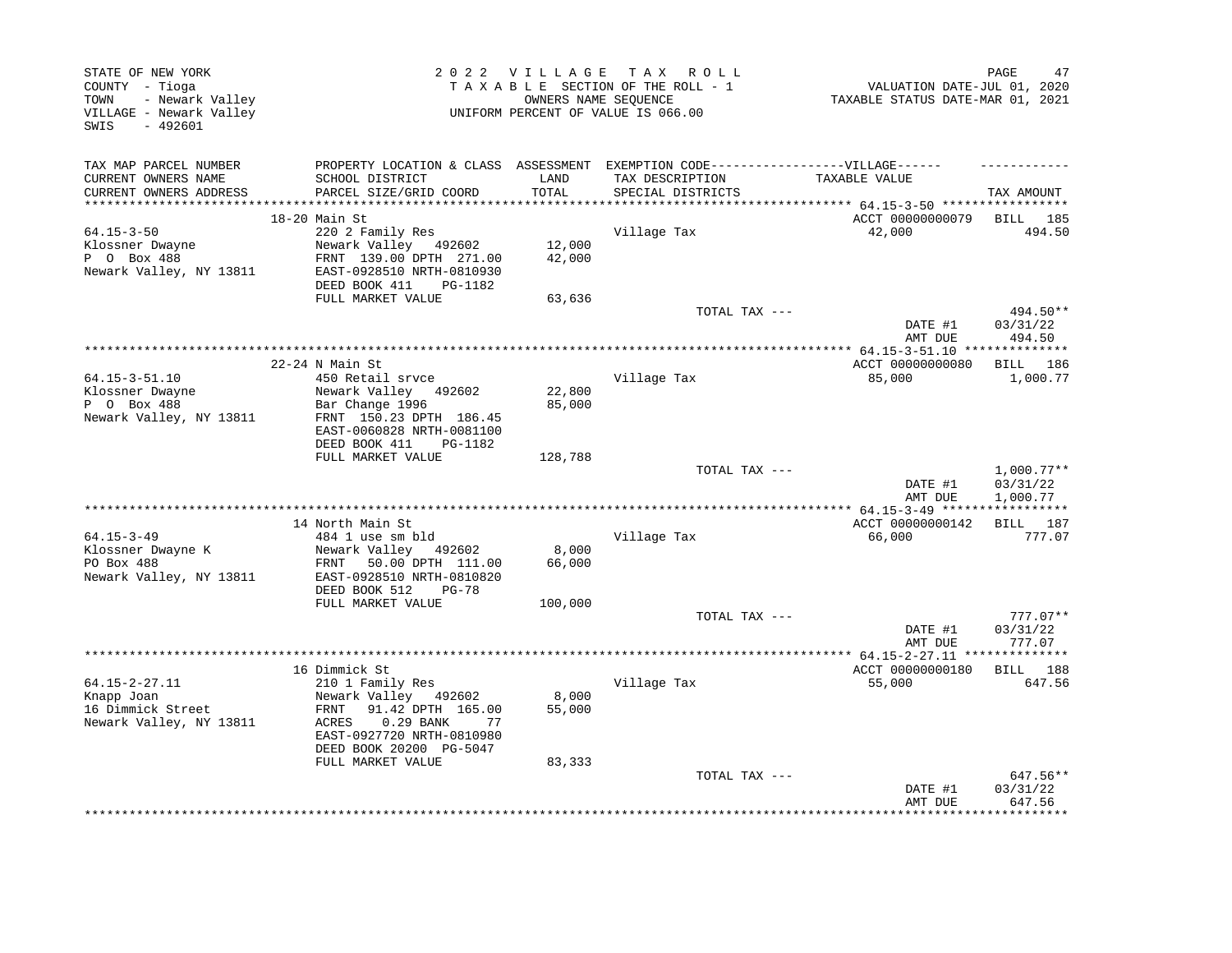STATE OF NEW YORK
COUNTY - Tioga
TOWN - Newark Valley
VILLAGE - Newark Valley
SWIS - 492601

2 0 2 2 V I L L A G E T A X R O L L
T A X A B L E SECTION OF THE ROLL - 1
OWNERS NAME SEQUENCE
UNIFORM PERCENT OF VALUE IS 066.00

VALUATION DATE-JUL 01, 2020
TAXABLE STATUS DATE-MAR 01, 2021

| TAX MAP PARCEL NUMBER / CURRENT OWNERS NAME / CURRENT OWNERS ADDRESS | PROPERTY LOCATION & CLASS / SCHOOL DISTRICT / PARCEL SIZE/GRID COORD | ASSESSMENT LAND / TOTAL | EXEMPTION CODE-----VILLAGE----- TAX DESCRIPTION / SPECIAL DISTRICTS | TAXABLE VALUE | TAX AMOUNT |
|---|---|---|---|---|---|
| | 18-20 Main St | | | ACCT 00000000079 | BILL 185 |
| 64.15-3-50 | 220 2 Family Res | | Village Tax | 42,000 | 494.50 |
| Klossner Dwayne | Newark Valley 492602 | 12,000 | | | |
| P O Box 488 | FRNT 139.00 DPTH 271.00 | 42,000 | | | |
| Newark Valley, NY 13811 | EAST-0928510 NRTH-0810930 | | | | |
| | DEED BOOK 411 PG-1182 | | | | |
| | FULL MARKET VALUE | 63,636 | | | |
| | | | TOTAL TAX --- | | 494.50** |
| | | | | DATE #1 | 03/31/22 |
| | | | | AMT DUE | 494.50 |
| | 22-24 N Main St | | | ACCT 00000000080 | BILL 186 |
| 64.15-3-51.10 | 450 Retail srvce | | Village Tax | 85,000 | 1,000.77 |
| Klossner Dwayne | Newark Valley 492602 | 22,800 | | | |
| P O Box 488 | Bar Change 1996 | 85,000 | | | |
| Newark Valley, NY 13811 | FRNT 150.23 DPTH 186.45 | | | | |
| | EAST-0060828 NRTH-0081100 | | | | |
| | DEED BOOK 411 PG-1182 | | | | |
| | FULL MARKET VALUE | 128,788 | | | |
| | | | TOTAL TAX --- | | 1,000.77** |
| | | | | DATE #1 | 03/31/22 |
| | | | | AMT DUE | 1,000.77 |
| | 14 North Main St | | | ACCT 00000000142 | BILL 187 |
| 64.15-3-49 | 484 1 use sm bld | | Village Tax | 66,000 | 777.07 |
| Klossner Dwayne K | Newark Valley 492602 | 8,000 | | | |
| PO Box 488 | FRNT 50.00 DPTH 111.00 | 66,000 | | | |
| Newark Valley, NY 13811 | EAST-0928510 NRTH-0810820 | | | | |
| | DEED BOOK 512 PG-78 | | | | |
| | FULL MARKET VALUE | 100,000 | | | |
| | | | TOTAL TAX --- | | 777.07** |
| | | | | DATE #1 | 03/31/22 |
| | | | | AMT DUE | 777.07 |
| | 16 Dimmick St | | | ACCT 00000000180 | BILL 188 |
| 64.15-2-27.11 | 210 1 Family Res | | Village Tax | 55,000 | 647.56 |
| Knapp Joan | Newark Valley 492602 | 8,000 | | | |
| 16 Dimmick Street | FRNT 91.42 DPTH 165.00 | 55,000 | | | |
| Newark Valley, NY 13811 | ACRES 0.29 BANK 77 | | | | |
| | EAST-0927720 NRTH-0810980 | | | | |
| | DEED BOOK 20200 PG-5047 | | | | |
| | FULL MARKET VALUE | 83,333 | | | |
| | | | TOTAL TAX --- | | 647.56** |
| | | | | DATE #1 | 03/31/22 |
| | | | | AMT DUE | 647.56 |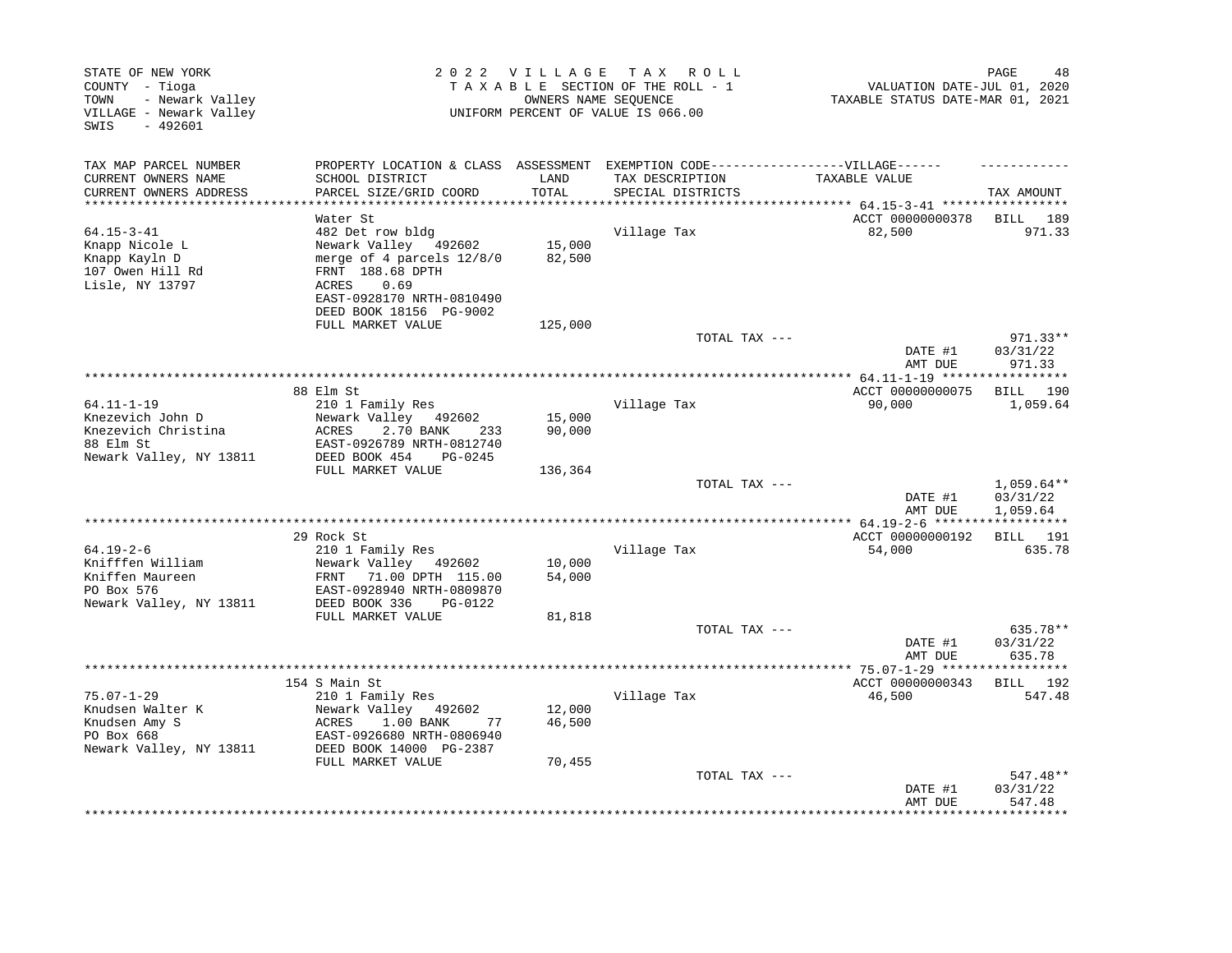STATE OF NEW YORK
COUNTY - Tioga
TOWN - Newark Valley
VILLAGE - Newark Valley
SWIS - 492601

2022 VILLAGE TAX ROLL
TAXABLE SECTION OF THE ROLL - 1
OWNERS NAME SEQUENCE
UNIFORM PERCENT OF VALUE IS 066.00

VALUATION DATE-JUL 01, 2020
TAXABLE STATUS DATE-MAR 01, 2021

| TAX MAP PARCEL NUMBER / CURRENT OWNERS NAME / CURRENT OWNERS ADDRESS | PROPERTY LOCATION & CLASS / SCHOOL DISTRICT / PARCEL SIZE/GRID COORD | ASSESSMENT LAND / TOTAL | EXEMPTION CODE / TAX DESCRIPTION / SPECIAL DISTRICTS | VILLAGE TAXABLE VALUE | TAX AMOUNT |
|---|---|---|---|---|---|
| **64.15-3-41** | Water St | | | ACCT 00000000378 | BILL 189 |
| 64.15-3-41 | 482 Det row bldg | | Village Tax | 82,500 | 971.33 |
| Knapp Nicole L | Newark Valley 492602 | 15,000 | | | |
| Knapp Kayln D | merge of 4 parcels 12/8/0 | 82,500 | | | |
| 107 Owen Hill Rd | FRNT 188.68 DPTH | | | | |
| Lisle, NY 13797 | ACRES 0.69 | | | | |
| | EAST-0928170 NRTH-0810490 | | | | |
| | DEED BOOK 18156 PG-9002 | | | | |
| | FULL MARKET VALUE | 125,000 | | | |
| | | | TOTAL TAX --- | | 971.33** |
| | | | | DATE #1 | 03/31/22 |
| | | | | AMT DUE | 971.33 |
| **64.11-1-19** | 88 Elm St | | | ACCT 00000000075 | BILL 190 |
| 64.11-1-19 | 210 1 Family Res | | Village Tax | 90,000 | 1,059.64 |
| Knezevich John D | Newark Valley 492602 | 15,000 | | | |
| Knezevich Christina | ACRES 2.70 BANK 233 | 90,000 | | | |
| 88 Elm St | EAST-0926789 NRTH-0812740 | | | | |
| Newark Valley, NY 13811 | DEED BOOK 454 PG-0245 | | | | |
| | FULL MARKET VALUE | 136,364 | | | |
| | | | TOTAL TAX --- | | 1,059.64** |
| | | | | DATE #1 | 03/31/22 |
| | | | | AMT DUE | 1,059.64 |
| **64.19-2-6** | 29 Rock St | | | ACCT 00000000192 | BILL 191 |
| 64.19-2-6 | 210 1 Family Res | | Village Tax | 54,000 | 635.78 |
| Knifffen William | Newark Valley 492602 | 10,000 | | | |
| Kniffen Maureen | FRNT 71.00 DPTH 115.00 | 54,000 | | | |
| PO Box 576 | EAST-0928940 NRTH-0809870 | | | | |
| Newark Valley, NY 13811 | DEED BOOK 336 PG-0122 | | | | |
| | FULL MARKET VALUE | 81,818 | | | |
| | | | TOTAL TAX --- | | 635.78** |
| | | | | DATE #1 | 03/31/22 |
| | | | | AMT DUE | 635.78 |
| **75.07-1-29** | 154 S Main St | | | ACCT 00000000343 | BILL 192 |
| 75.07-1-29 | 210 1 Family Res | | Village Tax | 46,500 | 547.48 |
| Knudsen Walter K | Newark Valley 492602 | 12,000 | | | |
| Knudsen Amy S | ACRES 1.00 BANK 77 | 46,500 | | | |
| PO Box 668 | EAST-0926680 NRTH-0806940 | | | | |
| Newark Valley, NY 13811 | DEED BOOK 14000 PG-2387 | | | | |
| | FULL MARKET VALUE | 70,455 | | | |
| | | | TOTAL TAX --- | | 547.48** |
| | | | | DATE #1 | 03/31/22 |
| | | | | AMT DUE | 547.48 |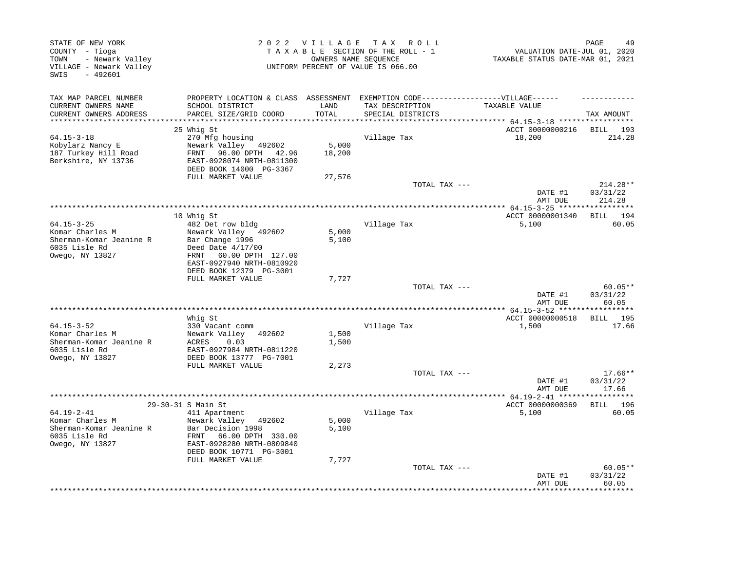STATE OF NEW YORK
COUNTY - Tioga
TOWN - Newark Valley
VILLAGE - Newark Valley
SWIS - 492601

2 0 2 2 V I L L A G E T A X R O L L
T A X A B L E SECTION OF THE ROLL - 1
OWNERS NAME SEQUENCE
UNIFORM PERCENT OF VALUE IS 066.00

VALUATION DATE-JUL 01, 2020
TAXABLE STATUS DATE-MAR 01, 2021

| TAX MAP PARCEL NUMBER / CURRENT OWNERS NAME / CURRENT OWNERS ADDRESS | PROPERTY LOCATION & CLASS / SCHOOL DISTRICT / PARCEL SIZE/GRID COORD | ASSESSMENT LAND / TOTAL | EXEMPTION CODE / TAX DESCRIPTION / SPECIAL DISTRICTS | VILLAGE TAXABLE VALUE | TAX AMOUNT |
|---|---|---|---|---|---|
| 64.15-3-18 | 25 Whig St | | | ACCT 00000000216 | BILL 193 |
| 64.15-3-18 | 270 Mfg housing | | Village Tax | 18,200 | 214.28 |
| Kobylarz Nancy E | Newark Valley 492602 | 5,000 | | | |
| 187 Turkey Hill Road | FRNT 96.00 DPTH 42.96 | 18,200 | | | |
| Berkshire, NY 13736 | EAST-0928074 NRTH-0811300 | | | | |
| | DEED BOOK 14000 PG-3367 | | | | |
| | FULL MARKET VALUE | 27,576 | | | |
| | | | TOTAL TAX --- | | 214.28** |
| | | | | DATE #1 | 03/31/22 |
| | | | | AMT DUE | 214.28 |
| 64.15-3-25 | 10 Whig St | | | ACCT 00000001340 | BILL 194 |
| 64.15-3-25 | 482 Det row bldg | | Village Tax | 5,100 | 60.05 |
| Komar Charles M | Newark Valley 492602 | 5,000 | | | |
| Sherman-Komar Jeanine R | Bar Change 1996 | 5,100 | | | |
| 6035 Lisle Rd | Deed Date 4/17/00 | | | | |
| Owego, NY 13827 | FRNT 60.00 DPTH 127.00 | | | | |
| | EAST-0927940 NRTH-0810920 | | | | |
| | DEED BOOK 12379 PG-3001 | | | | |
| | FULL MARKET VALUE | 7,727 | | | |
| | | | TOTAL TAX --- | | 60.05** |
| | | | | DATE #1 | 03/31/22 |
| | | | | AMT DUE | 60.05 |
| 64.15-3-52 | Whig St | | | ACCT 00000000518 | BILL 195 |
| 64.15-3-52 | 330 Vacant comm | | Village Tax | 1,500 | 17.66 |
| Komar Charles M | Newark Valley 492602 | 1,500 | | | |
| Sherman-Komar Jeanine R | ACRES 0.03 | 1,500 | | | |
| 6035 Lisle Rd | EAST-0927984 NRTH-0811220 | | | | |
| Owego, NY 13827 | DEED BOOK 13777 PG-7001 | | | | |
| | FULL MARKET VALUE | 2,273 | | | |
| | | | TOTAL TAX --- | | 17.66** |
| | | | | DATE #1 | 03/31/22 |
| | | | | AMT DUE | 17.66 |
| 64.19-2-41 | 29-30-31 S Main St | | | ACCT 00000000369 | BILL 196 |
| 64.19-2-41 | 411 Apartment | | Village Tax | 5,100 | 60.05 |
| Komar Charles M | Newark Valley 492602 | 5,000 | | | |
| Sherman-Komar Jeanine R | Bar Decision 1998 | 5,100 | | | |
| 6035 Lisle Rd | FRNT 66.00 DPTH 330.00 | | | | |
| Owego, NY 13827 | EAST-0928280 NRTH-0809840 | | | | |
| | DEED BOOK 10771 PG-3001 | | | | |
| | FULL MARKET VALUE | 7,727 | | | |
| | | | TOTAL TAX --- | | 60.05** |
| | | | | DATE #1 | 03/31/22 |
| | | | | AMT DUE | 60.05 |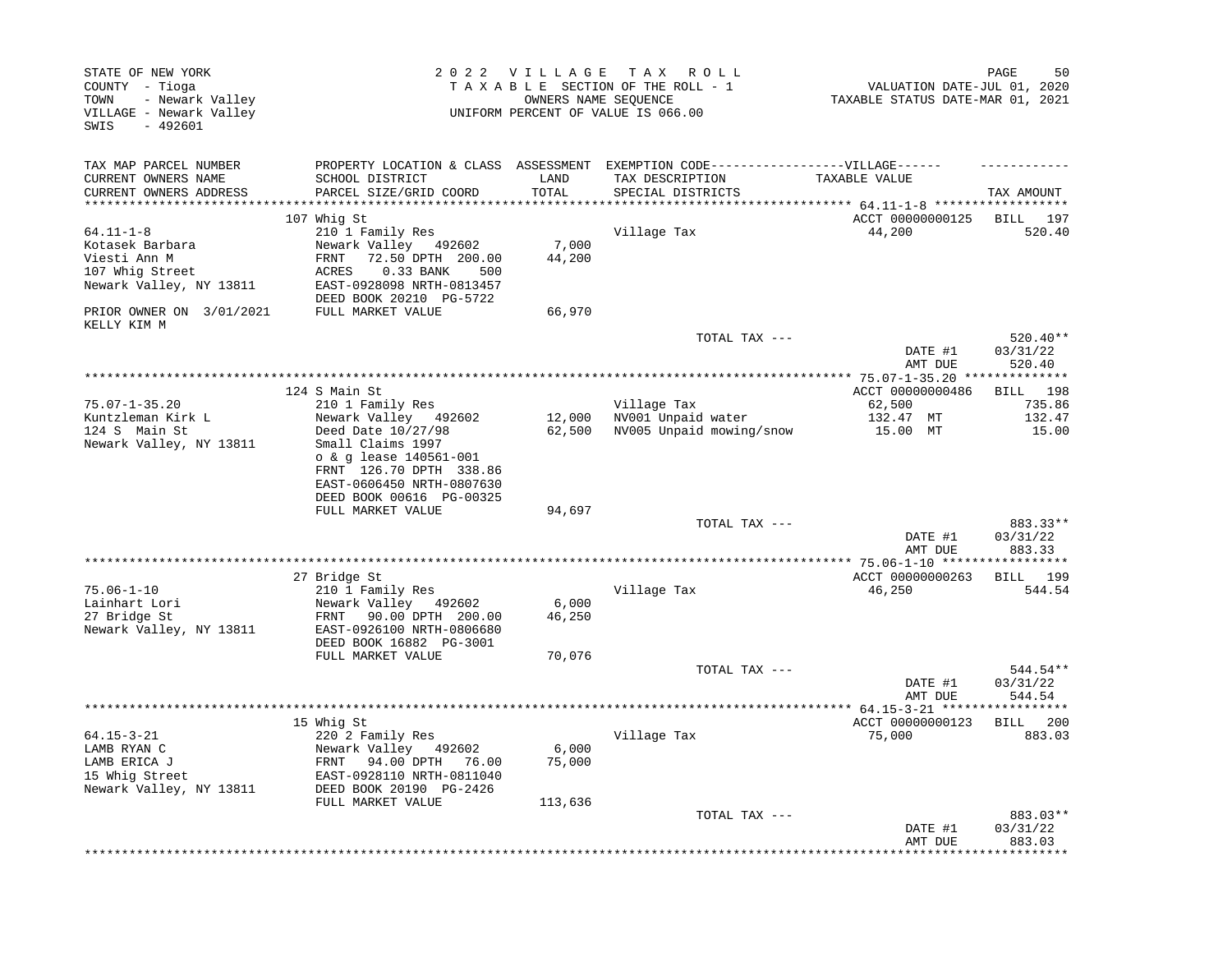STATE OF NEW YORK
COUNTY - Tioga
TOWN - Newark Valley
VILLAGE - Newark Valley
SWIS - 492601

2 0 2 2 V I L L A G E T A X R O L L
T A X A B L E SECTION OF THE ROLL - 1
OWNERS NAME SEQUENCE
UNIFORM PERCENT OF VALUE IS 066.00

VALUATION DATE-JUL 01, 2020
TAXABLE STATUS DATE-MAR 01, 2021

| TAX MAP PARCEL NUMBER / CURRENT OWNERS NAME / CURRENT OWNERS ADDRESS | PROPERTY LOCATION & CLASS / SCHOOL DISTRICT / PARCEL SIZE/GRID COORD | ASSESSMENT LAND / TOTAL | EXEMPTION CODE / TAX DESCRIPTION / SPECIAL DISTRICTS | TAXABLE VALUE | TAX AMOUNT |
|---|---|---|---|---|---|
| **64.11-1-8** | 107 Whig St | | | ACCT 00000000125 | BILL 197 |
| 64.11-1-8 | 210 1 Family Res | | Village Tax | 44,200 | 520.40 |
| Kotasek Barbara | Newark Valley 492602 | 7,000 | | | |
| Viesti Ann M | FRNT 72.50 DPTH 200.00 | 44,200 | | | |
| 107 Whig Street | ACRES 0.33 BANK 500 | | | | |
| Newark Valley, NY 13811 | EAST-0928098 NRTH-0813457 | | | | |
| | DEED BOOK 20210 PG-5722 | | | | |
| PRIOR OWNER ON 3/01/2021 | FULL MARKET VALUE | 66,970 | | | |
| KELLY KIM M | | | | | |
| | | | TOTAL TAX --- | | 520.40** |
| | | | | DATE #1 | 03/31/22 |
| | | | | AMT DUE | 520.40 |
| **75.07-1-35.20** | 124 S Main St | | | ACCT 00000000486 | BILL 198 |
| 75.07-1-35.20 | 210 1 Family Res | | Village Tax | 62,500 | 735.86 |
| Kuntzleman Kirk L | Newark Valley 492602 | 12,000 | NV001 Unpaid water | 132.47 MT | 132.47 |
| 124 S Main St | Deed Date 10/27/98 | 62,500 | NV005 Unpaid mowing/snow | 15.00 MT | 15.00 |
| Newark Valley, NY 13811 | Small Claims 1997 | | | | |
| | o & g lease 140561-001 | | | | |
| | FRNT 126.70 DPTH 338.86 | | | | |
| | EAST-0606450 NRTH-0807630 | | | | |
| | DEED BOOK 00616 PG-00325 | | | | |
| | FULL MARKET VALUE | 94,697 | | | |
| | | | TOTAL TAX --- | | 883.33** |
| | | | | DATE #1 | 03/31/22 |
| | | | | AMT DUE | 883.33 |
| **75.06-1-10** | 27 Bridge St | | | ACCT 00000000263 | BILL 199 |
| 75.06-1-10 | 210 1 Family Res | | Village Tax | 46,250 | 544.54 |
| Lainhart Lori | Newark Valley 492602 | 6,000 | | | |
| 27 Bridge St | FRNT 90.00 DPTH 200.00 | 46,250 | | | |
| Newark Valley, NY 13811 | EAST-0926100 NRTH-0806680 | | | | |
| | DEED BOOK 16882 PG-3001 | | | | |
| | FULL MARKET VALUE | 70,076 | | | |
| | | | TOTAL TAX --- | | 544.54** |
| | | | | DATE #1 | 03/31/22 |
| | | | | AMT DUE | 544.54 |
| **64.15-3-21** | 15 Whig St | | | ACCT 00000000123 | BILL 200 |
| 64.15-3-21 | 220 2 Family Res | | Village Tax | 75,000 | 883.03 |
| LAMB RYAN C | Newark Valley 492602 | 6,000 | | | |
| LAMB ERICA J | FRNT 94.00 DPTH 76.00 | 75,000 | | | |
| 15 Whig Street | EAST-0928110 NRTH-0811040 | | | | |
| Newark Valley, NY 13811 | DEED BOOK 20190 PG-2426 | | | | |
| | FULL MARKET VALUE | 113,636 | | | |
| | | | TOTAL TAX --- | | 883.03** |
| | | | | DATE #1 | 03/31/22 |
| | | | | AMT DUE | 883.03 |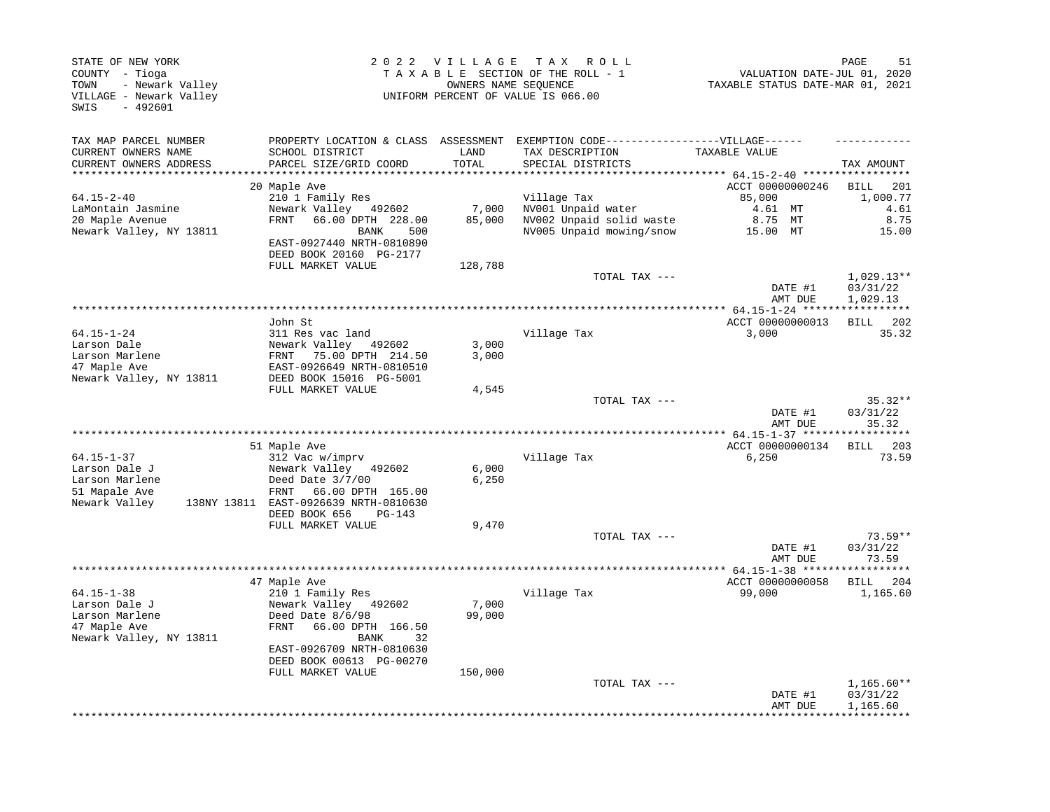STATE OF NEW YORK
COUNTY - Tioga
TOWN - Newark Valley
VILLAGE - Newark Valley
SWIS - 492601

2022 VILLAGE TAX ROLL
TAXABLE SECTION OF THE ROLL - 1
OWNERS NAME SEQUENCE
UNIFORM PERCENT OF VALUE IS 066.00

VALUATION DATE-JUL 01, 2020
TAXABLE STATUS DATE-MAR 01, 2021

| TAX MAP PARCEL NUMBER / CURRENT OWNERS NAME / CURRENT OWNERS ADDRESS | PROPERTY LOCATION & CLASS / SCHOOL DISTRICT / PARCEL SIZE/GRID COORD | ASSESSMENT LAND | TOTAL | EXEMPTION CODE / TAX DESCRIPTION / SPECIAL DISTRICTS | TAXABLE VALUE | TAX AMOUNT |
|---|---|---|---|---|---|---|
| **64.15-2-40** | 20 Maple Ave | | | | ACCT 00000000246 | BILL 201 |
| 64.15-2-40 | 210 1 Family Res | | | Village Tax | 85,000 | 1,000.77 |
| LaMontain Jasmine | Newark Valley 492602 | 7,000 | | NV001 Unpaid water | 4.61 MT | 4.61 |
| 20 Maple Avenue | FRNT 66.00 DPTH 228.00 | | 85,000 | NV002 Unpaid solid waste | 8.75 MT | 8.75 |
| Newark Valley, NY 13811 | BANK 500 | | | NV005 Unpaid mowing/snow | 15.00 MT | 15.00 |
| | EAST-0927440 NRTH-0810890 | | | | | |
| | DEED BOOK 20160 PG-2177 | | | | | |
| | FULL MARKET VALUE | | 128,788 | | | |
| | | | | TOTAL TAX --- | | 1,029.13** |
| | | | | | DATE #1 | 03/31/22 |
| | | | | | AMT DUE | 1,029.13 |
| **64.15-1-24** | John St | | | | ACCT 00000000013 | BILL 202 |
| 64.15-1-24 | 311 Res vac land | | | Village Tax | 3,000 | 35.32 |
| Larson Dale | Newark Valley 492602 | 3,000 | | | | |
| Larson Marlene | FRNT 75.00 DPTH 214.50 | | 3,000 | | | |
| 47 Maple Ave | EAST-0926649 NRTH-0810510 | | | | | |
| Newark Valley, NY 13811 | DEED BOOK 15016 PG-5001 | | | | | |
| | FULL MARKET VALUE | | 4,545 | | | |
| | | | | TOTAL TAX --- | | 35.32** |
| | | | | | DATE #1 | 03/31/22 |
| | | | | | AMT DUE | 35.32 |
| **64.15-1-37** | 51 Maple Ave | | | | ACCT 00000000134 | BILL 203 |
| 64.15-1-37 | 312 Vac w/imprv | | | Village Tax | 6,250 | 73.59 |
| Larson Dale J | Newark Valley 492602 | 6,000 | | | | |
| Larson Marlene | Deed Date 3/7/00 | | 6,250 | | | |
| 51 Mapale Ave | FRNT 66.00 DPTH 165.00 | | | | | |
| Newark Valley 138NY 13811 | EAST-0926639 NRTH-0810630 | | | | | |
| | DEED BOOK 656 PG-143 | | | | | |
| | FULL MARKET VALUE | | 9,470 | | | |
| | | | | TOTAL TAX --- | | 73.59** |
| | | | | | DATE #1 | 03/31/22 |
| | | | | | AMT DUE | 73.59 |
| **64.15-1-38** | 47 Maple Ave | | | | ACCT 00000000058 | BILL 204 |
| 64.15-1-38 | 210 1 Family Res | | | Village Tax | 99,000 | 1,165.60 |
| Larson Dale J | Newark Valley 492602 | 7,000 | | | | |
| Larson Marlene | Deed Date 8/6/98 | | 99,000 | | | |
| 47 Maple Ave | FRNT 66.00 DPTH 166.50 | | | | | |
| Newark Valley, NY 13811 | BANK 32 | | | | | |
| | EAST-0926709 NRTH-0810630 | | | | | |
| | DEED BOOK 00613 PG-00270 | | | | | |
| | FULL MARKET VALUE | | 150,000 | | | |
| | | | | TOTAL TAX --- | | 1,165.60** |
| | | | | | DATE #1 | 03/31/22 |
| | | | | | AMT DUE | 1,165.60 |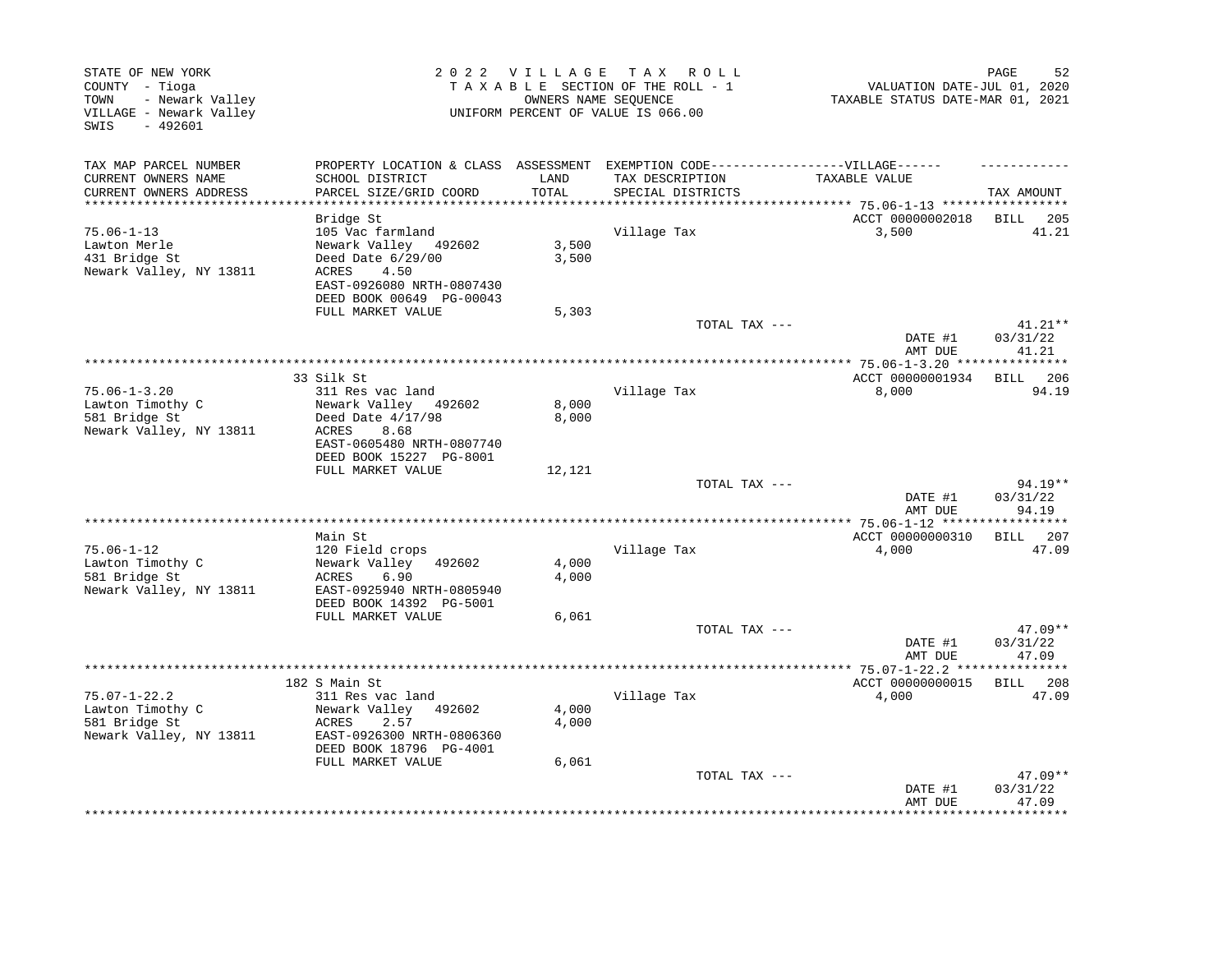STATE OF NEW YORK
COUNTY - Tioga
TOWN - Newark Valley
VILLAGE - Newark Valley
SWIS - 492601

2022 VILLAGE TAX ROLL
TAXABLE SECTION OF THE ROLL - 1
OWNERS NAME SEQUENCE
UNIFORM PERCENT OF VALUE IS 066.00

VALUATION DATE-JUL 01, 2020
TAXABLE STATUS DATE-MAR 01, 2021

| TAX MAP PARCEL NUMBER<br>CURRENT OWNERS NAME<br>CURRENT OWNERS ADDRESS | PROPERTY LOCATION & CLASS<br>SCHOOL DISTRICT<br>PARCEL SIZE/GRID COORD | ASSESSMENT<br>LAND<br>TOTAL | EXEMPTION CODE------VILLAGE------<br>TAX DESCRIPTION<br>SPECIAL DISTRICTS | TAXABLE VALUE | TAX AMOUNT |
|---|---|---|---|---|---|
| 75.06-1-13 | Bridge St | | | ACCT 00000002018 | BILL 205 |
| Lawton Merle | 105 Vac farmland | | Village Tax | 3,500 | 41.21 |
| 431 Bridge St | Newark Valley 492602 | 3,500 | | | |
| Newark Valley, NY 13811 | Deed Date 6/29/00 | 3,500 | | | |
| | ACRES 4.50 | | | | |
| | EAST-0926080 NRTH-0807430 | | | | |
| | DEED BOOK 00649 PG-00043 | | | | |
| | FULL MARKET VALUE | 5,303 | | | |
| | | | TOTAL TAX --- | | 41.21** |
| | | | | DATE #1 | 03/31/22 |
| | | | | AMT DUE | 41.21 |
| 75.06-1-3.20 | 33 Silk St | | | ACCT 00000001934 | BILL 206 |
| Lawton Timothy C | 311 Res vac land | | Village Tax | 8,000 | 94.19 |
| 581 Bridge St | Newark Valley 492602 | 8,000 | | | |
| Newark Valley, NY 13811 | Deed Date 4/17/98 | 8,000 | | | |
| | ACRES 8.68 | | | | |
| | EAST-0605480 NRTH-0807740 | | | | |
| | DEED BOOK 15227 PG-8001 | | | | |
| | FULL MARKET VALUE | 12,121 | | | |
| | | | TOTAL TAX --- | | 94.19** |
| | | | | DATE #1 | 03/31/22 |
| | | | | AMT DUE | 94.19 |
| 75.06-1-12 | Main St | | | ACCT 00000000310 | BILL 207 |
| Lawton Timothy C | 120 Field crops | | Village Tax | 4,000 | 47.09 |
| 581 Bridge St | Newark Valley 492602 | 4,000 | | | |
| Newark Valley, NY 13811 | ACRES 6.90 | 4,000 | | | |
| | EAST-0925940 NRTH-0805940 | | | | |
| | DEED BOOK 14392 PG-5001 | | | | |
| | FULL MARKET VALUE | 6,061 | | | |
| | | | TOTAL TAX --- | | 47.09** |
| | | | | DATE #1 | 03/31/22 |
| | | | | AMT DUE | 47.09 |
| 75.07-1-22.2 | 182 S Main St | | | ACCT 00000000015 | BILL 208 |
| Lawton Timothy C | 311 Res vac land | | Village Tax | 4,000 | 47.09 |
| 581 Bridge St | Newark Valley 492602 | 4,000 | | | |
| Newark Valley, NY 13811 | ACRES 2.57 | 4,000 | | | |
| | EAST-0926300 NRTH-0806360 | | | | |
| | DEED BOOK 18796 PG-4001 | | | | |
| | FULL MARKET VALUE | 6,061 | | | |
| | | | TOTAL TAX --- | | 47.09** |
| | | | | DATE #1 | 03/31/22 |
| | | | | AMT DUE | 47.09 |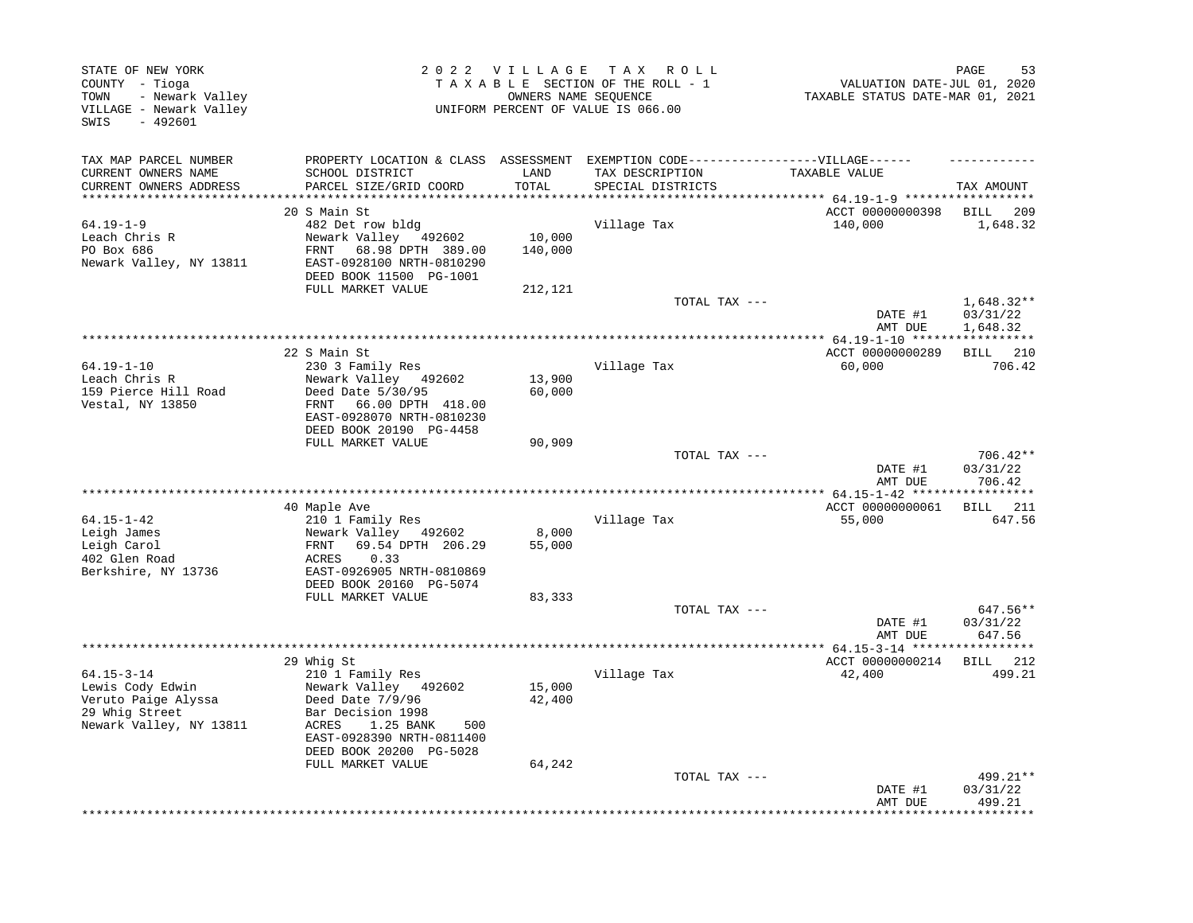STATE OF NEW YORK
COUNTY - Tioga
TOWN - Newark Valley
VILLAGE - Newark Valley
SWIS - 492601

2 0 2 2 V I L L A G E T A X R O L L
T A X A B L E SECTION OF THE ROLL - 1
OWNERS NAME SEQUENCE
UNIFORM PERCENT OF VALUE IS 066.00

VALUATION DATE-JUL 01, 2020
TAXABLE STATUS DATE-MAR 01, 2021

| TAX MAP PARCEL NUMBER / CURRENT OWNERS NAME / CURRENT OWNERS ADDRESS | PROPERTY LOCATION & CLASS / SCHOOL DISTRICT / PARCEL SIZE/GRID COORD | ASSESSMENT LAND / TOTAL | EXEMPTION CODE / TAX DESCRIPTION / SPECIAL DISTRICTS | VILLAGE TAXABLE VALUE | TAX AMOUNT |
|---|---|---|---|---|---|
| **64.19-1-9** | 20 S Main St | | | ACCT 00000000398 | BILL 209 |
| 64.19-1-9 | 482 Det row bldg | | Village Tax | 140,000 | 1,648.32 |
| Leach Chris R | Newark Valley 492602 | 10,000 | | | |
| PO Box 686 | FRNT 68.98 DPTH 389.00 | 140,000 | | | |
| Newark Valley, NY 13811 | EAST-0928100 NRTH-0810290 | | | | |
| | DEED BOOK 11500 PG-1001 | | | | |
| | FULL MARKET VALUE | 212,121 | | | |
| | | | TOTAL TAX --- | | 1,648.32** |
| | | | | DATE #1 | 03/31/22 |
| | | | | AMT DUE | 1,648.32 |
| **64.19-1-10** | 22 S Main St | | | ACCT 00000000289 | BILL 210 |
| 64.19-1-10 | 230 3 Family Res | | Village Tax | 60,000 | 706.42 |
| Leach Chris R | Newark Valley 492602 | 13,900 | | | |
| 159 Pierce Hill Road | Deed Date 5/30/95 | 60,000 | | | |
| Vestal, NY 13850 | FRNT 66.00 DPTH 418.00 | | | | |
| | EAST-0928070 NRTH-0810230 | | | | |
| | DEED BOOK 20190 PG-4458 | | | | |
| | FULL MARKET VALUE | 90,909 | | | |
| | | | TOTAL TAX --- | | 706.42** |
| | | | | DATE #1 | 03/31/22 |
| | | | | AMT DUE | 706.42 |
| **64.15-1-42** | 40 Maple Ave | | | ACCT 00000000061 | BILL 211 |
| 64.15-1-42 | 210 1 Family Res | | Village Tax | 55,000 | 647.56 |
| Leigh James | Newark Valley 492602 | 8,000 | | | |
| Leigh Carol | FRNT 69.54 DPTH 206.29 | 55,000 | | | |
| 402 Glen Road | ACRES 0.33 | | | | |
| Berkshire, NY 13736 | EAST-0926905 NRTH-0810869 | | | | |
| | DEED BOOK 20160 PG-5074 | | | | |
| | FULL MARKET VALUE | 83,333 | | | |
| | | | TOTAL TAX --- | | 647.56** |
| | | | | DATE #1 | 03/31/22 |
| | | | | AMT DUE | 647.56 |
| **64.15-3-14** | 29 Whig St | | | ACCT 00000000214 | BILL 212 |
| 64.15-3-14 | 210 1 Family Res | | Village Tax | 42,400 | 499.21 |
| Lewis Cody Edwin | Newark Valley 492602 | 15,000 | | | |
| Veruto Paige Alyssa | Deed Date 7/9/96 | 42,400 | | | |
| 29 Whig Street | Bar Decision 1998 | | | | |
| Newark Valley, NY 13811 | ACRES 1.25 BANK 500 | | | | |
| | EAST-0928390 NRTH-0811400 | | | | |
| | DEED BOOK 20200 PG-5028 | | | | |
| | FULL MARKET VALUE | 64,242 | | | |
| | | | TOTAL TAX --- | | 499.21** |
| | | | | DATE #1 | 03/31/22 |
| | | | | AMT DUE | 499.21 |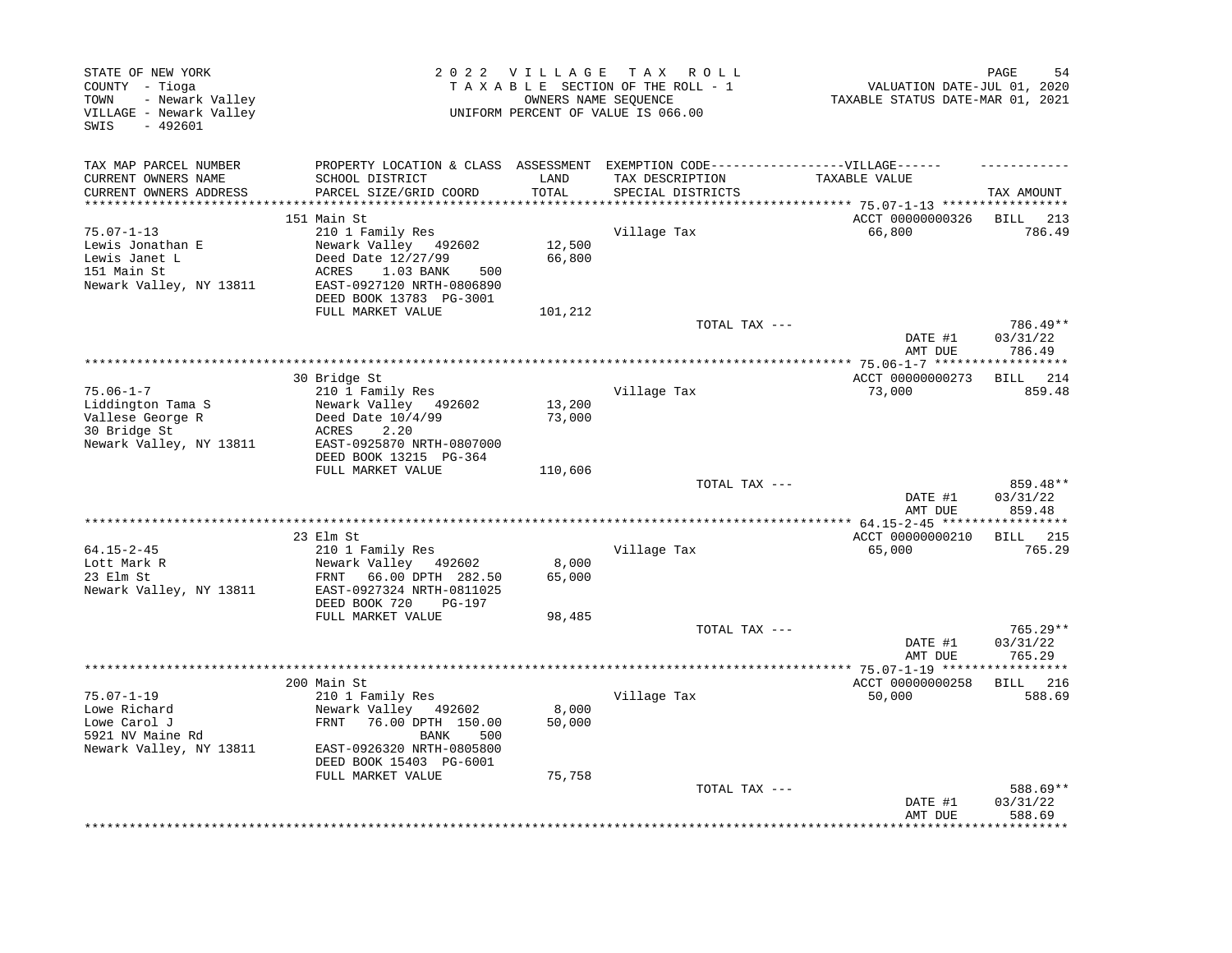STATE OF NEW YORK
COUNTY - Tioga
TOWN - Newark Valley
VILLAGE - Newark Valley
SWIS - 492601

2 0 2 2 V I L L A G E T A X R O L L
T A X A B L E SECTION OF THE ROLL - 1
OWNERS NAME SEQUENCE
UNIFORM PERCENT OF VALUE IS 066.00

VALUATION DATE-JUL 01, 2020
TAXABLE STATUS DATE-MAR 01, 2021

| TAX MAP PARCEL NUMBER / CURRENT OWNERS NAME / CURRENT OWNERS ADDRESS | PROPERTY LOCATION & CLASS / SCHOOL DISTRICT / PARCEL SIZE/GRID COORD | ASSESSMENT LAND / TOTAL | EXEMPTION CODE / TAX DESCRIPTION / SPECIAL DISTRICTS | VILLAGE TAXABLE VALUE | TAX AMOUNT |
|---|---|---|---|---|---|
| 75.07-1-13 | 151 Main St | | | ACCT 00000000326 | BILL 213 |
| | 210 1 Family Res | | Village Tax | 66,800 | 786.49 |
| Lewis Jonathan E | Newark Valley 492602 | 12,500 | | | |
| Lewis Janet L | Deed Date 12/27/99 | 66,800 | | | |
| 151 Main St | ACRES 1.03 BANK 500 | | | | |
| Newark Valley, NY 13811 | EAST-0927120 NRTH-0806890 | | | | |
| | DEED BOOK 13783 PG-3001 | | | | |
| | FULL MARKET VALUE | 101,212 | | | |
| | | | TOTAL TAX --- | | 786.49** |
| | | | | DATE #1 | 03/31/22 |
| | | | | AMT DUE | 786.49 |
| 75.06-1-7 | 30 Bridge St | | | ACCT 00000000273 | BILL 214 |
| | 210 1 Family Res | | Village Tax | 73,000 | 859.48 |
| Liddington Tama S | Newark Valley 492602 | 13,200 | | | |
| Vallese George R | Deed Date 10/4/99 | 73,000 | | | |
| 30 Bridge St | ACRES 2.20 | | | | |
| Newark Valley, NY 13811 | EAST-0925870 NRTH-0807000 | | | | |
| | DEED BOOK 13215 PG-364 | | | | |
| | FULL MARKET VALUE | 110,606 | | | |
| | | | TOTAL TAX --- | | 859.48** |
| | | | | DATE #1 | 03/31/22 |
| | | | | AMT DUE | 859.48 |
| 64.15-2-45 | 23 Elm St | | | ACCT 00000000210 | BILL 215 |
| | 210 1 Family Res | | Village Tax | 65,000 | 765.29 |
| Lott Mark R | Newark Valley 492602 | 8,000 | | | |
| 23 Elm St | FRNT 66.00 DPTH 282.50 | 65,000 | | | |
| Newark Valley, NY 13811 | EAST-0927324 NRTH-0811025 | | | | |
| | DEED BOOK 720 PG-197 | | | | |
| | FULL MARKET VALUE | 98,485 | | | |
| | | | TOTAL TAX --- | | 765.29** |
| | | | | DATE #1 | 03/31/22 |
| | | | | AMT DUE | 765.29 |
| 75.07-1-19 | 200 Main St | | | ACCT 00000000258 | BILL 216 |
| | 210 1 Family Res | | Village Tax | 50,000 | 588.69 |
| Lowe Richard | Newark Valley 492602 | 8,000 | | | |
| Lowe Carol J | FRNT 76.00 DPTH 150.00 | 50,000 | | | |
| 5921 NV Maine Rd | BANK 500 | | | | |
| Newark Valley, NY 13811 | EAST-0926320 NRTH-0805800 | | | | |
| | DEED BOOK 15403 PG-6001 | | | | |
| | FULL MARKET VALUE | 75,758 | | | |
| | | | TOTAL TAX --- | | 588.69** |
| | | | | DATE #1 | 03/31/22 |
| | | | | AMT DUE | 588.69 |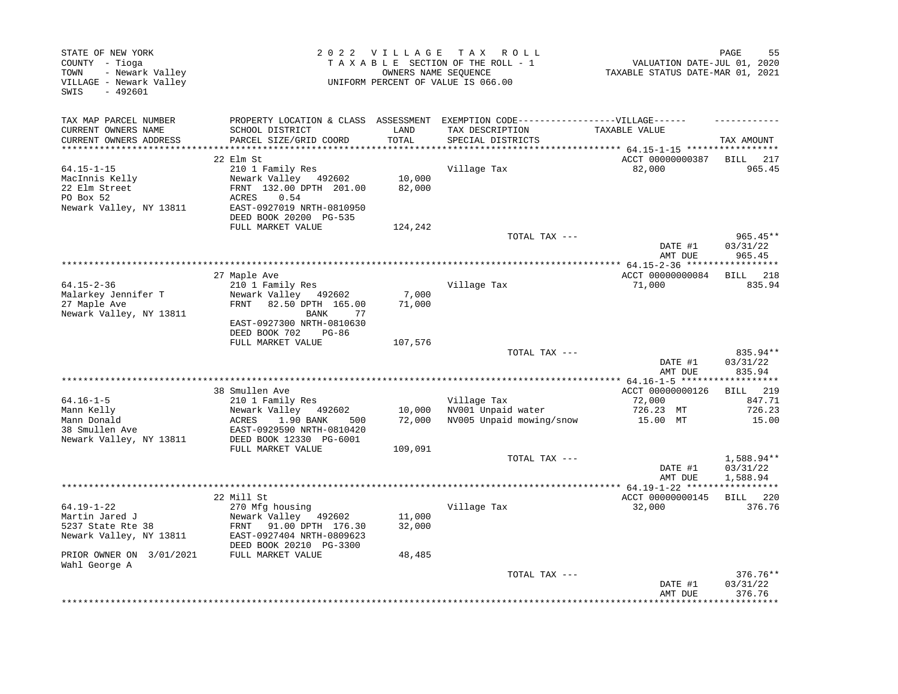STATE OF NEW YORK
COUNTY - Tioga
TOWN - Newark Valley
VILLAGE - Newark Valley
SWIS - 492601

2 0 2 2 V I L L A G E T A X R O L L
T A X A B L E SECTION OF THE ROLL - 1
OWNERS NAME SEQUENCE
UNIFORM PERCENT OF VALUE IS 066.00

VALUATION DATE-JUL 01, 2020
TAXABLE STATUS DATE-MAR 01, 2021

| TAX MAP PARCEL NUMBER / CURRENT OWNERS NAME / CURRENT OWNERS ADDRESS | PROPERTY LOCATION & CLASS / SCHOOL DISTRICT / PARCEL SIZE/GRID COORD | ASSESSMENT LAND / TOTAL | EXEMPTION CODE---VILLAGE--- / TAX DESCRIPTION / SPECIAL DISTRICTS | TAXABLE VALUE | TAX AMOUNT |
|---|---|---|---|---|---|
| | 22 Elm St | | | ACCT 00000000387 | BILL 217 |
| 64.15-1-15 | 210 1 Family Res | | Village Tax | 82,000 | 965.45 |
| MacInnis Kelly | Newark Valley 492602 | 10,000 | | | |
| 22 Elm Street | FRNT 132.00 DPTH 201.00 | 82,000 | | | |
| PO Box 52 | ACRES 0.54 | | | | |
| Newark Valley, NY 13811 | EAST-0927019 NRTH-0810950 | | | | |
| | DEED BOOK 20200 PG-535 | | | | |
| | FULL MARKET VALUE | 124,242 | | | |
| | | | TOTAL TAX --- | | 965.45** |
| | | | | DATE #1 | 03/31/22 |
| | | | | AMT DUE | 965.45 |
| | 27 Maple Ave | | | ACCT 00000000084 | BILL 218 |
| 64.15-2-36 | 210 1 Family Res | | Village Tax | 71,000 | 835.94 |
| Malarkey Jennifer T | Newark Valley 492602 | 7,000 | | | |
| 27 Maple Ave | FRNT 82.50 DPTH 165.00 | 71,000 | | | |
| Newark Valley, NY 13811 | BANK 77 | | | | |
| | EAST-0927300 NRTH-0810630 | | | | |
| | DEED BOOK 702 PG-86 | | | | |
| | FULL MARKET VALUE | 107,576 | | | |
| | | | TOTAL TAX --- | | 835.94** |
| | | | | DATE #1 | 03/31/22 |
| | | | | AMT DUE | 835.94 |
| | 38 Smullen Ave | | | ACCT 00000000126 | BILL 219 |
| 64.16-1-5 | 210 1 Family Res | | Village Tax | 72,000 | 847.71 |
| Mann Kelly | Newark Valley 492602 | 10,000 | NV001 Unpaid water | 726.23 MT | 726.23 |
| Mann Donald | ACRES 1.90 BANK 500 | 72,000 | NV005 Unpaid mowing/snow | 15.00 MT | 15.00 |
| 38 Smullen Ave | EAST-0929590 NRTH-0810420 | | | | |
| Newark Valley, NY 13811 | DEED BOOK 12330 PG-6001 | | | | |
| | FULL MARKET VALUE | 109,091 | | | |
| | | | TOTAL TAX --- | | 1,588.94** |
| | | | | DATE #1 | 03/31/22 |
| | | | | AMT DUE | 1,588.94 |
| | 22 Mill St | | | ACCT 00000000145 | BILL 220 |
| 64.19-1-22 | 270 Mfg housing | | Village Tax | 32,000 | 376.76 |
| Martin Jared J | Newark Valley 492602 | 11,000 | | | |
| 5237 State Rte 38 | FRNT 91.00 DPTH 176.30 | 32,000 | | | |
| Newark Valley, NY 13811 | EAST-0927404 NRTH-0809623 | | | | |
| | DEED BOOK 20210 PG-3300 | | | | |
| PRIOR OWNER ON 3/01/2021 | FULL MARKET VALUE | 48,485 | | | |
| Wahl George A | | | | | |
| | | | TOTAL TAX --- | | 376.76** |
| | | | | DATE #1 | 03/31/22 |
| | | | | AMT DUE | 376.76 |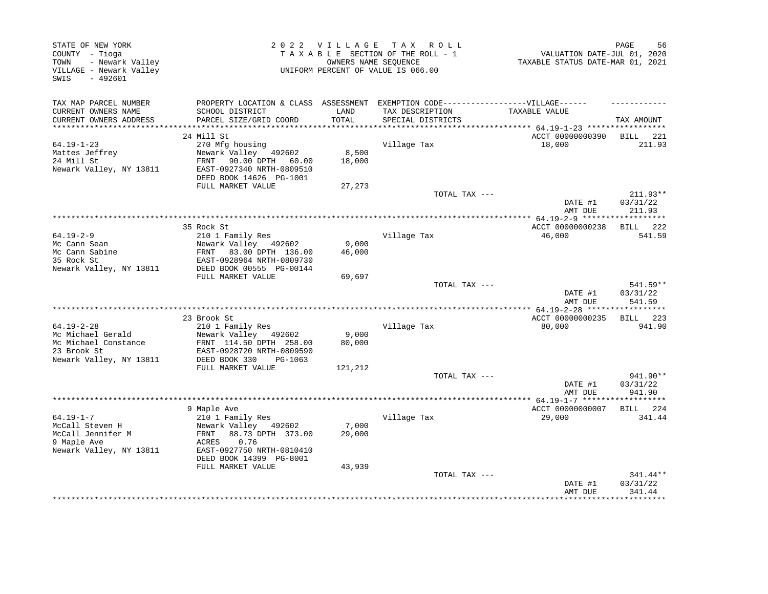STATE OF NEW YORK
COUNTY - Tioga
TOWN - Newark Valley
VILLAGE - Newark Valley
SWIS - 492601

2022 VILLAGE TAX ROLL
TAXABLE SECTION OF THE ROLL - 1
OWNERS NAME SEQUENCE
UNIFORM PERCENT OF VALUE IS 066.00

VALUATION DATE-JUL 01, 2020
TAXABLE STATUS DATE-MAR 01, 2021

| TAX MAP PARCEL NUMBER / CURRENT OWNERS NAME / CURRENT OWNERS ADDRESS | PROPERTY LOCATION & CLASS / SCHOOL DISTRICT / PARCEL SIZE/GRID COORD | ASSESSMENT LAND / TOTAL | EXEMPTION CODE / TAX DESCRIPTION / SPECIAL DISTRICTS | TAXABLE VALUE | TAX AMOUNT |
|---|---|---|---|---|---|
| **64.19-1-23** | 24 Mill St | | | ACCT 00000000390 | BILL 221 |
| Mattes Jeffrey | 270 Mfg housing | | Village Tax | 18,000 | 211.93 |
| 24 Mill St | Newark Valley 492602 | 8,500 | | | |
| Newark Valley, NY 13811 | FRNT 90.00 DPTH 60.00 | 18,000 | | | |
| | EAST-0927340 NRTH-0809510 | | | | |
| | DEED BOOK 14626 PG-1001 | | | | |
| | FULL MARKET VALUE | 27,273 | | | |
| | | | TOTAL TAX --- | | 211.93** |
| | | | | DATE #1 | 03/31/22 |
| | | | | AMT DUE | 211.93 |
| **64.19-2-9** | 35 Rock St | | | ACCT 00000000238 | BILL 222 |
| Mc Cann Sean | 210 1 Family Res | | Village Tax | 46,000 | 541.59 |
| Mc Cann Sabine | Newark Valley 492602 | 9,000 | | | |
| 35 Rock St | FRNT 83.00 DPTH 136.00 | 46,000 | | | |
| Newark Valley, NY 13811 | EAST-0928964 NRTH-0809730 | | | | |
| | DEED BOOK 00555 PG-00144 | | | | |
| | FULL MARKET VALUE | 69,697 | | | |
| | | | TOTAL TAX --- | | 541.59** |
| | | | | DATE #1 | 03/31/22 |
| | | | | AMT DUE | 541.59 |
| **64.19-2-28** | 23 Brook St | | | ACCT 00000000235 | BILL 223 |
| Mc Michael Gerald | 210 1 Family Res | | Village Tax | 80,000 | 941.90 |
| Mc Michael Constance | Newark Valley 492602 | 9,000 | | | |
| 23 Brook St | FRNT 114.50 DPTH 258.00 | 80,000 | | | |
| Newark Valley, NY 13811 | EAST-0928720 NRTH-0809590 | | | | |
| | DEED BOOK 330 PG-1063 | | | | |
| | FULL MARKET VALUE | 121,212 | | | |
| | | | TOTAL TAX --- | | 941.90** |
| | | | | DATE #1 | 03/31/22 |
| | | | | AMT DUE | 941.90 |
| **64.19-1-7** | 9 Maple Ave | | | ACCT 00000000007 | BILL 224 |
| McCall Steven H | 210 1 Family Res | | Village Tax | 29,000 | 341.44 |
| McCall Jennifer M | Newark Valley 492602 | 7,000 | | | |
| 9 Maple Ave | FRNT 88.73 DPTH 373.00 | 29,000 | | | |
| Newark Valley, NY 13811 | ACRES 0.76 | | | | |
| | EAST-0927750 NRTH-0810410 | | | | |
| | DEED BOOK 14399 PG-8001 | | | | |
| | FULL MARKET VALUE | 43,939 | | | |
| | | | TOTAL TAX --- | | 341.44** |
| | | | | DATE #1 | 03/31/22 |
| | | | | AMT DUE | 341.44 |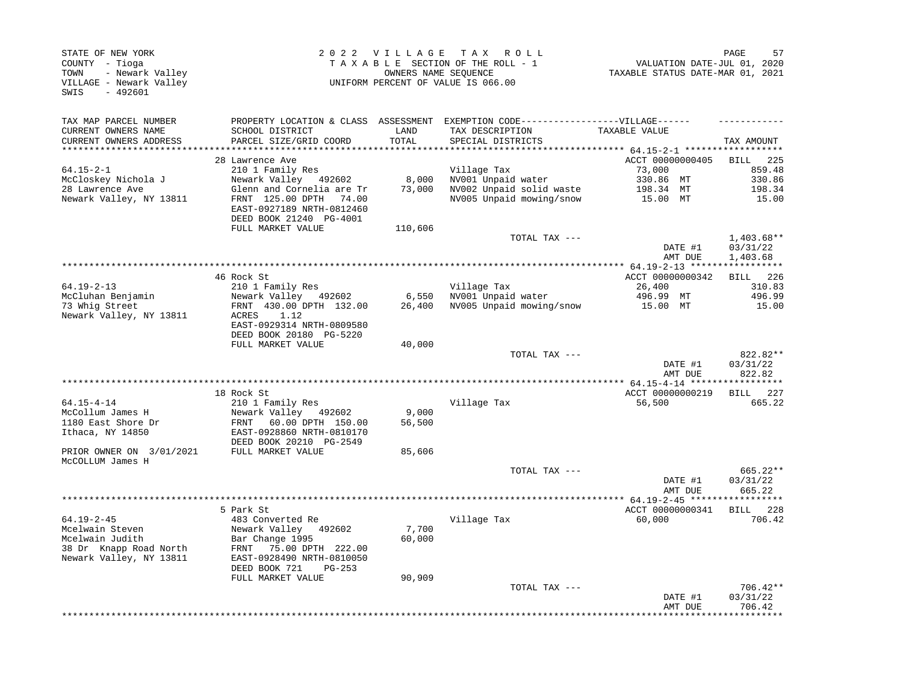STATE OF NEW YORK
COUNTY - Tioga
TOWN - Newark Valley
VILLAGE - Newark Valley
SWIS - 492601

2 0 2 2 V I L L A G E T A X R O L L
T A X A B L E SECTION OF THE ROLL - 1
OWNERS NAME SEQUENCE
UNIFORM PERCENT OF VALUE IS 066.00

VALUATION DATE-JUL 01, 2020
TAXABLE STATUS DATE-MAR 01, 2021

| TAX MAP PARCEL NUMBER / CURRENT OWNERS NAME / CURRENT OWNERS ADDRESS | PROPERTY LOCATION & CLASS / SCHOOL DISTRICT / PARCEL SIZE/GRID COORD | ASSESSMENT LAND / TOTAL | EXEMPTION CODE---VILLAGE--- / TAX DESCRIPTION / SPECIAL DISTRICTS | TAXABLE VALUE | TAX AMOUNT |
|---|---|---|---|---|---|
| | 28 Lawrence Ave | | | ACCT 00000000405 | BILL 225 |
| 64.15-2-1 | 210 1 Family Res | | Village Tax | 73,000 | 859.48 |
| McCloskey Nichola J | Newark Valley 492602 | 8,000 | NV001 Unpaid water | 330.86 MT | 330.86 |
| 28 Lawrence Ave | Glenn and Cornelia are Tr | 73,000 | NV002 Unpaid solid waste | 198.34 MT | 198.34 |
| Newark Valley, NY 13811 | FRNT 125.00 DPTH 74.00 | | NV005 Unpaid mowing/snow | 15.00 MT | 15.00 |
| | EAST-0927189 NRTH-0812460 | | | | |
| | DEED BOOK 21240 PG-4001 | | | | |
| | FULL MARKET VALUE | 110,606 | | | |
| | | | TOTAL TAX --- | | 1,403.68** |
| | | | | DATE #1 | 03/31/22 |
| | | | | AMT DUE | 1,403.68 |
| | 46 Rock St | | | ACCT 00000000342 | BILL 226 |
| 64.19-2-13 | 210 1 Family Res | | Village Tax | 26,400 | 310.83 |
| McCluhan Benjamin | Newark Valley 492602 | 6,550 | NV001 Unpaid water | 496.99 MT | 496.99 |
| 73 Whig Street | FRNT 430.00 DPTH 132.00 | 26,400 | NV005 Unpaid mowing/snow | 15.00 MT | 15.00 |
| Newark Valley, NY 13811 | ACRES 1.12 | | | | |
| | EAST-0929314 NRTH-0809580 | | | | |
| | DEED BOOK 20180 PG-5220 | | | | |
| | FULL MARKET VALUE | 40,000 | | | |
| | | | TOTAL TAX --- | | 822.82** |
| | | | | DATE #1 | 03/31/22 |
| | | | | AMT DUE | 822.82 |
| | 18 Rock St | | | ACCT 00000000219 | BILL 227 |
| 64.15-4-14 | 210 1 Family Res | | Village Tax | 56,500 | 665.22 |
| McCollum James H | Newark Valley 492602 | 9,000 | | | |
| 1180 East Shore Dr | FRNT 60.00 DPTH 150.00 | 56,500 | | | |
| Ithaca, NY 14850 | EAST-0928860 NRTH-0810170 | | | | |
| | DEED BOOK 20210 PG-2549 | | | | |
| PRIOR OWNER ON 3/01/2021 | FULL MARKET VALUE | 85,606 | | | |
| McCOLLUM James H | | | | | |
| | | | TOTAL TAX --- | | 665.22** |
| | | | | DATE #1 | 03/31/22 |
| | | | | AMT DUE | 665.22 |
| | 5 Park St | | | ACCT 00000000341 | BILL 228 |
| 64.19-2-45 | 483 Converted Re | | Village Tax | 60,000 | 706.42 |
| Mcelwain Steven | Newark Valley 492602 | 7,700 | | | |
| Mcelwain Judith | Bar Change 1995 | 60,000 | | | |
| 38 Dr Knapp Road North | FRNT 75.00 DPTH 222.00 | | | | |
| Newark Valley, NY 13811 | EAST-0928490 NRTH-0810050 | | | | |
| | DEED BOOK 721 PG-253 | | | | |
| | FULL MARKET VALUE | 90,909 | | | |
| | | | TOTAL TAX --- | | 706.42** |
| | | | | DATE #1 | 03/31/22 |
| | | | | AMT DUE | 706.42 |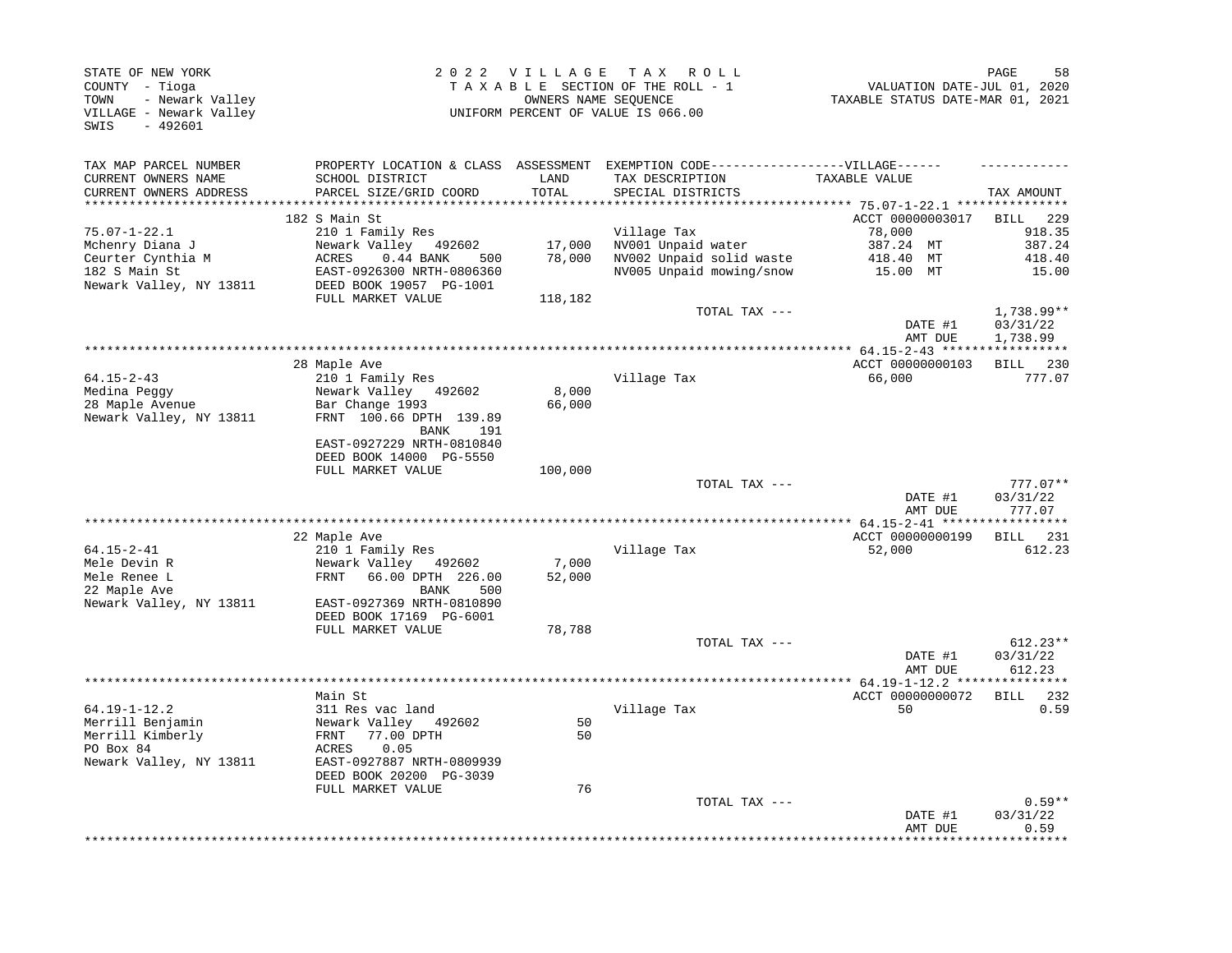STATE OF NEW YORK
COUNTY - Tioga
TOWN - Newark Valley
VILLAGE - Newark Valley
SWIS - 492601

2 0 2 2 V I L L A G E T A X R O L L
T A X A B L E SECTION OF THE ROLL - 1
OWNERS NAME SEQUENCE
UNIFORM PERCENT OF VALUE IS 066.00

VALUATION DATE-JUL 01, 2020
TAXABLE STATUS DATE-MAR 01, 2021

| TAX MAP PARCEL NUMBER / CURRENT OWNERS NAME / CURRENT OWNERS ADDRESS | PROPERTY LOCATION & CLASS / SCHOOL DISTRICT / PARCEL SIZE/GRID COORD | ASSESSMENT LAND / TOTAL | EXEMPTION CODE-----VILLAGE----- TAX DESCRIPTION / SPECIAL DISTRICTS | TAXABLE VALUE | TAX AMOUNT |
|---|---|---|---|---|---|
| **75.07-1-22.1** | 182 S Main St | | | ACCT 00000003017 | BILL 229 |
| 75.07-1-22.1 | 210 1 Family Res | | Village Tax | 78,000 | 918.35 |
| Mchenry Diana J | Newark Valley 492602 | 17,000 | NV001 Unpaid water | 387.24 MT | 387.24 |
| Ceurter Cynthia M | ACRES 0.44 BANK 500 | 78,000 | NV002 Unpaid solid waste | 418.40 MT | 418.40 |
| 182 S Main St | EAST-0926300 NRTH-0806360 | | NV005 Unpaid mowing/snow | 15.00 MT | 15.00 |
| Newark Valley, NY 13811 | DEED BOOK 19057 PG-1001 | | | | |
| | FULL MARKET VALUE | 118,182 | | | |
| | | | TOTAL TAX --- | | 1,738.99** |
| | | | | DATE #1 | 03/31/22 |
| | | | | AMT DUE | 1,738.99 |
| **64.15-2-43** | 28 Maple Ave | | | ACCT 00000000103 | BILL 230 |
| 64.15-2-43 | 210 1 Family Res | | Village Tax | 66,000 | 777.07 |
| Medina Peggy | Newark Valley 492602 | 8,000 | | | |
| 28 Maple Avenue | Bar Change 1993 | 66,000 | | | |
| Newark Valley, NY 13811 | FRNT 100.66 DPTH 139.89 | | | | |
| | BANK 191 | | | | |
| | EAST-0927229 NRTH-0810840 | | | | |
| | DEED BOOK 14000 PG-5550 | | | | |
| | FULL MARKET VALUE | 100,000 | | | |
| | | | TOTAL TAX --- | | 777.07** |
| | | | | DATE #1 | 03/31/22 |
| | | | | AMT DUE | 777.07 |
| **64.15-2-41** | 22 Maple Ave | | | ACCT 00000000199 | BILL 231 |
| 64.15-2-41 | 210 1 Family Res | | Village Tax | 52,000 | 612.23 |
| Mele Devin R | Newark Valley 492602 | 7,000 | | | |
| Mele Renee L | FRNT 66.00 DPTH 226.00 | 52,000 | | | |
| 22 Maple Ave | BANK 500 | | | | |
| Newark Valley, NY 13811 | EAST-0927369 NRTH-0810890 | | | | |
| | DEED BOOK 17169 PG-6001 | | | | |
| | FULL MARKET VALUE | 78,788 | | | |
| | | | TOTAL TAX --- | | 612.23** |
| | | | | DATE #1 | 03/31/22 |
| | | | | AMT DUE | 612.23 |
| **64.19-1-12.2** | Main St | | | ACCT 00000000072 | BILL 232 |
| 64.19-1-12.2 | 311 Res vac land | | Village Tax | 50 | 0.59 |
| Merrill Benjamin | Newark Valley 492602 | 50 | | | |
| Merrill Kimberly | FRNT 77.00 DPTH | 50 | | | |
| PO Box 84 | ACRES 0.05 | | | | |
| Newark Valley, NY 13811 | EAST-0927887 NRTH-0809939 | | | | |
| | DEED BOOK 20200 PG-3039 | | | | |
| | FULL MARKET VALUE | 76 | | | |
| | | | TOTAL TAX --- | | 0.59** |
| | | | | DATE #1 | 03/31/22 |
| | | | | AMT DUE | 0.59 |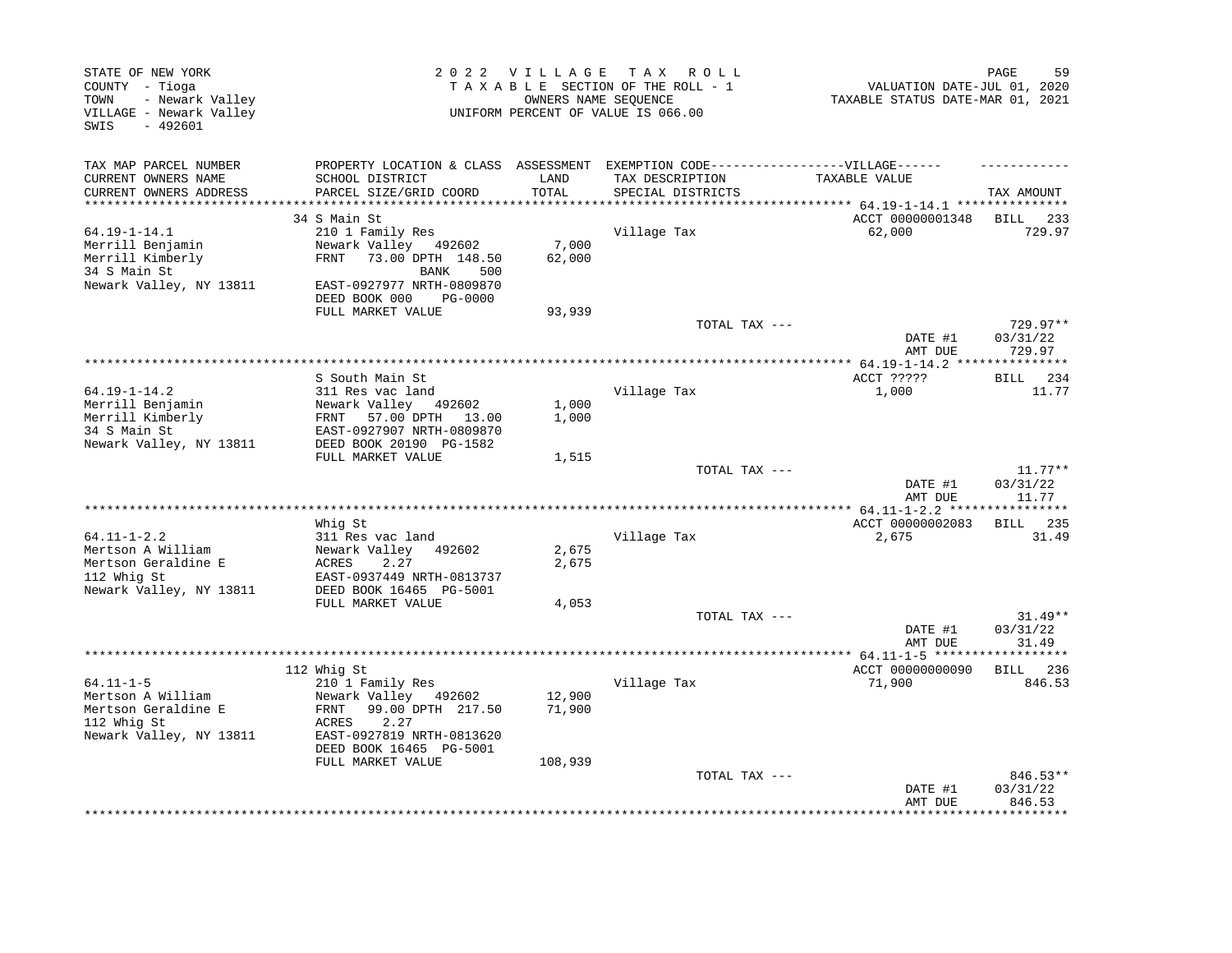STATE OF NEW YORK
COUNTY - Tioga
TOWN - Newark Valley
VILLAGE - Newark Valley
SWIS - 492601

2022 VILLAGE TAX ROLL
TAXABLE SECTION OF THE ROLL - 1
OWNERS NAME SEQUENCE
UNIFORM PERCENT OF VALUE IS 066.00

VALUATION DATE-JUL 01, 2020
TAXABLE STATUS DATE-MAR 01, 2021

| TAX MAP PARCEL NUMBER / CURRENT OWNERS NAME / CURRENT OWNERS ADDRESS | PROPERTY LOCATION & CLASS / SCHOOL DISTRICT / PARCEL SIZE/GRID COORD | ASSESSMENT LAND / TOTAL | EXEMPTION CODE / TAX DESCRIPTION / SPECIAL DISTRICTS | TAXABLE VALUE | TAX AMOUNT |
|---|---|---|---|---|---|
| 64.19-1-14.1 | 34 S Main St | | | ACCT 00000001348 | BILL 233 |
| Merrill Benjamin | 210 1 Family Res | | Village Tax | 62,000 | 729.97 |
| Merrill Kimberly | Newark Valley 492602 | 7,000 | | | |
| 34 S Main St | FRNT 73.00 DPTH 148.50 | 62,000 | | | |
| Newark Valley, NY 13811 | BANK 500 | | | | |
| | EAST-0927977 NRTH-0809870 | | | | |
| | DEED BOOK 000 PG-0000 | | | | |
| | FULL MARKET VALUE | 93,939 | | | |
| | | | TOTAL TAX --- | | 729.97** |
| | | | | DATE #1 | 03/31/22 |
| | | | | AMT DUE | 729.97 |
| 64.19-1-14.2 | S South Main St | | | ACCT ????? | BILL 234 |
| Merrill Benjamin | 311 Res vac land | | Village Tax | 1,000 | 11.77 |
| Merrill Kimberly | Newark Valley 492602 | 1,000 | | | |
| 34 S Main St | FRNT 57.00 DPTH 13.00 | 1,000 | | | |
| Newark Valley, NY 13811 | EAST-0927907 NRTH-0809870 | | | | |
| | DEED BOOK 20190 PG-1582 | | | | |
| | FULL MARKET VALUE | 1,515 | | | |
| | | | TOTAL TAX --- | | 11.77** |
| | | | | DATE #1 | 03/31/22 |
| | | | | AMT DUE | 11.77 |
| 64.11-1-2.2 | Whig St | | | ACCT 00000002083 | BILL 235 |
| Mertson A William | 311 Res vac land | | Village Tax | 2,675 | 31.49 |
| Mertson Geraldine E | Newark Valley 492602 | 2,675 | | | |
| 112 Whig St | ACRES 2.27 | 2,675 | | | |
| Newark Valley, NY 13811 | EAST-0937449 NRTH-0813737 | | | | |
| | DEED BOOK 16465 PG-5001 | | | | |
| | FULL MARKET VALUE | 4,053 | | | |
| | | | TOTAL TAX --- | | 31.49** |
| | | | | DATE #1 | 03/31/22 |
| | | | | AMT DUE | 31.49 |
| 64.11-1-5 | 112 Whig St | | | ACCT 00000000090 | BILL 236 |
| Mertson A William | 210 1 Family Res | | Village Tax | 71,900 | 846.53 |
| Mertson Geraldine E | Newark Valley 492602 | 12,900 | | | |
| 112 Whig St | FRNT 99.00 DPTH 217.50 | 71,900 | | | |
| Newark Valley, NY 13811 | ACRES 2.27 | | | | |
| | EAST-0927819 NRTH-0813620 | | | | |
| | DEED BOOK 16465 PG-5001 | | | | |
| | FULL MARKET VALUE | 108,939 | | | |
| | | | TOTAL TAX --- | | 846.53** |
| | | | | DATE #1 | 03/31/22 |
| | | | | AMT DUE | 846.53 |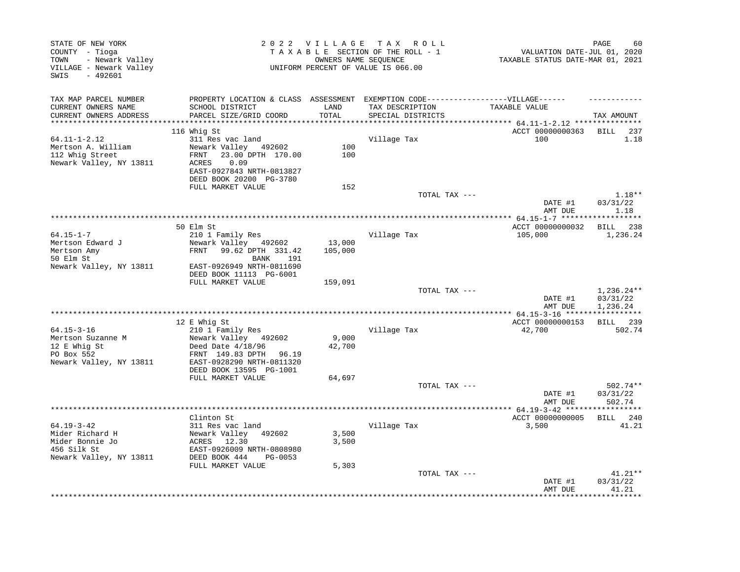STATE OF NEW YORK — COUNTY - Tioga — TOWN - Newark Valley — VILLAGE - Newark Valley — SWIS - 492601

**2022 VILLAGE TAX ROLL**
TAXABLE SECTION OF THE ROLL - 1
OWNERS NAME SEQUENCE
UNIFORM PERCENT OF VALUE IS 066.00

VALUATION DATE-JUL 01, 2020
TAXABLE STATUS DATE-MAR 01, 2021

| TAX MAP PARCEL NUMBER / CURRENT OWNERS NAME / CURRENT OWNERS ADDRESS | PROPERTY LOCATION & CLASS / SCHOOL DISTRICT / PARCEL SIZE/GRID COORD | ASSESSMENT LAND / TOTAL | EXEMPTION CODE / TAX DESCRIPTION / SPECIAL DISTRICTS | VILLAGE TAXABLE VALUE | TAX AMOUNT |
|---|---|---|---|---|---|
| 64.11-1-2.12 | 116 Whig St | | | ACCT 00000000363 | BILL 237 |
| Mertson A. William | 311 Res vac land | | Village Tax | 100 | 1.18 |
| 112 Whig Street | Newark Valley 492602 | 100 | | | |
| Newark Valley, NY 13811 | FRNT 23.00 DPTH 170.00 | 100 | | | |
| | ACRES 0.09 | | | | |
| | EAST-0927843 NRTH-0813827 | | | | |
| | DEED BOOK 20200 PG-3780 | | | | |
| | FULL MARKET VALUE | 152 | | | |
| | | | TOTAL TAX --- | | 1.18** |
| | | | | DATE #1 | 03/31/22 |
| | | | | AMT DUE | 1.18 |
| 64.15-1-7 | 50 Elm St | | | ACCT 00000000032 | BILL 238 |
| Mertson Edward J | 210 1 Family Res | | Village Tax | 105,000 | 1,236.24 |
| Mertson Amy | Newark Valley 492602 | 13,000 | | | |
| 50 Elm St | FRNT 99.62 DPTH 331.42 | 105,000 | | | |
| Newark Valley, NY 13811 | BANK 191 | | | | |
| | EAST-0926949 NRTH-0811690 | | | | |
| | DEED BOOK 11113 PG-6001 | | | | |
| | FULL MARKET VALUE | 159,091 | | | |
| | | | TOTAL TAX --- | | 1,236.24** |
| | | | | DATE #1 | 03/31/22 |
| | | | | AMT DUE | 1,236.24 |
| 64.15-3-16 | 12 E Whig St | | | ACCT 00000000153 | BILL 239 |
| Mertson Suzanne M | 210 1 Family Res | | Village Tax | 42,700 | 502.74 |
| 12 E Whig St | Newark Valley 492602 | 9,000 | | | |
| PO Box 552 | Deed Date 4/18/96 | 42,700 | | | |
| Newark Valley, NY 13811 | FRNT 149.83 DPTH 96.19 | | | | |
| | EAST-0928290 NRTH-0811320 | | | | |
| | DEED BOOK 13595 PG-1001 | | | | |
| | FULL MARKET VALUE | 64,697 | | | |
| | | | TOTAL TAX --- | | 502.74** |
| | | | | DATE #1 | 03/31/22 |
| | | | | AMT DUE | 502.74 |
| 64.19-3-42 | Clinton St | | | ACCT 00000000005 | BILL 240 |
| Mider Richard H | 311 Res vac land | | Village Tax | 3,500 | 41.21 |
| Mider Bonnie Jo | Newark Valley 492602 | 3,500 | | | |
| 456 Silk St | ACRES 12.30 | 3,500 | | | |
| Newark Valley, NY 13811 | EAST-0926009 NRTH-0808980 | | | | |
| | DEED BOOK 444 PG-0053 | | | | |
| | FULL MARKET VALUE | 5,303 | | | |
| | | | TOTAL TAX --- | | 41.21** |
| | | | | DATE #1 | 03/31/22 |
| | | | | AMT DUE | 41.21 |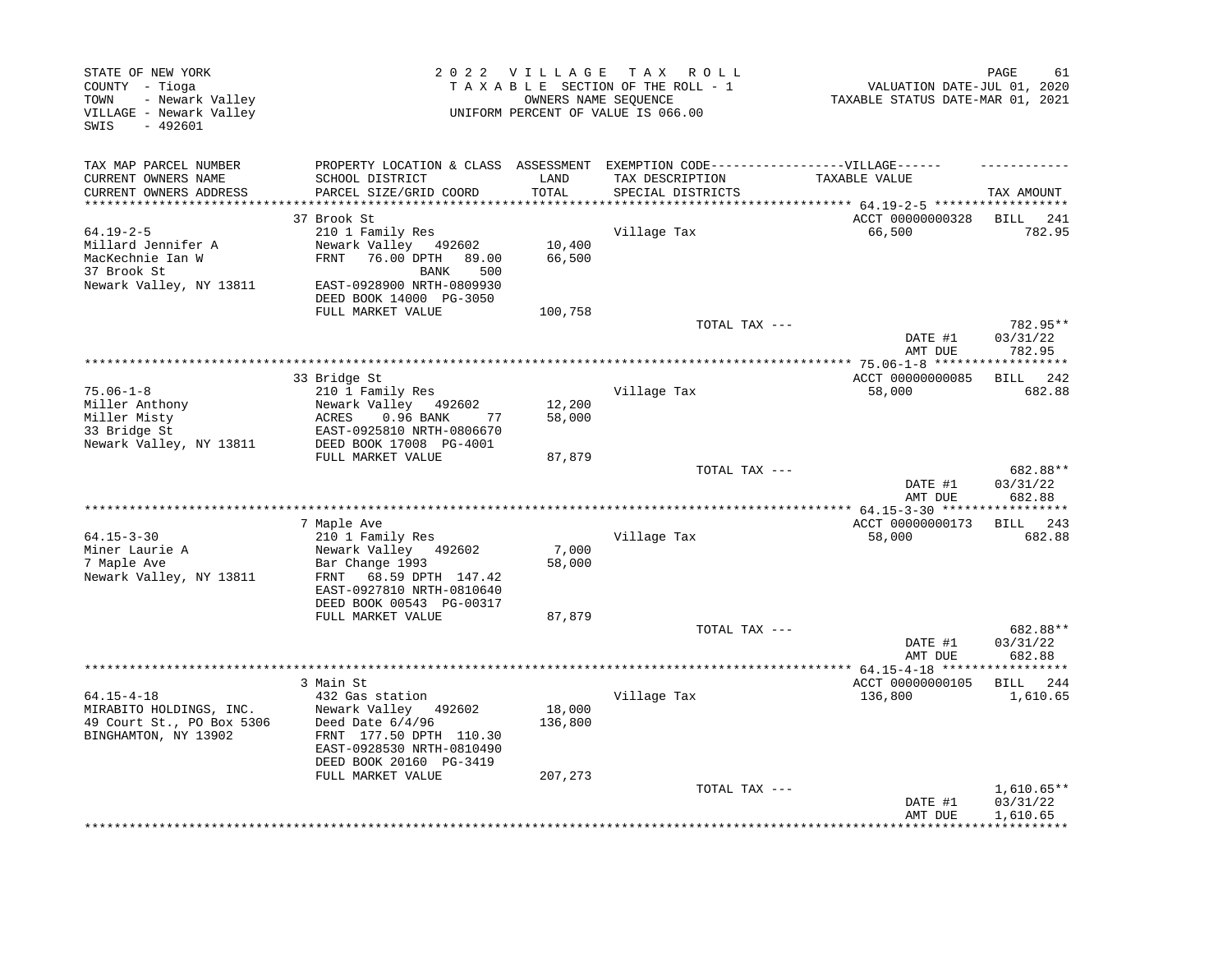STATE OF NEW YORK
COUNTY - Tioga
TOWN - Newark Valley
VILLAGE - Newark Valley
SWIS - 492601

2 0 2 2 V I L L A G E T A X R O L L
T A X A B L E SECTION OF THE ROLL - 1
OWNERS NAME SEQUENCE
UNIFORM PERCENT OF VALUE IS 066.00

VALUATION DATE-JUL 01, 2020
TAXABLE STATUS DATE-MAR 01, 2021

| TAX MAP PARCEL NUMBER<br>CURRENT OWNERS NAME<br>CURRENT OWNERS ADDRESS | PROPERTY LOCATION & CLASS<br>SCHOOL DISTRICT<br>PARCEL SIZE/GRID COORD | ASSESSMENT<br>LAND<br>TOTAL | EXEMPTION CODE------VILLAGE------<br>TAX DESCRIPTION<br>SPECIAL DISTRICTS | TAXABLE VALUE | TAX AMOUNT |
|---|---|---|---|---|---|
| **64.19-2-5** | 37 Brook St | | | ACCT 00000000328 | BILL 241 |
| 64.19-2-5 | 210 1 Family Res | | Village Tax | 66,500 | 782.95 |
| Millard Jennifer A | Newark Valley 492602 | 10,400 | | | |
| MacKechnie Ian W | FRNT 76.00 DPTH 89.00 | 66,500 | | | |
| 37 Brook St | BANK 500 | | | | |
| Newark Valley, NY 13811 | EAST-0928900 NRTH-0809930 | | | | |
| | DEED BOOK 14000 PG-3050 | | | | |
| | FULL MARKET VALUE | 100,758 | | | |
| | | | TOTAL TAX --- | | 782.95** |
| | | | | DATE #1 | 03/31/22 |
| | | | | AMT DUE | 782.95 |
| **75.06-1-8** | 33 Bridge St | | | ACCT 00000000085 | BILL 242 |
| 75.06-1-8 | 210 1 Family Res | | Village Tax | 58,000 | 682.88 |
| Miller Anthony | Newark Valley 492602 | 12,200 | | | |
| Miller Misty | ACRES 0.96 BANK 77 | 58,000 | | | |
| 33 Bridge St | EAST-0925810 NRTH-0806670 | | | | |
| Newark Valley, NY 13811 | DEED BOOK 17008 PG-4001 | | | | |
| | FULL MARKET VALUE | 87,879 | | | |
| | | | TOTAL TAX --- | | 682.88** |
| | | | | DATE #1 | 03/31/22 |
| | | | | AMT DUE | 682.88 |
| **64.15-3-30** | 7 Maple Ave | | | ACCT 00000000173 | BILL 243 |
| 64.15-3-30 | 210 1 Family Res | | Village Tax | 58,000 | 682.88 |
| Miner Laurie A | Newark Valley 492602 | 7,000 | | | |
| 7 Maple Ave | Bar Change 1993 | 58,000 | | | |
| Newark Valley, NY 13811 | FRNT 68.59 DPTH 147.42 | | | | |
| | EAST-0927810 NRTH-0810640 | | | | |
| | DEED BOOK 00543 PG-00317 | | | | |
| | FULL MARKET VALUE | 87,879 | | | |
| | | | TOTAL TAX --- | | 682.88** |
| | | | | DATE #1 | 03/31/22 |
| | | | | AMT DUE | 682.88 |
| **64.15-4-18** | 3 Main St | | | ACCT 00000000105 | BILL 244 |
| 64.15-4-18 | 432 Gas station | | Village Tax | 136,800 | 1,610.65 |
| MIRABITO HOLDINGS, INC. | Newark Valley 492602 | 18,000 | | | |
| 49 Court St., PO Box 5306 | Deed Date 6/4/96 | 136,800 | | | |
| BINGHAMTON, NY 13902 | FRNT 177.50 DPTH 110.30 | | | | |
| | EAST-0928530 NRTH-0810490 | | | | |
| | DEED BOOK 20160 PG-3419 | | | | |
| | FULL MARKET VALUE | 207,273 | | | |
| | | | TOTAL TAX --- | | 1,610.65** |
| | | | | DATE #1 | 03/31/22 |
| | | | | AMT DUE | 1,610.65 |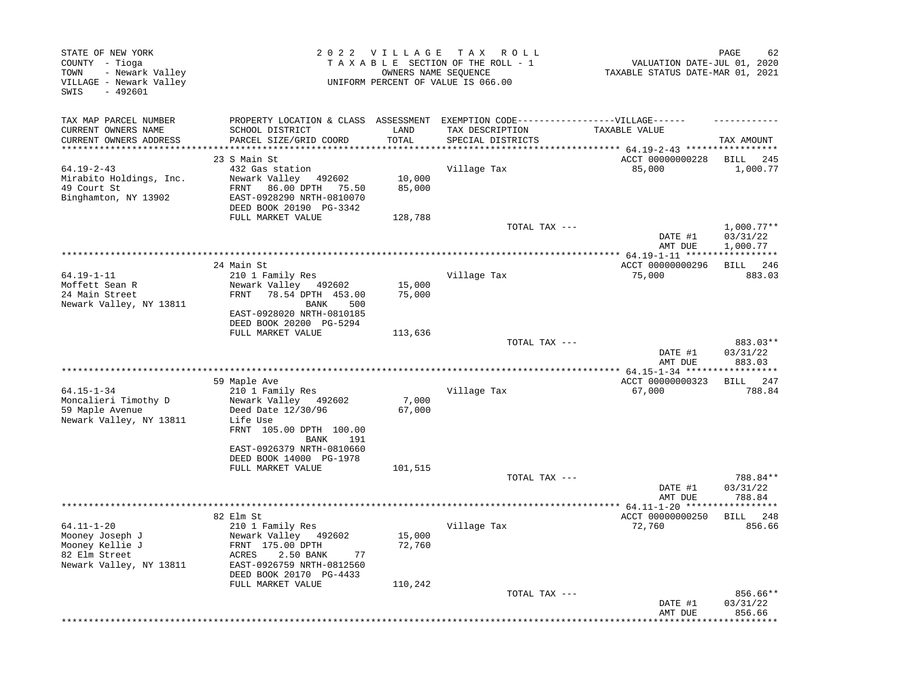STATE OF NEW YORK
COUNTY - Tioga
TOWN - Newark Valley
VILLAGE - Newark Valley
SWIS - 492601

2 0 2 2 V I L L A G E T A X R O L L
T A X A B L E SECTION OF THE ROLL - 1
OWNERS NAME SEQUENCE
UNIFORM PERCENT OF VALUE IS 066.00

VALUATION DATE-JUL 01, 2020
TAXABLE STATUS DATE-MAR 01, 2021

| TAX MAP PARCEL NUMBER<br>CURRENT OWNERS NAME<br>CURRENT OWNERS ADDRESS | PROPERTY LOCATION & CLASS<br>SCHOOL DISTRICT<br>PARCEL SIZE/GRID COORD | ASSESSMENT<br>LAND<br>TOTAL | EXEMPTION CODE------VILLAGE------<br>TAX DESCRIPTION<br>SPECIAL DISTRICTS | TAXABLE VALUE | TAX AMOUNT |
|---|---|---|---|---|---|
| | 23 S Main St | | | ACCT 00000000228 | BILL 245 |
| 64.19-2-43 | 432 Gas station | | Village Tax | 85,000 | 1,000.77 |
| Mirabito Holdings, Inc. | Newark Valley 492602 | 10,000 | | | |
| 49 Court St | FRNT 86.00 DPTH 75.50 | 85,000 | | | |
| Binghamton, NY 13902 | EAST-0928290 NRTH-0810070 | | | | |
| | DEED BOOK 20190 PG-3342 | | | | |
| | FULL MARKET VALUE | 128,788 | | | |
| | | | TOTAL TAX --- | | 1,000.77** |
| | | | | DATE #1 | 03/31/22 |
| | | | | AMT DUE | 1,000.77 |
| | 24 Main St | | | ACCT 00000000296 | BILL 246 |
| 64.19-1-11 | 210 1 Family Res | | Village Tax | 75,000 | 883.03 |
| Moffett Sean R | Newark Valley 492602 | 15,000 | | | |
| 24 Main Street | FRNT 78.54 DPTH 453.00 | 75,000 | | | |
| Newark Valley, NY 13811 | BANK 500 | | | | |
| | EAST-0928020 NRTH-0810185 | | | | |
| | DEED BOOK 20200 PG-5294 | | | | |
| | FULL MARKET VALUE | 113,636 | | | |
| | | | TOTAL TAX --- | | 883.03** |
| | | | | DATE #1 | 03/31/22 |
| | | | | AMT DUE | 883.03 |
| | 59 Maple Ave | | | ACCT 00000000323 | BILL 247 |
| 64.15-1-34 | 210 1 Family Res | | Village Tax | 67,000 | 788.84 |
| Moncalieri Timothy D | Newark Valley 492602 | 7,000 | | | |
| 59 Maple Avenue | Deed Date 12/30/96 | 67,000 | | | |
| Newark Valley, NY 13811 | Life Use | | | | |
| | FRNT 105.00 DPTH 100.00 | | | | |
| | BANK 191 | | | | |
| | EAST-0926379 NRTH-0810660 | | | | |
| | DEED BOOK 14000 PG-1978 | | | | |
| | FULL MARKET VALUE | 101,515 | | | |
| | | | TOTAL TAX --- | | 788.84** |
| | | | | DATE #1 | 03/31/22 |
| | | | | AMT DUE | 788.84 |
| | 82 Elm St | | | ACCT 00000000250 | BILL 248 |
| 64.11-1-20 | 210 1 Family Res | | Village Tax | 72,760 | 856.66 |
| Mooney Joseph J | Newark Valley 492602 | 15,000 | | | |
| Mooney Kellie J | FRNT 175.00 DPTH | 72,760 | | | |
| 82 Elm Street | ACRES 2.50 BANK 77 | | | | |
| Newark Valley, NY 13811 | EAST-0926759 NRTH-0812560 | | | | |
| | DEED BOOK 20170 PG-4433 | | | | |
| | FULL MARKET VALUE | 110,242 | | | |
| | | | TOTAL TAX --- | | 856.66** |
| | | | | DATE #1 | 03/31/22 |
| | | | | AMT DUE | 856.66 |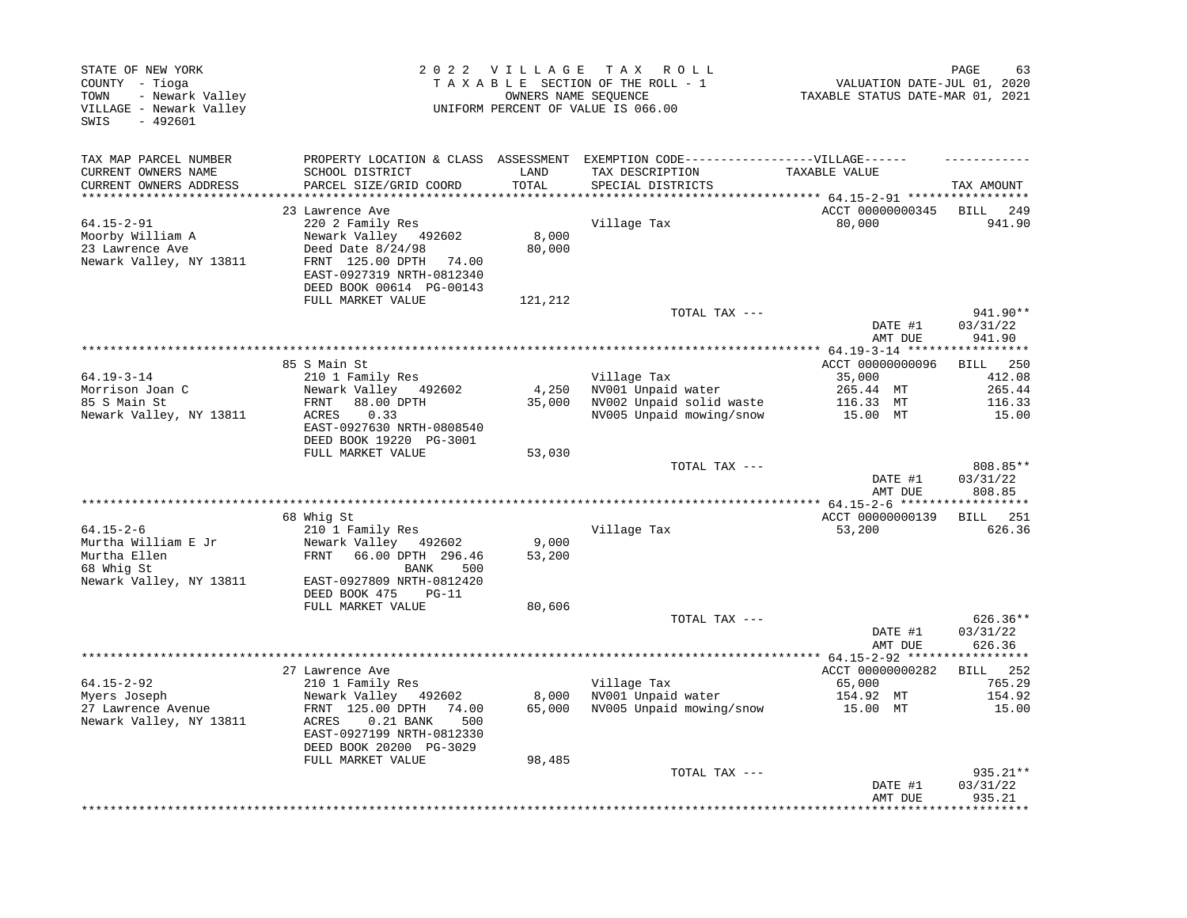STATE OF NEW YORK
COUNTY - Tioga
TOWN - Newark Valley
VILLAGE - Newark Valley
SWIS - 492601

2022 VILLAGE TAX ROLL
TAXABLE SECTION OF THE ROLL - 1
OWNERS NAME SEQUENCE
UNIFORM PERCENT OF VALUE IS 066.00

VALUATION DATE-JUL 01, 2020
TAXABLE STATUS DATE-MAR 01, 2021

| TAX MAP PARCEL NUMBER / CURRENT OWNERS NAME / CURRENT OWNERS ADDRESS | PROPERTY LOCATION & CLASS / SCHOOL DISTRICT / PARCEL SIZE/GRID COORD | ASSESSMENT LAND / TOTAL | EXEMPTION CODE / TAX DESCRIPTION / SPECIAL DISTRICTS | TAXABLE VALUE | TAX AMOUNT |
|---|---|---|---|---|---|
| **64.15-2-91** | 23 Lawrence Ave | | | ACCT 00000000345 | BILL 249 |
| 64.15-2-91 | 220 2 Family Res | | Village Tax | 80,000 | 941.90 |
| Moorby William A | Newark Valley 492602 | 8,000 | | | |
| 23 Lawrence Ave | Deed Date 8/24/98 | 80,000 | | | |
| Newark Valley, NY 13811 | FRNT 125.00 DPTH 74.00 | | | | |
| | EAST-0927319 NRTH-0812340 | | | | |
| | DEED BOOK 00614 PG-00143 | | | | |
| | FULL MARKET VALUE | 121,212 | | | |
| | | | TOTAL TAX --- | | 941.90** |
| | | | | DATE #1 | 03/31/22 |
| | | | | AMT DUE | 941.90 |
| **64.19-3-14** | 85 S Main St | | | ACCT 00000000096 | BILL 250 |
| 64.19-3-14 | 210 1 Family Res | | Village Tax | 35,000 | 412.08 |
| Morrison Joan C | Newark Valley 492602 | 4,250 | NV001 Unpaid water | 265.44 MT | 265.44 |
| 85 S Main St | FRNT 88.00 DPTH | 35,000 | NV002 Unpaid solid waste | 116.33 MT | 116.33 |
| Newark Valley, NY 13811 | ACRES 0.33 | | NV005 Unpaid mowing/snow | 15.00 MT | 15.00 |
| | EAST-0927630 NRTH-0808540 | | | | |
| | DEED BOOK 19220 PG-3001 | | | | |
| | FULL MARKET VALUE | 53,030 | | | |
| | | | TOTAL TAX --- | | 808.85** |
| | | | | DATE #1 | 03/31/22 |
| | | | | AMT DUE | 808.85 |
| **64.15-2-6** | 68 Whig St | | | ACCT 00000000139 | BILL 251 |
| 64.15-2-6 | 210 1 Family Res | | Village Tax | 53,200 | 626.36 |
| Murtha William E Jr | Newark Valley 492602 | 9,000 | | | |
| Murtha Ellen | FRNT 66.00 DPTH 296.46 | 53,200 | | | |
| 68 Whig St | BANK 500 | | | | |
| Newark Valley, NY 13811 | EAST-0927809 NRTH-0812420 | | | | |
| | DEED BOOK 475 PG-11 | | | | |
| | FULL MARKET VALUE | 80,606 | | | |
| | | | TOTAL TAX --- | | 626.36** |
| | | | | DATE #1 | 03/31/22 |
| | | | | AMT DUE | 626.36 |
| **64.15-2-92** | 27 Lawrence Ave | | | ACCT 00000000282 | BILL 252 |
| 64.15-2-92 | 210 1 Family Res | | Village Tax | 65,000 | 765.29 |
| Myers Joseph | Newark Valley 492602 | 8,000 | NV001 Unpaid water | 154.92 MT | 154.92 |
| 27 Lawrence Avenue | FRNT 125.00 DPTH 74.00 | 65,000 | NV005 Unpaid mowing/snow | 15.00 MT | 15.00 |
| Newark Valley, NY 13811 | ACRES 0.21 BANK 500 | | | | |
| | EAST-0927199 NRTH-0812330 | | | | |
| | DEED BOOK 20200 PG-3029 | | | | |
| | FULL MARKET VALUE | 98,485 | | | |
| | | | TOTAL TAX --- | | 935.21** |
| | | | | DATE #1 | 03/31/22 |
| | | | | AMT DUE | 935.21 |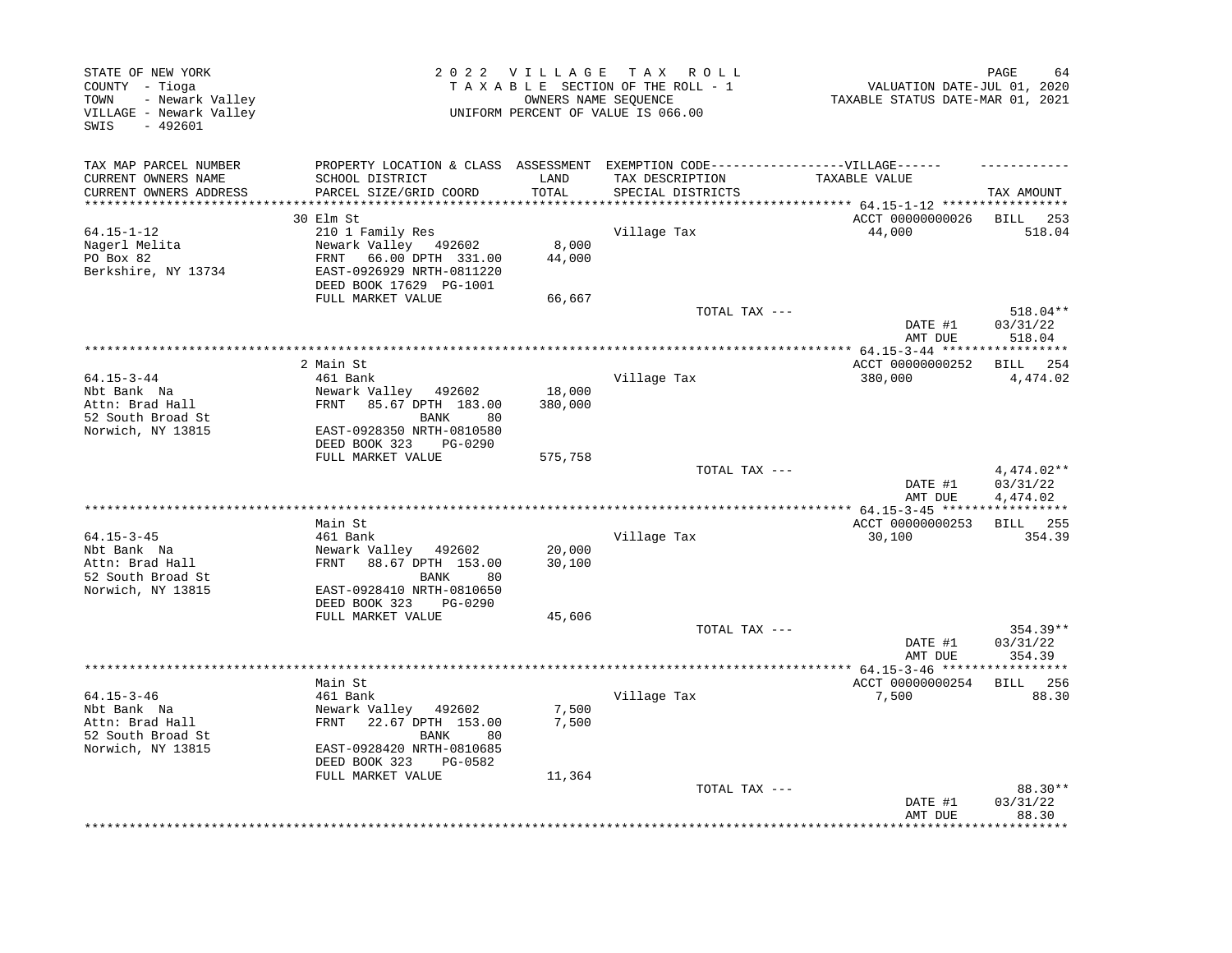STATE OF NEW YORK
COUNTY - Tioga
TOWN - Newark Valley
VILLAGE - Newark Valley
SWIS - 492601

2 0 2 2 V I L L A G E T A X R O L L
T A X A B L E SECTION OF THE ROLL - 1
OWNERS NAME SEQUENCE
UNIFORM PERCENT OF VALUE IS 066.00

VALUATION DATE-JUL 01, 2020
TAXABLE STATUS DATE-MAR 01, 2021

| TAX MAP PARCEL NUMBER / CURRENT OWNERS NAME / CURRENT OWNERS ADDRESS | PROPERTY LOCATION & CLASS / SCHOOL DISTRICT / PARCEL SIZE/GRID COORD | ASSESSMENT LAND / TOTAL | EXEMPTION CODE-----VILLAGE----- / TAX DESCRIPTION / SPECIAL DISTRICTS | TAXABLE VALUE | TAX AMOUNT |
|---|---|---|---|---|---|
| **64.15-1-12** | 30 Elm St | | | ACCT 00000000026 | BILL 253 |
| 64.15-1-12 | 210 1 Family Res | | Village Tax | 44,000 | 518.04 |
| Nagerl Melita | Newark Valley 492602 | 8,000 | | | |
| PO Box 82 | FRNT 66.00 DPTH 331.00 | 44,000 | | | |
| Berkshire, NY 13734 | EAST-0926929 NRTH-0811220 | | | | |
| | DEED BOOK 17629 PG-1001 | | | | |
| | FULL MARKET VALUE | 66,667 | | | |
| | | | TOTAL TAX --- | | 518.04** |
| | | | | DATE #1 | 03/31/22 |
| | | | | AMT DUE | 518.04 |
| **64.15-3-44** | 2 Main St | | | ACCT 00000000252 | BILL 254 |
| 64.15-3-44 | 461 Bank | | Village Tax | 380,000 | 4,474.02 |
| Nbt Bank Na | Newark Valley 492602 | 18,000 | | | |
| Attn: Brad Hall | FRNT 85.67 DPTH 183.00 | 380,000 | | | |
| 52 South Broad St | BANK 80 | | | | |
| Norwich, NY 13815 | EAST-0928350 NRTH-0810580 | | | | |
| | DEED BOOK 323 PG-0290 | | | | |
| | FULL MARKET VALUE | 575,758 | | | |
| | | | TOTAL TAX --- | | 4,474.02** |
| | | | | DATE #1 | 03/31/22 |
| | | | | AMT DUE | 4,474.02 |
| **64.15-3-45** | Main St | | | ACCT 00000000253 | BILL 255 |
| 64.15-3-45 | 461 Bank | | Village Tax | 30,100 | 354.39 |
| Nbt Bank Na | Newark Valley 492602 | 20,000 | | | |
| Attn: Brad Hall | FRNT 88.67 DPTH 153.00 | 30,100 | | | |
| 52 South Broad St | BANK 80 | | | | |
| Norwich, NY 13815 | EAST-0928410 NRTH-0810650 | | | | |
| | DEED BOOK 323 PG-0290 | | | | |
| | FULL MARKET VALUE | 45,606 | | | |
| | | | TOTAL TAX --- | | 354.39** |
| | | | | DATE #1 | 03/31/22 |
| | | | | AMT DUE | 354.39 |
| **64.15-3-46** | Main St | | | ACCT 00000000254 | BILL 256 |
| 64.15-3-46 | 461 Bank | | Village Tax | 7,500 | 88.30 |
| Nbt Bank Na | Newark Valley 492602 | 7,500 | | | |
| Attn: Brad Hall | FRNT 22.67 DPTH 153.00 | 7,500 | | | |
| 52 South Broad St | BANK 80 | | | | |
| Norwich, NY 13815 | EAST-0928420 NRTH-0810685 | | | | |
| | DEED BOOK 323 PG-0582 | | | | |
| | FULL MARKET VALUE | 11,364 | | | |
| | | | TOTAL TAX --- | | 88.30** |
| | | | | DATE #1 | 03/31/22 |
| | | | | AMT DUE | 88.30 |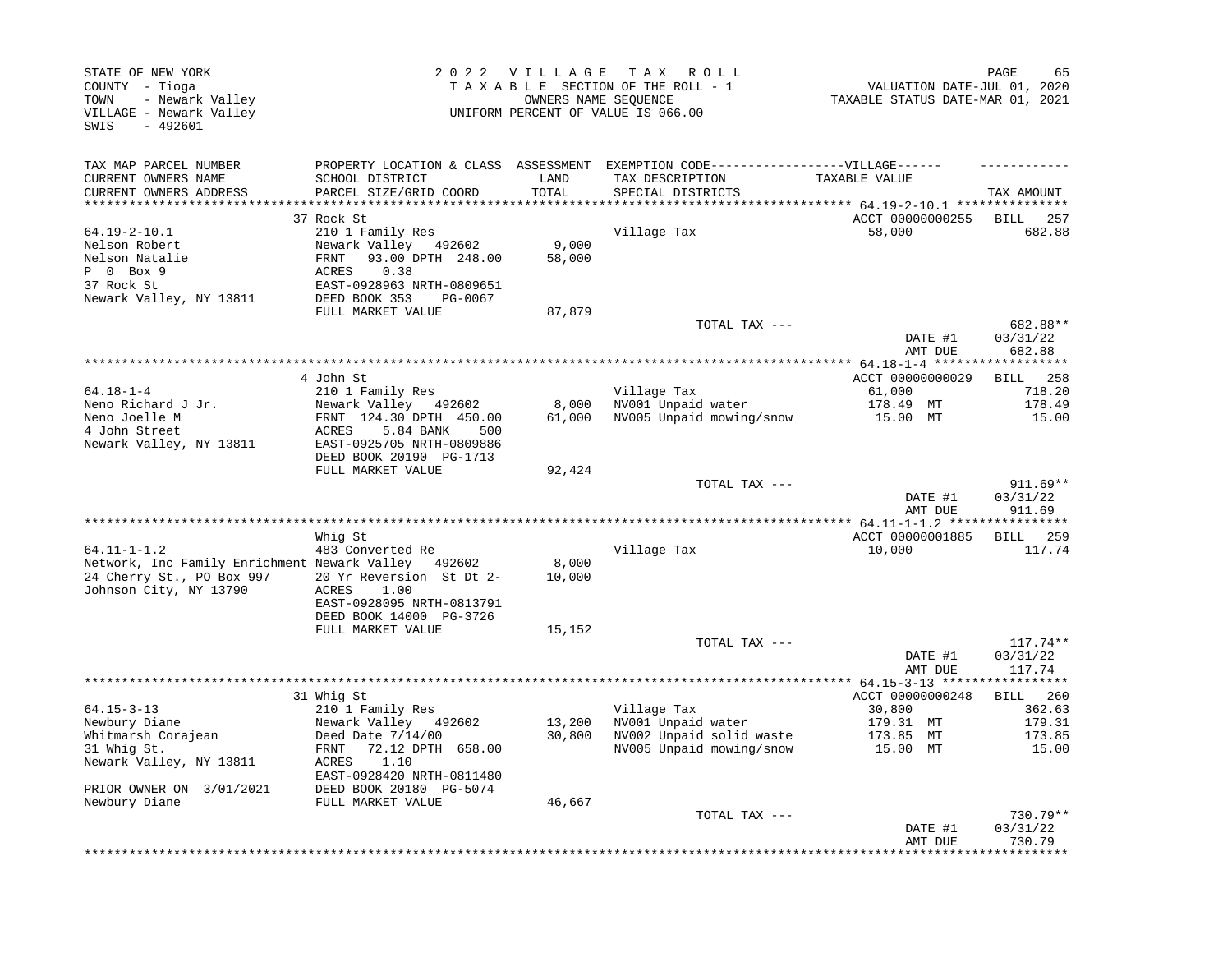STATE OF NEW YORK
COUNTY - Tioga
TOWN - Newark Valley
VILLAGE - Newark Valley
SWIS - 492601

2 0 2 2 V I L L A G E T A X R O L L
T A X A B L E SECTION OF THE ROLL - 1
OWNERS NAME SEQUENCE
UNIFORM PERCENT OF VALUE IS 066.00

VALUATION DATE-JUL 01, 2020
TAXABLE STATUS DATE-MAR 01, 2021

| TAX MAP PARCEL NUMBER / CURRENT OWNERS NAME / CURRENT OWNERS ADDRESS | PROPERTY LOCATION & CLASS / SCHOOL DISTRICT / PARCEL SIZE/GRID COORD | ASSESSMENT LAND / TOTAL | EXEMPTION CODE / TAX DESCRIPTION / SPECIAL DISTRICTS | VILLAGE TAXABLE VALUE | TAX AMOUNT |
|---|---|---|---|---|---|
| | 37 Rock St | | | ACCT 00000000255 | BILL 257 |
| 64.19-2-10.1 | 210 1 Family Res | | Village Tax | 58,000 | 682.88 |
| Nelson Robert | Newark Valley 492602 | 9,000 | | | |
| Nelson Natalie | FRNT 93.00 DPTH 248.00 | 58,000 | | | |
| P 0 Box 9 | ACRES 0.38 | | | | |
| 37 Rock St | EAST-0928963 NRTH-0809651 | | | | |
| Newark Valley, NY 13811 | DEED BOOK 353 PG-0067 | | | | |
| | FULL MARKET VALUE | 87,879 | | | |
| | | | TOTAL TAX --- | | 682.88** |
| | | | | DATE #1 | 03/31/22 |
| | | | | AMT DUE | 682.88 |
| | 4 John St | | | ACCT 00000000029 | BILL 258 |
| 64.18-1-4 | 210 1 Family Res | | Village Tax | 61,000 | 718.20 |
| Neno Richard J Jr. | Newark Valley 492602 | 8,000 | NV001 Unpaid water | 178.49 MT | 178.49 |
| Neno Joelle M | FRNT 124.30 DPTH 450.00 | 61,000 | NV005 Unpaid mowing/snow | 15.00 MT | 15.00 |
| 4 John Street | ACRES 5.84 BANK 500 | | | | |
| Newark Valley, NY 13811 | EAST-0925705 NRTH-0809886 | | | | |
| | DEED BOOK 20190 PG-1713 | | | | |
| | FULL MARKET VALUE | 92,424 | | | |
| | | | TOTAL TAX --- | | 911.69** |
| | | | | DATE #1 | 03/31/22 |
| | | | | AMT DUE | 911.69 |
| | Whig St | | | ACCT 00000001885 | BILL 259 |
| 64.11-1-1.2 | 483 Converted Re | | Village Tax | 10,000 | 117.74 |
| Network, Inc Family Enrichment | Newark Valley 492602 | 8,000 | | | |
| 24 Cherry St., PO Box 997 | 20 Yr Reversion St Dt 2- | 10,000 | | | |
| Johnson City, NY 13790 | ACRES 1.00 | | | | |
| | EAST-0928095 NRTH-0813791 | | | | |
| | DEED BOOK 14000 PG-3726 | | | | |
| | FULL MARKET VALUE | 15,152 | | | |
| | | | TOTAL TAX --- | | 117.74** |
| | | | | DATE #1 | 03/31/22 |
| | | | | AMT DUE | 117.74 |
| | 31 Whig St | | | ACCT 00000000248 | BILL 260 |
| 64.15-3-13 | 210 1 Family Res | | Village Tax | 30,800 | 362.63 |
| Newbury Diane | Newark Valley 492602 | 13,200 | NV001 Unpaid water | 179.31 MT | 179.31 |
| Whitmarsh Corajean | Deed Date 7/14/00 | 30,800 | NV002 Unpaid solid waste | 173.85 MT | 173.85 |
| 31 Whig St. | FRNT 72.12 DPTH 658.00 | | NV005 Unpaid mowing/snow | 15.00 MT | 15.00 |
| Newark Valley, NY 13811 | ACRES 1.10 | | | | |
| | EAST-0928420 NRTH-0811480 | | | | |
| PRIOR OWNER ON 3/01/2021 | DEED BOOK 20180 PG-5074 | | | | |
| Newbury Diane | FULL MARKET VALUE | 46,667 | | | |
| | | | TOTAL TAX --- | | 730.79** |
| | | | | DATE #1 | 03/31/22 |
| | | | | AMT DUE | 730.79 |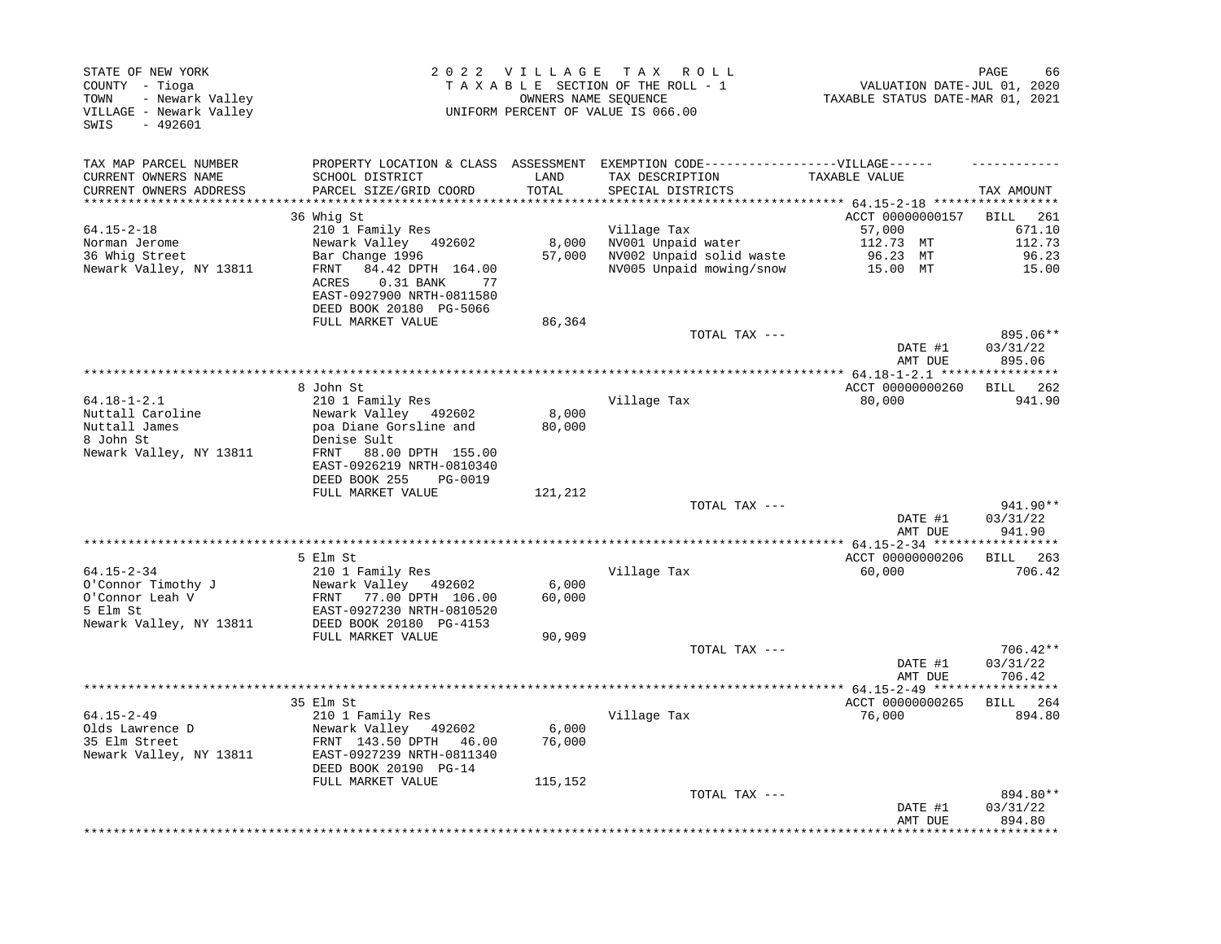STATE OF NEW YORK
COUNTY - Tioga
TOWN - Newark Valley
VILLAGE - Newark Valley
SWIS - 492601

2022 VILLAGE TAX ROLL
TAXABLE SECTION OF THE ROLL - 1
OWNERS NAME SEQUENCE
UNIFORM PERCENT OF VALUE IS 066.00

VALUATION DATE-JUL 01, 2020
TAXABLE STATUS DATE-MAR 01, 2021

| TAX MAP PARCEL NUMBER / CURRENT OWNERS NAME / CURRENT OWNERS ADDRESS | PROPERTY LOCATION & CLASS / SCHOOL DISTRICT / PARCEL SIZE/GRID COORD | ASSESSMENT LAND / TOTAL | EXEMPTION CODE / TAX DESCRIPTION / SPECIAL DISTRICTS | VILLAGE TAXABLE VALUE | TAX AMOUNT |
|---|---|---|---|---|---|
| **64.15-2-18** | 36 Whig St | | | ACCT 00000000157 | BILL 261 |
| Norman Jerome | 210 1 Family Res | | Village Tax | 57,000 | 671.10 |
| 36 Whig Street | Newark Valley 492602 | 8,000 | NV001 Unpaid water | 112.73 MT | 112.73 |
| Newark Valley, NY 13811 | Bar Change 1996 | 57,000 | NV002 Unpaid solid waste | 96.23 MT | 96.23 |
| | FRNT 84.42 DPTH 164.00 | | NV005 Unpaid mowing/snow | 15.00 MT | 15.00 |
| | ACRES 0.31 BANK 77 | | | | |
| | EAST-0927900 NRTH-0811580 | | | | |
| | DEED BOOK 20180 PG-5066 | | | | |
| | FULL MARKET VALUE | 86,364 | | | |
| | | | TOTAL TAX --- | | 895.06** |
| | | | | DATE #1 | 03/31/22 |
| | | | | AMT DUE | 895.06 |
| **64.18-1-2.1** | 8 John St | | | ACCT 00000000260 | BILL 262 |
| Nuttall Caroline | 210 1 Family Res | | Village Tax | 80,000 | 941.90 |
| Nuttall James | Newark Valley 492602 | 8,000 | | | |
| 8 John St | poa Diane Gorsline and | 80,000 | | | |
| Newark Valley, NY 13811 | Denise Sult | | | | |
| | FRNT 88.00 DPTH 155.00 | | | | |
| | EAST-0926219 NRTH-0810340 | | | | |
| | DEED BOOK 255 PG-0019 | | | | |
| | FULL MARKET VALUE | 121,212 | | | |
| | | | TOTAL TAX --- | | 941.90** |
| | | | | DATE #1 | 03/31/22 |
| | | | | AMT DUE | 941.90 |
| **64.15-2-34** | 5 Elm St | | | ACCT 00000000206 | BILL 263 |
| O'Connor Timothy J | 210 1 Family Res | | Village Tax | 60,000 | 706.42 |
| O'Connor Leah V | Newark Valley 492602 | 6,000 | | | |
| 5 Elm St | FRNT 77.00 DPTH 106.00 | 60,000 | | | |
| Newark Valley, NY 13811 | EAST-0927230 NRTH-0810520 | | | | |
| | DEED BOOK 20180 PG-4153 | | | | |
| | FULL MARKET VALUE | 90,909 | | | |
| | | | TOTAL TAX --- | | 706.42** |
| | | | | DATE #1 | 03/31/22 |
| | | | | AMT DUE | 706.42 |
| **64.15-2-49** | 35 Elm St | | | ACCT 00000000265 | BILL 264 |
| Olds Lawrence D | 210 1 Family Res | | Village Tax | 76,000 | 894.80 |
| 35 Elm Street | Newark Valley 492602 | 6,000 | | | |
| Newark Valley, NY 13811 | FRNT 143.50 DPTH 46.00 | 76,000 | | | |
| | EAST-0927239 NRTH-0811340 | | | | |
| | DEED BOOK 20190 PG-14 | | | | |
| | FULL MARKET VALUE | 115,152 | | | |
| | | | TOTAL TAX --- | | 894.80** |
| | | | | DATE #1 | 03/31/22 |
| | | | | AMT DUE | 894.80 |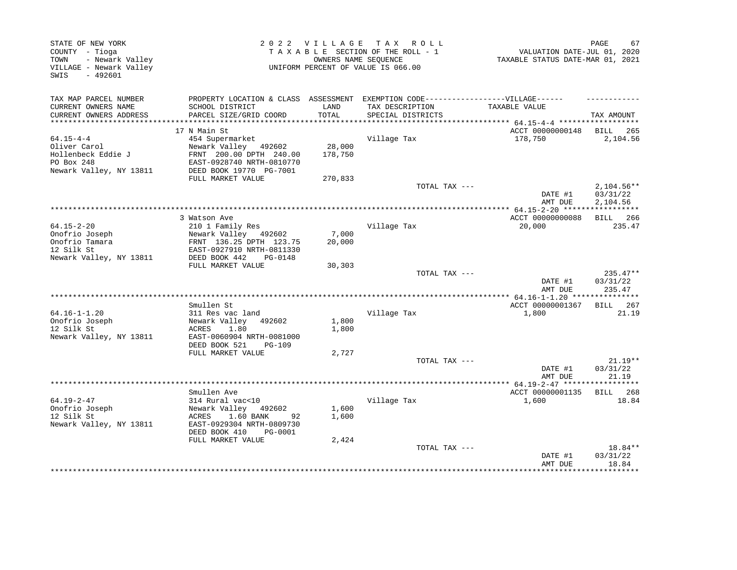STATE OF NEW YORK
COUNTY - Tioga
TOWN - Newark Valley
VILLAGE - Newark Valley
SWIS - 492601

2022 VILLAGE TAX ROLL
TAXABLE SECTION OF THE ROLL - 1
OWNERS NAME SEQUENCE
UNIFORM PERCENT OF VALUE IS 066.00

VALUATION DATE-JUL 01, 2020
TAXABLE STATUS DATE-MAR 01, 2021

| TAX MAP PARCEL NUMBER / CURRENT OWNERS NAME / CURRENT OWNERS ADDRESS | PROPERTY LOCATION & CLASS / SCHOOL DISTRICT / PARCEL SIZE/GRID COORD | ASSESSMENT LAND / TOTAL | EXEMPTION CODE---VILLAGE--- / TAX DESCRIPTION / SPECIAL DISTRICTS | TAXABLE VALUE | TAX AMOUNT |
|---|---|---|---|---|---|
| **64.15-4-4** | 17 N Main St | | | ACCT 00000000148 | BILL 265 |
| Oliver Carol | 454 Supermarket | | Village Tax | 178,750 | 2,104.56 |
| Hollenbeck Eddie J | Newark Valley 492602 | 28,000 | | | |
| PO Box 248 | FRNT 200.00 DPTH 240.00 | 178,750 | | | |
| Newark Valley, NY 13811 | EAST-0928740 NRTH-0810770 | | | | |
| | DEED BOOK 19770 PG-7001 | | | | |
| | FULL MARKET VALUE | 270,833 | | | |
| | | | TOTAL TAX --- | | 2,104.56** |
| | | | | DATE #1 | 03/31/22 |
| | | | | AMT DUE | 2,104.56 |
| **64.15-2-20** | 3 Watson Ave | | | ACCT 00000000088 | BILL 266 |
| Onofrio Joseph | 210 1 Family Res | | Village Tax | 20,000 | 235.47 |
| Onofrio Tamara | Newark Valley 492602 | 7,000 | | | |
| 12 Silk St | FRNT 136.25 DPTH 123.75 | 20,000 | | | |
| Newark Valley, NY 13811 | EAST-0927910 NRTH-0811330 | | | | |
| | DEED BOOK 442 PG-0148 | | | | |
| | FULL MARKET VALUE | 30,303 | | | |
| | | | TOTAL TAX --- | | 235.47** |
| | | | | DATE #1 | 03/31/22 |
| | | | | AMT DUE | 235.47 |
| **64.16-1-1.20** | Smullen St | | | ACCT 00000001367 | BILL 267 |
| Onofrio Joseph | 311 Res vac land | | Village Tax | 1,800 | 21.19 |
| 12 Silk St | Newark Valley 492602 | 1,800 | | | |
| Newark Valley, NY 13811 | ACRES 1.80 | 1,800 | | | |
| | EAST-0060904 NRTH-0081000 | | | | |
| | DEED BOOK 521 PG-109 | | | | |
| | FULL MARKET VALUE | 2,727 | | | |
| | | | TOTAL TAX --- | | 21.19** |
| | | | | DATE #1 | 03/31/22 |
| | | | | AMT DUE | 21.19 |
| **64.19-2-47** | Smullen Ave | | | ACCT 00000001135 | BILL 268 |
| Onofrio Joseph | 314 Rural vac<10 | | Village Tax | 1,600 | 18.84 |
| 12 Silk St | Newark Valley 492602 | 1,600 | | | |
| Newark Valley, NY 13811 | ACRES 1.60 BANK 92 | 1,600 | | | |
| | EAST-0929304 NRTH-0809730 | | | | |
| | DEED BOOK 410 PG-0001 | | | | |
| | FULL MARKET VALUE | 2,424 | | | |
| | | | TOTAL TAX --- | | 18.84** |
| | | | | DATE #1 | 03/31/22 |
| | | | | AMT DUE | 18.84 |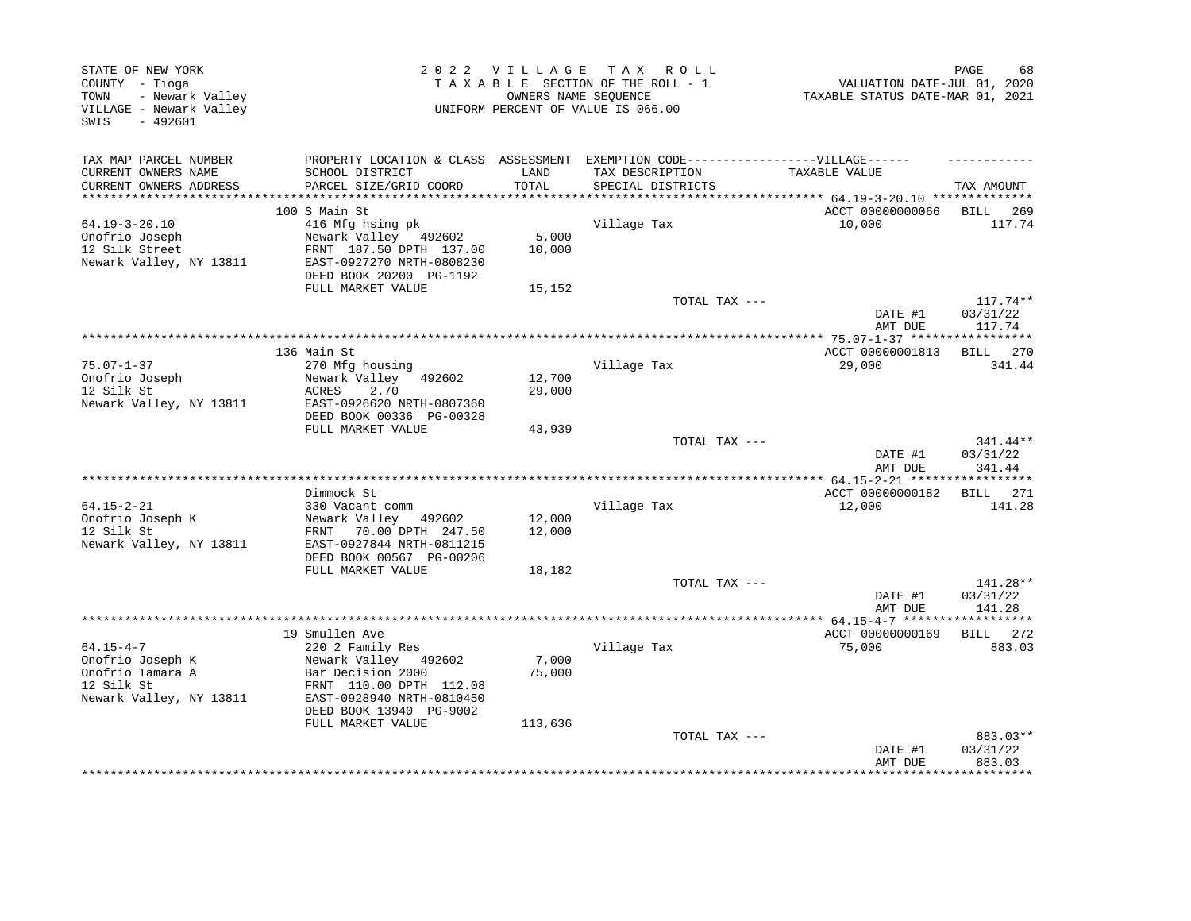STATE OF NEW YORK
COUNTY - Tioga
TOWN - Newark Valley
VILLAGE - Newark Valley
SWIS - 492601

2022 VILLAGE TAX ROLL
TAXABLE SECTION OF THE ROLL - 1
OWNERS NAME SEQUENCE
UNIFORM PERCENT OF VALUE IS 066.00

VALUATION DATE-JUL 01, 2020
TAXABLE STATUS DATE-MAR 01, 2021

| TAX MAP PARCEL NUMBER / CURRENT OWNERS NAME / CURRENT OWNERS ADDRESS | PROPERTY LOCATION & CLASS / SCHOOL DISTRICT / PARCEL SIZE/GRID COORD | ASSESSMENT LAND / TOTAL | EXEMPTION CODE / TAX DESCRIPTION / SPECIAL DISTRICTS | VILLAGE TAXABLE VALUE | TAX AMOUNT |
|---|---|---|---|---|---|
| 64.19-3-20.10 | 100 S Main St | | | ACCT 00000000066 | BILL 269 |
| 64.19-3-20.10 | 416 Mfg hsing pk | | Village Tax | 10,000 | 117.74 |
| Onofrio Joseph | Newark Valley 492602 | 5,000 | | | |
| 12 Silk Street | FRNT 187.50 DPTH 137.00 | 10,000 | | | |
| Newark Valley, NY 13811 | EAST-0927270 NRTH-0808230 | | | | |
| | DEED BOOK 20200 PG-1192 | | | | |
| | FULL MARKET VALUE | 15,152 | | | |
| | | | TOTAL TAX --- | | 117.74** |
| | | | | DATE #1 | 03/31/22 |
| | | | | AMT DUE | 117.74 |
| 75.07-1-37 | 136 Main St | | | ACCT 00000001813 | BILL 270 |
| 75.07-1-37 | 270 Mfg housing | | Village Tax | 29,000 | 341.44 |
| Onofrio Joseph | Newark Valley 492602 | 12,700 | | | |
| 12 Silk St | ACRES 2.70 | 29,000 | | | |
| Newark Valley, NY 13811 | EAST-0926620 NRTH-0807360 | | | | |
| | DEED BOOK 00336 PG-00328 | | | | |
| | FULL MARKET VALUE | 43,939 | | | |
| | | | TOTAL TAX --- | | 341.44** |
| | | | | DATE #1 | 03/31/22 |
| | | | | AMT DUE | 341.44 |
| 64.15-2-21 | Dimmock St | | | ACCT 00000000182 | BILL 271 |
| 64.15-2-21 | 330 Vacant comm | | Village Tax | 12,000 | 141.28 |
| Onofrio Joseph K | Newark Valley 492602 | 12,000 | | | |
| 12 Silk St | FRNT 70.00 DPTH 247.50 | 12,000 | | | |
| Newark Valley, NY 13811 | EAST-0927844 NRTH-0811215 | | | | |
| | DEED BOOK 00567 PG-00206 | | | | |
| | FULL MARKET VALUE | 18,182 | | | |
| | | | TOTAL TAX --- | | 141.28** |
| | | | | DATE #1 | 03/31/22 |
| | | | | AMT DUE | 141.28 |
| 64.15-4-7 | 19 Smullen Ave | | | ACCT 00000000169 | BILL 272 |
| 64.15-4-7 | 220 2 Family Res | | Village Tax | 75,000 | 883.03 |
| Onofrio Joseph K | Newark Valley 492602 | 7,000 | | | |
| Onofrio Tamara A | Bar Decision 2000 | 75,000 | | | |
| 12 Silk St | FRNT 110.00 DPTH 112.08 | | | | |
| Newark Valley, NY 13811 | EAST-0928940 NRTH-0810450 | | | | |
| | DEED BOOK 13940 PG-9002 | | | | |
| | FULL MARKET VALUE | 113,636 | | | |
| | | | TOTAL TAX --- | | 883.03** |
| | | | | DATE #1 | 03/31/22 |
| | | | | AMT DUE | 883.03 |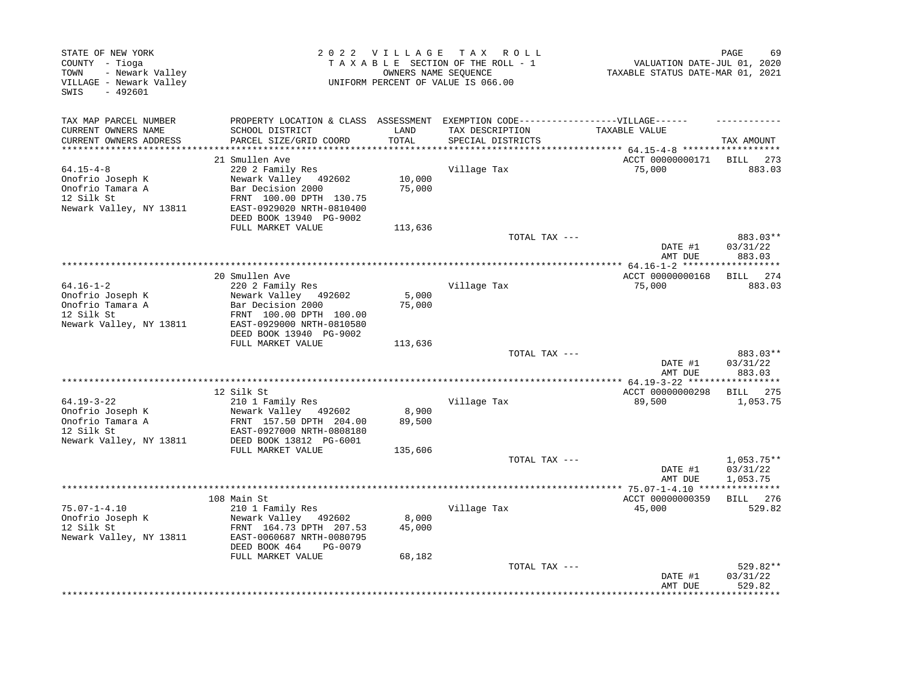STATE OF NEW YORK
COUNTY - Tioga
TOWN - Newark Valley
VILLAGE - Newark Valley
SWIS - 492601

2022 VILLAGE TAX ROLL
TAXABLE SECTION OF THE ROLL - 1
OWNERS NAME SEQUENCE
UNIFORM PERCENT OF VALUE IS 066.00

VALUATION DATE-JUL 01, 2020
TAXABLE STATUS DATE-MAR 01, 2021

| TAX MAP PARCEL NUMBER / CURRENT OWNERS NAME / CURRENT OWNERS ADDRESS | PROPERTY LOCATION & CLASS / SCHOOL DISTRICT / PARCEL SIZE/GRID COORD | ASSESSMENT LAND / TOTAL | EXEMPTION CODE / TAX DESCRIPTION / SPECIAL DISTRICTS | VILLAGE TAXABLE VALUE | TAX AMOUNT |
|---|---|---|---|---|---|
| **64.15-4-8** | 21 Smullen Ave | | | ACCT 00000000171 | BILL 273 |
| Onofrio Joseph K | 220 2 Family Res | | Village Tax | 75,000 | 883.03 |
| Onofrio Tamara A | Newark Valley 492602 | 10,000 | | | |
| 12 Silk St | Bar Decision 2000 | 75,000 | | | |
| Newark Valley, NY 13811 | FRNT 100.00 DPTH 130.75 | | | | |
| | EAST-0929020 NRTH-0810400 | | | | |
| | DEED BOOK 13940 PG-9002 | | | | |
| | FULL MARKET VALUE | 113,636 | | | |
| | | | TOTAL TAX --- | | 883.03** |
| | | | | DATE #1 | 03/31/22 |
| | | | | AMT DUE | 883.03 |
| **64.16-1-2** | 20 Smullen Ave | | | ACCT 00000000168 | BILL 274 |
| Onofrio Joseph K | 220 2 Family Res | | Village Tax | 75,000 | 883.03 |
| Onofrio Tamara A | Newark Valley 492602 | 5,000 | | | |
| 12 Silk St | Bar Decision 2000 | 75,000 | | | |
| Newark Valley, NY 13811 | FRNT 100.00 DPTH 100.00 | | | | |
| | EAST-0929000 NRTH-0810580 | | | | |
| | DEED BOOK 13940 PG-9002 | | | | |
| | FULL MARKET VALUE | 113,636 | | | |
| | | | TOTAL TAX --- | | 883.03** |
| | | | | DATE #1 | 03/31/22 |
| | | | | AMT DUE | 883.03 |
| **64.19-3-22** | 12 Silk St | | | ACCT 00000000298 | BILL 275 |
| Onofrio Joseph K | 210 1 Family Res | | Village Tax | 89,500 | 1,053.75 |
| Onofrio Tamara A | Newark Valley 492602 | 8,900 | | | |
| 12 Silk St | FRNT 157.50 DPTH 204.00 | 89,500 | | | |
| Newark Valley, NY 13811 | EAST-0927000 NRTH-0808180 | | | | |
| | DEED BOOK 13812 PG-6001 | | | | |
| | FULL MARKET VALUE | 135,606 | | | |
| | | | TOTAL TAX --- | | 1,053.75** |
| | | | | DATE #1 | 03/31/22 |
| | | | | AMT DUE | 1,053.75 |
| **75.07-1-4.10** | 108 Main St | | | ACCT 00000000359 | BILL 276 |
| Onofrio Joseph K | 210 1 Family Res | | Village Tax | 45,000 | 529.82 |
| 12 Silk St | Newark Valley 492602 | 8,000 | | | |
| Newark Valley, NY 13811 | FRNT 164.73 DPTH 207.53 | 45,000 | | | |
| | EAST-0060687 NRTH-0080795 | | | | |
| | DEED BOOK 464 PG-0079 | | | | |
| | FULL MARKET VALUE | 68,182 | | | |
| | | | TOTAL TAX --- | | 529.82** |
| | | | | DATE #1 | 03/31/22 |
| | | | | AMT DUE | 529.82 |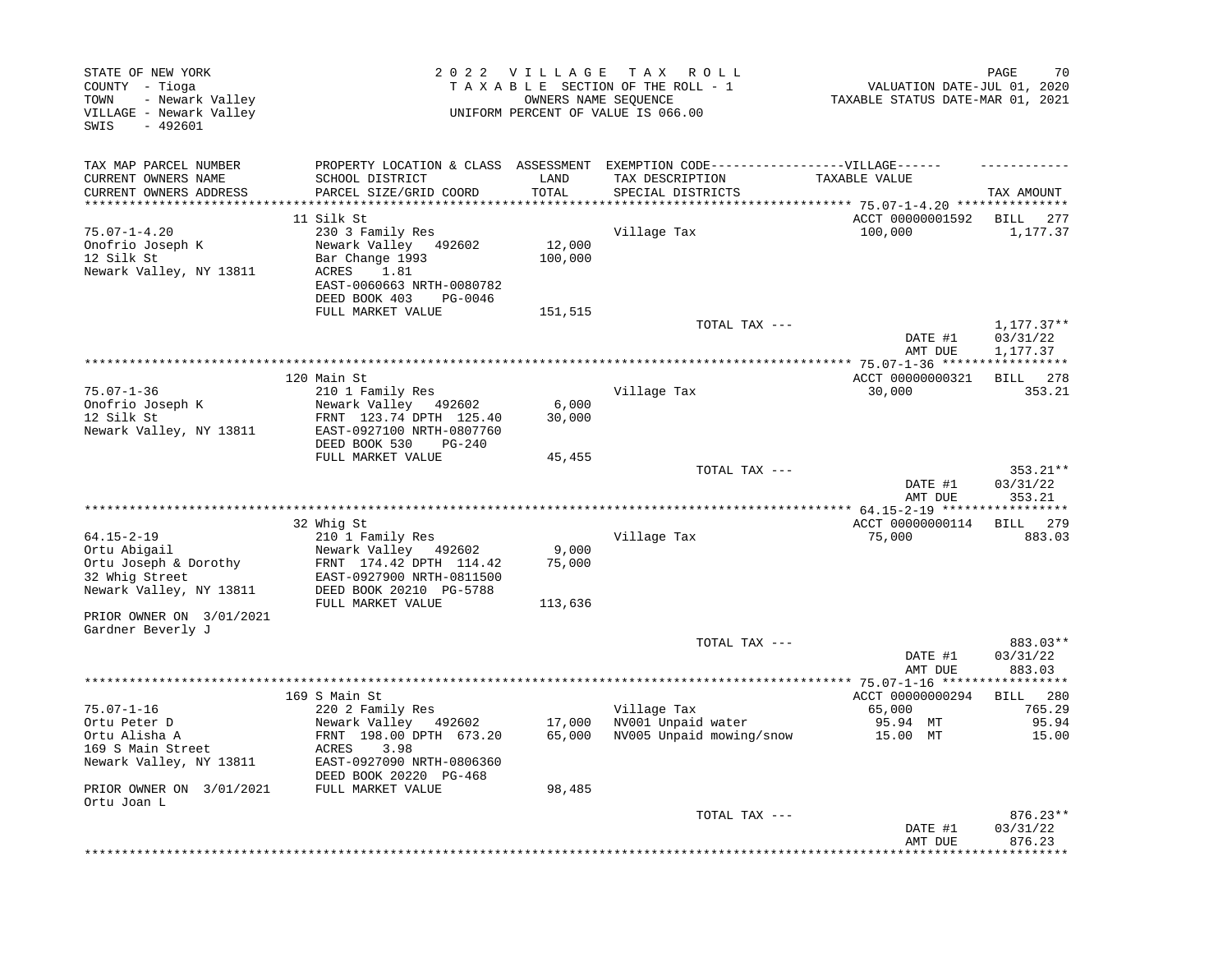STATE OF NEW YORK
COUNTY - Tioga
TOWN - Newark Valley
VILLAGE - Newark Valley
SWIS - 492601

2 0 2 2 V I L L A G E T A X R O L L
T A X A B L E SECTION OF THE ROLL - 1
OWNERS NAME SEQUENCE
UNIFORM PERCENT OF VALUE IS 066.00

VALUATION DATE-JUL 01, 2020
TAXABLE STATUS DATE-MAR 01, 2021

| TAX MAP PARCEL NUMBER / CURRENT OWNERS NAME / CURRENT OWNERS ADDRESS | PROPERTY LOCATION & CLASS / SCHOOL DISTRICT / PARCEL SIZE/GRID COORD | ASSESSMENT LAND / TOTAL | EXEMPTION CODE---VILLAGE--- / TAX DESCRIPTION / SPECIAL DISTRICTS | TAXABLE VALUE | TAX AMOUNT |
|---|---|---|---|---|---|
| | 11 Silk St | | | ACCT 00000001592 | BILL 277 |
| 75.07-1-4.20 | 230 3 Family Res | | Village Tax | 100,000 | 1,177.37 |
| Onofrio Joseph K | Newark Valley 492602 | 12,000 | | | |
| 12 Silk St | Bar Change 1993 | 100,000 | | | |
| Newark Valley, NY 13811 | ACRES 1.81 | | | | |
| | EAST-0060663 NRTH-0080782 | | | | |
| | DEED BOOK 403 PG-0046 | | | | |
| | FULL MARKET VALUE | 151,515 | | | |
| | | | TOTAL TAX --- | | 1,177.37** |
| | | | | DATE #1 | 03/31/22 |
| | | | | AMT DUE | 1,177.37 |
| | 120 Main St | | | ACCT 00000000321 | BILL 278 |
| 75.07-1-36 | 210 1 Family Res | | Village Tax | 30,000 | 353.21 |
| Onofrio Joseph K | Newark Valley 492602 | 6,000 | | | |
| 12 Silk St | FRNT 123.74 DPTH 125.40 | 30,000 | | | |
| Newark Valley, NY 13811 | EAST-0927100 NRTH-0807760 | | | | |
| | DEED BOOK 530 PG-240 | | | | |
| | FULL MARKET VALUE | 45,455 | | | |
| | | | TOTAL TAX --- | | 353.21** |
| | | | | DATE #1 | 03/31/22 |
| | | | | AMT DUE | 353.21 |
| | 32 Whig St | | | ACCT 00000000114 | BILL 279 |
| 64.15-2-19 | 210 1 Family Res | | Village Tax | 75,000 | 883.03 |
| Ortu Abigail | Newark Valley 492602 | 9,000 | | | |
| Ortu Joseph & Dorothy | FRNT 174.42 DPTH 114.42 | 75,000 | | | |
| 32 Whig Street | EAST-0927900 NRTH-0811500 | | | | |
| Newark Valley, NY 13811 | DEED BOOK 20210 PG-5788 | | | | |
| | FULL MARKET VALUE | 113,636 | | | |
| PRIOR OWNER ON 3/01/2021 | | | | | |
| Gardner Beverly J | | | | | |
| | | | TOTAL TAX --- | | 883.03** |
| | | | | DATE #1 | 03/31/22 |
| | | | | AMT DUE | 883.03 |
| | 169 S Main St | | | ACCT 00000000294 | BILL 280 |
| 75.07-1-16 | 220 2 Family Res | | Village Tax | 65,000 | 765.29 |
| Ortu Peter D | Newark Valley 492602 | 17,000 | NV001 Unpaid water | 95.94 MT | 95.94 |
| Ortu Alisha A | FRNT 198.00 DPTH 673.20 | 65,000 | NV005 Unpaid mowing/snow | 15.00 MT | 15.00 |
| 169 S Main Street | ACRES 3.98 | | | | |
| Newark Valley, NY 13811 | EAST-0927090 NRTH-0806360 | | | | |
| | DEED BOOK 20220 PG-468 | | | | |
| PRIOR OWNER ON 3/01/2021 | FULL MARKET VALUE | 98,485 | | | |
| Ortu Joan L | | | | | |
| | | | TOTAL TAX --- | | 876.23** |
| | | | | DATE #1 | 03/31/22 |
| | | | | AMT DUE | 876.23 |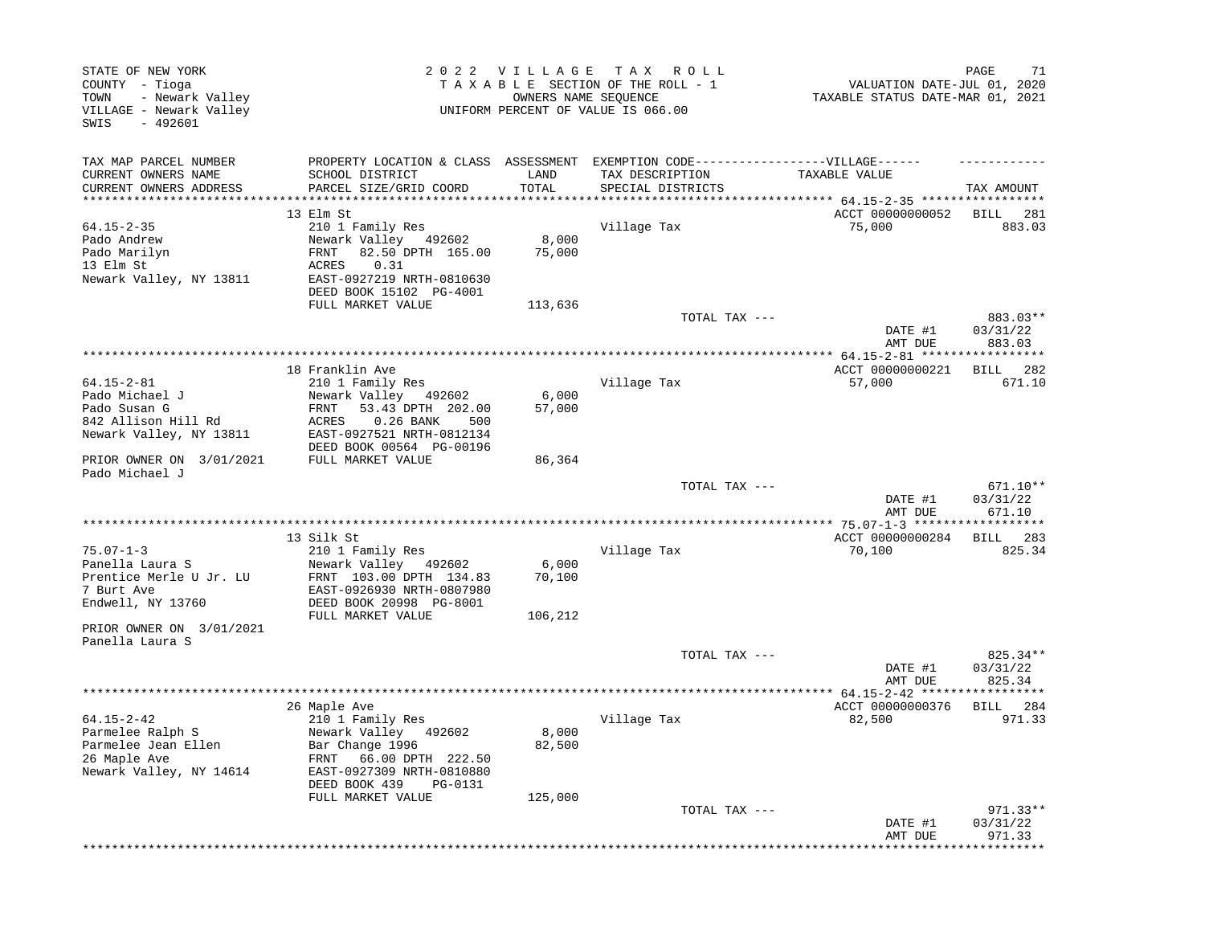STATE OF NEW YORK
COUNTY - Tioga
TOWN - Newark Valley
VILLAGE - Newark Valley
SWIS - 492601

2022 VILLAGE TAX ROLL
TAXABLE SECTION OF THE ROLL - 1
OWNERS NAME SEQUENCE
UNIFORM PERCENT OF VALUE IS 066.00

VALUATION DATE-JUL 01, 2020
TAXABLE STATUS DATE-MAR 01, 2021

| TAX MAP PARCEL NUMBER / CURRENT OWNERS NAME / CURRENT OWNERS ADDRESS | PROPERTY LOCATION & CLASS / SCHOOL DISTRICT / PARCEL SIZE/GRID COORD | ASSESSMENT LAND / TOTAL | EXEMPTION CODE / TAX DESCRIPTION / SPECIAL DISTRICTS | TAXABLE VALUE | TAX AMOUNT |
|---|---|---|---|---|---|
| 64.15-2-35 | 13 Elm St | | | ACCT 00000000052 | BILL 281 |
| Pado Andrew | 210 1 Family Res | | Village Tax | 75,000 | 883.03 |
| Pado Marilyn | Newark Valley 492602 | 8,000 | | | |
| 13 Elm St | FRNT 82.50 DPTH 165.00 | 75,000 | | | |
| Newark Valley, NY 13811 | ACRES 0.31 | | | | |
| | EAST-0927219 NRTH-0810630 | | | | |
| | DEED BOOK 15102 PG-4001 | | | | |
| | FULL MARKET VALUE | 113,636 | | | |
| | | | TOTAL TAX --- | | 883.03** |
| | | | | DATE #1 | 03/31/22 |
| | | | | AMT DUE | 883.03 |
| 64.15-2-81 | 18 Franklin Ave | | | ACCT 00000000221 | BILL 282 |
| Pado Michael J | 210 1 Family Res | | Village Tax | 57,000 | 671.10 |
| Pado Susan G | Newark Valley 492602 | 6,000 | | | |
| 842 Allison Hill Rd | FRNT 53.43 DPTH 202.00 | 57,000 | | | |
| Newark Valley, NY 13811 | ACRES 0.26 BANK 500 | | | | |
| | EAST-0927521 NRTH-0812134 | | | | |
| | DEED BOOK 00564 PG-00196 | | | | |
| PRIOR OWNER ON 3/01/2021 | FULL MARKET VALUE | 86,364 | | | |
| Pado Michael J | | | | | |
| | | | TOTAL TAX --- | | 671.10** |
| | | | | DATE #1 | 03/31/22 |
| | | | | AMT DUE | 671.10 |
| 75.07-1-3 | 13 Silk St | | | ACCT 00000000284 | BILL 283 |
| Panella Laura S | 210 1 Family Res | | Village Tax | 70,100 | 825.34 |
| Prentice Merle U Jr. LU | Newark Valley 492602 | 6,000 | | | |
| 7 Burt Ave | FRNT 103.00 DPTH 134.83 | 70,100 | | | |
| Endwell, NY 13760 | EAST-0926930 NRTH-0807980 | | | | |
| | DEED BOOK 20998 PG-8001 | | | | |
| | FULL MARKET VALUE | 106,212 | | | |
| PRIOR OWNER ON 3/01/2021 | | | | | |
| Panella Laura S | | | | | |
| | | | TOTAL TAX --- | | 825.34** |
| | | | | DATE #1 | 03/31/22 |
| | | | | AMT DUE | 825.34 |
| 64.15-2-42 | 26 Maple Ave | | | ACCT 00000000376 | BILL 284 |
| Parmelee Ralph S | 210 1 Family Res | | Village Tax | 82,500 | 971.33 |
| Parmelee Jean Ellen | Newark Valley 492602 | 8,000 | | | |
| 26 Maple Ave | Bar Change 1996 | 82,500 | | | |
| Newark Valley, NY 14614 | FRNT 66.00 DPTH 222.50 | | | | |
| | EAST-0927309 NRTH-0810880 | | | | |
| | DEED BOOK 439 PG-0131 | | | | |
| | FULL MARKET VALUE | 125,000 | | | |
| | | | TOTAL TAX --- | | 971.33** |
| | | | | DATE #1 | 03/31/22 |
| | | | | AMT DUE | 971.33 |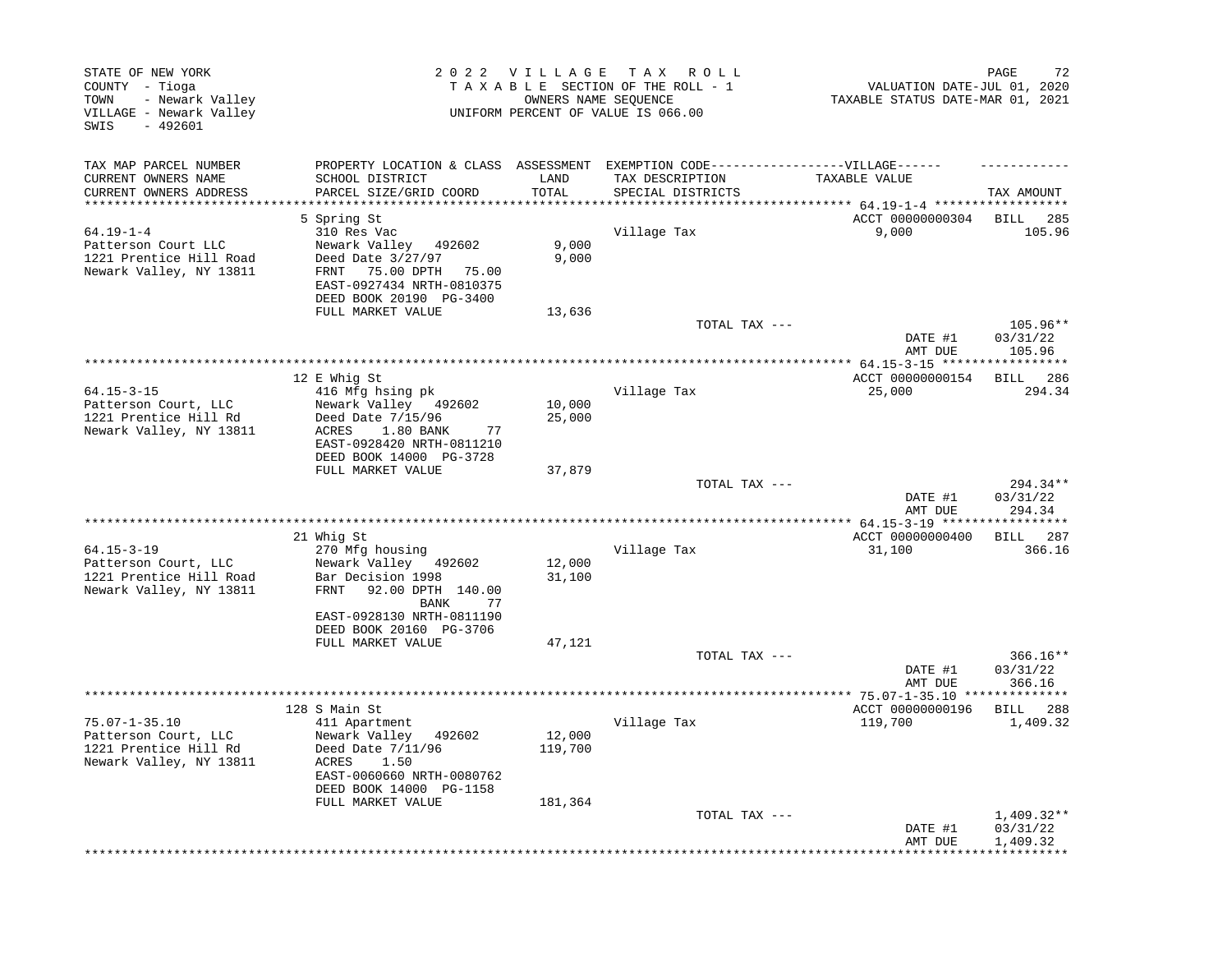STATE OF NEW YORK
COUNTY - Tioga
TOWN - Newark Valley
VILLAGE - Newark Valley
SWIS - 492601

2 0 2 2 V I L L A G E T A X R O L L
T A X A B L E SECTION OF THE ROLL - 1
OWNERS NAME SEQUENCE
UNIFORM PERCENT OF VALUE IS 066.00

VALUATION DATE-JUL 01, 2020
TAXABLE STATUS DATE-MAR 01, 2021

| TAX MAP PARCEL NUMBER / CURRENT OWNERS NAME / CURRENT OWNERS ADDRESS | PROPERTY LOCATION & CLASS / SCHOOL DISTRICT / PARCEL SIZE/GRID COORD | ASSESSMENT LAND / TOTAL | EXEMPTION CODE / TAX DESCRIPTION / SPECIAL DISTRICTS | VILLAGE TAXABLE VALUE | TAX AMOUNT |
|---|---|---|---|---|---|
| 64.19-1-4 | 5 Spring St | | | ACCT 00000000304 | BILL 285 |
| Patterson Court LLC | 310 Res Vac | | Village Tax | 9,000 | 105.96 |
| 1221 Prentice Hill Road | Newark Valley 492602 | 9,000 | | | |
| Newark Valley, NY 13811 | Deed Date 3/27/97 | 9,000 | | | |
| | FRNT 75.00 DPTH 75.00 | | | | |
| | EAST-0927434 NRTH-0810375 | | | | |
| | DEED BOOK 20190 PG-3400 | | | | |
| | FULL MARKET VALUE | 13,636 | | | |
| | | | TOTAL TAX --- | | 105.96** |
| | | | | DATE #1 | 03/31/22 |
| | | | | AMT DUE | 105.96 |
| 64.15-3-15 | 12 E Whig St | | | ACCT 00000000154 | BILL 286 |
| Patterson Court, LLC | 416 Mfg hsing pk | | Village Tax | 25,000 | 294.34 |
| 1221 Prentice Hill Rd | Newark Valley 492602 | 10,000 | | | |
| Newark Valley, NY 13811 | Deed Date 7/15/96 | 25,000 | | | |
| | ACRES 1.80 BANK 77 | | | | |
| | EAST-0928420 NRTH-0811210 | | | | |
| | DEED BOOK 14000 PG-3728 | | | | |
| | FULL MARKET VALUE | 37,879 | | | |
| | | | TOTAL TAX --- | | 294.34** |
| | | | | DATE #1 | 03/31/22 |
| | | | | AMT DUE | 294.34 |
| 64.15-3-19 | 21 Whig St | | | ACCT 00000000400 | BILL 287 |
| Patterson Court, LLC | 270 Mfg housing | | Village Tax | 31,100 | 366.16 |
| 1221 Prentice Hill Road | Newark Valley 492602 | 12,000 | | | |
| Newark Valley, NY 13811 | Bar Decision 1998 | 31,100 | | | |
| | FRNT 92.00 DPTH 140.00 | | | | |
| | BANK 77 | | | | |
| | EAST-0928130 NRTH-0811190 | | | | |
| | DEED BOOK 20160 PG-3706 | | | | |
| | FULL MARKET VALUE | 47,121 | | | |
| | | | TOTAL TAX --- | | 366.16** |
| | | | | DATE #1 | 03/31/22 |
| | | | | AMT DUE | 366.16 |
| 75.07-1-35.10 | 128 S Main St | | | ACCT 00000000196 | BILL 288 |
| Patterson Court, LLC | 411 Apartment | | Village Tax | 119,700 | 1,409.32 |
| 1221 Prentice Hill Rd | Newark Valley 492602 | 12,000 | | | |
| Newark Valley, NY 13811 | Deed Date 7/11/96 | 119,700 | | | |
| | ACRES 1.50 | | | | |
| | EAST-0060660 NRTH-0080762 | | | | |
| | DEED BOOK 14000 PG-1158 | | | | |
| | FULL MARKET VALUE | 181,364 | | | |
| | | | TOTAL TAX --- | | 1,409.32** |
| | | | | DATE #1 | 03/31/22 |
| | | | | AMT DUE | 1,409.32 |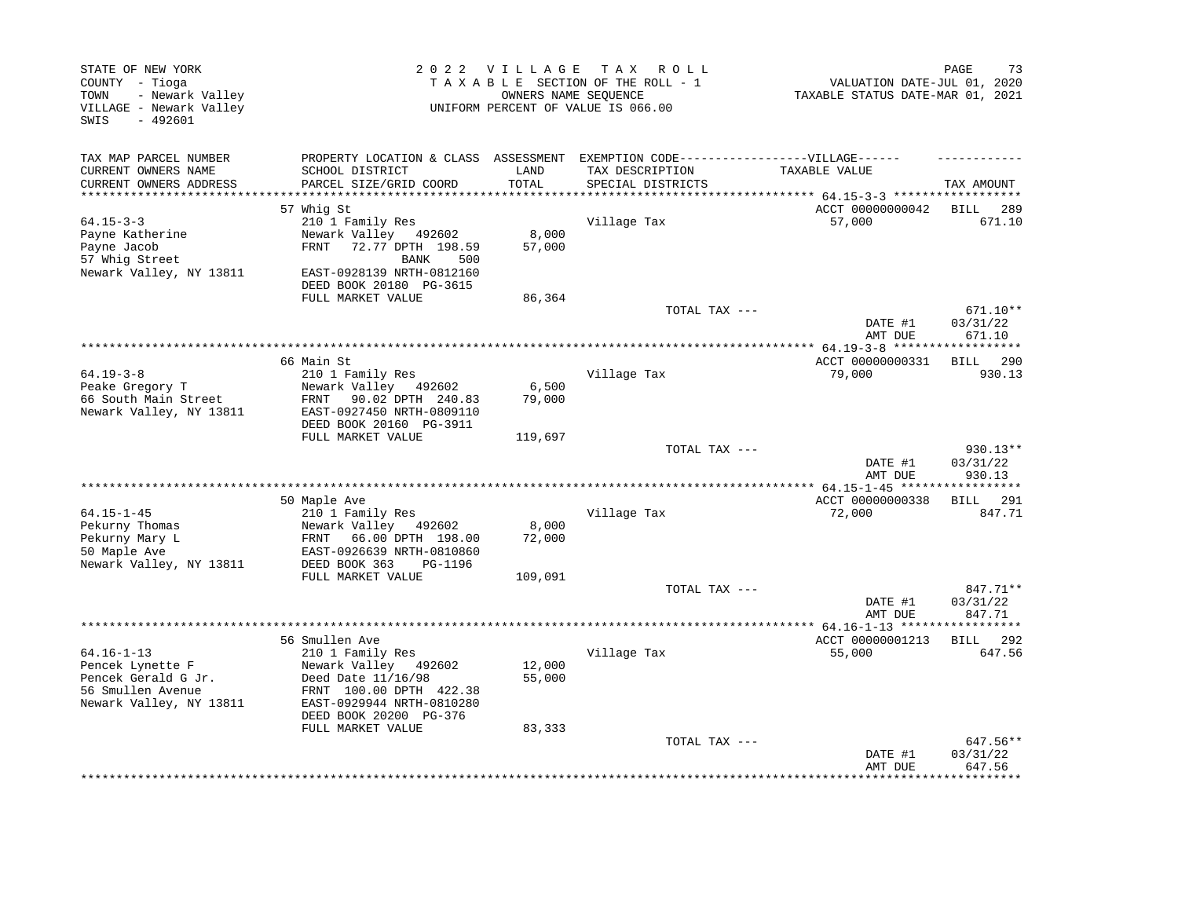STATE OF NEW YORK
COUNTY - Tioga
TOWN - Newark Valley
VILLAGE - Newark Valley
SWIS - 492601

2 0 2 2 V I L L A G E T A X R O L L
T A X A B L E SECTION OF THE ROLL - 1
OWNERS NAME SEQUENCE
UNIFORM PERCENT OF VALUE IS 066.00

VALUATION DATE-JUL 01, 2020
TAXABLE STATUS DATE-MAR 01, 2021

| TAX MAP PARCEL NUMBER<br>CURRENT OWNERS NAME<br>CURRENT OWNERS ADDRESS | PROPERTY LOCATION & CLASS<br>SCHOOL DISTRICT<br>PARCEL SIZE/GRID COORD | ASSESSMENT<br>LAND<br>TOTAL | EXEMPTION CODE-----VILLAGE------<br>TAX DESCRIPTION<br>SPECIAL DISTRICTS | TAXABLE VALUE | TAX AMOUNT |
|---|---|---|---|---|---|
| 64.15-3-3 | 57 Whig St | | | ACCT 00000000042 | BILL 289 |
| Payne Katherine | 210 1 Family Res | | Village Tax | 57,000 | 671.10 |
| Payne Jacob | Newark Valley 492602 | 8,000 | | | |
| 57 Whig Street | FRNT 72.77 DPTH 198.59 | 57,000 | | | |
| Newark Valley, NY 13811 | BANK 500 | | | | |
| | EAST-0928139 NRTH-0812160 | | | | |
| | DEED BOOK 20180 PG-3615 | | | | |
| | FULL MARKET VALUE | 86,364 | | | |
| | | | TOTAL TAX --- | | 671.10** |
| | | | | DATE #1 | 03/31/22 |
| | | | | AMT DUE | 671.10 |
| 64.19-3-8 | 66 Main St | | | ACCT 00000000331 | BILL 290 |
| Peake Gregory T | 210 1 Family Res | | Village Tax | 79,000 | 930.13 |
| 66 South Main Street | Newark Valley 492602 | 6,500 | | | |
| Newark Valley, NY 13811 | FRNT 90.02 DPTH 240.83 | 79,000 | | | |
| | EAST-0927450 NRTH-0809110 | | | | |
| | DEED BOOK 20160 PG-3911 | | | | |
| | FULL MARKET VALUE | 119,697 | | | |
| | | | TOTAL TAX --- | | 930.13** |
| | | | | DATE #1 | 03/31/22 |
| | | | | AMT DUE | 930.13 |
| 64.15-1-45 | 50 Maple Ave | | | ACCT 00000000338 | BILL 291 |
| Pekurny Thomas | 210 1 Family Res | | Village Tax | 72,000 | 847.71 |
| Pekurny Mary L | Newark Valley 492602 | 8,000 | | | |
| 50 Maple Ave | FRNT 66.00 DPTH 198.00 | 72,000 | | | |
| Newark Valley, NY 13811 | EAST-0926639 NRTH-0810860 | | | | |
| | DEED BOOK 363 PG-1196 | | | | |
| | FULL MARKET VALUE | 109,091 | | | |
| | | | TOTAL TAX --- | | 847.71** |
| | | | | DATE #1 | 03/31/22 |
| | | | | AMT DUE | 847.71 |
| 64.16-1-13 | 56 Smullen Ave | | | ACCT 00000001213 | BILL 292 |
| Pencek Lynette F | 210 1 Family Res | | Village Tax | 55,000 | 647.56 |
| Pencek Gerald G Jr. | Newark Valley 492602 | 12,000 | | | |
| 56 Smullen Avenue | Deed Date 11/16/98 | 55,000 | | | |
| Newark Valley, NY 13811 | FRNT 100.00 DPTH 422.38 | | | | |
| | EAST-0929944 NRTH-0810280 | | | | |
| | DEED BOOK 20200 PG-376 | | | | |
| | FULL MARKET VALUE | 83,333 | | | |
| | | | TOTAL TAX --- | | 647.56** |
| | | | | DATE #1 | 03/31/22 |
| | | | | AMT DUE | 647.56 |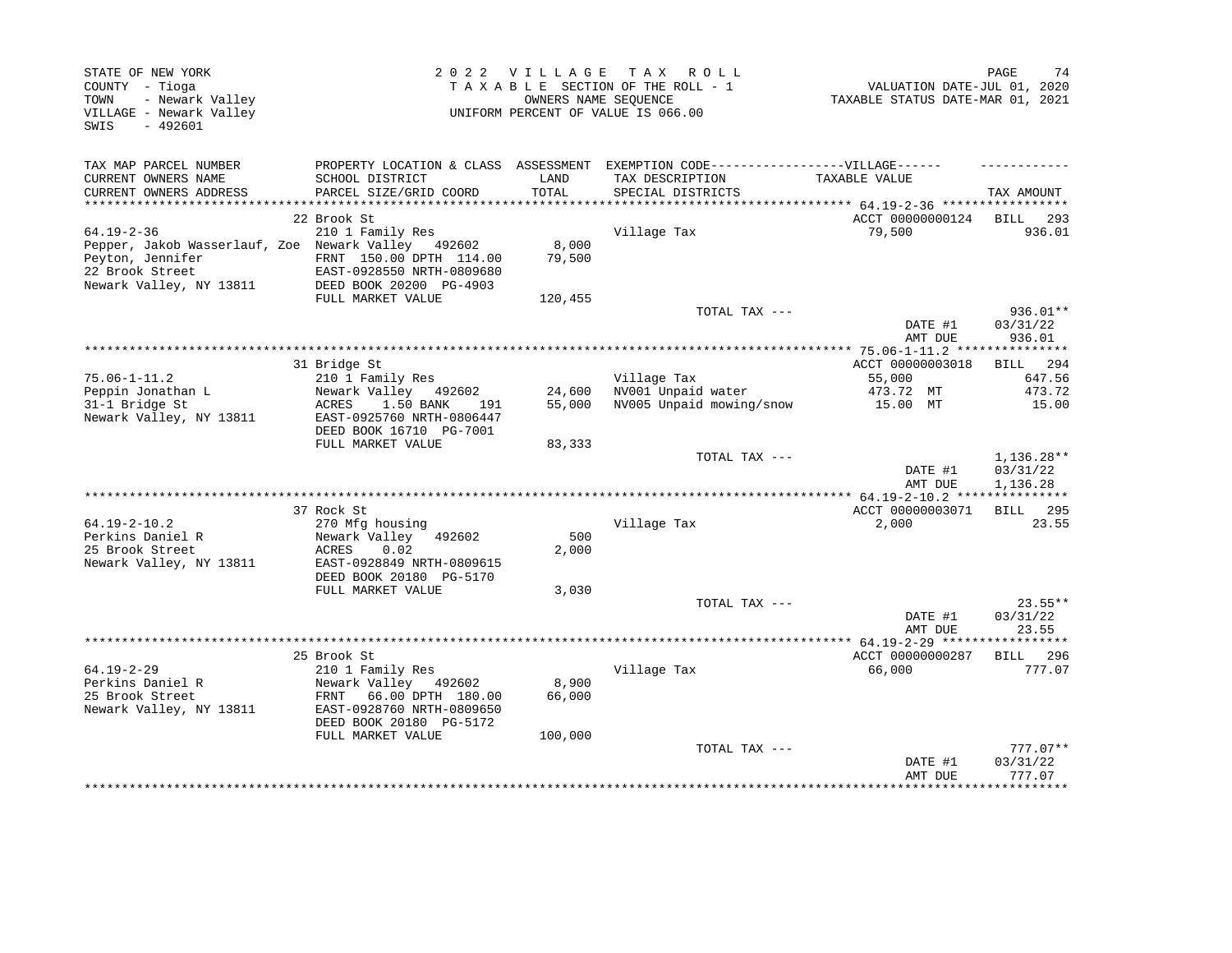STATE OF NEW YORK
COUNTY - Tioga
TOWN - Newark Valley
VILLAGE - Newark Valley
SWIS - 492601

2 0 2 2 V I L L A G E T A X R O L L
T A X A B L E SECTION OF THE ROLL - 1
OWNERS NAME SEQUENCE
UNIFORM PERCENT OF VALUE IS 066.00

VALUATION DATE-JUL 01, 2020
TAXABLE STATUS DATE-MAR 01, 2021

| TAX MAP PARCEL NUMBER / CURRENT OWNERS NAME / CURRENT OWNERS ADDRESS | PROPERTY LOCATION & CLASS / SCHOOL DISTRICT / PARCEL SIZE/GRID COORD | ASSESSMENT LAND / TOTAL | EXEMPTION CODE / TAX DESCRIPTION / SPECIAL DISTRICTS | TAXABLE VALUE | TAX AMOUNT |
|---|---|---|---|---|---|
| **64.19-2-36** | 22 Brook St | | | ACCT 00000000124 | BILL 293 |
| 64.19-2-36 | 210 1 Family Res | | Village Tax | 79,500 | 936.01 |
| Pepper, Jakob Wasserlauf, Zoe | Newark Valley 492602 | 8,000 | | | |
| Peyton, Jennifer | FRNT 150.00 DPTH 114.00 | 79,500 | | | |
| 22 Brook Street | EAST-0928550 NRTH-0809680 | | | | |
| Newark Valley, NY 13811 | DEED BOOK 20200 PG-4903 | | | | |
| | FULL MARKET VALUE | 120,455 | | | |
| | | | TOTAL TAX --- | | 936.01** |
| | | | | DATE #1 | 03/31/22 |
| | | | | AMT DUE | 936.01 |
| **75.06-1-11.2** | 31 Bridge St | | | ACCT 00000003018 | BILL 294 |
| 75.06-1-11.2 | 210 1 Family Res | | Village Tax | 55,000 | 647.56 |
| Peppin Jonathan L | Newark Valley 492602 | 24,600 | NV001 Unpaid water | 473.72 MT | 473.72 |
| 31-1 Bridge St | ACRES 1.50 BANK 191 | 55,000 | NV005 Unpaid mowing/snow | 15.00 MT | 15.00 |
| Newark Valley, NY 13811 | EAST-0925760 NRTH-0806447 | | | | |
| | DEED BOOK 16710 PG-7001 | | | | |
| | FULL MARKET VALUE | 83,333 | | | |
| | | | TOTAL TAX --- | | 1,136.28** |
| | | | | DATE #1 | 03/31/22 |
| | | | | AMT DUE | 1,136.28 |
| **64.19-2-10.2** | 37 Rock St | | | ACCT 00000003071 | BILL 295 |
| 64.19-2-10.2 | 270 Mfg housing | | Village Tax | 2,000 | 23.55 |
| Perkins Daniel R | Newark Valley 492602 | 500 | | | |
| 25 Brook Street | ACRES 0.02 | 2,000 | | | |
| Newark Valley, NY 13811 | EAST-0928849 NRTH-0809615 | | | | |
| | DEED BOOK 20180 PG-5170 | | | | |
| | FULL MARKET VALUE | 3,030 | | | |
| | | | TOTAL TAX --- | | 23.55** |
| | | | | DATE #1 | 03/31/22 |
| | | | | AMT DUE | 23.55 |
| **64.19-2-29** | 25 Brook St | | | ACCT 00000000287 | BILL 296 |
| 64.19-2-29 | 210 1 Family Res | | Village Tax | 66,000 | 777.07 |
| Perkins Daniel R | Newark Valley 492602 | 8,900 | | | |
| 25 Brook Street | FRNT 66.00 DPTH 180.00 | 66,000 | | | |
| Newark Valley, NY 13811 | EAST-0928760 NRTH-0809650 | | | | |
| | DEED BOOK 20180 PG-5172 | | | | |
| | FULL MARKET VALUE | 100,000 | | | |
| | | | TOTAL TAX --- | | 777.07** |
| | | | | DATE #1 | 03/31/22 |
| | | | | AMT DUE | 777.07 |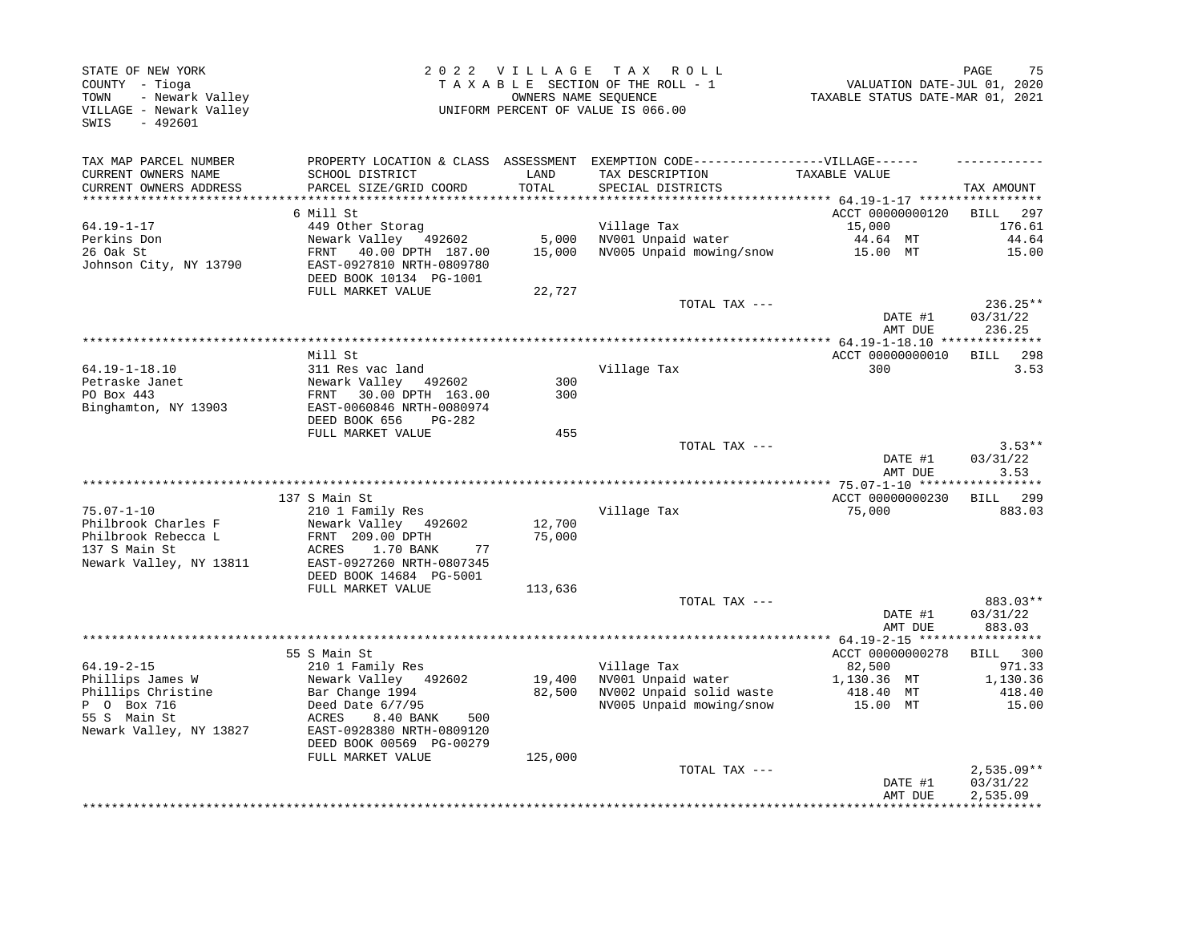STATE OF NEW YORK
COUNTY - Tioga
TOWN - Newark Valley
VILLAGE - Newark Valley
SWIS - 492601

2022 VILLAGE TAX ROLL
TAXABLE SECTION OF THE ROLL - 1
OWNERS NAME SEQUENCE
UNIFORM PERCENT OF VALUE IS 066.00

VALUATION DATE-JUL 01, 2020
TAXABLE STATUS DATE-MAR 01, 2021

| TAX MAP PARCEL NUMBER / CURRENT OWNERS NAME / CURRENT OWNERS ADDRESS | PROPERTY LOCATION & CLASS / SCHOOL DISTRICT / PARCEL SIZE/GRID COORD | ASSESSMENT LAND / TOTAL | EXEMPTION CODE / TAX DESCRIPTION / SPECIAL DISTRICTS | TAXABLE VALUE | TAX AMOUNT |
|---|---|---|---|---|---|
| **64.19-1-17** | 6 Mill St | | | ACCT 00000000120 | BILL 297 |
| 64.19-1-17 | 449 Other Storag | | Village Tax | 15,000 | 176.61 |
| Perkins Don | Newark Valley 492602 | 5,000 | NV001 Unpaid water | 44.64 MT | 44.64 |
| 26 Oak St | FRNT 40.00 DPTH 187.00 | 15,000 | NV005 Unpaid mowing/snow | 15.00 MT | 15.00 |
| Johnson City, NY 13790 | EAST-0927810 NRTH-0809780 | | | | |
| | DEED BOOK 10134 PG-1001 | | | | |
| | FULL MARKET VALUE | 22,727 | | | |
| | | | TOTAL TAX --- | | 236.25** |
| | | | | DATE #1 | 03/31/22 |
| | | | | AMT DUE | 236.25 |
| **64.19-1-18.10** | Mill St | | | ACCT 00000000010 | BILL 298 |
| 64.19-1-18.10 | 311 Res vac land | | Village Tax | 300 | 3.53 |
| Petraske Janet | Newark Valley 492602 | 300 | | | |
| PO Box 443 | FRNT 30.00 DPTH 163.00 | 300 | | | |
| Binghamton, NY 13903 | EAST-0060846 NRTH-0080974 | | | | |
| | DEED BOOK 656 PG-282 | | | | |
| | FULL MARKET VALUE | 455 | | | |
| | | | TOTAL TAX --- | | 3.53** |
| | | | | DATE #1 | 03/31/22 |
| | | | | AMT DUE | 3.53 |
| **75.07-1-10** | 137 S Main St | | | ACCT 00000000230 | BILL 299 |
| 75.07-1-10 | 210 1 Family Res | | Village Tax | 75,000 | 883.03 |
| Philbrook Charles F | Newark Valley 492602 | 12,700 | | | |
| Philbrook Rebecca L | FRNT 209.00 DPTH | 75,000 | | | |
| 137 S Main St | ACRES 1.70 BANK 77 | | | | |
| Newark Valley, NY 13811 | EAST-0927260 NRTH-0807345 | | | | |
| | DEED BOOK 14684 PG-5001 | | | | |
| | FULL MARKET VALUE | 113,636 | | | |
| | | | TOTAL TAX --- | | 883.03** |
| | | | | DATE #1 | 03/31/22 |
| | | | | AMT DUE | 883.03 |
| **64.19-2-15** | 55 S Main St | | | ACCT 00000000278 | BILL 300 |
| 64.19-2-15 | 210 1 Family Res | | Village Tax | 82,500 | 971.33 |
| Phillips James W | Newark Valley 492602 | 19,400 | NV001 Unpaid water | 1,130.36 MT | 1,130.36 |
| Phillips Christine | Bar Change 1994 | 82,500 | NV002 Unpaid solid waste | 418.40 MT | 418.40 |
| P O Box 716 | Deed Date 6/7/95 | | NV005 Unpaid mowing/snow | 15.00 MT | 15.00 |
| 55 S Main St | ACRES 8.40 BANK 500 | | | | |
| Newark Valley, NY 13827 | EAST-0928380 NRTH-0809120 | | | | |
| | DEED BOOK 00569 PG-00279 | | | | |
| | FULL MARKET VALUE | 125,000 | | | |
| | | | TOTAL TAX --- | | 2,535.09** |
| | | | | DATE #1 | 03/31/22 |
| | | | | AMT DUE | 2,535.09 |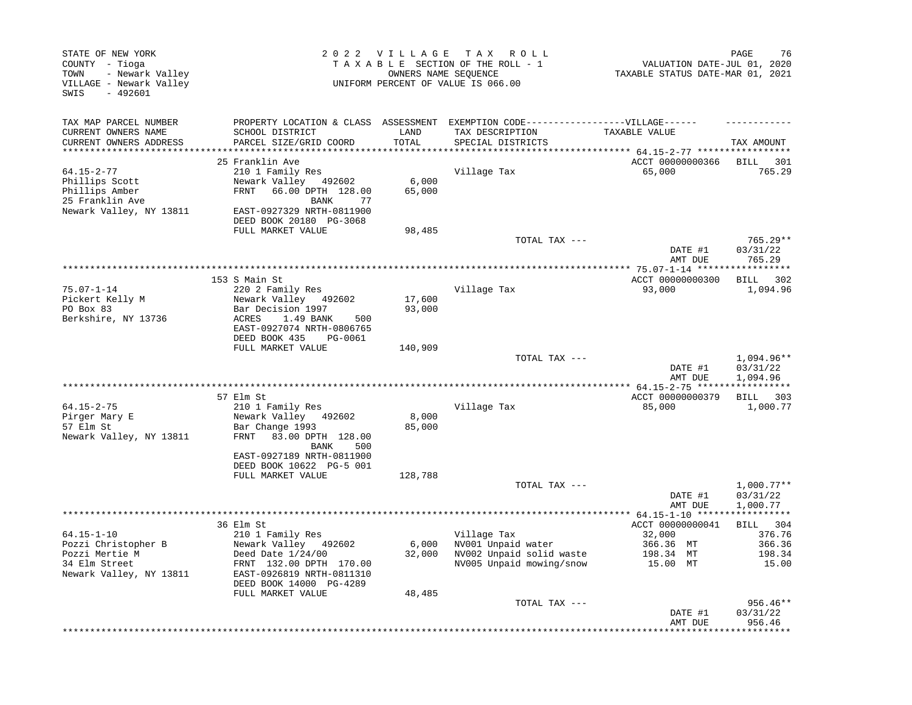STATE OF NEW YORK
COUNTY - Tioga
TOWN - Newark Valley
VILLAGE - Newark Valley
SWIS - 492601

2022 VILLAGE TAX ROLL
TAXABLE SECTION OF THE ROLL - 1
OWNERS NAME SEQUENCE
UNIFORM PERCENT OF VALUE IS 066.00

VALUATION DATE-JUL 01, 2020
TAXABLE STATUS DATE-MAR 01, 2021

| TAX MAP PARCEL NUMBER / CURRENT OWNERS NAME / CURRENT OWNERS ADDRESS | PROPERTY LOCATION & CLASS / SCHOOL DISTRICT / PARCEL SIZE/GRID COORD | ASSESSMENT LAND / TOTAL | EXEMPTION CODE / TAX DESCRIPTION / SPECIAL DISTRICTS | TAXABLE VALUE | TAX AMOUNT |
|---|---|---|---|---|---|
| | 25 Franklin Ave | | | ACCT 00000000366 | BILL 301 |
| 64.15-2-77 | 210 1 Family Res | | Village Tax | 65,000 | 765.29 |
| Phillips Scott | Newark Valley 492602 | 6,000 | | | |
| Phillips Amber | FRNT 66.00 DPTH 128.00 | 65,000 | | | |
| 25 Franklin Ave | BANK 77 | | | | |
| Newark Valley, NY 13811 | EAST-0927329 NRTH-0811900 | | | | |
| | DEED BOOK 20180 PG-3068 | | | | |
| | FULL MARKET VALUE | 98,485 | | | |
| | | | TOTAL TAX --- | | 765.29** |
| | | | | DATE #1 | 03/31/22 |
| | | | | AMT DUE | 765.29 |
| | 153 S Main St | | | ACCT 00000000300 | BILL 302 |
| 75.07-1-14 | 220 2 Family Res | | Village Tax | 93,000 | 1,094.96 |
| Pickert Kelly M | Newark Valley 492602 | 17,600 | | | |
| PO Box 83 | Bar Decision 1997 | 93,000 | | | |
| Berkshire, NY 13736 | ACRES 1.49 BANK 500 | | | | |
| | EAST-0927074 NRTH-0806765 | | | | |
| | DEED BOOK 435 PG-0061 | | | | |
| | FULL MARKET VALUE | 140,909 | | | |
| | | | TOTAL TAX --- | | 1,094.96** |
| | | | | DATE #1 | 03/31/22 |
| | | | | AMT DUE | 1,094.96 |
| | 57 Elm St | | | ACCT 00000000379 | BILL 303 |
| 64.15-2-75 | 210 1 Family Res | | Village Tax | 85,000 | 1,000.77 |
| Pirger Mary E | Newark Valley 492602 | 8,000 | | | |
| 57 Elm St | Bar Change 1993 | 85,000 | | | |
| Newark Valley, NY 13811 | FRNT 83.00 DPTH 128.00 | | | | |
| | BANK 500 | | | | |
| | EAST-0927189 NRTH-0811900 | | | | |
| | DEED BOOK 10622 PG-5 001 | | | | |
| | FULL MARKET VALUE | 128,788 | | | |
| | | | TOTAL TAX --- | | 1,000.77** |
| | | | | DATE #1 | 03/31/22 |
| | | | | AMT DUE | 1,000.77 |
| | 36 Elm St | | | ACCT 00000000041 | BILL 304 |
| 64.15-1-10 | 210 1 Family Res | | Village Tax | 32,000 | 376.76 |
| Pozzi Christopher B | Newark Valley 492602 | 6,000 | NV001 Unpaid water | 366.36 MT | 366.36 |
| Pozzi Mertie M | Deed Date 1/24/00 | 32,000 | NV002 Unpaid solid waste | 198.34 MT | 198.34 |
| 34 Elm Street | FRNT 132.00 DPTH 170.00 | | NV005 Unpaid mowing/snow | 15.00 MT | 15.00 |
| Newark Valley, NY 13811 | EAST-0926819 NRTH-0811310 | | | | |
| | DEED BOOK 14000 PG-4289 | | | | |
| | FULL MARKET VALUE | 48,485 | | | |
| | | | TOTAL TAX --- | | 956.46** |
| | | | | DATE #1 | 03/31/22 |
| | | | | AMT DUE | 956.46 |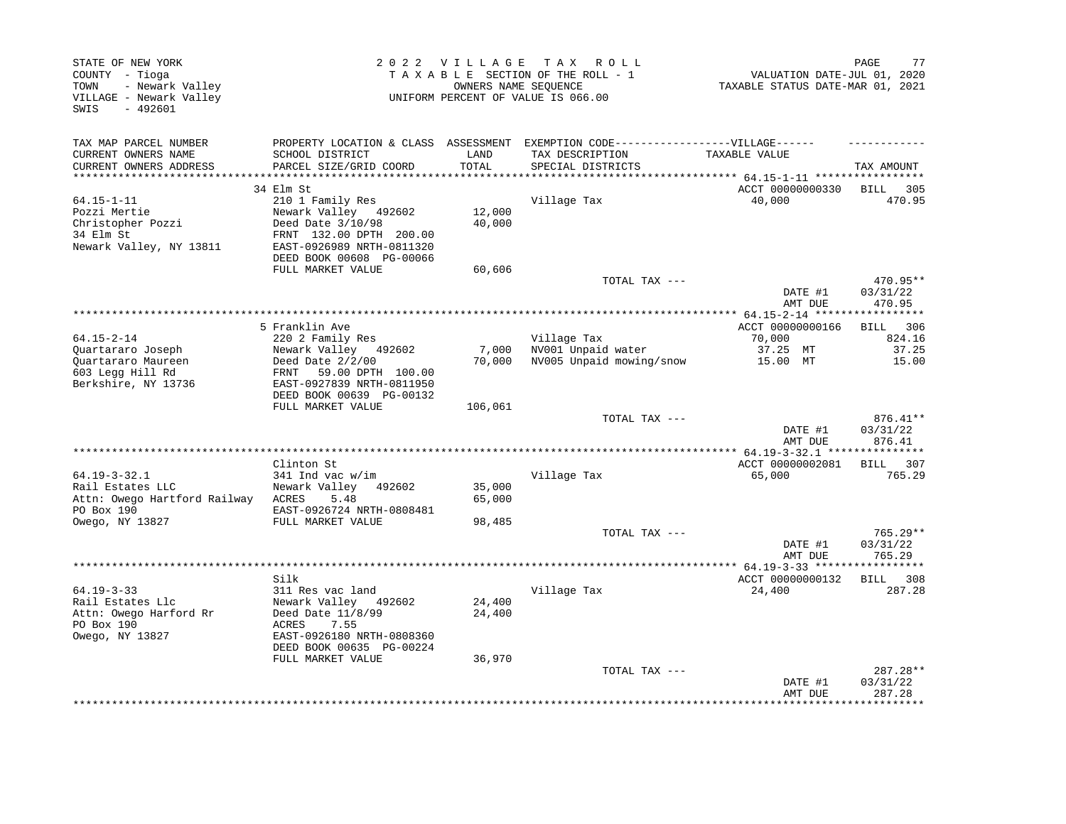STATE OF NEW YORK
COUNTY - Tioga
TOWN - Newark Valley
VILLAGE - Newark Valley
SWIS - 492601

2022 VILLAGE TAX ROLL
TAXABLE SECTION OF THE ROLL - 1
OWNERS NAME SEQUENCE
UNIFORM PERCENT OF VALUE IS 066.00

VALUATION DATE-JUL 01, 2020
TAXABLE STATUS DATE-MAR 01, 2021

| TAX MAP PARCEL NUMBER / CURRENT OWNERS NAME / CURRENT OWNERS ADDRESS | PROPERTY LOCATION & CLASS / SCHOOL DISTRICT / PARCEL SIZE/GRID COORD | ASSESSMENT LAND / TOTAL | EXEMPTION CODE-----VILLAGE----- TAX DESCRIPTION / SPECIAL DISTRICTS | TAXABLE VALUE | TAX AMOUNT |
|---|---|---|---|---|---|
| **64.15-1-11** | 34 Elm St | | | ACCT 00000000330 | BILL 305 |
| 64.15-1-11 | 210 1 Family Res | | Village Tax | 40,000 | 470.95 |
| Pozzi Mertie | Newark Valley 492602 | 12,000 | | | |
| Christopher Pozzi | Deed Date 3/10/98 | 40,000 | | | |
| 34 Elm St | FRNT 132.00 DPTH 200.00 | | | | |
| Newark Valley, NY 13811 | EAST-0926989 NRTH-0811320 | | | | |
| | DEED BOOK 00608 PG-00066 | | | | |
| | FULL MARKET VALUE | 60,606 | | | |
| | | | TOTAL TAX --- | | 470.95** |
| | | | | DATE #1 | 03/31/22 |
| | | | | AMT DUE | 470.95 |
| **64.15-2-14** | 5 Franklin Ave | | | ACCT 00000000166 | BILL 306 |
| 64.15-2-14 | 220 2 Family Res | | Village Tax | 70,000 | 824.16 |
| Quartararo Joseph | Newark Valley 492602 | 7,000 | NV001 Unpaid water | 37.25 MT | 37.25 |
| Quartararo Maureen | Deed Date 2/2/00 | 70,000 | NV005 Unpaid mowing/snow | 15.00 MT | 15.00 |
| 603 Legg Hill Rd | FRNT 59.00 DPTH 100.00 | | | | |
| Berkshire, NY 13736 | EAST-0927839 NRTH-0811950 | | | | |
| | DEED BOOK 00639 PG-00132 | | | | |
| | FULL MARKET VALUE | 106,061 | | | |
| | | | TOTAL TAX --- | | 876.41** |
| | | | | DATE #1 | 03/31/22 |
| | | | | AMT DUE | 876.41 |
| **64.19-3-32.1** | Clinton St | | | ACCT 00000002081 | BILL 307 |
| 64.19-3-32.1 | 341 Ind vac w/im | | Village Tax | 65,000 | 765.29 |
| Rail Estates LLC | Newark Valley 492602 | 35,000 | | | |
| Attn: Owego Hartford Railway | ACRES 5.48 | 65,000 | | | |
| PO Box 190 | EAST-0926724 NRTH-0808481 | | | | |
| Owego, NY 13827 | FULL MARKET VALUE | 98,485 | | | |
| | | | TOTAL TAX --- | | 765.29** |
| | | | | DATE #1 | 03/31/22 |
| | | | | AMT DUE | 765.29 |
| **64.19-3-33** | Silk | | | ACCT 00000000132 | BILL 308 |
| 64.19-3-33 | 311 Res vac land | | Village Tax | 24,400 | 287.28 |
| Rail Estates Llc | Newark Valley 492602 | 24,400 | | | |
| Attn: Owego Harford Rr | Deed Date 11/8/99 | 24,400 | | | |
| PO Box 190 | ACRES 7.55 | | | | |
| Owego, NY 13827 | EAST-0926180 NRTH-0808360 | | | | |
| | DEED BOOK 00635 PG-00224 | | | | |
| | FULL MARKET VALUE | 36,970 | | | |
| | | | TOTAL TAX --- | | 287.28** |
| | | | | DATE #1 | 03/31/22 |
| | | | | AMT DUE | 287.28 |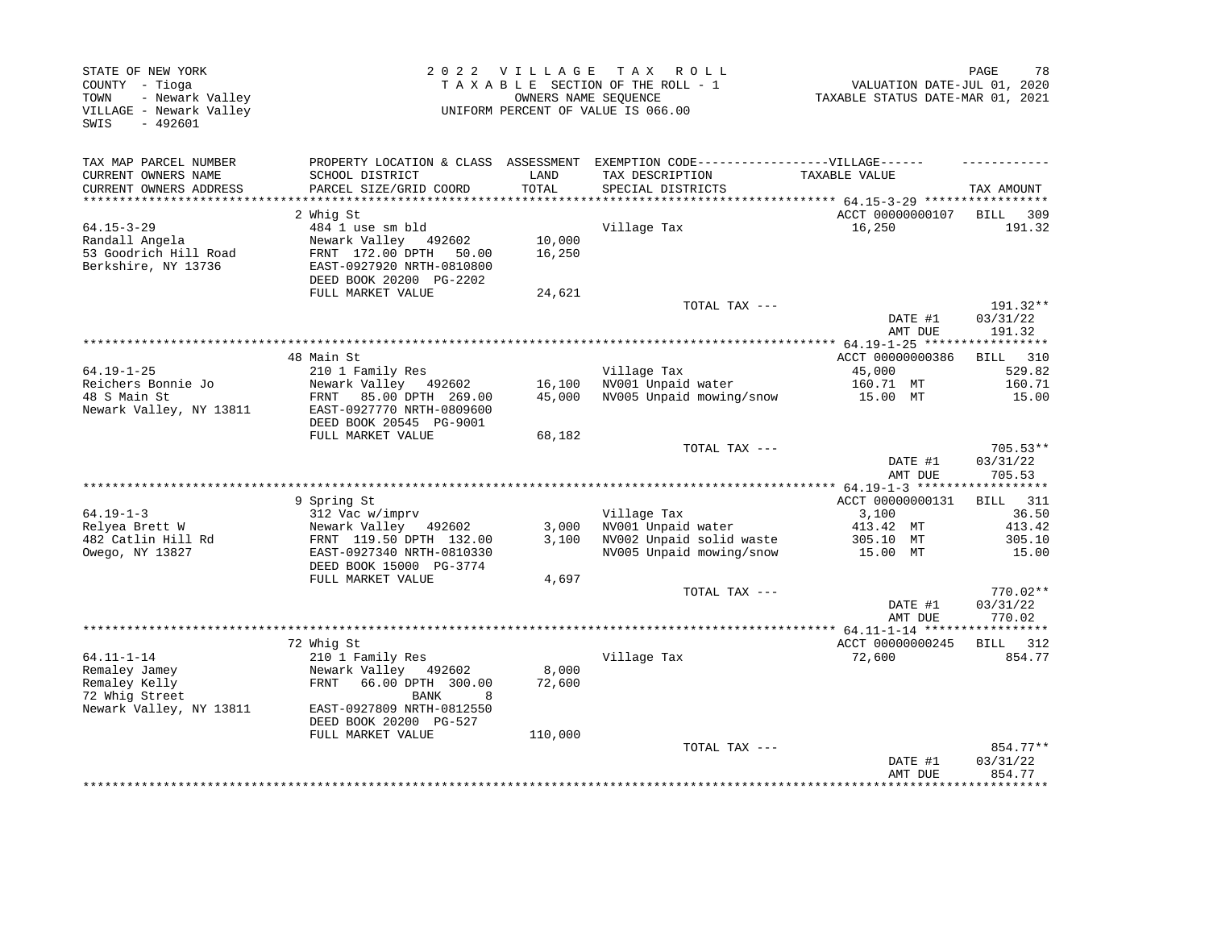STATE OF NEW YORK
COUNTY - Tioga
TOWN - Newark Valley
VILLAGE - Newark Valley
SWIS - 492601

2 0 2 2 V I L L A G E T A X R O L L
T A X A B L E SECTION OF THE ROLL - 1
OWNERS NAME SEQUENCE
UNIFORM PERCENT OF VALUE IS 066.00

VALUATION DATE-JUL 01, 2020
TAXABLE STATUS DATE-MAR 01, 2021

| TAX MAP PARCEL NUMBER / CURRENT OWNERS NAME / CURRENT OWNERS ADDRESS | PROPERTY LOCATION & CLASS / SCHOOL DISTRICT / PARCEL SIZE/GRID COORD | ASSESSMENT LAND / TOTAL | EXEMPTION CODE---VILLAGE--- / TAX DESCRIPTION / SPECIAL DISTRICTS | TAXABLE VALUE | TAX AMOUNT |
|---|---|---|---|---|---|
| **64.15-3-29** | 2 Whig St | | | ACCT 00000000107 | BILL 309 |
| 64.15-3-29 | 484 1 use sm bld | | Village Tax | 16,250 | 191.32 |
| Randall Angela | Newark Valley 492602 | 10,000 | | | |
| 53 Goodrich Hill Road | FRNT 172.00 DPTH 50.00 | 16,250 | | | |
| Berkshire, NY 13736 | EAST-0927920 NRTH-0810800 | | | | |
| | DEED BOOK 20200 PG-2202 | | | | |
| | FULL MARKET VALUE | 24,621 | | | |
| | | | TOTAL TAX --- | | 191.32** |
| | | | | DATE #1 | 03/31/22 |
| | | | | AMT DUE | 191.32 |
| **64.19-1-25** | 48 Main St | | | ACCT 00000000386 | BILL 310 |
| 64.19-1-25 | 210 1 Family Res | | Village Tax | 45,000 | 529.82 |
| Reichers Bonnie Jo | Newark Valley 492602 | 16,100 | NV001 Unpaid water | 160.71 MT | 160.71 |
| 48 S Main St | FRNT 85.00 DPTH 269.00 | 45,000 | NV005 Unpaid mowing/snow | 15.00 MT | 15.00 |
| Newark Valley, NY 13811 | EAST-0927770 NRTH-0809600 | | | | |
| | DEED BOOK 20545 PG-9001 | | | | |
| | FULL MARKET VALUE | 68,182 | | | |
| | | | TOTAL TAX --- | | 705.53** |
| | | | | DATE #1 | 03/31/22 |
| | | | | AMT DUE | 705.53 |
| **64.19-1-3** | 9 Spring St | | | ACCT 00000000131 | BILL 311 |
| 64.19-1-3 | 312 Vac w/imprv | | Village Tax | 3,100 | 36.50 |
| Relyea Brett W | Newark Valley 492602 | 3,000 | NV001 Unpaid water | 413.42 MT | 413.42 |
| 482 Catlin Hill Rd | FRNT 119.50 DPTH 132.00 | 3,100 | NV002 Unpaid solid waste | 305.10 MT | 305.10 |
| Owego, NY 13827 | EAST-0927340 NRTH-0810330 | | NV005 Unpaid mowing/snow | 15.00 MT | 15.00 |
| | DEED BOOK 15000 PG-3774 | | | | |
| | FULL MARKET VALUE | 4,697 | | | |
| | | | TOTAL TAX --- | | 770.02** |
| | | | | DATE #1 | 03/31/22 |
| | | | | AMT DUE | 770.02 |
| **64.11-1-14** | 72 Whig St | | | ACCT 00000000245 | BILL 312 |
| 64.11-1-14 | 210 1 Family Res | | Village Tax | 72,600 | 854.77 |
| Remaley Jamey | Newark Valley 492602 | 8,000 | | | |
| Remaley Kelly | FRNT 66.00 DPTH 300.00 | 72,600 | | | |
| 72 Whig Street | BANK 8 | | | | |
| Newark Valley, NY 13811 | EAST-0927809 NRTH-0812550 | | | | |
| | DEED BOOK 20200 PG-527 | | | | |
| | FULL MARKET VALUE | 110,000 | | | |
| | | | TOTAL TAX --- | | 854.77** |
| | | | | DATE #1 | 03/31/22 |
| | | | | AMT DUE | 854.77 |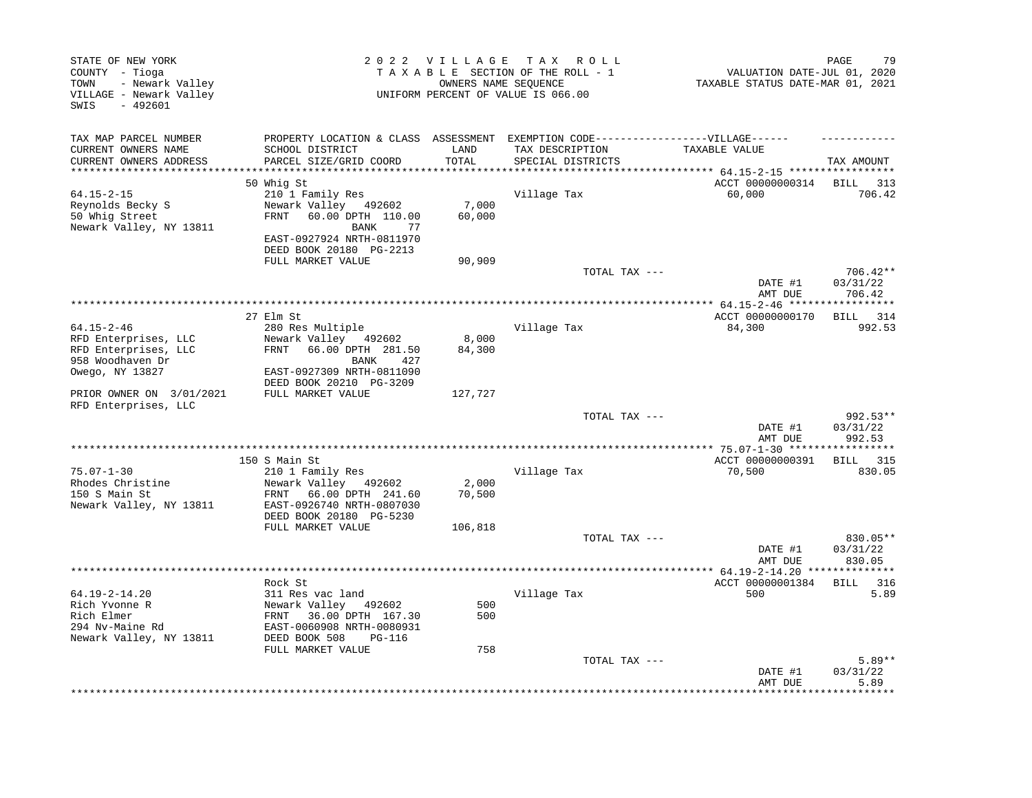STATE OF NEW YORK
COUNTY - Tioga
TOWN - Newark Valley
VILLAGE - Newark Valley
SWIS - 492601

2022 VILLAGE TAX ROLL
TAXABLE SECTION OF THE ROLL - 1
OWNERS NAME SEQUENCE
UNIFORM PERCENT OF VALUE IS 066.00

VALUATION DATE-JUL 01, 2020
TAXABLE STATUS DATE-MAR 01, 2021

| TAX MAP PARCEL NUMBER / CURRENT OWNERS NAME / CURRENT OWNERS ADDRESS | PROPERTY LOCATION & CLASS / SCHOOL DISTRICT / PARCEL SIZE/GRID COORD | ASSESSMENT LAND / TOTAL | EXEMPTION CODE / TAX DESCRIPTION / SPECIAL DISTRICTS | VILLAGE TAXABLE VALUE | TAX AMOUNT |
|---|---|---|---|---|---|
| 64.15-2-15 | 50 Whig St | | | ACCT 00000000314 | BILL 313 |
| Reynolds Becky S | 210 1 Family Res | | Village Tax | 60,000 | 706.42 |
| 50 Whig Street | Newark Valley 492602 | 7,000 | | | |
| Newark Valley, NY 13811 | FRNT 60.00 DPTH 110.00 | 60,000 | | | |
| | BANK 77 | | | | |
| | EAST-0927924 NRTH-0811970 | | | | |
| | DEED BOOK 20180 PG-2213 | | | | |
| | FULL MARKET VALUE | 90,909 | | | |
| | | | TOTAL TAX --- | | 706.42** |
| | | | | DATE #1 | 03/31/22 |
| | | | | AMT DUE | 706.42 |
| 64.15-2-46 | 27 Elm St | | | ACCT 00000000170 | BILL 314 |
| RFD Enterprises, LLC | 280 Res Multiple | | Village Tax | 84,300 | 992.53 |
| RFD Enterprises, LLC | Newark Valley 492602 | 8,000 | | | |
| 958 Woodhaven Dr | FRNT 66.00 DPTH 281.50 | 84,300 | | | |
| Owego, NY 13827 | BANK 427 | | | | |
| | EAST-0927309 NRTH-0811090 | | | | |
| | DEED BOOK 20210 PG-3209 | | | | |
| PRIOR OWNER ON 3/01/2021 | FULL MARKET VALUE | 127,727 | | | |
| RFD Enterprises, LLC | | | | | |
| | | | TOTAL TAX --- | | 992.53** |
| | | | | DATE #1 | 03/31/22 |
| | | | | AMT DUE | 992.53 |
| 75.07-1-30 | 150 S Main St | | | ACCT 00000000391 | BILL 315 |
| Rhodes Christine | 210 1 Family Res | | Village Tax | 70,500 | 830.05 |
| 150 S Main St | Newark Valley 492602 | 2,000 | | | |
| Newark Valley, NY 13811 | FRNT 66.00 DPTH 241.60 | 70,500 | | | |
| | EAST-0926740 NRTH-0807030 | | | | |
| | DEED BOOK 20180 PG-5230 | | | | |
| | FULL MARKET VALUE | 106,818 | | | |
| | | | TOTAL TAX --- | | 830.05** |
| | | | | DATE #1 | 03/31/22 |
| | | | | AMT DUE | 830.05 |
| 64.19-2-14.20 | Rock St | | | ACCT 00000001384 | BILL 316 |
| Rich Yvonne R | 311 Res vac land | | Village Tax | 500 | 5.89 |
| Rich Elmer | Newark Valley 492602 | 500 | | | |
| 294 Nv-Maine Rd | FRNT 36.00 DPTH 167.30 | 500 | | | |
| Newark Valley, NY 13811 | EAST-0060908 NRTH-0080931 | | | | |
| | DEED BOOK 508 PG-116 | | | | |
| | FULL MARKET VALUE | 758 | | | |
| | | | TOTAL TAX --- | | 5.89** |
| | | | | DATE #1 | 03/31/22 |
| | | | | AMT DUE | 5.89 |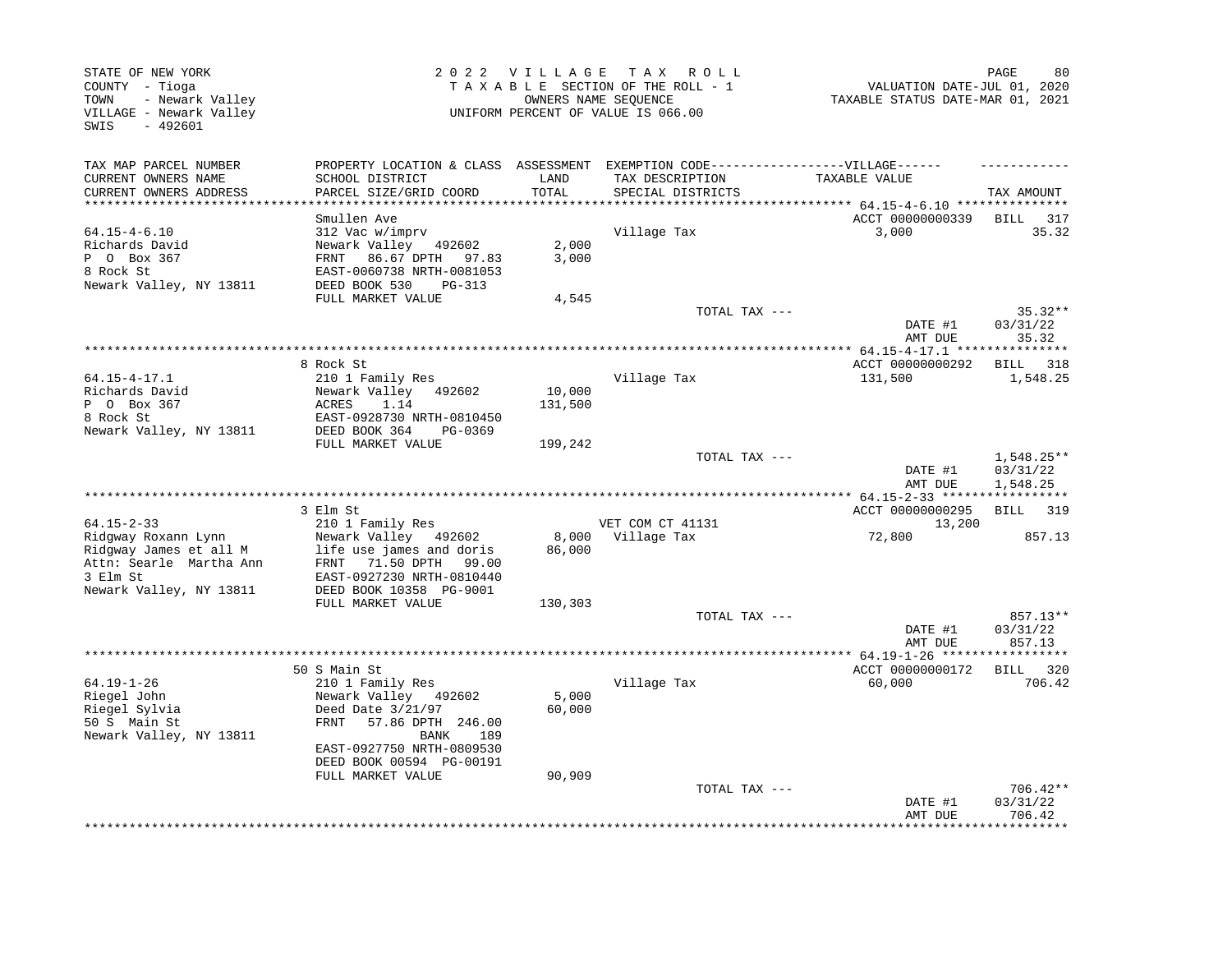STATE OF NEW YORK
COUNTY - Tioga
TOWN - Newark Valley
VILLAGE - Newark Valley
SWIS - 492601

2022 VILLAGE TAX ROLL
TAXABLE SECTION OF THE ROLL - 1
OWNERS NAME SEQUENCE
UNIFORM PERCENT OF VALUE IS 066.00

VALUATION DATE-JUL 01, 2020
TAXABLE STATUS DATE-MAR 01, 2021

| TAX MAP PARCEL NUMBER / CURRENT OWNERS NAME / CURRENT OWNERS ADDRESS | PROPERTY LOCATION & CLASS / SCHOOL DISTRICT / PARCEL SIZE/GRID COORD | ASSESSMENT LAND / TOTAL | EXEMPTION CODE / TAX DESCRIPTION / SPECIAL DISTRICTS | TAXABLE VALUE | TAX AMOUNT |
|---|---|---|---|---|---|
| 64.15-4-6.10 | Smullen Ave | | | ACCT 00000000339 | BILL 317 |
| Richards David | 312 Vac w/imprv | | Village Tax | 3,000 | 35.32 |
| P O Box 367 | Newark Valley 492602 | 2,000 | | | |
| 8 Rock St | FRNT 86.67 DPTH 97.83 | 3,000 | | | |
| Newark Valley, NY 13811 | EAST-0060738 NRTH-0081053 | | | | |
| | DEED BOOK 530 PG-313 | | | | |
| | FULL MARKET VALUE | 4,545 | | | |
| | | | TOTAL TAX --- | | 35.32** |
| | | | | DATE #1 | 03/31/22 |
| | | | | AMT DUE | 35.32 |
| 64.15-4-17.1 | 8 Rock St | | | ACCT 00000000292 | BILL 318 |
| Richards David | 210 1 Family Res | | Village Tax | 131,500 | 1,548.25 |
| P O Box 367 | Newark Valley 492602 | 10,000 | | | |
| 8 Rock St | ACRES 1.14 | 131,500 | | | |
| Newark Valley, NY 13811 | EAST-0928730 NRTH-0810450 | | | | |
| | DEED BOOK 364 PG-0369 | | | | |
| | FULL MARKET VALUE | 199,242 | | | |
| | | | TOTAL TAX --- | | 1,548.25** |
| | | | | DATE #1 | 03/31/22 |
| | | | | AMT DUE | 1,548.25 |
| 64.15-2-33 | 3 Elm St | | | ACCT 00000000295 | BILL 319 |
| Ridgway Roxann Lynn | 210 1 Family Res | | VET COM CT 41131 | 13,200 | |
| Ridgway James et all M | Newark Valley 492602 | 8,000 | Village Tax | 72,800 | 857.13 |
| Attn: Searle Martha Ann | life use james and doris | 86,000 | | | |
| 3 Elm St | FRNT 71.50 DPTH 99.00 | | | | |
| Newark Valley, NY 13811 | EAST-0927230 NRTH-0810440 | | | | |
| | DEED BOOK 10358 PG-9001 | | | | |
| | FULL MARKET VALUE | 130,303 | | | |
| | | | TOTAL TAX --- | | 857.13** |
| | | | | DATE #1 | 03/31/22 |
| | | | | AMT DUE | 857.13 |
| 64.19-1-26 | 50 S Main St | | | ACCT 00000000172 | BILL 320 |
| Riegel John | 210 1 Family Res | | Village Tax | 60,000 | 706.42 |
| Riegel Sylvia | Newark Valley 492602 | 5,000 | | | |
| 50 S Main St | Deed Date 3/21/97 | 60,000 | | | |
| Newark Valley, NY 13811 | FRNT 57.86 DPTH 246.00 | | | | |
| | BANK 189 | | | | |
| | EAST-0927750 NRTH-0809530 | | | | |
| | DEED BOOK 00594 PG-00191 | | | | |
| | FULL MARKET VALUE | 90,909 | | | |
| | | | TOTAL TAX --- | | 706.42** |
| | | | | DATE #1 | 03/31/22 |
| | | | | AMT DUE | 706.42 |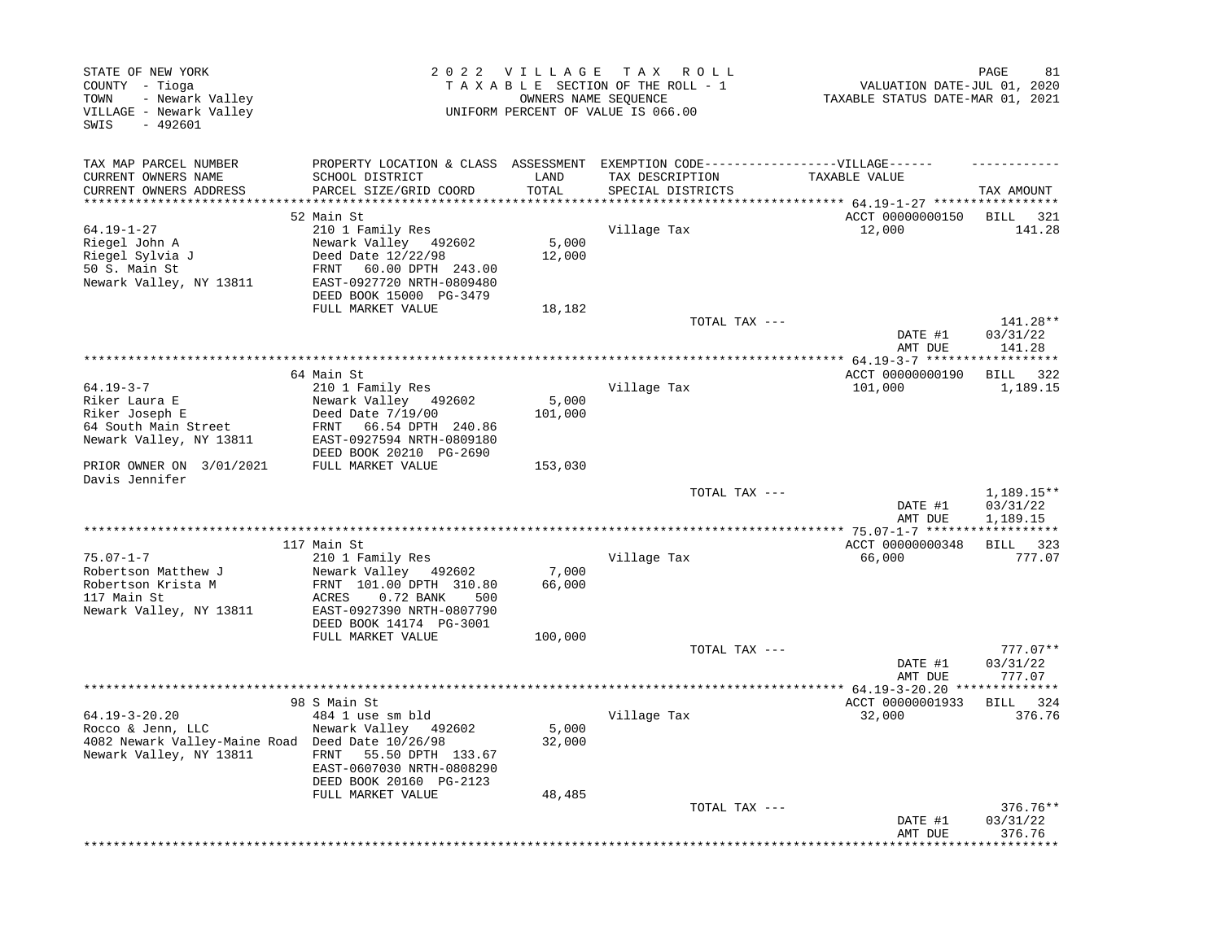STATE OF NEW YORK
COUNTY - Tioga
TOWN - Newark Valley
VILLAGE - Newark Valley
SWIS - 492601

2022 VILLAGE TAX ROLL
TAXABLE SECTION OF THE ROLL - 1
OWNERS NAME SEQUENCE
UNIFORM PERCENT OF VALUE IS 066.00

VALUATION DATE-JUL 01, 2020
TAXABLE STATUS DATE-MAR 01, 2021

| TAX MAP PARCEL NUMBER / CURRENT OWNERS NAME / CURRENT OWNERS ADDRESS | PROPERTY LOCATION & CLASS / SCHOOL DISTRICT / PARCEL SIZE/GRID COORD | ASSESSMENT LAND / TOTAL | EXEMPTION CODE / TAX DESCRIPTION / SPECIAL DISTRICTS | TAXABLE VALUE | TAX AMOUNT |
|---|---|---|---|---|---|
| **64.19-1-27** | 52 Main St | | | ACCT 00000000150 | BILL 321 |
| Riegel John A | 210 1 Family Res | | Village Tax | 12,000 | 141.28 |
| Riegel Sylvia J | Newark Valley 492602 | 5,000 | | | |
| 50 S. Main St | Deed Date 12/22/98 | 12,000 | | | |
| Newark Valley, NY 13811 | FRNT 60.00 DPTH 243.00 | | | | |
| | EAST-0927720 NRTH-0809480 | | | | |
| | DEED BOOK 15000 PG-3479 | | | | |
| | FULL MARKET VALUE | 18,182 | | | |
| | | | TOTAL TAX --- | | 141.28** |
| | | | | DATE #1 | 03/31/22 |
| | | | | AMT DUE | 141.28 |
| **64.19-3-7** | 64 Main St | | | ACCT 00000000190 | BILL 322 |
| Riker Laura E | 210 1 Family Res | | Village Tax | 101,000 | 1,189.15 |
| Riker Joseph E | Newark Valley 492602 | 5,000 | | | |
| 64 South Main Street | Deed Date 7/19/00 | 101,000 | | | |
| Newark Valley, NY 13811 | FRNT 66.54 DPTH 240.86 | | | | |
| | EAST-0927594 NRTH-0809180 | | | | |
| | DEED BOOK 20210 PG-2690 | | | | |
| PRIOR OWNER ON 3/01/2021 | FULL MARKET VALUE | 153,030 | | | |
| Davis Jennifer | | | | | |
| | | | TOTAL TAX --- | | 1,189.15** |
| | | | | DATE #1 | 03/31/22 |
| | | | | AMT DUE | 1,189.15 |
| **75.07-1-7** | 117 Main St | | | ACCT 00000000348 | BILL 323 |
| Robertson Matthew J | 210 1 Family Res | | Village Tax | 66,000 | 777.07 |
| Robertson Krista M | Newark Valley 492602 | 7,000 | | | |
| 117 Main St | FRNT 101.00 DPTH 310.80 | 66,000 | | | |
| Newark Valley, NY 13811 | ACRES 0.72 BANK 500 | | | | |
| | EAST-0927390 NRTH-0807790 | | | | |
| | DEED BOOK 14174 PG-3001 | | | | |
| | FULL MARKET VALUE | 100,000 | | | |
| | | | TOTAL TAX --- | | 777.07** |
| | | | | DATE #1 | 03/31/22 |
| | | | | AMT DUE | 777.07 |
| **64.19-3-20.20** | 98 S Main St | | | ACCT 00000001933 | BILL 324 |
| Rocco & Jenn, LLC | 484 1 use sm bld | | Village Tax | 32,000 | 376.76 |
| 4082 Newark Valley-Maine Road | Newark Valley 492602 | 5,000 | | | |
| Newark Valley, NY 13811 | Deed Date 10/26/98 | 32,000 | | | |
| | FRNT 55.50 DPTH 133.67 | | | | |
| | EAST-0607030 NRTH-0808290 | | | | |
| | DEED BOOK 20160 PG-2123 | | | | |
| | FULL MARKET VALUE | 48,485 | | | |
| | | | TOTAL TAX --- | | 376.76** |
| | | | | DATE #1 | 03/31/22 |
| | | | | AMT DUE | 376.76 |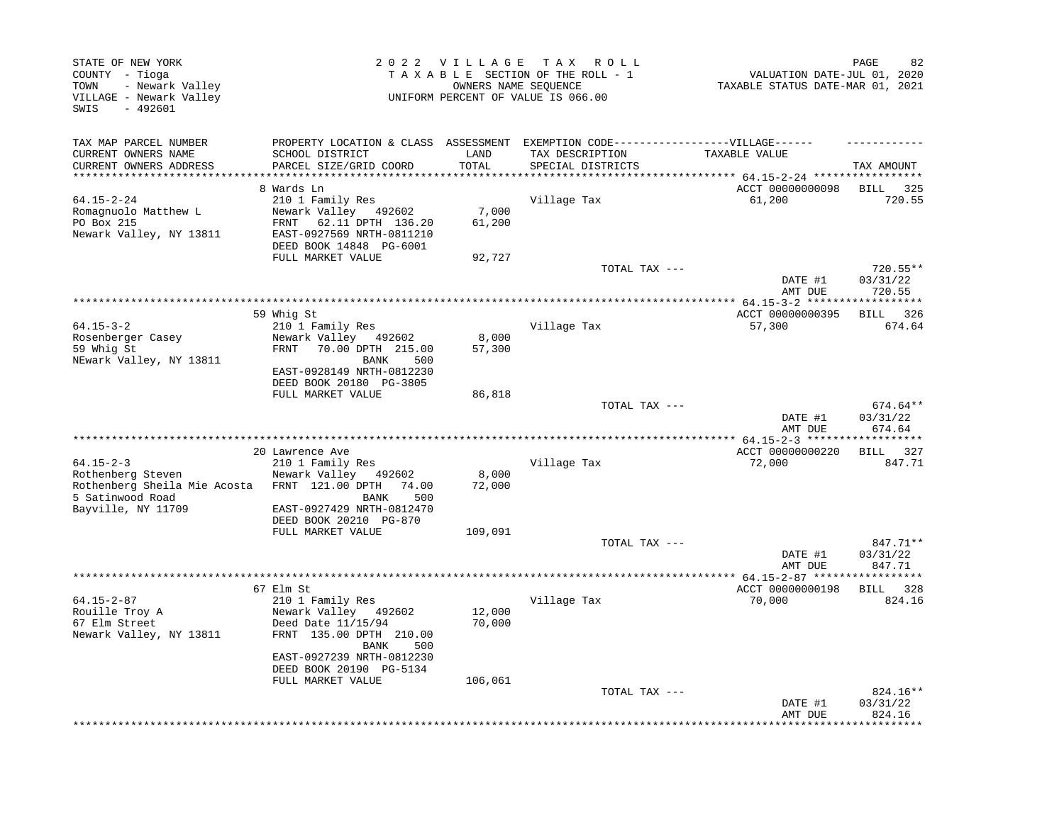STATE OF NEW YORK
COUNTY - Tioga
TOWN - Newark Valley
VILLAGE - Newark Valley
SWIS - 492601

2 0 2 2 V I L L A G E T A X R O L L
T A X A B L E SECTION OF THE ROLL - 1
OWNERS NAME SEQUENCE
UNIFORM PERCENT OF VALUE IS 066.00

VALUATION DATE-JUL 01, 2020
TAXABLE STATUS DATE-MAR 01, 2021

| TAX MAP PARCEL NUMBER / CURRENT OWNERS NAME / CURRENT OWNERS ADDRESS | PROPERTY LOCATION & CLASS / SCHOOL DISTRICT / PARCEL SIZE/GRID COORD | ASSESSMENT LAND / TOTAL | EXEMPTION CODE / TAX DESCRIPTION / SPECIAL DISTRICTS | VILLAGE TAXABLE VALUE | TAX AMOUNT |
|---|---|---|---|---|---|
| 64.15-2-24 | 8 Wards Ln | | | ACCT 00000000098 | BILL 325 |
| Romagnuolo Matthew L | 210 1 Family Res | | Village Tax | 61,200 | 720.55 |
| PO Box 215 | Newark Valley 492602 | 7,000 | | | |
| Newark Valley, NY 13811 | FRNT 62.11 DPTH 136.20 | 61,200 | | | |
| | EAST-0927569 NRTH-0811210 | | | | |
| | DEED BOOK 14848 PG-6001 | | | | |
| | FULL MARKET VALUE | 92,727 | | | |
| | | | TOTAL TAX --- | | 720.55** |
| | | | | DATE #1 | 03/31/22 |
| | | | | AMT DUE | 720.55 |
| 64.15-3-2 | 59 Whig St | | | ACCT 00000000395 | BILL 326 |
| Rosenberger Casey | 210 1 Family Res | | Village Tax | 57,300 | 674.64 |
| 59 Whig St | Newark Valley 492602 | 8,000 | | | |
| NEwark Valley, NY 13811 | FRNT 70.00 DPTH 215.00 | 57,300 | | | |
| | BANK 500 | | | | |
| | EAST-0928149 NRTH-0812230 | | | | |
| | DEED BOOK 20180 PG-3805 | | | | |
| | FULL MARKET VALUE | 86,818 | | | |
| | | | TOTAL TAX --- | | 674.64** |
| | | | | DATE #1 | 03/31/22 |
| | | | | AMT DUE | 674.64 |
| 64.15-2-3 | 20 Lawrence Ave | | | ACCT 00000000220 | BILL 327 |
| Rothenberg Steven | 210 1 Family Res | | Village Tax | 72,000 | 847.71 |
| Rothenberg Sheila Mie Acosta | Newark Valley 492602 | 8,000 | | | |
| 5 Satinwood Road | FRNT 121.00 DPTH 74.00 | 72,000 | | | |
| Bayville, NY 11709 | BANK 500 | | | | |
| | EAST-0927429 NRTH-0812470 | | | | |
| | DEED BOOK 20210 PG-870 | | | | |
| | FULL MARKET VALUE | 109,091 | | | |
| | | | TOTAL TAX --- | | 847.71** |
| | | | | DATE #1 | 03/31/22 |
| | | | | AMT DUE | 847.71 |
| 64.15-2-87 | 67 Elm St | | | ACCT 00000000198 | BILL 328 |
| Rouille Troy A | 210 1 Family Res | | Village Tax | 70,000 | 824.16 |
| 67 Elm Street | Newark Valley 492602 | 12,000 | | | |
| Newark Valley, NY 13811 | Deed Date 11/15/94 | 70,000 | | | |
| | FRNT 135.00 DPTH 210.00 | | | | |
| | BANK 500 | | | | |
| | EAST-0927239 NRTH-0812230 | | | | |
| | DEED BOOK 20190 PG-5134 | | | | |
| | FULL MARKET VALUE | 106,061 | | | |
| | | | TOTAL TAX --- | | 824.16** |
| | | | | DATE #1 | 03/31/22 |
| | | | | AMT DUE | 824.16 |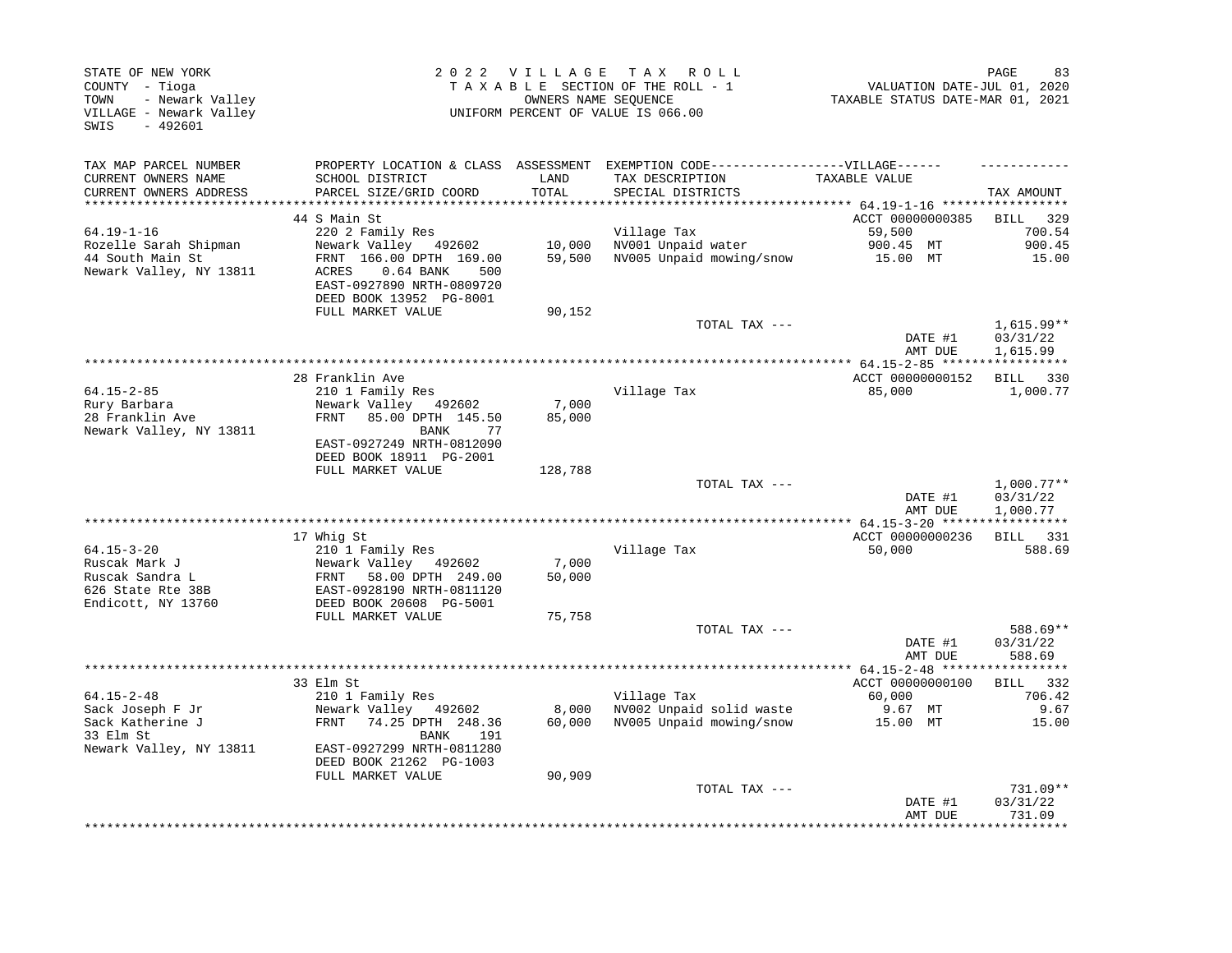STATE OF NEW YORK
COUNTY - Tioga
TOWN - Newark Valley
VILLAGE - Newark Valley
SWIS - 492601

2022 VILLAGE TAX ROLL
TAXABLE SECTION OF THE ROLL - 1
OWNERS NAME SEQUENCE
UNIFORM PERCENT OF VALUE IS 066.00

VALUATION DATE-JUL 01, 2020
TAXABLE STATUS DATE-MAR 01, 2021

| TAX MAP PARCEL NUMBER / CURRENT OWNERS NAME / CURRENT OWNERS ADDRESS | PROPERTY LOCATION & CLASS / SCHOOL DISTRICT / PARCEL SIZE/GRID COORD | ASSESSMENT LAND / TOTAL | EXEMPTION CODE-----VILLAGE----- TAX DESCRIPTION / SPECIAL DISTRICTS | TAXABLE VALUE | TAX AMOUNT |
|---|---|---|---|---|---|
| | 44 S Main St | | | ACCT 00000000385 | BILL 329 |
| 64.19-1-16 | 220 2 Family Res | | Village Tax | 59,500 | 700.54 |
| Rozelle Sarah Shipman | Newark Valley 492602 | 10,000 | NV001 Unpaid water | 900.45 MT | 900.45 |
| 44 South Main St | FRNT 166.00 DPTH 169.00 | 59,500 | NV005 Unpaid mowing/snow | 15.00 MT | 15.00 |
| Newark Valley, NY 13811 | ACRES 0.64 BANK 500 | | | | |
| | EAST-0927890 NRTH-0809720 | | | | |
| | DEED BOOK 13952 PG-8001 | | | | |
| | FULL MARKET VALUE | 90,152 | | | |
| | | | TOTAL TAX --- | | 1,615.99** |
| | | | | DATE #1 | 03/31/22 |
| | | | | AMT DUE | 1,615.99 |
| | 28 Franklin Ave | | | ACCT 00000000152 | BILL 330 |
| 64.15-2-85 | 210 1 Family Res | | Village Tax | 85,000 | 1,000.77 |
| Rury Barbara | Newark Valley 492602 | 7,000 | | | |
| 28 Franklin Ave | FRNT 85.00 DPTH 145.50 | 85,000 | | | |
| Newark Valley, NY 13811 | BANK 77 | | | | |
| | EAST-0927249 NRTH-0812090 | | | | |
| | DEED BOOK 18911 PG-2001 | | | | |
| | FULL MARKET VALUE | 128,788 | | | |
| | | | TOTAL TAX --- | | 1,000.77** |
| | | | | DATE #1 | 03/31/22 |
| | | | | AMT DUE | 1,000.77 |
| | 17 Whig St | | | ACCT 00000000236 | BILL 331 |
| 64.15-3-20 | 210 1 Family Res | | Village Tax | 50,000 | 588.69 |
| Ruscak Mark J | Newark Valley 492602 | 7,000 | | | |
| Ruscak Sandra L | FRNT 58.00 DPTH 249.00 | 50,000 | | | |
| 626 State Rte 38B | EAST-0928190 NRTH-0811120 | | | | |
| Endicott, NY 13760 | DEED BOOK 20608 PG-5001 | | | | |
| | FULL MARKET VALUE | 75,758 | | | |
| | | | TOTAL TAX --- | | 588.69** |
| | | | | DATE #1 | 03/31/22 |
| | | | | AMT DUE | 588.69 |
| | 33 Elm St | | | ACCT 00000000100 | BILL 332 |
| 64.15-2-48 | 210 1 Family Res | | Village Tax | 60,000 | 706.42 |
| Sack Joseph F Jr | Newark Valley 492602 | 8,000 | NV002 Unpaid solid waste | 9.67 MT | 9.67 |
| Sack Katherine J | FRNT 74.25 DPTH 248.36 | 60,000 | NV005 Unpaid mowing/snow | 15.00 MT | 15.00 |
| 33 Elm St | BANK 191 | | | | |
| Newark Valley, NY 13811 | EAST-0927299 NRTH-0811280 | | | | |
| | DEED BOOK 21262 PG-1003 | | | | |
| | FULL MARKET VALUE | 90,909 | | | |
| | | | TOTAL TAX --- | | 731.09** |
| | | | | DATE #1 | 03/31/22 |
| | | | | AMT DUE | 731.09 |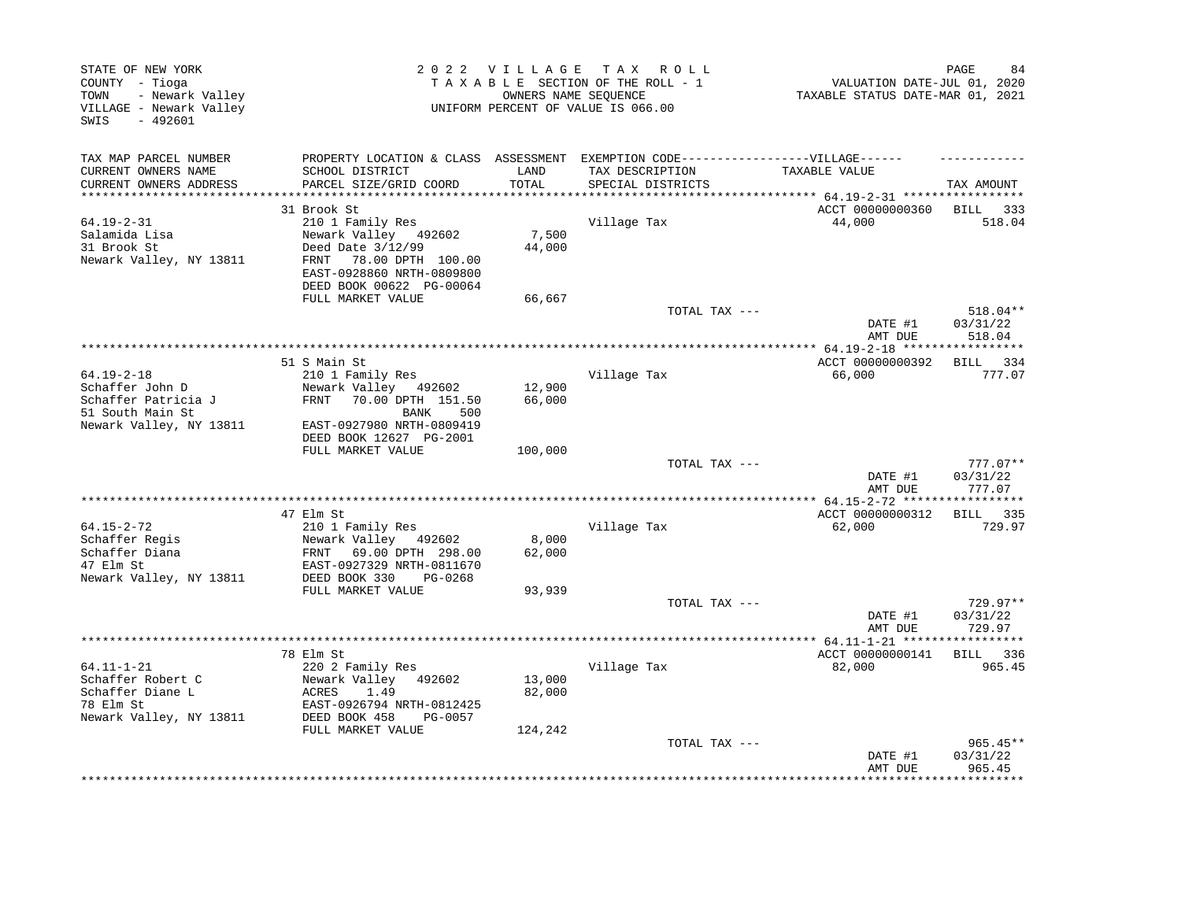STATE OF NEW YORK
COUNTY - Tioga
TOWN - Newark Valley
VILLAGE - Newark Valley
SWIS - 492601

2022 VILLAGE TAX ROLL
TAXABLE SECTION OF THE ROLL - 1
OWNERS NAME SEQUENCE
UNIFORM PERCENT OF VALUE IS 066.00

VALUATION DATE-JUL 01, 2020
TAXABLE STATUS DATE-MAR 01, 2021

| TAX MAP PARCEL NUMBER / CURRENT OWNERS NAME / CURRENT OWNERS ADDRESS | PROPERTY LOCATION & CLASS / SCHOOL DISTRICT / PARCEL SIZE/GRID COORD | ASSESSMENT LAND / TOTAL | EXEMPTION CODE / TAX DESCRIPTION / SPECIAL DISTRICTS | VILLAGE TAXABLE VALUE | TAX AMOUNT |
|---|---|---|---|---|---|
| 64.19-2-31 | 31 Brook St | | | ACCT 00000000360 | BILL 333 |
| Salamida Lisa | 210 1 Family Res | | Village Tax | 44,000 | 518.04 |
| 31 Brook St | Newark Valley 492602 | 7,500 | | | |
| Newark Valley, NY 13811 | Deed Date 3/12/99 | 44,000 | | | |
| | FRNT 78.00 DPTH 100.00 | | | | |
| | EAST-0928860 NRTH-0809800 | | | | |
| | DEED BOOK 00622 PG-00064 | | | | |
| | FULL MARKET VALUE | 66,667 | | | |
| | | | TOTAL TAX --- | | 518.04** |
| | | | | DATE #1 | 03/31/22 |
| | | | | AMT DUE | 518.04 |
| 64.19-2-18 | 51 S Main St | | | ACCT 00000000392 | BILL 334 |
| Schaffer John D | 210 1 Family Res | | Village Tax | 66,000 | 777.07 |
| Schaffer Patricia J | Newark Valley 492602 | 12,900 | | | |
| 51 South Main St | FRNT 70.00 DPTH 151.50 | 66,000 | | | |
| Newark Valley, NY 13811 | BANK 500 | | | | |
| | EAST-0927980 NRTH-0809419 | | | | |
| | DEED BOOK 12627 PG-2001 | | | | |
| | FULL MARKET VALUE | 100,000 | | | |
| | | | TOTAL TAX --- | | 777.07** |
| | | | | DATE #1 | 03/31/22 |
| | | | | AMT DUE | 777.07 |
| 64.15-2-72 | 47 Elm St | | | ACCT 00000000312 | BILL 335 |
| Schaffer Regis | 210 1 Family Res | | Village Tax | 62,000 | 729.97 |
| Schaffer Diana | Newark Valley 492602 | 8,000 | | | |
| 47 Elm St | FRNT 69.00 DPTH 298.00 | 62,000 | | | |
| Newark Valley, NY 13811 | EAST-0927329 NRTH-0811670 | | | | |
| | DEED BOOK 330 PG-0268 | | | | |
| | FULL MARKET VALUE | 93,939 | | | |
| | | | TOTAL TAX --- | | 729.97** |
| | | | | DATE #1 | 03/31/22 |
| | | | | AMT DUE | 729.97 |
| 64.11-1-21 | 78 Elm St | | | ACCT 00000000141 | BILL 336 |
| Schaffer Robert C | 220 2 Family Res | | Village Tax | 82,000 | 965.45 |
| Schaffer Diane L | Newark Valley 492602 | 13,000 | | | |
| 78 Elm St | ACRES 1.49 | 82,000 | | | |
| Newark Valley, NY 13811 | EAST-0926794 NRTH-0812425 | | | | |
| | DEED BOOK 458 PG-0057 | | | | |
| | FULL MARKET VALUE | 124,242 | | | |
| | | | TOTAL TAX --- | | 965.45** |
| | | | | DATE #1 | 03/31/22 |
| | | | | AMT DUE | 965.45 |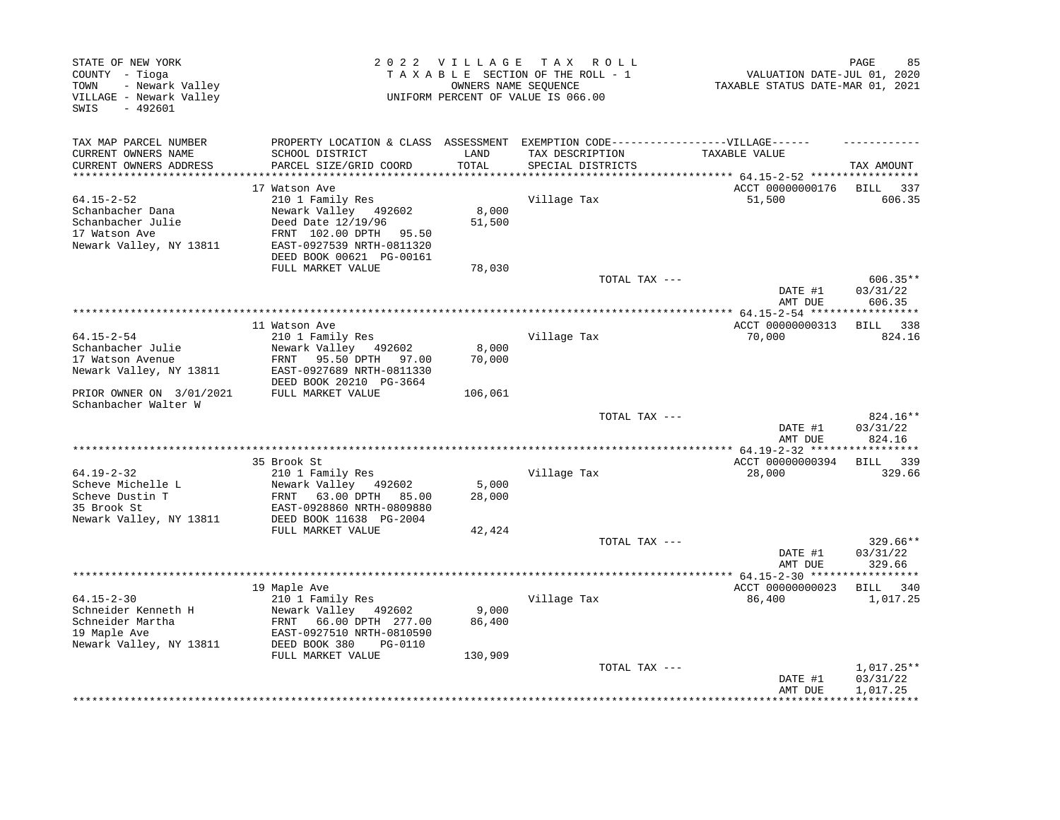STATE OF NEW YORK
COUNTY - Tioga
TOWN - Newark Valley
VILLAGE - Newark Valley
SWIS - 492601

2 0 2 2 V I L L A G E T A X R O L L
T A X A B L E SECTION OF THE ROLL - 1
OWNERS NAME SEQUENCE
UNIFORM PERCENT OF VALUE IS 066.00

VALUATION DATE-JUL 01, 2020
TAXABLE STATUS DATE-MAR 01, 2021

| TAX MAP PARCEL NUMBER / CURRENT OWNERS NAME / CURRENT OWNERS ADDRESS | PROPERTY LOCATION & CLASS / SCHOOL DISTRICT / PARCEL SIZE/GRID COORD | ASSESSMENT LAND / TOTAL | EXEMPTION CODE / TAX DESCRIPTION / SPECIAL DISTRICTS | VILLAGE TAXABLE VALUE | TAX AMOUNT |
|---|---|---|---|---|---|
| **64.15-2-52** | 17 Watson Ave | | | ACCT 00000000176 | BILL 337 |
| 64.15-2-52 | 210 1 Family Res | | Village Tax | 51,500 | 606.35 |
| Schanbacher Dana | Newark Valley 492602 | 8,000 | | | |
| Schanbacher Julie | Deed Date 12/19/96 | 51,500 | | | |
| 17 Watson Ave | FRNT 102.00 DPTH 95.50 | | | | |
| Newark Valley, NY 13811 | EAST-0927539 NRTH-0811320 | | | | |
| | DEED BOOK 00621 PG-00161 | | | | |
| | FULL MARKET VALUE | 78,030 | | | |
| | | | TOTAL TAX --- | | 606.35** |
| | | | | DATE #1 | 03/31/22 |
| | | | | AMT DUE | 606.35 |
| **64.15-2-54** | 11 Watson Ave | | | ACCT 00000000313 | BILL 338 |
| 64.15-2-54 | 210 1 Family Res | | Village Tax | 70,000 | 824.16 |
| Schanbacher Julie | Newark Valley 492602 | 8,000 | | | |
| 17 Watson Avenue | FRNT 95.50 DPTH 97.00 | 70,000 | | | |
| Newark Valley, NY 13811 | EAST-0927689 NRTH-0811330 | | | | |
| | DEED BOOK 20210 PG-3664 | | | | |
| PRIOR OWNER ON 3/01/2021 | FULL MARKET VALUE | 106,061 | | | |
| Schanbacher Walter W | | | | | |
| | | | TOTAL TAX --- | | 824.16** |
| | | | | DATE #1 | 03/31/22 |
| | | | | AMT DUE | 824.16 |
| **64.19-2-32** | 35 Brook St | | | ACCT 00000000394 | BILL 339 |
| 64.19-2-32 | 210 1 Family Res | | Village Tax | 28,000 | 329.66 |
| Scheve Michelle L | Newark Valley 492602 | 5,000 | | | |
| Scheve Dustin T | FRNT 63.00 DPTH 85.00 | 28,000 | | | |
| 35 Brook St | EAST-0928860 NRTH-0809880 | | | | |
| Newark Valley, NY 13811 | DEED BOOK 11638 PG-2004 | | | | |
| | FULL MARKET VALUE | 42,424 | | | |
| | | | TOTAL TAX --- | | 329.66** |
| | | | | DATE #1 | 03/31/22 |
| | | | | AMT DUE | 329.66 |
| **64.15-2-30** | 19 Maple Ave | | | ACCT 00000000023 | BILL 340 |
| 64.15-2-30 | 210 1 Family Res | | Village Tax | 86,400 | 1,017.25 |
| Schneider Kenneth H | Newark Valley 492602 | 9,000 | | | |
| Schneider Martha | FRNT 66.00 DPTH 277.00 | 86,400 | | | |
| 19 Maple Ave | EAST-0927510 NRTH-0810590 | | | | |
| Newark Valley, NY 13811 | DEED BOOK 380 PG-0110 | | | | |
| | FULL MARKET VALUE | 130,909 | | | |
| | | | TOTAL TAX --- | | 1,017.25** |
| | | | | DATE #1 | 03/31/22 |
| | | | | AMT DUE | 1,017.25 |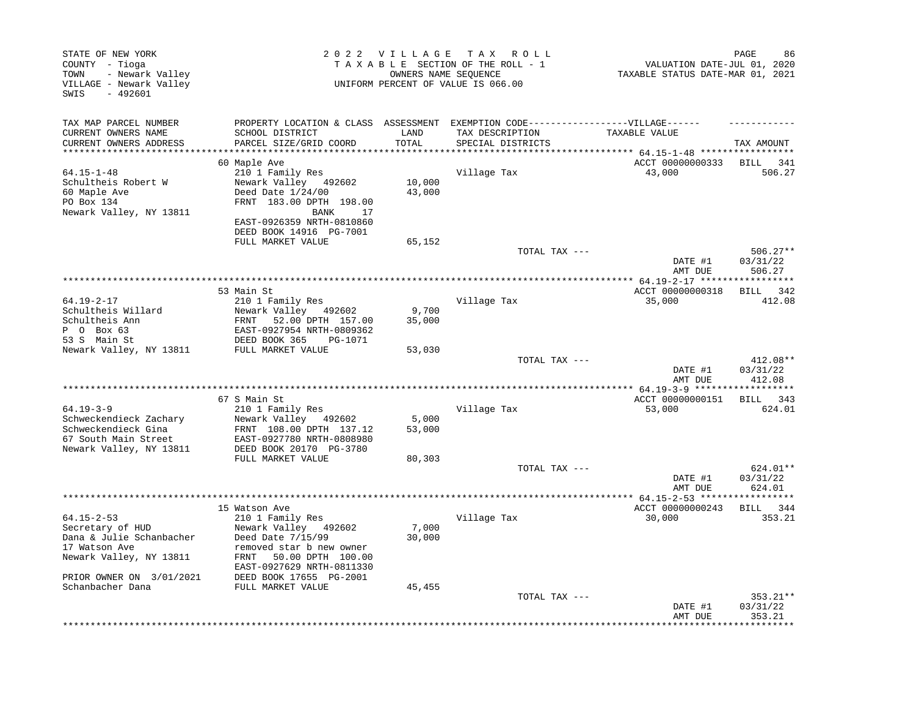STATE OF NEW YORK
COUNTY - Tioga
TOWN - Newark Valley
VILLAGE - Newark Valley
SWIS - 492601

2 0 2 2 V I L L A G E T A X R O L L
T A X A B L E SECTION OF THE ROLL - 1
OWNERS NAME SEQUENCE
UNIFORM PERCENT OF VALUE IS 066.00

VALUATION DATE-JUL 01, 2020
TAXABLE STATUS DATE-MAR 01, 2021

| TAX MAP PARCEL NUMBER<br>CURRENT OWNERS NAME<br>CURRENT OWNERS ADDRESS | PROPERTY LOCATION & CLASS<br>SCHOOL DISTRICT<br>PARCEL SIZE/GRID COORD | ASSESSMENT<br>LAND<br>TOTAL | EXEMPTION CODE-----VILLAGE------<br>TAX DESCRIPTION<br>SPECIAL DISTRICTS | TAXABLE VALUE | TAX AMOUNT |
|---|---|---|---|---|---|
| | 60 Maple Ave | | | ACCT 00000000333 | BILL 341 |
| 64.15-1-48 | 210 1 Family Res | | Village Tax | 43,000 | 506.27 |
| Schultheis Robert W | Newark Valley 492602 | 10,000 | | | |
| 60 Maple Ave | Deed Date 1/24/00 | 43,000 | | | |
| PO Box 134 | FRNT 183.00 DPTH 198.00 | | | | |
| Newark Valley, NY 13811 | BANK 17 | | | | |
| | EAST-0926359 NRTH-0810860 | | | | |
| | DEED BOOK 14916 PG-7001 | | | | |
| | FULL MARKET VALUE | 65,152 | | | |
| | | | TOTAL TAX --- | | 506.27** |
| | | | | DATE #1 | 03/31/22 |
| | | | | AMT DUE | 506.27 |
| | 53 Main St | | | ACCT 00000000318 | BILL 342 |
| 64.19-2-17 | 210 1 Family Res | | Village Tax | 35,000 | 412.08 |
| Schultheis Willard | Newark Valley 492602 | 9,700 | | | |
| Schultheis Ann | FRNT 52.00 DPTH 157.00 | 35,000 | | | |
| P O Box 63 | EAST-0927954 NRTH-0809362 | | | | |
| 53 S Main St | DEED BOOK 365 PG-1071 | | | | |
| Newark Valley, NY 13811 | FULL MARKET VALUE | 53,030 | | | |
| | | | TOTAL TAX --- | | 412.08** |
| | | | | DATE #1 | 03/31/22 |
| | | | | AMT DUE | 412.08 |
| | 67 S Main St | | | ACCT 00000000151 | BILL 343 |
| 64.19-3-9 | 210 1 Family Res | | Village Tax | 53,000 | 624.01 |
| Schweckendieck Zachary | Newark Valley 492602 | 5,000 | | | |
| Schweckendieck Gina | FRNT 108.00 DPTH 137.12 | 53,000 | | | |
| 67 South Main Street | EAST-0927780 NRTH-0808980 | | | | |
| Newark Valley, NY 13811 | DEED BOOK 20170 PG-3780 | | | | |
| | FULL MARKET VALUE | 80,303 | | | |
| | | | TOTAL TAX --- | | 624.01** |
| | | | | DATE #1 | 03/31/22 |
| | | | | AMT DUE | 624.01 |
| | 15 Watson Ave | | | ACCT 00000000243 | BILL 344 |
| 64.15-2-53 | 210 1 Family Res | | Village Tax | 30,000 | 353.21 |
| Secretary of HUD | Newark Valley 492602 | 7,000 | | | |
| Dana & Julie Schanbacher | Deed Date 7/15/99 | 30,000 | | | |
| 17 Watson Ave | removed star b new owner | | | | |
| Newark Valley, NY 13811 | FRNT 50.00 DPTH 100.00 | | | | |
| | EAST-0927629 NRTH-0811330 | | | | |
| PRIOR OWNER ON 3/01/2021 | DEED BOOK 17655 PG-2001 | | | | |
| Schanbacher Dana | FULL MARKET VALUE | 45,455 | | | |
| | | | TOTAL TAX --- | | 353.21** |
| | | | | DATE #1 | 03/31/22 |
| | | | | AMT DUE | 353.21 |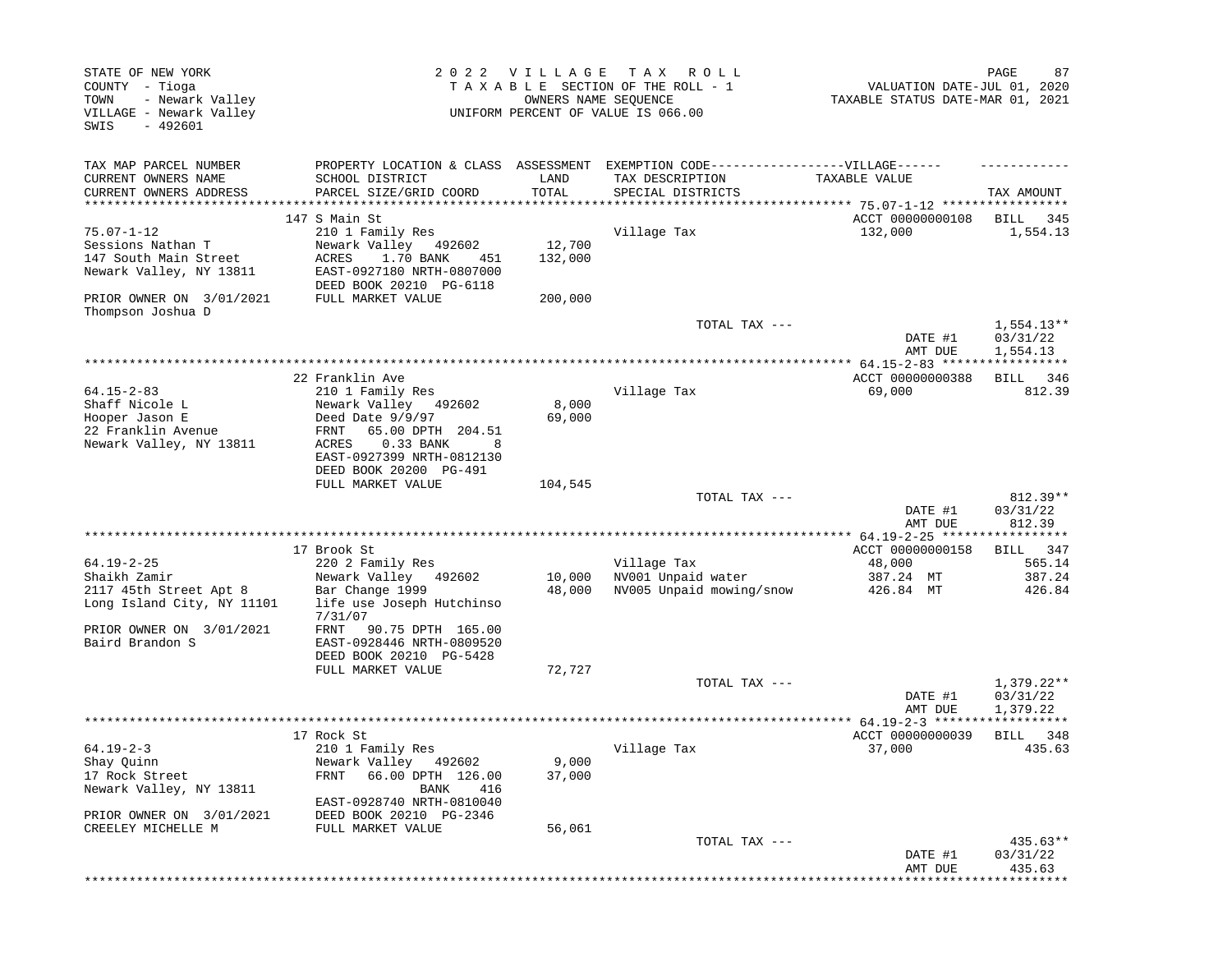STATE OF NEW YORK
COUNTY - Tioga
TOWN - Newark Valley
VILLAGE - Newark Valley
SWIS - 492601

2022 VILLAGE TAX ROLL
TAXABLE SECTION OF THE ROLL - 1
OWNERS NAME SEQUENCE
UNIFORM PERCENT OF VALUE IS 066.00

VALUATION DATE-JUL 01, 2020
TAXABLE STATUS DATE-MAR 01, 2021

| TAX MAP PARCEL NUMBER / CURRENT OWNERS NAME / CURRENT OWNERS ADDRESS | PROPERTY LOCATION & CLASS / SCHOOL DISTRICT / PARCEL SIZE/GRID COORD | ASSESSMENT LAND / TOTAL | EXEMPTION CODE / TAX DESCRIPTION / SPECIAL DISTRICTS | TAXABLE VALUE | TAX AMOUNT |
|---|---|---|---|---|---|
| **75.07-1-12** | 147 S Main St | | | ACCT 00000000108 | BILL 345 |
| 75.07-1-12 | 210 1 Family Res | | Village Tax | 132,000 | 1,554.13 |
| Sessions Nathan T | Newark Valley 492602 | 12,700 | | | |
| 147 South Main Street | ACRES 1.70 BANK 451 | 132,000 | | | |
| Newark Valley, NY 13811 | EAST-0927180 NRTH-0807000 | | | | |
| | DEED BOOK 20210 PG-6118 | | | | |
| PRIOR OWNER ON 3/01/2021 | FULL MARKET VALUE | 200,000 | | | |
| Thompson Joshua D | | | | | |
| | | | TOTAL TAX --- | | 1,554.13** |
| | | | | DATE #1 | 03/31/22 |
| | | | | AMT DUE | 1,554.13 |
| **64.15-2-83** | 22 Franklin Ave | | | ACCT 00000000388 | BILL 346 |
| 64.15-2-83 | 210 1 Family Res | | Village Tax | 69,000 | 812.39 |
| Shaff Nicole L | Newark Valley 492602 | 8,000 | | | |
| Hooper Jason E | Deed Date 9/9/97 | 69,000 | | | |
| 22 Franklin Avenue | FRNT 65.00 DPTH 204.51 | | | | |
| Newark Valley, NY 13811 | ACRES 0.33 BANK 8 | | | | |
| | EAST-0927399 NRTH-0812130 | | | | |
| | DEED BOOK 20200 PG-491 | | | | |
| | FULL MARKET VALUE | 104,545 | | | |
| | | | TOTAL TAX --- | | 812.39** |
| | | | | DATE #1 | 03/31/22 |
| | | | | AMT DUE | 812.39 |
| **64.19-2-25** | 17 Brook St | | | ACCT 00000000158 | BILL 347 |
| 64.19-2-25 | 220 2 Family Res | | Village Tax | 48,000 | 565.14 |
| Shaikh Zamir | Newark Valley 492602 | 10,000 | NV001 Unpaid water | 387.24 MT | 387.24 |
| 2117 45th Street Apt 8 | Bar Change 1999 | 48,000 | NV005 Unpaid mowing/snow | 426.84 MT | 426.84 |
| Long Island City, NY 11101 | life use Joseph Hutchinso 7/31/07 | | | | |
| PRIOR OWNER ON 3/01/2021 | FRNT 90.75 DPTH 165.00 | | | | |
| Baird Brandon S | EAST-0928446 NRTH-0809520 | | | | |
| | DEED BOOK 20210 PG-5428 | | | | |
| | FULL MARKET VALUE | 72,727 | | | |
| | | | TOTAL TAX --- | | 1,379.22** |
| | | | | DATE #1 | 03/31/22 |
| | | | | AMT DUE | 1,379.22 |
| **64.19-2-3** | 17 Rock St | | | ACCT 00000000039 | BILL 348 |
| 64.19-2-3 | 210 1 Family Res | | Village Tax | 37,000 | 435.63 |
| Shay Quinn | Newark Valley 492602 | 9,000 | | | |
| 17 Rock Street | FRNT 66.00 DPTH 126.00 | 37,000 | | | |
| Newark Valley, NY 13811 | BANK 416 | | | | |
| | EAST-0928740 NRTH-0810040 | | | | |
| PRIOR OWNER ON 3/01/2021 | DEED BOOK 20210 PG-2346 | | | | |
| CREELEY MICHELLE M | FULL MARKET VALUE | 56,061 | | | |
| | | | TOTAL TAX --- | | 435.63** |
| | | | | DATE #1 | 03/31/22 |
| | | | | AMT DUE | 435.63 |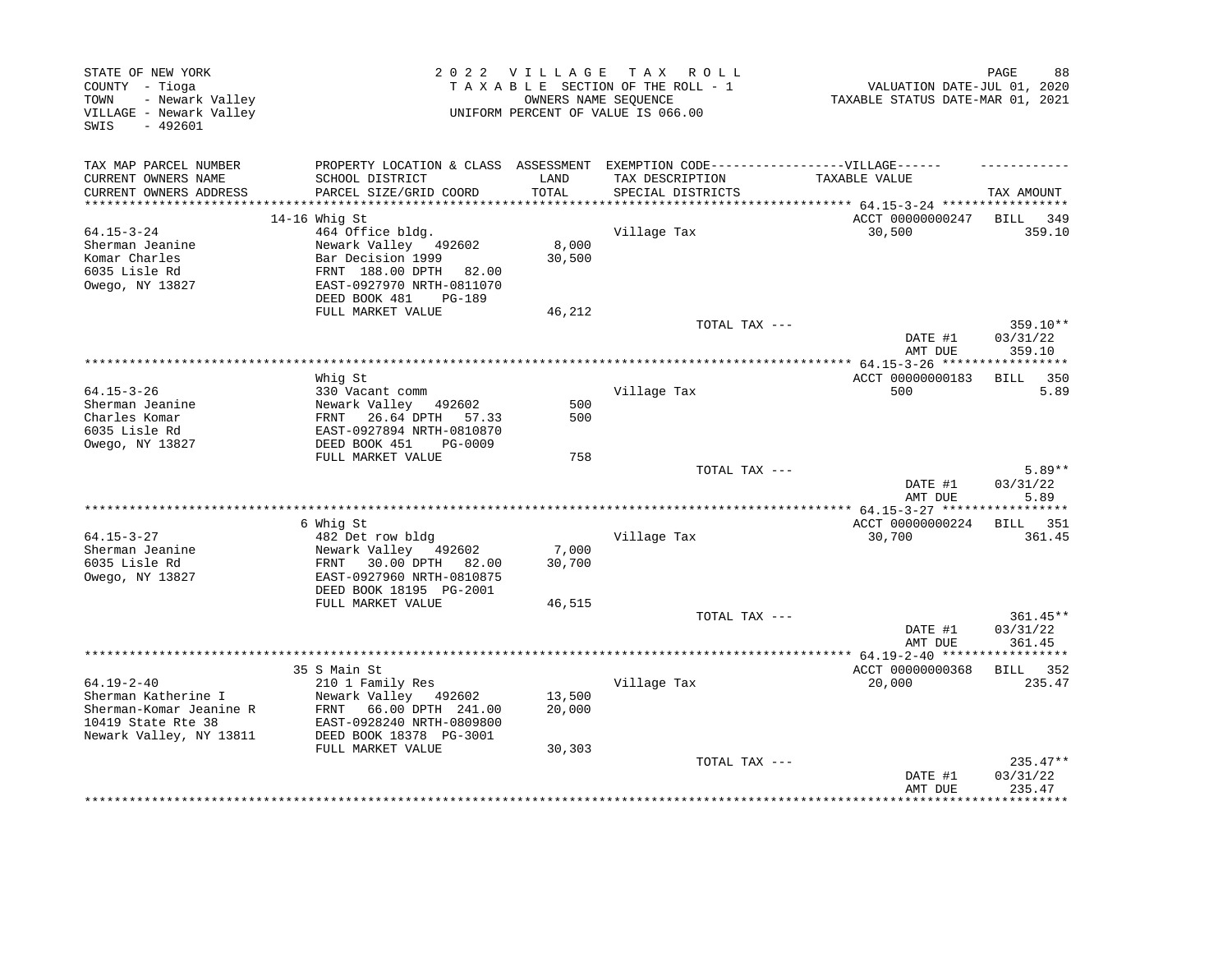STATE OF NEW YORK
COUNTY - Tioga
TOWN - Newark Valley
VILLAGE - Newark Valley
SWIS - 492601

2 0 2 2 V I L L A G E T A X R O L L
T A X A B L E SECTION OF THE ROLL - 1
OWNERS NAME SEQUENCE
UNIFORM PERCENT OF VALUE IS 066.00

VALUATION DATE-JUL 01, 2020
TAXABLE STATUS DATE-MAR 01, 2021

| TAX MAP PARCEL NUMBER / CURRENT OWNERS NAME / CURRENT OWNERS ADDRESS | PROPERTY LOCATION & CLASS / SCHOOL DISTRICT / PARCEL SIZE/GRID COORD | ASSESSMENT LAND / TOTAL | EXEMPTION CODE / TAX DESCRIPTION / SPECIAL DISTRICTS | VILLAGE TAXABLE VALUE | TAX AMOUNT |
|---|---|---|---|---|---|
| | 14-16 Whig St | | | ACCT 00000000247 | BILL 349 |
| 64.15-3-24 | 464 Office bldg. | | Village Tax | 30,500 | 359.10 |
| Sherman Jeanine | Newark Valley 492602 | 8,000 | | | |
| Komar Charles | Bar Decision 1999 | 30,500 | | | |
| 6035 Lisle Rd | FRNT 188.00 DPTH 82.00 | | | | |
| Owego, NY 13827 | EAST-0927970 NRTH-0811070 | | | | |
| | DEED BOOK 481 PG-189 | | | | |
| | FULL MARKET VALUE | 46,212 | | | |
| | | | TOTAL TAX --- | | 359.10** |
| | | | | DATE #1 | 03/31/22 |
| | | | | AMT DUE | 359.10 |
| | Whig St | | | ACCT 00000000183 | BILL 350 |
| 64.15-3-26 | 330 Vacant comm | | Village Tax | 500 | 5.89 |
| Sherman Jeanine | Newark Valley 492602 | 500 | | | |
| Charles Komar | FRNT 26.64 DPTH 57.33 | 500 | | | |
| 6035 Lisle Rd | EAST-0927894 NRTH-0810870 | | | | |
| Owego, NY 13827 | DEED BOOK 451 PG-0009 | | | | |
| | FULL MARKET VALUE | 758 | | | |
| | | | TOTAL TAX --- | | 5.89** |
| | | | | DATE #1 | 03/31/22 |
| | | | | AMT DUE | 5.89 |
| | 6 Whig St | | | ACCT 00000000224 | BILL 351 |
| 64.15-3-27 | 482 Det row bldg | | Village Tax | 30,700 | 361.45 |
| Sherman Jeanine | Newark Valley 492602 | 7,000 | | | |
| 6035 Lisle Rd | FRNT 30.00 DPTH 82.00 | 30,700 | | | |
| Owego, NY 13827 | EAST-0927960 NRTH-0810875 | | | | |
| | DEED BOOK 18195 PG-2001 | | | | |
| | FULL MARKET VALUE | 46,515 | | | |
| | | | TOTAL TAX --- | | 361.45** |
| | | | | DATE #1 | 03/31/22 |
| | | | | AMT DUE | 361.45 |
| | 35 S Main St | | | ACCT 00000000368 | BILL 352 |
| 64.19-2-40 | 210 1 Family Res | | Village Tax | 20,000 | 235.47 |
| Sherman Katherine I | Newark Valley 492602 | 13,500 | | | |
| Sherman-Komar Jeanine R | FRNT 66.00 DPTH 241.00 | 20,000 | | | |
| 10419 State Rte 38 | EAST-0928240 NRTH-0809800 | | | | |
| Newark Valley, NY 13811 | DEED BOOK 18378 PG-3001 | | | | |
| | FULL MARKET VALUE | 30,303 | | | |
| | | | TOTAL TAX --- | | 235.47** |
| | | | | DATE #1 | 03/31/22 |
| | | | | AMT DUE | 235.47 |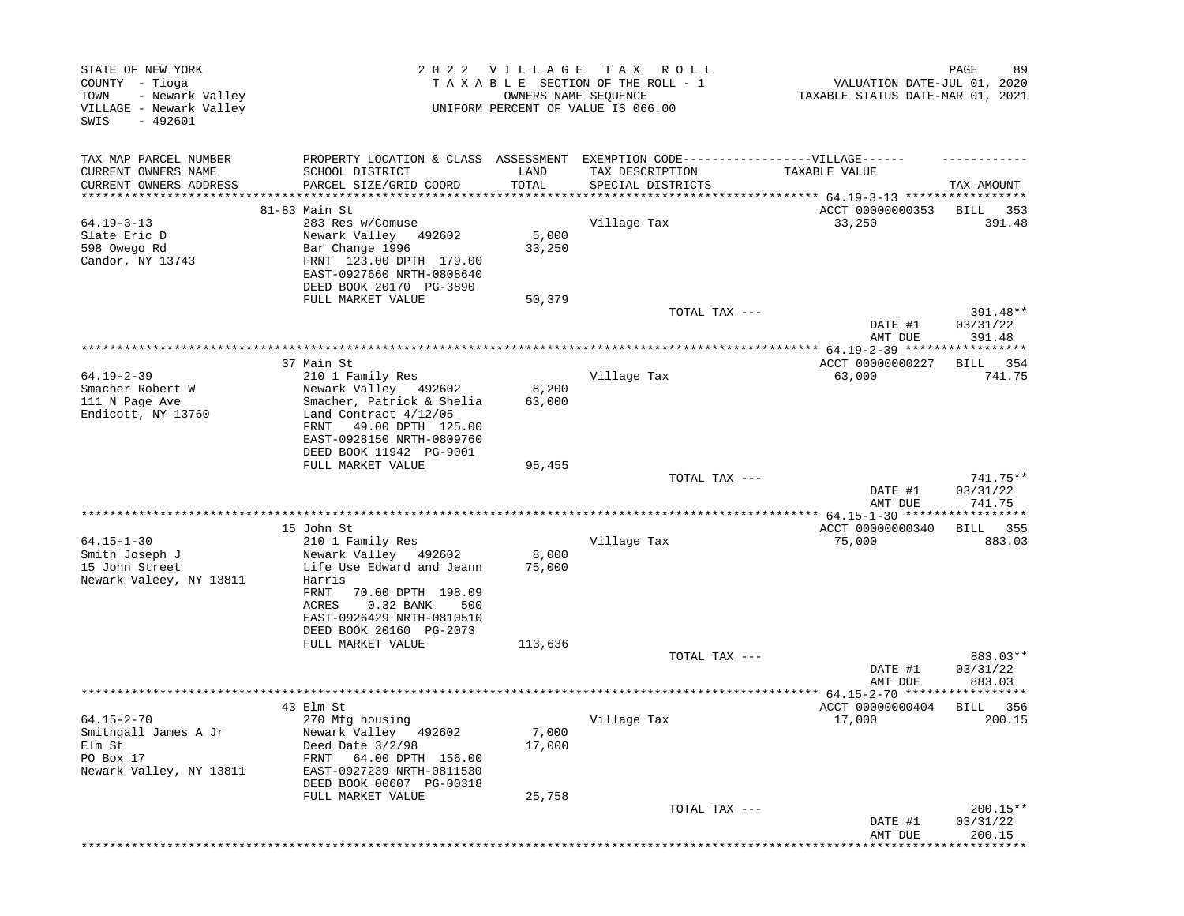STATE OF NEW YORK
COUNTY - Tioga
TOWN - Newark Valley
VILLAGE - Newark Valley
SWIS - 492601

2022 VILLAGE TAX ROLL
TAXABLE SECTION OF THE ROLL - 1
OWNERS NAME SEQUENCE
UNIFORM PERCENT OF VALUE IS 066.00

VALUATION DATE-JUL 01, 2020
TAXABLE STATUS DATE-MAR 01, 2021

| TAX MAP PARCEL NUMBER / CURRENT OWNERS NAME / CURRENT OWNERS ADDRESS | PROPERTY LOCATION & CLASS / SCHOOL DISTRICT / PARCEL SIZE/GRID COORD | ASSESSMENT LAND / TOTAL | EXEMPTION CODE-----VILLAGE----- TAX DESCRIPTION / SPECIAL DISTRICTS | TAXABLE VALUE | TAX AMOUNT |
|---|---|---|---|---|---|
| | 81-83 Main St | | | ACCT 00000000353 | BILL 353 |
| 64.19-3-13 | 283 Res w/Comuse | | Village Tax | 33,250 | 391.48 |
| Slate Eric D | Newark Valley 492602 | 5,000 | | | |
| 598 Owego Rd | Bar Change 1996 | 33,250 | | | |
| Candor, NY 13743 | FRNT 123.00 DPTH 179.00 | | | | |
| | EAST-0927660 NRTH-0808640 | | | | |
| | DEED BOOK 20170 PG-3890 | | | | |
| | FULL MARKET VALUE | 50,379 | | | |
| | | | TOTAL TAX --- | | 391.48** |
| | | | | DATE #1 | 03/31/22 |
| | | | | AMT DUE | 391.48 |
| | 37 Main St | | | ACCT 00000000227 | BILL 354 |
| 64.19-2-39 | 210 1 Family Res | | Village Tax | 63,000 | 741.75 |
| Smacher Robert W | Newark Valley 492602 | 8,200 | | | |
| 111 N Page Ave | Smacher, Patrick & Shelia | 63,000 | | | |
| Endicott, NY 13760 | Land Contract 4/12/05 | | | | |
| | FRNT 49.00 DPTH 125.00 | | | | |
| | EAST-0928150 NRTH-0809760 | | | | |
| | DEED BOOK 11942 PG-9001 | | | | |
| | FULL MARKET VALUE | 95,455 | | | |
| | | | TOTAL TAX --- | | 741.75** |
| | | | | DATE #1 | 03/31/22 |
| | | | | AMT DUE | 741.75 |
| | 15 John St | | | ACCT 00000000340 | BILL 355 |
| 64.15-1-30 | 210 1 Family Res | | Village Tax | 75,000 | 883.03 |
| Smith Joseph J | Newark Valley 492602 | 8,000 | | | |
| 15 John Street | Life Use Edward and Jeann | 75,000 | | | |
| Newark Valeey, NY 13811 | Harris | | | | |
| | FRNT 70.00 DPTH 198.09 | | | | |
| | ACRES 0.32 BANK 500 | | | | |
| | EAST-0926429 NRTH-0810510 | | | | |
| | DEED BOOK 20160 PG-2073 | | | | |
| | FULL MARKET VALUE | 113,636 | | | |
| | | | TOTAL TAX --- | | 883.03** |
| | | | | DATE #1 | 03/31/22 |
| | | | | AMT DUE | 883.03 |
| | 43 Elm St | | | ACCT 00000000404 | BILL 356 |
| 64.15-2-70 | 270 Mfg housing | | Village Tax | 17,000 | 200.15 |
| Smithgall James A Jr | Newark Valley 492602 | 7,000 | | | |
| Elm St | Deed Date 3/2/98 | 17,000 | | | |
| PO Box 17 | FRNT 64.00 DPTH 156.00 | | | | |
| Newark Valley, NY 13811 | EAST-0927239 NRTH-0811530 | | | | |
| | DEED BOOK 00607 PG-00318 | | | | |
| | FULL MARKET VALUE | 25,758 | | | |
| | | | TOTAL TAX --- | | 200.15** |
| | | | | DATE #1 | 03/31/22 |
| | | | | AMT DUE | 200.15 |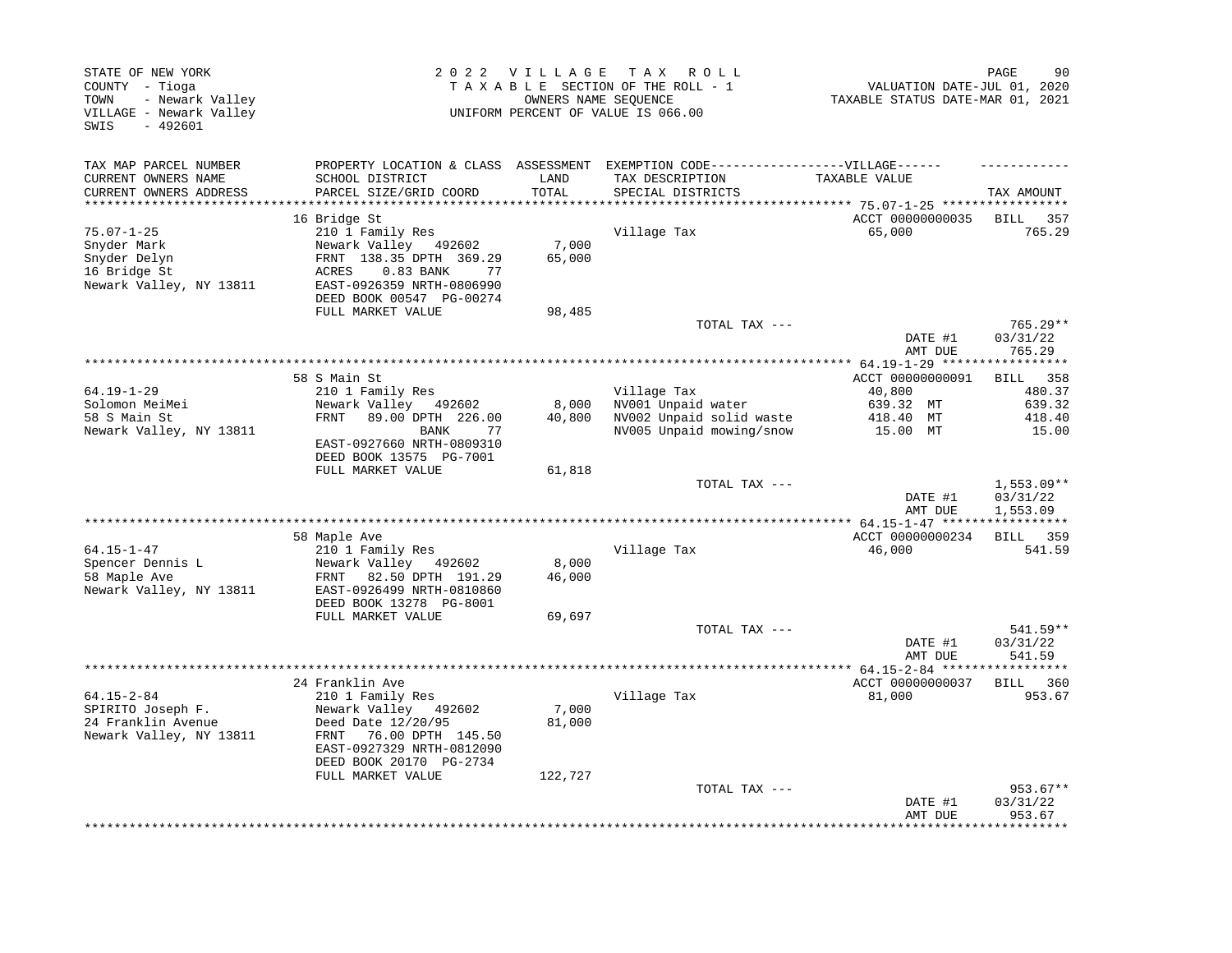STATE OF NEW YORK
COUNTY - Tioga
TOWN - Newark Valley
VILLAGE - Newark Valley
SWIS - 492601

2022 VILLAGE TAX ROLL
TAXABLE SECTION OF THE ROLL - 1
OWNERS NAME SEQUENCE
UNIFORM PERCENT OF VALUE IS 066.00

VALUATION DATE-JUL 01, 2020
TAXABLE STATUS DATE-MAR 01, 2021

| TAX MAP PARCEL NUMBER / CURRENT OWNERS NAME / CURRENT OWNERS ADDRESS | PROPERTY LOCATION & CLASS / SCHOOL DISTRICT / PARCEL SIZE/GRID COORD | ASSESSMENT LAND / TOTAL | EXEMPTION CODE---VILLAGE--- / TAX DESCRIPTION / SPECIAL DISTRICTS | TAXABLE VALUE | TAX AMOUNT |
|---|---|---|---|---|---|
| **75.07-1-25** | 16 Bridge St | | | ACCT 00000000035 | BILL 357 |
| 75.07-1-25 | 210 1 Family Res | | Village Tax | 65,000 | 765.29 |
| Snyder Mark | Newark Valley 492602 | 7,000 | | | |
| Snyder Delyn | FRNT 138.35 DPTH 369.29 | 65,000 | | | |
| 16 Bridge St | ACRES 0.83 BANK 77 | | | | |
| Newark Valley, NY 13811 | EAST-0926359 NRTH-0806990 | | | | |
| | DEED BOOK 00547 PG-00274 | | | | |
| | FULL MARKET VALUE | 98,485 | | | |
| | | | TOTAL TAX --- | | 765.29** |
| | | | | DATE #1 | 03/31/22 |
| | | | | AMT DUE | 765.29 |
| **64.19-1-29** | 58 S Main St | | | ACCT 00000000091 | BILL 358 |
| 64.19-1-29 | 210 1 Family Res | | Village Tax | 40,800 | 480.37 |
| Solomon MeiMei | Newark Valley 492602 | 8,000 | NV001 Unpaid water | 639.32 MT | 639.32 |
| 58 S Main St | FRNT 89.00 DPTH 226.00 | 40,800 | NV002 Unpaid solid waste | 418.40 MT | 418.40 |
| Newark Valley, NY 13811 | BANK 77 | | NV005 Unpaid mowing/snow | 15.00 MT | 15.00 |
| | EAST-0927660 NRTH-0809310 | | | | |
| | DEED BOOK 13575 PG-7001 | | | | |
| | FULL MARKET VALUE | 61,818 | | | |
| | | | TOTAL TAX --- | | 1,553.09** |
| | | | | DATE #1 | 03/31/22 |
| | | | | AMT DUE | 1,553.09 |
| **64.15-1-47** | 58 Maple Ave | | | ACCT 00000000234 | BILL 359 |
| 64.15-1-47 | 210 1 Family Res | | Village Tax | 46,000 | 541.59 |
| Spencer Dennis L | Newark Valley 492602 | 8,000 | | | |
| 58 Maple Ave | FRNT 82.50 DPTH 191.29 | 46,000 | | | |
| Newark Valley, NY 13811 | EAST-0926499 NRTH-0810860 | | | | |
| | DEED BOOK 13278 PG-8001 | | | | |
| | FULL MARKET VALUE | 69,697 | | | |
| | | | TOTAL TAX --- | | 541.59** |
| | | | | DATE #1 | 03/31/22 |
| | | | | AMT DUE | 541.59 |
| **64.15-2-84** | 24 Franklin Ave | | | ACCT 00000000037 | BILL 360 |
| 64.15-2-84 | 210 1 Family Res | | Village Tax | 81,000 | 953.67 |
| SPIRITO Joseph F. | Newark Valley 492602 | 7,000 | | | |
| 24 Franklin Avenue | Deed Date 12/20/95 | 81,000 | | | |
| Newark Valley, NY 13811 | FRNT 76.00 DPTH 145.50 | | | | |
| | EAST-0927329 NRTH-0812090 | | | | |
| | DEED BOOK 20170 PG-2734 | | | | |
| | FULL MARKET VALUE | 122,727 | | | |
| | | | TOTAL TAX --- | | 953.67** |
| | | | | DATE #1 | 03/31/22 |
| | | | | AMT DUE | 953.67 |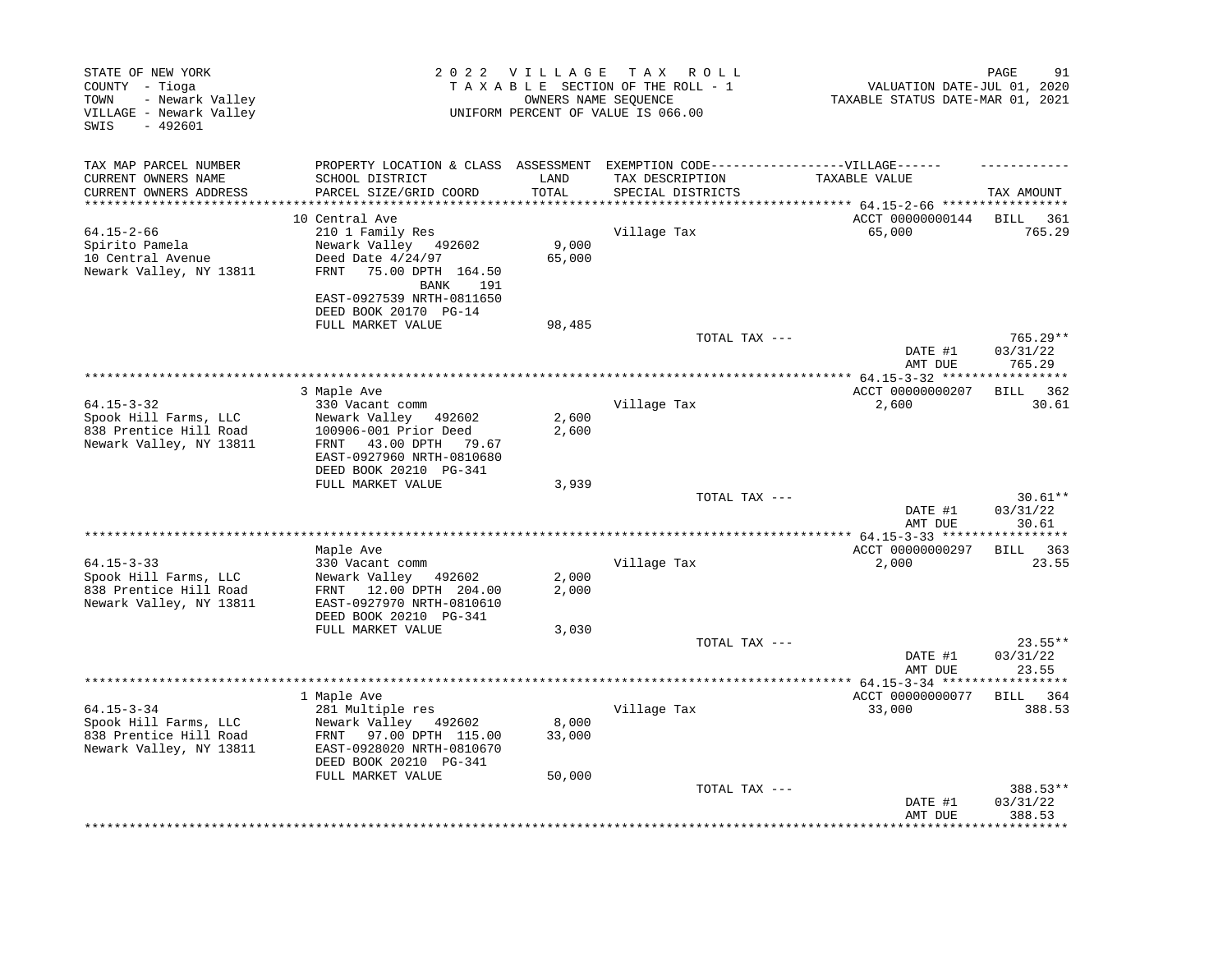STATE OF NEW YORK
COUNTY - Tioga
TOWN - Newark Valley
VILLAGE - Newark Valley
SWIS - 492601

2 0 2 2 V I L L A G E T A X R O L L
T A X A B L E SECTION OF THE ROLL - 1
OWNERS NAME SEQUENCE
UNIFORM PERCENT OF VALUE IS 066.00

VALUATION DATE-JUL 01, 2020
TAXABLE STATUS DATE-MAR 01, 2021

| TAX MAP PARCEL NUMBER<br>CURRENT OWNERS NAME<br>CURRENT OWNERS ADDRESS | PROPERTY LOCATION & CLASS<br>SCHOOL DISTRICT<br>PARCEL SIZE/GRID COORD | ASSESSMENT<br>LAND<br>TOTAL | EXEMPTION CODE-----VILLAGE------<br>TAX DESCRIPTION<br>SPECIAL DISTRICTS | TAXABLE VALUE | TAX AMOUNT |
|---|---|---|---|---|---|
| 64.15-2-66<br>Spirito Pamela<br>10 Central Avenue<br>Newark Valley, NY 13811 | 10 Central Ave<br>210 1 Family Res<br>Newark Valley 492602<br>Deed Date 4/24/97<br>FRNT 75.00 DPTH 164.50<br>BANK 191<br>EAST-0927539 NRTH-0811650<br>DEED BOOK 20170 PG-14<br>FULL MARKET VALUE | <br><br>9,000<br>65,000<br><br><br><br><br>98,485 | Village Tax<br><br><br><br><br><br><br><br><br>TOTAL TAX --- | ACCT 00000000144<br>65,000<br><br><br><br><br><br><br><br><br>DATE #1<br>AMT DUE | BILL 361<br>765.29<br><br><br><br><br><br><br><br>765.29**<br>03/31/22<br>765.29 |
| 64.15-3-32<br>Spook Hill Farms, LLC<br>838 Prentice Hill Road<br>Newark Valley, NY 13811 | 3 Maple Ave<br>330 Vacant comm<br>Newark Valley 492602<br>100906-001 Prior Deed<br>FRNT 43.00 DPTH 79.67<br>EAST-0927960 NRTH-0810680<br>DEED BOOK 20210 PG-341<br>FULL MARKET VALUE | <br><br>2,600<br>2,600<br><br><br><br>3,939 | Village Tax<br><br><br><br><br><br><br><br>TOTAL TAX --- | ACCT 00000000207<br>2,600<br><br><br><br><br><br><br><br>DATE #1<br>AMT DUE | BILL 362<br>30.61<br><br><br><br><br><br><br>30.61**<br>03/31/22<br>30.61 |
| 64.15-3-33<br>Spook Hill Farms, LLC<br>838 Prentice Hill Road<br>Newark Valley, NY 13811 | Maple Ave<br>330 Vacant comm<br>Newark Valley 492602<br>FRNT 12.00 DPTH 204.00<br>EAST-0927970 NRTH-0810610<br>DEED BOOK 20210 PG-341<br>FULL MARKET VALUE | <br><br>2,000<br>2,000<br><br><br>3,030 | Village Tax<br><br><br><br><br><br><br>TOTAL TAX --- | ACCT 00000000297<br>2,000<br><br><br><br><br><br><br>DATE #1<br>AMT DUE | BILL 363<br>23.55<br><br><br><br><br><br>23.55**<br>03/31/22<br>23.55 |
| 64.15-3-34<br>Spook Hill Farms, LLC<br>838 Prentice Hill Road<br>Newark Valley, NY 13811 | 1 Maple Ave<br>281 Multiple res<br>Newark Valley 492602<br>FRNT 97.00 DPTH 115.00<br>EAST-0928020 NRTH-0810670<br>DEED BOOK 20210 PG-341<br>FULL MARKET VALUE | <br><br>8,000<br>33,000<br><br><br>50,000 | Village Tax<br><br><br><br><br><br><br>TOTAL TAX --- | ACCT 00000000077<br>33,000<br><br><br><br><br><br><br>DATE #1<br>AMT DUE | BILL 364<br>388.53<br><br><br><br><br><br>388.53**<br>03/31/22<br>388.53 |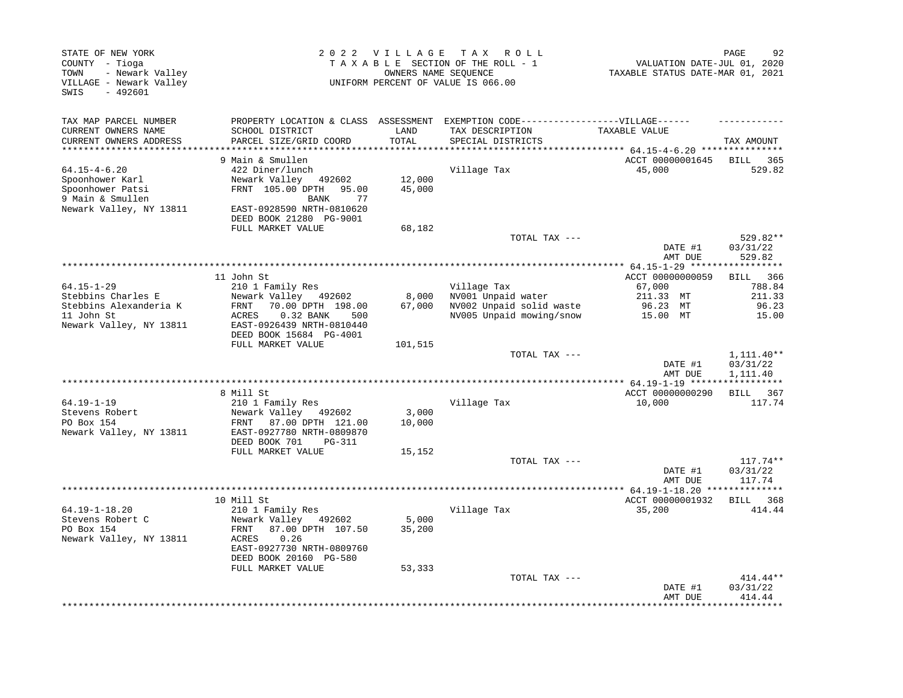STATE OF NEW YORK
COUNTY - Tioga
TOWN - Newark Valley
VILLAGE - Newark Valley
SWIS - 492601

2022 VILLAGE TAX ROLL
TAXABLE SECTION OF THE ROLL - 1
OWNERS NAME SEQUENCE
UNIFORM PERCENT OF VALUE IS 066.00

VALUATION DATE-JUL 01, 2020
TAXABLE STATUS DATE-MAR 01, 2021

| TAX MAP PARCEL NUMBER<br>CURRENT OWNERS NAME<br>CURRENT OWNERS ADDRESS | PROPERTY LOCATION & CLASS<br>SCHOOL DISTRICT<br>PARCEL SIZE/GRID COORD | ASSESSMENT<br>LAND<br>TOTAL | EXEMPTION CODE------VILLAGE------<br>TAX DESCRIPTION<br>SPECIAL DISTRICTS | TAXABLE VALUE | TAX AMOUNT |
|---|---|---|---|---|---|
| 64.15-4-6.20 | 9 Main & Smullen | | | ACCT 00000001645 | BILL 365 |
| 64.15-4-6.20 | 422 Diner/lunch | | Village Tax | 45,000 | 529.82 |
| Spoonhower Karl | Newark Valley 492602 | 12,000 | | | |
| Spoonhower Patsi | FRNT 105.00 DPTH 95.00 | 45,000 | | | |
| 9 Main & Smullen | BANK 77 | | | | |
| Newark Valley, NY 13811 | EAST-0928590 NRTH-0810620 | | | | |
| | DEED BOOK 21280 PG-9001 | | | | |
| | FULL MARKET VALUE | 68,182 | | | |
| | | | TOTAL TAX --- | | 529.82** |
| | | | | DATE #1 | 03/31/22 |
| | | | | AMT DUE | 529.82 |
| 64.15-1-29 | 11 John St | | | ACCT 00000000059 | BILL 366 |
| 64.15-1-29 | 210 1 Family Res | | Village Tax | 67,000 | 788.84 |
| Stebbins Charles E | Newark Valley 492602 | 8,000 | NV001 Unpaid water | 211.33 MT | 211.33 |
| Stebbins Alexanderia K | FRNT 70.00 DPTH 198.00 | 67,000 | NV002 Unpaid solid waste | 96.23 MT | 96.23 |
| 11 John St | ACRES 0.32 BANK 500 | | NV005 Unpaid mowing/snow | 15.00 MT | 15.00 |
| Newark Valley, NY 13811 | EAST-0926439 NRTH-0810440 | | | | |
| | DEED BOOK 15684 PG-4001 | | | | |
| | FULL MARKET VALUE | 101,515 | | | |
| | | | TOTAL TAX --- | | 1,111.40** |
| | | | | DATE #1 | 03/31/22 |
| | | | | AMT DUE | 1,111.40 |
| 64.19-1-19 | 8 Mill St | | | ACCT 00000000290 | BILL 367 |
| 64.19-1-19 | 210 1 Family Res | | Village Tax | 10,000 | 117.74 |
| Stevens Robert | Newark Valley 492602 | 3,000 | | | |
| PO Box 154 | FRNT 87.00 DPTH 121.00 | 10,000 | | | |
| Newark Valley, NY 13811 | EAST-0927780 NRTH-0809870 | | | | |
| | DEED BOOK 701 PG-311 | | | | |
| | FULL MARKET VALUE | 15,152 | | | |
| | | | TOTAL TAX --- | | 117.74** |
| | | | | DATE #1 | 03/31/22 |
| | | | | AMT DUE | 117.74 |
| 64.19-1-18.20 | 10 Mill St | | | ACCT 00000001932 | BILL 368 |
| 64.19-1-18.20 | 210 1 Family Res | | Village Tax | 35,200 | 414.44 |
| Stevens Robert C | Newark Valley 492602 | 5,000 | | | |
| PO Box 154 | FRNT 87.00 DPTH 107.50 | 35,200 | | | |
| Newark Valley, NY 13811 | ACRES 0.26 | | | | |
| | EAST-0927730 NRTH-0809760 | | | | |
| | DEED BOOK 20160 PG-580 | | | | |
| | FULL MARKET VALUE | 53,333 | | | |
| | | | TOTAL TAX --- | | 414.44** |
| | | | | DATE #1 | 03/31/22 |
| | | | | AMT DUE | 414.44 |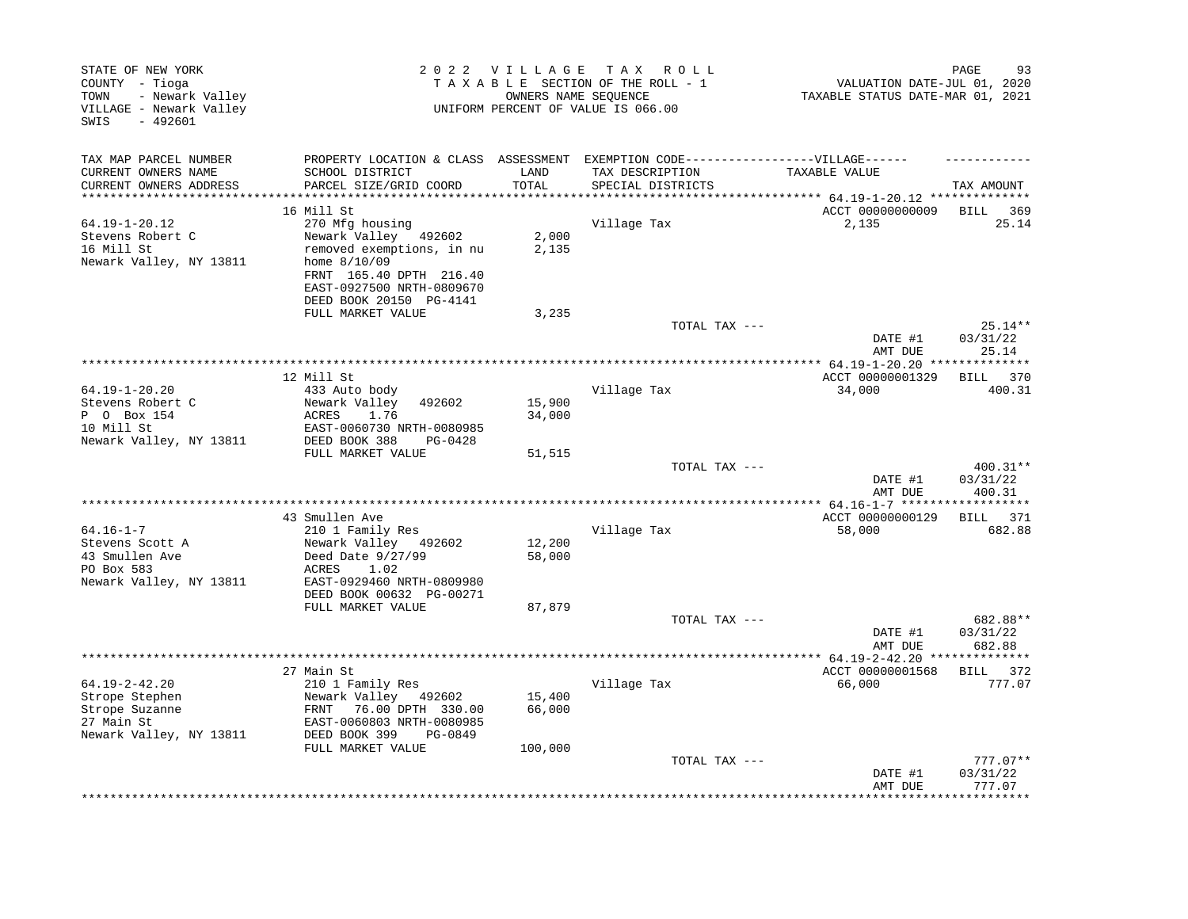STATE OF NEW YORK
COUNTY - Tioga
TOWN - Newark Valley
VILLAGE - Newark Valley
SWIS - 492601

2022 VILLAGE TAX ROLL
TAXABLE SECTION OF THE ROLL - 1
OWNERS NAME SEQUENCE
UNIFORM PERCENT OF VALUE IS 066.00

VALUATION DATE-JUL 01, 2020
TAXABLE STATUS DATE-MAR 01, 2021

| TAX MAP PARCEL NUMBER / CURRENT OWNERS NAME / CURRENT OWNERS ADDRESS | PROPERTY LOCATION & CLASS / SCHOOL DISTRICT / PARCEL SIZE/GRID COORD | ASSESSMENT LAND / TOTAL | EXEMPTION CODE / TAX DESCRIPTION / SPECIAL DISTRICTS | TAXABLE VALUE | TAX AMOUNT |
|---|---|---|---|---|---|
| **64.19-1-20.12** | 16 Mill St | | | ACCT 00000000009 | BILL 369 |
| 64.19-1-20.12 | 270 Mfg housing | | Village Tax | 2,135 | 25.14 |
| Stevens Robert C | Newark Valley 492602 | 2,000 | | | |
| 16 Mill St | removed exemptions, in nu | 2,135 | | | |
| Newark Valley, NY 13811 | home 8/10/09 | | | | |
| | FRNT 165.40 DPTH 216.40 | | | | |
| | EAST-0927500 NRTH-0809670 | | | | |
| | DEED BOOK 20150 PG-4141 | | | | |
| | FULL MARKET VALUE | 3,235 | | | |
| | | | TOTAL TAX --- | | 25.14** |
| | | | | DATE #1 | 03/31/22 |
| | | | | AMT DUE | 25.14 |
| **64.19-1-20.20** | 12 Mill St | | | ACCT 00000001329 | BILL 370 |
| 64.19-1-20.20 | 433 Auto body | | Village Tax | 34,000 | 400.31 |
| Stevens Robert C | Newark Valley 492602 | 15,900 | | | |
| P O Box 154 | ACRES 1.76 | 34,000 | | | |
| 10 Mill St | EAST-0060730 NRTH-0080985 | | | | |
| Newark Valley, NY 13811 | DEED BOOK 388 PG-0428 | | | | |
| | FULL MARKET VALUE | 51,515 | | | |
| | | | TOTAL TAX --- | | 400.31** |
| | | | | DATE #1 | 03/31/22 |
| | | | | AMT DUE | 400.31 |
| **64.16-1-7** | 43 Smullen Ave | | | ACCT 00000000129 | BILL 371 |
| 64.16-1-7 | 210 1 Family Res | | Village Tax | 58,000 | 682.88 |
| Stevens Scott A | Newark Valley 492602 | 12,200 | | | |
| 43 Smullen Ave | Deed Date 9/27/99 | 58,000 | | | |
| PO Box 583 | ACRES 1.02 | | | | |
| Newark Valley, NY 13811 | EAST-0929460 NRTH-0809980 | | | | |
| | DEED BOOK 00632 PG-00271 | | | | |
| | FULL MARKET VALUE | 87,879 | | | |
| | | | TOTAL TAX --- | | 682.88** |
| | | | | DATE #1 | 03/31/22 |
| | | | | AMT DUE | 682.88 |
| **64.19-2-42.20** | 27 Main St | | | ACCT 00000001568 | BILL 372 |
| 64.19-2-42.20 | 210 1 Family Res | | Village Tax | 66,000 | 777.07 |
| Strope Stephen | Newark Valley 492602 | 15,400 | | | |
| Strope Suzanne | FRNT 76.00 DPTH 330.00 | 66,000 | | | |
| 27 Main St | EAST-0060803 NRTH-0080985 | | | | |
| Newark Valley, NY 13811 | DEED BOOK 399 PG-0849 | | | | |
| | FULL MARKET VALUE | 100,000 | | | |
| | | | TOTAL TAX --- | | 777.07** |
| | | | | DATE #1 | 03/31/22 |
| | | | | AMT DUE | 777.07 |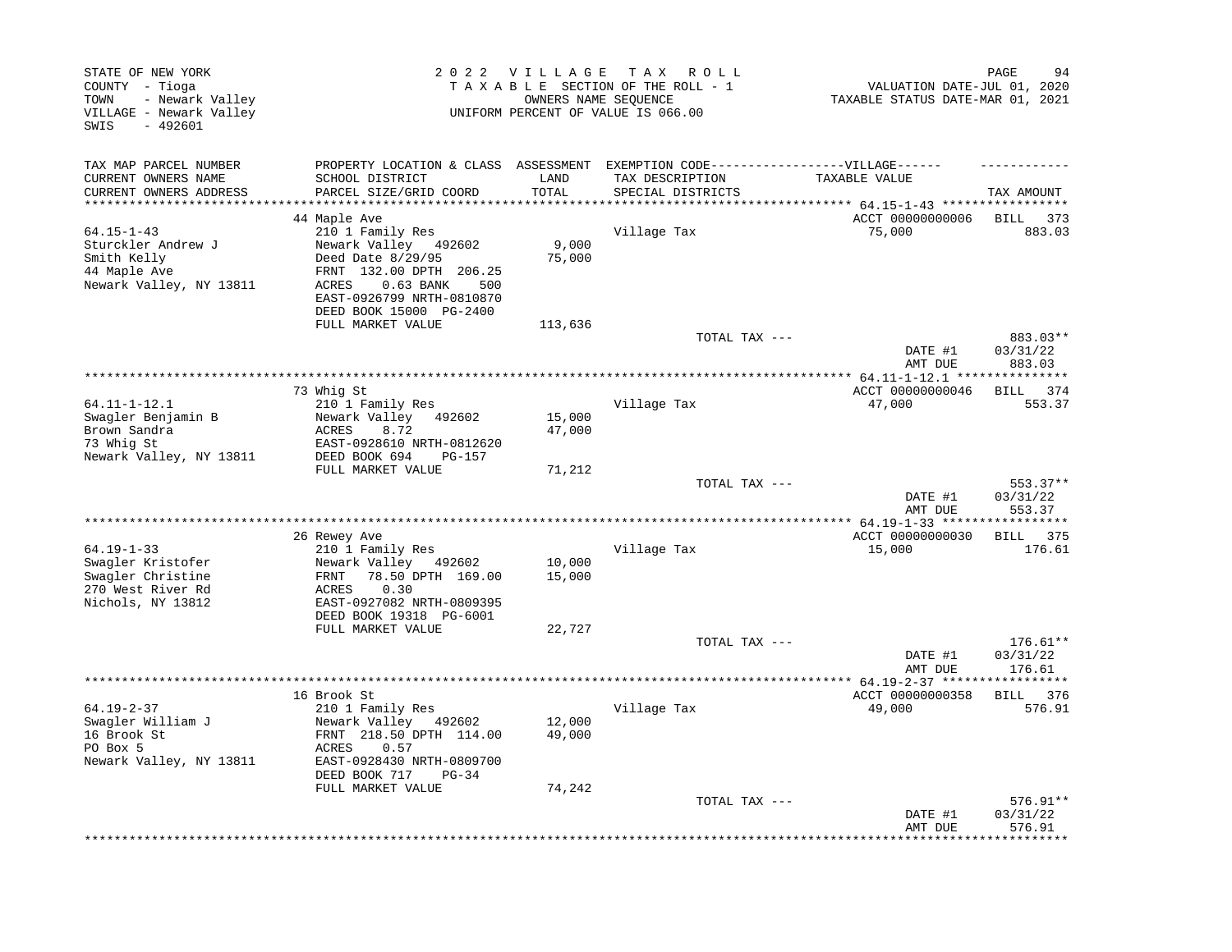STATE OF NEW YORK
COUNTY - Tioga
TOWN - Newark Valley
VILLAGE - Newark Valley
SWIS - 492601

2 0 2 2 V I L L A G E T A X R O L L
T A X A B L E SECTION OF THE ROLL - 1
OWNERS NAME SEQUENCE
UNIFORM PERCENT OF VALUE IS 066.00

VALUATION DATE-JUL 01, 2020
TAXABLE STATUS DATE-MAR 01, 2021

| TAX MAP PARCEL NUMBER / CURRENT OWNERS NAME / CURRENT OWNERS ADDRESS | PROPERTY LOCATION & CLASS / SCHOOL DISTRICT / PARCEL SIZE/GRID COORD | ASSESSMENT LAND / TOTAL | EXEMPTION CODE / TAX DESCRIPTION / SPECIAL DISTRICTS | VILLAGE TAXABLE VALUE | TAX AMOUNT |
|---|---|---|---|---|---|
| 64.15-1-43 | 44 Maple Ave | | | ACCT 00000000006 | BILL 373 |
| Sturckler Andrew J | 210 1 Family Res | | Village Tax | 75,000 | 883.03 |
| Smith Kelly | Newark Valley 492602 | 9,000 | | | |
| 44 Maple Ave | Deed Date 8/29/95 | 75,000 | | | |
| Newark Valley, NY 13811 | FRNT 132.00 DPTH 206.25 | | | | |
| | ACRES 0.63 BANK 500 | | | | |
| | EAST-0926799 NRTH-0810870 | | | | |
| | DEED BOOK 15000 PG-2400 | | | | |
| | FULL MARKET VALUE | 113,636 | | | |
| | | | TOTAL TAX --- | | 883.03** |
| | | | | DATE #1 | 03/31/22 |
| | | | | AMT DUE | 883.03 |
| 64.11-1-12.1 | 73 Whig St | | | ACCT 00000000046 | BILL 374 |
| Swagler Benjamin B | 210 1 Family Res | | Village Tax | 47,000 | 553.37 |
| Brown Sandra | Newark Valley 492602 | 15,000 | | | |
| 73 Whig St | ACRES 8.72 | 47,000 | | | |
| Newark Valley, NY 13811 | EAST-0928610 NRTH-0812620 | | | | |
| | DEED BOOK 694 PG-157 | | | | |
| | FULL MARKET VALUE | 71,212 | | | |
| | | | TOTAL TAX --- | | 553.37** |
| | | | | DATE #1 | 03/31/22 |
| | | | | AMT DUE | 553.37 |
| 64.19-1-33 | 26 Rewey Ave | | | ACCT 00000000030 | BILL 375 |
| Swagler Kristofer | 210 1 Family Res | | Village Tax | 15,000 | 176.61 |
| Swagler Christine | Newark Valley 492602 | 10,000 | | | |
| 270 West River Rd | FRNT 78.50 DPTH 169.00 | 15,000 | | | |
| Nichols, NY 13812 | ACRES 0.30 | | | | |
| | EAST-0927082 NRTH-0809395 | | | | |
| | DEED BOOK 19318 PG-6001 | | | | |
| | FULL MARKET VALUE | 22,727 | | | |
| | | | TOTAL TAX --- | | 176.61** |
| | | | | DATE #1 | 03/31/22 |
| | | | | AMT DUE | 176.61 |
| 64.19-2-37 | 16 Brook St | | | ACCT 00000000358 | BILL 376 |
| Swagler William J | 210 1 Family Res | | Village Tax | 49,000 | 576.91 |
| 16 Brook St | Newark Valley 492602 | 12,000 | | | |
| PO Box 5 | FRNT 218.50 DPTH 114.00 | 49,000 | | | |
| Newark Valley, NY 13811 | ACRES 0.57 | | | | |
| | EAST-0928430 NRTH-0809700 | | | | |
| | DEED BOOK 717 PG-34 | | | | |
| | FULL MARKET VALUE | 74,242 | | | |
| | | | TOTAL TAX --- | | 576.91** |
| | | | | DATE #1 | 03/31/22 |
| | | | | AMT DUE | 576.91 |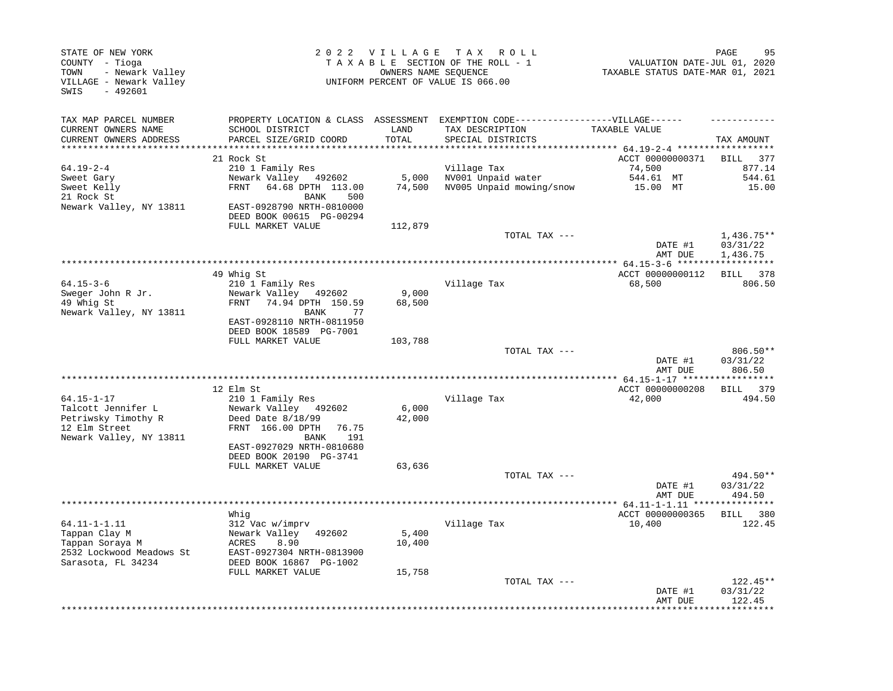STATE OF NEW YORK
COUNTY - Tioga
TOWN - Newark Valley
VILLAGE - Newark Valley
SWIS - 492601

2022 VILLAGE TAX ROLL
TAXABLE SECTION OF THE ROLL - 1
OWNERS NAME SEQUENCE
UNIFORM PERCENT OF VALUE IS 066.00

VALUATION DATE-JUL 01, 2020
TAXABLE STATUS DATE-MAR 01, 2021

| TAX MAP PARCEL NUMBER / CURRENT OWNERS NAME / CURRENT OWNERS ADDRESS | PROPERTY LOCATION & CLASS / SCHOOL DISTRICT / PARCEL SIZE/GRID COORD | ASSESSMENT LAND / TOTAL | EXEMPTION CODE / TAX DESCRIPTION / SPECIAL DISTRICTS | TAXABLE VALUE | TAX AMOUNT |
|---|---|---|---|---|---|
| | 21 Rock St | | | ACCT 00000000371 | BILL 377 |
| 64.19-2-4 | 210 1 Family Res | | Village Tax | 74,500 | 877.14 |
| Sweet Gary | Newark Valley 492602 | 5,000 | NV001 Unpaid water | 544.61 MT | 544.61 |
| Sweet Kelly | FRNT 64.68 DPTH 113.00 | 74,500 | NV005 Unpaid mowing/snow | 15.00 MT | 15.00 |
| 21 Rock St | BANK 500 | | | | |
| Newark Valley, NY 13811 | EAST-0928790 NRTH-0810000 | | | | |
| | DEED BOOK 00615 PG-00294 | | | | |
| | FULL MARKET VALUE | 112,879 | | | |
| | | | TOTAL TAX --- | | 1,436.75** |
| | | | | DATE #1 | 03/31/22 |
| | | | | AMT DUE | 1,436.75 |
| | 49 Whig St | | | ACCT 00000000112 | BILL 378 |
| 64.15-3-6 | 210 1 Family Res | | Village Tax | 68,500 | 806.50 |
| Sweger John R Jr. | Newark Valley 492602 | 9,000 | | | |
| 49 Whig St | FRNT 74.94 DPTH 150.59 | 68,500 | | | |
| Newark Valley, NY 13811 | BANK 77 | | | | |
| | EAST-0928110 NRTH-0811950 | | | | |
| | DEED BOOK 18589 PG-7001 | | | | |
| | FULL MARKET VALUE | 103,788 | | | |
| | | | TOTAL TAX --- | | 806.50** |
| | | | | DATE #1 | 03/31/22 |
| | | | | AMT DUE | 806.50 |
| | 12 Elm St | | | ACCT 00000000208 | BILL 379 |
| 64.15-1-17 | 210 1 Family Res | | Village Tax | 42,000 | 494.50 |
| Talcott Jennifer L | Newark Valley 492602 | 6,000 | | | |
| Petriwsky Timothy R | Deed Date 8/18/99 | 42,000 | | | |
| 12 Elm Street | FRNT 166.00 DPTH 76.75 | | | | |
| Newark Valley, NY 13811 | BANK 191 | | | | |
| | EAST-0927029 NRTH-0810680 | | | | |
| | DEED BOOK 20190 PG-3741 | | | | |
| | FULL MARKET VALUE | 63,636 | | | |
| | | | TOTAL TAX --- | | 494.50** |
| | | | | DATE #1 | 03/31/22 |
| | | | | AMT DUE | 494.50 |
| | Whig | | | ACCT 00000000365 | BILL 380 |
| 64.11-1-1.11 | 312 Vac w/imprv | | Village Tax | 10,400 | 122.45 |
| Tappan Clay M | Newark Valley 492602 | 5,400 | | | |
| Tappan Soraya M | ACRES 8.90 | 10,400 | | | |
| 2532 Lockwood Meadows St | EAST-0927304 NRTH-0813900 | | | | |
| Sarasota, FL 34234 | DEED BOOK 16867 PG-1002 | | | | |
| | FULL MARKET VALUE | 15,758 | | | |
| | | | TOTAL TAX --- | | 122.45** |
| | | | | DATE #1 | 03/31/22 |
| | | | | AMT DUE | 122.45 |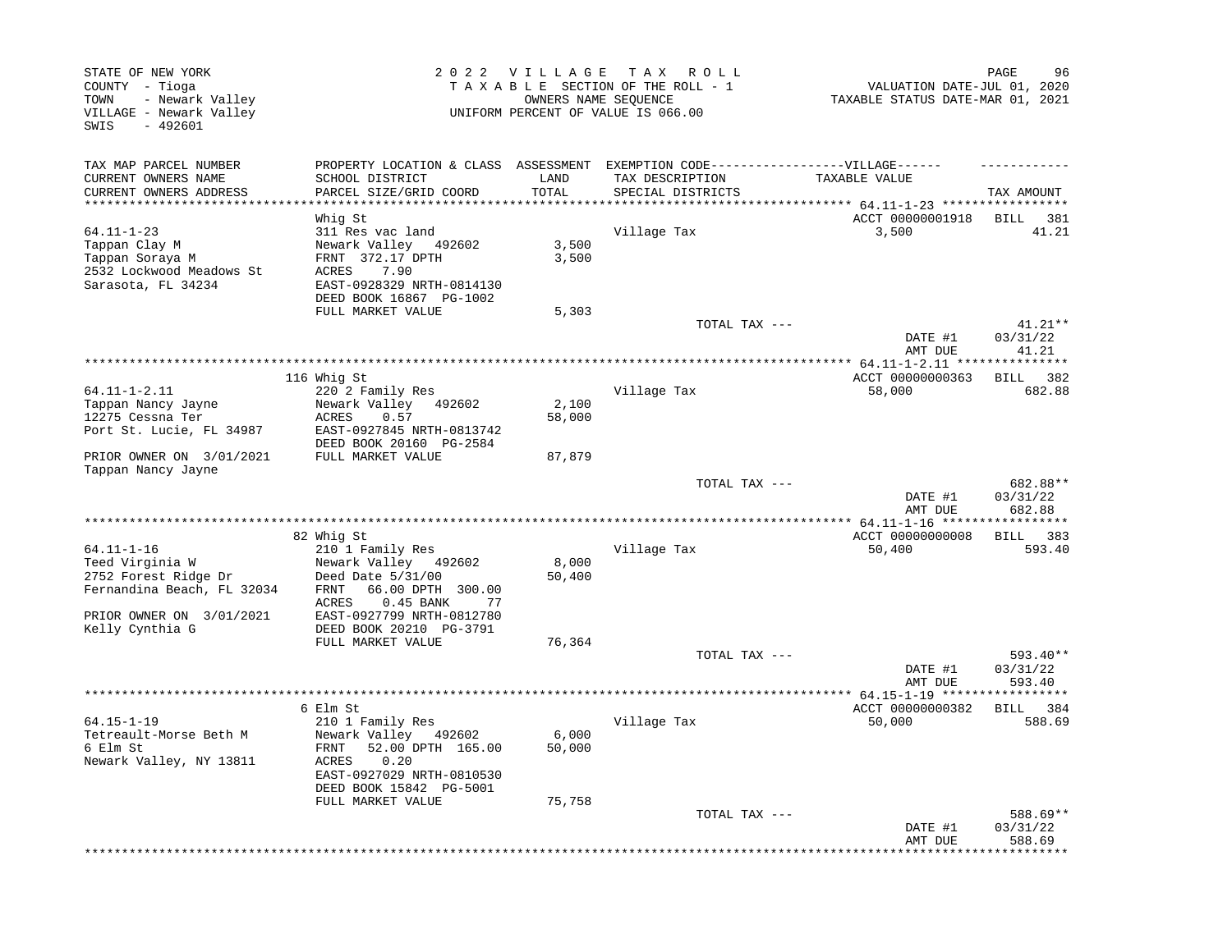STATE OF NEW YORK
COUNTY - Tioga
TOWN - Newark Valley
VILLAGE - Newark Valley
SWIS - 492601

2022 VILLAGE TAX ROLL
TAXABLE SECTION OF THE ROLL - 1
OWNERS NAME SEQUENCE
UNIFORM PERCENT OF VALUE IS 066.00

VALUATION DATE-JUL 01, 2020
TAXABLE STATUS DATE-MAR 01, 2021

| TAX MAP PARCEL NUMBER / CURRENT OWNERS NAME / CURRENT OWNERS ADDRESS | PROPERTY LOCATION & CLASS / SCHOOL DISTRICT / PARCEL SIZE/GRID COORD | ASSESSMENT LAND / TOTAL | EXEMPTION CODE / TAX DESCRIPTION / SPECIAL DISTRICTS | TAXABLE VALUE | TAX AMOUNT |
|---|---|---|---|---|---|
| | Whig St | | | ACCT 00000001918 | BILL 381 |
| 64.11-1-23 | 311 Res vac land | | Village Tax | 3,500 | 41.21 |
| Tappan Clay M | Newark Valley 492602 | 3,500 | | | |
| Tappan Soraya M | FRNT 372.17 DPTH | 3,500 | | | |
| 2532 Lockwood Meadows St | ACRES 7.90 | | | | |
| Sarasota, FL 34234 | EAST-0928329 NRTH-0814130 | | | | |
| | DEED BOOK 16867 PG-1002 | | | | |
| | FULL MARKET VALUE | 5,303 | | | |
| | | | TOTAL TAX --- | | 41.21** |
| | | | | DATE #1 | 03/31/22 |
| | | | | AMT DUE | 41.21 |
| | 116 Whig St | | | ACCT 00000000363 | BILL 382 |
| 64.11-1-2.11 | 220 2 Family Res | | Village Tax | 58,000 | 682.88 |
| Tappan Nancy Jayne | Newark Valley 492602 | 2,100 | | | |
| 12275 Cessna Ter | ACRES 0.57 | 58,000 | | | |
| Port St. Lucie, FL 34987 | EAST-0927845 NRTH-0813742 | | | | |
| | DEED BOOK 20160 PG-2584 | | | | |
| PRIOR OWNER ON 3/01/2021 | FULL MARKET VALUE | 87,879 | | | |
| Tappan Nancy Jayne | | | | | |
| | | | TOTAL TAX --- | | 682.88** |
| | | | | DATE #1 | 03/31/22 |
| | | | | AMT DUE | 682.88 |
| | 82 Whig St | | | ACCT 00000000008 | BILL 383 |
| 64.11-1-16 | 210 1 Family Res | | Village Tax | 50,400 | 593.40 |
| Teed Virginia W | Newark Valley 492602 | 8,000 | | | |
| 2752 Forest Ridge Dr | Deed Date 5/31/00 | 50,400 | | | |
| Fernandina Beach, FL 32034 | FRNT 66.00 DPTH 300.00 | | | | |
| | ACRES 0.45 BANK 77 | | | | |
| PRIOR OWNER ON 3/01/2021 | EAST-0927799 NRTH-0812780 | | | | |
| Kelly Cynthia G | DEED BOOK 20210 PG-3791 | | | | |
| | FULL MARKET VALUE | 76,364 | | | |
| | | | TOTAL TAX --- | | 593.40** |
| | | | | DATE #1 | 03/31/22 |
| | | | | AMT DUE | 593.40 |
| | 6 Elm St | | | ACCT 00000000382 | BILL 384 |
| 64.15-1-19 | 210 1 Family Res | | Village Tax | 50,000 | 588.69 |
| Tetreault-Morse Beth M | Newark Valley 492602 | 6,000 | | | |
| 6 Elm St | FRNT 52.00 DPTH 165.00 | 50,000 | | | |
| Newark Valley, NY 13811 | ACRES 0.20 | | | | |
| | EAST-0927029 NRTH-0810530 | | | | |
| | DEED BOOK 15842 PG-5001 | | | | |
| | FULL MARKET VALUE | 75,758 | | | |
| | | | TOTAL TAX --- | | 588.69** |
| | | | | DATE #1 | 03/31/22 |
| | | | | AMT DUE | 588.69 |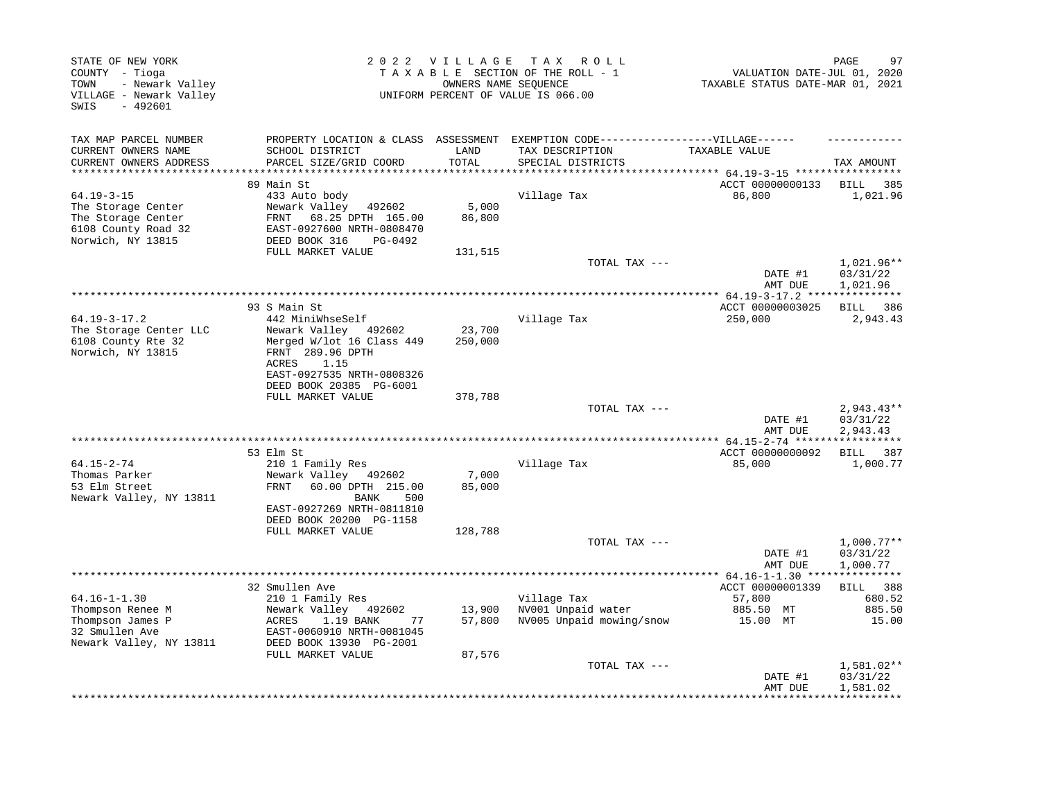STATE OF NEW YORK
COUNTY - Tioga
TOWN - Newark Valley
VILLAGE - Newark Valley
SWIS - 492601

2 0 2 2 V I L L A G E T A X R O L L
T A X A B L E SECTION OF THE ROLL - 1
OWNERS NAME SEQUENCE
UNIFORM PERCENT OF VALUE IS 066.00

VALUATION DATE-JUL 01, 2020
TAXABLE STATUS DATE-MAR 01, 2021

| TAX MAP PARCEL NUMBER / CURRENT OWNERS NAME / CURRENT OWNERS ADDRESS | PROPERTY LOCATION & CLASS / SCHOOL DISTRICT / PARCEL SIZE/GRID COORD | ASSESSMENT LAND / TOTAL | EXEMPTION CODE / TAX DESCRIPTION / SPECIAL DISTRICTS | TAXABLE VALUE | TAX AMOUNT |
|---|---|---|---|---|---|
| **64.19-3-15** | 89 Main St | | | ACCT 00000000133 | BILL 385 |
| 64.19-3-15 | 433 Auto body | | Village Tax | 86,800 | 1,021.96 |
| The Storage Center | Newark Valley 492602 | 5,000 | | | |
| The Storage Center | FRNT 68.25 DPTH 165.00 | 86,800 | | | |
| 6108 County Road 32 | EAST-0927600 NRTH-0808470 | | | | |
| Norwich, NY 13815 | DEED BOOK 316 PG-0492 | | | | |
| | FULL MARKET VALUE | 131,515 | | | |
| | | | TOTAL TAX --- | | 1,021.96** |
| | | | | DATE #1 | 03/31/22 |
| | | | | AMT DUE | 1,021.96 |
| **64.19-3-17.2** | 93 S Main St | | | ACCT 00000003025 | BILL 386 |
| 64.19-3-17.2 | 442 MiniWhseSelf | | Village Tax | 250,000 | 2,943.43 |
| The Storage Center LLC | Newark Valley 492602 | 23,700 | | | |
| 6108 County Rte 32 | Merged W/lot 16 Class 449 | 250,000 | | | |
| Norwich, NY 13815 | FRNT 289.96 DPTH | | | | |
| | ACRES 1.15 | | | | |
| | EAST-0927535 NRTH-0808326 | | | | |
| | DEED BOOK 20385 PG-6001 | | | | |
| | FULL MARKET VALUE | 378,788 | | | |
| | | | TOTAL TAX --- | | 2,943.43** |
| | | | | DATE #1 | 03/31/22 |
| | | | | AMT DUE | 2,943.43 |
| **64.15-2-74** | 53 Elm St | | | ACCT 00000000092 | BILL 387 |
| 64.15-2-74 | 210 1 Family Res | | Village Tax | 85,000 | 1,000.77 |
| Thomas Parker | Newark Valley 492602 | 7,000 | | | |
| 53 Elm Street | FRNT 60.00 DPTH 215.00 | 85,000 | | | |
| Newark Valley, NY 13811 | BANK 500 | | | | |
| | EAST-0927269 NRTH-0811810 | | | | |
| | DEED BOOK 20200 PG-1158 | | | | |
| | FULL MARKET VALUE | 128,788 | | | |
| | | | TOTAL TAX --- | | 1,000.77** |
| | | | | DATE #1 | 03/31/22 |
| | | | | AMT DUE | 1,000.77 |
| **64.16-1-1.30** | 32 Smullen Ave | | | ACCT 00000001339 | BILL 388 |
| 64.16-1-1.30 | 210 1 Family Res | | Village Tax | 57,800 | 680.52 |
| Thompson Renee M | Newark Valley 492602 | 13,900 | NV001 Unpaid water | 885.50 MT | 885.50 |
| Thompson James P | ACRES 1.19 BANK 77 | 57,800 | NV005 Unpaid mowing/snow | 15.00 MT | 15.00 |
| 32 Smullen Ave | EAST-0060910 NRTH-0081045 | | | | |
| Newark Valley, NY 13811 | DEED BOOK 13930 PG-2001 | | | | |
| | FULL MARKET VALUE | 87,576 | | | |
| | | | TOTAL TAX --- | | 1,581.02** |
| | | | | DATE #1 | 03/31/22 |
| | | | | AMT DUE | 1,581.02 |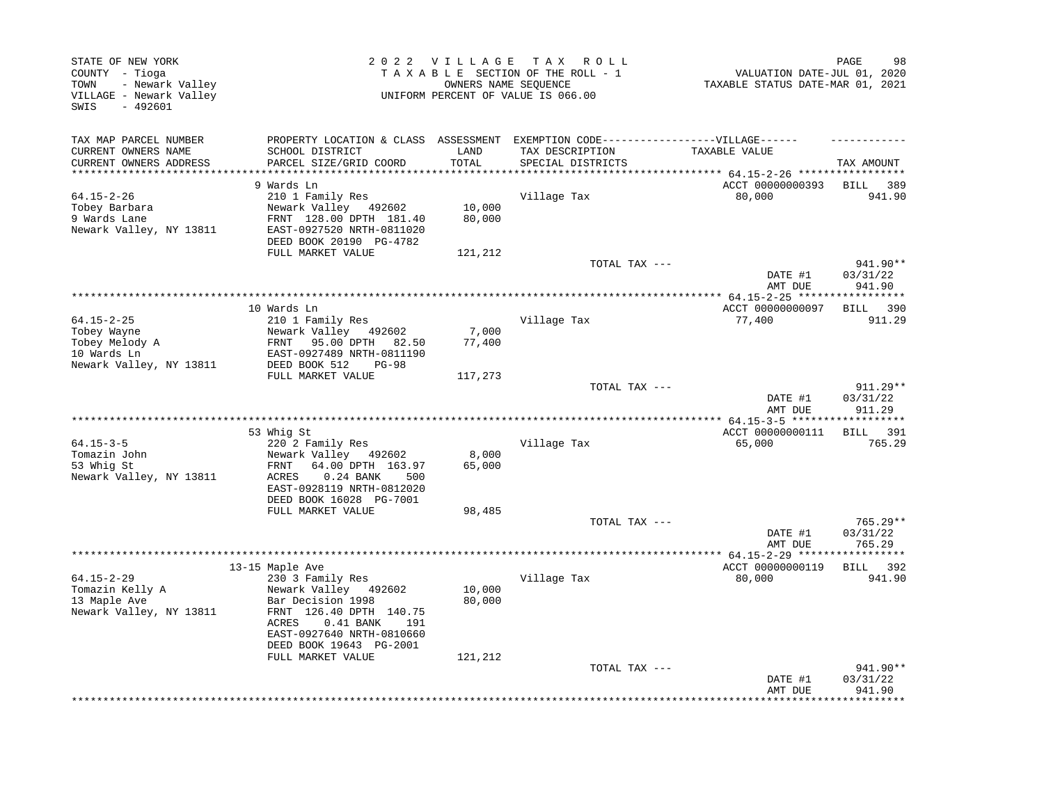STATE OF NEW YORK
COUNTY - Tioga
TOWN - Newark Valley
VILLAGE - Newark Valley
SWIS - 492601

2022 VILLAGE TAX ROLL
TAXABLE SECTION OF THE ROLL - 1
OWNERS NAME SEQUENCE
UNIFORM PERCENT OF VALUE IS 066.00

VALUATION DATE-JUL 01, 2020
TAXABLE STATUS DATE-MAR 01, 2021

| TAX MAP PARCEL NUMBER / CURRENT OWNERS NAME / CURRENT OWNERS ADDRESS | PROPERTY LOCATION & CLASS / SCHOOL DISTRICT / PARCEL SIZE/GRID COORD | ASSESSMENT LAND / TOTAL | EXEMPTION CODE / TAX DESCRIPTION / SPECIAL DISTRICTS | VILLAGE TAXABLE VALUE | TAX AMOUNT |
|---|---|---|---|---|---|
| 64.15-2-26 | 9 Wards Ln | | | ACCT 00000000393 | BILL 389 |
| Tobey Barbara | 210 1 Family Res | | Village Tax | 80,000 | 941.90 |
| 9 Wards Lane | Newark Valley 492602 | 10,000 | | | |
| Newark Valley, NY 13811 | FRNT 128.00 DPTH 181.40 | 80,000 | | | |
| | EAST-0927520 NRTH-0811020 | | | | |
| | DEED BOOK 20190 PG-4782 | | | | |
| | FULL MARKET VALUE | 121,212 | | | |
| | | | TOTAL TAX --- | | 941.90** |
| | | | | DATE #1 | 03/31/22 |
| | | | | AMT DUE | 941.90 |
| 64.15-2-25 | 10 Wards Ln | | | ACCT 00000000097 | BILL 390 |
| Tobey Wayne | 210 1 Family Res | | Village Tax | 77,400 | 911.29 |
| Tobey Melody A | Newark Valley 492602 | 7,000 | | | |
| 10 Wards Ln | FRNT 95.00 DPTH 82.50 | 77,400 | | | |
| Newark Valley, NY 13811 | EAST-0927489 NRTH-0811190 | | | | |
| | DEED BOOK 512 PG-98 | | | | |
| | FULL MARKET VALUE | 117,273 | | | |
| | | | TOTAL TAX --- | | 911.29** |
| | | | | DATE #1 | 03/31/22 |
| | | | | AMT DUE | 911.29 |
| 64.15-3-5 | 53 Whig St | | | ACCT 00000000111 | BILL 391 |
| Tomazin John | 220 2 Family Res | | Village Tax | 65,000 | 765.29 |
| 53 Whig St | Newark Valley 492602 | 8,000 | | | |
| Newark Valley, NY 13811 | FRNT 64.00 DPTH 163.97 | 65,000 | | | |
| | ACRES 0.24 BANK 500 | | | | |
| | EAST-0928119 NRTH-0812020 | | | | |
| | DEED BOOK 16028 PG-7001 | | | | |
| | FULL MARKET VALUE | 98,485 | | | |
| | | | TOTAL TAX --- | | 765.29** |
| | | | | DATE #1 | 03/31/22 |
| | | | | AMT DUE | 765.29 |
| 64.15-2-29 | 13-15 Maple Ave | | | ACCT 00000000119 | BILL 392 |
| Tomazin Kelly A | 230 3 Family Res | | Village Tax | 80,000 | 941.90 |
| 13 Maple Ave | Newark Valley 492602 | 10,000 | | | |
| Newark Valley, NY 13811 | Bar Decision 1998 | 80,000 | | | |
| | FRNT 126.40 DPTH 140.75 | | | | |
| | ACRES 0.41 BANK 191 | | | | |
| | EAST-0927640 NRTH-0810660 | | | | |
| | DEED BOOK 19643 PG-2001 | | | | |
| | FULL MARKET VALUE | 121,212 | | | |
| | | | TOTAL TAX --- | | 941.90** |
| | | | | DATE #1 | 03/31/22 |
| | | | | AMT DUE | 941.90 |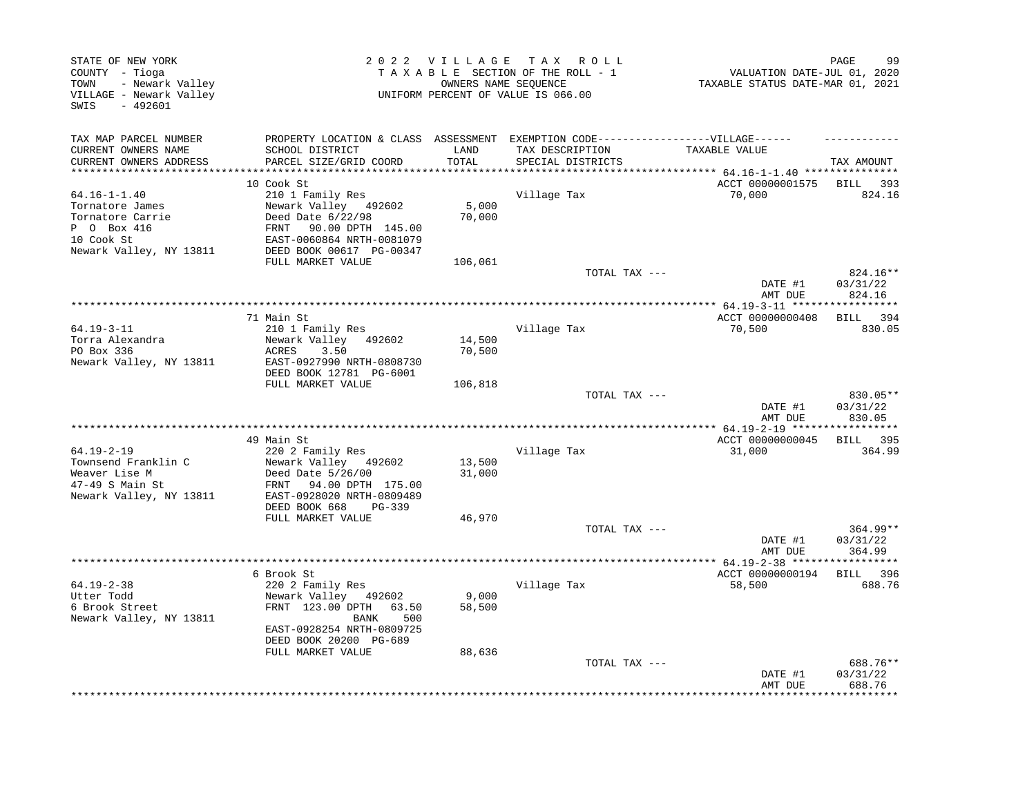STATE OF NEW YORK
COUNTY - Tioga
TOWN - Newark Valley
VILLAGE - Newark Valley
SWIS - 492601

2 0 2 2 V I L L A G E T A X R O L L
T A X A B L E SECTION OF THE ROLL - 1
OWNERS NAME SEQUENCE
UNIFORM PERCENT OF VALUE IS 066.00

VALUATION DATE-JUL 01, 2020
TAXABLE STATUS DATE-MAR 01, 2021

| TAX MAP PARCEL NUMBER / CURRENT OWNERS NAME / CURRENT OWNERS ADDRESS | PROPERTY LOCATION & CLASS / SCHOOL DISTRICT / PARCEL SIZE/GRID COORD | ASSESSMENT LAND / TOTAL | EXEMPTION CODE / TAX DESCRIPTION / SPECIAL DISTRICTS | VILLAGE TAXABLE VALUE | TAX AMOUNT |
|---|---|---|---|---|---|
| **64.16-1-1.40** | 10 Cook St | | | ACCT 00000001575 | BILL 393 |
| Tornatore James | 210 1 Family Res | | Village Tax | 70,000 | 824.16 |
| Tornatore Carrie | Newark Valley 492602 | 5,000 | | | |
| P O Box 416 | Deed Date 6/22/98 | 70,000 | | | |
| 10 Cook St | FRNT 90.00 DPTH 145.00 | | | | |
| Newark Valley, NY 13811 | EAST-0060864 NRTH-0081079 | | | | |
| | DEED BOOK 00617 PG-00347 | | | | |
| | FULL MARKET VALUE | 106,061 | | | |
| | | | TOTAL TAX --- | | 824.16** |
| | | | | DATE #1 | 03/31/22 |
| | | | | AMT DUE | 824.16 |
| **64.19-3-11** | 71 Main St | | | ACCT 00000000408 | BILL 394 |
| Torra Alexandra | 210 1 Family Res | | Village Tax | 70,500 | 830.05 |
| PO Box 336 | Newark Valley 492602 | 14,500 | | | |
| Newark Valley, NY 13811 | ACRES 3.50 | 70,500 | | | |
| | EAST-0927990 NRTH-0808730 | | | | |
| | DEED BOOK 12781 PG-6001 | | | | |
| | FULL MARKET VALUE | 106,818 | | | |
| | | | TOTAL TAX --- | | 830.05** |
| | | | | DATE #1 | 03/31/22 |
| | | | | AMT DUE | 830.05 |
| **64.19-2-19** | 49 Main St | | | ACCT 00000000045 | BILL 395 |
| Townsend Franklin C | 220 2 Family Res | | Village Tax | 31,000 | 364.99 |
| Weaver Lise M | Newark Valley 492602 | 13,500 | | | |
| 47-49 S Main St | Deed Date 5/26/00 | 31,000 | | | |
| Newark Valley, NY 13811 | FRNT 94.00 DPTH 175.00 | | | | |
| | EAST-0928020 NRTH-0809489 | | | | |
| | DEED BOOK 668 PG-339 | | | | |
| | FULL MARKET VALUE | 46,970 | | | |
| | | | TOTAL TAX --- | | 364.99** |
| | | | | DATE #1 | 03/31/22 |
| | | | | AMT DUE | 364.99 |
| **64.19-2-38** | 6 Brook St | | | ACCT 00000000194 | BILL 396 |
| Utter Todd | 220 2 Family Res | | Village Tax | 58,500 | 688.76 |
| 6 Brook Street | Newark Valley 492602 | 9,000 | | | |
| Newark Valley, NY 13811 | FRNT 123.00 DPTH 63.50 | 58,500 | | | |
| | BANK 500 | | | | |
| | EAST-0928254 NRTH-0809725 | | | | |
| | DEED BOOK 20200 PG-689 | | | | |
| | FULL MARKET VALUE | 88,636 | | | |
| | | | TOTAL TAX --- | | 688.76** |
| | | | | DATE #1 | 03/31/22 |
| | | | | AMT DUE | 688.76 |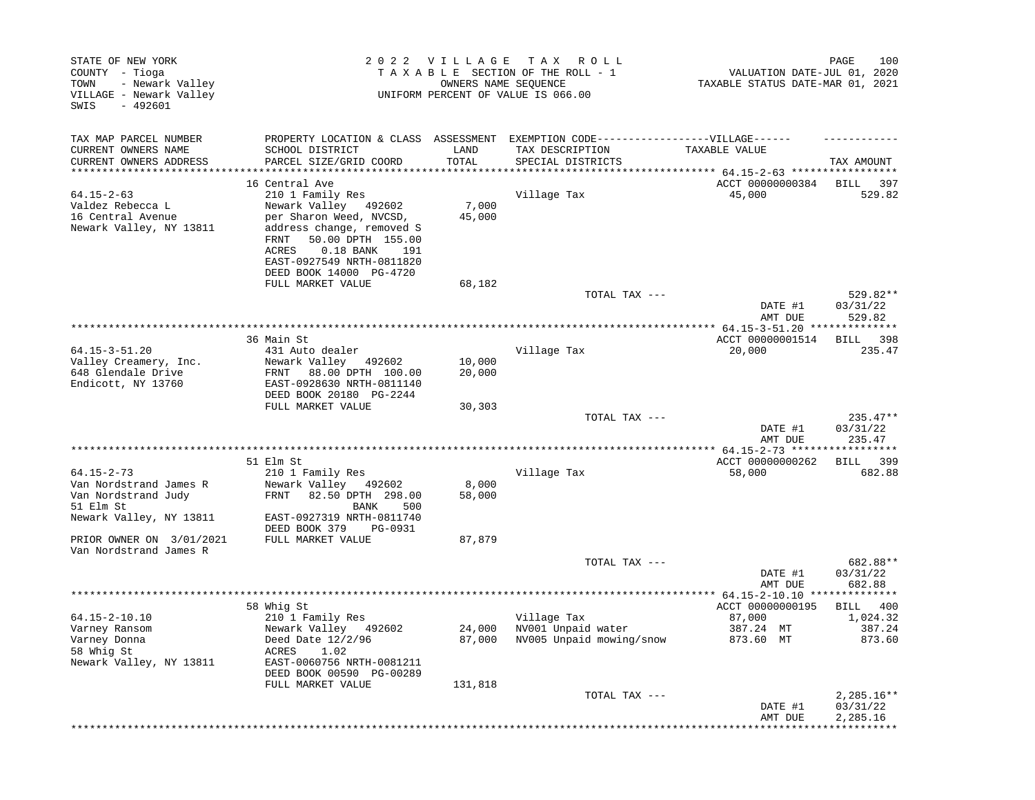STATE OF NEW YORK
COUNTY - Tioga
TOWN - Newark Valley
VILLAGE - Newark Valley
SWIS - 492601

2 0 2 2 V I L L A G E T A X R O L L
T A X A B L E SECTION OF THE ROLL - 1
OWNERS NAME SEQUENCE
UNIFORM PERCENT OF VALUE IS 066.00

VALUATION DATE-JUL 01, 2020
TAXABLE STATUS DATE-MAR 01, 2021

| TAX MAP PARCEL NUMBER / CURRENT OWNERS NAME / CURRENT OWNERS ADDRESS | PROPERTY LOCATION & CLASS / SCHOOL DISTRICT / PARCEL SIZE/GRID COORD | ASSESSMENT LAND / TOTAL | EXEMPTION CODE / TAX DESCRIPTION / SPECIAL DISTRICTS | VILLAGE TAXABLE VALUE | TAX AMOUNT |
|---|---|---|---|---|---|
| | 16 Central Ave | | | ACCT 00000000384 | BILL 397 |
| 64.15-2-63 | 210 1 Family Res | | Village Tax | 45,000 | 529.82 |
| Valdez Rebecca L | Newark Valley 492602 | 7,000 | | | |
| 16 Central Avenue | per Sharon Weed, NVCSD, | 45,000 | | | |
| Newark Valley, NY 13811 | address change, removed S | | | | |
| | FRNT 50.00 DPTH 155.00 | | | | |
| | ACRES 0.18 BANK 191 | | | | |
| | EAST-0927549 NRTH-0811820 | | | | |
| | DEED BOOK 14000 PG-4720 | | | | |
| | FULL MARKET VALUE | 68,182 | | | |
| | | | TOTAL TAX --- | | 529.82** |
| | | | | DATE #1 | 03/31/22 |
| | | | | AMT DUE | 529.82 |
| | 36 Main St | | | ACCT 00000001514 | BILL 398 |
| 64.15-3-51.20 | 431 Auto dealer | | Village Tax | 20,000 | 235.47 |
| Valley Creamery, Inc. | Newark Valley 492602 | 10,000 | | | |
| 648 Glendale Drive | FRNT 88.00 DPTH 100.00 | 20,000 | | | |
| Endicott, NY 13760 | EAST-0928630 NRTH-0811140 | | | | |
| | DEED BOOK 20180 PG-2244 | | | | |
| | FULL MARKET VALUE | 30,303 | | | |
| | | | TOTAL TAX --- | | 235.47** |
| | | | | DATE #1 | 03/31/22 |
| | | | | AMT DUE | 235.47 |
| | 51 Elm St | | | ACCT 00000000262 | BILL 399 |
| 64.15-2-73 | 210 1 Family Res | | Village Tax | 58,000 | 682.88 |
| Van Nordstrand James R | Newark Valley 492602 | 8,000 | | | |
| Van Nordstrand Judy | FRNT 82.50 DPTH 298.00 | 58,000 | | | |
| 51 Elm St | BANK 500 | | | | |
| Newark Valley, NY 13811 | EAST-0927319 NRTH-0811740 | | | | |
| | DEED BOOK 379 PG-0931 | | | | |
| PRIOR OWNER ON 3/01/2021 | FULL MARKET VALUE | 87,879 | | | |
| Van Nordstrand James R | | | | | |
| | | | TOTAL TAX --- | | 682.88** |
| | | | | DATE #1 | 03/31/22 |
| | | | | AMT DUE | 682.88 |
| | 58 Whig St | | | ACCT 00000000195 | BILL 400 |
| 64.15-2-10.10 | 210 1 Family Res | | Village Tax | 87,000 | 1,024.32 |
| Varney Ransom | Newark Valley 492602 | 24,000 | NV001 Unpaid water | 387.24 MT | 387.24 |
| Varney Donna | Deed Date 12/2/96 | 87,000 | NV005 Unpaid mowing/snow | 873.60 MT | 873.60 |
| 58 Whig St | ACRES 1.02 | | | | |
| Newark Valley, NY 13811 | EAST-0060756 NRTH-0081211 | | | | |
| | DEED BOOK 00590 PG-00289 | | | | |
| | FULL MARKET VALUE | 131,818 | | | |
| | | | TOTAL TAX --- | | 2,285.16** |
| | | | | DATE #1 | 03/31/22 |
| | | | | AMT DUE | 2,285.16 |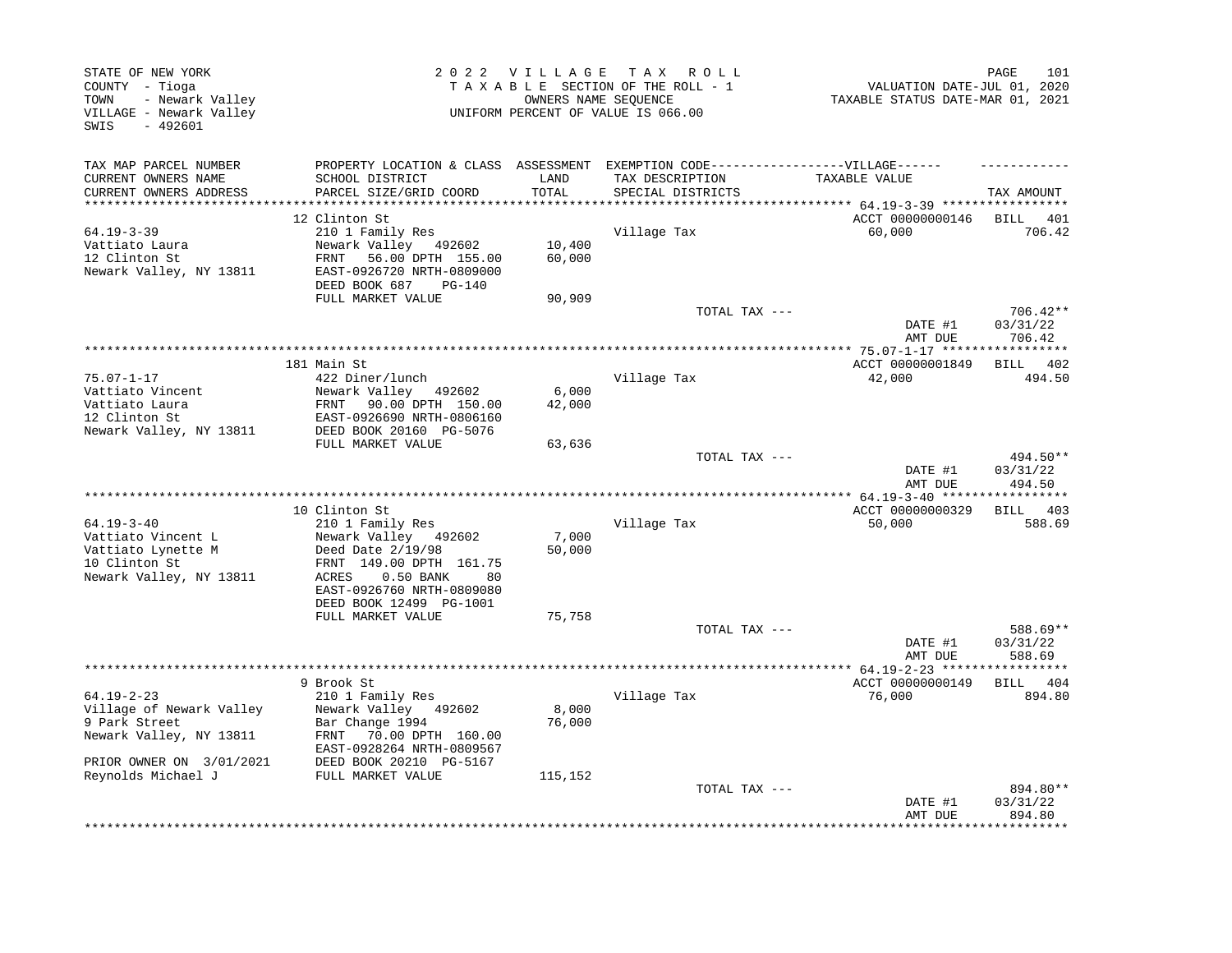STATE OF NEW YORK
COUNTY - Tioga
TOWN - Newark Valley
VILLAGE - Newark Valley
SWIS - 492601

2022 VILLAGE TAX ROLL
TAXABLE SECTION OF THE ROLL - 1
OWNERS NAME SEQUENCE
UNIFORM PERCENT OF VALUE IS 066.00

VALUATION DATE-JUL 01, 2020
TAXABLE STATUS DATE-MAR 01, 2021

| TAX MAP PARCEL NUMBER / CURRENT OWNERS NAME / CURRENT OWNERS ADDRESS | PROPERTY LOCATION & CLASS / SCHOOL DISTRICT / PARCEL SIZE/GRID COORD | ASSESSMENT LAND / TOTAL | EXEMPTION CODE / TAX DESCRIPTION / SPECIAL DISTRICTS | VILLAGE TAXABLE VALUE | TAX AMOUNT |
|---|---|---|---|---|---|
| **64.19-3-39** | 12 Clinton St | | | ACCT 00000000146 | BILL 401 |
| 64.19-3-39 | 210 1 Family Res | | Village Tax | 60,000 | 706.42 |
| Vattiato Laura | Newark Valley 492602 | 10,400 | | | |
| 12 Clinton St | FRNT 56.00 DPTH 155.00 | 60,000 | | | |
| Newark Valley, NY 13811 | EAST-0926720 NRTH-0809000 | | | | |
| | DEED BOOK 687 PG-140 | | | | |
| | FULL MARKET VALUE | 90,909 | | | |
| | | | TOTAL TAX --- | | 706.42** |
| | | | | DATE #1 | 03/31/22 |
| | | | | AMT DUE | 706.42 |
| **75.07-1-17** | 181 Main St | | | ACCT 00000001849 | BILL 402 |
| 75.07-1-17 | 422 Diner/lunch | | Village Tax | 42,000 | 494.50 |
| Vattiato Vincent | Newark Valley 492602 | 6,000 | | | |
| Vattiato Laura | FRNT 90.00 DPTH 150.00 | 42,000 | | | |
| 12 Clinton St | EAST-0926690 NRTH-0806160 | | | | |
| Newark Valley, NY 13811 | DEED BOOK 20160 PG-5076 | | | | |
| | FULL MARKET VALUE | 63,636 | | | |
| | | | TOTAL TAX --- | | 494.50** |
| | | | | DATE #1 | 03/31/22 |
| | | | | AMT DUE | 494.50 |
| **64.19-3-40** | 10 Clinton St | | | ACCT 00000000329 | BILL 403 |
| 64.19-3-40 | 210 1 Family Res | | Village Tax | 50,000 | 588.69 |
| Vattiato Vincent L | Newark Valley 492602 | 7,000 | | | |
| Vattiato Lynette M | Deed Date 2/19/98 | 50,000 | | | |
| 10 Clinton St | FRNT 149.00 DPTH 161.75 | | | | |
| Newark Valley, NY 13811 | ACRES 0.50 BANK 80 | | | | |
| | EAST-0926760 NRTH-0809080 | | | | |
| | DEED BOOK 12499 PG-1001 | | | | |
| | FULL MARKET VALUE | 75,758 | | | |
| | | | TOTAL TAX --- | | 588.69** |
| | | | | DATE #1 | 03/31/22 |
| | | | | AMT DUE | 588.69 |
| **64.19-2-23** | 9 Brook St | | | ACCT 00000000149 | BILL 404 |
| 64.19-2-23 | 210 1 Family Res | | Village Tax | 76,000 | 894.80 |
| Village of Newark Valley | Newark Valley 492602 | 8,000 | | | |
| 9 Park Street | Bar Change 1994 | 76,000 | | | |
| Newark Valley, NY 13811 | FRNT 70.00 DPTH 160.00 | | | | |
| | EAST-0928264 NRTH-0809567 | | | | |
| PRIOR OWNER ON 3/01/2021 | DEED BOOK 20210 PG-5167 | | | | |
| Reynolds Michael J | FULL MARKET VALUE | 115,152 | | | |
| | | | TOTAL TAX --- | | 894.80** |
| | | | | DATE #1 | 03/31/22 |
| | | | | AMT DUE | 894.80 |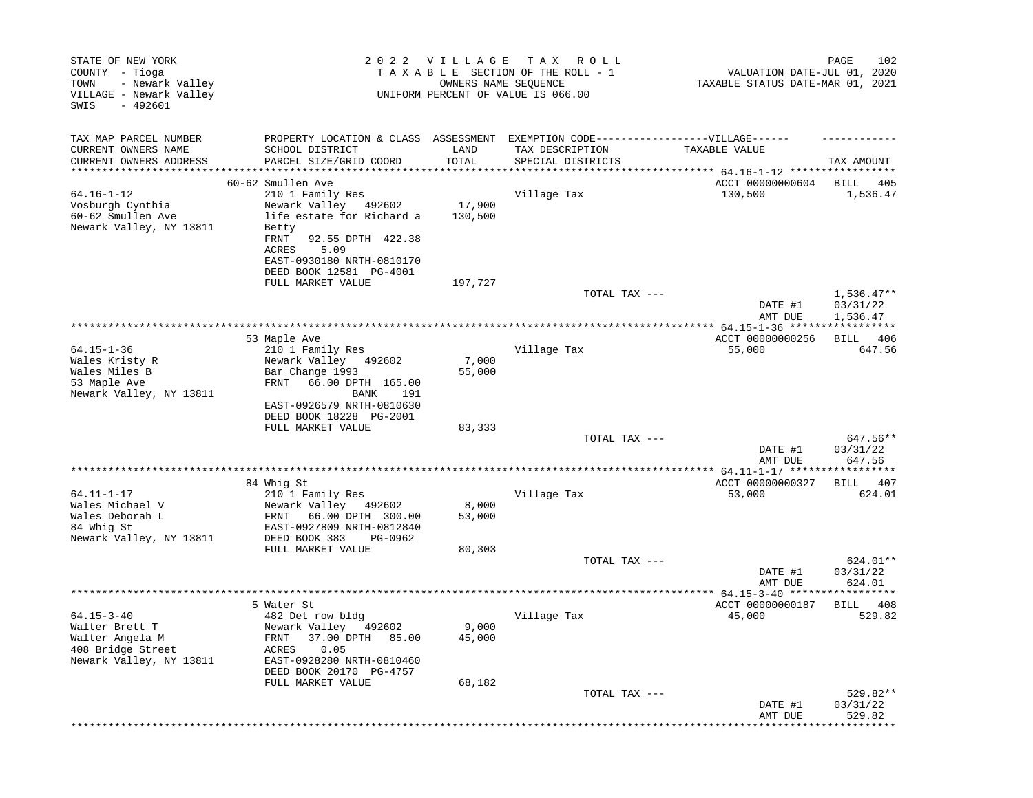STATE OF NEW YORK
COUNTY - Tioga
TOWN - Newark Valley
VILLAGE - Newark Valley
SWIS - 492601

2022 VILLAGE TAX ROLL
TAXABLE SECTION OF THE ROLL - 1
OWNERS NAME SEQUENCE
UNIFORM PERCENT OF VALUE IS 066.00

VALUATION DATE-JUL 01, 2020
TAXABLE STATUS DATE-MAR 01, 2021

| TAX MAP PARCEL NUMBER<br>CURRENT OWNERS NAME<br>CURRENT OWNERS ADDRESS | PROPERTY LOCATION & CLASS<br>SCHOOL DISTRICT<br>PARCEL SIZE/GRID COORD | ASSESSMENT<br>LAND<br>TOTAL | EXEMPTION CODE------VILLAGE------<br>TAX DESCRIPTION<br>SPECIAL DISTRICTS | TAXABLE VALUE | TAX AMOUNT |
|---|---|---|---|---|---|
| | 60-62 Smullen Ave | | | ACCT 00000000604 | BILL 405 |
| 64.16-1-12 | 210 1 Family Res | | Village Tax | 130,500 | 1,536.47 |
| Vosburgh Cynthia | Newark Valley 492602 | 17,900 | | | |
| 60-62 Smullen Ave | life estate for Richard a | 130,500 | | | |
| Newark Valley, NY 13811 | Betty | | | | |
| | FRNT 92.55 DPTH 422.38 | | | | |
| | ACRES 5.09 | | | | |
| | EAST-0930180 NRTH-0810170 | | | | |
| | DEED BOOK 12581 PG-4001 | | | | |
| | FULL MARKET VALUE | 197,727 | | | |
| | | | TOTAL TAX --- | | 1,536.47** |
| | | | | DATE #1 | 03/31/22 |
| | | | | AMT DUE | 1,536.47 |
| | 53 Maple Ave | | | ACCT 00000000256 | BILL 406 |
| 64.15-1-36 | 210 1 Family Res | | Village Tax | 55,000 | 647.56 |
| Wales Kristy R | Newark Valley 492602 | 7,000 | | | |
| Wales Miles B | Bar Change 1993 | 55,000 | | | |
| 53 Maple Ave | FRNT 66.00 DPTH 165.00 | | | | |
| Newark Valley, NY 13811 | BANK 191 | | | | |
| | EAST-0926579 NRTH-0810630 | | | | |
| | DEED BOOK 18228 PG-2001 | | | | |
| | FULL MARKET VALUE | 83,333 | | | |
| | | | TOTAL TAX --- | | 647.56** |
| | | | | DATE #1 | 03/31/22 |
| | | | | AMT DUE | 647.56 |
| | 84 Whig St | | | ACCT 00000000327 | BILL 407 |
| 64.11-1-17 | 210 1 Family Res | | Village Tax | 53,000 | 624.01 |
| Wales Michael V | Newark Valley 492602 | 8,000 | | | |
| Wales Deborah L | FRNT 66.00 DPTH 300.00 | 53,000 | | | |
| 84 Whig St | EAST-0927809 NRTH-0812840 | | | | |
| Newark Valley, NY 13811 | DEED BOOK 383 PG-0962 | | | | |
| | FULL MARKET VALUE | 80,303 | | | |
| | | | TOTAL TAX --- | | 624.01** |
| | | | | DATE #1 | 03/31/22 |
| | | | | AMT DUE | 624.01 |
| | 5 Water St | | | ACCT 00000000187 | BILL 408 |
| 64.15-3-40 | 482 Det row bldg | | Village Tax | 45,000 | 529.82 |
| Walter Brett T | Newark Valley 492602 | 9,000 | | | |
| Walter Angela M | FRNT 37.00 DPTH 85.00 | 45,000 | | | |
| 408 Bridge Street | ACRES 0.05 | | | | |
| Newark Valley, NY 13811 | EAST-0928280 NRTH-0810460 | | | | |
| | DEED BOOK 20170 PG-4757 | | | | |
| | FULL MARKET VALUE | 68,182 | | | |
| | | | TOTAL TAX --- | | 529.82** |
| | | | | DATE #1 | 03/31/22 |
| | | | | AMT DUE | 529.82 |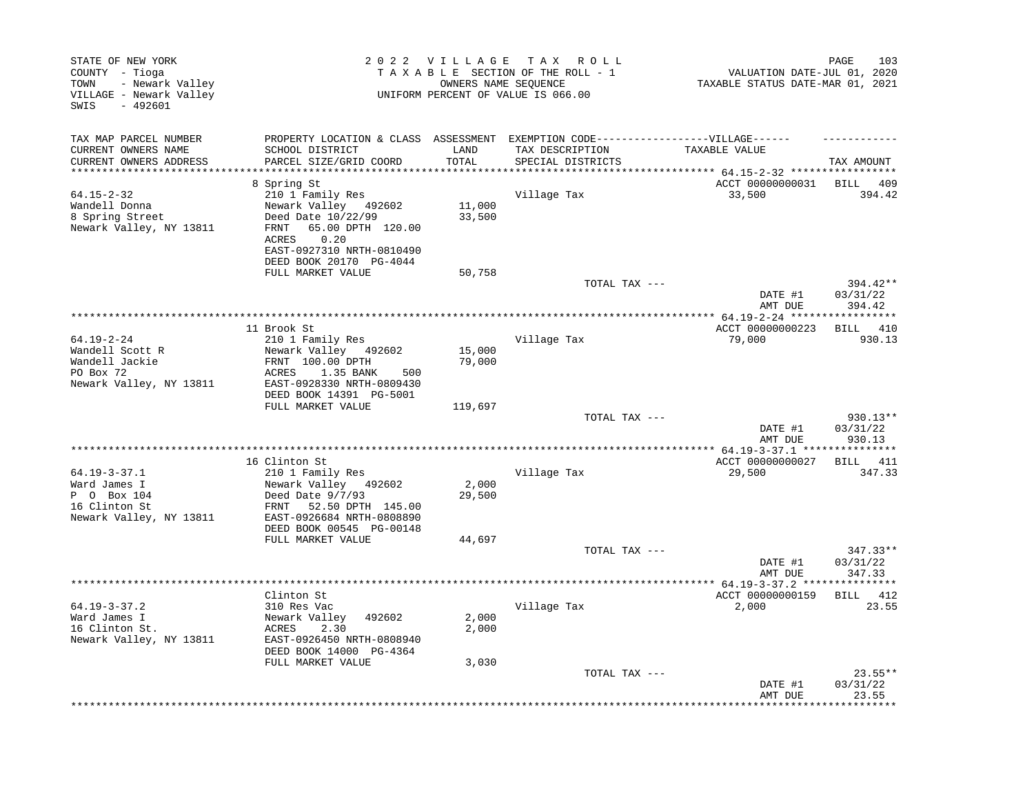STATE OF NEW YORK
COUNTY - Tioga
TOWN - Newark Valley
VILLAGE - Newark Valley
SWIS - 492601

2022 VILLAGE TAX ROLL
TAXABLE SECTION OF THE ROLL - 1
OWNERS NAME SEQUENCE
UNIFORM PERCENT OF VALUE IS 066.00

VALUATION DATE-JUL 01, 2020
TAXABLE STATUS DATE-MAR 01, 2021

| TAX MAP PARCEL NUMBER / CURRENT OWNERS NAME / CURRENT OWNERS ADDRESS | PROPERTY LOCATION & CLASS / SCHOOL DISTRICT / PARCEL SIZE/GRID COORD | ASSESSMENT LAND / TOTAL | EXEMPTION CODE / TAX DESCRIPTION / SPECIAL DISTRICTS | VILLAGE TAXABLE VALUE | TAX AMOUNT |
|---|---|---|---|---|---|
| **64.15-2-32** | 8 Spring St | | | ACCT 00000000031 | BILL 409 |
| 64.15-2-32 | 210 1 Family Res | | Village Tax | 33,500 | 394.42 |
| Wandell Donna | Newark Valley 492602 | 11,000 | | | |
| 8 Spring Street | Deed Date 10/22/99 | 33,500 | | | |
| Newark Valley, NY 13811 | FRNT 65.00 DPTH 120.00 | | | | |
| | ACRES 0.20 | | | | |
| | EAST-0927310 NRTH-0810490 | | | | |
| | DEED BOOK 20170 PG-4044 | | | | |
| | FULL MARKET VALUE | 50,758 | | | |
| | | | TOTAL TAX --- | | 394.42** |
| | | | | DATE #1 | 03/31/22 |
| | | | | AMT DUE | 394.42 |
| **64.19-2-24** | 11 Brook St | | | ACCT 00000000223 | BILL 410 |
| 64.19-2-24 | 210 1 Family Res | | Village Tax | 79,000 | 930.13 |
| Wandell Scott R | Newark Valley 492602 | 15,000 | | | |
| Wandell Jackie | FRNT 100.00 DPTH | 79,000 | | | |
| PO Box 72 | ACRES 1.35 BANK 500 | | | | |
| Newark Valley, NY 13811 | EAST-0928330 NRTH-0809430 | | | | |
| | DEED BOOK 14391 PG-5001 | | | | |
| | FULL MARKET VALUE | 119,697 | | | |
| | | | TOTAL TAX --- | | 930.13** |
| | | | | DATE #1 | 03/31/22 |
| | | | | AMT DUE | 930.13 |
| **64.19-3-37.1** | 16 Clinton St | | | ACCT 00000000027 | BILL 411 |
| 64.19-3-37.1 | 210 1 Family Res | | Village Tax | 29,500 | 347.33 |
| Ward James I | Newark Valley 492602 | 2,000 | | | |
| P O Box 104 | Deed Date 9/7/93 | 29,500 | | | |
| 16 Clinton St | FRNT 52.50 DPTH 145.00 | | | | |
| Newark Valley, NY 13811 | EAST-0926684 NRTH-0808890 | | | | |
| | DEED BOOK 00545 PG-00148 | | | | |
| | FULL MARKET VALUE | 44,697 | | | |
| | | | TOTAL TAX --- | | 347.33** |
| | | | | DATE #1 | 03/31/22 |
| | | | | AMT DUE | 347.33 |
| **64.19-3-37.2** | Clinton St | | | ACCT 00000000159 | BILL 412 |
| 64.19-3-37.2 | 310 Res Vac | | Village Tax | 2,000 | 23.55 |
| Ward James I | Newark Valley 492602 | 2,000 | | | |
| 16 Clinton St. | ACRES 2.30 | 2,000 | | | |
| Newark Valley, NY 13811 | EAST-0926450 NRTH-0808940 | | | | |
| | DEED BOOK 14000 PG-4364 | | | | |
| | FULL MARKET VALUE | 3,030 | | | |
| | | | TOTAL TAX --- | | 23.55** |
| | | | | DATE #1 | 03/31/22 |
| | | | | AMT DUE | 23.55 |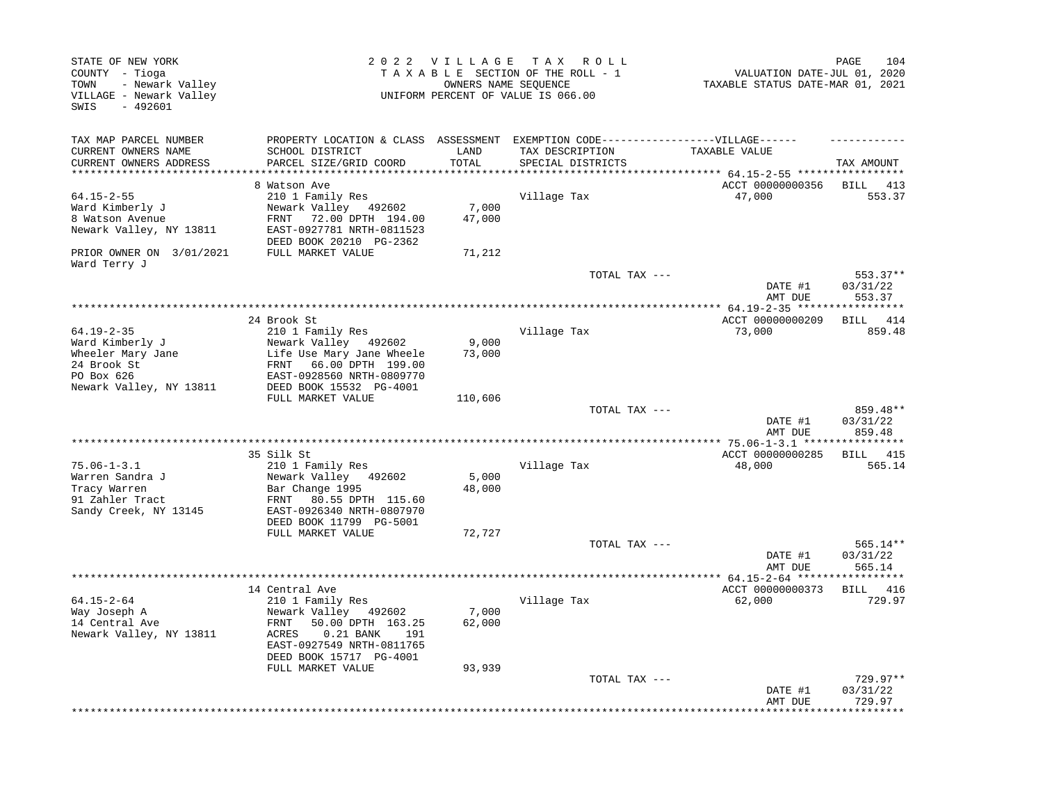STATE OF NEW YORK
COUNTY - Tioga
TOWN - Newark Valley
VILLAGE - Newark Valley
SWIS - 492601

2022 VILLAGE TAX ROLL
TAXABLE SECTION OF THE ROLL - 1
OWNERS NAME SEQUENCE
UNIFORM PERCENT OF VALUE IS 066.00

VALUATION DATE-JUL 01, 2020
TAXABLE STATUS DATE-MAR 01, 2021

| TAX MAP PARCEL NUMBER / CURRENT OWNERS NAME / CURRENT OWNERS ADDRESS | PROPERTY LOCATION & CLASS / SCHOOL DISTRICT / PARCEL SIZE/GRID COORD | ASSESSMENT LAND / TOTAL | EXEMPTION CODE / TAX DESCRIPTION / SPECIAL DISTRICTS | VILLAGE TAXABLE VALUE | TAX AMOUNT |
|---|---|---|---|---|---|
| **64.15-2-55** | 8 Watson Ave | | | ACCT 00000000356 | BILL 413 |
| 64.15-2-55 | 210 1 Family Res | | Village Tax | 47,000 | 553.37 |
| Ward Kimberly J | Newark Valley 492602 | 7,000 | | | |
| 8 Watson Avenue | FRNT 72.00 DPTH 194.00 | 47,000 | | | |
| Newark Valley, NY 13811 | EAST-0927781 NRTH-0811523 | | | | |
| | DEED BOOK 20210 PG-2362 | | | | |
| PRIOR OWNER ON 3/01/2021 | FULL MARKET VALUE | 71,212 | | | |
| Ward Terry J | | | | | |
| | | | TOTAL TAX --- | | 553.37** |
| | | | | DATE #1 | 03/31/22 |
| | | | | AMT DUE | 553.37 |
| **64.19-2-35** | 24 Brook St | | | ACCT 00000000209 | BILL 414 |
| 64.19-2-35 | 210 1 Family Res | | Village Tax | 73,000 | 859.48 |
| Ward Kimberly J | Newark Valley 492602 | 9,000 | | | |
| Wheeler Mary Jane | Life Use Mary Jane Wheele | 73,000 | | | |
| 24 Brook St | FRNT 66.00 DPTH 199.00 | | | | |
| PO Box 626 | EAST-0928560 NRTH-0809770 | | | | |
| Newark Valley, NY 13811 | DEED BOOK 15532 PG-4001 | | | | |
| | FULL MARKET VALUE | 110,606 | | | |
| | | | TOTAL TAX --- | | 859.48** |
| | | | | DATE #1 | 03/31/22 |
| | | | | AMT DUE | 859.48 |
| **75.06-1-3.1** | 35 Silk St | | | ACCT 00000000285 | BILL 415 |
| 75.06-1-3.1 | 210 1 Family Res | | Village Tax | 48,000 | 565.14 |
| Warren Sandra J | Newark Valley 492602 | 5,000 | | | |
| Tracy Warren | Bar Change 1995 | 48,000 | | | |
| 91 Zahler Tract | FRNT 80.55 DPTH 115.60 | | | | |
| Sandy Creek, NY 13145 | EAST-0926340 NRTH-0807970 | | | | |
| | DEED BOOK 11799 PG-5001 | | | | |
| | FULL MARKET VALUE | 72,727 | | | |
| | | | TOTAL TAX --- | | 565.14** |
| | | | | DATE #1 | 03/31/22 |
| | | | | AMT DUE | 565.14 |
| **64.15-2-64** | 14 Central Ave | | | ACCT 00000000373 | BILL 416 |
| 64.15-2-64 | 210 1 Family Res | | Village Tax | 62,000 | 729.97 |
| Way Joseph A | Newark Valley 492602 | 7,000 | | | |
| 14 Central Ave | FRNT 50.00 DPTH 163.25 | 62,000 | | | |
| Newark Valley, NY 13811 | ACRES 0.21 BANK 191 | | | | |
| | EAST-0927549 NRTH-0811765 | | | | |
| | DEED BOOK 15717 PG-4001 | | | | |
| | FULL MARKET VALUE | 93,939 | | | |
| | | | TOTAL TAX --- | | 729.97** |
| | | | | DATE #1 | 03/31/22 |
| | | | | AMT DUE | 729.97 |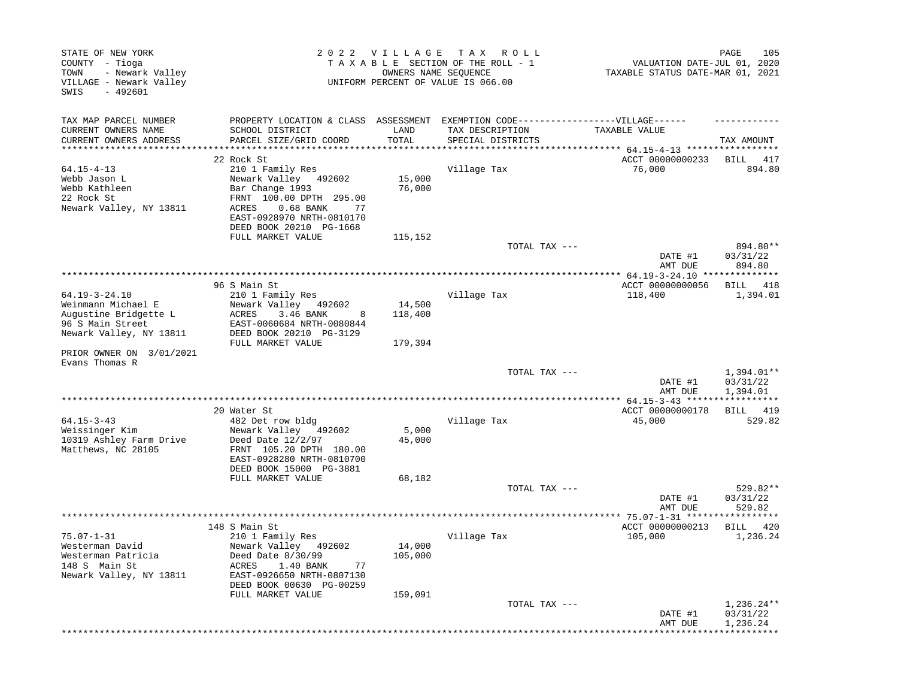STATE OF NEW YORK
COUNTY - Tioga
TOWN - Newark Valley
VILLAGE - Newark Valley
SWIS - 492601

2022 VILLAGE TAX ROLL
TAXABLE SECTION OF THE ROLL - 1
OWNERS NAME SEQUENCE
UNIFORM PERCENT OF VALUE IS 066.00

VALUATION DATE-JUL 01, 2020
TAXABLE STATUS DATE-MAR 01, 2021

| TAX MAP PARCEL NUMBER / CURRENT OWNERS NAME / CURRENT OWNERS ADDRESS | PROPERTY LOCATION & CLASS / SCHOOL DISTRICT / PARCEL SIZE/GRID COORD | ASSESSMENT LAND / TOTAL | EXEMPTION CODE / TAX DESCRIPTION / SPECIAL DISTRICTS | VILLAGE TAXABLE VALUE | TAX AMOUNT |
|---|---|---|---|---|---|
| **64.15-4-13** | 22 Rock St | | | ACCT 00000000233 | BILL 417 |
| 64.15-4-13 | 210 1 Family Res | | Village Tax | 76,000 | 894.80 |
| Webb Jason L | Newark Valley 492602 | 15,000 | | | |
| Webb Kathleen | Bar Change 1993 | 76,000 | | | |
| 22 Rock St | FRNT 100.00 DPTH 295.00 | | | | |
| Newark Valley, NY 13811 | ACRES 0.68 BANK 77 | | | | |
| | EAST-0928970 NRTH-0810170 | | | | |
| | DEED BOOK 20210 PG-1668 | | | | |
| | FULL MARKET VALUE | 115,152 | | | |
| | | | TOTAL TAX --- | | 894.80** |
| | | | | DATE #1 | 03/31/22 |
| | | | | AMT DUE | 894.80 |
| **64.19-3-24.10** | 96 S Main St | | | ACCT 00000000056 | BILL 418 |
| 64.19-3-24.10 | 210 1 Family Res | | Village Tax | 118,400 | 1,394.01 |
| Weinmann Michael E | Newark Valley 492602 | 14,500 | | | |
| Augustine Bridgette L | ACRES 3.46 BANK 8 | 118,400 | | | |
| 96 S Main Street | EAST-0060684 NRTH-0080844 | | | | |
| Newark Valley, NY 13811 | DEED BOOK 20210 PG-3129 | | | | |
| | FULL MARKET VALUE | 179,394 | | | |
| PRIOR OWNER ON 3/01/2021 | | | | | |
| Evans Thomas R | | | | | |
| | | | TOTAL TAX --- | | 1,394.01** |
| | | | | DATE #1 | 03/31/22 |
| | | | | AMT DUE | 1,394.01 |
| **64.15-3-43** | 20 Water St | | | ACCT 00000000178 | BILL 419 |
| 64.15-3-43 | 482 Det row bldg | | Village Tax | 45,000 | 529.82 |
| Weissinger Kim | Newark Valley 492602 | 5,000 | | | |
| 10319 Ashley Farm Drive | Deed Date 12/2/97 | 45,000 | | | |
| Matthews, NC 28105 | FRNT 105.20 DPTH 180.00 | | | | |
| | EAST-0928280 NRTH-0810700 | | | | |
| | DEED BOOK 15000 PG-3881 | | | | |
| | FULL MARKET VALUE | 68,182 | | | |
| | | | TOTAL TAX --- | | 529.82** |
| | | | | DATE #1 | 03/31/22 |
| | | | | AMT DUE | 529.82 |
| **75.07-1-31** | 148 S Main St | | | ACCT 00000000213 | BILL 420 |
| 75.07-1-31 | 210 1 Family Res | | Village Tax | 105,000 | 1,236.24 |
| Westerman David | Newark Valley 492602 | 14,000 | | | |
| Westerman Patricia | Deed Date 8/30/99 | 105,000 | | | |
| 148 S Main St | ACRES 1.40 BANK 77 | | | | |
| Newark Valley, NY 13811 | EAST-0926650 NRTH-0807130 | | | | |
| | DEED BOOK 00630 PG-00259 | | | | |
| | FULL MARKET VALUE | 159,091 | | | |
| | | | TOTAL TAX --- | | 1,236.24** |
| | | | | DATE #1 | 03/31/22 |
| | | | | AMT DUE | 1,236.24 |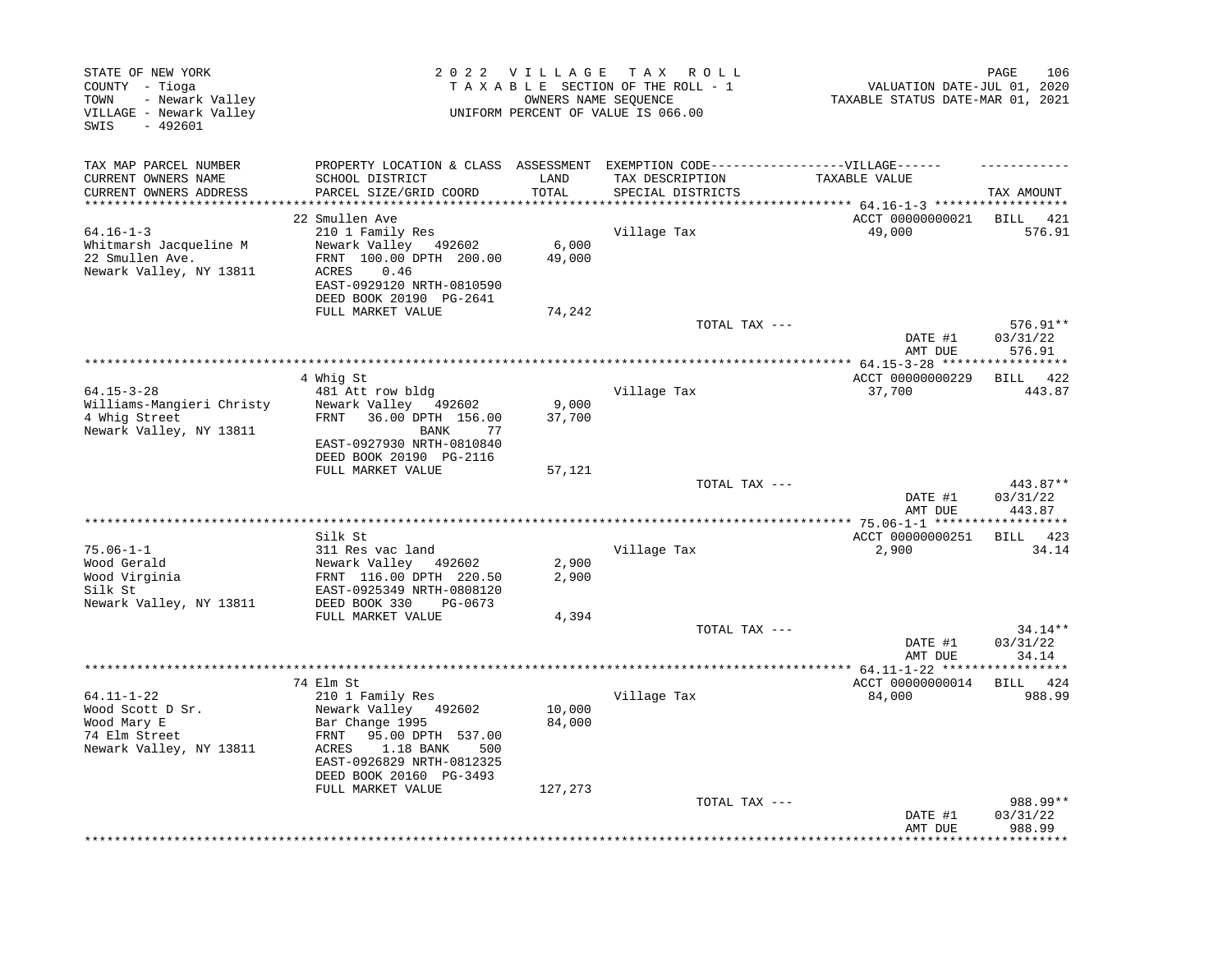STATE OF NEW YORK
COUNTY - Tioga
TOWN - Newark Valley
VILLAGE - Newark Valley
SWIS - 492601

2 0 2 2 V I L L A G E T A X R O L L
T A X A B L E SECTION OF THE ROLL - 1
OWNERS NAME SEQUENCE
UNIFORM PERCENT OF VALUE IS 066.00

VALUATION DATE-JUL 01, 2020
TAXABLE STATUS DATE-MAR 01, 2021

| TAX MAP PARCEL NUMBER / CURRENT OWNERS NAME / CURRENT OWNERS ADDRESS | PROPERTY LOCATION & CLASS / SCHOOL DISTRICT / PARCEL SIZE/GRID COORD | ASSESSMENT LAND / TOTAL | EXEMPTION CODE / TAX DESCRIPTION / SPECIAL DISTRICTS | VILLAGE TAXABLE VALUE | TAX AMOUNT |
|---|---|---|---|---|---|
| | 22 Smullen Ave | | | ACCT 00000000021 | BILL 421 |
| 64.16-1-3 | 210 1 Family Res | | Village Tax | 49,000 | 576.91 |
| Whitmarsh Jacqueline M | Newark Valley 492602 | 6,000 | | | |
| 22 Smullen Ave. | FRNT 100.00 DPTH 200.00 | 49,000 | | | |
| Newark Valley, NY 13811 | ACRES 0.46 | | | | |
| | EAST-0929120 NRTH-0810590 | | | | |
| | DEED BOOK 20190 PG-2641 | | | | |
| | FULL MARKET VALUE | 74,242 | | | |
| | | | TOTAL TAX --- | | 576.91** |
| | | | | DATE #1 | 03/31/22 |
| | | | | AMT DUE | 576.91 |
| | 4 Whig St | | | ACCT 00000000229 | BILL 422 |
| 64.15-3-28 | 481 Att row bldg | | Village Tax | 37,700 | 443.87 |
| Williams-Mangieri Christy | Newark Valley 492602 | 9,000 | | | |
| 4 Whig Street | FRNT 36.00 DPTH 156.00 | 37,700 | | | |
| Newark Valley, NY 13811 | BANK 77 | | | | |
| | EAST-0927930 NRTH-0810840 | | | | |
| | DEED BOOK 20190 PG-2116 | | | | |
| | FULL MARKET VALUE | 57,121 | | | |
| | | | TOTAL TAX --- | | 443.87** |
| | | | | DATE #1 | 03/31/22 |
| | | | | AMT DUE | 443.87 |
| | Silk St | | | ACCT 00000000251 | BILL 423 |
| 75.06-1-1 | 311 Res vac land | | Village Tax | 2,900 | 34.14 |
| Wood Gerald | Newark Valley 492602 | 2,900 | | | |
| Wood Virginia | FRNT 116.00 DPTH 220.50 | 2,900 | | | |
| Silk St | EAST-0925349 NRTH-0808120 | | | | |
| Newark Valley, NY 13811 | DEED BOOK 330 PG-0673 | | | | |
| | FULL MARKET VALUE | 4,394 | | | |
| | | | TOTAL TAX --- | | 34.14** |
| | | | | DATE #1 | 03/31/22 |
| | | | | AMT DUE | 34.14 |
| | 74 Elm St | | | ACCT 00000000014 | BILL 424 |
| 64.11-1-22 | 210 1 Family Res | | Village Tax | 84,000 | 988.99 |
| Wood Scott D Sr. | Newark Valley 492602 | 10,000 | | | |
| Wood Mary E | Bar Change 1995 | 84,000 | | | |
| 74 Elm Street | FRNT 95.00 DPTH 537.00 | | | | |
| Newark Valley, NY 13811 | ACRES 1.18 BANK 500 | | | | |
| | EAST-0926829 NRTH-0812325 | | | | |
| | DEED BOOK 20160 PG-3493 | | | | |
| | FULL MARKET VALUE | 127,273 | | | |
| | | | TOTAL TAX --- | | 988.99** |
| | | | | DATE #1 | 03/31/22 |
| | | | | AMT DUE | 988.99 |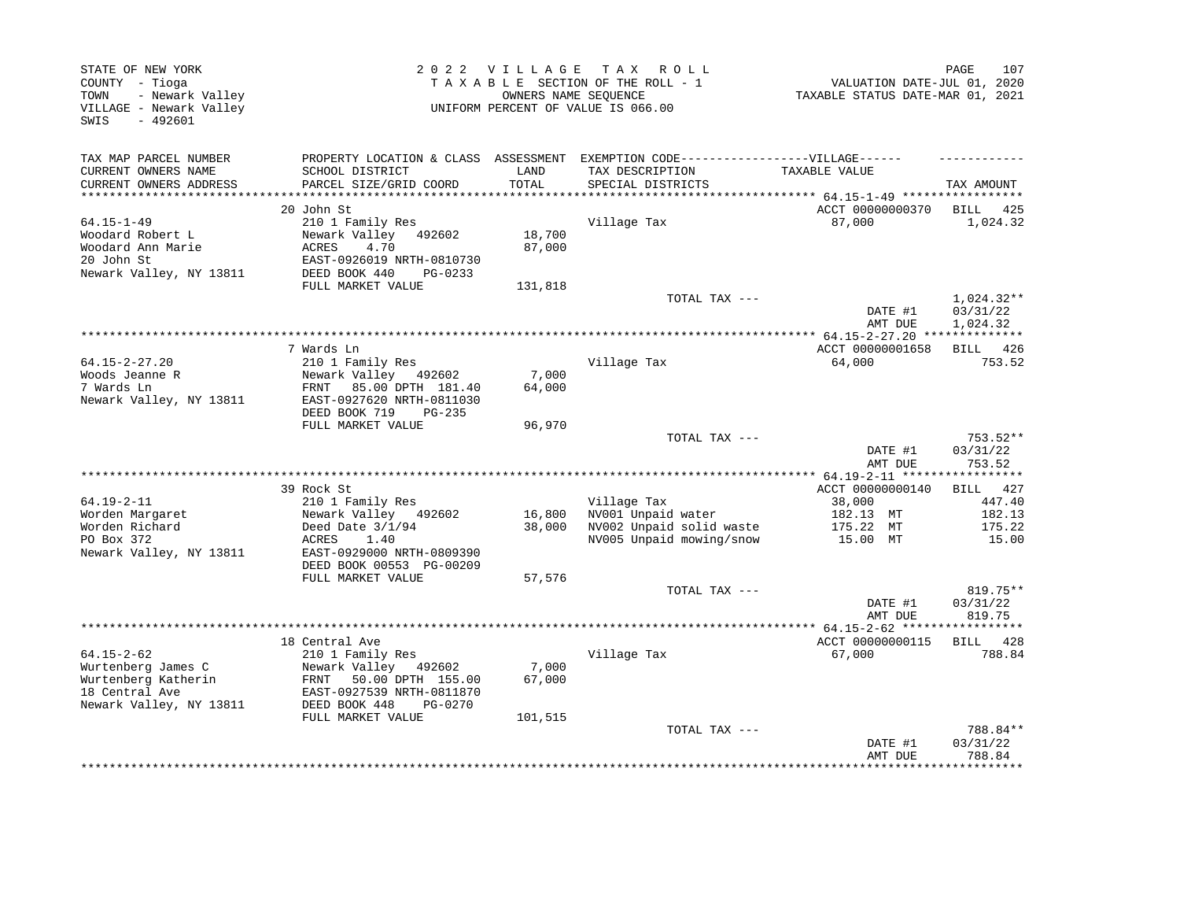STATE OF NEW YORK
COUNTY - Tioga
TOWN - Newark Valley
VILLAGE - Newark Valley
SWIS - 492601

2 0 2 2 V I L L A G E T A X R O L L
T A X A B L E SECTION OF THE ROLL - 1
OWNERS NAME SEQUENCE
UNIFORM PERCENT OF VALUE IS 066.00

VALUATION DATE-JUL 01, 2020
TAXABLE STATUS DATE-MAR 01, 2021

| TAX MAP PARCEL NUMBER / CURRENT OWNERS NAME / CURRENT OWNERS ADDRESS | PROPERTY LOCATION & CLASS / SCHOOL DISTRICT / PARCEL SIZE/GRID COORD | ASSESSMENT LAND / TOTAL | EXEMPTION CODE / TAX DESCRIPTION / SPECIAL DISTRICTS | TAXABLE VALUE | TAX AMOUNT |
|---|---|---|---|---|---|
| **64.15-1-49** | 20 John St | | | ACCT 00000000370 | BILL 425 |
| 64.15-1-49 | 210 1 Family Res | | Village Tax | 87,000 | 1,024.32 |
| Woodard Robert L | Newark Valley 492602 | 18,700 | | | |
| Woodard Ann Marie | ACRES 4.70 | 87,000 | | | |
| 20 John St | EAST-0926019 NRTH-0810730 | | | | |
| Newark Valley, NY 13811 | DEED BOOK 440 PG-0233 | | | | |
| | FULL MARKET VALUE | 131,818 | | | |
| | | | TOTAL TAX --- | | 1,024.32** |
| | | | | DATE #1 | 03/31/22 |
| | | | | AMT DUE | 1,024.32 |
| **64.15-2-27.20** | 7 Wards Ln | | | ACCT 00000001658 | BILL 426 |
| 64.15-2-27.20 | 210 1 Family Res | | Village Tax | 64,000 | 753.52 |
| Woods Jeanne R | Newark Valley 492602 | 7,000 | | | |
| 7 Wards Ln | FRNT 85.00 DPTH 181.40 | 64,000 | | | |
| Newark Valley, NY 13811 | EAST-0927620 NRTH-0811030 | | | | |
| | DEED BOOK 719 PG-235 | | | | |
| | FULL MARKET VALUE | 96,970 | | | |
| | | | TOTAL TAX --- | | 753.52** |
| | | | | DATE #1 | 03/31/22 |
| | | | | AMT DUE | 753.52 |
| **64.19-2-11** | 39 Rock St | | | ACCT 00000000140 | BILL 427 |
| 64.19-2-11 | 210 1 Family Res | | Village Tax | 38,000 | 447.40 |
| Worden Margaret | Newark Valley 492602 | 16,800 | NV001 Unpaid water | 182.13 MT | 182.13 |
| Worden Richard | Deed Date 3/1/94 | 38,000 | NV002 Unpaid solid waste | 175.22 MT | 175.22 |
| PO Box 372 | ACRES 1.40 | | NV005 Unpaid mowing/snow | 15.00 MT | 15.00 |
| Newark Valley, NY 13811 | EAST-0929000 NRTH-0809390 | | | | |
| | DEED BOOK 00553 PG-00209 | | | | |
| | FULL MARKET VALUE | 57,576 | | | |
| | | | TOTAL TAX --- | | 819.75** |
| | | | | DATE #1 | 03/31/22 |
| | | | | AMT DUE | 819.75 |
| **64.15-2-62** | 18 Central Ave | | | ACCT 00000000115 | BILL 428 |
| 64.15-2-62 | 210 1 Family Res | | Village Tax | 67,000 | 788.84 |
| Wurtenberg James C | Newark Valley 492602 | 7,000 | | | |
| Wurtenberg Katherin | FRNT 50.00 DPTH 155.00 | 67,000 | | | |
| 18 Central Ave | EAST-0927539 NRTH-0811870 | | | | |
| Newark Valley, NY 13811 | DEED BOOK 448 PG-0270 | | | | |
| | FULL MARKET VALUE | 101,515 | | | |
| | | | TOTAL TAX --- | | 788.84** |
| | | | | DATE #1 | 03/31/22 |
| | | | | AMT DUE | 788.84 |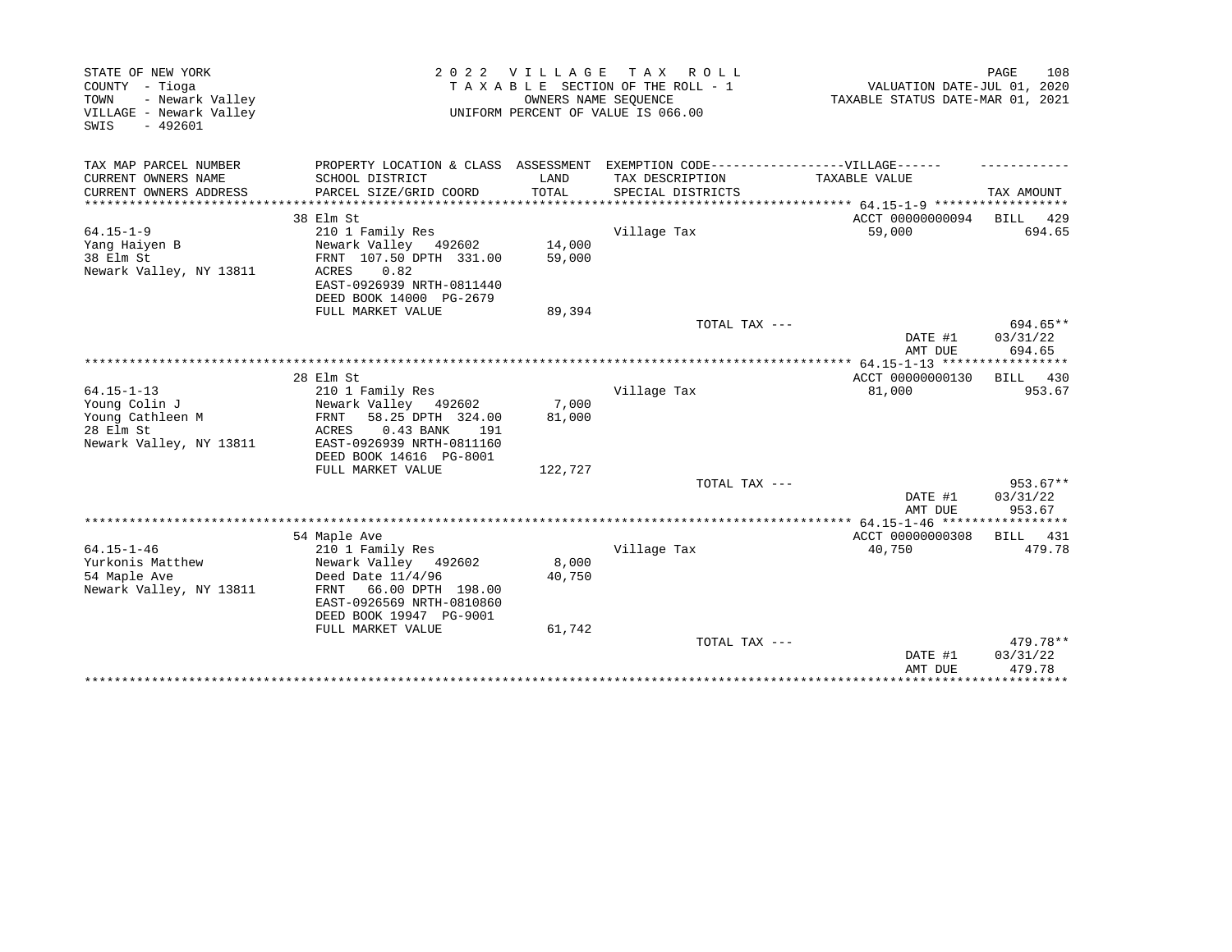STATE OF NEW YORK
COUNTY - Tioga
TOWN - Newark Valley
VILLAGE - Newark Valley
SWIS - 492601

2 0 2 2 V I L L A G E T A X R O L L
T A X A B L E SECTION OF THE ROLL - 1
OWNERS NAME SEQUENCE
UNIFORM PERCENT OF VALUE IS 066.00

VALUATION DATE-JUL 01, 2020
TAXABLE STATUS DATE-MAR 01, 2021

| TAX MAP PARCEL NUMBER / CURRENT OWNERS NAME / CURRENT OWNERS ADDRESS | PROPERTY LOCATION & CLASS / SCHOOL DISTRICT / PARCEL SIZE/GRID COORD | ASSESSMENT LAND / TOTAL | EXEMPTION CODE / TAX DESCRIPTION / SPECIAL DISTRICTS | TAXABLE VALUE | TAX AMOUNT |
|---|---|---|---|---|---|
| | 38 Elm St | | | ACCT 00000000094 | BILL 429 |
| 64.15-1-9 | 210 1 Family Res | | Village Tax | 59,000 | 694.65 |
| Yang Haiyen B | Newark Valley 492602 | 14,000 | | | |
| 38 Elm St | FRNT 107.50 DPTH 331.00 | 59,000 | | | |
| Newark Valley, NY 13811 | ACRES 0.82 | | | | |
| | EAST-0926939 NRTH-0811440 | | | | |
| | DEED BOOK 14000 PG-2679 | | | | |
| | FULL MARKET VALUE | 89,394 | | | |
| | | | TOTAL TAX --- | | 694.65** |
| | | | | DATE #1 | 03/31/22 |
| | | | | AMT DUE | 694.65 |
| | 28 Elm St | | | ACCT 00000000130 | BILL 430 |
| 64.15-1-13 | 210 1 Family Res | | Village Tax | 81,000 | 953.67 |
| Young Colin J | Newark Valley 492602 | 7,000 | | | |
| Young Cathleen M | FRNT 58.25 DPTH 324.00 | 81,000 | | | |
| 28 Elm St | ACRES 0.43 BANK 191 | | | | |
| Newark Valley, NY 13811 | EAST-0926939 NRTH-0811160 | | | | |
| | DEED BOOK 14616 PG-8001 | | | | |
| | FULL MARKET VALUE | 122,727 | | | |
| | | | TOTAL TAX --- | | 953.67** |
| | | | | DATE #1 | 03/31/22 |
| | | | | AMT DUE | 953.67 |
| | 54 Maple Ave | | | ACCT 00000000308 | BILL 431 |
| 64.15-1-46 | 210 1 Family Res | | Village Tax | 40,750 | 479.78 |
| Yurkonis Matthew | Newark Valley 492602 | 8,000 | | | |
| 54 Maple Ave | Deed Date 11/4/96 | 40,750 | | | |
| Newark Valley, NY 13811 | FRNT 66.00 DPTH 198.00 | | | | |
| | EAST-0926569 NRTH-0810860 | | | | |
| | DEED BOOK 19947 PG-9001 | | | | |
| | FULL MARKET VALUE | 61,742 | | | |
| | | | TOTAL TAX --- | | 479.78** |
| | | | | DATE #1 | 03/31/22 |
| | | | | AMT DUE | 479.78 |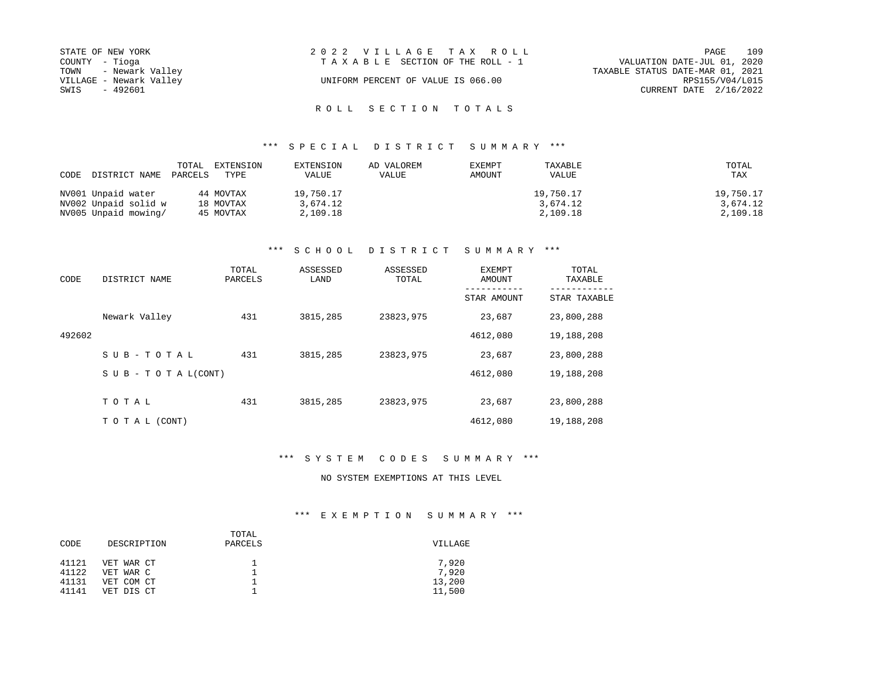STATE OF NEW YORK
COUNTY - Tioga
TOWN - Newark Valley
VILLAGE - Newark Valley
SWIS - 492601

2 0 2 2 V I L L A G E T A X R O L L
T A X A B L E SECTION OF THE ROLL - 1

UNIFORM PERCENT OF VALUE IS 066.00

VALUATION DATE-JUL 01, 2020
TAXABLE STATUS DATE-MAR 01, 2021
RPS155/V04/L015
CURRENT DATE 2/16/2022

## R O L L S E C T I O N T O T A L S

### *** S P E C I A L D I S T R I C T S U M M A R Y ***

| CODE | DISTRICT NAME | TOTAL PARCELS | EXTENSION TYPE | EXTENSION VALUE | AD VALOREM VALUE | EXEMPT AMOUNT | TAXABLE VALUE | TOTAL TAX |
|---|---|---|---|---|---|---|---|---|
| NV001 | Unpaid water | 44 | MOVTAX | 19,750.17 | | | 19,750.17 | 19,750.17 |
| NV002 | Unpaid solid w | 18 | MOVTAX | 3,674.12 | | | 3,674.12 | 3,674.12 |
| NV005 | Unpaid mowing/ | 45 | MOVTAX | 2,109.18 | | | 2,109.18 | 2,109.18 |

### *** S C H O O L D I S T R I C T S U M M A R Y ***

| CODE | DISTRICT NAME | TOTAL PARCELS | ASSESSED LAND | ASSESSED TOTAL | EXEMPT AMOUNT / STAR AMOUNT | TOTAL TAXABLE / STAR TAXABLE |
|---|---|---|---|---|---|---|
| | Newark Valley | 431 | 3815,285 | 23823,975 | 23,687 | 23,800,288 |
| 492602 | | | | | 4612,080 | 19,188,208 |
| | S U B - T O T A L | 431 | 3815,285 | 23823,975 | 23,687 | 23,800,288 |
| | S U B - T O T A L(CONT) | | | | 4612,080 | 19,188,208 |
| | T O T A L | 431 | 3815,285 | 23823,975 | 23,687 | 23,800,288 |
| | T O T A L (CONT) | | | | 4612,080 | 19,188,208 |

### *** S Y S T E M C O D E S S U M M A R Y ***

NO SYSTEM EXEMPTIONS AT THIS LEVEL

### *** E X E M P T I O N S U M M A R Y ***

| CODE | DESCRIPTION | TOTAL PARCELS | VILLAGE |
|---|---|---|---|
| 41121 | VET WAR CT | 1 | 7,920 |
| 41122 | VET WAR C | 1 | 7,920 |
| 41131 | VET COM CT | 1 | 13,200 |
| 41141 | VET DIS CT | 1 | 11,500 |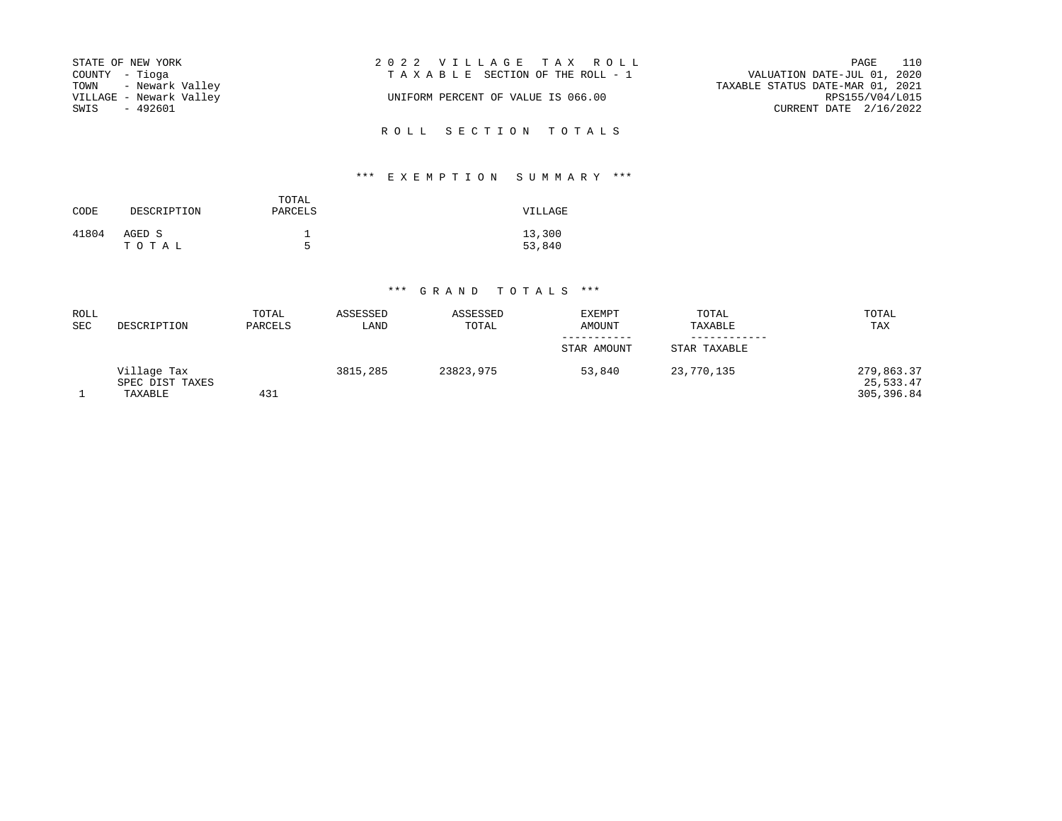STATE OF NEW YORK
COUNTY - Tioga
TOWN - Newark Valley
VILLAGE - Newark Valley
SWIS - 492601

2022 VILLAGE TAX ROLL
TAXABLE SECTION OF THE ROLL - 1

UNIFORM PERCENT OF VALUE IS 066.00

VALUATION DATE-JUL 01, 2020
TAXABLE STATUS DATE-MAR 01, 2021
RPS155/V04/L015
CURRENT DATE 2/16/2022

## ROLL SECTION TOTALS

### *** EXEMPTION SUMMARY ***

| CODE | DESCRIPTION | TOTAL PARCELS | VILLAGE |
|---|---|---|---|
| 41804 | AGED S | 1 | 13,300 |
| | T O T A L | 5 | 53,840 |

### *** GRAND TOTALS ***

| ROLL SEC | DESCRIPTION | TOTAL PARCELS | ASSESSED LAND | ASSESSED TOTAL | EXEMPT AMOUNT / STAR AMOUNT | TOTAL TAXABLE / STAR TAXABLE | TOTAL TAX |
|---|---|---|---|---|---|---|---|
| | Village Tax | | 3815,285 | 23823,975 | 53,840 | 23,770,135 | 279,863.37 |
| | SPEC DIST TAXES | | | | | | 25,533.47 |
| 1 | TAXABLE | 431 | | | | | 305,396.84 |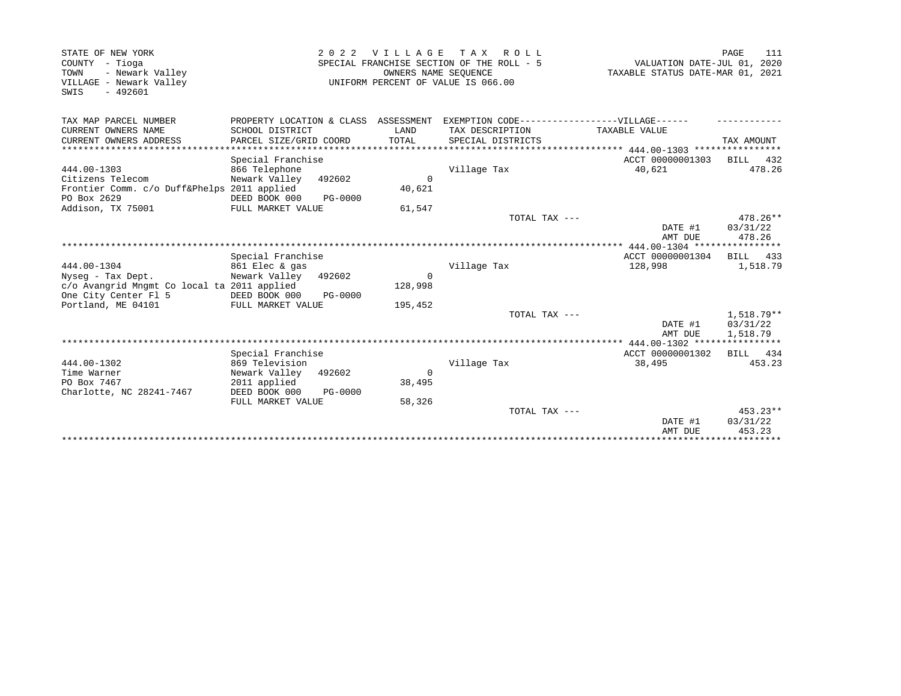STATE OF NEW YORK
COUNTY - Tioga
TOWN - Newark Valley
VILLAGE - Newark Valley
SWIS - 492601

2022 VILLAGE TAX ROLL
SPECIAL FRANCHISE SECTION OF THE ROLL - 5
OWNERS NAME SEQUENCE
UNIFORM PERCENT OF VALUE IS 066.00

VALUATION DATE-JUL 01, 2020
TAXABLE STATUS DATE-MAR 01, 2021

| TAX MAP PARCEL NUMBER / CURRENT OWNERS NAME / CURRENT OWNERS ADDRESS | PROPERTY LOCATION & CLASS / SCHOOL DISTRICT / PARCEL SIZE/GRID COORD | ASSESSMENT LAND / TOTAL | EXEMPTION CODE-----VILLAGE----- TAX DESCRIPTION / SPECIAL DISTRICTS | TAXABLE VALUE | TAX AMOUNT |
|---|---|---|---|---|---|
| **444.00-1303** | Special Franchise | | | ACCT 00000001303 | BILL 432 |
| 444.00-1303 | 866 Telephone | | Village Tax | 40,621 | 478.26 |
| Citizens Telecom | Newark Valley 492602 | 0 | | | |
| Frontier Comm. c/o Duff&Phelps | 2011 applied | 40,621 | | | |
| PO Box 2629 | DEED BOOK 000 PG-0000 | | | | |
| Addison, TX 75001 | FULL MARKET VALUE | 61,547 | | | |
| | | | TOTAL TAX --- | | 478.26** |
| | | | | DATE #1 | 03/31/22 |
| | | | | AMT DUE | 478.26 |
| **444.00-1304** | Special Franchise | | | ACCT 00000001304 | BILL 433 |
| 444.00-1304 | 861 Elec & gas | | Village Tax | 128,998 | 1,518.79 |
| Nyseg - Tax Dept. | Newark Valley 492602 | 0 | | | |
| c/o Avangrid Mngmt Co local ta | 2011 applied | 128,998 | | | |
| One City Center Fl 5 | DEED BOOK 000 PG-0000 | | | | |
| Portland, ME 04101 | FULL MARKET VALUE | 195,452 | | | |
| | | | TOTAL TAX --- | | 1,518.79** |
| | | | | DATE #1 | 03/31/22 |
| | | | | AMT DUE | 1,518.79 |
| **444.00-1302** | Special Franchise | | | ACCT 00000001302 | BILL 434 |
| 444.00-1302 | 869 Television | | Village Tax | 38,495 | 453.23 |
| Time Warner | Newark Valley 492602 | 0 | | | |
| PO Box 7467 | 2011 applied | 38,495 | | | |
| Charlotte, NC 28241-7467 | DEED BOOK 000 PG-0000 | | | | |
| | FULL MARKET VALUE | 58,326 | | | |
| | | | TOTAL TAX --- | | 453.23** |
| | | | | DATE #1 | 03/31/22 |
| | | | | AMT DUE | 453.23 |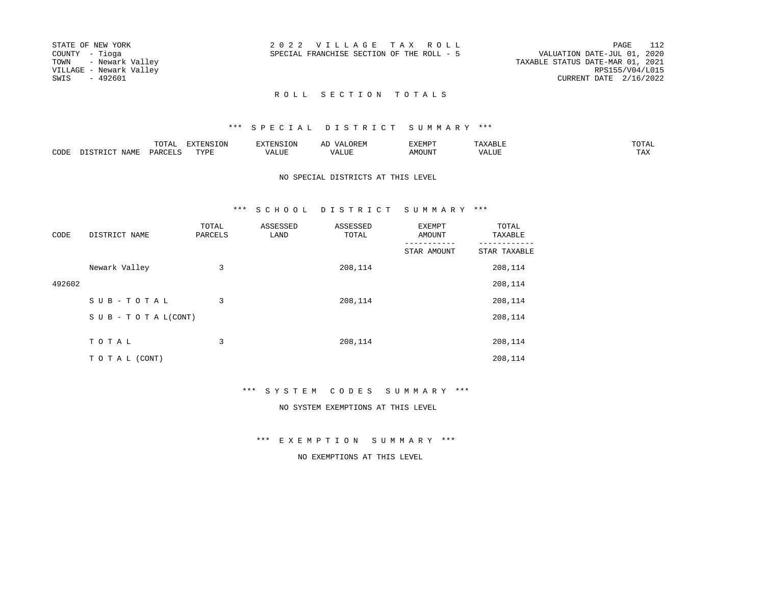STATE OF NEW YORK
COUNTY - Tioga
TOWN - Newark Valley
VILLAGE - Newark Valley
SWIS - 492601

2 0 2 2 V I L L A G E T A X R O L L
SPECIAL FRANCHISE SECTION OF THE ROLL - 5

VALUATION DATE-JUL 01, 2020
TAXABLE STATUS DATE-MAR 01, 2021
RPS155/V04/L015
CURRENT DATE 2/16/2022

## R O L L S E C T I O N T O T A L S

### *** S P E C I A L D I S T R I C T S U M M A R Y ***

| CODE | DISTRICT NAME | TOTAL PARCELS | EXTENSION TYPE | EXTENSION VALUE | AD VALOREM VALUE | EXEMPT AMOUNT | TAXABLE VALUE | TOTAL TAX |
|---|---|---|---|---|---|---|---|---|

NO SPECIAL DISTRICTS AT THIS LEVEL

### *** S C H O O L D I S T R I C T S U M M A R Y ***

| CODE | DISTRICT NAME | TOTAL PARCELS | ASSESSED LAND | ASSESSED TOTAL | EXEMPT AMOUNT / STAR AMOUNT | TOTAL TAXABLE / STAR TAXABLE |
|---|---|---|---|---|---|---|
| | Newark Valley | 3 | | 208,114 | | 208,114 |
| 492602 | | | | | | 208,114 |
| | S U B - T O T A L | 3 | | 208,114 | | 208,114 |
| | S U B - T O T A L(CONT) | | | | | 208,114 |
| | T O T A L | 3 | | 208,114 | | 208,114 |
| | T O T A L (CONT) | | | | | 208,114 |

### *** S Y S T E M C O D E S S U M M A R Y ***

NO SYSTEM EXEMPTIONS AT THIS LEVEL

### *** E X E M P T I O N S U M M A R Y ***

NO EXEMPTIONS AT THIS LEVEL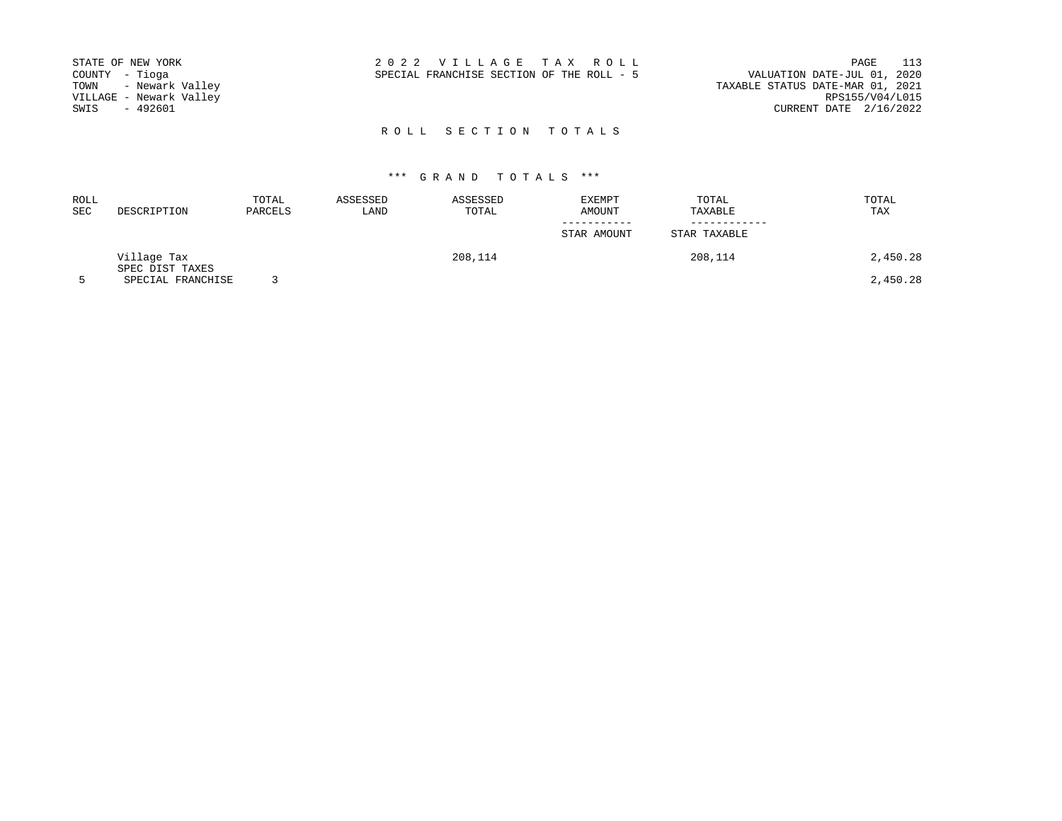STATE OF NEW YORK
COUNTY - Tioga
TOWN - Newark Valley
VILLAGE - Newark Valley
SWIS - 492601

2 0 2 2 V I L L A G E T A X R O L L
SPECIAL FRANCHISE SECTION OF THE ROLL - 5

VALUATION DATE-JUL 01, 2020
TAXABLE STATUS DATE-MAR 01, 2021
RPS155/V04/L015
CURRENT DATE 2/16/2022

## R O L L S E C T I O N T O T A L S

### *** G R A N D T O T A L S ***

| ROLL SEC | DESCRIPTION | TOTAL PARCELS | ASSESSED LAND | ASSESSED TOTAL | EXEMPT AMOUNT / STAR AMOUNT | TOTAL TAXABLE / STAR TAXABLE | TOTAL TAX |
|---|---|---|---|---|---|---|---|
| | Village Tax | | | 208,114 | | 208,114 | 2,450.28 |
| | SPEC DIST TAXES | | | | | | |
| 5 | SPECIAL FRANCHISE | 3 | | | | | 2,450.28 |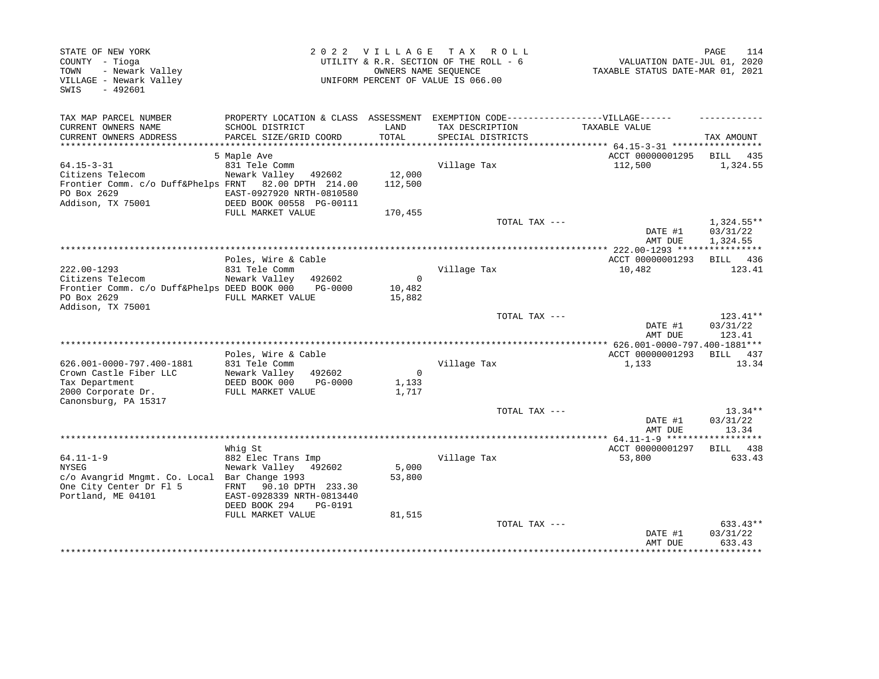STATE OF NEW YORK
COUNTY - Tioga
TOWN - Newark Valley
VILLAGE - Newark Valley
SWIS - 492601

2 0 2 2 V I L L A G E T A X R O L L
UTILITY & R.R. SECTION OF THE ROLL - 6
OWNERS NAME SEQUENCE
UNIFORM PERCENT OF VALUE IS 066.00

VALUATION DATE-JUL 01, 2020
TAXABLE STATUS DATE-MAR 01, 2021

| TAX MAP PARCEL NUMBER / CURRENT OWNERS NAME / CURRENT OWNERS ADDRESS | PROPERTY LOCATION & CLASS / SCHOOL DISTRICT / PARCEL SIZE/GRID COORD | ASSESSMENT LAND / TOTAL | EXEMPTION CODE-----VILLAGE----- TAX DESCRIPTION / SPECIAL DISTRICTS | TAXABLE VALUE | TAX AMOUNT |
|---|---|---|---|---|---|
| **64.15-3-31** | 5 Maple Ave | | | ACCT 00000001295 | BILL 435 |
| 64.15-3-31 | 831 Tele Comm | | Village Tax | 112,500 | 1,324.55 |
| Citizens Telecom | Newark Valley 492602 | 12,000 | | | |
| Frontier Comm. c/o Duff&Phelps | FRNT 82.00 DPTH 214.00 | 112,500 | | | |
| PO Box 2629 | EAST-0927920 NRTH-0810580 | | | | |
| Addison, TX 75001 | DEED BOOK 00558 PG-00111 | | | | |
| | FULL MARKET VALUE | 170,455 | | | |
| | | | TOTAL TAX --- | | 1,324.55** |
| | | | | DATE #1 | 03/31/22 |
| | | | | AMT DUE | 1,324.55 |
| **222.00-1293** | Poles, Wire & Cable | | | ACCT 00000001293 | BILL 436 |
| 222.00-1293 | 831 Tele Comm | | Village Tax | 10,482 | 123.41 |
| Citizens Telecom | Newark Valley 492602 | 0 | | | |
| Frontier Comm. c/o Duff&Phelps | DEED BOOK 000 PG-0000 | 10,482 | | | |
| PO Box 2629 | FULL MARKET VALUE | 15,882 | | | |
| Addison, TX 75001 | | | | | |
| | | | TOTAL TAX --- | | 123.41** |
| | | | | DATE #1 | 03/31/22 |
| | | | | AMT DUE | 123.41 |
| **626.001-0000-797.400-1881** | Poles, Wire & Cable | | | ACCT 00000001293 | BILL 437 |
| 626.001-0000-797.400-1881 | 831 Tele Comm | | Village Tax | 1,133 | 13.34 |
| Crown Castle Fiber LLC | Newark Valley 492602 | 0 | | | |
| Tax Department | DEED BOOK 000 PG-0000 | 1,133 | | | |
| 2000 Corporate Dr. | FULL MARKET VALUE | 1,717 | | | |
| Canonsburg, PA 15317 | | | | | |
| | | | TOTAL TAX --- | | 13.34** |
| | | | | DATE #1 | 03/31/22 |
| | | | | AMT DUE | 13.34 |
| **64.11-1-9** | Whig St | | | ACCT 00000001297 | BILL 438 |
| 64.11-1-9 | 882 Elec Trans Imp | | Village Tax | 53,800 | 633.43 |
| NYSEG | Newark Valley 492602 | 5,000 | | | |
| c/o Avangrid Mngmt. Co. Local | Bar Change 1993 | 53,800 | | | |
| One City Center Dr Fl 5 | FRNT 90.10 DPTH 233.30 | | | | |
| Portland, ME 04101 | EAST-0928339 NRTH-0813440 | | | | |
| | DEED BOOK 294 PG-0191 | | | | |
| | FULL MARKET VALUE | 81,515 | | | |
| | | | TOTAL TAX --- | | 633.43** |
| | | | | DATE #1 | 03/31/22 |
| | | | | AMT DUE | 633.43 |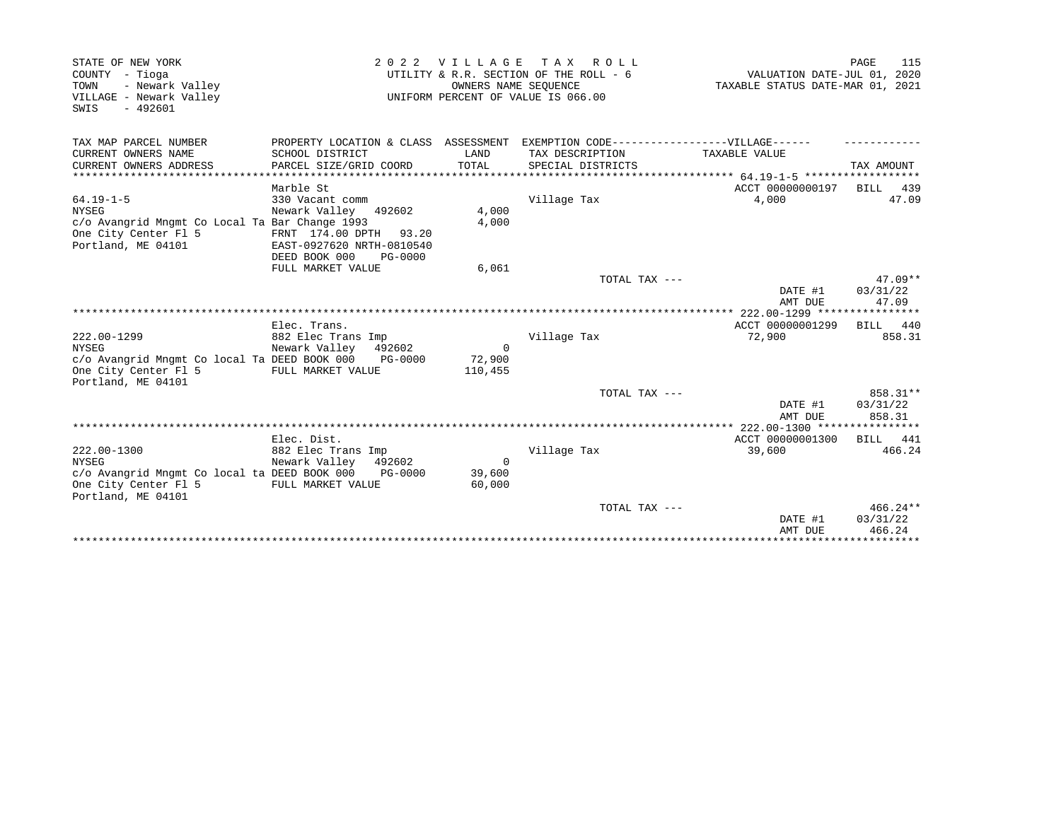STATE OF NEW YORK
COUNTY - Tioga
TOWN - Newark Valley
VILLAGE - Newark Valley
SWIS - 492601

2 0 2 2 V I L L A G E T A X R O L L
UTILITY & R.R. SECTION OF THE ROLL - 6
OWNERS NAME SEQUENCE
UNIFORM PERCENT OF VALUE IS 066.00

VALUATION DATE-JUL 01, 2020
TAXABLE STATUS DATE-MAR 01, 2021

| TAX MAP PARCEL NUMBER<br>CURRENT OWNERS NAME<br>CURRENT OWNERS ADDRESS | PROPERTY LOCATION & CLASS<br>SCHOOL DISTRICT<br>PARCEL SIZE/GRID COORD | ASSESSMENT<br>LAND<br>TOTAL | EXEMPTION CODE------------------VILLAGE------<br>TAX DESCRIPTION<br>SPECIAL DISTRICTS | TAXABLE VALUE | TAX AMOUNT |
|---|---|---|---|---|---|
| **64.19-1-5** | Marble St | | | ACCT 00000000197 | BILL 439 |
| 64.19-1-5 | 330 Vacant comm | | Village Tax | 4,000 | 47.09 |
| NYSEG | Newark Valley 492602 | 4,000 | | | |
| c/o Avangrid Mngmt Co Local Ta | Bar Change 1993 | 4,000 | | | |
| One City Center Fl 5 | FRNT 174.00 DPTH 93.20 | | | | |
| Portland, ME 04101 | EAST-0927620 NRTH-0810540 | | | | |
| | DEED BOOK 000 PG-0000 | | | | |
| | FULL MARKET VALUE | 6,061 | | | |
| | | | TOTAL TAX --- | | 47.09** |
| | | | | DATE #1 | 03/31/22 |
| | | | | AMT DUE | 47.09 |
| **222.00-1299** | Elec. Trans. | | | ACCT 00000001299 | BILL 440 |
| 222.00-1299 | 882 Elec Trans Imp | | Village Tax | 72,900 | 858.31 |
| NYSEG | Newark Valley 492602 | 0 | | | |
| c/o Avangrid Mngmt Co local Ta | DEED BOOK 000 PG-0000 | 72,900 | | | |
| One City Center Fl 5 | FULL MARKET VALUE | 110,455 | | | |
| Portland, ME 04101 | | | | | |
| | | | TOTAL TAX --- | | 858.31** |
| | | | | DATE #1 | 03/31/22 |
| | | | | AMT DUE | 858.31 |
| **222.00-1300** | Elec. Dist. | | | ACCT 00000001300 | BILL 441 |
| 222.00-1300 | 882 Elec Trans Imp | | Village Tax | 39,600 | 466.24 |
| NYSEG | Newark Valley 492602 | 0 | | | |
| c/o Avangrid Mngmt Co local ta | DEED BOOK 000 PG-0000 | 39,600 | | | |
| One City Center Fl 5 | FULL MARKET VALUE | 60,000 | | | |
| Portland, ME 04101 | | | | | |
| | | | TOTAL TAX --- | | 466.24** |
| | | | | DATE #1 | 03/31/22 |
| | | | | AMT DUE | 466.24 |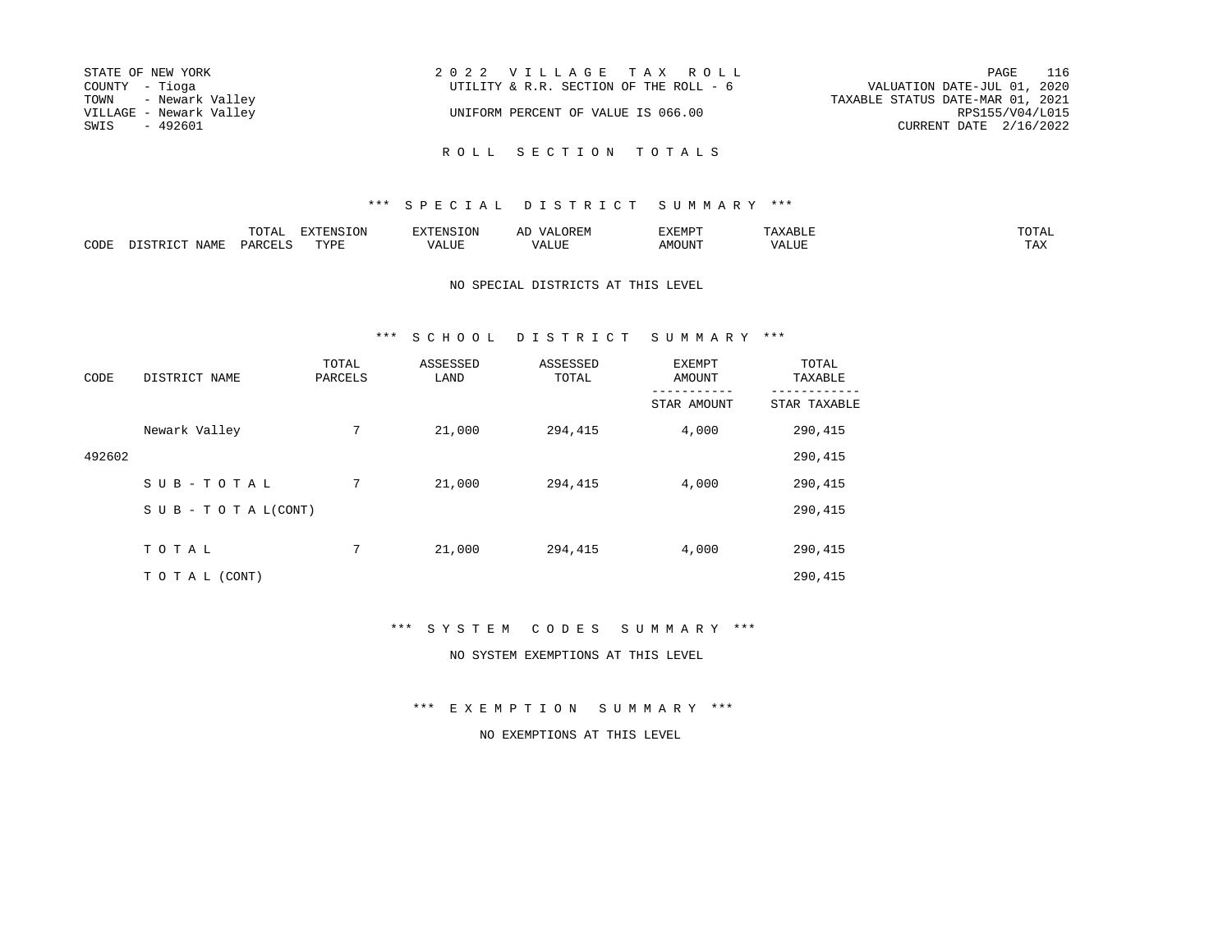STATE OF NEW YORK
COUNTY - Tioga
TOWN - Newark Valley
VILLAGE - Newark Valley
SWIS - 492601

2 0 2 2 V I L L A G E T A X R O L L
UTILITY & R.R. SECTION OF THE ROLL - 6

UNIFORM PERCENT OF VALUE IS 066.00

VALUATION DATE-JUL 01, 2020
TAXABLE STATUS DATE-MAR 01, 2021
RPS155/V04/L015
CURRENT DATE 2/16/2022

## R O L L S E C T I O N T O T A L S

### *** S P E C I A L D I S T R I C T S U M M A R Y ***

| CODE | DISTRICT NAME | TOTAL PARCELS | EXTENSION TYPE | EXTENSION VALUE | AD VALOREM VALUE | EXEMPT AMOUNT | TAXABLE VALUE | TOTAL TAX |
|---|---|---|---|---|---|---|---|---|

NO SPECIAL DISTRICTS AT THIS LEVEL

### *** S C H O O L D I S T R I C T S U M M A R Y ***

| CODE | DISTRICT NAME | TOTAL PARCELS | ASSESSED LAND | ASSESSED TOTAL | EXEMPT AMOUNT / STAR AMOUNT | TOTAL TAXABLE / STAR TAXABLE |
|---|---|---|---|---|---|---|
| | Newark Valley | 7 | 21,000 | 294,415 | 4,000 | 290,415 |
| 492602 | | | | | | 290,415 |
| | S U B - T O T A L | 7 | 21,000 | 294,415 | 4,000 | 290,415 |
| | S U B - T O T A L(CONT) | | | | | 290,415 |
| | T O T A L | 7 | 21,000 | 294,415 | 4,000 | 290,415 |
| | T O T A L (CONT) | | | | | 290,415 |

### *** S Y S T E M C O D E S S U M M A R Y ***

NO SYSTEM EXEMPTIONS AT THIS LEVEL

### *** E X E M P T I O N S U M M A R Y ***

NO EXEMPTIONS AT THIS LEVEL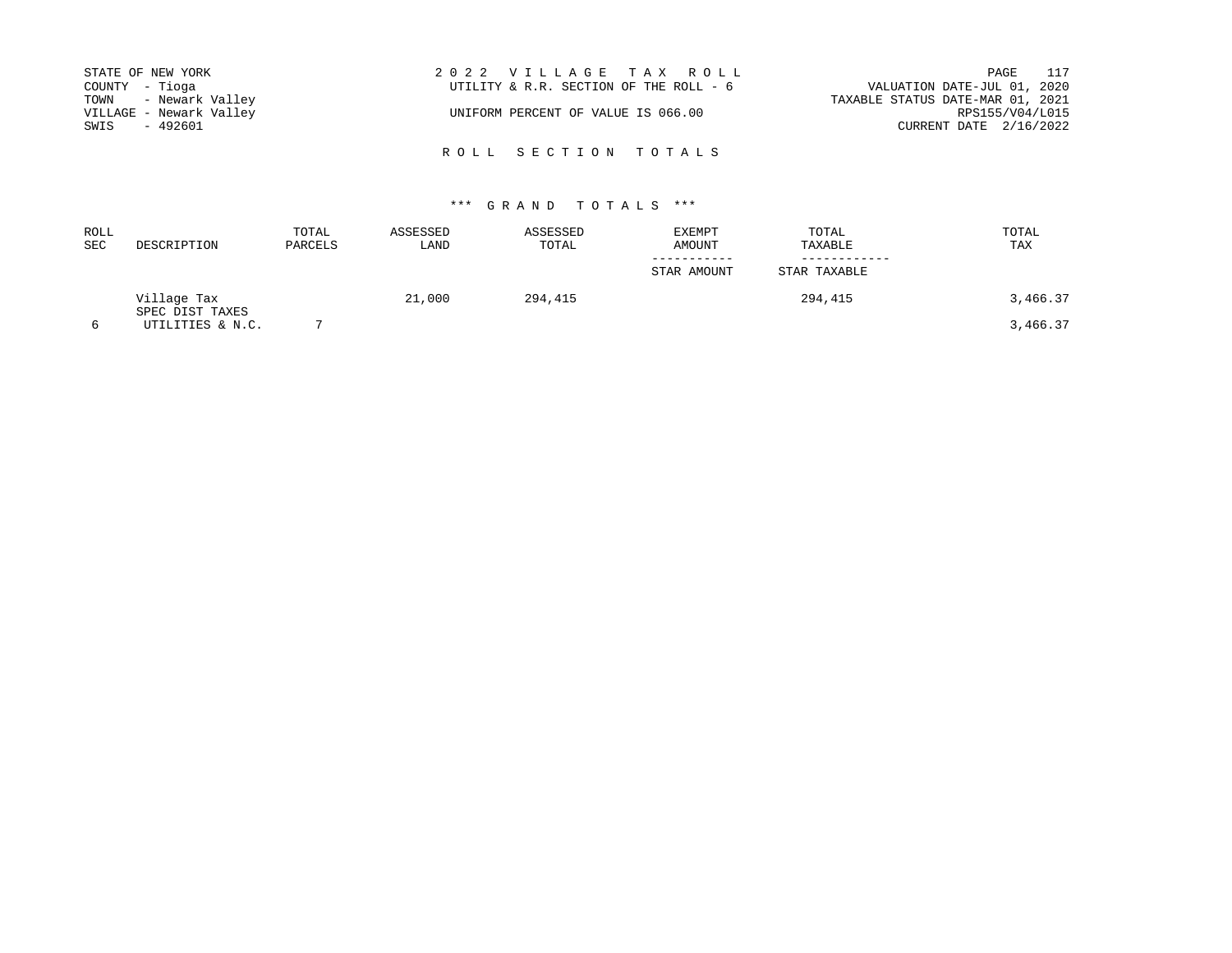STATE OF NEW YORK
COUNTY - Tioga
TOWN - Newark Valley
VILLAGE - Newark Valley
SWIS - 492601

2 0 2 2 V I L L A G E T A X R O L L
UTILITY & R.R. SECTION OF THE ROLL - 6

UNIFORM PERCENT OF VALUE IS 066.00

VALUATION DATE-JUL 01, 2020
TAXABLE STATUS DATE-MAR 01, 2021
RPS155/V04/L015
CURRENT DATE 2/16/2022

## R O L L S E C T I O N T O T A L S

### *** G R A N D T O T A L S ***

| ROLL SEC | DESCRIPTION | TOTAL PARCELS | ASSESSED LAND | ASSESSED TOTAL | EXEMPT AMOUNT / STAR AMOUNT | TOTAL TAXABLE / STAR TAXABLE | TOTAL TAX |
|---|---|---|---|---|---|---|---|
| | Village Tax | | 21,000 | 294,415 | | 294,415 | 3,466.37 |
| | SPEC DIST TAXES | | | | | | |
| 6 | UTILITIES & N.C. | 7 | | | | | 3,466.37 |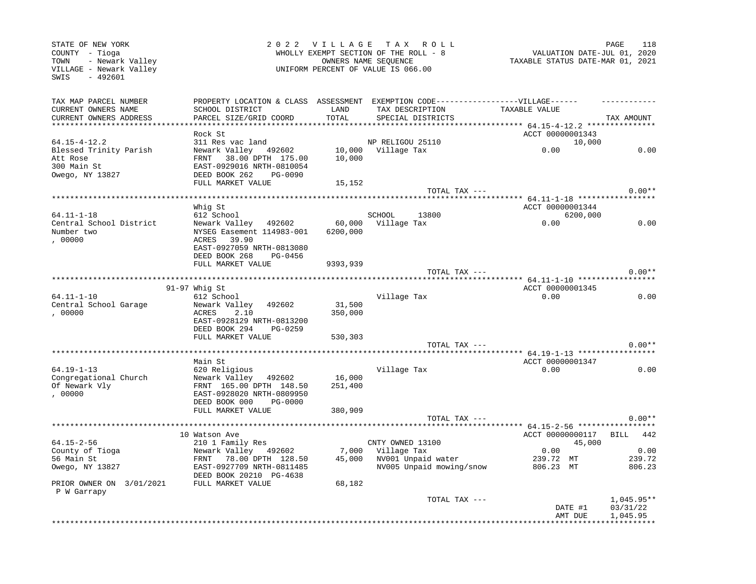STATE OF NEW YORK
COUNTY - Tioga
TOWN - Newark Valley
VILLAGE - Newark Valley
SWIS - 492601

2 0 2 2 V I L L A G E T A X R O L L
WHOLLY EXEMPT SECTION OF THE ROLL - 8
OWNERS NAME SEQUENCE
UNIFORM PERCENT OF VALUE IS 066.00

VALUATION DATE-JUL 01, 2020
TAXABLE STATUS DATE-MAR 01, 2021

| TAX MAP PARCEL NUMBER / CURRENT OWNERS NAME / CURRENT OWNERS ADDRESS | PROPERTY LOCATION & CLASS / SCHOOL DISTRICT / PARCEL SIZE/GRID COORD | ASSESSMENT LAND / TOTAL | EXEMPTION CODE / TAX DESCRIPTION / SPECIAL DISTRICTS | VILLAGE TAXABLE VALUE | TAX AMOUNT |
|---|---|---|---|---|---|
| 64.15-4-12.2 | Rock St | | | ACCT 00000001343 | |
| 64.15-4-12.2 | 311 Res vac land | | NP RELIGOU 25110 | 10,000 | |
| Blessed Trinity Parish | Newark Valley 492602 | 10,000 | Village Tax | 0.00 | 0.00 |
| Att Rose | FRNT 38.00 DPTH 175.00 | 10,000 | | | |
| 300 Main St | EAST-0929016 NRTH-0810054 | | | | |
| Owego, NY 13827 | DEED BOOK 262 PG-0090 | | | | |
| | FULL MARKET VALUE | 15,152 | | | |
| | | | TOTAL TAX --- | | 0.00** |
| 64.11-1-18 | Whig St | | | ACCT 00000001344 | |
| 64.11-1-18 | 612 School | | SCHOOL 13800 | 6200,000 | |
| Central School District | Newark Valley 492602 | 60,000 | Village Tax | 0.00 | 0.00 |
| Number two | NYSEG Easement 114983-001 | 6200,000 | | | |
| , 00000 | ACRES 39.90 | | | | |
| | EAST-0927059 NRTH-0813080 | | | | |
| | DEED BOOK 268 PG-0456 | | | | |
| | FULL MARKET VALUE | 9393,939 | | | |
| | | | TOTAL TAX --- | | 0.00** |
| 64.11-1-10 | 91-97 Whig St | | | ACCT 00000001345 | |
| 64.11-1-10 | 612 School | | Village Tax | 0.00 | 0.00 |
| Central School Garage | Newark Valley 492602 | 31,500 | | | |
| , 00000 | ACRES 2.10 | 350,000 | | | |
| | EAST-0928129 NRTH-0813200 | | | | |
| | DEED BOOK 294 PG-0259 | | | | |
| | FULL MARKET VALUE | 530,303 | | | |
| | | | TOTAL TAX --- | | 0.00** |
| 64.19-1-13 | Main St | | | ACCT 00000001347 | |
| 64.19-1-13 | 620 Religious | | Village Tax | 0.00 | 0.00 |
| Congregational Church | Newark Valley 492602 | 16,000 | | | |
| Of Newark Vly | FRNT 165.00 DPTH 148.50 | 251,400 | | | |
| , 00000 | EAST-0928020 NRTH-0809950 | | | | |
| | DEED BOOK 000 PG-0000 | | | | |
| | FULL MARKET VALUE | 380,909 | | | |
| | | | TOTAL TAX --- | | 0.00** |
| 64.15-2-56 | 10 Watson Ave | | | ACCT 00000000117 BILL 442 | |
| 64.15-2-56 | 210 1 Family Res | | CNTY OWNED 13100 | 45,000 | |
| County of Tioga | Newark Valley 492602 | 7,000 | Village Tax | 0.00 | 0.00 |
| 56 Main St | FRNT 78.00 DPTH 128.50 | 45,000 | NV001 Unpaid water | 239.72 MT | 239.72 |
| Owego, NY 13827 | EAST-0927709 NRTH-0811485 | | NV005 Unpaid mowing/snow | 806.23 MT | 806.23 |
| | DEED BOOK 20210 PG-4638 | | | | |
| PRIOR OWNER ON 3/01/2021 | FULL MARKET VALUE | 68,182 | | | |
| P W Garrapy | | | | | |
| | | | TOTAL TAX --- | | 1,045.95** |
| | | | | DATE #1 | 03/31/22 |
| | | | | AMT DUE | 1,045.95 |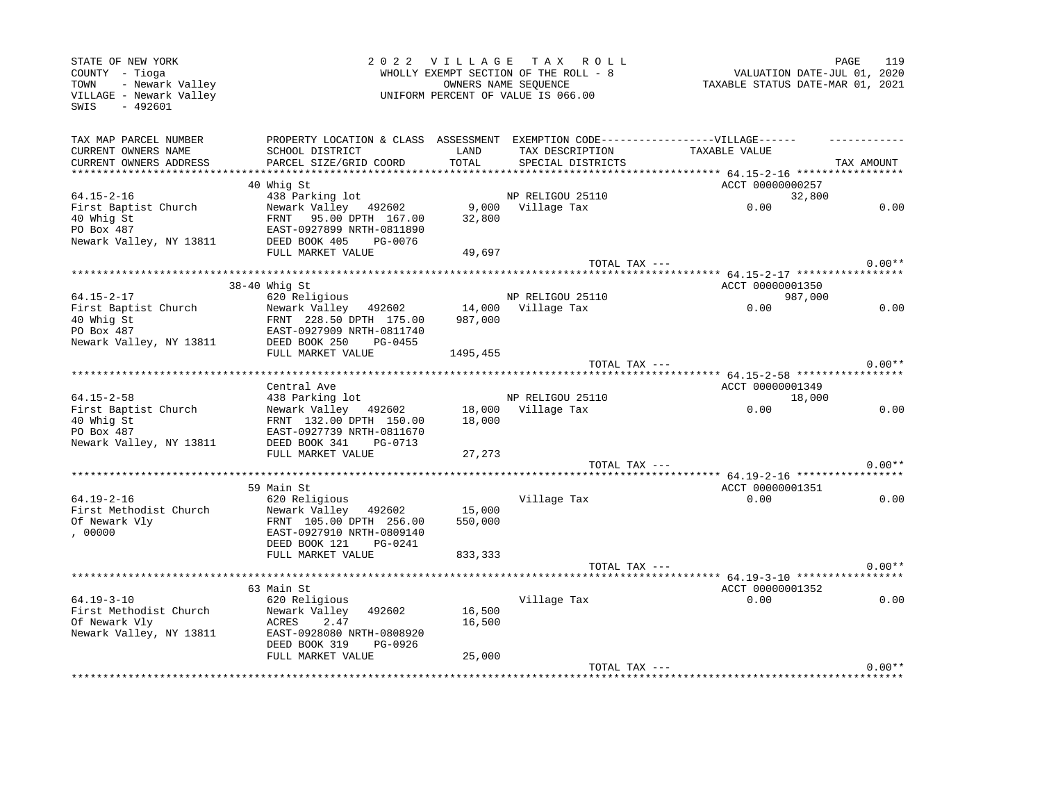STATE OF NEW YORK
COUNTY - Tioga
TOWN - Newark Valley
VILLAGE - Newark Valley
SWIS - 492601

2022 VILLAGE TAX ROLL
WHOLLY EXEMPT SECTION OF THE ROLL - 8
OWNERS NAME SEQUENCE
UNIFORM PERCENT OF VALUE IS 066.00

VALUATION DATE-JUL 01, 2020
TAXABLE STATUS DATE-MAR 01, 2021

| TAX MAP PARCEL NUMBER / CURRENT OWNERS NAME / CURRENT OWNERS ADDRESS | PROPERTY LOCATION & CLASS / SCHOOL DISTRICT / PARCEL SIZE/GRID COORD | ASSESSMENT LAND / TOTAL | EXEMPTION CODE / TAX DESCRIPTION / SPECIAL DISTRICTS | VILLAGE TAXABLE VALUE | TAX AMOUNT |
|---|---|---|---|---|---|
| **64.15-2-16** | 40 Whig St | | | ACCT 00000000257 | |
| 64.15-2-16 | 438 Parking lot | | NP RELIGOU 25110 | 32,800 | |
| First Baptist Church | Newark Valley 492602 | 9,000 | Village Tax | 0.00 | 0.00 |
| 40 Whig St | FRNT 95.00 DPTH 167.00 | 32,800 | | | |
| PO Box 487 | EAST-0927899 NRTH-0811890 | | | | |
| Newark Valley, NY 13811 | DEED BOOK 405 PG-0076 | | | | |
| | FULL MARKET VALUE | 49,697 | | | |
| | | | TOTAL TAX --- | | 0.00** |
| **64.15-2-17** | 38-40 Whig St | | | ACCT 00000001350 | |
| 64.15-2-17 | 620 Religious | | NP RELIGOU 25110 | 987,000 | |
| First Baptist Church | Newark Valley 492602 | 14,000 | Village Tax | 0.00 | 0.00 |
| 40 Whig St | FRNT 228.50 DPTH 175.00 | 987,000 | | | |
| PO Box 487 | EAST-0927909 NRTH-0811740 | | | | |
| Newark Valley, NY 13811 | DEED BOOK 250 PG-0455 | | | | |
| | FULL MARKET VALUE | 1495,455 | | | |
| | | | TOTAL TAX --- | | 0.00** |
| **64.15-2-58** | Central Ave | | | ACCT 00000001349 | |
| 64.15-2-58 | 438 Parking lot | | NP RELIGOU 25110 | 18,000 | |
| First Baptist Church | Newark Valley 492602 | 18,000 | Village Tax | 0.00 | 0.00 |
| 40 Whig St | FRNT 132.00 DPTH 150.00 | 18,000 | | | |
| PO Box 487 | EAST-0927739 NRTH-0811670 | | | | |
| Newark Valley, NY 13811 | DEED BOOK 341 PG-0713 | | | | |
| | FULL MARKET VALUE | 27,273 | | | |
| | | | TOTAL TAX --- | | 0.00** |
| **64.19-2-16** | 59 Main St | | | ACCT 00000001351 | |
| 64.19-2-16 | 620 Religious | | Village Tax | 0.00 | 0.00 |
| First Methodist Church | Newark Valley 492602 | 15,000 | | | |
| Of Newark Vly | FRNT 105.00 DPTH 256.00 | 550,000 | | | |
| , 00000 | EAST-0927910 NRTH-0809140 | | | | |
| | DEED BOOK 121 PG-0241 | | | | |
| | FULL MARKET VALUE | 833,333 | | | |
| | | | TOTAL TAX --- | | 0.00** |
| **64.19-3-10** | 63 Main St | | | ACCT 00000001352 | |
| 64.19-3-10 | 620 Religious | | Village Tax | 0.00 | 0.00 |
| First Methodist Church | Newark Valley 492602 | 16,500 | | | |
| Of Newark Vly | ACRES 2.47 | 16,500 | | | |
| Newark Valley, NY 13811 | EAST-0928080 NRTH-0808920 | | | | |
| | DEED BOOK 319 PG-0926 | | | | |
| | FULL MARKET VALUE | 25,000 | | | |
| | | | TOTAL TAX --- | | 0.00** |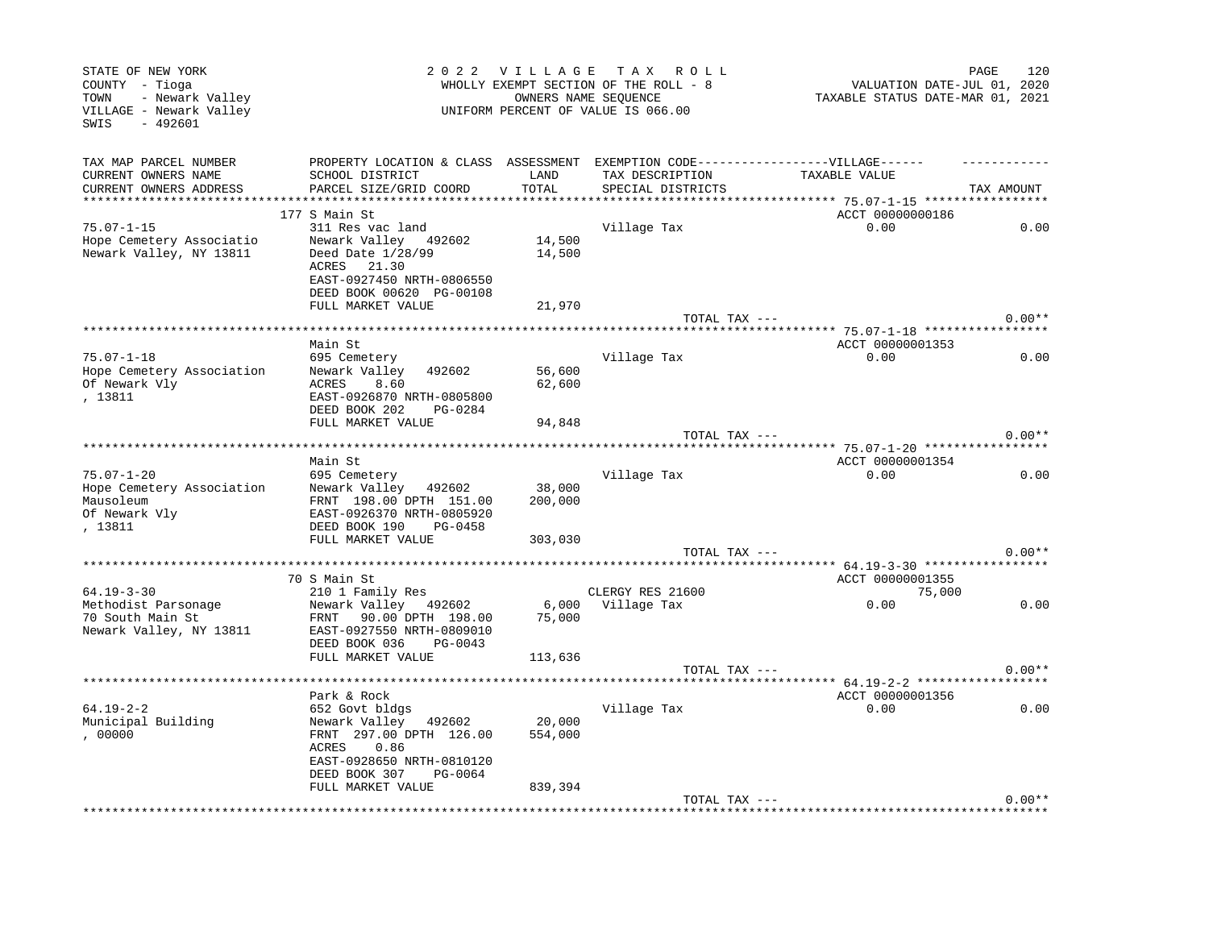STATE OF NEW YORK
COUNTY - Tioga
TOWN - Newark Valley
VILLAGE - Newark Valley
SWIS - 492601

2 0 2 2 V I L L A G E T A X R O L L
WHOLLY EXEMPT SECTION OF THE ROLL - 8
OWNERS NAME SEQUENCE
UNIFORM PERCENT OF VALUE IS 066.00

VALUATION DATE-JUL 01, 2020
TAXABLE STATUS DATE-MAR 01, 2021

| TAX MAP PARCEL NUMBER / CURRENT OWNERS NAME / CURRENT OWNERS ADDRESS | PROPERTY LOCATION & CLASS / SCHOOL DISTRICT / PARCEL SIZE/GRID COORD | ASSESSMENT LAND / TOTAL | EXEMPTION CODE / TAX DESCRIPTION / SPECIAL DISTRICTS | VILLAGE TAXABLE VALUE | TAX AMOUNT |
|---|---|---|---|---|---|
| **75.07-1-15** | 177 S Main St | | | ACCT 00000000186 | |
| 75.07-1-15 | 311 Res vac land | | Village Tax | 0.00 | 0.00 |
| Hope Cemetery Associatio | Newark Valley 492602 | 14,500 | | | |
| Newark Valley, NY 13811 | Deed Date 1/28/99 | 14,500 | | | |
| | ACRES 21.30 | | | | |
| | EAST-0927450 NRTH-0806550 | | | | |
| | DEED BOOK 00620 PG-00108 | | | | |
| | FULL MARKET VALUE | 21,970 | | | |
| | | | TOTAL TAX --- | | 0.00** |
| **75.07-1-18** | Main St | | | ACCT 00000001353 | |
| 75.07-1-18 | 695 Cemetery | | Village Tax | 0.00 | 0.00 |
| Hope Cemetery Association | Newark Valley 492602 | 56,600 | | | |
| Of Newark Vly | ACRES 8.60 | 62,600 | | | |
| , 13811 | EAST-0926870 NRTH-0805800 | | | | |
| | DEED BOOK 202 PG-0284 | | | | |
| | FULL MARKET VALUE | 94,848 | | | |
| | | | TOTAL TAX --- | | 0.00** |
| **75.07-1-20** | Main St | | | ACCT 00000001354 | |
| 75.07-1-20 | 695 Cemetery | | Village Tax | 0.00 | 0.00 |
| Hope Cemetery Association | Newark Valley 492602 | 38,000 | | | |
| Mausoleum | FRNT 198.00 DPTH 151.00 | 200,000 | | | |
| Of Newark Vly | EAST-0926370 NRTH-0805920 | | | | |
| , 13811 | DEED BOOK 190 PG-0458 | | | | |
| | FULL MARKET VALUE | 303,030 | | | |
| | | | TOTAL TAX --- | | 0.00** |
| **64.19-3-30** | 70 S Main St | | | ACCT 00000001355 | |
| 64.19-3-30 | 210 1 Family Res | | CLERGY RES 21600 | 75,000 | |
| Methodist Parsonage | Newark Valley 492602 | 6,000 | Village Tax | 0.00 | 0.00 |
| 70 South Main St | FRNT 90.00 DPTH 198.00 | 75,000 | | | |
| Newark Valley, NY 13811 | EAST-0927550 NRTH-0809010 | | | | |
| | DEED BOOK 036 PG-0043 | | | | |
| | FULL MARKET VALUE | 113,636 | | | |
| | | | TOTAL TAX --- | | 0.00** |
| **64.19-2-2** | Park & Rock | | | ACCT 00000001356 | |
| 64.19-2-2 | 652 Govt bldgs | | Village Tax | 0.00 | 0.00 |
| Municipal Building | Newark Valley 492602 | 20,000 | | | |
| , 00000 | FRNT 297.00 DPTH 126.00 | 554,000 | | | |
| | ACRES 0.86 | | | | |
| | EAST-0928650 NRTH-0810120 | | | | |
| | DEED BOOK 307 PG-0064 | | | | |
| | FULL MARKET VALUE | 839,394 | | | |
| | | | TOTAL TAX --- | | 0.00** |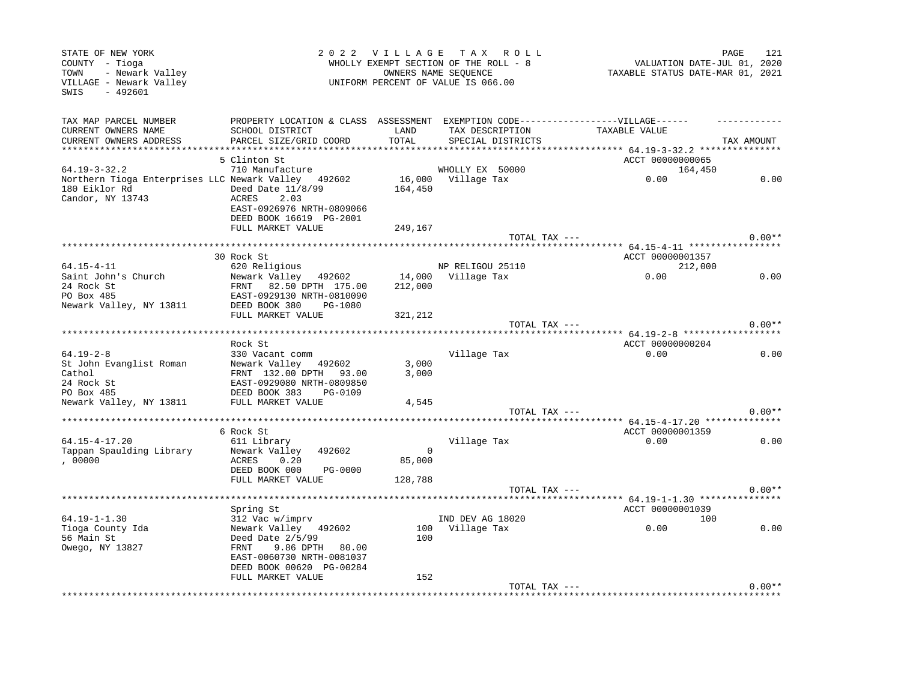STATE OF NEW YORK
COUNTY - Tioga
TOWN - Newark Valley
VILLAGE - Newark Valley
SWIS - 492601

2022 VILLAGE TAX ROLL
WHOLLY EXEMPT SECTION OF THE ROLL - 8
OWNERS NAME SEQUENCE
UNIFORM PERCENT OF VALUE IS 066.00

VALUATION DATE-JUL 01, 2020
TAXABLE STATUS DATE-MAR 01, 2021

| TAX MAP PARCEL NUMBER / CURRENT OWNERS NAME / CURRENT OWNERS ADDRESS | PROPERTY LOCATION & CLASS / SCHOOL DISTRICT / PARCEL SIZE/GRID COORD | ASSESSMENT LAND / TOTAL | EXEMPTION CODE / TAX DESCRIPTION / SPECIAL DISTRICTS | VILLAGE TAXABLE VALUE | TAX AMOUNT |
|---|---|---|---|---|---|
| **64.19-3-32.2** | 5 Clinton St | | | ACCT 00000000065 | |
| 64.19-3-32.2 | 710 Manufacture | | WHOLLY EX 50000 | 164,450 | |
| Northern Tioga Enterprises LLC | Newark Valley 492602 | 16,000 | Village Tax | 0.00 | 0.00 |
| 180 Eiklor Rd | Deed Date 11/8/99 | 164,450 | | | |
| Candor, NY 13743 | ACRES 2.03 | | | | |
| | EAST-0926976 NRTH-0809066 | | | | |
| | DEED BOOK 16619 PG-2001 | | | | |
| | FULL MARKET VALUE | 249,167 | | | |
| | | | TOTAL TAX --- | | 0.00** |
| **64.15-4-11** | 30 Rock St | | | ACCT 00000001357 | |
| 64.15-4-11 | 620 Religious | | NP RELIGOU 25110 | 212,000 | |
| Saint John's Church | Newark Valley 492602 | 14,000 | Village Tax | 0.00 | 0.00 |
| 24 Rock St | FRNT 82.50 DPTH 175.00 | 212,000 | | | |
| PO Box 485 | EAST-0929130 NRTH-0810090 | | | | |
| Newark Valley, NY 13811 | DEED BOOK 380 PG-1080 | | | | |
| | FULL MARKET VALUE | 321,212 | | | |
| | | | TOTAL TAX --- | | 0.00** |
| **64.19-2-8** | Rock St | | | ACCT 00000000204 | |
| 64.19-2-8 | 330 Vacant comm | | Village Tax | 0.00 | 0.00 |
| St John Evanglist Roman | Newark Valley 492602 | 3,000 | | | |
| Cathol | FRNT 132.00 DPTH 93.00 | 3,000 | | | |
| 24 Rock St | EAST-0929080 NRTH-0809850 | | | | |
| PO Box 485 | DEED BOOK 383 PG-0109 | | | | |
| Newark Valley, NY 13811 | FULL MARKET VALUE | 4,545 | | | |
| | | | TOTAL TAX --- | | 0.00** |
| **64.15-4-17.20** | 6 Rock St | | | ACCT 00000001359 | |
| 64.15-4-17.20 | 611 Library | | Village Tax | 0.00 | 0.00 |
| Tappan Spaulding Library | Newark Valley 492602 | 0 | | | |
| , 00000 | ACRES 0.20 | 85,000 | | | |
| | DEED BOOK 000 PG-0000 | | | | |
| | FULL MARKET VALUE | 128,788 | | | |
| | | | TOTAL TAX --- | | 0.00** |
| **64.19-1-1.30** | Spring St | | | ACCT 00000001039 | |
| 64.19-1-1.30 | 312 Vac w/imprv | | IND DEV AG 18020 | 100 | |
| Tioga County Ida | Newark Valley 492602 | 100 | Village Tax | 0.00 | 0.00 |
| 56 Main St | Deed Date 2/5/99 | 100 | | | |
| Owego, NY 13827 | FRNT 9.86 DPTH 80.00 | | | | |
| | EAST-0060730 NRTH-0081037 | | | | |
| | DEED BOOK 00620 PG-00284 | | | | |
| | FULL MARKET VALUE | 152 | | | |
| | | | TOTAL TAX --- | | 0.00** |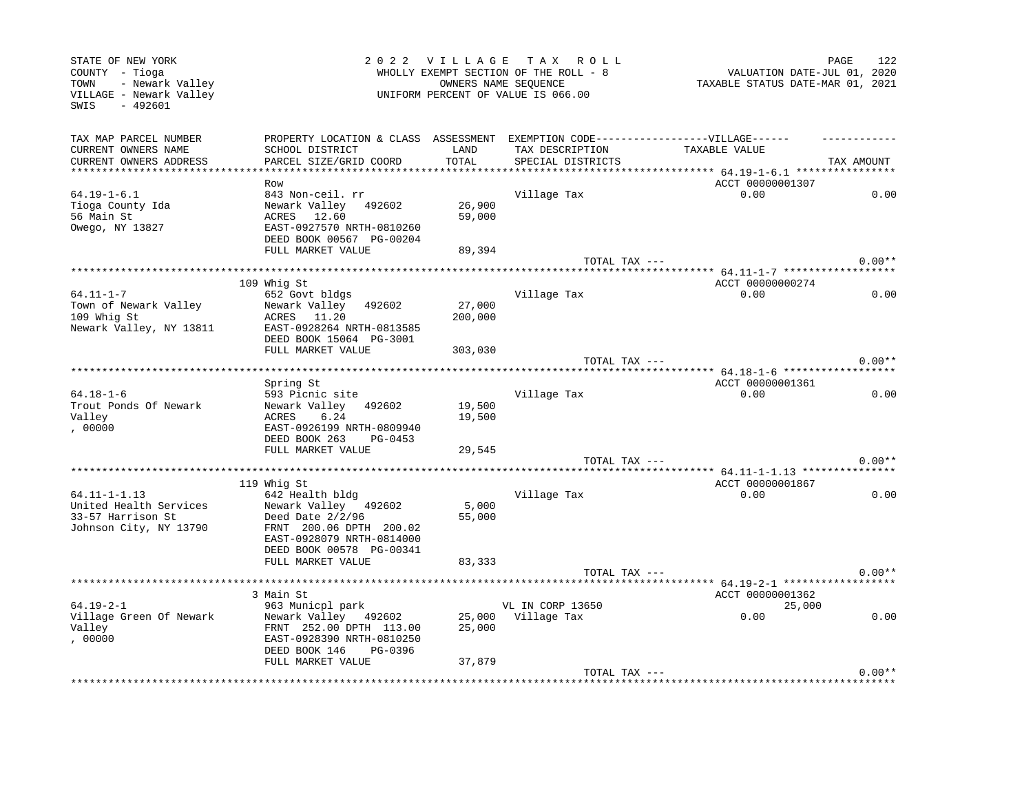STATE OF NEW YORK
COUNTY - Tioga
TOWN - Newark Valley
VILLAGE - Newark Valley
SWIS - 492601

2022 VILLAGE TAX ROLL
WHOLLY EXEMPT SECTION OF THE ROLL - 8
OWNERS NAME SEQUENCE
UNIFORM PERCENT OF VALUE IS 066.00

VALUATION DATE-JUL 01, 2020
TAXABLE STATUS DATE-MAR 01, 2021

| TAX MAP PARCEL NUMBER / CURRENT OWNERS NAME / CURRENT OWNERS ADDRESS | PROPERTY LOCATION & CLASS / SCHOOL DISTRICT / PARCEL SIZE/GRID COORD | ASSESSMENT LAND / TOTAL | EXEMPTION CODE / TAX DESCRIPTION / SPECIAL DISTRICTS | VILLAGE TAXABLE VALUE | TAX AMOUNT |
|---|---|---|---|---|---|
| **64.19-1-6.1** | Row | | | ACCT 00000001307 | |
| 64.19-1-6.1 | 843 Non-ceil. rr | | Village Tax | 0.00 | 0.00 |
| Tioga County Ida | Newark Valley 492602 | 26,900 | | | |
| 56 Main St | ACRES 12.60 | 59,000 | | | |
| Owego, NY 13827 | EAST-0927570 NRTH-0810260 | | | | |
| | DEED BOOK 00567 PG-00204 | | | | |
| | FULL MARKET VALUE | 89,394 | | | |
| | | | TOTAL TAX --- | | 0.00** |
| **64.11-1-7** | 109 Whig St | | | ACCT 00000000274 | |
| 64.11-1-7 | 652 Govt bldgs | | Village Tax | 0.00 | 0.00 |
| Town of Newark Valley | Newark Valley 492602 | 27,000 | | | |
| 109 Whig St | ACRES 11.20 | 200,000 | | | |
| Newark Valley, NY 13811 | EAST-0928264 NRTH-0813585 | | | | |
| | DEED BOOK 15064 PG-3001 | | | | |
| | FULL MARKET VALUE | 303,030 | | | |
| | | | TOTAL TAX --- | | 0.00** |
| **64.18-1-6** | Spring St | | | ACCT 00000001361 | |
| 64.18-1-6 | 593 Picnic site | | Village Tax | 0.00 | 0.00 |
| Trout Ponds Of Newark | Newark Valley 492602 | 19,500 | | | |
| Valley | ACRES 6.24 | 19,500 | | | |
| , 00000 | EAST-0926199 NRTH-0809940 | | | | |
| | DEED BOOK 263 PG-0453 | | | | |
| | FULL MARKET VALUE | 29,545 | | | |
| | | | TOTAL TAX --- | | 0.00** |
| **64.11-1-1.13** | 119 Whig St | | | ACCT 00000001867 | |
| 64.11-1-1.13 | 642 Health bldg | | Village Tax | 0.00 | 0.00 |
| United Health Services | Newark Valley 492602 | 5,000 | | | |
| 33-57 Harrison St | Deed Date 2/2/96 | 55,000 | | | |
| Johnson City, NY 13790 | FRNT 200.06 DPTH 200.02 | | | | |
| | EAST-0928079 NRTH-0814000 | | | | |
| | DEED BOOK 00578 PG-00341 | | | | |
| | FULL MARKET VALUE | 83,333 | | | |
| | | | TOTAL TAX --- | | 0.00** |
| **64.19-2-1** | 3 Main St | | | ACCT 00000001362 | |
| 64.19-2-1 | 963 Municpl park | | VL IN CORP 13650 | 25,000 | |
| Village Green Of Newark | Newark Valley 492602 | 25,000 | Village Tax | 0.00 | 0.00 |
| Valley | FRNT 252.00 DPTH 113.00 | 25,000 | | | |
| , 00000 | EAST-0928390 NRTH-0810250 | | | | |
| | DEED BOOK 146 PG-0396 | | | | |
| | FULL MARKET VALUE | 37,879 | | | |
| | | | TOTAL TAX --- | | 0.00** |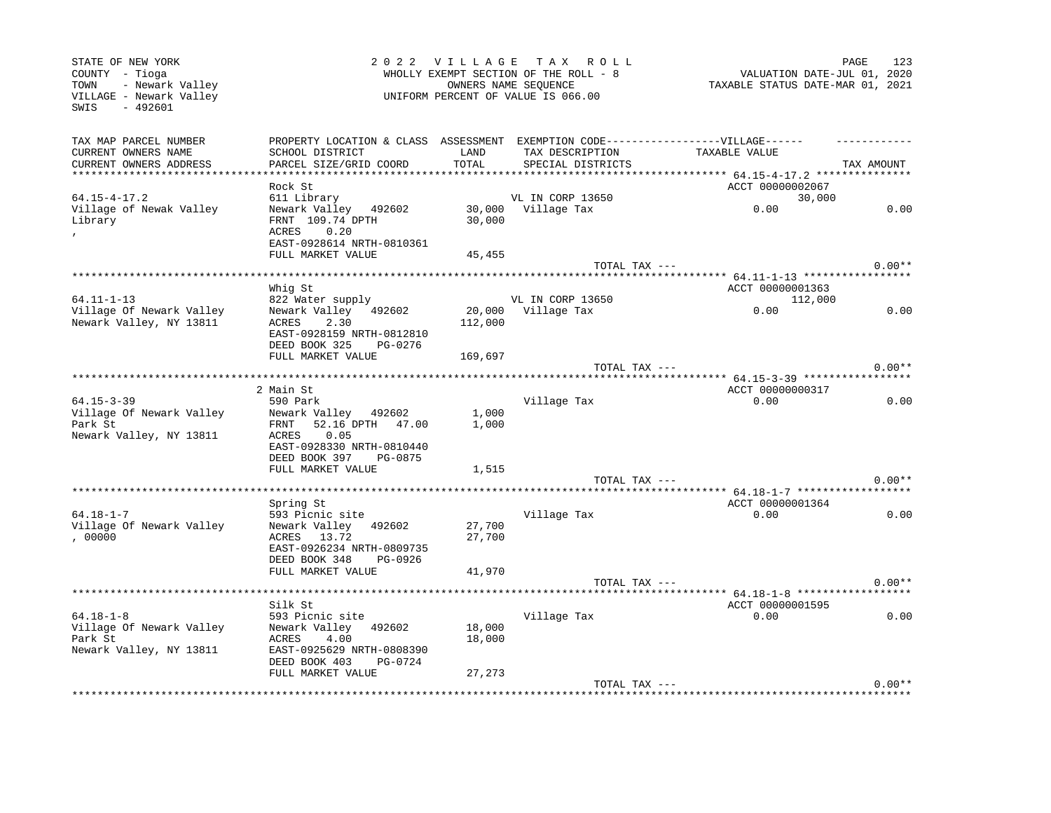STATE OF NEW YORK
COUNTY - Tioga
TOWN - Newark Valley
VILLAGE - Newark Valley
SWIS - 492601

2 0 2 2 V I L L A G E T A X R O L L
WHOLLY EXEMPT SECTION OF THE ROLL - 8
OWNERS NAME SEQUENCE
UNIFORM PERCENT OF VALUE IS 066.00

VALUATION DATE-JUL 01, 2020
TAXABLE STATUS DATE-MAR 01, 2021

| TAX MAP PARCEL NUMBER / CURRENT OWNERS NAME / CURRENT OWNERS ADDRESS | PROPERTY LOCATION & CLASS / SCHOOL DISTRICT / PARCEL SIZE/GRID COORD | ASSESSMENT LAND / TOTAL | EXEMPTION CODE / TAX DESCRIPTION / SPECIAL DISTRICTS | VILLAGE TAXABLE VALUE | TAX AMOUNT |
|---|---|---|---|---|---|
| 64.15-4-17.2 | Rock St | | | ACCT 00000002067 | |
| 64.15-4-17.2 | 611 Library | | VL IN CORP 13650 | 30,000 | |
| Village of Newak Valley | Newark Valley 492602 | 30,000 | Village Tax | 0.00 | 0.00 |
| Library | FRNT 109.74 DPTH | 30,000 | | | |
| , | ACRES 0.20 | | | | |
| | EAST-0928614 NRTH-0810361 | | | | |
| | FULL MARKET VALUE | 45,455 | | | |
| | | | TOTAL TAX --- | | 0.00** |
| 64.11-1-13 | Whig St | | | ACCT 00000001363 | |
| 64.11-1-13 | 822 Water supply | | VL IN CORP 13650 | 112,000 | |
| Village Of Newark Valley | Newark Valley 492602 | 20,000 | Village Tax | 0.00 | 0.00 |
| Newark Valley, NY 13811 | ACRES 2.30 | 112,000 | | | |
| | EAST-0928159 NRTH-0812810 | | | | |
| | DEED BOOK 325 PG-0276 | | | | |
| | FULL MARKET VALUE | 169,697 | | | |
| | | | TOTAL TAX --- | | 0.00** |
| 64.15-3-39 | 2 Main St | | | ACCT 00000000317 | |
| 64.15-3-39 | 590 Park | | Village Tax | 0.00 | 0.00 |
| Village Of Newark Valley | Newark Valley 492602 | 1,000 | | | |
| Park St | FRNT 52.16 DPTH 47.00 | 1,000 | | | |
| Newark Valley, NY 13811 | ACRES 0.05 | | | | |
| | EAST-0928330 NRTH-0810440 | | | | |
| | DEED BOOK 397 PG-0875 | | | | |
| | FULL MARKET VALUE | 1,515 | | | |
| | | | TOTAL TAX --- | | 0.00** |
| 64.18-1-7 | Spring St | | | ACCT 00000001364 | |
| 64.18-1-7 | 593 Picnic site | | Village Tax | 0.00 | 0.00 |
| Village Of Newark Valley | Newark Valley 492602 | 27,700 | | | |
| , 00000 | ACRES 13.72 | 27,700 | | | |
| | EAST-0926234 NRTH-0809735 | | | | |
| | DEED BOOK 348 PG-0926 | | | | |
| | FULL MARKET VALUE | 41,970 | | | |
| | | | TOTAL TAX --- | | 0.00** |
| 64.18-1-8 | Silk St | | | ACCT 00000001595 | |
| 64.18-1-8 | 593 Picnic site | | Village Tax | 0.00 | 0.00 |
| Village Of Newark Valley | Newark Valley 492602 | 18,000 | | | |
| Park St | ACRES 4.00 | 18,000 | | | |
| Newark Valley, NY 13811 | EAST-0925629 NRTH-0808390 | | | | |
| | DEED BOOK 403 PG-0724 | | | | |
| | FULL MARKET VALUE | 27,273 | | | |
| | | | TOTAL TAX --- | | 0.00** |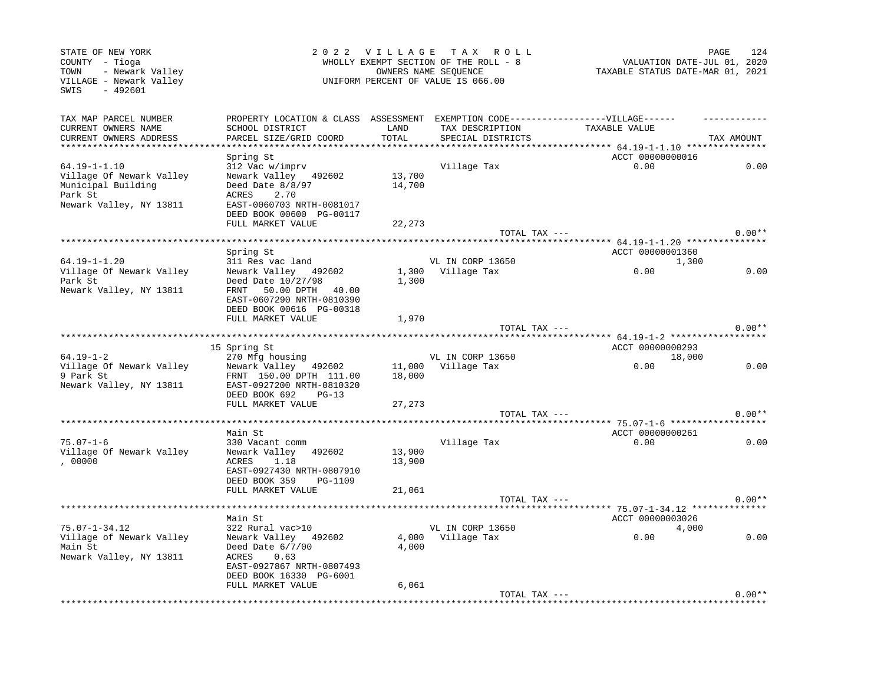STATE OF NEW YORK
COUNTY - Tioga
TOWN - Newark Valley
VILLAGE - Newark Valley
SWIS - 492601

2 0 2 2 V I L L A G E T A X R O L L
WHOLLY EXEMPT SECTION OF THE ROLL - 8
OWNERS NAME SEQUENCE
UNIFORM PERCENT OF VALUE IS 066.00

VALUATION DATE-JUL 01, 2020
TAXABLE STATUS DATE-MAR 01, 2021

| TAX MAP PARCEL NUMBER / CURRENT OWNERS NAME / CURRENT OWNERS ADDRESS | PROPERTY LOCATION & CLASS / SCHOOL DISTRICT / PARCEL SIZE/GRID COORD | ASSESSMENT LAND / TOTAL | EXEMPTION CODE / TAX DESCRIPTION / SPECIAL DISTRICTS | VILLAGE TAXABLE VALUE | TAX AMOUNT |
|---|---|---|---|---|---|
| **64.19-1-1.10** | Spring St | | | ACCT 00000000016 | |
| 64.19-1-1.10 | 312 Vac w/imprv | | Village Tax | 0.00 | 0.00 |
| Village Of Newark Valley | Newark Valley 492602 | 13,700 | | | |
| Municipal Building | Deed Date 8/8/97 | 14,700 | | | |
| Park St | ACRES 2.70 | | | | |
| Newark Valley, NY 13811 | EAST-0060703 NRTH-0081017 | | | | |
| | DEED BOOK 00600 PG-00117 | | | | |
| | FULL MARKET VALUE | 22,273 | | | |
| | | | TOTAL TAX --- | | 0.00** |
| **64.19-1-1.20** | Spring St | | | ACCT 00000001360 | |
| 64.19-1-1.20 | 311 Res vac land | | VL IN CORP 13650 | 1,300 | |
| Village Of Newark Valley | Newark Valley 492602 | 1,300 | Village Tax | 0.00 | 0.00 |
| Park St | Deed Date 10/27/98 | 1,300 | | | |
| Newark Valley, NY 13811 | FRNT 50.00 DPTH 40.00 | | | | |
| | EAST-0607290 NRTH-0810390 | | | | |
| | DEED BOOK 00616 PG-00318 | | | | |
| | FULL MARKET VALUE | 1,970 | | | |
| | | | TOTAL TAX --- | | 0.00** |
| **64.19-1-2** | 15 Spring St | | | ACCT 00000000293 | |
| 64.19-1-2 | 270 Mfg housing | | VL IN CORP 13650 | 18,000 | |
| Village Of Newark Valley | Newark Valley 492602 | 11,000 | Village Tax | 0.00 | 0.00 |
| 9 Park St | FRNT 150.00 DPTH 111.00 | 18,000 | | | |
| Newark Valley, NY 13811 | EAST-0927200 NRTH-0810320 | | | | |
| | DEED BOOK 692 PG-13 | | | | |
| | FULL MARKET VALUE | 27,273 | | | |
| | | | TOTAL TAX --- | | 0.00** |
| **75.07-1-6** | Main St | | | ACCT 00000000261 | |
| 75.07-1-6 | 330 Vacant comm | | Village Tax | 0.00 | 0.00 |
| Village Of Newark Valley | Newark Valley 492602 | 13,900 | | | |
| , 00000 | ACRES 1.18 | 13,900 | | | |
| | EAST-0927430 NRTH-0807910 | | | | |
| | DEED BOOK 359 PG-1109 | | | | |
| | FULL MARKET VALUE | 21,061 | | | |
| | | | TOTAL TAX --- | | 0.00** |
| **75.07-1-34.12** | Main St | | | ACCT 00000003026 | |
| 75.07-1-34.12 | 322 Rural vac>10 | | VL IN CORP 13650 | 4,000 | |
| Village of Newark Valley | Newark Valley 492602 | 4,000 | Village Tax | 0.00 | 0.00 |
| Main St | Deed Date 6/7/00 | 4,000 | | | |
| Newark Valley, NY 13811 | ACRES 0.63 | | | | |
| | EAST-0927867 NRTH-0807493 | | | | |
| | DEED BOOK 16330 PG-6001 | | | | |
| | FULL MARKET VALUE | 6,061 | | | |
| | | | TOTAL TAX --- | | 0.00** |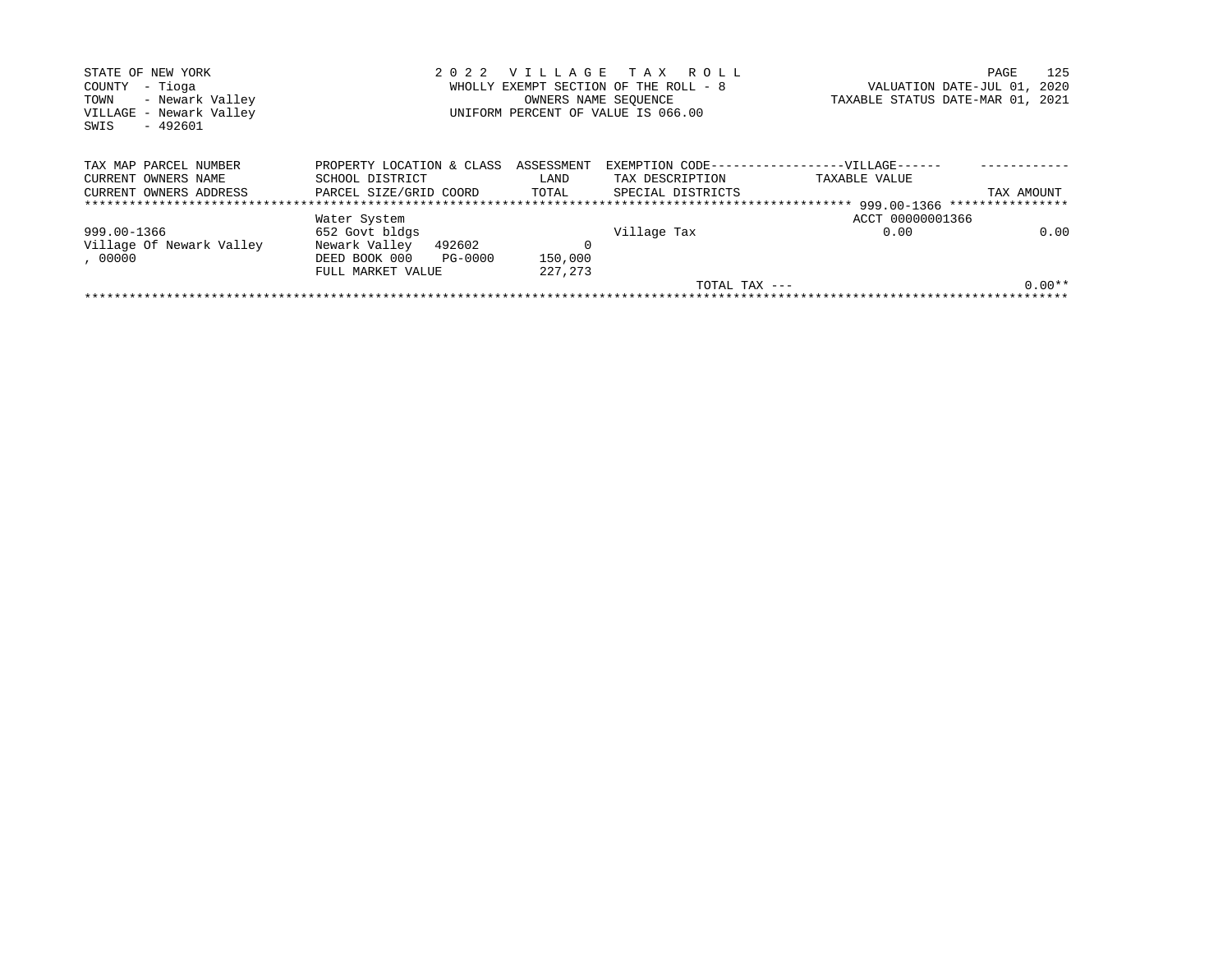STATE OF NEW YORK
COUNTY - Tioga
TOWN - Newark Valley
VILLAGE - Newark Valley
SWIS - 492601

2022 VILLAGE TAX ROLL
WHOLLY EXEMPT SECTION OF THE ROLL - 8
OWNERS NAME SEQUENCE
UNIFORM PERCENT OF VALUE IS 066.00

VALUATION DATE-JUL 01, 2020
TAXABLE STATUS DATE-MAR 01, 2021

| TAX MAP PARCEL NUMBER / CURRENT OWNERS NAME / CURRENT OWNERS ADDRESS | PROPERTY LOCATION & CLASS / SCHOOL DISTRICT / PARCEL SIZE/GRID COORD | ASSESSMENT LAND / TOTAL | EXEMPTION CODE------VILLAGE------ / TAX DESCRIPTION / SPECIAL DISTRICTS | TAXABLE VALUE | TAX AMOUNT |
|---|---|---|---|---|---|
| | | | | 999.00-1366 | |
| | Water System | | | ACCT 00000001366 | |
| 999.00-1366 | 652 Govt bldgs | | Village Tax | 0.00 | 0.00 |
| Village Of Newark Valley | Newark Valley 492602 | 0 | | | |
| , 00000 | DEED BOOK 000 PG-0000 | 150,000 | | | |
| | FULL MARKET VALUE | 227,273 | | | |
| | | | TOTAL TAX --- | | 0.00** |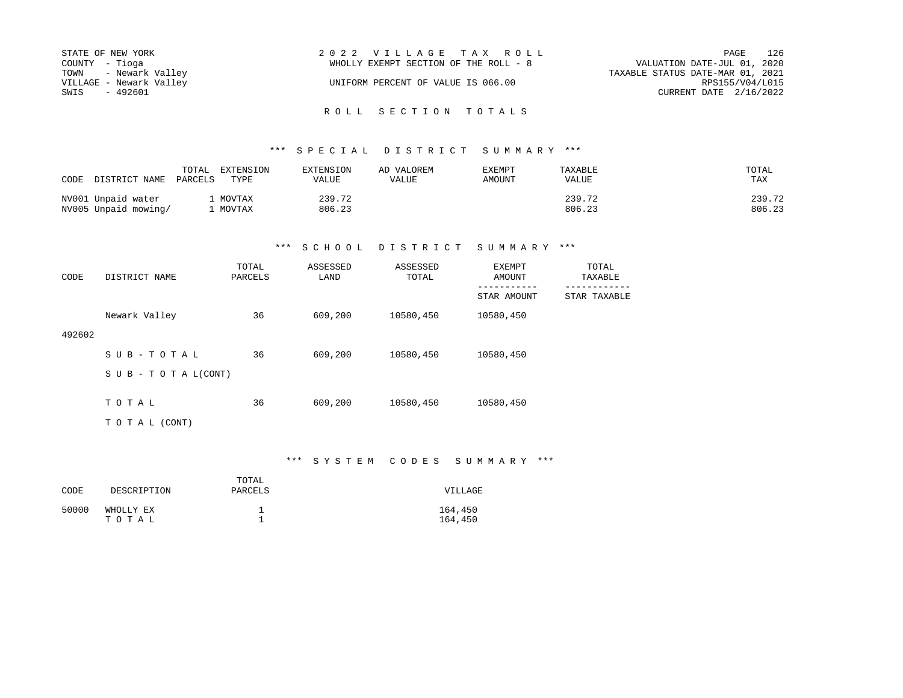STATE OF NEW YORK
COUNTY - Tioga
TOWN - Newark Valley
VILLAGE - Newark Valley
SWIS - 492601

2 0 2 2 V I L L A G E T A X R O L L
WHOLLY EXEMPT SECTION OF THE ROLL - 8

UNIFORM PERCENT OF VALUE IS 066.00

VALUATION DATE-JUL 01, 2020
TAXABLE STATUS DATE-MAR 01, 2021
RPS155/V04/L015
CURRENT DATE 2/16/2022

## R O L L S E C T I O N T O T A L S

### \*\*\* S P E C I A L D I S T R I C T S U M M A R Y \*\*\*

| CODE | DISTRICT NAME | TOTAL PARCELS | EXTENSION TYPE | EXTENSION VALUE | AD VALOREM VALUE | EXEMPT AMOUNT | TAXABLE VALUE | TOTAL TAX |
|---|---|---|---|---|---|---|---|---|
| NV001 | Unpaid water | 1 | MOVTAX | 239.72 | | | 239.72 | 239.72 |
| NV005 | Unpaid mowing/ | 1 | MOVTAX | 806.23 | | | 806.23 | 806.23 |

### \*\*\* S C H O O L D I S T R I C T S U M M A R Y \*\*\*

| CODE | DISTRICT NAME | TOTAL PARCELS | ASSESSED LAND | ASSESSED TOTAL | EXEMPT AMOUNT / STAR AMOUNT | TOTAL TAXABLE / STAR TAXABLE |
|---|---|---|---|---|---|---|
| 492602 | Newark Valley | 36 | 609,200 | 10580,450 | 10580,450 | |
| | S U B - T O T A L | 36 | 609,200 | 10580,450 | 10580,450 | |
| | S U B - T O T A L(CONT) | | | | | |
| | T O T A L | 36 | 609,200 | 10580,450 | 10580,450 | |
| | T O T A L (CONT) | | | | | |

### \*\*\* S Y S T E M C O D E S S U M M A R Y \*\*\*

| CODE | DESCRIPTION | TOTAL PARCELS | VILLAGE |
|---|---|---|---|
| 50000 | WHOLLY EX | 1 | 164,450 |
| | T O T A L | 1 | 164,450 |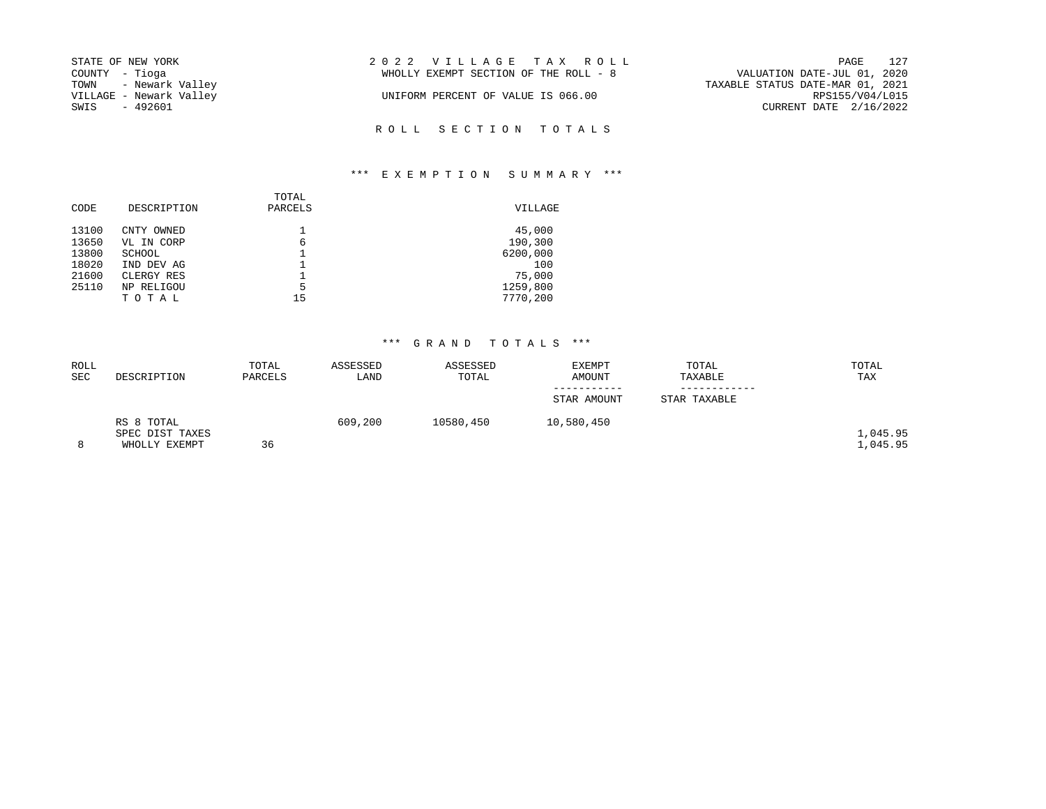STATE OF NEW YORK
COUNTY - Tioga
TOWN - Newark Valley
VILLAGE - Newark Valley
SWIS - 492601

2022 VILLAGE TAX ROLL
WHOLLY EXEMPT SECTION OF THE ROLL - 8

UNIFORM PERCENT OF VALUE IS 066.00

VALUATION DATE-JUL 01, 2020
TAXABLE STATUS DATE-MAR 01, 2021
RPS155/V04/L015
CURRENT DATE 2/16/2022

## ROLL SECTION TOTALS

### *** EXEMPTION SUMMARY ***

| CODE | DESCRIPTION | TOTAL PARCELS | VILLAGE |
|---|---|---|---|
| 13100 | CNTY OWNED | 1 | 45,000 |
| 13650 | VL IN CORP | 6 | 190,300 |
| 13800 | SCHOOL | 1 | 6200,000 |
| 18020 | IND DEV AG | 1 | 100 |
| 21600 | CLERGY RES | 1 | 75,000 |
| 25110 | NP RELIGOU | 5 | 1259,800 |
| | T O T A L | 15 | 7770,200 |

### *** GRAND TOTALS ***

| ROLL SEC | DESCRIPTION | TOTAL PARCELS | ASSESSED LAND | ASSESSED TOTAL | EXEMPT AMOUNT / STAR AMOUNT | TOTAL TAXABLE / STAR TAXABLE | TOTAL TAX |
|---|---|---|---|---|---|---|---|
| | RS 8 TOTAL | | 609,200 | 10580,450 | 10,580,450 | | |
| | SPEC DIST TAXES | | | | | | 1,045.95 |
| 8 | WHOLLY EXEMPT | 36 | | | | | 1,045.95 |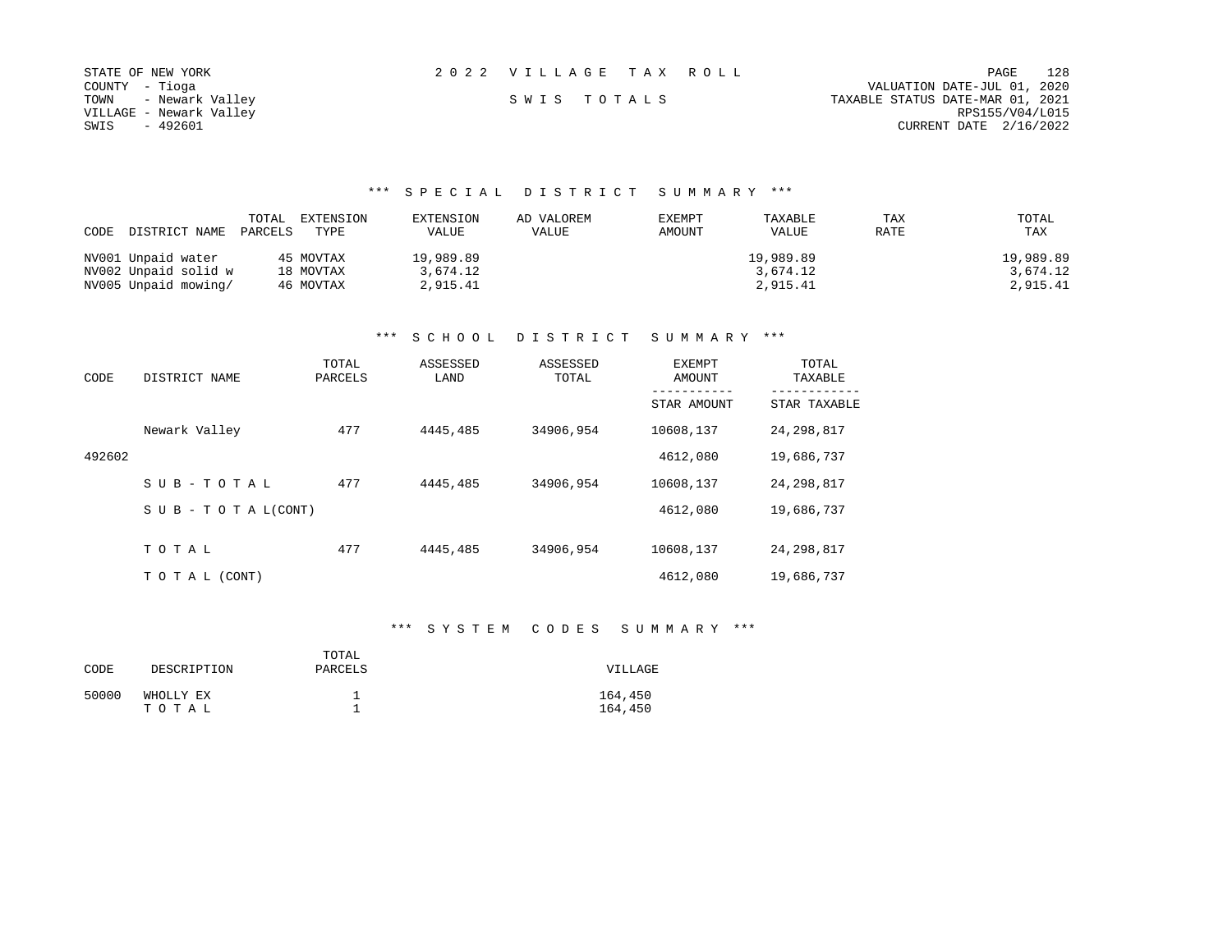STATE OF NEW YORK
COUNTY - Tioga
TOWN - Newark Valley
VILLAGE - Newark Valley
SWIS - 492601

2022 VILLAGE TAX ROLL

SWIS TOTALS

VALUATION DATE-JUL 01, 2020
TAXABLE STATUS DATE-MAR 01, 2021
RPS155/V04/L015
CURRENT DATE 2/16/2022

### *** SPECIAL DISTRICT SUMMARY ***

| CODE | DISTRICT NAME | TOTAL PARCELS | EXTENSION TYPE | EXTENSION VALUE | AD VALOREM VALUE | EXEMPT AMOUNT | TAXABLE VALUE | TAX RATE | TOTAL TAX |
|---|---|---|---|---|---|---|---|---|---|
| NV001 | Unpaid water | 45 | MOVTAX | 19,989.89 | | | 19,989.89 | | 19,989.89 |
| NV002 | Unpaid solid w | 18 | MOVTAX | 3,674.12 | | | 3,674.12 | | 3,674.12 |
| NV005 | Unpaid mowing/ | 46 | MOVTAX | 2,915.41 | | | 2,915.41 | | 2,915.41 |

### *** SCHOOL DISTRICT SUMMARY ***

| CODE | DISTRICT NAME | TOTAL PARCELS | ASSESSED LAND | ASSESSED TOTAL | EXEMPT AMOUNT / STAR AMOUNT | TOTAL TAXABLE / STAR TAXABLE |
|---|---|---|---|---|---|---|
| | Newark Valley | 477 | 4445,485 | 34906,954 | 10608,137 | 24,298,817 |
| 492602 | | | | | 4612,080 | 19,686,737 |
| | SUB-TOTAL | 477 | 4445,485 | 34906,954 | 10608,137 | 24,298,817 |
| | SUB-TOTAL(CONT) | | | | 4612,080 | 19,686,737 |
| | TOTAL | 477 | 4445,485 | 34906,954 | 10608,137 | 24,298,817 |
| | TOTAL (CONT) | | | | 4612,080 | 19,686,737 |

### *** SYSTEM CODES SUMMARY ***

| CODE | DESCRIPTION | TOTAL PARCELS | VILLAGE |
|---|---|---|---|
| 50000 | WHOLLY EX | 1 | 164,450 |
| | TOTAL | 1 | 164,450 |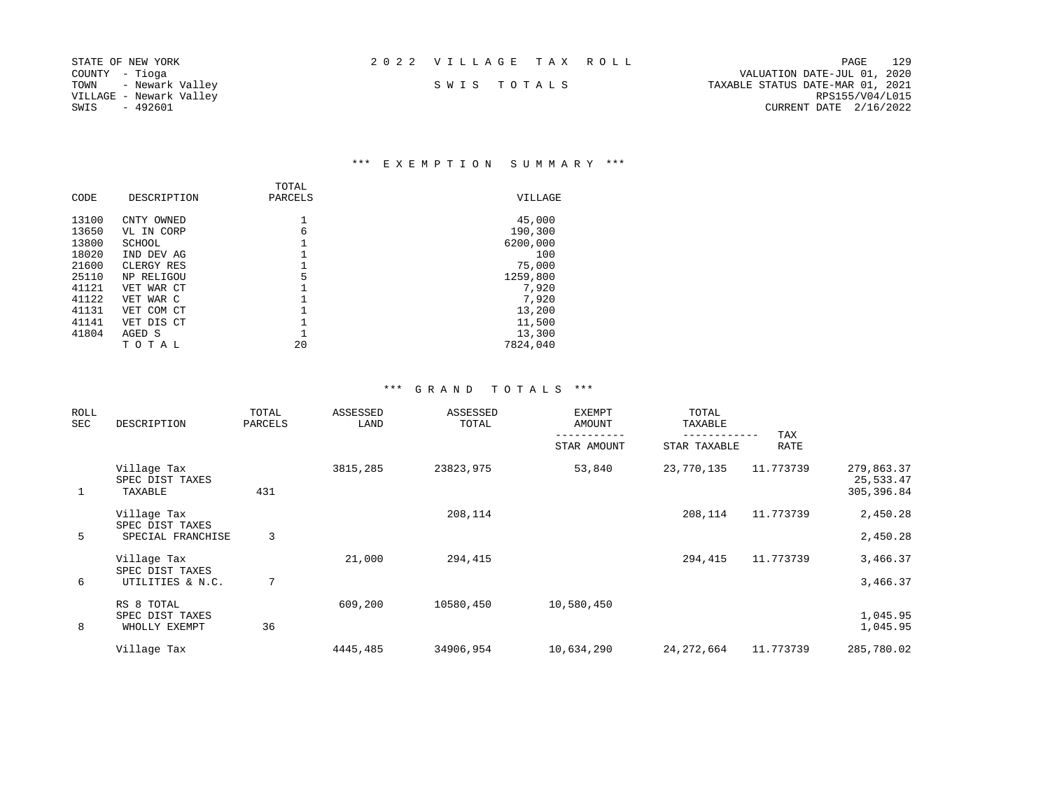STATE OF NEW YORK
COUNTY - Tioga
TOWN - Newark Valley
VILLAGE - Newark Valley
SWIS - 492601

2 0 2 2 V I L L A G E T A X R O L L

S W I S T O T A L S

VALUATION DATE-JUL 01, 2020
TAXABLE STATUS DATE-MAR 01, 2021
RPS155/V04/L015
CURRENT DATE 2/16/2022

## *** E X E M P T I O N S U M M A R Y ***

| CODE | DESCRIPTION | TOTAL PARCELS | VILLAGE |
|---|---|---|---|
| 13100 | CNTY OWNED | 1 | 45,000 |
| 13650 | VL IN CORP | 6 | 190,300 |
| 13800 | SCHOOL | 1 | 6200,000 |
| 18020 | IND DEV AG | 1 | 100 |
| 21600 | CLERGY RES | 1 | 75,000 |
| 25110 | NP RELIGOU | 5 | 1259,800 |
| 41121 | VET WAR CT | 1 | 7,920 |
| 41122 | VET WAR C | 1 | 7,920 |
| 41131 | VET COM CT | 1 | 13,200 |
| 41141 | VET DIS CT | 1 | 11,500 |
| 41804 | AGED S | 1 | 13,300 |
| | T O T A L | 20 | 7824,040 |

## *** G R A N D T O T A L S ***

| ROLL SEC | DESCRIPTION | TOTAL PARCELS | ASSESSED LAND | ASSESSED TOTAL | EXEMPT AMOUNT / STAR AMOUNT | TOTAL TAXABLE / STAR TAXABLE | TAX RATE | |
|---|---|---|---|---|---|---|---|---|
| | Village Tax | | 3815,285 | 23823,975 | 53,840 | 23,770,135 | 11.773739 | 279,863.37 |
| | SPEC DIST TAXES | | | | | | | 25,533.47 |
| 1 | TAXABLE | 431 | | | | | | 305,396.84 |
| | Village Tax | | | 208,114 | | 208,114 | 11.773739 | 2,450.28 |
| | SPEC DIST TAXES | | | | | | | |
| 5 | SPECIAL FRANCHISE | 3 | | | | | | 2,450.28 |
| | Village Tax | | 21,000 | 294,415 | | 294,415 | 11.773739 | 3,466.37 |
| | SPEC DIST TAXES | | | | | | | |
| 6 | UTILITIES & N.C. | 7 | | | | | | 3,466.37 |
| | RS 8 TOTAL | | 609,200 | 10580,450 | 10,580,450 | | | |
| | SPEC DIST TAXES | | | | | | | 1,045.95 |
| 8 | WHOLLY EXEMPT | 36 | | | | | | 1,045.95 |
| | Village Tax | | 4445,485 | 34906,954 | 10,634,290 | 24,272,664 | 11.773739 | 285,780.02 |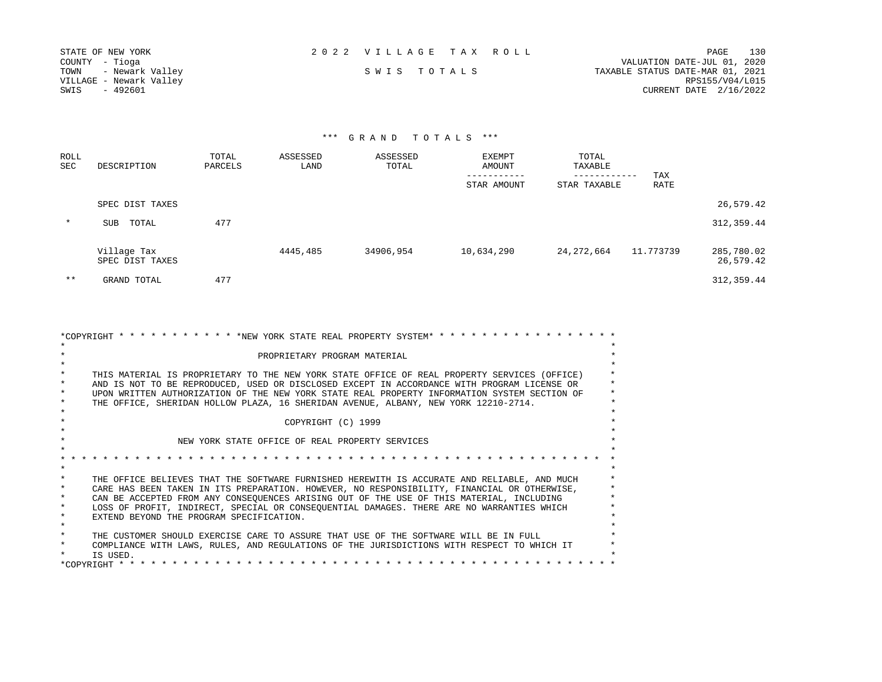STATE OF NEW YORK
COUNTY - Tioga
TOWN - Newark Valley
VILLAGE - Newark Valley
SWIS - 492601

2 0 2 2 V I L L A G E T A X R O L L

S W I S T O T A L S

VALUATION DATE-JUL 01, 2020
TAXABLE STATUS DATE-MAR 01, 2021
RPS155/V04/L015
CURRENT DATE 2/16/2022

*** G R A N D T O T A L S ***

| ROLL SEC | DESCRIPTION | TOTAL PARCELS | ASSESSED LAND | ASSESSED TOTAL | EXEMPT AMOUNT / STAR AMOUNT | TOTAL TAXABLE / STAR TAXABLE | TAX RATE | |
|---|---|---|---|---|---|---|---|---|
| | SPEC DIST TAXES | | | | | | | 26,579.42 |
| * | SUB TOTAL | 477 | | | | | | 312,359.44 |
| | Village Tax | | 4445,485 | 34906,954 | 10,634,290 | 24,272,664 | 11.773739 | 285,780.02 |
| | SPEC DIST TAXES | | | | | | | 26,579.42 |
| ** | GRAND TOTAL | 477 | | | | | | 312,359.44 |

*COPYRIGHT * * * * * * * * * * * *NEW YORK STATE REAL PROPERTY SYSTEM* * * * * * * * * * * * * * * * * *

PROPRIETARY PROGRAM MATERIAL

THIS MATERIAL IS PROPRIETARY TO THE NEW YORK STATE OFFICE OF REAL PROPERTY SERVICES (OFFICE) AND IS NOT TO BE REPRODUCED, USED OR DISCLOSED EXCEPT IN ACCORDANCE WITH PROGRAM LICENSE OR UPON WRITTEN AUTHORIZATION OF THE NEW YORK STATE REAL PROPERTY INFORMATION SYSTEM SECTION OF THE OFFICE, SHERIDAN HOLLOW PLAZA, 16 SHERIDAN AVENUE, ALBANY, NEW YORK 12210-2714.

COPYRIGHT (C) 1999

NEW YORK STATE OFFICE OF REAL PROPERTY SERVICES

THE OFFICE BELIEVES THAT THE SOFTWARE FURNISHED HEREWITH IS ACCURATE AND RELIABLE, AND MUCH CARE HAS BEEN TAKEN IN ITS PREPARATION. HOWEVER, NO RESPONSIBILITY, FINANCIAL OR OTHERWISE, CAN BE ACCEPTED FROM ANY CONSEQUENCES ARISING OUT OF THE USE OF THIS MATERIAL, INCLUDING LOSS OF PROFIT, INDIRECT, SPECIAL OR CONSEQUENTIAL DAMAGES. THERE ARE NO WARRANTIES WHICH EXTEND BEYOND THE PROGRAM SPECIFICATION.

THE CUSTOMER SHOULD EXERCISE CARE TO ASSURE THAT USE OF THE SOFTWARE WILL BE IN FULL COMPLIANCE WITH LAWS, RULES, AND REGULATIONS OF THE JURISDICTIONS WITH RESPECT TO WHICH IT IS USED.

*COPYRIGHT * * * * * * * * * * * * * * * * * * * * * * * * * * * * * * * * * * * * * * * * * * * * * * * *